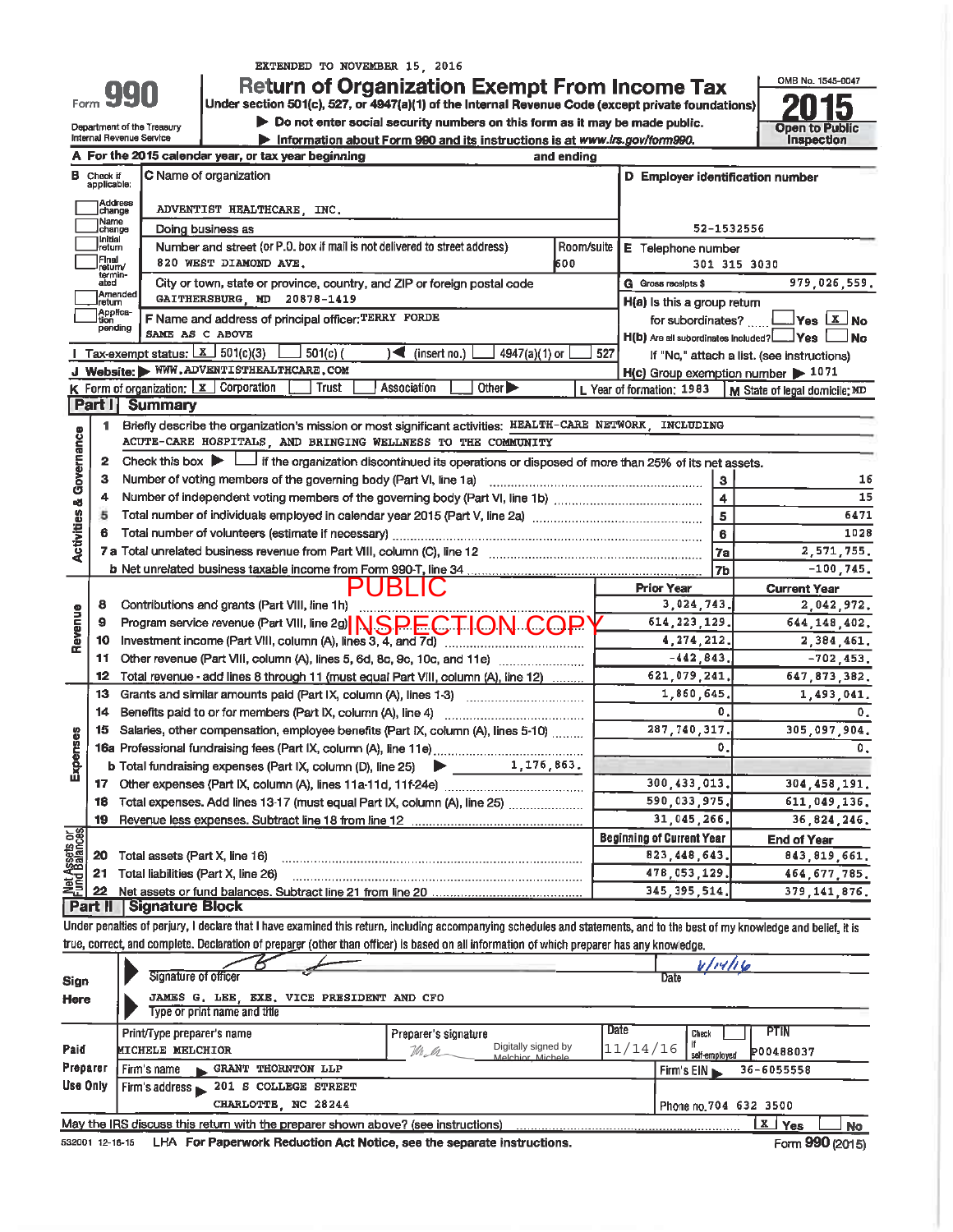EXTENDED TO NOVEMBER 15, 2016

# Form 990 — Return of Organization Exempt From Income Tax

Under section 501(c), 527, or 4947(a)(1) of the Internal Revenue Code (except private foundations)

▶ Do not enter social security numbers on this form as it may be made public.

▶ Information about Form 990 and its instructions is at www.irs.gov/form990.

Department of the Treasury
Internal Revenue Service

OMB No. 1545-0047

**2015**

Open to Public Inspection

**A** For the 2015 calendar year, or tax year beginning and ending

**B** Check if applicable: Address change; Name change; Initial return; Final return/terminated; Amended return; Application pending

**C** Name of organization: ADVENTIST HEALTHCARE, INC.

Doing business as

Number and street (or P.O. box if mail is not delivered to street address): 820 WEST DIAMOND AVE. Room/suite: 600

City or town, state or province, country, and ZIP or foreign postal code: GAITHERSBURG, MD 20878-1419

**D** Employer identification number: 52-1532556

**E** Telephone number: 301 315 3030

**G** Gross receipts $ 979,026,559.

**F** Name and address of principal officer: TERRY FORDE
SAME AS C ABOVE

**H(a)** Is this a group return for subordinates? ☐ Yes ☒ No

**H(b)** Are all subordinates included? ☐ Yes ☐ No
If "No," attach a list. (see instructions)

**I** Tax-exempt status: ☒ 501(c)(3) ☐ 501(c) ( ) ◀ (insert no.) ☐ 4947(a)(1) or ☐ 527

**J** Website: ▶ WWW.ADVENTISTHEALTHCARE.COM

**H(c)** Group exemption number ▶ 1071

**K** Form of organization: ☒ Corporation ☐ Trust ☐ Association ☐ Other ▶

**L** Year of formation: 1983

**M** State of legal domicile: MD

## Part I Summary

**Activities & Governance**

1. Briefly describe the organization's mission or most significant activities: HEALTH-CARE NETWORK, INCLUDING ACUTE-CARE HOSPITALS, AND BRINGING WELLNESS TO THE COMMUNITY
2. Check this box ▶ ☐ if the organization discontinued its operations or disposed of more than 25% of its net assets.

| Line | Description | No. | Value |
|---|---|---|---|
| 3 | Number of voting members of the governing body (Part VI, line 1a) | 3 | 16 |
| 4 | Number of independent voting members of the governing body (Part VI, line 1b) | 4 | 15 |
| 5 | Total number of individuals employed in calendar year 2015 (Part V, line 2a) | 5 | 6471 |
| 6 | Total number of volunteers (estimate if necessary) | 6 | 1028 |
| 7a | Total unrelated business revenue from Part VIII, column (C), line 12 | 7a | 2,571,755. |
| 7b | Net unrelated business taxable income from Form 990-T, line 34 | 7b | -100,745. |

PUBLIC INSPECTION COPY

| | Line | Description | Prior Year | Current Year |
|---|---|---|---|---|
| Revenue | 8 | Contributions and grants (Part VIII, line 1h) | 3,024,743. | 2,042,972. |
| | 9 | Program service revenue (Part VIII, line 2g) | 614,223,129. | 644,148,402. |
| | 10 | Investment income (Part VIII, column (A), lines 3, 4, and 7d) | 4,274,212. | 2,384,461. |
| | 11 | Other revenue (Part VIII, column (A), lines 5, 6d, 8c, 9c, 10c, and 11e) | -442,843. | -702,453. |
| | 12 | Total revenue - add lines 8 through 11 (must equal Part VIII, column (A), line 12) | 621,079,241. | 647,873,382. |
| Expenses | 13 | Grants and similar amounts paid (Part IX, column (A), lines 1-3) | 1,860,645. | 1,493,041. |
| | 14 | Benefits paid to or for members (Part IX, column (A), line 4) | 0. | 0. |
| | 15 | Salaries, other compensation, employee benefits (Part IX, column (A), lines 5-10) | 287,740,317. | 305,097,904. |
| | 16a | Professional fundraising fees (Part IX, column (A), line 11e) | 0. | 0. |
| | b | Total fundraising expenses (Part IX, column (D), line 25) ▶ 1,176,863. | | |
| | 17 | Other expenses (Part IX, column (A), lines 11a-11d, 11f-24e) | 300,433,013. | 304,458,191. |
| | 18 | Total expenses. Add lines 13-17 (must equal Part IX, column (A), line 25) | 590,033,975. | 611,049,136. |
| | 19 | Revenue less expenses. Subtract line 18 from line 12 | 31,045,266. | 36,824,246. |

| | Line | Description | Beginning of Current Year | End of Year |
|---|---|---|---|---|
| Net Assets or Fund Balances | 20 | Total assets (Part X, line 16) | 823,448,643. | 843,819,661. |
| | 21 | Total liabilities (Part X, line 26) | 478,053,129. | 464,677,785. |
| | 22 | Net assets or fund balances. Subtract line 21 from line 20 | 345,395,514. | 379,141,876. |

## Part II Signature Block

Under penalties of perjury, I declare that I have examined this return, including accompanying schedules and statements, and to the best of my knowledge and belief, it is true, correct, and complete. Declaration of preparer (other than officer) is based on all information of which preparer has any knowledge.

**Sign Here**

Signature of officer — Date: 11/14/16

JAMES G. LEE, EXE. VICE PRESIDENT AND CFO
Type or print name and title

**Paid Preparer Use Only**

| Print/Type preparer's name | Preparer's signature | Date | Check if self-employed | PTIN |
|---|---|---|---|---|
| MICHELE MELCHIOR | Digitally signed by Melchior, Michele | 11/14/16 | ☐ | P00488037 |

Firm's name ▶ GRANT THORNTON LLP — Firm's EIN ▶ 36-6055558

Firm's address ▶ 201 S COLLEGE STREET, CHARLOTTE, NC 28244 — Phone no. 704 632 3500

May the IRS discuss this return with the preparer shown above? (see instructions) ☒ Yes ☐ No

532001 12-16-15 LHA For Paperwork Reduction Act Notice, see the separate instructions. Form **990** (2015)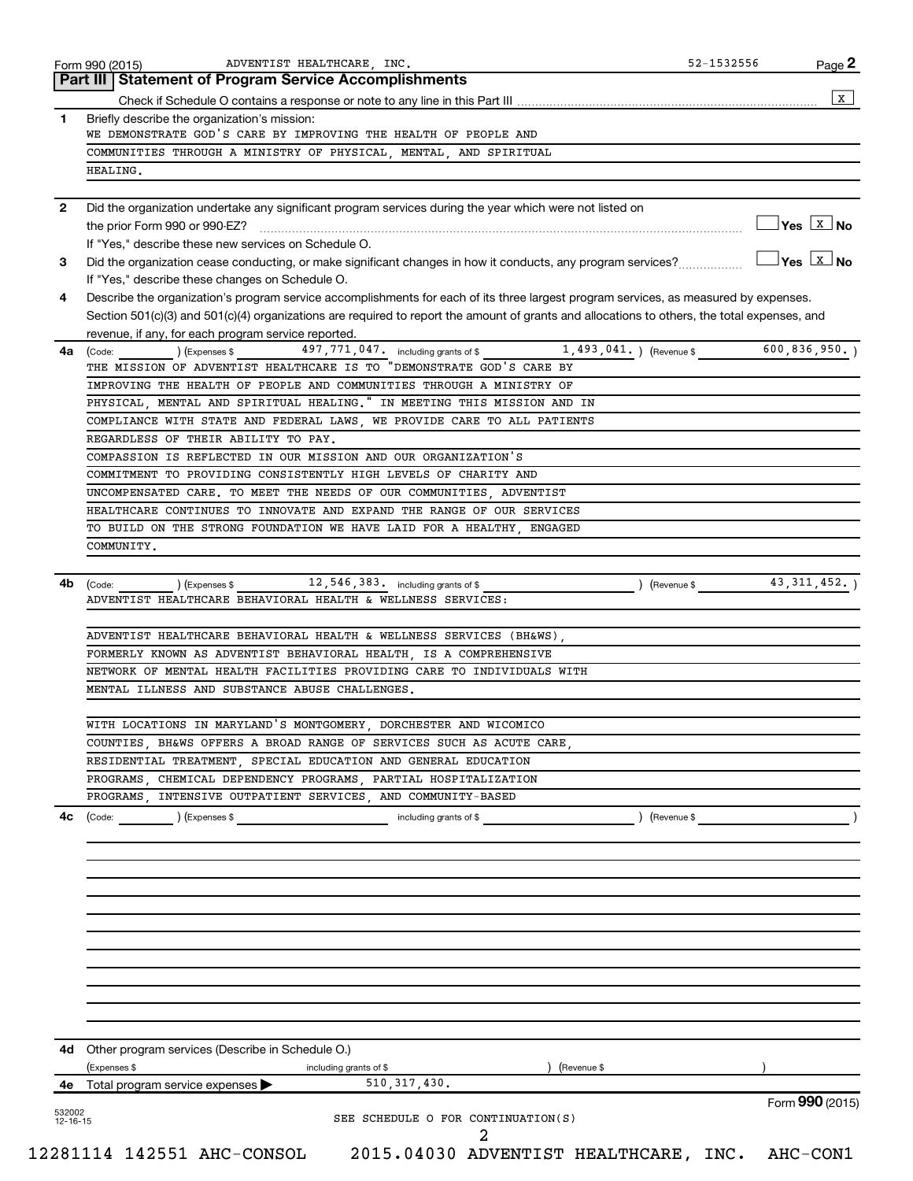Form 990 (2015) ADVENTIST HEALTHCARE, INC. 52-1532556

## Part III | Statement of Program Service Accomplishments

Check if Schedule O contains a response or note to any line in this Part III .......... [X]

**1** Briefly describe the organization's mission:

WE DEMONSTRATE GOD'S CARE BY IMPROVING THE HEALTH OF PEOPLE AND COMMUNITIES THROUGH A MINISTRY OF PHYSICAL, MENTAL, AND SPIRITUAL HEALING.

**2** Did the organization undertake any significant program services during the year which were not listed on the prior Form 990 or 990-EZ? .......... [ ] Yes [X] No

If "Yes," describe these new services on Schedule O.

**3** Did the organization cease conducting, or make significant changes in how it conducts, any program services? .......... [ ] Yes [X] No

If "Yes," describe these changes on Schedule O.

**4** Describe the organization's program service accomplishments for each of its three largest program services, as measured by expenses. Section 501(c)(3) and 501(c)(4) organizations are required to report the amount of grants and allocations to others, the total expenses, and revenue, if any, for each program service reported.

**4a** (Code: ) (Expenses $ 497,771,047. including grants of $ 1,493,041. ) (Revenue $ 600,836,950. )

THE MISSION OF ADVENTIST HEALTHCARE IS TO "DEMONSTRATE GOD'S CARE BY IMPROVING THE HEALTH OF PEOPLE AND COMMUNITIES THROUGH A MINISTRY OF PHYSICAL, MENTAL AND SPIRITUAL HEALING." IN MEETING THIS MISSION AND IN COMPLIANCE WITH STATE AND FEDERAL LAWS, WE PROVIDE CARE TO ALL PATIENTS REGARDLESS OF THEIR ABILITY TO PAY.

COMPASSION IS REFLECTED IN OUR MISSION AND OUR ORGANIZATION'S COMMITMENT TO PROVIDING CONSISTENTLY HIGH LEVELS OF CHARITY AND UNCOMPENSATED CARE. TO MEET THE NEEDS OF OUR COMMUNITIES, ADVENTIST HEALTHCARE CONTINUES TO INNOVATE AND EXPAND THE RANGE OF OUR SERVICES TO BUILD ON THE STRONG FOUNDATION WE HAVE LAID FOR A HEALTHY, ENGAGED COMMUNITY.

**4b** (Code: ) (Expenses $ 12,546,383. including grants of $ ) (Revenue $ 43,311,452. )

ADVENTIST HEALTHCARE BEHAVIORAL HEALTH & WELLNESS SERVICES:

ADVENTIST HEALTHCARE BEHAVIORAL HEALTH & WELLNESS SERVICES (BH&WS), FORMERLY KNOWN AS ADVENTIST BEHAVIORAL HEALTH, IS A COMPREHENSIVE NETWORK OF MENTAL HEALTH FACILITIES PROVIDING CARE TO INDIVIDUALS WITH MENTAL ILLNESS AND SUBSTANCE ABUSE CHALLENGES.

WITH LOCATIONS IN MARYLAND'S MONTGOMERY, DORCHESTER AND WICOMICO COUNTIES, BH&WS OFFERS A BROAD RANGE OF SERVICES SUCH AS ACUTE CARE, RESIDENTIAL TREATMENT, SPECIAL EDUCATION AND GENERAL EDUCATION PROGRAMS, CHEMICAL DEPENDENCY PROGRAMS, PARTIAL HOSPITALIZATION PROGRAMS, INTENSIVE OUTPATIENT SERVICES, AND COMMUNITY-BASED

**4c** (Code: ) (Expenses $ including grants of $ ) (Revenue $ )

**4d** Other program services (Describe in Schedule O.)

(Expenses $ including grants of $ ) (Revenue $ )

**4e** Total program service expenses ▶ 510,317,430.

SEE SCHEDULE O FOR CONTINUATION(S)

Form **990** (2015)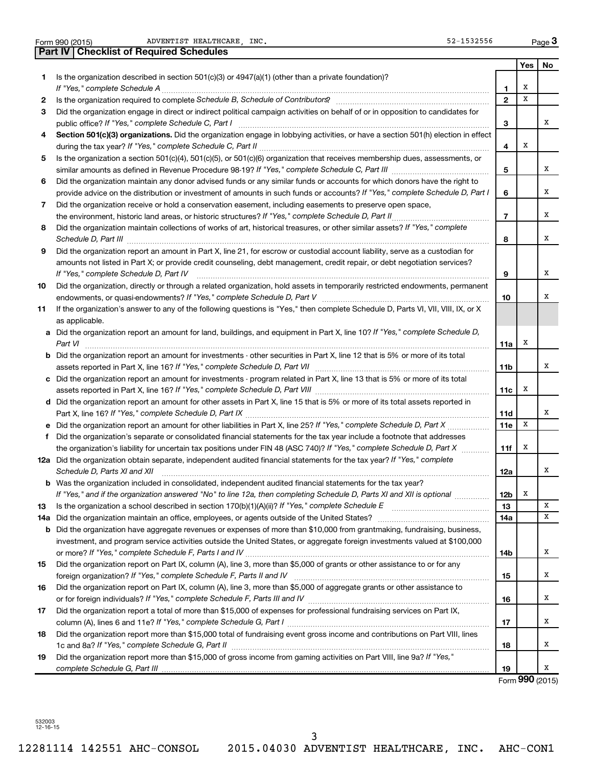Form 990 (2015) ADVENTIST HEALTHCARE, INC. 52-1532556

## Part IV | Checklist of Required Schedules

| | | | Yes | No |
|---|---|---|---|---|
| 1 | Is the organization described in section 501(c)(3) or 4947(a)(1) (other than a private foundation)? *If "Yes," complete Schedule A* | 1 | X | |
| 2 | Is the organization required to complete *Schedule B, Schedule of Contributors*? | 2 | X | |
| 3 | Did the organization engage in direct or indirect political campaign activities on behalf of or in opposition to candidates for public office? *If "Yes," complete Schedule C, Part I* | 3 | | X |
| 4 | **Section 501(c)(3) organizations.** Did the organization engage in lobbying activities, or have a section 501(h) election in effect during the tax year? *If "Yes," complete Schedule C, Part II* | 4 | X | |
| 5 | Is the organization a section 501(c)(4), 501(c)(5), or 501(c)(6) organization that receives membership dues, assessments, or similar amounts as defined in Revenue Procedure 98-19? *If "Yes," complete Schedule C, Part III* | 5 | | X |
| 6 | Did the organization maintain any donor advised funds or any similar funds or accounts for which donors have the right to provide advice on the distribution or investment of amounts in such funds or accounts? *If "Yes," complete Schedule D, Part I* | 6 | | X |
| 7 | Did the organization receive or hold a conservation easement, including easements to preserve open space, the environment, historic land areas, or historic structures? *If "Yes," complete Schedule D, Part II* | 7 | | X |
| 8 | Did the organization maintain collections of works of art, historical treasures, or other similar assets? *If "Yes," complete Schedule D, Part III* | 8 | | X |
| 9 | Did the organization report an amount in Part X, line 21, for escrow or custodial account liability, serve as a custodian for amounts not listed in Part X; or provide credit counseling, debt management, credit repair, or debt negotiation services? *If "Yes," complete Schedule D, Part IV* | 9 | | X |
| 10 | Did the organization, directly or through a related organization, hold assets in temporarily restricted endowments, permanent endowments, or quasi-endowments? *If "Yes," complete Schedule D, Part V* | 10 | | X |
| 11 | If the organization's answer to any of the following questions is "Yes," then complete Schedule D, Parts VI, VII, VIII, IX, or X as applicable. | | | |
| a | Did the organization report an amount for land, buildings, and equipment in Part X, line 10? *If "Yes," complete Schedule D, Part VI* | 11a | X | |
| b | Did the organization report an amount for investments - other securities in Part X, line 12 that is 5% or more of its total assets reported in Part X, line 16? *If "Yes," complete Schedule D, Part VII* | 11b | | X |
| c | Did the organization report an amount for investments - program related in Part X, line 13 that is 5% or more of its total assets reported in Part X, line 16? *If "Yes," complete Schedule D, Part VIII* | 11c | X | |
| d | Did the organization report an amount for other assets in Part X, line 15 that is 5% or more of its total assets reported in Part X, line 16? *If "Yes," complete Schedule D, Part IX* | 11d | | X |
| e | Did the organization report an amount for other liabilities in Part X, line 25? *If "Yes," complete Schedule D, Part X* | 11e | X | |
| f | Did the organization's separate or consolidated financial statements for the tax year include a footnote that addresses the organization's liability for uncertain tax positions under FIN 48 (ASC 740)? *If "Yes," complete Schedule D, Part X* | 11f | X | |
| 12a | Did the organization obtain separate, independent audited financial statements for the tax year? *If "Yes," complete Schedule D, Parts XI and XII* | 12a | | X |
| b | Was the organization included in consolidated, independent audited financial statements for the tax year? *If "Yes," and if the organization answered "No" to line 12a, then completing Schedule D, Parts XI and XII is optional* | 12b | X | |
| 13 | Is the organization a school described in section 170(b)(1)(A)(ii)? *If "Yes," complete Schedule E* | 13 | | X |
| 14a | Did the organization maintain an office, employees, or agents outside of the United States? | 14a | | X |
| b | Did the organization have aggregate revenues or expenses of more than $10,000 from grantmaking, fundraising, business, investment, and program service activities outside the United States, or aggregate foreign investments valued at $100,000 or more? *If "Yes," complete Schedule F, Parts I and IV* | 14b | | X |
| 15 | Did the organization report on Part IX, column (A), line 3, more than $5,000 of grants or other assistance to or for any foreign organization? *If "Yes," complete Schedule F, Parts II and IV* | 15 | | X |
| 16 | Did the organization report on Part IX, column (A), line 3, more than $5,000 of aggregate grants or other assistance to or for foreign individuals? *If "Yes," complete Schedule F, Parts III and IV* | 16 | | X |
| 17 | Did the organization report a total of more than $15,000 of expenses for professional fundraising services on Part IX, column (A), lines 6 and 11e? *If "Yes," complete Schedule G, Part I* | 17 | | X |
| 18 | Did the organization report more than $15,000 total of fundraising event gross income and contributions on Part VIII, lines 1c and 8a? *If "Yes," complete Schedule G, Part II* | 18 | | X |
| 19 | Did the organization report more than $15,000 of gross income from gaming activities on Part VIII, line 9a? *If "Yes," complete Schedule G, Part III* | 19 | | X |

Form **990** (2015)

532003 12-16-15

12281114 142551 AHC-CONSOL 2015.04030 ADVENTIST HEALTHCARE, INC. AHC-CON1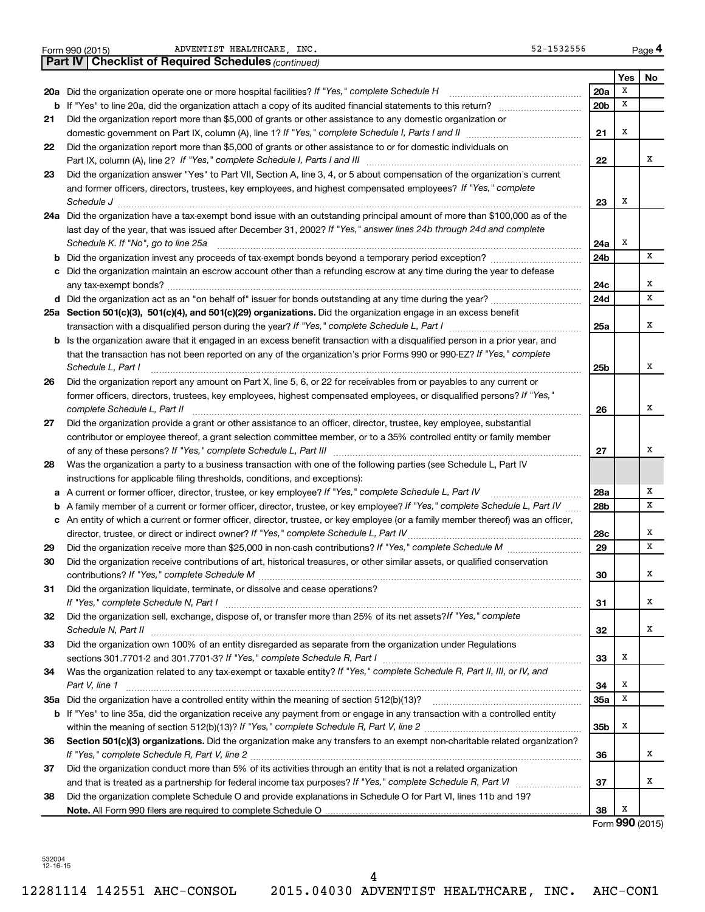Form 990 (2015) ADVENTIST HEALTHCARE, INC. 52-1532556

## Part IV | Checklist of Required Schedules *(continued)*

| | | | Yes | No |
|---|---|---|---|---|
| 20a | Did the organization operate one or more hospital facilities? *If "Yes," complete Schedule H* | 20a | X | |
| b | If "Yes" to line 20a, did the organization attach a copy of its audited financial statements to this return? | 20b | X | |
| 21 | Did the organization report more than $5,000 of grants or other assistance to any domestic organization or domestic government on Part IX, column (A), line 1? *If "Yes," complete Schedule I, Parts I and II* | 21 | X | |
| 22 | Did the organization report more than $5,000 of grants or other assistance to or for domestic individuals on Part IX, column (A), line 2? *If "Yes," complete Schedule I, Parts I and III* | 22 | | X |
| 23 | Did the organization answer "Yes" to Part VII, Section A, line 3, 4, or 5 about compensation of the organization's current and former officers, directors, trustees, key employees, and highest compensated employees? *If "Yes," complete Schedule J* | 23 | X | |
| 24a | Did the organization have a tax-exempt bond issue with an outstanding principal amount of more than $100,000 as of the last day of the year, that was issued after December 31, 2002? *If "Yes," answer lines 24b through 24d and complete Schedule K. If "No", go to line 25a* | 24a | X | |
| b | Did the organization invest any proceeds of tax-exempt bonds beyond a temporary period exception? | 24b | | X |
| c | Did the organization maintain an escrow account other than a refunding escrow at any time during the year to defease any tax-exempt bonds? | 24c | | X |
| d | Did the organization act as an "on behalf of" issuer for bonds outstanding at any time during the year? | 24d | | X |
| 25a | **Section 501(c)(3), 501(c)(4), and 501(c)(29) organizations.** Did the organization engage in an excess benefit transaction with a disqualified person during the year? *If "Yes," complete Schedule L, Part I* | 25a | | X |
| b | Is the organization aware that it engaged in an excess benefit transaction with a disqualified person in a prior year, and that the transaction has not been reported on any of the organization's prior Forms 990 or 990-EZ? *If "Yes," complete Schedule L, Part I* | 25b | | X |
| 26 | Did the organization report any amount on Part X, line 5, 6, or 22 for receivables from or payables to any current or former officers, directors, trustees, key employees, highest compensated employees, or disqualified persons? *If "Yes," complete Schedule L, Part II* | 26 | | X |
| 27 | Did the organization provide a grant or other assistance to an officer, director, trustee, key employee, substantial contributor or employee thereof, a grant selection committee member, or to a 35% controlled entity or family member of any of these persons? *If "Yes," complete Schedule L, Part III* | 27 | | X |
| 28 | Was the organization a party to a business transaction with one of the following parties (see Schedule L, Part IV instructions for applicable filing thresholds, conditions, and exceptions): | | | |
| a | A current or former officer, director, trustee, or key employee? *If "Yes," complete Schedule L, Part IV* | 28a | | X |
| b | A family member of a current or former officer, director, trustee, or key employee? *If "Yes," complete Schedule L, Part IV* | 28b | | X |
| c | An entity of which a current or former officer, director, trustee, or key employee (or a family member thereof) was an officer, director, trustee, or direct or indirect owner? *If "Yes," complete Schedule L, Part IV* | 28c | | X |
| 29 | Did the organization receive more than $25,000 in non-cash contributions? *If "Yes," complete Schedule M* | 29 | | X |
| 30 | Did the organization receive contributions of art, historical treasures, or other similar assets, or qualified conservation contributions? *If "Yes," complete Schedule M* | 30 | | X |
| 31 | Did the organization liquidate, terminate, or dissolve and cease operations? *If "Yes," complete Schedule N, Part I* | 31 | | X |
| 32 | Did the organization sell, exchange, dispose of, or transfer more than 25% of its net assets? *If "Yes," complete Schedule N, Part II* | 32 | | X |
| 33 | Did the organization own 100% of an entity disregarded as separate from the organization under Regulations sections 301.7701-2 and 301.7701-3? *If "Yes," complete Schedule R, Part I* | 33 | X | |
| 34 | Was the organization related to any tax-exempt or taxable entity? *If "Yes," complete Schedule R, Part II, III, or IV, and Part V, line 1* | 34 | X | |
| 35a | Did the organization have a controlled entity within the meaning of section 512(b)(13)? | 35a | X | |
| b | If "Yes" to line 35a, did the organization receive any payment from or engage in any transaction with a controlled entity within the meaning of section 512(b)(13)? *If "Yes," complete Schedule R, Part V, line 2* | 35b | X | |
| 36 | **Section 501(c)(3) organizations.** Did the organization make any transfers to an exempt non-charitable related organization? *If "Yes," complete Schedule R, Part V, line 2* | 36 | | X |
| 37 | Did the organization conduct more than 5% of its activities through an entity that is not a related organization and that is treated as a partnership for federal income tax purposes? *If "Yes," complete Schedule R, Part VI* | 37 | | X |
| 38 | Did the organization complete Schedule O and provide explanations in Schedule O for Part VI, lines 11b and 19? **Note.** All Form 990 filers are required to complete Schedule O | 38 | X | |

Form **990** (2015)

532004 12-16-15

12281114 142551 AHC-CONSOL 2015.04030 ADVENTIST HEALTHCARE, INC. AHC-CON1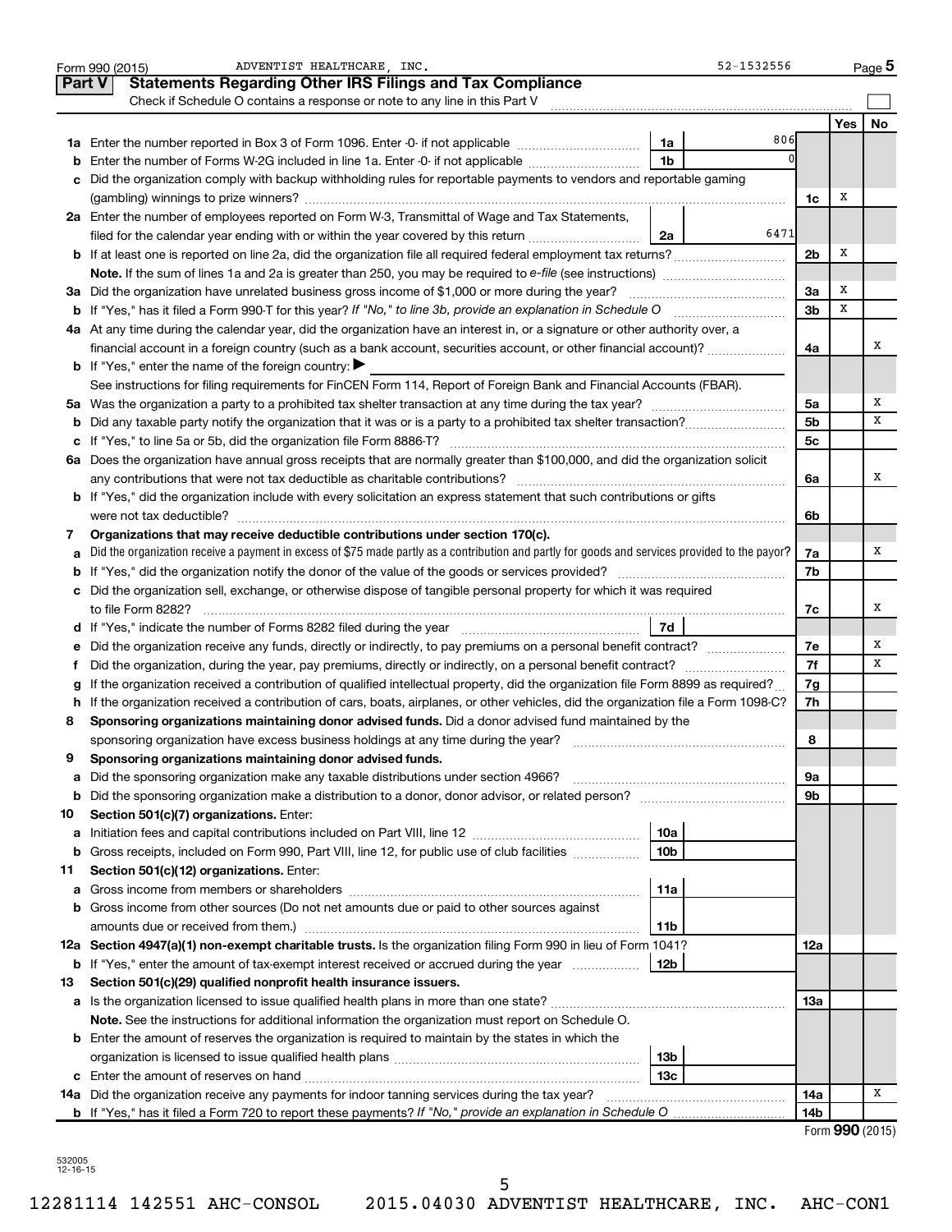Form 990 (2015) ADVENTIST HEALTHCARE, INC. 52-1532556 Page 5

## Part V Statements Regarding Other IRS Filings and Tax Compliance

Check if Schedule O contains a response or note to any line in this Part V

| | | | | | Yes | No |
|---|---|---|---|---|---|---|
| 1a | Enter the number reported in Box 3 of Form 1096. Enter -0- if not applicable | 1a | 806 | | | |
| b | Enter the number of Forms W-2G included in line 1a. Enter -0- if not applicable | 1b | 0 | | | |
| c | Did the organization comply with backup withholding rules for reportable payments to vendors and reportable gaming (gambling) winnings to prize winners? | | | 1c | X | |
| 2a | Enter the number of employees reported on Form W-3, Transmittal of Wage and Tax Statements, filed for the calendar year ending with or within the year covered by this return | 2a | 6471 | | | |
| b | If at least one is reported on line 2a, did the organization file all required federal employment tax returns? | | | 2b | X | |
| | **Note.** If the sum of lines 1a and 2a is greater than 250, you may be required to *e-file* (see instructions) | | | | | |
| 3a | Did the organization have unrelated business gross income of $1,000 or more during the year? | | | 3a | X | |
| b | If "Yes," has it filed a Form 990-T for this year? *If "No," to line 3b, provide an explanation in Schedule O* | | | 3b | X | |
| 4a | At any time during the calendar year, did the organization have an interest in, or a signature or other authority over, a financial account in a foreign country (such as a bank account, securities account, or other financial account)? | | | 4a | | X |
| b | If "Yes," enter the name of the foreign country: ▶ | | | | | |
| | See instructions for filing requirements for FinCEN Form 114, Report of Foreign Bank and Financial Accounts (FBAR). | | | | | |
| 5a | Was the organization a party to a prohibited tax shelter transaction at any time during the tax year? | | | 5a | | X |
| b | Did any taxable party notify the organization that it was or is a party to a prohibited tax shelter transaction? | | | 5b | | X |
| c | If "Yes," to line 5a or 5b, did the organization file Form 8886-T? | | | 5c | | |
| 6a | Does the organization have annual gross receipts that are normally greater than $100,000, and did the organization solicit any contributions that were not tax deductible as charitable contributions? | | | 6a | | X |
| b | If "Yes," did the organization include with every solicitation an express statement that such contributions or gifts were not tax deductible? | | | 6b | | |
| 7 | **Organizations that may receive deductible contributions under section 170(c).** | | | | | |
| a | Did the organization receive a payment in excess of $75 made partly as a contribution and partly for goods and services provided to the payor? | | | 7a | | X |
| b | If "Yes," did the organization notify the donor of the value of the goods or services provided? | | | 7b | | |
| c | Did the organization sell, exchange, or otherwise dispose of tangible personal property for which it was required to file Form 8282? | | | 7c | | X |
| d | If "Yes," indicate the number of Forms 8282 filed during the year | 7d | | | | |
| e | Did the organization receive any funds, directly or indirectly, to pay premiums on a personal benefit contract? | | | 7e | | X |
| f | Did the organization, during the year, pay premiums, directly or indirectly, on a personal benefit contract? | | | 7f | | X |
| g | If the organization received a contribution of qualified intellectual property, did the organization file Form 8899 as required? | | | 7g | | |
| h | If the organization received a contribution of cars, boats, airplanes, or other vehicles, did the organization file a Form 1098-C? | | | 7h | | |
| 8 | **Sponsoring organizations maintaining donor advised funds.** Did a donor advised fund maintained by the sponsoring organization have excess business holdings at any time during the year? | | | 8 | | |
| 9 | **Sponsoring organizations maintaining donor advised funds.** | | | | | |
| a | Did the sponsoring organization make any taxable distributions under section 4966? | | | 9a | | |
| b | Did the sponsoring organization make a distribution to a donor, donor advisor, or related person? | | | 9b | | |
| 10 | **Section 501(c)(7) organizations.** Enter: | | | | | |
| a | Initiation fees and capital contributions included on Part VIII, line 12 | 10a | | | | |
| b | Gross receipts, included on Form 990, Part VIII, line 12, for public use of club facilities | 10b | | | | |
| 11 | **Section 501(c)(12) organizations.** Enter: | | | | | |
| a | Gross income from members or shareholders | 11a | | | | |
| b | Gross income from other sources (Do not net amounts due or paid to other sources against amounts due or received from them.) | 11b | | | | |
| 12a | **Section 4947(a)(1) non-exempt charitable trusts.** Is the organization filing Form 990 in lieu of Form 1041? | | | 12a | | |
| b | If "Yes," enter the amount of tax-exempt interest received or accrued during the year | 12b | | | | |
| 13 | **Section 501(c)(29) qualified nonprofit health insurance issuers.** | | | | | |
| a | Is the organization licensed to issue qualified health plans in more than one state? | | | 13a | | |
| | **Note.** See the instructions for additional information the organization must report on Schedule O. | | | | | |
| b | Enter the amount of reserves the organization is required to maintain by the states in which the organization is licensed to issue qualified health plans | 13b | | | | |
| c | Enter the amount of reserves on hand | 13c | | | | |
| 14a | Did the organization receive any payments for indoor tanning services during the tax year? | | | 14a | | X |
| b | If "Yes," has it filed a Form 720 to report these payments? *If "No," provide an explanation in Schedule O* | | | 14b | | |

Form **990** (2015)

532005 12-16-15

12281114 142551 AHC-CONSOL 2015.04030 ADVENTIST HEALTHCARE, INC. AHC-CON1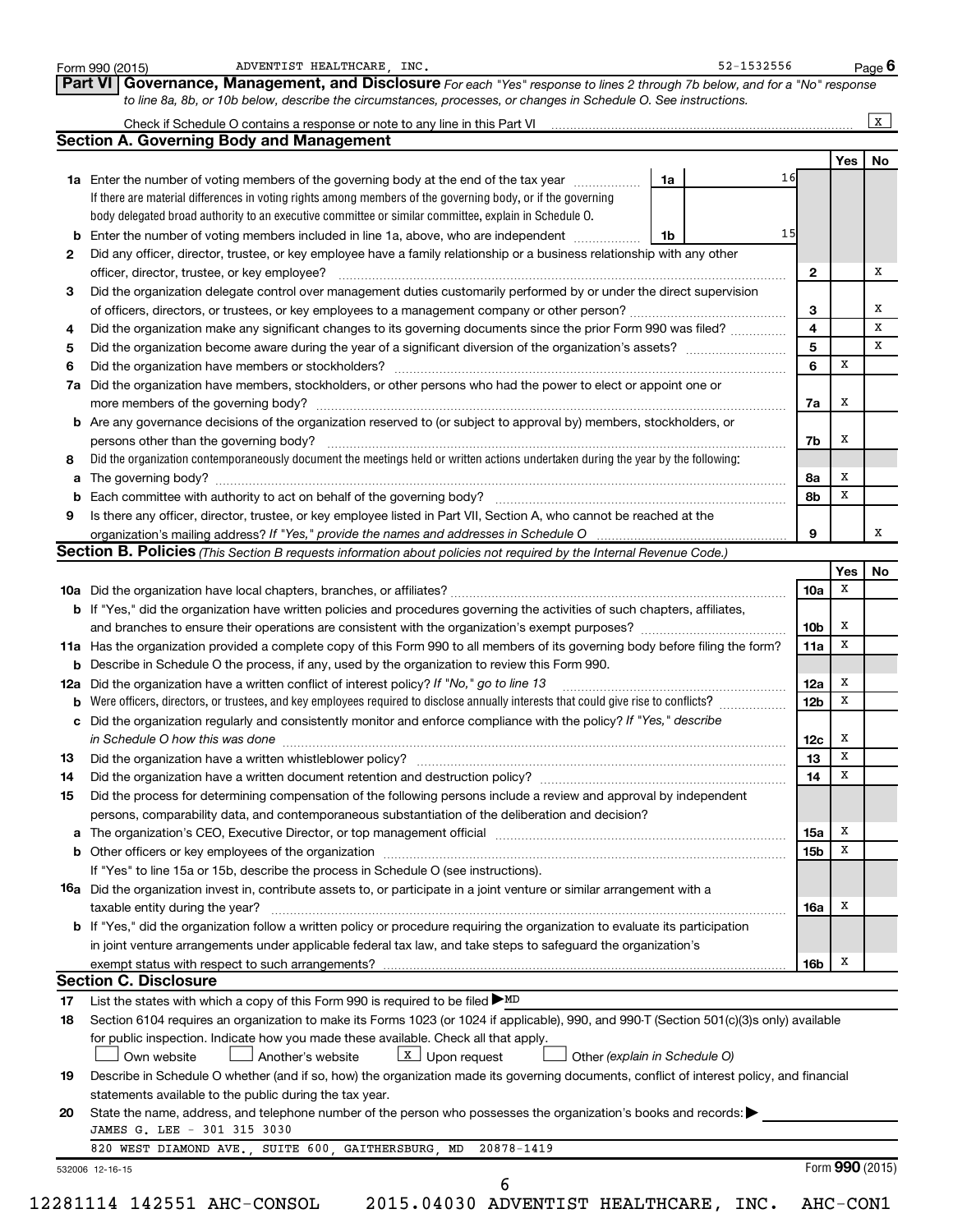Form 990 (2015) ADVENTIST HEALTHCARE, INC. 52-1532556 Page **6**

## Part VI Governance, Management, and Disclosure

*For each "Yes" response to lines 2 through 7b below, and for a "No" response to line 8a, 8b, or 10b below, describe the circumstances, processes, or changes in Schedule O. See instructions.*

Check if Schedule O contains a response or note to any line in this Part VI .......... [X]

### Section A. Governing Body and Management

| | | | Yes | No |
|---|---|---|---|---|
| **1a** | Enter the number of voting members of the governing body at the end of the tax year ... **1a** 16<br>If there are material differences in voting rights among members of the governing body, or if the governing body delegated broad authority to an executive committee or similar committee, explain in Schedule O. | | | |
| **b** | Enter the number of voting members included in line 1a, above, who are independent ... **1b** 15 | | | |
| **2** | Did any officer, director, trustee, or key employee have a family relationship or a business relationship with any other officer, director, trustee, or key employee? | **2** | | X |
| **3** | Did the organization delegate control over management duties customarily performed by or under the direct supervision of officers, directors, or trustees, or key employees to a management company or other person? | **3** | | X |
| **4** | Did the organization make any significant changes to its governing documents since the prior Form 990 was filed? | **4** | | X |
| **5** | Did the organization become aware during the year of a significant diversion of the organization's assets? | **5** | | X |
| **6** | Did the organization have members or stockholders? | **6** | X | |
| **7a** | Did the organization have members, stockholders, or other persons who had the power to elect or appoint one or more members of the governing body? | **7a** | X | |
| **b** | Are any governance decisions of the organization reserved to (or subject to approval by) members, stockholders, or persons other than the governing body? | **7b** | X | |
| **8** | Did the organization contemporaneously document the meetings held or written actions undertaken during the year by the following: | | | |
| **a** | The governing body? | **8a** | X | |
| **b** | Each committee with authority to act on behalf of the governing body? | **8b** | X | |
| **9** | Is there any officer, director, trustee, or key employee listed in Part VII, Section A, who cannot be reached at the organization's mailing address? *If "Yes," provide the names and addresses in Schedule O* | **9** | | X |

### Section B. Policies *(This Section B requests information about policies not required by the Internal Revenue Code.)*

| | | | Yes | No |
|---|---|---|---|---|
| **10a** | Did the organization have local chapters, branches, or affiliates? | **10a** | X | |
| **b** | If "Yes," did the organization have written policies and procedures governing the activities of such chapters, affiliates, and branches to ensure their operations are consistent with the organization's exempt purposes? | **10b** | X | |
| **11a** | Has the organization provided a complete copy of this Form 990 to all members of its governing body before filing the form? | **11a** | X | |
| **b** | Describe in Schedule O the process, if any, used by the organization to review this Form 990. | | | |
| **12a** | Did the organization have a written conflict of interest policy? *If "No," go to line 13* | **12a** | X | |
| **b** | Were officers, directors, or trustees, and key employees required to disclose annually interests that could give rise to conflicts? | **12b** | X | |
| **c** | Did the organization regularly and consistently monitor and enforce compliance with the policy? *If "Yes," describe in Schedule O how this was done* | **12c** | X | |
| **13** | Did the organization have a written whistleblower policy? | **13** | X | |
| **14** | Did the organization have a written document retention and destruction policy? | **14** | X | |
| **15** | Did the process for determining compensation of the following persons include a review and approval by independent persons, comparability data, and contemporaneous substantiation of the deliberation and decision? | | | |
| **a** | The organization's CEO, Executive Director, or top management official | **15a** | X | |
| **b** | Other officers or key employees of the organization | **15b** | X | |
| | If "Yes" to line 15a or 15b, describe the process in Schedule O (see instructions). | | | |
| **16a** | Did the organization invest in, contribute assets to, or participate in a joint venture or similar arrangement with a taxable entity during the year? | **16a** | X | |
| **b** | If "Yes," did the organization follow a written policy or procedure requiring the organization to evaluate its participation in joint venture arrangements under applicable federal tax law, and take steps to safeguard the organization's exempt status with respect to such arrangements? | **16b** | X | |

### Section C. Disclosure

**17** List the states with which a copy of this Form 990 is required to be filed ▶ MD

**18** Section 6104 requires an organization to make its Forms 1023 (or 1024 if applicable), 990, and 990-T (Section 501(c)(3)s only) available for public inspection. Indicate how you made these available. Check all that apply.

[ ] Own website [ ] Another's website [X] Upon request [ ] Other *(explain in Schedule O)*

**19** Describe in Schedule O whether (and if so, how) the organization made its governing documents, conflict of interest policy, and financial statements available to the public during the tax year.

**20** State the name, address, and telephone number of the person who possesses the organization's books and records: ▶

JAMES G. LEE - 301 315 3030

820 WEST DIAMOND AVE., SUITE 600, GAITHERSBURG, MD 20878-1419

532006 12-16-15 Form **990** (2015)

12281114 142551 AHC-CONSOL 2015.04030 ADVENTIST HEALTHCARE, INC. AHC-CON1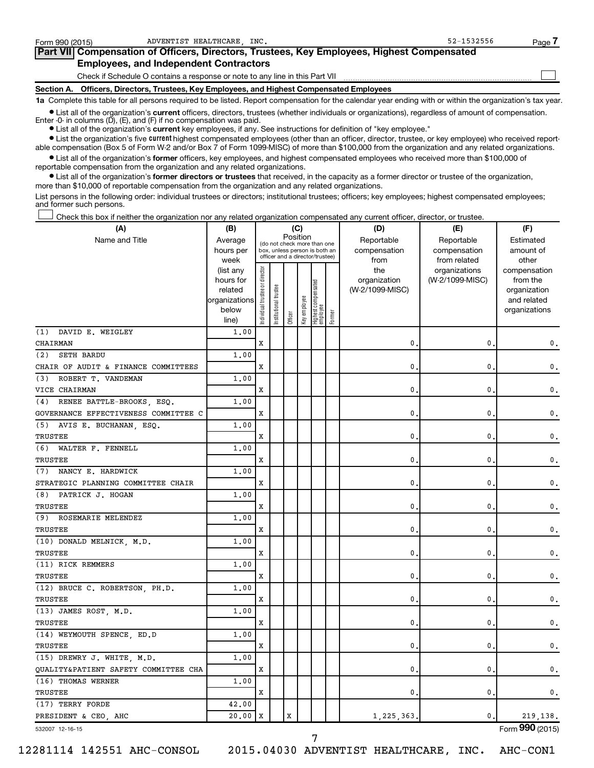Form 990 (2015) ADVENTIST HEALTHCARE, INC. 52-1532556

## Part VII Compensation of Officers, Directors, Trustees, Key Employees, Highest Compensated Employees, and Independent Contractors

Check if Schedule O contains a response or note to any line in this Part VII ☐

### Section A. Officers, Directors, Trustees, Key Employees, and Highest Compensated Employees

**1a** Complete this table for all persons required to be listed. Report compensation for the calendar year ending with or within the organization's tax year.

- List all of the organization's **current** officers, directors, trustees (whether individuals or organizations), regardless of amount of compensation. Enter -0- in columns (D), (E), and (F) if no compensation was paid.
- List all of the organization's **current** key employees, if any. See instructions for definition of "key employee."
- List the organization's five **current** highest compensated employees (other than an officer, director, trustee, or key employee) who received reportable compensation (Box 5 of Form W-2 and/or Box 7 of Form 1099-MISC) of more than $100,000 from the organization and any related organizations.
- List all of the organization's **former** officers, key employees, and highest compensated employees who received more than $100,000 of reportable compensation from the organization and any related organizations.
- List all of the organization's **former directors or trustees** that received, in the capacity as a former director or trustee of the organization, more than $10,000 of reportable compensation from the organization and any related organizations.

List persons in the following order: individual trustees or directors; institutional trustees; officers; key employees; highest compensated employees; and former such persons.

☐ Check this box if neither the organization nor any related organization compensated any current officer, director, or trustee.

| (A) Name and Title | (B) Average hours per week (list any hours for related organizations below line) | (C) Position: Individual trustee or director | Institutional trustee | Officer | Key employee | Highest compensated employee | Former | (D) Reportable compensation from the organization (W-2/1099-MISC) | (E) Reportable compensation from related organizations (W-2/1099-MISC) | (F) Estimated amount of other compensation from the organization and related organizations |
|---|---|---|---|---|---|---|---|---|---|---|
| (1) DAVID E. WEIGLEY<br>CHAIRMAN | 1.00 | X | | | | | | 0. | 0. | 0. |
| (2) SETH BARDU<br>CHAIR OF AUDIT & FINANCE COMMITTEES | 1.00 | X | | | | | | 0. | 0. | 0. |
| (3) ROBERT T. VANDEMAN<br>VICE CHAIRMAN | 1.00 | X | | | | | | 0. | 0. | 0. |
| (4) RENEE BATTLE-BROOKS, ESQ.<br>GOVERNANCE EFFECTIVENESS COMMITTEE C | 1.00 | X | | | | | | 0. | 0. | 0. |
| (5) AVIS E. BUCHANAN, ESQ.<br>TRUSTEE | 1.00 | X | | | | | | 0. | 0. | 0. |
| (6) WALTER F. FENNELL<br>TRUSTEE | 1.00 | X | | | | | | 0. | 0. | 0. |
| (7) NANCY E. HARDWICK<br>STRATEGIC PLANNING COMMITTEE CHAIR | 1.00 | X | | | | | | 0. | 0. | 0. |
| (8) PATRICK J. HOGAN<br>TRUSTEE | 1.00 | X | | | | | | 0. | 0. | 0. |
| (9) ROSEMARIE MELENDEZ<br>TRUSTEE | 1.00 | X | | | | | | 0. | 0. | 0. |
| (10) DONALD MELNICK, M.D.<br>TRUSTEE | 1.00 | X | | | | | | 0. | 0. | 0. |
| (11) RICK REMMERS<br>TRUSTEE | 1.00 | X | | | | | | 0. | 0. | 0. |
| (12) BRUCE C. ROBERTSON, PH.D.<br>TRUSTEE | 1.00 | X | | | | | | 0. | 0. | 0. |
| (13) JAMES ROST, M.D.<br>TRUSTEE | 1.00 | X | | | | | | 0. | 0. | 0. |
| (14) WEYMOUTH SPENCE, ED.D<br>TRUSTEE | 1.00 | X | | | | | | 0. | 0. | 0. |
| (15) DREWRY J. WHITE, M.D.<br>QUALITY&PATIENT SAFETY COMMITTEE CHA | 1.00 | X | | | | | | 0. | 0. | 0. |
| (16) THOMAS WERNER<br>TRUSTEE | 1.00 | X | | | | | | 0. | 0. | 0. |
| (17) TERRY FORDE<br>PRESIDENT & CEO, AHC | 42.00<br>20.00 | X | | X | | | | 1,225,363. | 0. | 219,138. |

532007 12-16-15 Form **990** (2015)

12281114 142551 AHC-CONSOL 2015.04030 ADVENTIST HEALTHCARE, INC. AHC-CON1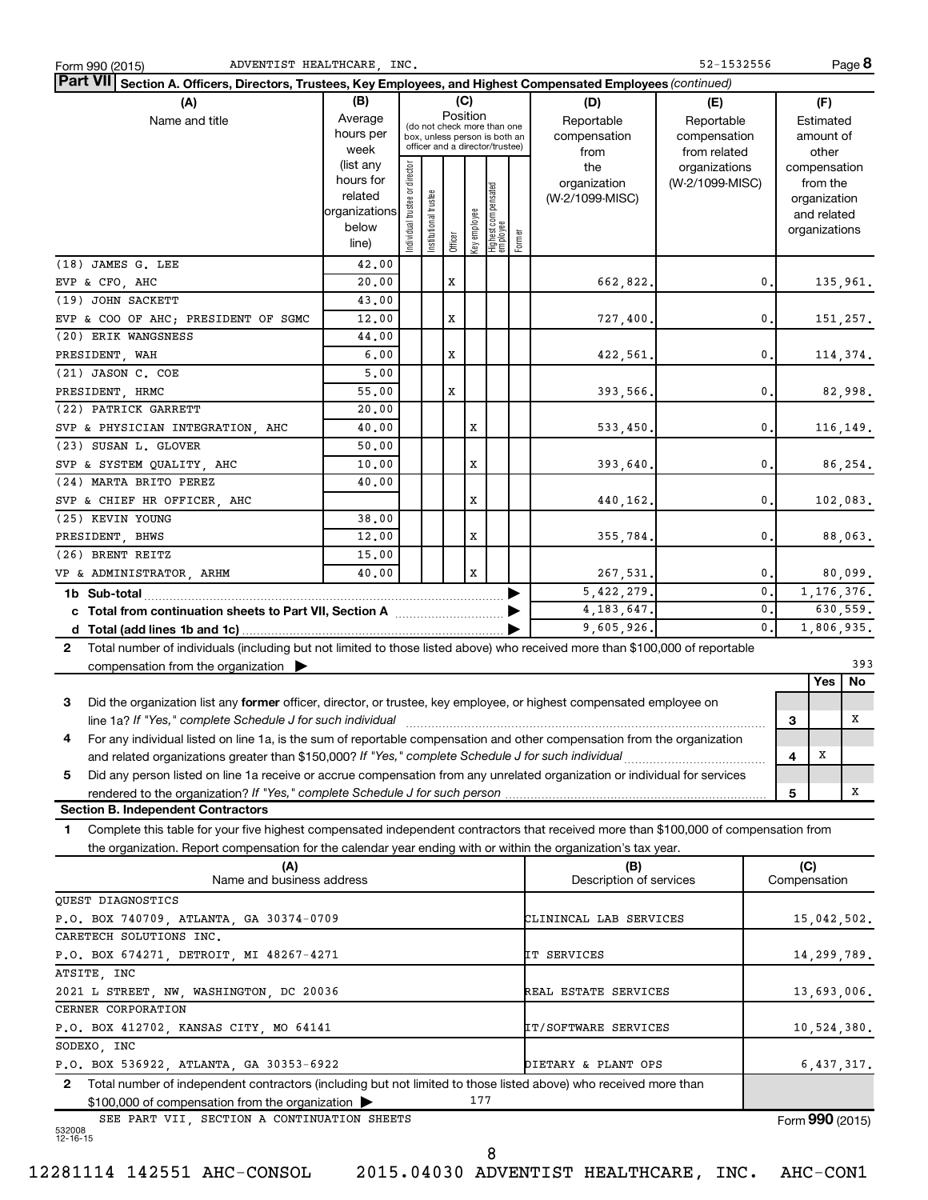Form 990 (2015) ADVENTIST HEALTHCARE, INC. 52-1532556 Page 8

**Part VII Section A. Officers, Directors, Trustees, Key Employees, and Highest Compensated Employees** *(continued)*

| (A) Name and title | (B) Average hours per week (list any hours for related organizations below line) | (C) Individual trustee or director | Institutional trustee | Officer | Key employee | Highest compensated employee | Former | (D) Reportable compensation from the organization (W-2/1099-MISC) | (E) Reportable compensation from related organizations (W-2/1099-MISC) | (F) Estimated amount of other compensation from the organization and related organizations |
|---|---|---|---|---|---|---|---|---|---|---|
| (18) JAMES G. LEE | 42.00 | | | | | | | | | |
| EVP & CFO, AHC | 20.00 | | | X | | | | 662,822. | 0. | 135,961. |
| (19) JOHN SACKETT | 43.00 | | | | | | | | | |
| EVP & COO OF AHC; PRESIDENT OF SGMC | 12.00 | | | X | | | | 727,400. | 0. | 151,257. |
| (20) ERIK WANGSNESS | 44.00 | | | | | | | | | |
| PRESIDENT, WAH | 6.00 | | | X | | | | 422,561. | 0. | 114,374. |
| (21) JASON C. COE | 5.00 | | | | | | | | | |
| PRESIDENT, HRMC | 55.00 | | | X | | | | 393,566. | 0. | 82,998. |
| (22) PATRICK GARRETT | 20.00 | | | | | | | | | |
| SVP & PHYSICIAN INTEGRATION, AHC | 40.00 | | | | X | | | 533,450. | 0. | 116,149. |
| (23) SUSAN L. GLOVER | 50.00 | | | | | | | | | |
| SVP & SYSTEM QUALITY, AHC | 10.00 | | | | X | | | 393,640. | 0. | 86,254. |
| (24) MARTA BRITO PEREZ | 40.00 | | | | | | | | | |
| SVP & CHIEF HR OFFICER, AHC | | | | | X | | | 440,162. | 0. | 102,083. |
| (25) KEVIN YOUNG | 38.00 | | | | | | | | | |
| PRESIDENT, BHWS | 12.00 | | | | X | | | 355,784. | 0. | 88,063. |
| (26) BRENT REITZ | 15.00 | | | | | | | | | |
| VP & ADMINISTRATOR, ARHM | 40.00 | | | | X | | | 267,531. | 0. | 80,099. |
| 1b Sub-total | | | | | | | | 5,422,279. | 0. | 1,176,376. |
| c Total from continuation sheets to Part VII, Section A | | | | | | | | 4,183,647. | 0. | 630,559. |
| d Total (add lines 1b and 1c) | | | | | | | | 9,605,926. | 0. | 1,806,935. |

2 Total number of individuals (including but not limited to those listed above) who received more than $100,000 of reportable compensation from the organization ▶ 393

| | | Yes | No |
|---|---|---|---|
| 3 Did the organization list any **former** officer, director, or trustee, key employee, or highest compensated employee on line 1a? *If "Yes," complete Schedule J for such individual* | 3 | | X |
| 4 For any individual listed on line 1a, is the sum of reportable compensation and other compensation from the organization and related organizations greater than $150,000? *If "Yes," complete Schedule J for such individual* | 4 | X | |
| 5 Did any person listed on line 1a receive or accrue compensation from any unrelated organization or individual for services rendered to the organization? *If "Yes," complete Schedule J for such person* | 5 | | X |

**Section B. Independent Contractors**

1 Complete this table for your five highest compensated independent contractors that received more than $100,000 of compensation from the organization. Report compensation for the calendar year ending with or within the organization's tax year.

| (A) Name and business address | (B) Description of services | (C) Compensation |
|---|---|---|
| QUEST DIAGNOSTICS<br>P.O. BOX 740709, ATLANTA, GA 30374-0709 | CLININCAL LAB SERVICES | 15,042,502. |
| CARETECH SOLUTIONS INC.<br>P.O. BOX 674271, DETROIT, MI 48267-4271 | IT SERVICES | 14,299,789. |
| ATSITE, INC<br>2021 L STREET, NW, WASHINGTON, DC 20036 | REAL ESTATE SERVICES | 13,693,006. |
| CERNER CORPORATION<br>P.O. BOX 412702, KANSAS CITY, MO 64141 | IT/SOFTWARE SERVICES | 10,524,380. |
| SODEXO, INC<br>P.O. BOX 536922, ATLANTA, GA 30353-6922 | DIETARY & PLANT OPS | 6,437,317. |

2 Total number of independent contractors (including but not limited to those listed above) who received more than $100,000 of compensation from the organization ▶ 177

SEE PART VII, SECTION A CONTINUATION SHEETS

Form **990** (2015)

532008 12-16-15

12281114 142551 AHC-CONSOL 2015.04030 ADVENTIST HEALTHCARE, INC. AHC-CON1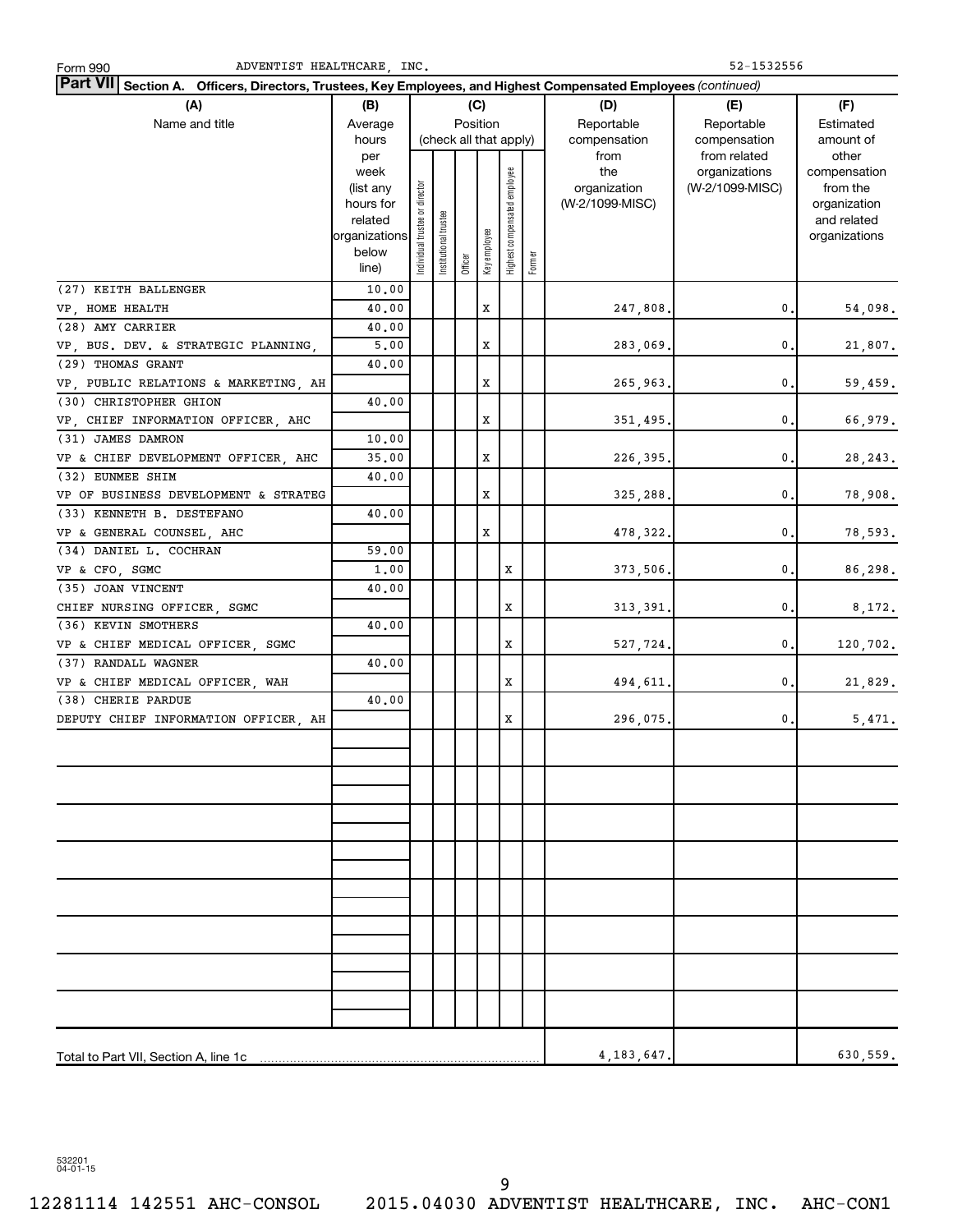Form 990 ADVENTIST HEALTHCARE, INC. 52-1532556

**Part VII** Section A. Officers, Directors, Trustees, Key Employees, and Highest Compensated Employees *(continued)*

| (A) Name and title | (B) Average hours per week (list any hours for related organizations below line) | (C) Position (check all that apply): Individual trustee or director | Institutional trustee | Officer | Key employee | Highest compensated employee | Former | (D) Reportable compensation from the organization (W-2/1099-MISC) | (E) Reportable compensation from related organizations (W-2/1099-MISC) | (F) Estimated amount of other compensation from the organization and related organizations |
|---|---|---|---|---|---|---|---|---|---|---|
| (27) KEITH BALLENGER<br>VP, HOME HEALTH | 10.00<br>40.00 | | | | X | | | 247,808. | 0. | 54,098. |
| (28) AMY CARRIER<br>VP, BUS. DEV. & STRATEGIC PLANNING, | 40.00<br>5.00 | | | | X | | | 283,069. | 0. | 21,807. |
| (29) THOMAS GRANT<br>VP, PUBLIC RELATIONS & MARKETING, AH | 40.00 | | | | X | | | 265,963. | 0. | 59,459. |
| (30) CHRISTOPHER GHION<br>VP, CHIEF INFORMATION OFFICER, AHC | 40.00 | | | | X | | | 351,495. | 0. | 66,979. |
| (31) JAMES DAMRON<br>VP & CHIEF DEVELOPMENT OFFICER, AHC | 10.00<br>35.00 | | | | X | | | 226,395. | 0. | 28,243. |
| (32) EUNMEE SHIM<br>VP OF BUSINESS DEVELOPMENT & STRATEG | 40.00 | | | | X | | | 325,288. | 0. | 78,908. |
| (33) KENNETH B. DESTEFANO<br>VP & GENERAL COUNSEL, AHC | 40.00 | | | | X | | | 478,322. | 0. | 78,593. |
| (34) DANIEL L. COCHRAN<br>VP & CFO, SGMC | 59.00<br>1.00 | | | | | X | | 373,506. | 0. | 86,298. |
| (35) JOAN VINCENT<br>CHIEF NURSING OFFICER, SGMC | 40.00 | | | | | X | | 313,391. | 0. | 8,172. |
| (36) KEVIN SMOTHERS<br>VP & CHIEF MEDICAL OFFICER, SGMC | 40.00 | | | | | X | | 527,724. | 0. | 120,702. |
| (37) RANDALL WAGNER<br>VP & CHIEF MEDICAL OFFICER, WAH | 40.00 | | | | | X | | 494,611. | 0. | 21,829. |
| (38) CHERIE PARDUE<br>DEPUTY CHIEF INFORMATION OFFICER, AH | 40.00 | | | | | X | | 296,075. | 0. | 5,471. |
| Total to Part VII, Section A, line 1c | | | | | | | | 4,183,647. | | 630,559. |

532201
04-01-15

12281114 142551 AHC-CONSOL 2015.04030 ADVENTIST HEALTHCARE, INC. AHC-CON1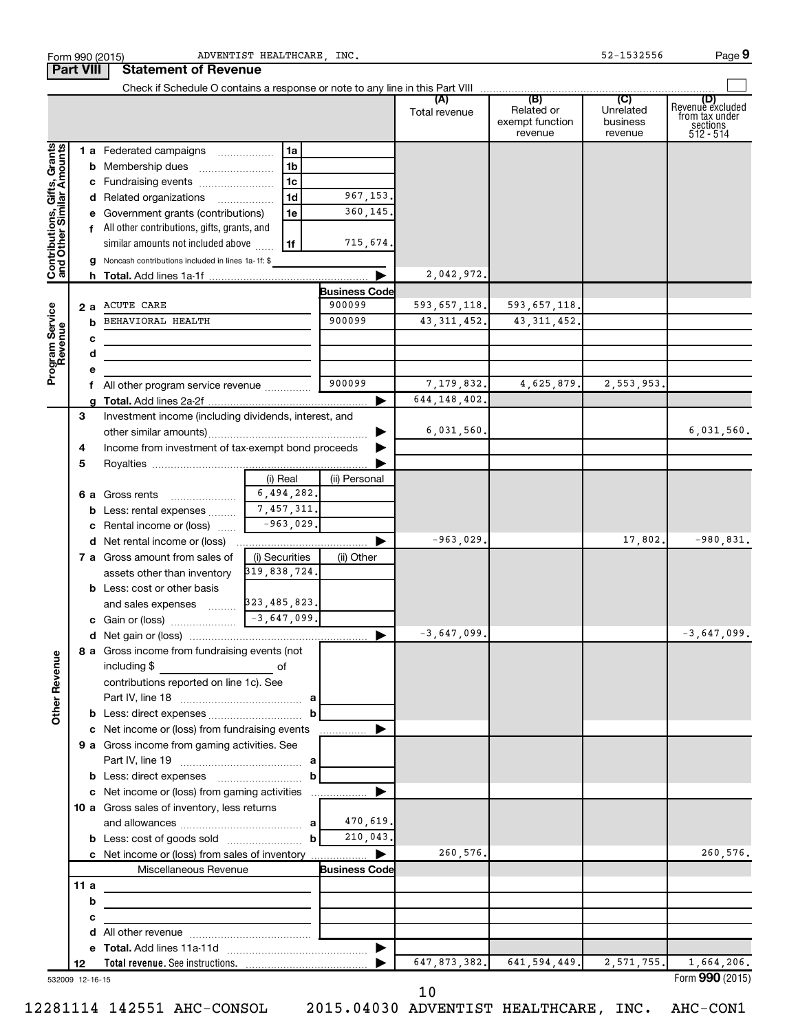Form 990 (2015) ADVENTIST HEALTHCARE, INC. 52-1532556 Page 9

## Part VIII Statement of Revenue

Check if Schedule O contains a response or note to any line in this Part VIII

| | | | | (A) Total revenue | (B) Related or exempt function revenue | (C) Unrelated business revenue | (D) Revenue excluded from tax under sections 512 - 514 |
|---|---|---|---|---|---|---|---|
| **Contributions, Gifts, Grants and Other Similar Amounts** | 1 a Federated campaigns | 1a | | | | | |
| | b Membership dues | 1b | | | | | |
| | c Fundraising events | 1c | | | | | |
| | d Related organizations | 1d | 967,153. | | | | |
| | e Government grants (contributions) | 1e | 360,145. | | | | |
| | f All other contributions, gifts, grants, and similar amounts not included above | 1f | 715,674. | | | | |
| | g Noncash contributions included in lines 1a-1f: $ | | | | | | |
| | h **Total.** Add lines 1a-1f | | ▶ | 2,042,972. | | | |
| **Program Service Revenue** | | | **Business Code** | | | | |
| | 2 a ACUTE CARE | | 900099 | 593,657,118. | 593,657,118. | | |
| | b BEHAVIORAL HEALTH | | 900099 | 43,311,452. | 43,311,452. | | |
| | c | | | | | | |
| | d | | | | | | |
| | e | | | | | | |
| | f All other program service revenue | | 900099 | 7,179,832. | 4,625,879. | 2,553,953. | |
| | g **Total.** Add lines 2a-2f | | ▶ | 644,148,402. | | | |
| **Other Revenue** | 3 Investment income (including dividends, interest, and other similar amounts) | | ▶ | 6,031,560. | | | 6,031,560. |
| | 4 Income from investment of tax-exempt bond proceeds | | ▶ | | | | |
| | 5 Royalties | | ▶ | | | | |
| | | (i) Real | (ii) Personal | | | | |
| | 6 a Gross rents | 6,494,282. | | | | | |
| | b Less: rental expenses | 7,457,311. | | | | | |
| | c Rental income or (loss) | -963,029. | | | | | |
| | d Net rental income or (loss) | | ▶ | -963,029. | | 17,802. | -980,831. |
| | 7 a Gross amount from sales of assets other than inventory | (i) Securities 319,838,724. | (ii) Other | | | | |
| | b Less: cost or other basis and sales expenses | 323,485,823. | | | | | |
| | c Gain or (loss) | -3,647,099. | | | | | |
| | d Net gain or (loss) | | ▶ | -3,647,099. | | | -3,647,099. |
| | 8 a Gross income from fundraising events (not including $ ____ of contributions reported on line 1c). See Part IV, line 18 | a | | | | | |
| | b Less: direct expenses | b | | | | | |
| | c Net income or (loss) from fundraising events | | ▶ | | | | |
| | 9 a Gross income from gaming activities. See Part IV, line 19 | a | | | | | |
| | b Less: direct expenses | b | | | | | |
| | c Net income or (loss) from gaming activities | | ▶ | | | | |
| | 10 a Gross sales of inventory, less returns and allowances | a | 470,619. | | | | |
| | b Less: cost of goods sold | b | 210,043. | | | | |
| | c Net income or (loss) from sales of inventory | | ▶ | 260,576. | | | 260,576. |
| | Miscellaneous Revenue | | **Business Code** | | | | |
| | 11 a | | | | | | |
| | b | | | | | | |
| | c | | | | | | |
| | d All other revenue | | | | | | |
| | e **Total.** Add lines 11a-11d | | ▶ | | | | |
| | 12 **Total revenue.** See instructions. | | ▶ | 647,873,382. | 641,594,449. | 2,571,755. | 1,664,206. |

532009 12-16-15 Form **990** (2015)

12281114 142551 AHC-CONSOL 2015.04030 ADVENTIST HEALTHCARE, INC. AHC-CON1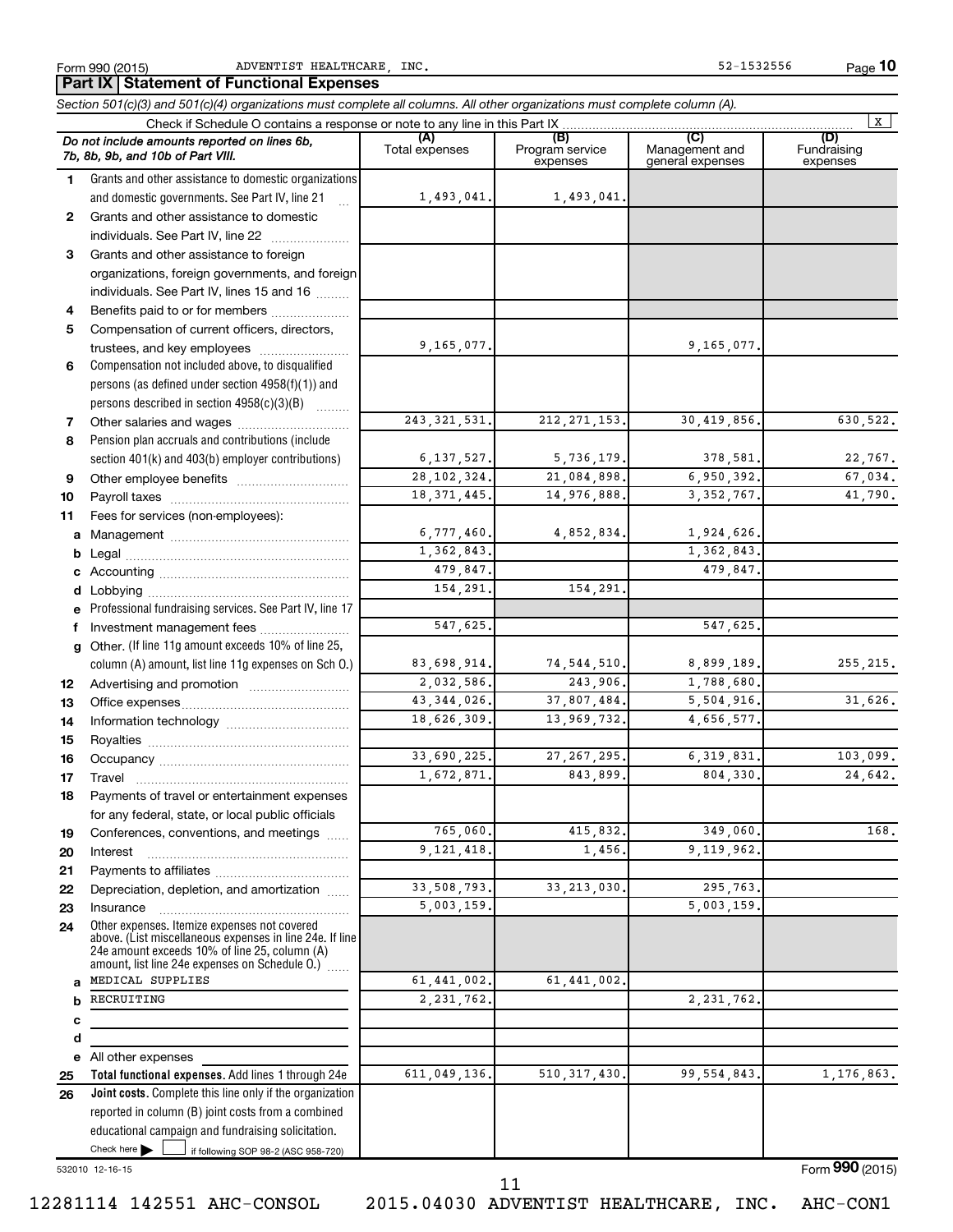Form 990 (2015) ADVENTIST HEALTHCARE, INC. 52-1532556 Page 10

## Part IX Statement of Functional Expenses

*Section 501(c)(3) and 501(c)(4) organizations must complete all columns. All other organizations must complete column (A).*

Check if Schedule O contains a response or note to any line in this Part IX [X]

| | *Do not include amounts reported on lines 6b, 7b, 8b, 9b, and 10b of Part VIII.* | (A) Total expenses | (B) Program service expenses | (C) Management and general expenses | (D) Fundraising expenses |
|---|---|---|---|---|---|
| 1 | Grants and other assistance to domestic organizations and domestic governments. See Part IV, line 21 | 1,493,041. | 1,493,041. | | |
| 2 | Grants and other assistance to domestic individuals. See Part IV, line 22 | | | | |
| 3 | Grants and other assistance to foreign organizations, foreign governments, and foreign individuals. See Part IV, lines 15 and 16 | | | | |
| 4 | Benefits paid to or for members | | | | |
| 5 | Compensation of current officers, directors, trustees, and key employees | 9,165,077. | | 9,165,077. | |
| 6 | Compensation not included above, to disqualified persons (as defined under section 4958(f)(1)) and persons described in section 4958(c)(3)(B) | | | | |
| 7 | Other salaries and wages | 243,321,531. | 212,271,153. | 30,419,856. | 630,522. |
| 8 | Pension plan accruals and contributions (include section 401(k) and 403(b) employer contributions) | 6,137,527. | 5,736,179. | 378,581. | 22,767. |
| 9 | Other employee benefits | 28,102,324. | 21,084,898. | 6,950,392. | 67,034. |
| 10 | Payroll taxes | 18,371,445. | 14,976,888. | 3,352,767. | 41,790. |
| 11 | Fees for services (non-employees): | | | | |
| a | Management | 6,777,460. | 4,852,834. | 1,924,626. | |
| b | Legal | 1,362,843. | | 1,362,843. | |
| c | Accounting | 479,847. | | 479,847. | |
| d | Lobbying | 154,291. | 154,291. | | |
| e | Professional fundraising services. See Part IV, line 17 | | | | |
| f | Investment management fees | 547,625. | | 547,625. | |
| g | Other. (If line 11g amount exceeds 10% of line 25, column (A) amount, list line 11g expenses on Sch O.) | 83,698,914. | 74,544,510. | 8,899,189. | 255,215. |
| 12 | Advertising and promotion | 2,032,586. | 243,906. | 1,788,680. | |
| 13 | Office expenses | 43,344,026. | 37,807,484. | 5,504,916. | 31,626. |
| 14 | Information technology | 18,626,309. | 13,969,732. | 4,656,577. | |
| 15 | Royalties | | | | |
| 16 | Occupancy | 33,690,225. | 27,267,295. | 6,319,831. | 103,099. |
| 17 | Travel | 1,672,871. | 843,899. | 804,330. | 24,642. |
| 18 | Payments of travel or entertainment expenses for any federal, state, or local public officials | | | | |
| 19 | Conferences, conventions, and meetings | 765,060. | 415,832. | 349,060. | 168. |
| 20 | Interest | 9,121,418. | 1,456. | 9,119,962. | |
| 21 | Payments to affiliates | | | | |
| 22 | Depreciation, depletion, and amortization | 33,508,793. | 33,213,030. | 295,763. | |
| 23 | Insurance | 5,003,159. | | 5,003,159. | |
| 24 | Other expenses. Itemize expenses not covered above. (List miscellaneous expenses in line 24e. If line 24e amount exceeds 10% of line 25, column (A) amount, list line 24e expenses on Schedule O.) | | | | |
| a | MEDICAL SUPPLIES | 61,441,002. | 61,441,002. | | |
| b | RECRUITING | 2,231,762. | | 2,231,762. | |
| c | | | | | |
| d | | | | | |
| e | All other expenses | | | | |
| 25 | **Total functional expenses.** Add lines 1 through 24e | 611,049,136. | 510,317,430. | 99,554,843. | 1,176,863. |
| 26 | **Joint costs.** Complete this line only if the organization reported in column (B) joint costs from a combined educational campaign and fundraising solicitation. Check here [ ] if following SOP 98-2 (ASC 958-720) | | | | |

532010 12-16-15

Form **990** (2015)

12281114 142551 AHC-CONSOL 2015.04030 ADVENTIST HEALTHCARE, INC. AHC-CON1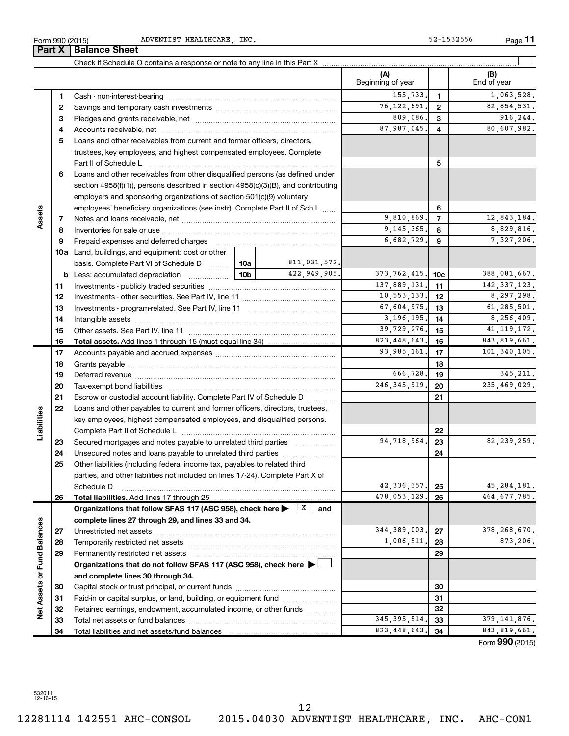Form 990 (2015) ADVENTIST HEALTHCARE, INC. 52-1532556

## Part X | Balance Sheet

Check if Schedule O contains a response or note to any line in this Part X

| | | | | (A) Beginning of year | | (B) End of year |
|---|---|---|---|---|---|---|
| **Assets** | 1 | Cash - non-interest-bearing | | 155,733. | 1 | 1,063,528. |
| | 2 | Savings and temporary cash investments | | 76,122,691. | 2 | 82,854,531. |
| | 3 | Pledges and grants receivable, net | | 809,086. | 3 | 916,244. |
| | 4 | Accounts receivable, net | | 87,987,045. | 4 | 80,607,982. |
| | 5 | Loans and other receivables from current and former officers, directors, trustees, key employees, and highest compensated employees. Complete Part II of Schedule L | | | 5 | |
| | 6 | Loans and other receivables from other disqualified persons (as defined under section 4958(f)(1)), persons described in section 4958(c)(3)(B), and contributing employers and sponsoring organizations of section 501(c)(9) voluntary employees' beneficiary organizations (see instr). Complete Part II of Sch L | | | 6 | |
| | 7 | Notes and loans receivable, net | | 9,810,869. | 7 | 12,843,184. |
| | 8 | Inventories for sale or use | | 9,145,365. | 8 | 8,829,816. |
| | 9 | Prepaid expenses and deferred charges | | 6,682,729. | 9 | 7,327,206. |
| | 10a | Land, buildings, and equipment: cost or other basis. Complete Part VI of Schedule D | 10a 811,031,572. | | | |
| | b | Less: accumulated depreciation | 10b 422,949,905. | 373,762,415. | 10c | 388,081,667. |
| | 11 | Investments - publicly traded securities | | 137,889,131. | 11 | 142,337,123. |
| | 12 | Investments - other securities. See Part IV, line 11 | | 10,553,133. | 12 | 8,297,298. |
| | 13 | Investments - program-related. See Part IV, line 11 | | 67,604,975. | 13 | 61,285,501. |
| | 14 | Intangible assets | | 3,196,195. | 14 | 8,256,409. |
| | 15 | Other assets. See Part IV, line 11 | | 39,729,276. | 15 | 41,119,172. |
| | 16 | **Total assets.** Add lines 1 through 15 (must equal line 34) | | 823,448,643. | 16 | 843,819,661. |
| **Liabilities** | 17 | Accounts payable and accrued expenses | | 93,985,161. | 17 | 101,340,105. |
| | 18 | Grants payable | | | 18 | |
| | 19 | Deferred revenue | | 666,728. | 19 | 345,211. |
| | 20 | Tax-exempt bond liabilities | | 246,345,919. | 20 | 235,469,029. |
| | 21 | Escrow or custodial account liability. Complete Part IV of Schedule D | | | 21 | |
| | 22 | Loans and other payables to current and former officers, directors, trustees, key employees, highest compensated employees, and disqualified persons. Complete Part II of Schedule L | | | 22 | |
| | 23 | Secured mortgages and notes payable to unrelated third parties | | 94,718,964. | 23 | 82,239,259. |
| | 24 | Unsecured notes and loans payable to unrelated third parties | | | 24 | |
| | 25 | Other liabilities (including federal income tax, payables to related third parties, and other liabilities not included on lines 17-24). Complete Part X of Schedule D | | 42,336,357. | 25 | 45,284,181. |
| | 26 | **Total liabilities.** Add lines 17 through 25 | | 478,053,129. | 26 | 464,677,785. |
| **Net Assets or Fund Balances** | | **Organizations that follow SFAS 117 (ASC 958), check here ▶ [X] and complete lines 27 through 29, and lines 33 and 34.** | | | | |
| | 27 | Unrestricted net assets | | 344,389,003. | 27 | 378,268,670. |
| | 28 | Temporarily restricted net assets | | 1,006,511. | 28 | 873,206. |
| | 29 | Permanently restricted net assets | | | 29 | |
| | | **Organizations that do not follow SFAS 117 (ASC 958), check here ▶ [ ] and complete lines 30 through 34.** | | | | |
| | 30 | Capital stock or trust principal, or current funds | | | 30 | |
| | 31 | Paid-in or capital surplus, or land, building, or equipment fund | | | 31 | |
| | 32 | Retained earnings, endowment, accumulated income, or other funds | | | 32 | |
| | 33 | Total net assets or fund balances | | 345,395,514. | 33 | 379,141,876. |
| | 34 | Total liabilities and net assets/fund balances | | 823,448,643. | 34 | 843,819,661. |

Form **990** (2015)

532011 12-16-15

12281114 142551 AHC-CONSOL 2015.04030 ADVENTIST HEALTHCARE, INC. AHC-CON1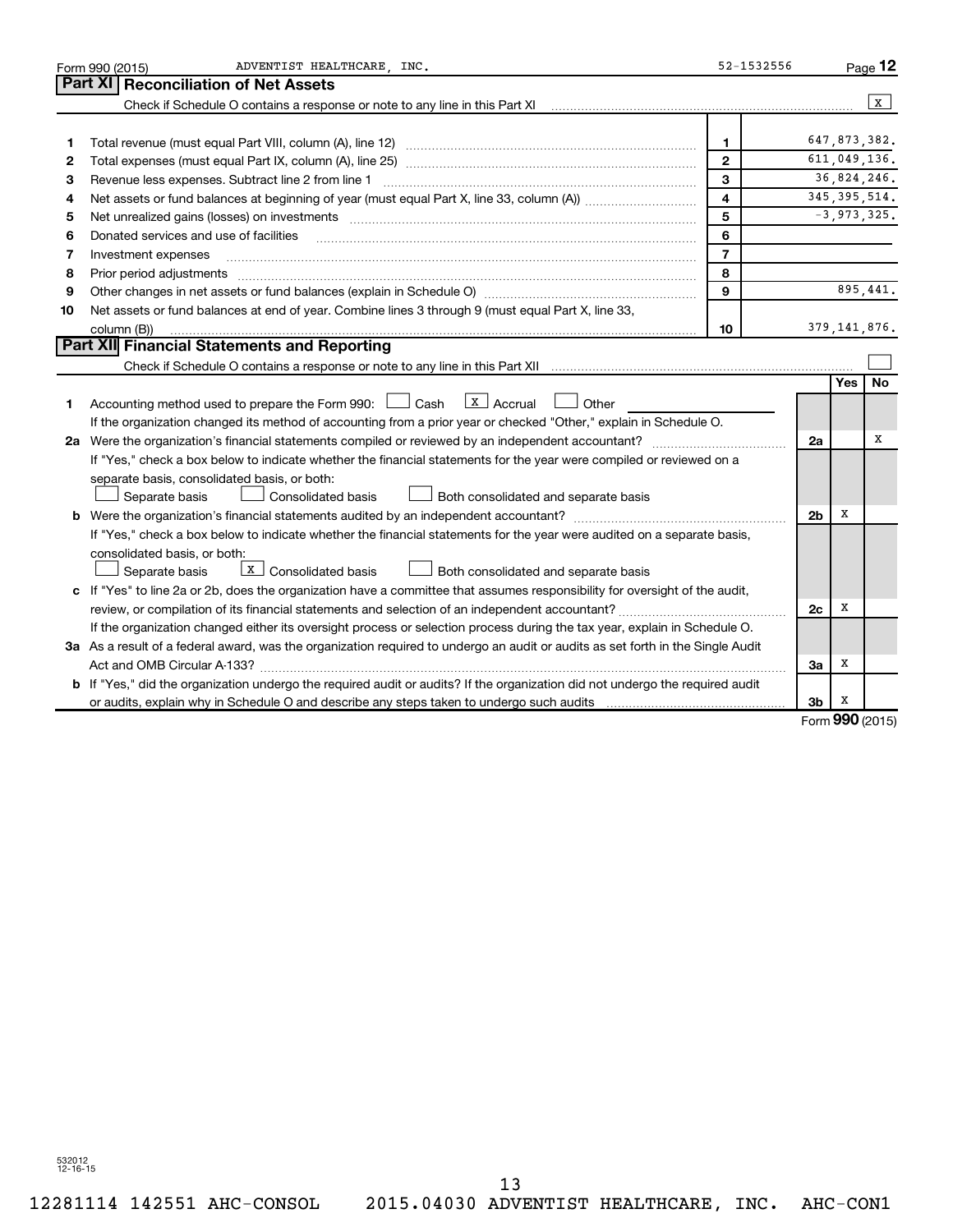Form 990 (2015) ADVENTIST HEALTHCARE, INC. 52-1532556 Page 12

## Part XI Reconciliation of Net Assets

Check if Schedule O contains a response or note to any line in this Part XI ..... [X]

| | | | |
|---|---|---|---|
| 1 | Total revenue (must equal Part VIII, column (A), line 12) | 1 | 647,873,382. |
| 2 | Total expenses (must equal Part IX, column (A), line 25) | 2 | 611,049,136. |
| 3 | Revenue less expenses. Subtract line 2 from line 1 | 3 | 36,824,246. |
| 4 | Net assets or fund balances at beginning of year (must equal Part X, line 33, column (A)) | 4 | 345,395,514. |
| 5 | Net unrealized gains (losses) on investments | 5 | -3,973,325. |
| 6 | Donated services and use of facilities | 6 | |
| 7 | Investment expenses | 7 | |
| 8 | Prior period adjustments | 8 | |
| 9 | Other changes in net assets or fund balances (explain in Schedule O) | 9 | 895,441. |
| 10 | Net assets or fund balances at end of year. Combine lines 3 through 9 (must equal Part X, line 33, column (B)) | 10 | 379,141,876. |

## Part XII Financial Statements and Reporting

Check if Schedule O contains a response or note to any line in this Part XII ..... [ ]

| | | | Yes | No |
|---|---|---|---|---|
| 1 | Accounting method used to prepare the Form 990: [ ] Cash [X] Accrual [ ] Other ______<br>If the organization changed its method of accounting from a prior year or checked "Other," explain in Schedule O. | | | |
| 2a | Were the organization's financial statements compiled or reviewed by an independent accountant? | 2a | | X |
| | If "Yes," check a box below to indicate whether the financial statements for the year were compiled or reviewed on a separate basis, consolidated basis, or both:<br>[ ] Separate basis [ ] Consolidated basis [ ] Both consolidated and separate basis | | | |
| b | Were the organization's financial statements audited by an independent accountant? | 2b | X | |
| | If "Yes," check a box below to indicate whether the financial statements for the year were audited on a separate basis, consolidated basis, or both:<br>[ ] Separate basis [X] Consolidated basis [ ] Both consolidated and separate basis | | | |
| c | If "Yes" to line 2a or 2b, does the organization have a committee that assumes responsibility for oversight of the audit, review, or compilation of its financial statements and selection of an independent accountant? | 2c | X | |
| | If the organization changed either its oversight process or selection process during the tax year, explain in Schedule O. | | | |
| 3a | As a result of a federal award, was the organization required to undergo an audit or audits as set forth in the Single Audit Act and OMB Circular A-133? | 3a | X | |
| b | If "Yes," did the organization undergo the required audit or audits? If the organization did not undergo the required audit or audits, explain why in Schedule O and describe any steps taken to undergo such audits | 3b | X | |

Form **990** (2015)

532012 12-16-15

12281114 142551 AHC-CONSOL 2015.04030 ADVENTIST HEALTHCARE, INC. AHC-CON1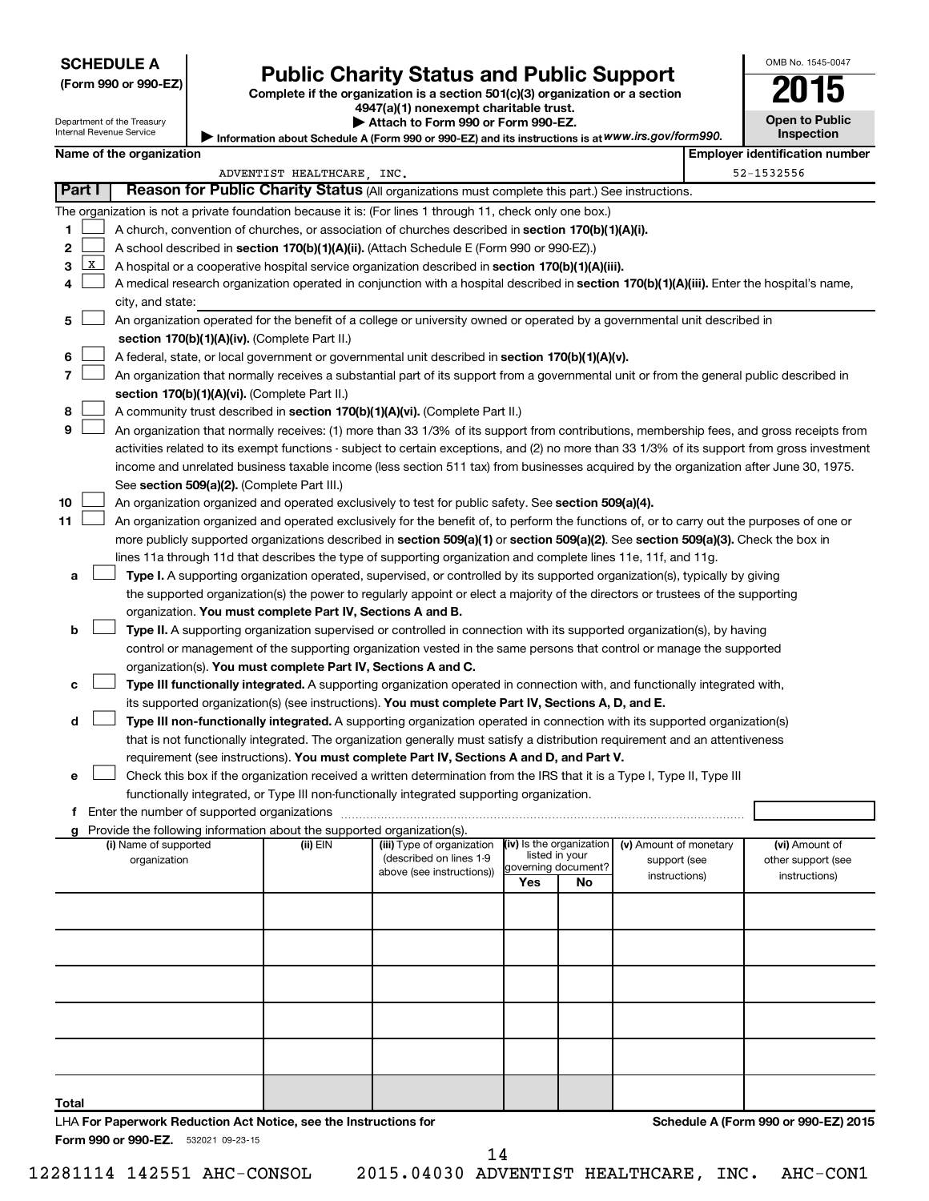**SCHEDULE A**
**(Form 990 or 990-EZ)**

Department of the Treasury
Internal Revenue Service

# Public Charity Status and Public Support

**Complete if the organization is a section 501(c)(3) organization or a section 4947(a)(1) nonexempt charitable trust.**
**▶ Attach to Form 990 or Form 990-EZ.**
▶ Information about Schedule A (Form 990 or 990-EZ) and its instructions is at *www.irs.gov/form990.*

OMB No. 1545-0047
**2015**
**Open to Public Inspection**

**Name of the organization:** ADVENTIST HEALTHCARE, INC.
**Employer identification number:** 52-1532556

## Part I — Reason for Public Charity Status (All organizations must complete this part.) See instructions.

The organization is not a private foundation because it is: (For lines 1 through 11, check only one box.)

1. ☐ A church, convention of churches, or association of churches described in **section 170(b)(1)(A)(i).**
2. ☐ A school described in **section 170(b)(1)(A)(ii).** (Attach Schedule E (Form 990 or 990-EZ).)
3. ☒ A hospital or a cooperative hospital service organization described in **section 170(b)(1)(A)(iii).**
4. ☐ A medical research organization operated in conjunction with a hospital described in **section 170(b)(1)(A)(iii).** Enter the hospital's name, city, and state:
5. ☐ An organization operated for the benefit of a college or university owned or operated by a governmental unit described in **section 170(b)(1)(A)(iv).** (Complete Part II.)
6. ☐ A federal, state, or local government or governmental unit described in **section 170(b)(1)(A)(v).**
7. ☐ An organization that normally receives a substantial part of its support from a governmental unit or from the general public described in **section 170(b)(1)(A)(vi).** (Complete Part II.)
8. ☐ A community trust described in **section 170(b)(1)(A)(vi).** (Complete Part II.)
9. ☐ An organization that normally receives: (1) more than 33 1/3% of its support from contributions, membership fees, and gross receipts from activities related to its exempt functions - subject to certain exceptions, and (2) no more than 33 1/3% of its support from gross investment income and unrelated business taxable income (less section 511 tax) from businesses acquired by the organization after June 30, 1975. See **section 509(a)(2).** (Complete Part III.)
10. ☐ An organization organized and operated exclusively to test for public safety. See **section 509(a)(4).**
11. ☐ An organization organized and operated exclusively for the benefit of, to perform the functions of, or to carry out the purposes of one or more publicly supported organizations described in **section 509(a)(1)** or **section 509(a)(2).** See **section 509(a)(3).** Check the box in lines 11a through 11d that describes the type of supporting organization and complete lines 11e, 11f, and 11g.
   - **a** ☐ **Type I.** A supporting organization operated, supervised, or controlled by its supported organization(s), typically by giving the supported organization(s) the power to regularly appoint or elect a majority of the directors or trustees of the supporting organization. **You must complete Part IV, Sections A and B.**
   - **b** ☐ **Type II.** A supporting organization supervised or controlled in connection with its supported organization(s), by having control or management of the supporting organization vested in the same persons that control or manage the supported organization(s). **You must complete Part IV, Sections A and C.**
   - **c** ☐ **Type III functionally integrated.** A supporting organization operated in connection with, and functionally integrated with, its supported organization(s) (see instructions). **You must complete Part IV, Sections A, D, and E.**
   - **d** ☐ **Type III non-functionally integrated.** A supporting organization operated in connection with its supported organization(s) that is not functionally integrated. The organization generally must satisfy a distribution requirement and an attentiveness requirement (see instructions). **You must complete Part IV, Sections A and D, and Part V.**
   - **e** ☐ Check this box if the organization received a written determination from the IRS that it is a Type I, Type II, Type III functionally integrated, or Type III non-functionally integrated supporting organization.
   - **f** Enter the number of supported organizations
   - **g** Provide the following information about the supported organization(s).

| (i) Name of supported organization | (ii) EIN | (iii) Type of organization (described on lines 1-9 above (see instructions)) | (iv) Is the organization listed in your governing document? Yes | No | (v) Amount of monetary support (see instructions) | (vi) Amount of other support (see instructions) |
|---|---|---|---|---|---|---|
| | | | | | | |
| | | | | | | |
| | | | | | | |
| | | | | | | |
| | | | | | | |
| **Total** | | | | | | |

LHA **For Paperwork Reduction Act Notice, see the Instructions for Form 990 or 990-EZ.** 532021 09-23-15

**Schedule A (Form 990 or 990-EZ) 2015**

12281114 142551 AHC-CONSOL 2015.04030 ADVENTIST HEALTHCARE, INC. AHC-CON1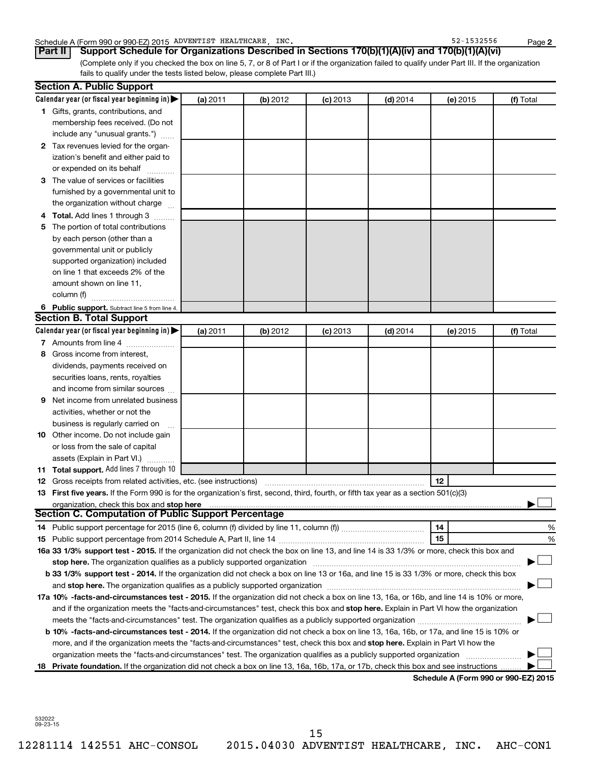Schedule A (Form 990 or 990-EZ) 2015 ADVENTIST HEALTHCARE, INC. 52-1532556 Page 2

**Part II** **Support Schedule for Organizations Described in Sections 170(b)(1)(A)(iv) and 170(b)(1)(A)(vi)**

(Complete only if you checked the box on line 5, 7, or 8 of Part I or if the organization failed to qualify under Part III. If the organization fails to qualify under the tests listed below, please complete Part III.)

## Section A. Public Support

| Calendar year (or fiscal year beginning in) ▶ | (a) 2011 | (b) 2012 | (c) 2013 | (d) 2014 | (e) 2015 | (f) Total |
|---|---|---|---|---|---|---|
| **1** Gifts, grants, contributions, and membership fees received. (Do not include any "unusual grants.") | | | | | | |
| **2** Tax revenues levied for the organization's benefit and either paid to or expended on its behalf | | | | | | |
| **3** The value of services or facilities furnished by a governmental unit to the organization without charge | | | | | | |
| **4 Total.** Add lines 1 through 3 | | | | | | |
| **5** The portion of total contributions by each person (other than a governmental unit or publicly supported organization) included on line 1 that exceeds 2% of the amount shown on line 11, column (f) | | | | | | |
| **6 Public support.** Subtract line 5 from line 4. | | | | | | |

## Section B. Total Support

| Calendar year (or fiscal year beginning in) ▶ | (a) 2011 | (b) 2012 | (c) 2013 | (d) 2014 | (e) 2015 | (f) Total |
|---|---|---|---|---|---|---|
| **7** Amounts from line 4 | | | | | | |
| **8** Gross income from interest, dividends, payments received on securities loans, rents, royalties and income from similar sources | | | | | | |
| **9** Net income from unrelated business activities, whether or not the business is regularly carried on | | | | | | |
| **10** Other income. Do not include gain or loss from the sale of capital assets (Explain in Part VI.) | | | | | | |
| **11 Total support.** Add lines 7 through 10 | | | | | | |

**12** Gross receipts from related activities, etc. (see instructions) ..... **12**

**13 First five years.** If the Form 990 is for the organization's first, second, third, fourth, or fifth tax year as a section 501(c)(3) organization, check this box and **stop here** ..... ▶ ☐

## Section C. Computation of Public Support Percentage

**14** Public support percentage for 2015 (line 6, column (f) divided by line 11, column (f)) ..... **14** %

**15** Public support percentage from 2014 Schedule A, Part II, line 14 ..... **15** %

**16a 33 1/3% support test - 2015.** If the organization did not check the box on line 13, and line 14 is 33 1/3% or more, check this box and **stop here.** The organization qualifies as a publicly supported organization ..... ▶ ☐

**b 33 1/3% support test - 2014.** If the organization did not check a box on line 13 or 16a, and line 15 is 33 1/3% or more, check this box and **stop here.** The organization qualifies as a publicly supported organization ..... ▶ ☐

**17a 10% -facts-and-circumstances test - 2015.** If the organization did not check a box on line 13, 16a, or 16b, and line 14 is 10% or more, and if the organization meets the "facts-and-circumstances" test, check this box and **stop here.** Explain in Part VI how the organization meets the "facts-and-circumstances" test. The organization qualifies as a publicly supported organization ..... ▶ ☐

**b 10% -facts-and-circumstances test - 2014.** If the organization did not check a box on line 13, 16a, 16b, or 17a, and line 15 is 10% or more, and if the organization meets the "facts-and-circumstances" test, check this box and **stop here.** Explain in Part VI how the organization meets the "facts-and-circumstances" test. The organization qualifies as a publicly supported organization ..... ▶ ☐

**18 Private foundation.** If the organization did not check a box on line 13, 16a, 16b, 17a, or 17b, check this box and see instructions ..... ▶ ☐

**Schedule A (Form 990 or 990-EZ) 2015**

532022 09-23-15

12281114 142551 AHC-CONSOL 2015.04030 ADVENTIST HEALTHCARE, INC. AHC-CON1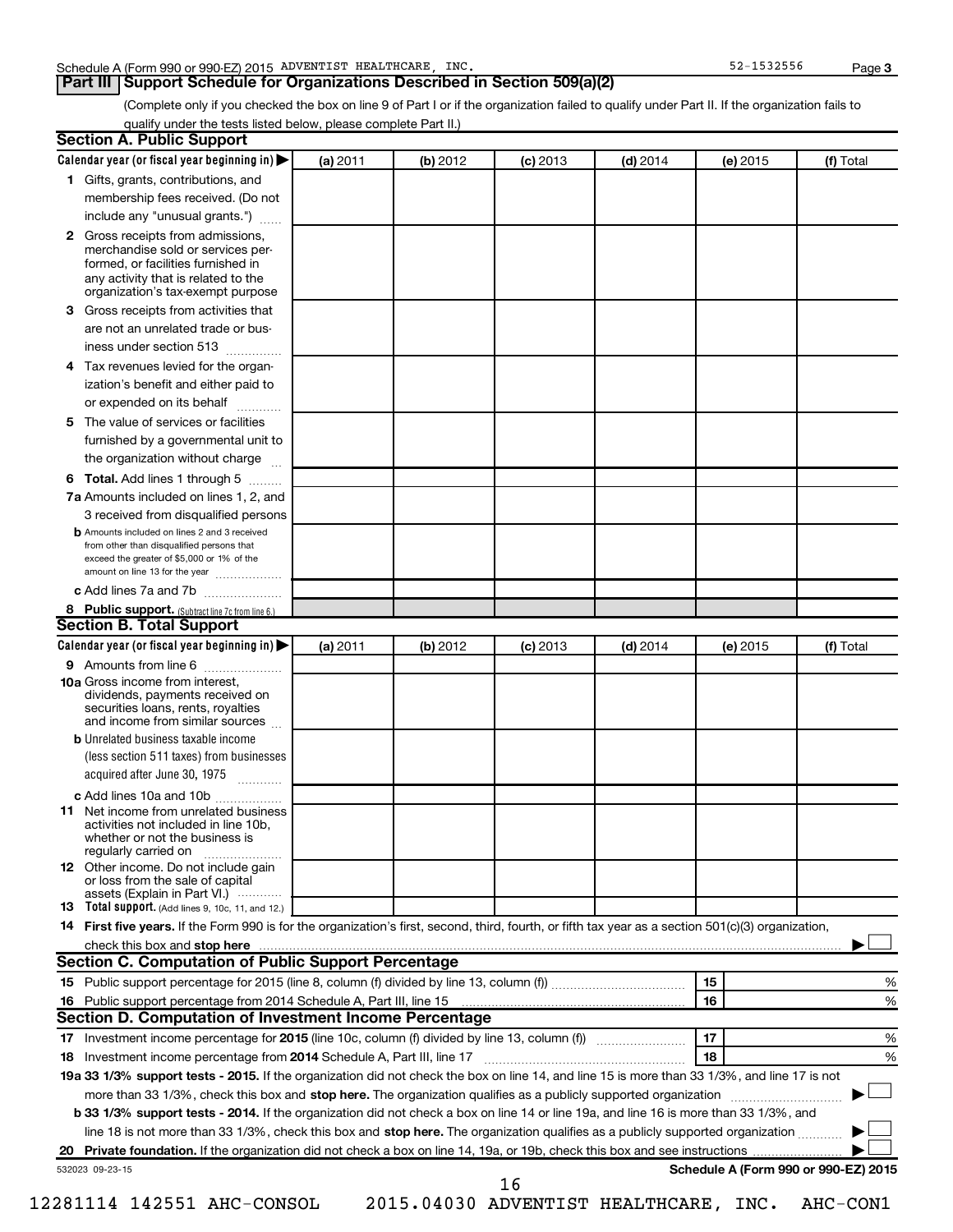Schedule A (Form 990 or 990-EZ) 2015 ADVENTIST HEALTHCARE, INC. 52-1532556 Page 3

## Part III Support Schedule for Organizations Described in Section 509(a)(2)

(Complete only if you checked the box on line 9 of Part I or if the organization failed to qualify under Part II. If the organization fails to qualify under the tests listed below, please complete Part II.)

### Section A. Public Support

| Calendar year (or fiscal year beginning in) ▶ | (a) 2011 | (b) 2012 | (c) 2013 | (d) 2014 | (e) 2015 | (f) Total |
|---|---|---|---|---|---|---|
| **1** Gifts, grants, contributions, and membership fees received. (Do not include any "unusual grants.") | | | | | | |
| **2** Gross receipts from admissions, merchandise sold or services performed, or facilities furnished in any activity that is related to the organization's tax-exempt purpose | | | | | | |
| **3** Gross receipts from activities that are not an unrelated trade or business under section 513 | | | | | | |
| **4** Tax revenues levied for the organization's benefit and either paid to or expended on its behalf | | | | | | |
| **5** The value of services or facilities furnished by a governmental unit to the organization without charge | | | | | | |
| **6 Total.** Add lines 1 through 5 | | | | | | |
| **7a** Amounts included on lines 1, 2, and 3 received from disqualified persons | | | | | | |
| **b** Amounts included on lines 2 and 3 received from other than disqualified persons that exceed the greater of $5,000 or 1% of the amount on line 13 for the year | | | | | | |
| **c** Add lines 7a and 7b | | | | | | |
| **8 Public support.** (Subtract line 7c from line 6.) | | | | | | |

### Section B. Total Support

| Calendar year (or fiscal year beginning in) ▶ | (a) 2011 | (b) 2012 | (c) 2013 | (d) 2014 | (e) 2015 | (f) Total |
|---|---|---|---|---|---|---|
| **9** Amounts from line 6 | | | | | | |
| **10a** Gross income from interest, dividends, payments received on securities loans, rents, royalties and income from similar sources | | | | | | |
| **b** Unrelated business taxable income (less section 511 taxes) from businesses acquired after June 30, 1975 | | | | | | |
| **c** Add lines 10a and 10b | | | | | | |
| **11** Net income from unrelated business activities not included in line 10b, whether or not the business is regularly carried on | | | | | | |
| **12** Other income. Do not include gain or loss from the sale of capital assets (Explain in Part VI.) | | | | | | |
| **13 Total support.** (Add lines 9, 10c, 11, and 12.) | | | | | | |

**14 First five years.** If the Form 990 is for the organization's first, second, third, fourth, or fifth tax year as a section 501(c)(3) organization, check this box and **stop here** ▶ ☐

### Section C. Computation of Public Support Percentage

| | | | |
|---|---|---|---|
| **15** Public support percentage for 2015 (line 8, column (f) divided by line 13, column (f)) | 15 | | % |
| **16** Public support percentage from 2014 Schedule A, Part III, line 15 | 16 | | % |

### Section D. Computation of Investment Income Percentage

| | | | |
|---|---|---|---|
| **17** Investment income percentage for **2015** (line 10c, column (f) divided by line 13, column (f)) | 17 | | % |
| **18** Investment income percentage from **2014** Schedule A, Part III, line 17 | 18 | | % |

**19a 33 1/3% support tests - 2015.** If the organization did not check the box on line 14, and line 15 is more than 33 1/3%, and line 17 is not more than 33 1/3%, check this box and **stop here.** The organization qualifies as a publicly supported organization ▶ ☐

**b 33 1/3% support tests - 2014.** If the organization did not check a box on line 14 or line 19a, and line 16 is more than 33 1/3%, and line 18 is not more than 33 1/3%, check this box and **stop here.** The organization qualifies as a publicly supported organization ▶ ☐

**20 Private foundation.** If the organization did not check a box on line 14, 19a, or 19b, check this box and see instructions ▶ ☐

532023 09-23-15 **Schedule A (Form 990 or 990-EZ) 2015**

12281114 142551 AHC-CONSOL 2015.04030 ADVENTIST HEALTHCARE, INC. AHC-CON1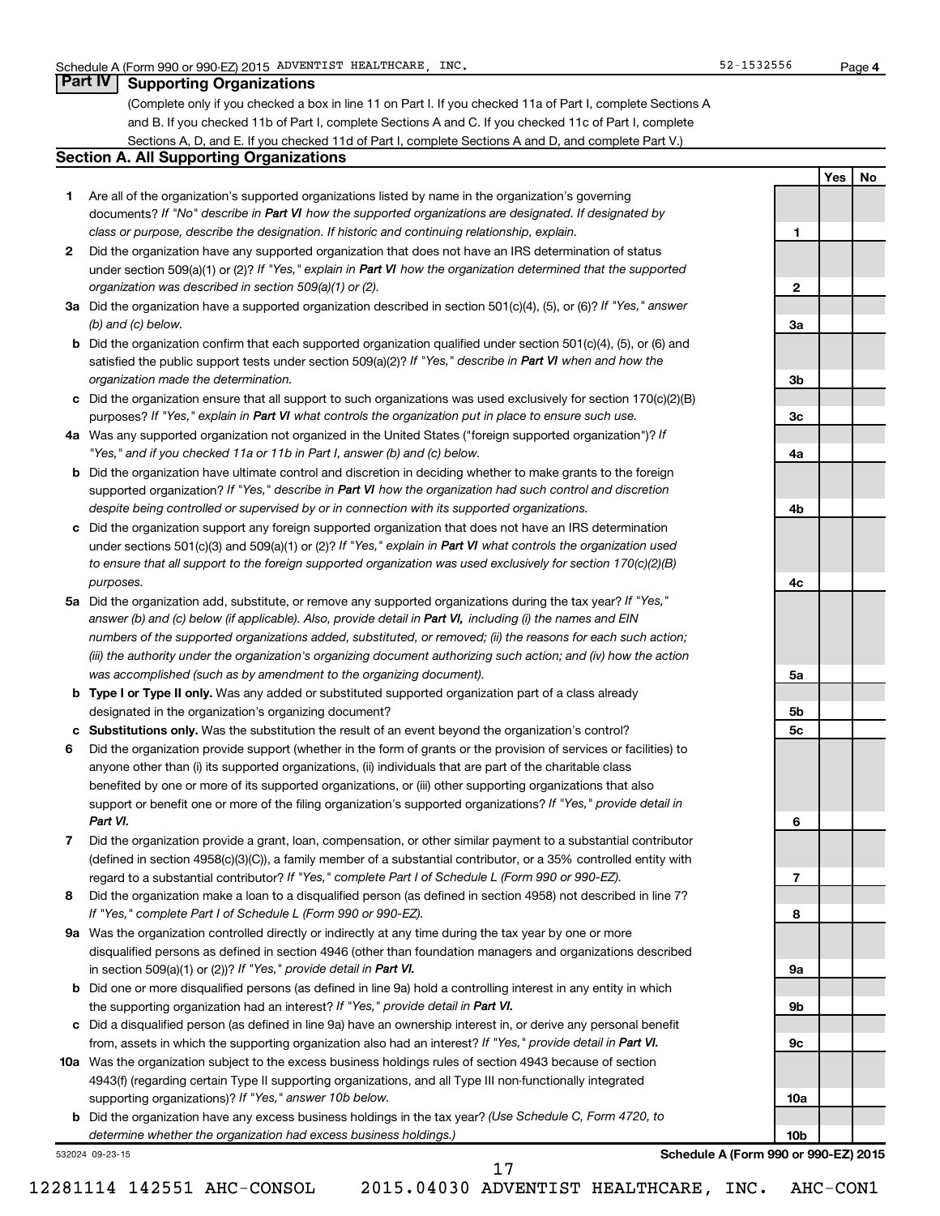Schedule A (Form 990 or 990-EZ) 2015 ADVENTIST HEALTHCARE, INC. 52-1532556 Page **4**

## Part IV Supporting Organizations

(Complete only if you checked a box in line 11 on Part I. If you checked 11a of Part I, complete Sections A and B. If you checked 11b of Part I, complete Sections A and C. If you checked 11c of Part I, complete Sections A, D, and E. If you checked 11d of Part I, complete Sections A and D, and complete Part V.)

### Section A. All Supporting Organizations

| | | | Yes | No |
|---|---|---|---|---|
| **1** | Are all of the organization's supported organizations listed by name in the organization's governing documents? *If "No" describe in **Part VI** how the supported organizations are designated. If designated by class or purpose, describe the designation. If historic and continuing relationship, explain.* | **1** | | |
| **2** | Did the organization have any supported organization that does not have an IRS determination of status under section 509(a)(1) or (2)? *If "Yes," explain in **Part VI** how the organization determined that the supported organization was described in section 509(a)(1) or (2).* | **2** | | |
| **3a** | Did the organization have a supported organization described in section 501(c)(4), (5), or (6)? *If "Yes," answer (b) and (c) below.* | **3a** | | |
| **b** | Did the organization confirm that each supported organization qualified under section 501(c)(4), (5), or (6) and satisfied the public support tests under section 509(a)(2)? *If "Yes," describe in **Part VI** when and how the organization made the determination.* | **3b** | | |
| **c** | Did the organization ensure that all support to such organizations was used exclusively for section 170(c)(2)(B) purposes? *If "Yes," explain in **Part VI** what controls the organization put in place to ensure such use.* | **3c** | | |
| **4a** | Was any supported organization not organized in the United States ("foreign supported organization")? *If "Yes," and if you checked 11a or 11b in Part I, answer (b) and (c) below.* | **4a** | | |
| **b** | Did the organization have ultimate control and discretion in deciding whether to make grants to the foreign supported organization? *If "Yes," describe in **Part VI** how the organization had such control and discretion despite being controlled or supervised by or in connection with its supported organizations.* | **4b** | | |
| **c** | Did the organization support any foreign supported organization that does not have an IRS determination under sections 501(c)(3) and 509(a)(1) or (2)? *If "Yes," explain in **Part VI** what controls the organization used to ensure that all support to the foreign supported organization was used exclusively for section 170(c)(2)(B) purposes.* | **4c** | | |
| **5a** | Did the organization add, substitute, or remove any supported organizations during the tax year? *If "Yes," answer (b) and (c) below (if applicable). Also, provide detail in **Part VI,** including (i) the names and EIN numbers of the supported organizations added, substituted, or removed; (ii) the reasons for each such action; (iii) the authority under the organization's organizing document authorizing such action; and (iv) how the action was accomplished (such as by amendment to the organizing document).* | **5a** | | |
| **b** | **Type I or Type II only.** Was any added or substituted supported organization part of a class already designated in the organization's organizing document? | **5b** | | |
| **c** | **Substitutions only.** Was the substitution the result of an event beyond the organization's control? | **5c** | | |
| **6** | Did the organization provide support (whether in the form of grants or the provision of services or facilities) to anyone other than (i) its supported organizations, (ii) individuals that are part of the charitable class benefited by one or more of its supported organizations, or (iii) other supporting organizations that also support or benefit one or more of the filing organization's supported organizations? *If "Yes," provide detail in **Part VI.*** | **6** | | |
| **7** | Did the organization provide a grant, loan, compensation, or other similar payment to a substantial contributor (defined in section 4958(c)(3)(C)), a family member of a substantial contributor, or a 35% controlled entity with regard to a substantial contributor? *If "Yes," complete Part I of Schedule L (Form 990 or 990-EZ).* | **7** | | |
| **8** | Did the organization make a loan to a disqualified person (as defined in section 4958) not described in line 7? *If "Yes," complete Part I of Schedule L (Form 990 or 990-EZ).* | **8** | | |
| **9a** | Was the organization controlled directly or indirectly at any time during the tax year by one or more disqualified persons as defined in section 4946 (other than foundation managers and organizations described in section 509(a)(1) or (2))? *If "Yes," provide detail in **Part VI.*** | **9a** | | |
| **b** | Did one or more disqualified persons (as defined in line 9a) hold a controlling interest in any entity in which the supporting organization had an interest? *If "Yes," provide detail in **Part VI.*** | **9b** | | |
| **c** | Did a disqualified person (as defined in line 9a) have an ownership interest in, or derive any personal benefit from, assets in which the supporting organization also had an interest? *If "Yes," provide detail in **Part VI.*** | **9c** | | |
| **10a** | Was the organization subject to the excess business holdings rules of section 4943 because of section 4943(f) (regarding certain Type II supporting organizations, and all Type III non-functionally integrated supporting organizations)? *If "Yes," answer 10b below.* | **10a** | | |
| **b** | Did the organization have any excess business holdings in the tax year? *(Use Schedule C, Form 4720, to determine whether the organization had excess business holdings.)* | **10b** | | |

532024 09-23-15 **Schedule A (Form 990 or 990-EZ) 2015**

12281114 142551 AHC-CONSOL 2015.04030 ADVENTIST HEALTHCARE, INC. AHC-CON1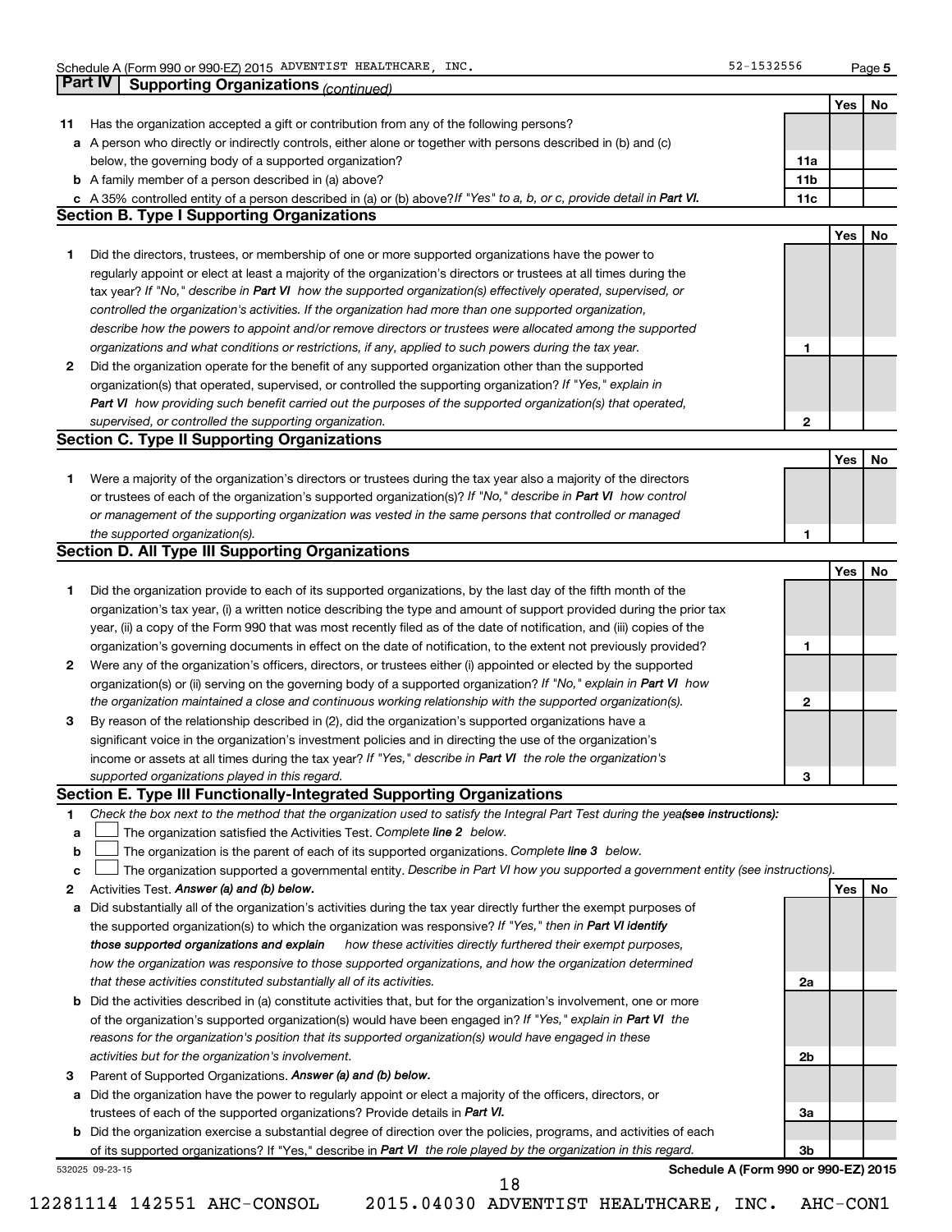Schedule A (Form 990 or 990-EZ) 2015 ADVENTIST HEALTHCARE, INC. 52-1532556 Page 5

## Part IV Supporting Organizations *(continued)*

| | | | Yes | No |
|---|---|---|---|---|
| **11** | Has the organization accepted a gift or contribution from any of the following persons? | | | |
| **a** | A person who directly or indirectly controls, either alone or together with persons described in (b) and (c) below, the governing body of a supported organization? | 11a | | |
| **b** | A family member of a person described in (a) above? | 11b | | |
| **c** | A 35% controlled entity of a person described in (a) or (b) above? *If "Yes" to a, b, or c, provide detail in* ***Part VI.*** | 11c | | |

### Section B. Type I Supporting Organizations

| | | | Yes | No |
|---|---|---|---|---|
| **1** | Did the directors, trustees, or membership of one or more supported organizations have the power to regularly appoint or elect at least a majority of the organization's directors or trustees at all times during the tax year? *If "No," describe in* ***Part VI*** *how the supported organization(s) effectively operated, supervised, or controlled the organization's activities. If the organization had more than one supported organization, describe how the powers to appoint and/or remove directors or trustees were allocated among the supported organizations and what conditions or restrictions, if any, applied to such powers during the tax year.* | 1 | | |
| **2** | Did the organization operate for the benefit of any supported organization other than the supported organization(s) that operated, supervised, or controlled the supporting organization? *If "Yes," explain in* ***Part VI*** *how providing such benefit carried out the purposes of the supported organization(s) that operated, supervised, or controlled the supporting organization.* | 2 | | |

### Section C. Type II Supporting Organizations

| | | | Yes | No |
|---|---|---|---|---|
| **1** | Were a majority of the organization's directors or trustees during the tax year also a majority of the directors or trustees of each of the organization's supported organization(s)? *If "No," describe in* ***Part VI*** *how control or management of the supporting organization was vested in the same persons that controlled or managed the supported organization(s).* | 1 | | |

### Section D. All Type III Supporting Organizations

| | | | Yes | No |
|---|---|---|---|---|
| **1** | Did the organization provide to each of its supported organizations, by the last day of the fifth month of the organization's tax year, (i) a written notice describing the type and amount of support provided during the prior tax year, (ii) a copy of the Form 990 that was most recently filed as of the date of notification, and (iii) copies of the organization's governing documents in effect on the date of notification, to the extent not previously provided? | 1 | | |
| **2** | Were any of the organization's officers, directors, or trustees either (i) appointed or elected by the supported organization(s) or (ii) serving on the governing body of a supported organization? *If "No," explain in* ***Part VI*** *how the organization maintained a close and continuous working relationship with the supported organization(s).* | 2 | | |
| **3** | By reason of the relationship described in (2), did the organization's supported organizations have a significant voice in the organization's investment policies and in directing the use of the organization's income or assets at all times during the tax year? *If "Yes," describe in* ***Part VI*** *the role the organization's supported organizations played in this regard.* | 3 | | |

### Section E. Type III Functionally-Integrated Supporting Organizations

**1** *Check the box next to the method that the organization used to satisfy the Integral Part Test during the year* ***(see instructions):***

- **a** ☐ The organization satisfied the Activities Test. *Complete* ***line 2*** *below.*
- **b** ☐ The organization is the parent of each of its supported organizations. *Complete* ***line 3*** *below.*
- **c** ☐ The organization supported a governmental entity. *Describe in Part VI how you supported a government entity (see instructions).*

| | | | Yes | No |
|---|---|---|---|---|
| **2** | Activities Test. ***Answer (a) and (b) below.*** | | | |
| **a** | Did substantially all of the organization's activities during the tax year directly further the exempt purposes of the supported organization(s) to which the organization was responsive? *If "Yes," then in* ***Part VI identify those supported organizations and explain*** *how these activities directly furthered their exempt purposes, how the organization was responsive to those supported organizations, and how the organization determined that these activities constituted substantially all of its activities.* | 2a | | |
| **b** | Did the activities described in (a) constitute activities that, but for the organization's involvement, one or more of the organization's supported organization(s) would have been engaged in? *If "Yes," explain in* ***Part VI*** *the reasons for the organization's position that its supported organization(s) would have engaged in these activities but for the organization's involvement.* | 2b | | |
| **3** | Parent of Supported Organizations. ***Answer (a) and (b) below.*** | | | |
| **a** | Did the organization have the power to regularly appoint or elect a majority of the officers, directors, or trustees of each of the supported organizations? Provide details in ***Part VI.*** | 3a | | |
| **b** | Did the organization exercise a substantial degree of direction over the policies, programs, and activities of each of its supported organizations? If "Yes," describe in ***Part VI*** *the role played by the organization in this regard.* | 3b | | |

532025 09-23-15 **Schedule A (Form 990 or 990-EZ) 2015**

12281114 142551 AHC-CONSOL 2015.04030 ADVENTIST HEALTHCARE, INC. AHC-CON1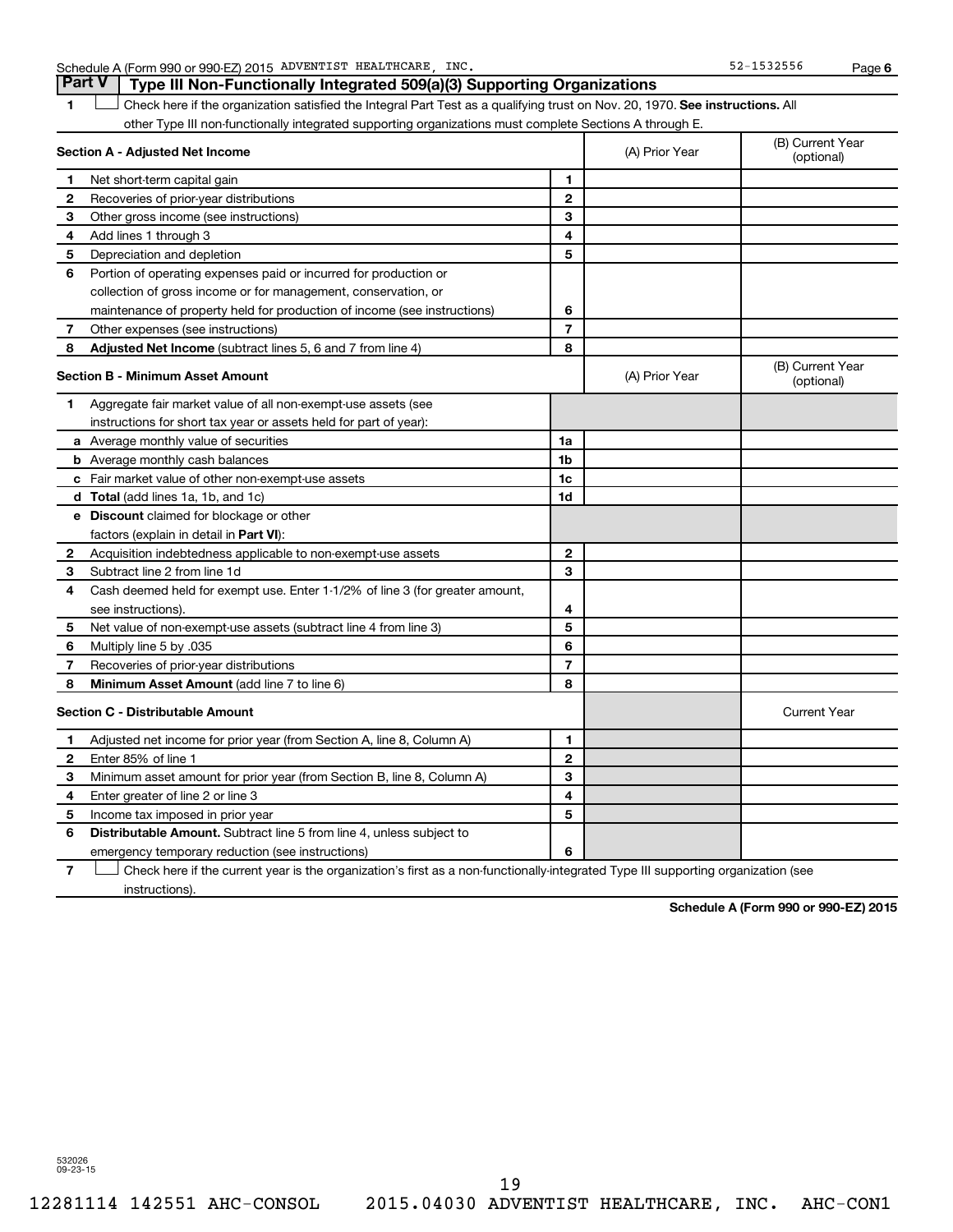Schedule A (Form 990 or 990-EZ) 2015 ADVENTIST HEALTHCARE, INC. 52-1532556 Page 6

## Part V Type III Non-Functionally Integrated 509(a)(3) Supporting Organizations

1 ☐ Check here if the organization satisfied the Integral Part Test as a qualifying trust on Nov. 20, 1970. **See instructions.** All other Type III non-functionally integrated supporting organizations must complete Sections A through E.

| **Section A - Adjusted Net Income** | | (A) Prior Year | (B) Current Year (optional) |
|---|---|---|---|
| 1 Net short-term capital gain | 1 | | |
| 2 Recoveries of prior-year distributions | 2 | | |
| 3 Other gross income (see instructions) | 3 | | |
| 4 Add lines 1 through 3 | 4 | | |
| 5 Depreciation and depletion | 5 | | |
| 6 Portion of operating expenses paid or incurred for production or collection of gross income or for management, conservation, or maintenance of property held for production of income (see instructions) | 6 | | |
| 7 Other expenses (see instructions) | 7 | | |
| 8 **Adjusted Net Income** (subtract lines 5, 6 and 7 from line 4) | 8 | | |

| **Section B - Minimum Asset Amount** | | (A) Prior Year | (B) Current Year (optional) |
|---|---|---|---|
| 1 Aggregate fair market value of all non-exempt-use assets (see instructions for short tax year or assets held for part of year): | | | |
| a Average monthly value of securities | 1a | | |
| b Average monthly cash balances | 1b | | |
| c Fair market value of other non-exempt-use assets | 1c | | |
| d **Total** (add lines 1a, 1b, and 1c) | 1d | | |
| e **Discount** claimed for blockage or other factors (explain in detail in **Part VI**): | | | |
| 2 Acquisition indebtedness applicable to non-exempt-use assets | 2 | | |
| 3 Subtract line 2 from line 1d | 3 | | |
| 4 Cash deemed held for exempt use. Enter 1-1/2% of line 3 (for greater amount, see instructions). | 4 | | |
| 5 Net value of non-exempt-use assets (subtract line 4 from line 3) | 5 | | |
| 6 Multiply line 5 by .035 | 6 | | |
| 7 Recoveries of prior-year distributions | 7 | | |
| 8 **Minimum Asset Amount** (add line 7 to line 6) | 8 | | |

| **Section C - Distributable Amount** | | | Current Year |
|---|---|---|---|
| 1 Adjusted net income for prior year (from Section A, line 8, Column A) | 1 | | |
| 2 Enter 85% of line 1 | 2 | | |
| 3 Minimum asset amount for prior year (from Section B, line 8, Column A) | 3 | | |
| 4 Enter greater of line 2 or line 3 | 4 | | |
| 5 Income tax imposed in prior year | 5 | | |
| 6 **Distributable Amount.** Subtract line 5 from line 4, unless subject to emergency temporary reduction (see instructions) | 6 | | |

7 ☐ Check here if the current year is the organization's first as a non-functionally-integrated Type III supporting organization (see instructions).

**Schedule A (Form 990 or 990-EZ) 2015**

532026 09-23-15

12281114 142551 AHC-CONSOL 2015.04030 ADVENTIST HEALTHCARE, INC. AHC-CON1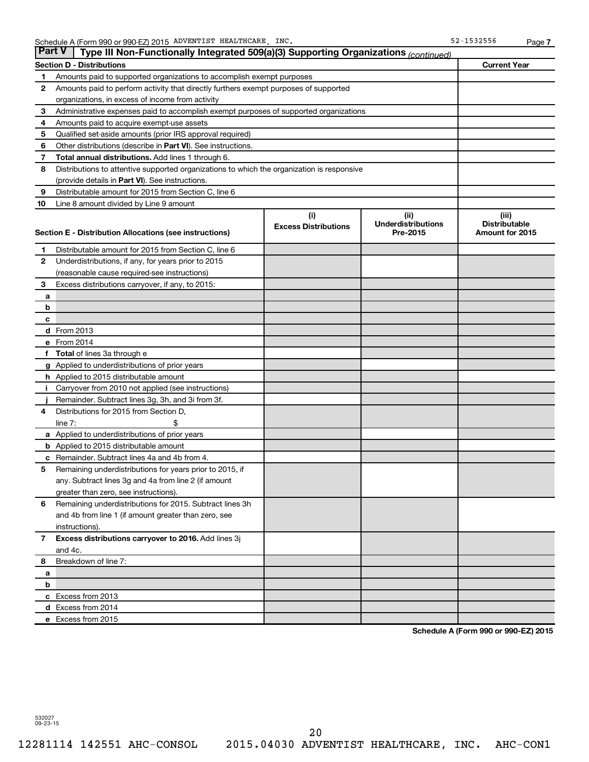Schedule A (Form 990 or 990-EZ) 2015 ADVENTIST HEALTHCARE, INC. 52-1532556

## Part V Type III Non-Functionally Integrated 509(a)(3) Supporting Organizations *(continued)*

| Section D - Distributions | | Current Year |
|---|---|---|
| 1 | Amounts paid to supported organizations to accomplish exempt purposes | |
| 2 | Amounts paid to perform activity that directly furthers exempt purposes of supported organizations, in excess of income from activity | |
| 3 | Administrative expenses paid to accomplish exempt purposes of supported organizations | |
| 4 | Amounts paid to acquire exempt-use assets | |
| 5 | Qualified set-aside amounts (prior IRS approval required) | |
| 6 | Other distributions (describe in **Part VI**). See instructions. | |
| 7 | **Total annual distributions.** Add lines 1 through 6. | |
| 8 | Distributions to attentive supported organizations to which the organization is responsive (provide details in **Part VI**). See instructions. | |
| 9 | Distributable amount for 2015 from Section C, line 6 | |
| 10 | Line 8 amount divided by Line 9 amount | |

| Section E - Distribution Allocations (see instructions) | | (i) Excess Distributions | (ii) Underdistributions Pre-2015 | (iii) Distributable Amount for 2015 |
|---|---|---|---|---|
| 1 | Distributable amount for 2015 from Section C, line 6 | | | |
| 2 | Underdistributions, if any, for years prior to 2015 (reasonable cause required-see instructions) | | | |
| 3 | Excess distributions carryover, if any, to 2015: | | | |
| a | | | | |
| b | | | | |
| c | | | | |
| d | From 2013 | | | |
| e | From 2014 | | | |
| f | **Total** of lines 3a through e | | | |
| g | Applied to underdistributions of prior years | | | |
| h | Applied to 2015 distributable amount | | | |
| i | Carryover from 2010 not applied (see instructions) | | | |
| j | Remainder. Subtract lines 3g, 3h, and 3i from 3f. | | | |
| 4 | Distributions for 2015 from Section D, line 7: $ | | | |
| a | Applied to underdistributions of prior years | | | |
| b | Applied to 2015 distributable amount | | | |
| c | Remainder. Subtract lines 4a and 4b from 4. | | | |
| 5 | Remaining underdistributions for years prior to 2015, if any. Subtract lines 3g and 4a from line 2 (if amount greater than zero, see instructions). | | | |
| 6 | Remaining underdistributions for 2015. Subtract lines 3h and 4b from line 1 (if amount greater than zero, see instructions). | | | |
| 7 | **Excess distributions carryover to 2016.** Add lines 3j and 4c. | | | |
| 8 | Breakdown of line 7: | | | |
| a | | | | |
| b | | | | |
| c | Excess from 2013 | | | |
| d | Excess from 2014 | | | |
| e | Excess from 2015 | | | |

**Schedule A (Form 990 or 990-EZ) 2015**

532027 09-23-15

12281114 142551 AHC-CONSOL 2015.04030 ADVENTIST HEALTHCARE, INC. AHC-CON1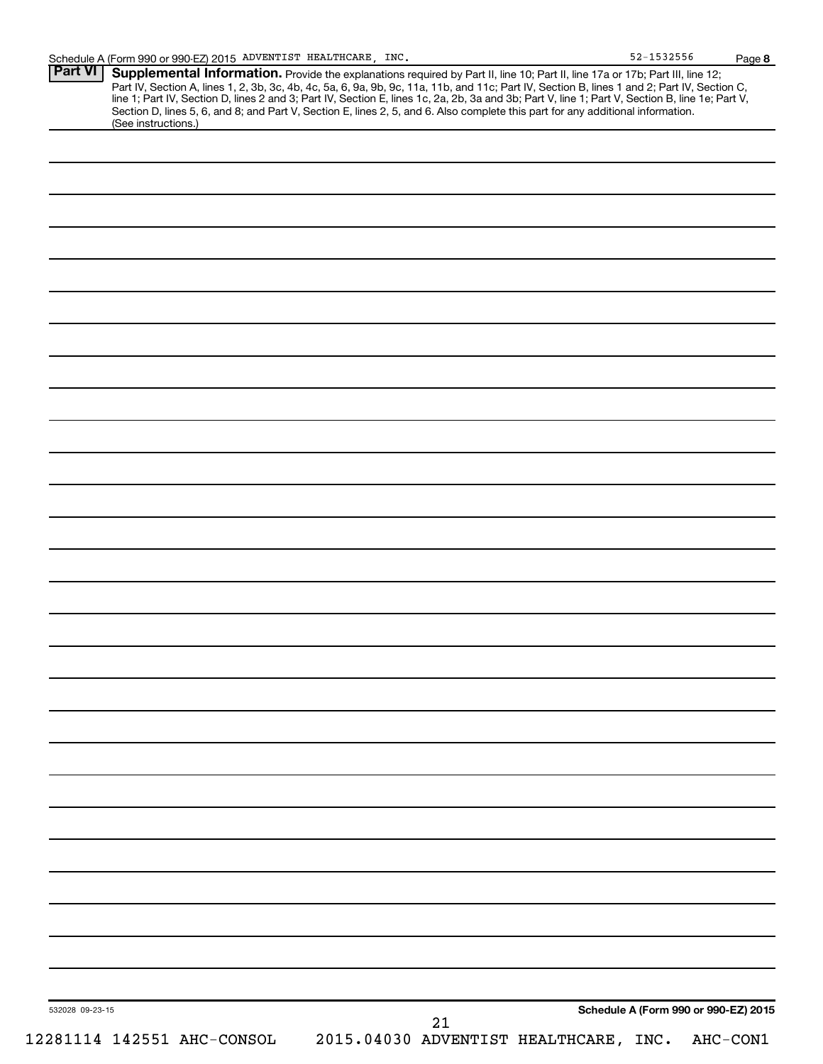Schedule A (Form 990 or 990-EZ) 2015 ADVENTIST HEALTHCARE, INC. 52-1532556 Page 8

**Part VI** **Supplemental Information.** Provide the explanations required by Part II, line 10; Part II, line 17a or 17b; Part III, line 12; Part IV, Section A, lines 1, 2, 3b, 3c, 4b, 4c, 5a, 6, 9a, 9b, 9c, 11a, 11b, and 11c; Part IV, Section B, lines 1 and 2; Part IV, Section C, line 1; Part IV, Section D, lines 2 and 3; Part IV, Section E, lines 1c, 2a, 2b, 3a and 3b; Part V, line 1; Part V, Section B, line 1e; Part V, Section D, lines 5, 6, and 8; and Part V, Section E, lines 2, 5, and 6. Also complete this part for any additional information. (See instructions.)

532028 09-23-15

**Schedule A (Form 990 or 990-EZ) 2015**

12281114 142551 AHC-CONSOL 2015.04030 ADVENTIST HEALTHCARE, INC. AHC-CON1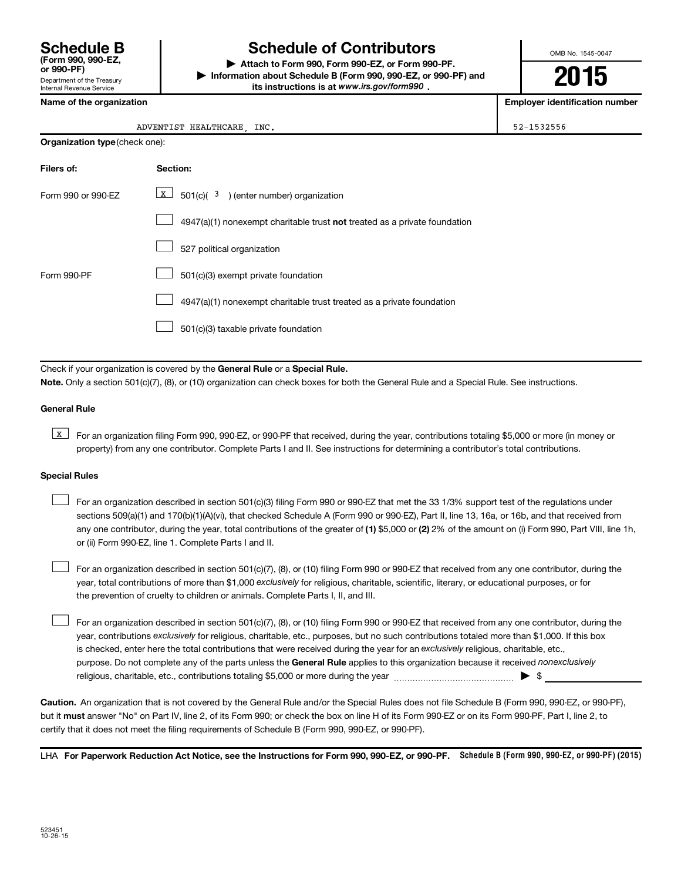# Schedule B

**(Form 990, 990-EZ, or 990-PF)**

Department of the Treasury
Internal Revenue Service

# Schedule of Contributors

▶ **Attach to Form 990, Form 990-EZ, or Form 990-PF.**

▶ **Information about Schedule B (Form 990, 990-EZ, or 990-PF) and its instructions is at *www.irs.gov/form990*.**

OMB No. 1545-0047

**2015**

| **Name of the organization** | **Employer identification number** |
|---|---|
| ADVENTIST HEALTHCARE, INC. | 52-1532556 |

**Organization type** (check one):

| **Filers of:** | **Section:** |
|---|---|
| Form 990 or 990-EZ | [X] 501(c)( 3 ) (enter number) organization |
| | [ ] 4947(a)(1) nonexempt charitable trust **not** treated as a private foundation |
| | [ ] 527 political organization |
| Form 990-PF | [ ] 501(c)(3) exempt private foundation |
| | [ ] 4947(a)(1) nonexempt charitable trust treated as a private foundation |
| | [ ] 501(c)(3) taxable private foundation |

Check if your organization is covered by the **General Rule** or a **Special Rule.**

**Note.** Only a section 501(c)(7), (8), or (10) organization can check boxes for both the General Rule and a Special Rule. See instructions.

**General Rule**

[X] For an organization filing Form 990, 990-EZ, or 990-PF that received, during the year, contributions totaling $5,000 or more (in money or property) from any one contributor. Complete Parts I and II. See instructions for determining a contributor's total contributions.

**Special Rules**

[ ] For an organization described in section 501(c)(3) filing Form 990 or 990-EZ that met the 33 1/3% support test of the regulations under sections 509(a)(1) and 170(b)(1)(A)(vi), that checked Schedule A (Form 990 or 990-EZ), Part II, line 13, 16a, or 16b, and that received from any one contributor, during the year, total contributions of the greater of **(1)** $5,000 or **(2)** 2% of the amount on (i) Form 990, Part VIII, line 1h, or (ii) Form 990-EZ, line 1. Complete Parts I and II.

[ ] For an organization described in section 501(c)(7), (8), or (10) filing Form 990 or 990-EZ that received from any one contributor, during the year, total contributions of more than $1,000 *exclusively* for religious, charitable, scientific, literary, or educational purposes, or for the prevention of cruelty to children or animals. Complete Parts I, II, and III.

[ ] For an organization described in section 501(c)(7), (8), or (10) filing Form 990 or 990-EZ that received from any one contributor, during the year, contributions *exclusively* for religious, charitable, etc., purposes, but no such contributions totaled more than $1,000. If this box is checked, enter here the total contributions that were received during the year for an *exclusively* religious, charitable, etc., purpose. Do not complete any of the parts unless the **General Rule** applies to this organization because it received *nonexclusively* religious, charitable, etc., contributions totaling $5,000 or more during the year ▶ $ ____________

**Caution.** An organization that is not covered by the General Rule and/or the Special Rules does not file Schedule B (Form 990, 990-EZ, or 990-PF), but it **must** answer "No" on Part IV, line 2, of its Form 990; or check the box on line H of its Form 990-EZ or on its Form 990-PF, Part I, line 2, to certify that it does not meet the filing requirements of Schedule B (Form 990, 990-EZ, or 990-PF).

LHA **For Paperwork Reduction Act Notice, see the Instructions for Form 990, 990-EZ, or 990-PF.** **Schedule B (Form 990, 990-EZ, or 990-PF) (2015)**

523451
10-26-15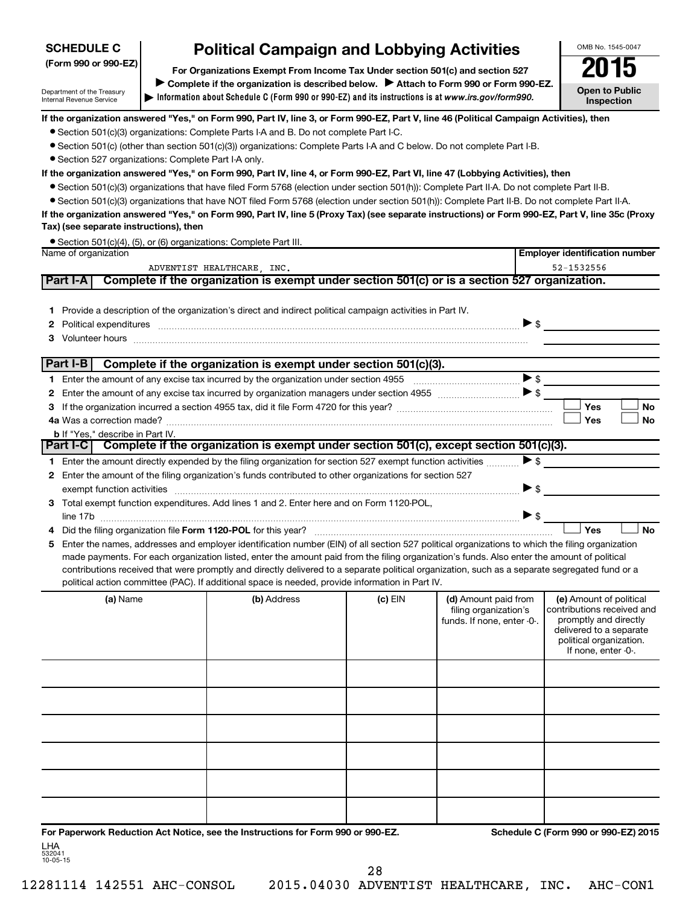**SCHEDULE C**
**(Form 990 or 990-EZ)**

Department of the Treasury
Internal Revenue Service

# Political Campaign and Lobbying Activities

**For Organizations Exempt From Income Tax Under section 501(c) and section 527**

**▶ Complete if the organization is described below. ▶ Attach to Form 990 or Form 990-EZ.**

**▶ Information about Schedule C (Form 990 or 990-EZ) and its instructions is at *www.irs.gov/form990.***

OMB No. 1545-0047

**2015**

**Open to Public Inspection**

**If the organization answered "Yes," on Form 990, Part IV, line 3, or Form 990-EZ, Part V, line 46 (Political Campaign Activities), then**

- Section 501(c)(3) organizations: Complete Parts I-A and B. Do not complete Part I-C.
- Section 501(c) (other than section 501(c)(3)) organizations: Complete Parts I-A and C below. Do not complete Part I-B.
- Section 527 organizations: Complete Part I-A only.

**If the organization answered "Yes," on Form 990, Part IV, line 4, or Form 990-EZ, Part VI, line 47 (Lobbying Activities), then**

- Section 501(c)(3) organizations that have filed Form 5768 (election under section 501(h)): Complete Part II-A. Do not complete Part II-B.
- Section 501(c)(3) organizations that have NOT filed Form 5768 (election under section 501(h)): Complete Part II-B. Do not complete Part II-A.

**If the organization answered "Yes," on Form 990, Part IV, line 5 (Proxy Tax) (see separate instructions) or Form 990-EZ, Part V, line 35c (Proxy Tax) (see separate instructions), then**

- Section 501(c)(4), (5), or (6) organizations: Complete Part III.

| Name of organization | Employer identification number |
|---|---|
| ADVENTIST HEALTHCARE, INC. | 52-1532556 |

## Part I-A Complete if the organization is exempt under section 501(c) or is a section 527 organization.

1. Provide a description of the organization's direct and indirect political campaign activities in Part IV.
2. Political expenditures ▶ $
3. Volunteer hours

## Part I-B Complete if the organization is exempt under section 501(c)(3).

1. Enter the amount of any excise tax incurred by the organization under section 4955 ▶ $
2. Enter the amount of any excise tax incurred by organization managers under section 4955 ▶ $
3. If the organization incurred a section 4955 tax, did it file Form 4720 for this year? ☐ Yes ☐ No

4a Was a correction made? ☐ Yes ☐ No

b If "Yes," describe in Part IV.

## Part I-C Complete if the organization is exempt under section 501(c), except section 501(c)(3).

1. Enter the amount directly expended by the filing organization for section 527 exempt function activities ▶ $
2. Enter the amount of the filing organization's funds contributed to other organizations for section 527 exempt function activities ▶ $
3. Total exempt function expenditures. Add lines 1 and 2. Enter here and on Form 1120-POL, line 17b ▶ $
4. Did the filing organization file **Form 1120-POL** for this year? ☐ Yes ☐ No
5. Enter the names, addresses and employer identification number (EIN) of all section 527 political organizations to which the filing organization made payments. For each organization listed, enter the amount paid from the filing organization's funds. Also enter the amount of political contributions received that were promptly and directly delivered to a separate political organization, such as a separate segregated fund or a political action committee (PAC). If additional space is needed, provide information in Part IV.

| (a) Name | (b) Address | (c) EIN | (d) Amount paid from filing organization's funds. If none, enter -0-. | (e) Amount of political contributions received and promptly and directly delivered to a separate political organization. If none, enter -0-. |
|---|---|---|---|---|
| | | | | |
| | | | | |
| | | | | |
| | | | | |
| | | | | |
| | | | | |

**For Paperwork Reduction Act Notice, see the Instructions for Form 990 or 990-EZ.** **Schedule C (Form 990 or 990-EZ) 2015**

LHA
532041
10-05-15

12281114 142551 AHC-CONSOL 2015.04030 ADVENTIST HEALTHCARE, INC. AHC-CON1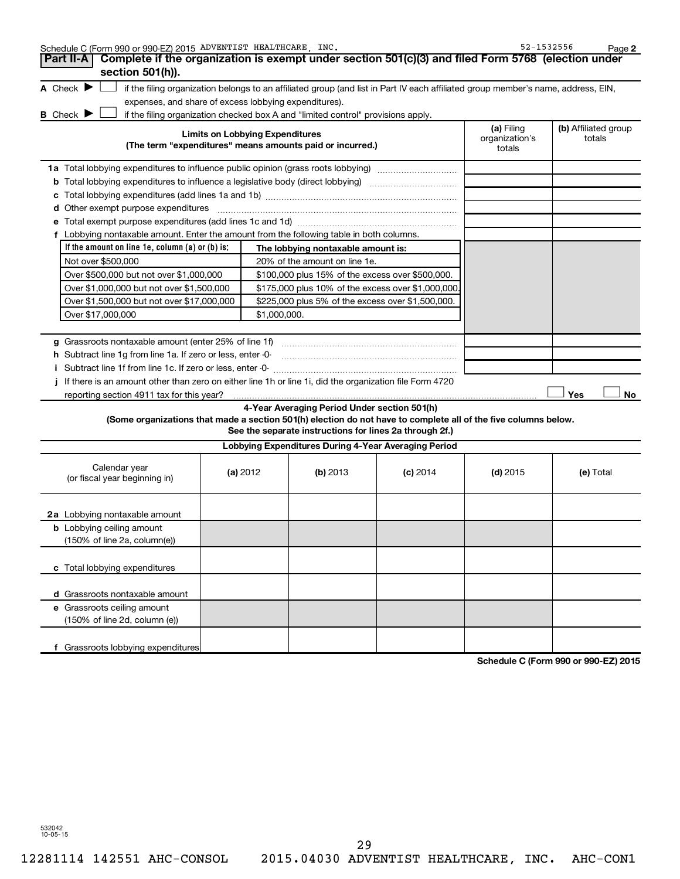Schedule C (Form 990 or 990-EZ) 2015 ADVENTIST HEALTHCARE, INC. 52-1532556 Page 2

## Part II-A Complete if the organization is exempt under section 501(c)(3) and filed Form 5768 (election under section 501(h)).

A Check ▶ ☐ if the filing organization belongs to an affiliated group (and list in Part IV each affiliated group member's name, address, EIN, expenses, and share of excess lobbying expenditures).

B Check ▶ ☐ if the filing organization checked box A and "limited control" provisions apply.

| Limits on Lobbying Expenditures (The term "expenditures" means amounts paid or incurred.) | (a) Filing organization's totals | (b) Affiliated group totals |
|---|---|---|
| 1a Total lobbying expenditures to influence public opinion (grass roots lobbying) | | |
| b Total lobbying expenditures to influence a legislative body (direct lobbying) | | |
| c Total lobbying expenditures (add lines 1a and 1b) | | |
| d Other exempt purpose expenditures | | |
| e Total exempt purpose expenditures (add lines 1c and 1d) | | |
| f Lobbying nontaxable amount. Enter the amount from the following table in both columns. | | |

| If the amount on line 1e, column (a) or (b) is: | The lobbying nontaxable amount is: |
|---|---|
| Not over $500,000 | 20% of the amount on line 1e. |
| Over $500,000 but not over $1,000,000 | $100,000 plus 15% of the excess over $500,000. |
| Over $1,000,000 but not over $1,500,000 | $175,000 plus 10% of the excess over $1,000,000. |
| Over $1,500,000 but not over $17,000,000 | $225,000 plus 5% of the excess over $1,500,000. |
| Over $17,000,000 | $1,000,000. |

| | (a) Filing organization's totals | (b) Affiliated group totals |
|---|---|---|
| g Grassroots nontaxable amount (enter 25% of line 1f) | | |
| h Subtract line 1g from line 1a. If zero or less, enter -0- | | |
| i Subtract line 1f from line 1c. If zero or less, enter -0- | | |

j If there is an amount other than zero on either line 1h or line 1i, did the organization file Form 4720 reporting section 4911 tax for this year? ☐ Yes ☐ No

### 4-Year Averaging Period Under section 501(h)

**(Some organizations that made a section 501(h) election do not have to complete all of the five columns below. See the separate instructions for lines 2a through 2f.)**

**Lobbying Expenditures During 4-Year Averaging Period**

| Calendar year (or fiscal year beginning in) | (a) 2012 | (b) 2013 | (c) 2014 | (d) 2015 | (e) Total |
|---|---|---|---|---|---|
| 2a Lobbying nontaxable amount | | | | | |
| b Lobbying ceiling amount (150% of line 2a, column(e)) | | | | | |
| c Total lobbying expenditures | | | | | |
| d Grassroots nontaxable amount | | | | | |
| e Grassroots ceiling amount (150% of line 2d, column (e)) | | | | | |
| f Grassroots lobbying expenditures | | | | | |

Schedule C (Form 990 or 990-EZ) 2015

532042 10-05-15

12281114 142551 AHC-CONSOL 2015.04030 ADVENTIST HEALTHCARE, INC. AHC-CON1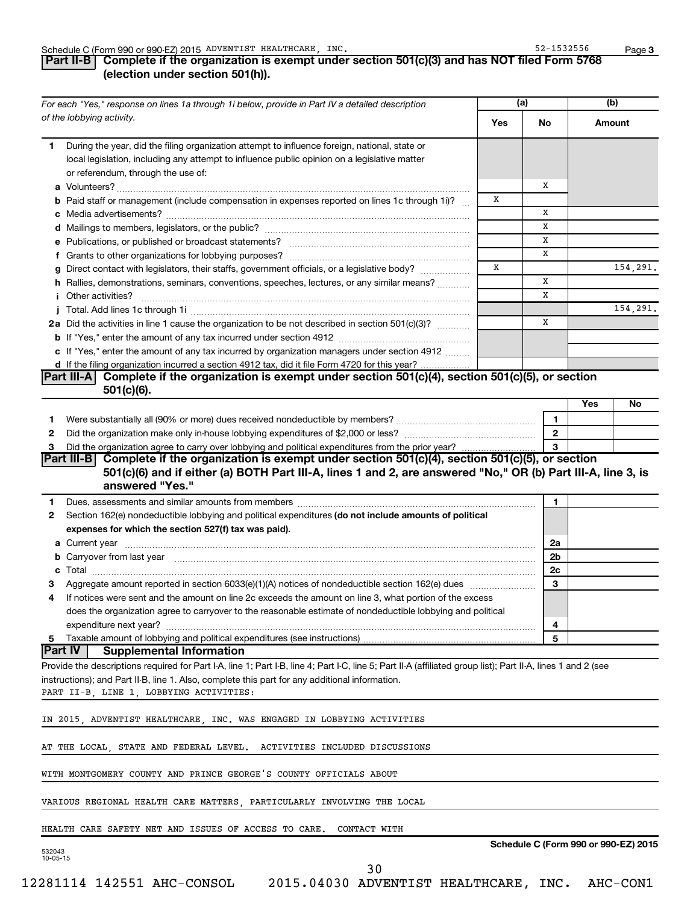Schedule C (Form 990 or 990-EZ) 2015 ADVENTIST HEALTHCARE, INC. 52-1532556 Page 3

## Part II-B Complete if the organization is exempt under section 501(c)(3) and has NOT filed Form 5768 (election under section 501(h)).

| For each "Yes," response on lines 1a through 1i below, provide in Part IV a detailed description of the lobbying activity. | (a) Yes | (a) No | (b) Amount |
|---|---|---|---|
| **1** During the year, did the filing organization attempt to influence foreign, national, state or local legislation, including any attempt to influence public opinion on a legislative matter or referendum, through the use of: | | | |
| **a** Volunteers? | | X | |
| **b** Paid staff or management (include compensation in expenses reported on lines 1c through 1i)? | X | | |
| **c** Media advertisements? | | X | |
| **d** Mailings to members, legislators, or the public? | | X | |
| **e** Publications, or published or broadcast statements? | | X | |
| **f** Grants to other organizations for lobbying purposes? | | X | |
| **g** Direct contact with legislators, their staffs, government officials, or a legislative body? | X | | 154,291. |
| **h** Rallies, demonstrations, seminars, conventions, speeches, lectures, or any similar means? | | X | |
| **i** Other activities? | | X | |
| **j** Total. Add lines 1c through 1i | | | 154,291. |
| **2a** Did the activities in line 1 cause the organization to be not described in section 501(c)(3)? | | X | |
| **b** If "Yes," enter the amount of any tax incurred under section 4912 | | | |
| **c** If "Yes," enter the amount of any tax incurred by organization managers under section 4912 | | | |
| **d** If the filing organization incurred a section 4912 tax, did it file Form 4720 for this year? | | | |

## Part III-A Complete if the organization is exempt under section 501(c)(4), section 501(c)(5), or section 501(c)(6).

| | | | Yes | No |
|---|---|---|---|---|
| **1** | Were substantially all (90% or more) dues received nondeductible by members? | 1 | | |
| **2** | Did the organization make only in-house lobbying expenditures of $2,000 or less? | 2 | | |
| **3** | Did the organization agree to carry over lobbying and political expenditures from the prior year? | 3 | | |

## Part III-B Complete if the organization is exempt under section 501(c)(4), section 501(c)(5), or section 501(c)(6) and if either (a) BOTH Part III-A, lines 1 and 2, are answered "No," OR (b) Part III-A, line 3, is answered "Yes."

| | | | |
|---|---|---|---|
| **1** | Dues, assessments and similar amounts from members | 1 | |
| **2** | Section 162(e) nondeductible lobbying and political expenditures **(do not include amounts of political expenses for which the section 527(f) tax was paid).** | | |
| **a** | Current year | 2a | |
| **b** | Carryover from last year | 2b | |
| **c** | Total | 2c | |
| **3** | Aggregate amount reported in section 6033(e)(1)(A) notices of nondeductible section 162(e) dues | 3 | |
| **4** | If notices were sent and the amount on line 2c exceeds the amount on line 3, what portion of the excess does the organization agree to carryover to the reasonable estimate of nondeductible lobbying and political expenditure next year? | 4 | |
| **5** | Taxable amount of lobbying and political expenditures (see instructions) | 5 | |

## Part IV Supplemental Information

Provide the descriptions required for Part I-A, line 1; Part I-B, line 4; Part I-C, line 5; Part II-A (affiliated group list); Part II-A, lines 1 and 2 (see instructions); and Part II-B, line 1. Also, complete this part for any additional information.

PART II-B, LINE 1, LOBBYING ACTIVITIES:

IN 2015, ADVENTIST HEALTHCARE, INC. WAS ENGAGED IN LOBBYING ACTIVITIES AT THE LOCAL, STATE AND FEDERAL LEVEL. ACTIVITIES INCLUDED DISCUSSIONS WITH MONTGOMERY COUNTY AND PRINCE GEORGE'S COUNTY OFFICIALS ABOUT VARIOUS REGIONAL HEALTH CARE MATTERS, PARTICULARLY INVOLVING THE LOCAL HEALTH CARE SAFETY NET AND ISSUES OF ACCESS TO CARE. CONTACT WITH

Schedule C (Form 990 or 990-EZ) 2015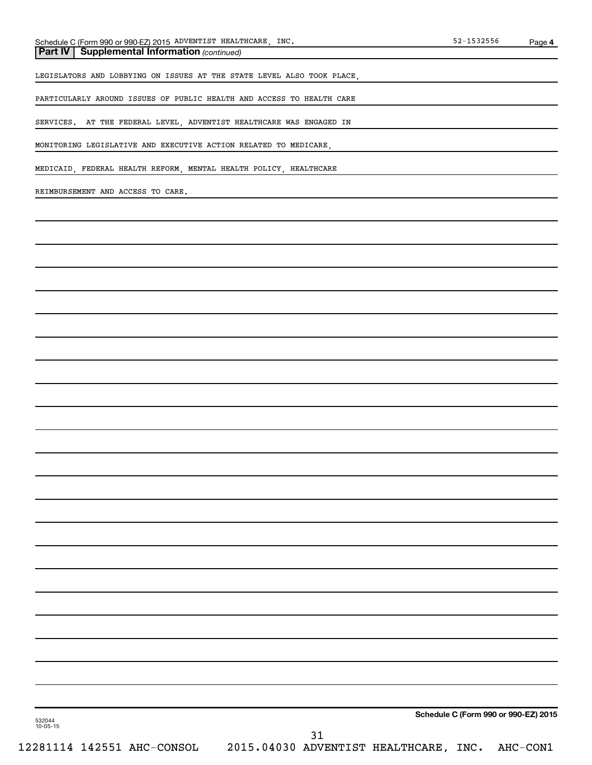## Part IV | Supplemental Information *(continued)*

LEGISLATORS AND LOBBYING ON ISSUES AT THE STATE LEVEL ALSO TOOK PLACE, PARTICULARLY AROUND ISSUES OF PUBLIC HEALTH AND ACCESS TO HEALTH CARE SERVICES. AT THE FEDERAL LEVEL, ADVENTIST HEALTHCARE WAS ENGAGED IN MONITORING LEGISLATIVE AND EXECUTIVE ACTION RELATED TO MEDICARE, MEDICAID, FEDERAL HEALTH REFORM, MENTAL HEALTH POLICY, HEALTHCARE REIMBURSEMENT AND ACCESS TO CARE.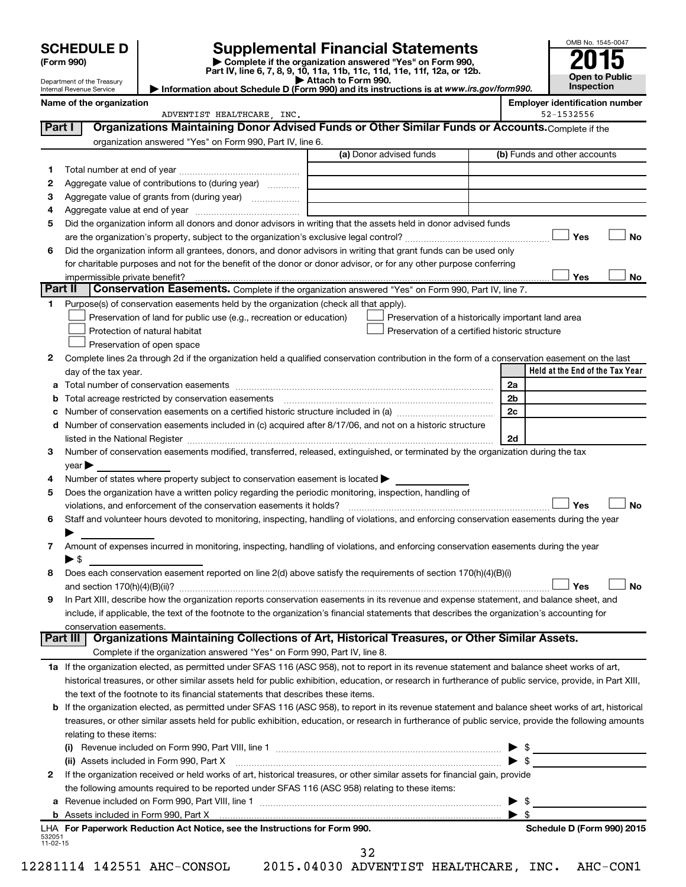# SCHEDULE D (Form 990)

Department of the Treasury
Internal Revenue Service

# Supplemental Financial Statements

▶ Complete if the organization answered "Yes" on Form 990, Part IV, line 6, 7, 8, 9, 10, 11a, 11b, 11c, 11d, 11e, 11f, 12a, or 12b.
▶ Attach to Form 990.
▶ Information about Schedule D (Form 990) and its instructions is at *www.irs.gov/form990.*

OMB No. 1545-0047

**2015**

**Open to Public Inspection**

**Name of the organization**: ADVENTIST HEALTHCARE, INC.

**Employer identification number**: 52-1532556

## Part I Organizations Maintaining Donor Advised Funds or Other Similar Funds or Accounts.

Complete if the organization answered "Yes" on Form 990, Part IV, line 6.

| | | (a) Donor advised funds | (b) Funds and other accounts |
|---|---|---|---|
| 1 | Total number at end of year | | |
| 2 | Aggregate value of contributions to (during year) | | |
| 3 | Aggregate value of grants from (during year) | | |
| 4 | Aggregate value at end of year | | |

5 Did the organization inform all donors and donor advisors in writing that the assets held in donor advised funds are the organization's property, subject to the organization's exclusive legal control? ☐ Yes ☐ No

6 Did the organization inform all grantees, donors, and donor advisors in writing that grant funds can be used only for charitable purposes and not for the benefit of the donor or donor advisor, or for any other purpose conferring impermissible private benefit? ☐ Yes ☐ No

## Part II Conservation Easements.

Complete if the organization answered "Yes" on Form 990, Part IV, line 7.

1 Purpose(s) of conservation easements held by the organization (check all that apply).

- ☐ Preservation of land for public use (e.g., recreation or education)
- ☐ Protection of natural habitat
- ☐ Preservation of open space
- ☐ Preservation of a historically important land area
- ☐ Preservation of a certified historic structure

2 Complete lines 2a through 2d if the organization held a qualified conservation contribution in the form of a conservation easement on the last day of the tax year.

| | | | Held at the End of the Tax Year |
|---|---|---|---|
| a | Total number of conservation easements | 2a | |
| b | Total acreage restricted by conservation easements | 2b | |
| c | Number of conservation easements on a certified historic structure included in (a) | 2c | |
| d | Number of conservation easements included in (c) acquired after 8/17/06, and not on a historic structure listed in the National Register | 2d | |

3 Number of conservation easements modified, transferred, released, extinguished, or terminated by the organization during the tax year ▶

4 Number of states where property subject to conservation easement is located ▶

5 Does the organization have a written policy regarding the periodic monitoring, inspection, handling of violations, and enforcement of the conservation easements it holds? ☐ Yes ☐ No

6 Staff and volunteer hours devoted to monitoring, inspecting, handling of violations, and enforcing conservation easements during the year ▶

7 Amount of expenses incurred in monitoring, inspecting, handling of violations, and enforcing conservation easements during the year ▶ $

8 Does each conservation easement reported on line 2(d) above satisfy the requirements of section 170(h)(4)(B)(i) and section 170(h)(4)(B)(ii)? ☐ Yes ☐ No

9 In Part XIII, describe how the organization reports conservation easements in its revenue and expense statement, and balance sheet, and include, if applicable, the text of the footnote to the organization's financial statements that describes the organization's accounting for conservation easements.

## Part III Organizations Maintaining Collections of Art, Historical Treasures, or Other Similar Assets.

Complete if the organization answered "Yes" on Form 990, Part IV, line 8.

1a If the organization elected, as permitted under SFAS 116 (ASC 958), not to report in its revenue statement and balance sheet works of art, historical treasures, or other similar assets held for public exhibition, education, or research in furtherance of public service, provide, in Part XIII, the text of the footnote to its financial statements that describes these items.

b If the organization elected, as permitted under SFAS 116 (ASC 958), to report in its revenue statement and balance sheet works of art, historical treasures, or other similar assets held for public exhibition, education, or research in furtherance of public service, provide the following amounts relating to these items:

(i) Revenue included on Form 990, Part VIII, line 1 ▶ $

(ii) Assets included in Form 990, Part X ▶ $

2 If the organization received or held works of art, historical treasures, or other similar assets for financial gain, provide the following amounts required to be reported under SFAS 116 (ASC 958) relating to these items:

a Revenue included on Form 990, Part VIII, line 1 ▶ $

b Assets included in Form 990, Part X ▶ $

LHA For Paperwork Reduction Act Notice, see the Instructions for Form 990. Schedule D (Form 990) 2015

532051
11-02-15

12281114 142551 AHC-CONSOL 2015.04030 ADVENTIST HEALTHCARE, INC. AHC-CON1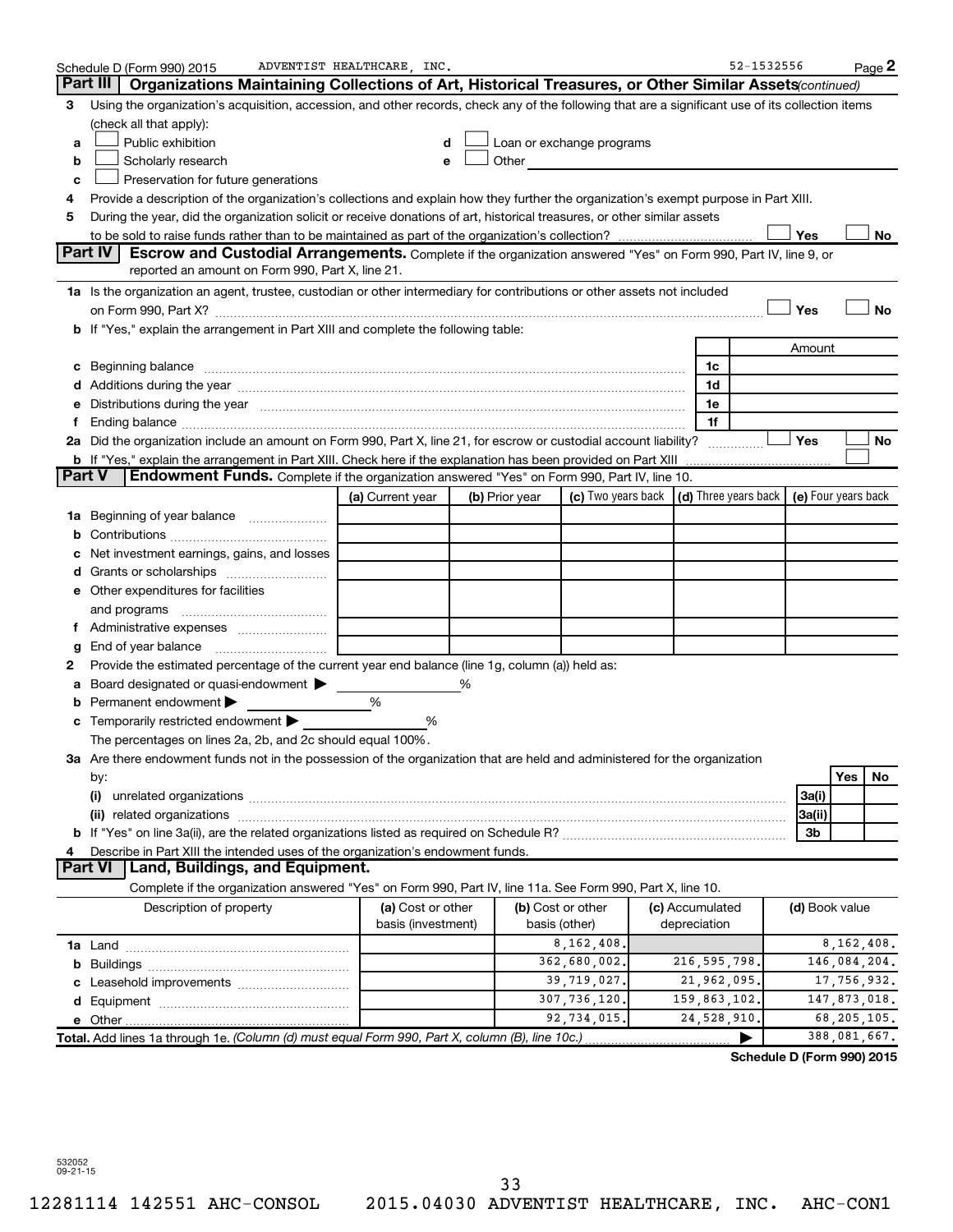Schedule D (Form 990) 2015 ADVENTIST HEALTHCARE, INC. 52-1532556 Page 2

## Part III Organizations Maintaining Collections of Art, Historical Treasures, or Other Similar Assets *(continued)*

**3** Using the organization's acquisition, accession, and other records, check any of the following that are a significant use of its collection items (check all that apply):

- **a** ☐ Public exhibition
- **b** ☐ Scholarly research
- **c** ☐ Preservation for future generations
- **d** ☐ Loan or exchange programs
- **e** ☐ Other

**4** Provide a description of the organization's collections and explain how they further the organization's exempt purpose in Part XIII.

**5** During the year, did the organization solicit or receive donations of art, historical treasures, or other similar assets to be sold to raise funds rather than to be maintained as part of the organization's collection? ☐ Yes ☐ No

## Part IV Escrow and Custodial Arrangements.

Complete if the organization answered "Yes" on Form 990, Part IV, line 9, or reported an amount on Form 990, Part X, line 21.

**1a** Is the organization an agent, trustee, custodian or other intermediary for contributions or other assets not included on Form 990, Part X? ☐ Yes ☐ No

**b** If "Yes," explain the arrangement in Part XIII and complete the following table:

| | | | Amount |
|---|---|---|---|
| c | Beginning balance | 1c | |
| d | Additions during the year | 1d | |
| e | Distributions during the year | 1e | |
| f | Ending balance | 1f | |

**2a** Did the organization include an amount on Form 990, Part X, line 21, for escrow or custodial account liability? ☐ Yes ☐ No

**b** If "Yes," explain the arrangement in Part XIII. Check here if the explanation has been provided on Part XIII ☐

## Part V Endowment Funds.

Complete if the organization answered "Yes" on Form 990, Part IV, line 10.

| | | (a) Current year | (b) Prior year | (c) Two years back | (d) Three years back | (e) Four years back |
|---|---|---|---|---|---|---|
| 1a | Beginning of year balance | | | | | |
| b | Contributions | | | | | |
| c | Net investment earnings, gains, and losses | | | | | |
| d | Grants or scholarships | | | | | |
| e | Other expenditures for facilities and programs | | | | | |
| f | Administrative expenses | | | | | |
| g | End of year balance | | | | | |

**2** Provide the estimated percentage of the current year end balance (line 1g, column (a)) held as:

- **a** Board designated or quasi-endowment ▶ %
- **b** Permanent endowment ▶ %
- **c** Temporarily restricted endowment ▶ %

The percentages on lines 2a, 2b, and 2c should equal 100%.

**3a** Are there endowment funds not in the possession of the organization that are held and administered for the organization by:

| | | | Yes | No |
|---|---|---|---|---|
| (i) | unrelated organizations | 3a(i) | | |
| (ii) | related organizations | 3a(ii) | | |
| b | If "Yes" on line 3a(ii), are the related organizations listed as required on Schedule R? | 3b | | |

**4** Describe in Part XIII the intended uses of the organization's endowment funds.

## Part VI Land, Buildings, and Equipment.

Complete if the organization answered "Yes" on Form 990, Part IV, line 11a. See Form 990, Part X, line 10.

| Description of property | (a) Cost or other basis (investment) | (b) Cost or other basis (other) | (c) Accumulated depreciation | (d) Book value |
|---|---|---|---|---|
| 1a Land | | 8,162,408. | | 8,162,408. |
| b Buildings | | 362,680,002. | 216,595,798. | 146,084,204. |
| c Leasehold improvements | | 39,719,027. | 21,962,095. | 17,756,932. |
| d Equipment | | 307,736,120. | 159,863,102. | 147,873,018. |
| e Other | | 92,734,015. | 24,528,910. | 68,205,105. |
| **Total.** Add lines 1a through 1e. *(Column (d) must equal Form 990, Part X, column (B), line 10c.)* | | | ▶ | 388,081,667. |

**Schedule D (Form 990) 2015**

532052
09-21-15

12281114 142551 AHC-CONSOL 2015.04030 ADVENTIST HEALTHCARE, INC. AHC-CON1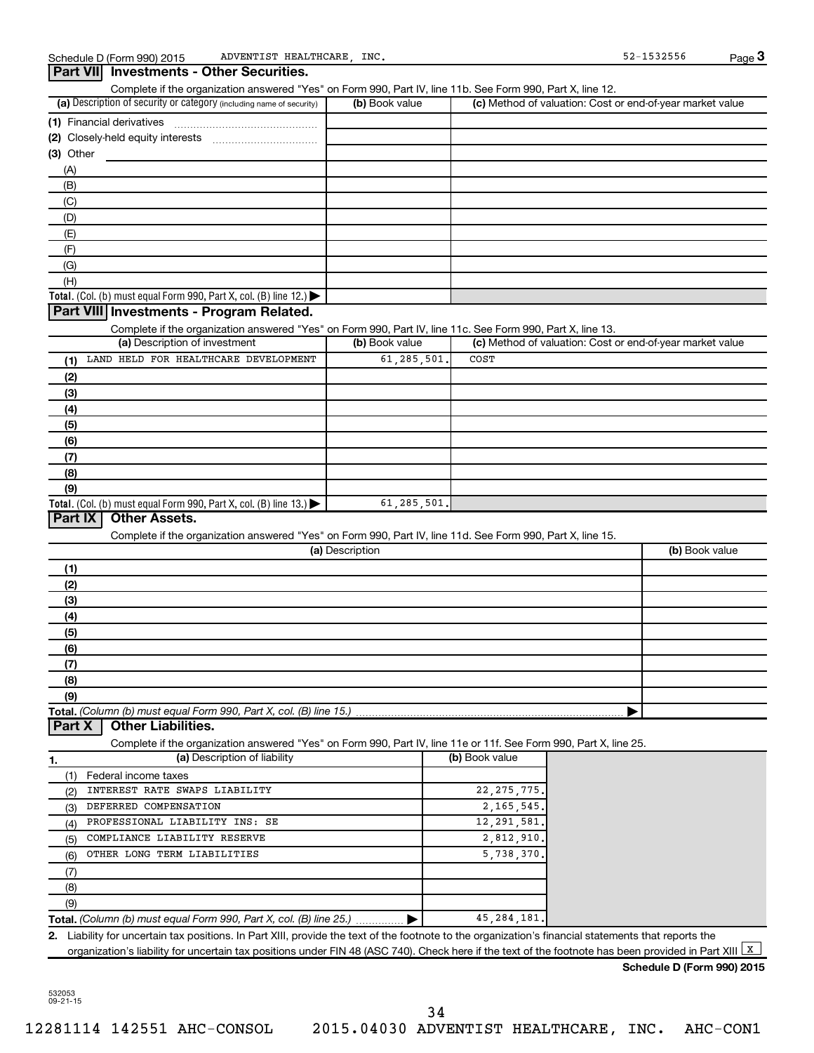Schedule D (Form 990) 2015 ADVENTIST HEALTHCARE, INC. 52-1532556 Page 3

## Part VII Investments - Other Securities.

Complete if the organization answered "Yes" on Form 990, Part IV, line 11b. See Form 990, Part X, line 12.

| (a) Description of security or category (including name of security) | (b) Book value | (c) Method of valuation: Cost or end-of-year market value |
|---|---|---|
| (1) Financial derivatives | | |
| (2) Closely-held equity interests | | |
| (3) Other | | |
| (A) | | |
| (B) | | |
| (C) | | |
| (D) | | |
| (E) | | |
| (F) | | |
| (G) | | |
| (H) | | |
| **Total.** (Col. (b) must equal Form 990, Part X, col. (B) line 12.) | | |

## Part VIII Investments - Program Related.

Complete if the organization answered "Yes" on Form 990, Part IV, line 11c. See Form 990, Part X, line 13.

| (a) Description of investment | (b) Book value | (c) Method of valuation: Cost or end-of-year market value |
|---|---|---|
| (1) LAND HELD FOR HEALTHCARE DEVELOPMENT | 61,285,501. | COST |
| (2) | | |
| (3) | | |
| (4) | | |
| (5) | | |
| (6) | | |
| (7) | | |
| (8) | | |
| (9) | | |
| **Total.** (Col. (b) must equal Form 990, Part X, col. (B) line 13.) | 61,285,501. | |

## Part IX Other Assets.

Complete if the organization answered "Yes" on Form 990, Part IV, line 11d. See Form 990, Part X, line 15.

| (a) Description | (b) Book value |
|---|---|
| (1) | |
| (2) | |
| (3) | |
| (4) | |
| (5) | |
| (6) | |
| (7) | |
| (8) | |
| (9) | |
| **Total.** *(Column (b) must equal Form 990, Part X, col. (B) line 15.)* | |

## Part X Other Liabilities.

Complete if the organization answered "Yes" on Form 990, Part IV, line 11e or 11f. See Form 990, Part X, line 25.

| 1. (a) Description of liability | (b) Book value |
|---|---|
| (1) Federal income taxes | |
| (2) INTEREST RATE SWAPS LIABILITY | 22,275,775. |
| (3) DEFERRED COMPENSATION | 2,165,545. |
| (4) PROFESSIONAL LIABILITY INS: SE | 12,291,581. |
| (5) COMPLIANCE LIABILITY RESERVE | 2,812,910. |
| (6) OTHER LONG TERM LIABILITIES | 5,738,370. |
| (7) | |
| (8) | |
| (9) | |
| **Total.** *(Column (b) must equal Form 990, Part X, col. (B) line 25.)* | 45,284,181. |

2. Liability for uncertain tax positions. In Part XIII, provide the text of the footnote to the organization's financial statements that reports the organization's liability for uncertain tax positions under FIN 48 (ASC 740). Check here if the text of the footnote has been provided in Part XIII [X]

**Schedule D (Form 990) 2015**

532053 09-21-15

12281114 142551 AHC-CONSOL 2015.04030 ADVENTIST HEALTHCARE, INC. AHC-CON1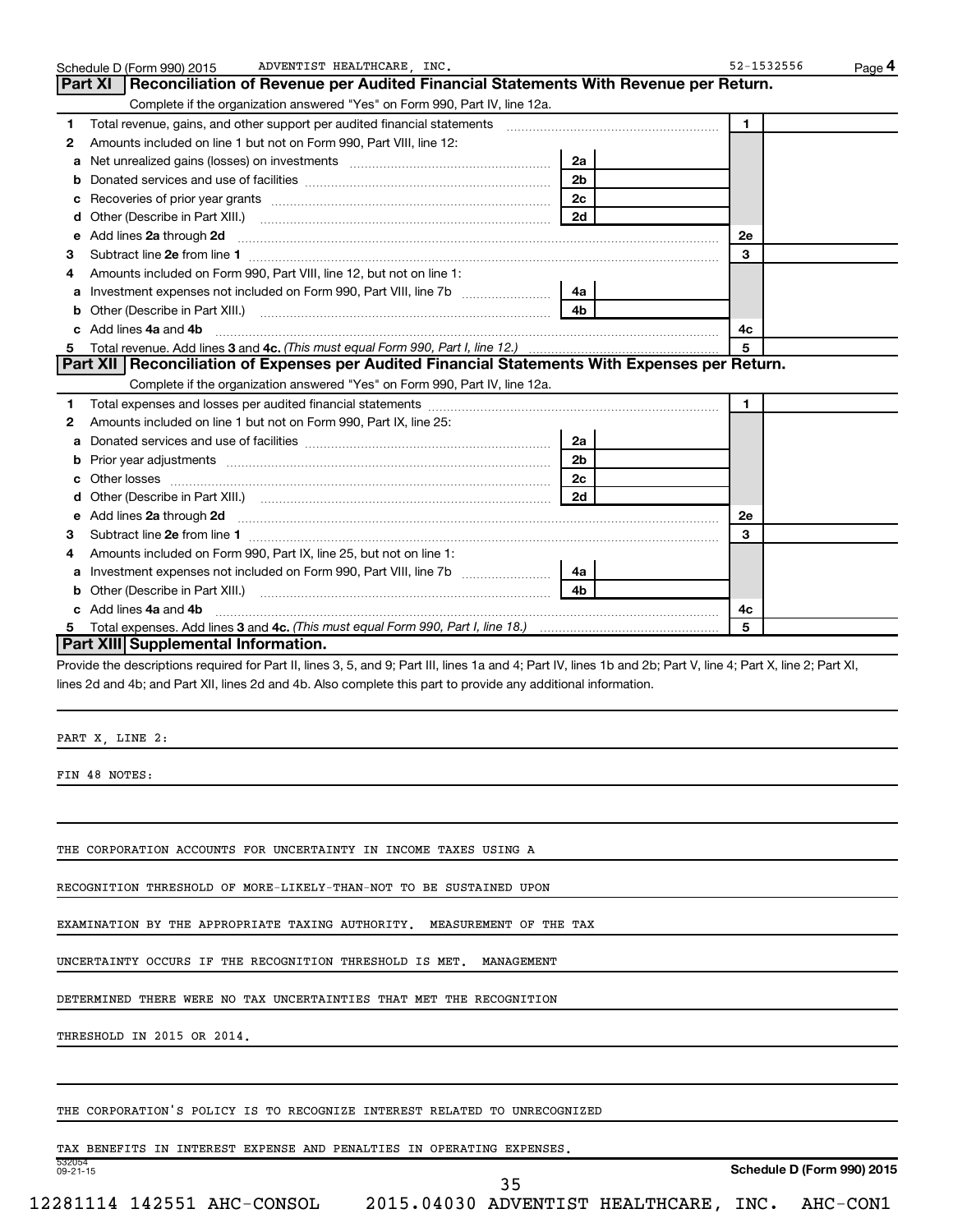Schedule D (Form 990) 2015 ADVENTIST HEALTHCARE, INC. 52-1532556 Page 4

## Part XI Reconciliation of Revenue per Audited Financial Statements With Revenue per Return.

Complete if the organization answered "Yes" on Form 990, Part IV, line 12a.

| | | | | | |
|---|---|---|---|---|---|
| 1 | Total revenue, gains, and other support per audited financial statements | | | 1 | |
| 2 | Amounts included on line 1 but not on Form 990, Part VIII, line 12: | | | | |
| a | Net unrealized gains (losses) on investments | 2a | | | |
| b | Donated services and use of facilities | 2b | | | |
| c | Recoveries of prior year grants | 2c | | | |
| d | Other (Describe in Part XIII.) | 2d | | | |
| e | Add lines **2a** through **2d** | | | 2e | |
| 3 | Subtract line **2e** from line **1** | | | 3 | |
| 4 | Amounts included on Form 990, Part VIII, line 12, but not on line 1: | | | | |
| a | Investment expenses not included on Form 990, Part VIII, line 7b | 4a | | | |
| b | Other (Describe in Part XIII.) | 4b | | | |
| c | Add lines **4a** and **4b** | | | 4c | |
| 5 | Total revenue. Add lines **3** and **4c.** *(This must equal Form 990, Part I, line 12.)* | | | 5 | |

## Part XII Reconciliation of Expenses per Audited Financial Statements With Expenses per Return.

Complete if the organization answered "Yes" on Form 990, Part IV, line 12a.

| | | | | | |
|---|---|---|---|---|---|
| 1 | Total expenses and losses per audited financial statements | | | 1 | |
| 2 | Amounts included on line 1 but not on Form 990, Part IX, line 25: | | | | |
| a | Donated services and use of facilities | 2a | | | |
| b | Prior year adjustments | 2b | | | |
| c | Other losses | 2c | | | |
| d | Other (Describe in Part XIII.) | 2d | | | |
| e | Add lines **2a** through **2d** | | | 2e | |
| 3 | Subtract line **2e** from line **1** | | | 3 | |
| 4 | Amounts included on Form 990, Part IX, line 25, but not on line 1: | | | | |
| a | Investment expenses not included on Form 990, Part VIII, line 7b | 4a | | | |
| b | Other (Describe in Part XIII.) | 4b | | | |
| c | Add lines **4a** and **4b** | | | 4c | |
| 5 | Total expenses. Add lines **3** and **4c.** *(This must equal Form 990, Part I, line 18.)* | | | 5 | |

## Part XIII Supplemental Information.

Provide the descriptions required for Part II, lines 3, 5, and 9; Part III, lines 1a and 4; Part IV, lines 1b and 2b; Part V, line 4; Part X, line 2; Part XI, lines 2d and 4b; and Part XII, lines 2d and 4b. Also complete this part to provide any additional information.

PART X, LINE 2:

FIN 48 NOTES:

THE CORPORATION ACCOUNTS FOR UNCERTAINTY IN INCOME TAXES USING A RECOGNITION THRESHOLD OF MORE-LIKELY-THAN-NOT TO BE SUSTAINED UPON EXAMINATION BY THE APPROPRIATE TAXING AUTHORITY. MEASUREMENT OF THE TAX UNCERTAINTY OCCURS IF THE RECOGNITION THRESHOLD IS MET. MANAGEMENT DETERMINED THERE WERE NO TAX UNCERTAINTIES THAT MET THE RECOGNITION THRESHOLD IN 2015 OR 2014.

THE CORPORATION'S POLICY IS TO RECOGNIZE INTEREST RELATED TO UNRECOGNIZED TAX BENEFITS IN INTEREST EXPENSE AND PENALTIES IN OPERATING EXPENSES.

532054 09-21-15 Schedule D (Form 990) 2015

12281114 142551 AHC-CONSOL 2015.04030 ADVENTIST HEALTHCARE, INC. AHC-CON1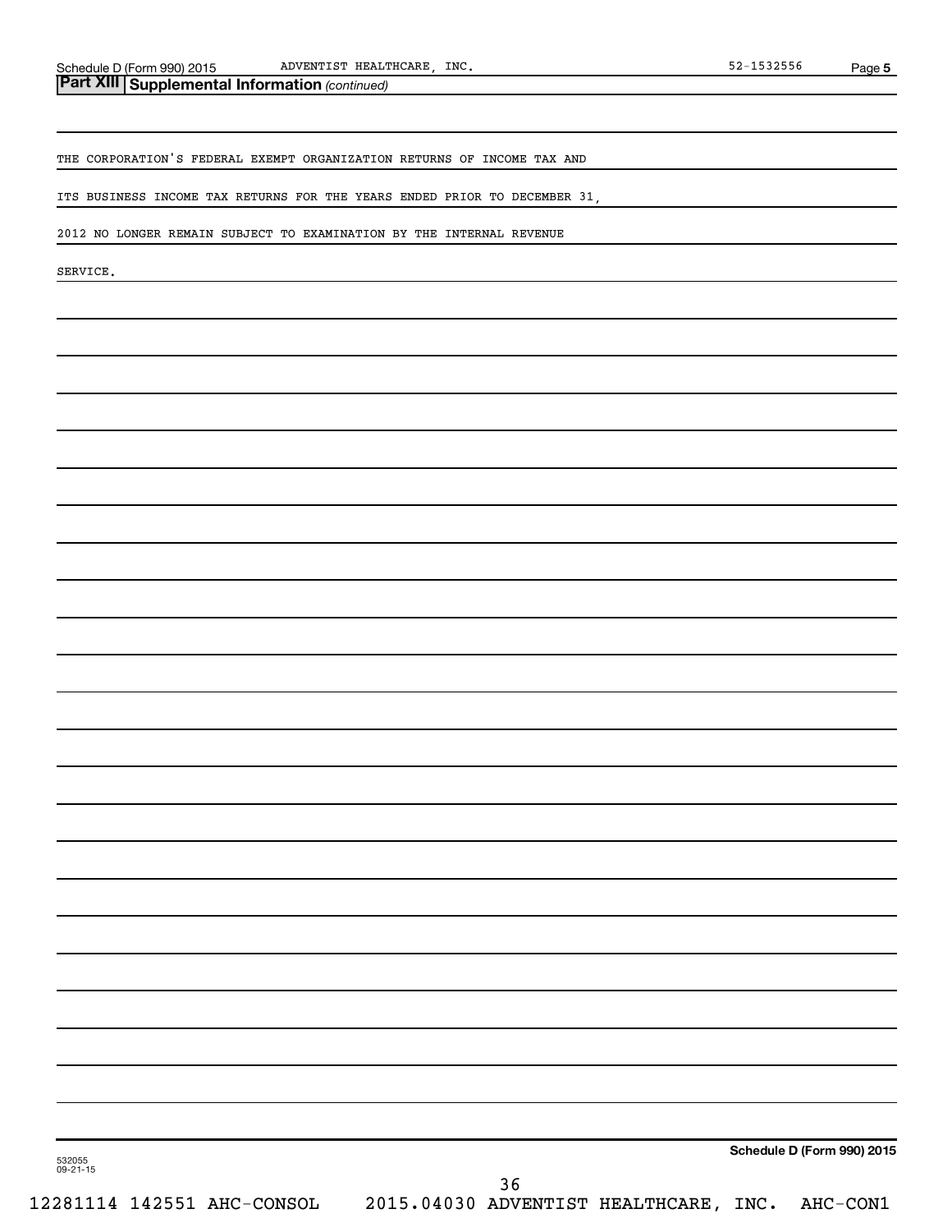## Part XIII Supplemental Information *(continued)*

THE CORPORATION'S FEDERAL EXEMPT ORGANIZATION RETURNS OF INCOME TAX AND ITS BUSINESS INCOME TAX RETURNS FOR THE YEARS ENDED PRIOR TO DECEMBER 31, 2012 NO LONGER REMAIN SUBJECT TO EXAMINATION BY THE INTERNAL REVENUE SERVICE.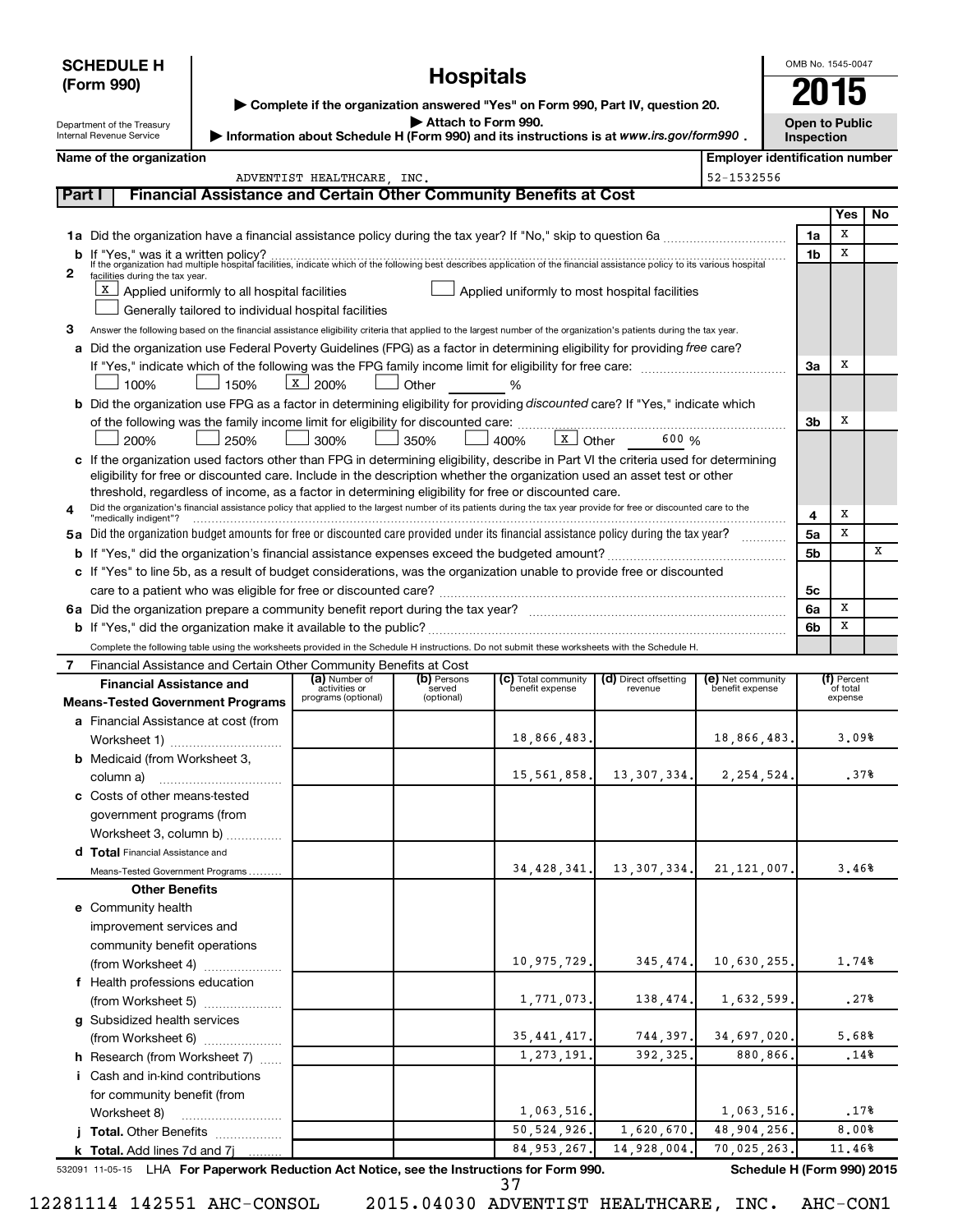# SCHEDULE H (Form 990)

Department of the Treasury
Internal Revenue Service

## Hospitals

▶ Complete if the organization answered "Yes" on Form 990, Part IV, question 20.
▶ Attach to Form 990.
▶ Information about Schedule H (Form 990) and its instructions is at *www.irs.gov/form990*.

OMB No. 1545-0047

**2015**

**Open to Public Inspection**

**Name of the organization:** ADVENTIST HEALTHCARE, INC.

**Employer identification number:** 52-1532556

## Part I — Financial Assistance and Certain Other Community Benefits at Cost

| | | | Yes | No |
|---|---|---|---|---|
| **1a** | Did the organization have a financial assistance policy during the tax year? If "No," skip to question 6a | 1a | X | |
| **b** | If "Yes," was it a written policy? | 1b | X | |

**2** If the organization had multiple hospital facilities, indicate which of the following best describes application of the financial assistance policy to its various hospital facilities during the tax year.

- [X] Applied uniformly to all hospital facilities
- [ ] Applied uniformly to most hospital facilities
- [ ] Generally tailored to individual hospital facilities

**3** Answer the following based on the financial assistance eligibility criteria that applied to the largest number of the organization's patients during the tax year.

**a** Did the organization use Federal Poverty Guidelines (FPG) as a factor in determining eligibility for providing *free* care? If "Yes," indicate which of the following was the FPG family income limit for eligibility for free care: — **3a: Yes (X)**

- [ ] 100% [ ] 150% [X] 200% [ ] Other ____ %

**b** Did the organization use FPG as a factor in determining eligibility for providing *discounted* care? If "Yes," indicate which of the following was the family income limit for eligibility for discounted care: — **3b: Yes (X)**

- [ ] 200% [ ] 250% [ ] 300% [ ] 350% [ ] 400% [X] Other 600 %

**c** If the organization used factors other than FPG in determining eligibility, describe in Part VI the criteria used for determining eligibility for free or discounted care. Include in the description whether the organization used an asset test or other threshold, regardless of income, as a factor in determining eligibility for free or discounted care.

| | | | Yes | No |
|---|---|---|---|---|
| **4** | Did the organization's financial assistance policy that applied to the largest number of its patients during the tax year provide for free or discounted care to the "medically indigent"? | 4 | X | |
| **5a** | Did the organization budget amounts for free or discounted care provided under its financial assistance policy during the tax year? | 5a | X | |
| **b** | If "Yes," did the organization's financial assistance expenses exceed the budgeted amount? | 5b | | X |
| **c** | If "Yes" to line 5b, as a result of budget considerations, was the organization unable to provide free or discounted care to a patient who was eligible for free or discounted care? | 5c | | |
| **6a** | Did the organization prepare a community benefit report during the tax year? | 6a | X | |
| **b** | If "Yes," did the organization make it available to the public? | 6b | X | |

Complete the following table using the worksheets provided in the Schedule H instructions. Do not submit these worksheets with the Schedule H.

**7** Financial Assistance and Certain Other Community Benefits at Cost

| Financial Assistance and Means-Tested Government Programs | (a) Number of activities or programs (optional) | (b) Persons served (optional) | (c) Total community benefit expense | (d) Direct offsetting revenue | (e) Net community benefit expense | (f) Percent of total expense |
|---|---|---|---|---|---|---|
| **a** Financial Assistance at cost (from Worksheet 1) | | | 18,866,483. | | 18,866,483. | 3.09% |
| **b** Medicaid (from Worksheet 3, column a) | | | 15,561,858. | 13,307,334. | 2,254,524. | .37% |
| **c** Costs of other means-tested government programs (from Worksheet 3, column b) | | | | | | |
| **d Total** Financial Assistance and Means-Tested Government Programs | | | 34,428,341. | 13,307,334. | 21,121,007. | 3.46% |
| **Other Benefits** | | | | | | |
| **e** Community health improvement services and community benefit operations (from Worksheet 4) | | | 10,975,729. | 345,474. | 10,630,255. | 1.74% |
| **f** Health professions education (from Worksheet 5) | | | 1,771,073. | 138,474. | 1,632,599. | .27% |
| **g** Subsidized health services (from Worksheet 6) | | | 35,441,417. | 744,397. | 34,697,020. | 5.68% |
| **h** Research (from Worksheet 7) | | | 1,273,191. | 392,325. | 880,866. | .14% |
| **i** Cash and in-kind contributions for community benefit (from Worksheet 8) | | | 1,063,516. | | 1,063,516. | .17% |
| **j Total.** Other Benefits | | | 50,524,926. | 1,620,670. | 48,904,256. | 8.00% |
| **k Total.** Add lines 7d and 7j | | | 84,953,267. | 14,928,004. | 70,025,263. | 11.46% |

532091 11-05-15 LHA **For Paperwork Reduction Act Notice, see the Instructions for Form 990.** **Schedule H (Form 990) 2015**

12281114 142551 AHC-CONSOL 2015.04030 ADVENTIST HEALTHCARE, INC. AHC-CON1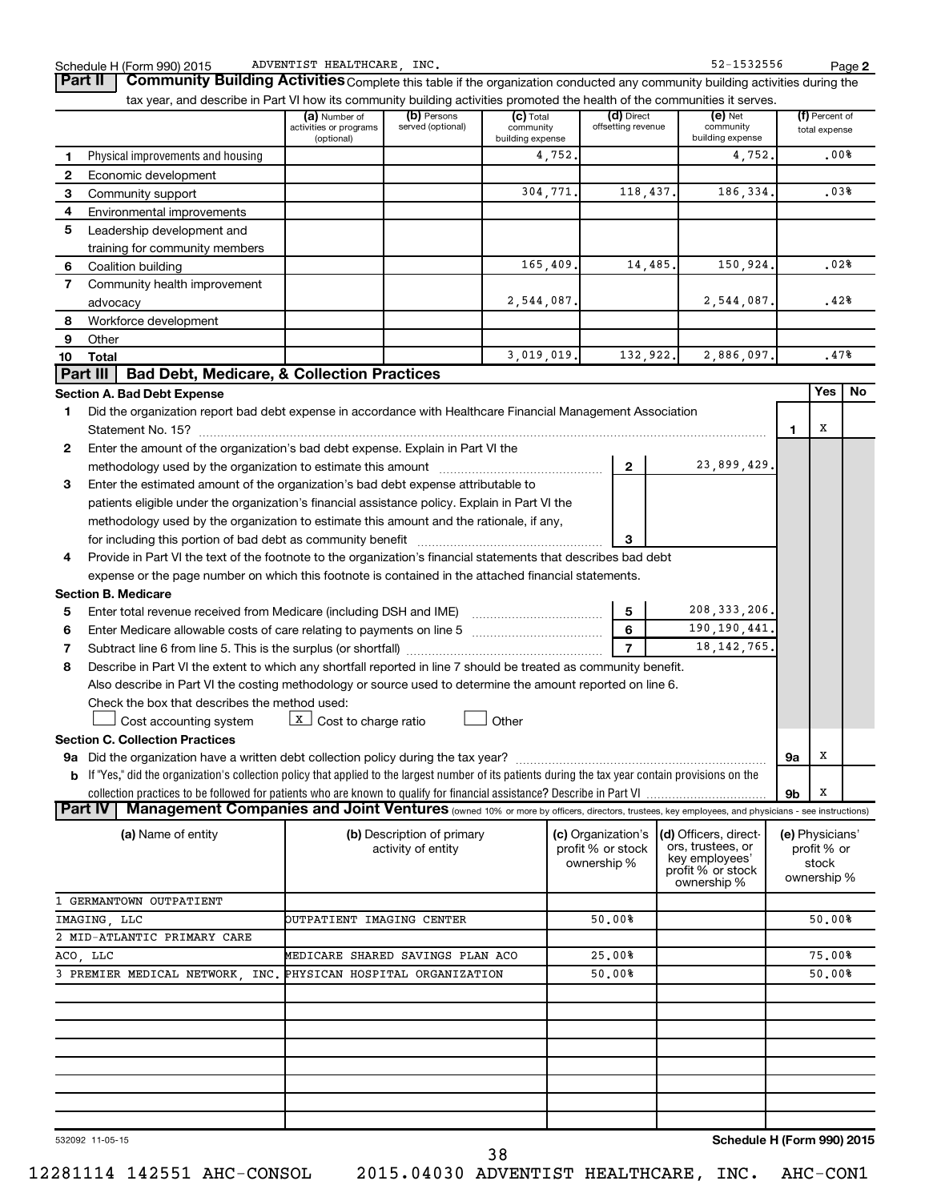Schedule H (Form 990) 2015 ADVENTIST HEALTHCARE, INC. 52-1532556 Page 2

## Part II Community Building Activities

Complete this table if the organization conducted any community building activities during the tax year, and describe in Part VI how its community building activities promoted the health of the communities it serves.

| | | (a) Number of activities or programs (optional) | (b) Persons served (optional) | (c) Total community building expense | (d) Direct offsetting revenue | (e) Net community building expense | (f) Percent of total expense |
|---|---|---|---|---|---|---|---|
| 1 | Physical improvements and housing | | | 4,752. | | 4,752. | .00% |
| 2 | Economic development | | | | | | |
| 3 | Community support | | | 304,771. | 118,437. | 186,334. | .03% |
| 4 | Environmental improvements | | | | | | |
| 5 | Leadership development and training for community members | | | | | | |
| 6 | Coalition building | | | 165,409. | 14,485. | 150,924. | .02% |
| 7 | Community health improvement advocacy | | | 2,544,087. | | 2,544,087. | .42% |
| 8 | Workforce development | | | | | | |
| 9 | Other | | | | | | |
| 10 | Total | | | 3,019,019. | 132,922. | 2,886,097. | .47% |

## Part III Bad Debt, Medicare, & Collection Practices

### Section A. Bad Debt Expense

| | | | | Yes | No |
|---|---|---|---|---|---|
| 1 | Did the organization report bad debt expense in accordance with Healthcare Financial Management Association Statement No. 15? | | 1 | X | |
| 2 | Enter the amount of the organization's bad debt expense. Explain in Part VI the methodology used by the organization to estimate this amount | 2 | 23,899,429. | | |
| 3 | Enter the estimated amount of the organization's bad debt expense attributable to patients eligible under the organization's financial assistance policy. Explain in Part VI the methodology used by the organization to estimate this amount and the rationale, if any, for including this portion of bad debt as community benefit | 3 | | | |
| 4 | Provide in Part VI the text of the footnote to the organization's financial statements that describes bad debt expense or the page number on which this footnote is contained in the attached financial statements. | | | | |

### Section B. Medicare

| | | | |
|---|---|---|---|
| 5 | Enter total revenue received from Medicare (including DSH and IME) | 5 | 208,333,206. |
| 6 | Enter Medicare allowable costs of care relating to payments on line 5 | 6 | 190,190,441. |
| 7 | Subtract line 6 from line 5. This is the surplus (or shortfall) | 7 | 18,142,765. |

8 Describe in Part VI the extent to which any shortfall reported in line 7 should be treated as community benefit. Also describe in Part VI the costing methodology or source used to determine the amount reported on line 6. Check the box that describes the method used:

☐ Cost accounting system  ☒ Cost to charge ratio  ☐ Other

### Section C. Collection Practices

| | | | Yes | No |
|---|---|---|---|---|
| 9a | Did the organization have a written debt collection policy during the tax year? | 9a | X | |
| b | If "Yes," did the organization's collection policy that applied to the largest number of its patients during the tax year contain provisions on the collection practices to be followed for patients who are known to qualify for financial assistance? Describe in Part VI | 9b | X | |

## Part IV Management Companies and Joint Ventures (owned 10% or more by officers, directors, trustees, key employees, and physicians - see instructions)

| (a) Name of entity | (b) Description of primary activity of entity | (c) Organization's profit % or stock ownership % | (d) Officers, directors, trustees, or key employees' profit % or stock ownership % | (e) Physicians' profit % or stock ownership % |
|---|---|---|---|---|
| 1 GERMANTOWN OUTPATIENT IMAGING, LLC | OUTPATIENT IMAGING CENTER | 50.00% | | 50.00% |
| 2 MID-ATLANTIC PRIMARY CARE ACO, LLC | MEDICARE SHARED SAVINGS PLAN ACO | 25.00% | | 75.00% |
| 3 PREMIER MEDICAL NETWORK, INC. | PHYSICAN HOSPITAL ORGANIZATION | 50.00% | | 50.00% |

532092 11-05-15 Schedule H (Form 990) 2015

12281114 142551 AHC-CONSOL 2015.04030 ADVENTIST HEALTHCARE, INC. AHC-CON1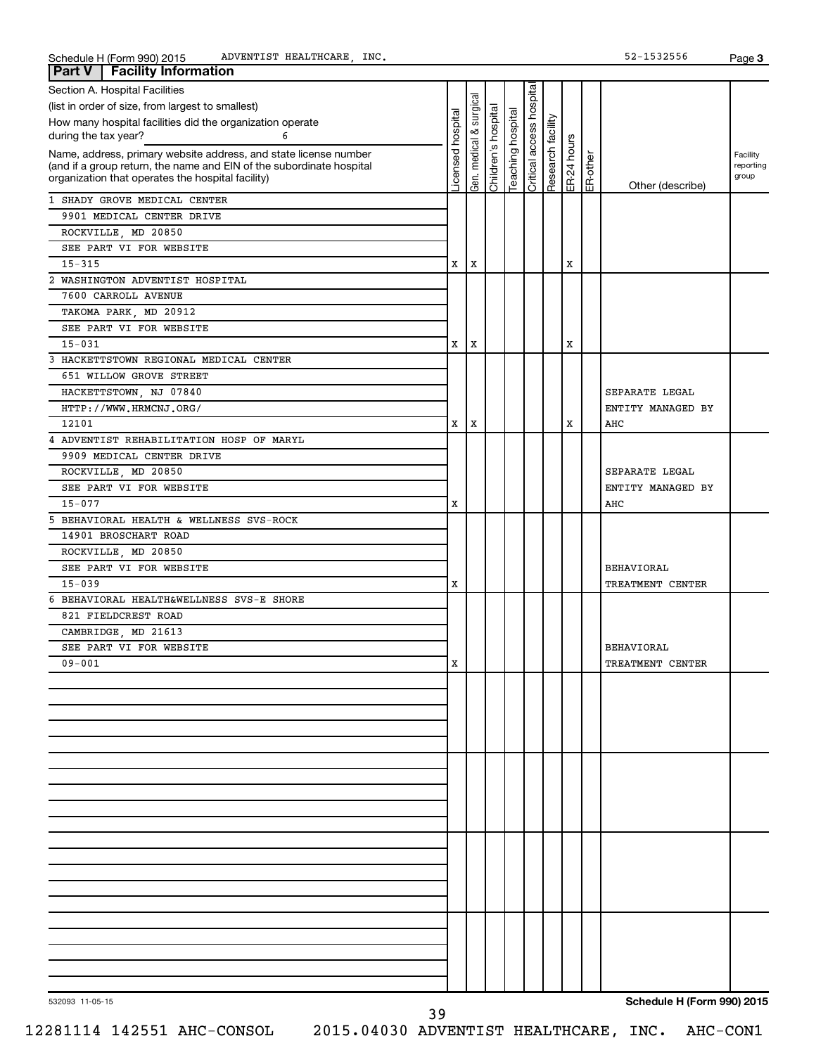Schedule H (Form 990) 2015 ADVENTIST HEALTHCARE, INC. 52-1532556 Page 3

## Part V Facility Information

Section A. Hospital Facilities

(list in order of size, from largest to smallest)

How many hospital facilities did the organization operate during the tax year? 6

| Name, address, primary website address, and state license number (and if a group return, the name and EIN of the subordinate hospital organization that operates the hospital facility) | Licensed hospital | Gen. medical & surgical | Children's hospital | Teaching hospital | Critical access hospital | Research facility | ER-24 hours | ER-other | Other (describe) | Facility reporting group |
|---|---|---|---|---|---|---|---|---|---|---|
| 1 SHADY GROVE MEDICAL CENTER<br>9901 MEDICAL CENTER DRIVE<br>ROCKVILLE, MD 20850<br>SEE PART VI FOR WEBSITE<br>15-315 | X | X | | | | | X | | | |
| 2 WASHINGTON ADVENTIST HOSPITAL<br>7600 CARROLL AVENUE<br>TAKOMA PARK, MD 20912<br>SEE PART VI FOR WEBSITE<br>15-031 | X | X | | | | | X | | | |
| 3 HACKETTSTOWN REGIONAL MEDICAL CENTER<br>651 WILLOW GROVE STREET<br>HACKETTSTOWN, NJ 07840<br>HTTP://WWW.HRMCNJ.ORG/<br>12101 | X | X | | | | | X | | SEPARATE LEGAL ENTITY MANAGED BY AHC | |
| 4 ADVENTIST REHABILITATION HOSP OF MARYL<br>9909 MEDICAL CENTER DRIVE<br>ROCKVILLE, MD 20850<br>SEE PART VI FOR WEBSITE<br>15-077 | X | | | | | | | | SEPARATE LEGAL ENTITY MANAGED BY AHC | |
| 5 BEHAVIORAL HEALTH & WELLNESS SVS-ROCK<br>14901 BROSCHART ROAD<br>ROCKVILLE, MD 20850<br>SEE PART VI FOR WEBSITE<br>15-039 | X | | | | | | | | BEHAVIORAL TREATMENT CENTER | |
| 6 BEHAVIORAL HEALTH&WELLNESS SVS-E SHORE<br>821 FIELDCREST ROAD<br>CAMBRIDGE, MD 21613<br>SEE PART VI FOR WEBSITE<br>09-001 | X | | | | | | | | BEHAVIORAL TREATMENT CENTER | |

532093 11-05-15 Schedule H (Form 990) 2015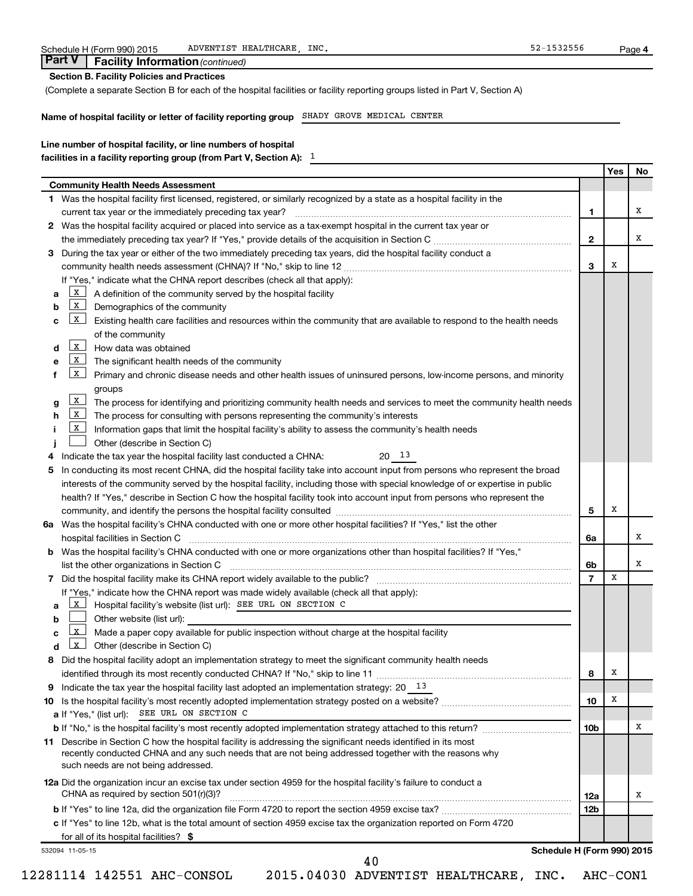Schedule H (Form 990) 2015 ADVENTIST HEALTHCARE, INC. 52-1532556

## Part V Facility Information *(continued)*

**Section B. Facility Policies and Practices**

(Complete a separate Section B for each of the hospital facilities or facility reporting groups listed in Part V, Section A)

**Name of hospital facility or letter of facility reporting group** SHADY GROVE MEDICAL CENTER

**Line number of hospital facility, or line numbers of hospital facilities in a facility reporting group (from Part V, Section A):** 1

| | | | Yes | No |
|---|---|---|---|---|
| | **Community Health Needs Assessment** | | | |
| 1 | Was the hospital facility first licensed, registered, or similarly recognized by a state as a hospital facility in the current tax year or the immediately preceding tax year? | 1 | | X |
| 2 | Was the hospital facility acquired or placed into service as a tax-exempt hospital in the current tax year or the immediately preceding tax year? If "Yes," provide details of the acquisition in Section C | 2 | | X |
| 3 | During the tax year or either of the two immediately preceding tax years, did the hospital facility conduct a community health needs assessment (CHNA)? If "No," skip to line 12 | 3 | X | |
| | If "Yes," indicate what the CHNA report describes (check all that apply): | | | |
| a | [X] A definition of the community served by the hospital facility | | | |
| b | [X] Demographics of the community | | | |
| c | [X] Existing health care facilities and resources within the community that are available to respond to the health needs of the community | | | |
| d | [X] How data was obtained | | | |
| e | [X] The significant health needs of the community | | | |
| f | [X] Primary and chronic disease needs and other health issues of uninsured persons, low-income persons, and minority groups | | | |
| g | [X] The process for identifying and prioritizing community health needs and services to meet the community health needs | | | |
| h | [X] The process for consulting with persons representing the community's interests | | | |
| i | [X] Information gaps that limit the hospital facility's ability to assess the community's health needs | | | |
| j | [ ] Other (describe in Section C) | | | |
| 4 | Indicate the tax year the hospital facility last conducted a CHNA: 20 13 | | | |
| 5 | In conducting its most recent CHNA, did the hospital facility take into account input from persons who represent the broad interests of the community served by the hospital facility, including those with special knowledge of or expertise in public health? If "Yes," describe in Section C how the hospital facility took into account input from persons who represent the community, and identify the persons the hospital facility consulted | 5 | X | |
| 6a | Was the hospital facility's CHNA conducted with one or more other hospital facilities? If "Yes," list the other hospital facilities in Section C | 6a | | X |
| b | Was the hospital facility's CHNA conducted with one or more organizations other than hospital facilities? If "Yes," list the other organizations in Section C | 6b | | X |
| 7 | Did the hospital facility make its CHNA report widely available to the public? | 7 | X | |
| | If "Yes," indicate how the CHNA report was made widely available (check all that apply): | | | |
| a | [X] Hospital facility's website (list url): SEE URL ON SECTION C | | | |
| b | [ ] Other website (list url): | | | |
| c | [X] Made a paper copy available for public inspection without charge at the hospital facility | | | |
| d | [X] Other (describe in Section C) | | | |
| 8 | Did the hospital facility adopt an implementation strategy to meet the significant community health needs identified through its most recently conducted CHNA? If "No," skip to line 11 | 8 | X | |
| 9 | Indicate the tax year the hospital facility last adopted an implementation strategy: 20 13 | | | |
| 10 | Is the hospital facility's most recently adopted implementation strategy posted on a website? | 10 | X | |
| a | If "Yes," (list url): SEE URL ON SECTION C | | | |
| b | If "No," is the hospital facility's most recently adopted implementation strategy attached to this return? | 10b | | X |
| 11 | Describe in Section C how the hospital facility is addressing the significant needs identified in its most recently conducted CHNA and any such needs that are not being addressed together with the reasons why such needs are not being addressed. | | | |
| 12a | Did the organization incur an excise tax under section 4959 for the hospital facility's failure to conduct a CHNA as required by section 501(r)(3)? | 12a | | X |
| b | If "Yes" to line 12a, did the organization file Form 4720 to report the section 4959 excise tax? | 12b | | |
| c | If "Yes" to line 12b, what is the total amount of section 4959 excise tax the organization reported on Form 4720 for all of its hospital facilities? $ | | | |

532094 11-05-15 **Schedule H (Form 990) 2015**

12281114 142551 AHC-CONSOL 2015.04030 ADVENTIST HEALTHCARE, INC. AHC-CON1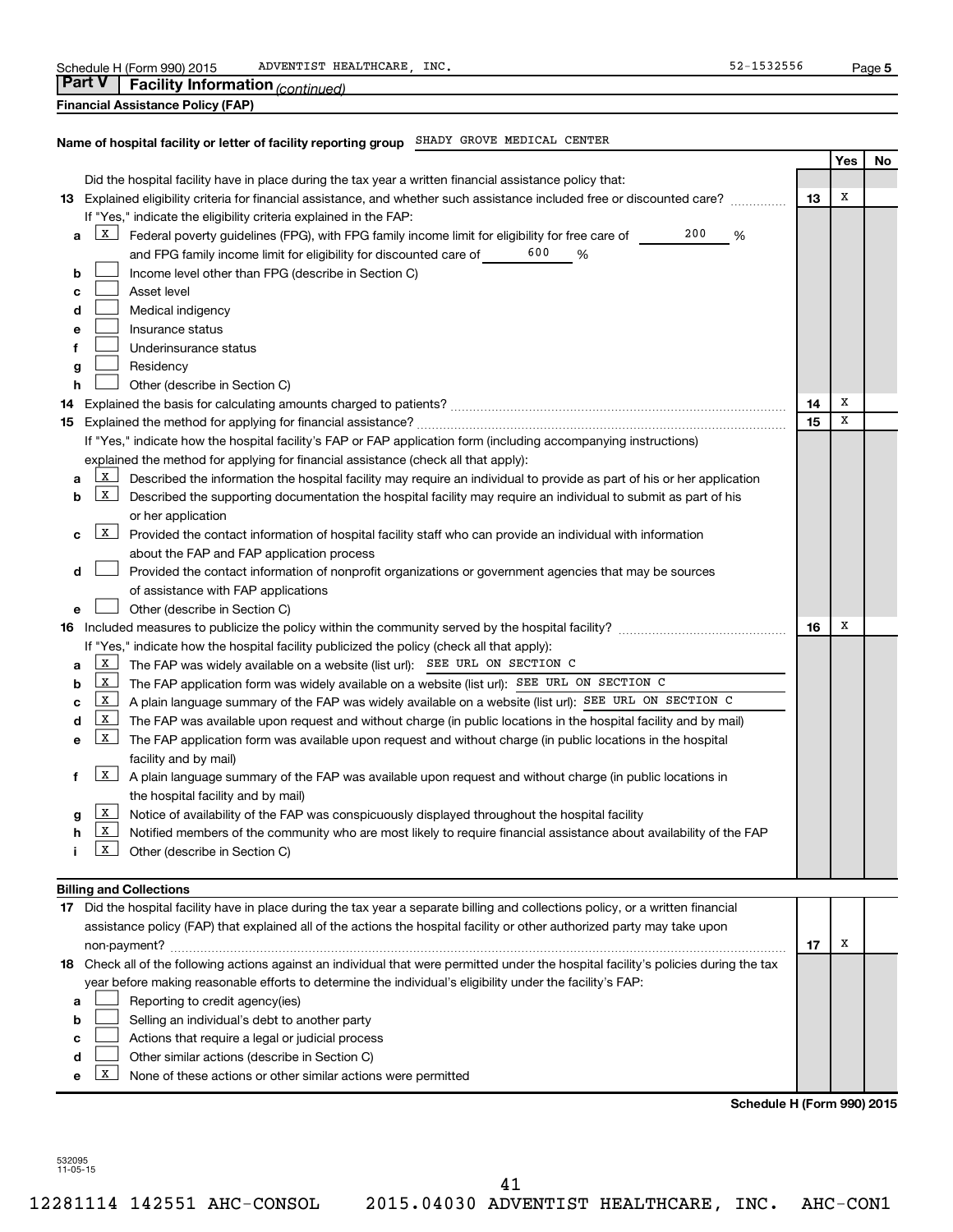Schedule H (Form 990) 2015 ADVENTIST HEALTHCARE, INC. 52-1532556 Page 5

## Part V Facility Information *(continued)*

**Financial Assistance Policy (FAP)**

**Name of hospital facility or letter of facility reporting group** SHADY GROVE MEDICAL CENTER

| | | | Yes | No |
|---|---|---|---|---|
| | Did the hospital facility have in place during the tax year a written financial assistance policy that: | | | |
| **13** | Explained eligibility criteria for financial assistance, and whether such assistance included free or discounted care? | **13** | X | |
| | If "Yes," indicate the eligibility criteria explained in the FAP: | | | |
| **a** | [X] Federal poverty guidelines (FPG), with FPG family income limit for eligibility for free care of 200 % and FPG family income limit for eligibility for discounted care of 600 % | | | |
| **b** | [ ] Income level other than FPG (describe in Section C) | | | |
| **c** | [ ] Asset level | | | |
| **d** | [ ] Medical indigency | | | |
| **e** | [ ] Insurance status | | | |
| **f** | [ ] Underinsurance status | | | |
| **g** | [ ] Residency | | | |
| **h** | [ ] Other (describe in Section C) | | | |
| **14** | Explained the basis for calculating amounts charged to patients? | **14** | X | |
| **15** | Explained the method for applying for financial assistance? | **15** | X | |
| | If "Yes," indicate how the hospital facility's FAP or FAP application form (including accompanying instructions) explained the method for applying for financial assistance (check all that apply): | | | |
| **a** | [X] Described the information the hospital facility may require an individual to provide as part of his or her application | | | |
| **b** | [X] Described the supporting documentation the hospital facility may require an individual to submit as part of his or her application | | | |
| **c** | [X] Provided the contact information of hospital facility staff who can provide an individual with information about the FAP and FAP application process | | | |
| **d** | [ ] Provided the contact information of nonprofit organizations or government agencies that may be sources of assistance with FAP applications | | | |
| **e** | [ ] Other (describe in Section C) | | | |
| **16** | Included measures to publicize the policy within the community served by the hospital facility? | **16** | X | |
| | If "Yes," indicate how the hospital facility publicized the policy (check all that apply): | | | |
| **a** | [X] The FAP was widely available on a website (list url): SEE URL ON SECTION C | | | |
| **b** | [X] The FAP application form was widely available on a website (list url): SEE URL ON SECTION C | | | |
| **c** | [X] A plain language summary of the FAP was widely available on a website (list url): SEE URL ON SECTION C | | | |
| **d** | [X] The FAP was available upon request and without charge (in public locations in the hospital facility and by mail) | | | |
| **e** | [X] The FAP application form was available upon request and without charge (in public locations in the hospital facility and by mail) | | | |
| **f** | [X] A plain language summary of the FAP was available upon request and without charge (in public locations in the hospital facility and by mail) | | | |
| **g** | [X] Notice of availability of the FAP was conspicuously displayed throughout the hospital facility | | | |
| **h** | [X] Notified members of the community who are most likely to require financial assistance about availability of the FAP | | | |
| **i** | [X] Other (describe in Section C) | | | |

**Billing and Collections**

| | | | Yes | No |
|---|---|---|---|---|
| **17** | Did the hospital facility have in place during the tax year a separate billing and collections policy, or a written financial assistance policy (FAP) that explained all of the actions the hospital facility or other authorized party may take upon non-payment? | **17** | X | |
| **18** | Check all of the following actions against an individual that were permitted under the hospital facility's policies during the tax year before making reasonable efforts to determine the individual's eligibility under the facility's FAP: | | | |
| **a** | [ ] Reporting to credit agency(ies) | | | |
| **b** | [ ] Selling an individual's debt to another party | | | |
| **c** | [ ] Actions that require a legal or judicial process | | | |
| **d** | [ ] Other similar actions (describe in Section C) | | | |
| **e** | [X] None of these actions or other similar actions were permitted | | | |

**Schedule H (Form 990) 2015**

532095
11-05-15

12281114 142551 AHC-CONSOL 2015.04030 ADVENTIST HEALTHCARE, INC. AHC-CON1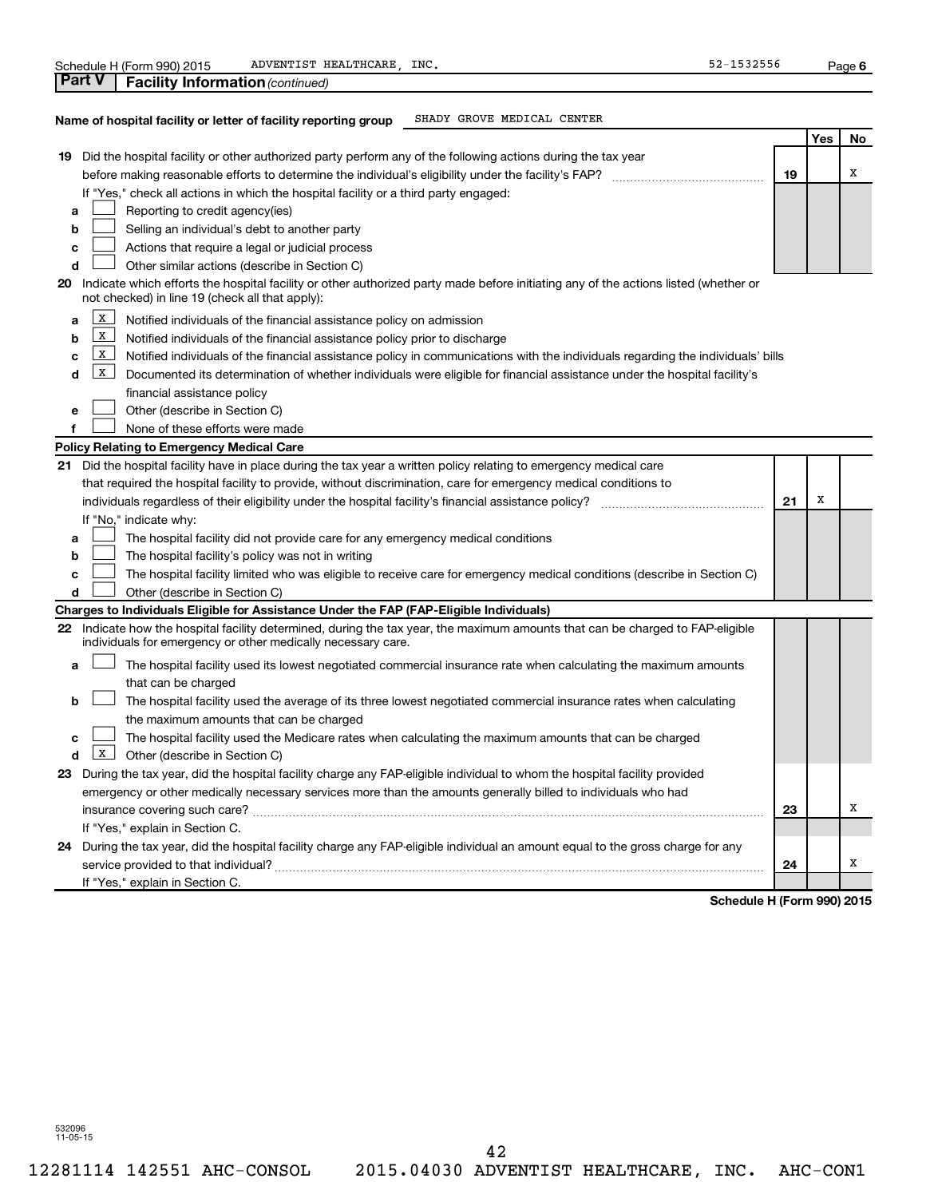Schedule H (Form 990) 2015 ADVENTIST HEALTHCARE, INC. 52-1532556

**Part V | Facility Information** *(continued)*

**Name of hospital facility or letter of facility reporting group** SHADY GROVE MEDICAL CENTER

| | | | Yes | No |
|---|---|---|---|---|
| **19** | Did the hospital facility or other authorized party perform any of the following actions during the tax year before making reasonable efforts to determine the individual's eligibility under the facility's FAP? | **19** | | X |
| | If "Yes," check all actions in which the hospital facility or a third party engaged: | | | |
| **a** | [ ] Reporting to credit agency(ies) | | | |
| **b** | [ ] Selling an individual's debt to another party | | | |
| **c** | [ ] Actions that require a legal or judicial process | | | |
| **d** | [ ] Other similar actions (describe in Section C) | | | |
| **20** | Indicate which efforts the hospital facility or other authorized party made before initiating any of the actions listed (whether or not checked) in line 19 (check all that apply): | | | |
| **a** | [X] Notified individuals of the financial assistance policy on admission | | | |
| **b** | [X] Notified individuals of the financial assistance policy prior to discharge | | | |
| **c** | [X] Notified individuals of the financial assistance policy in communications with the individuals regarding the individuals' bills | | | |
| **d** | [X] Documented its determination of whether individuals were eligible for financial assistance under the hospital facility's financial assistance policy | | | |
| **e** | [ ] Other (describe in Section C) | | | |
| **f** | [ ] None of these efforts were made | | | |
| | **Policy Relating to Emergency Medical Care** | | | |
| **21** | Did the hospital facility have in place during the tax year a written policy relating to emergency medical care that required the hospital facility to provide, without discrimination, care for emergency medical conditions to individuals regardless of their eligibility under the hospital facility's financial assistance policy? | **21** | X | |
| | If "No," indicate why: | | | |
| **a** | [ ] The hospital facility did not provide care for any emergency medical conditions | | | |
| **b** | [ ] The hospital facility's policy was not in writing | | | |
| **c** | [ ] The hospital facility limited who was eligible to receive care for emergency medical conditions (describe in Section C) | | | |
| **d** | [ ] Other (describe in Section C) | | | |
| | **Charges to Individuals Eligible for Assistance Under the FAP (FAP-Eligible Individuals)** | | | |
| **22** | Indicate how the hospital facility determined, during the tax year, the maximum amounts that can be charged to FAP-eligible individuals for emergency or other medically necessary care. | | | |
| **a** | [ ] The hospital facility used its lowest negotiated commercial insurance rate when calculating the maximum amounts that can be charged | | | |
| **b** | [ ] The hospital facility used the average of its three lowest negotiated commercial insurance rates when calculating the maximum amounts that can be charged | | | |
| **c** | [ ] The hospital facility used the Medicare rates when calculating the maximum amounts that can be charged | | | |
| **d** | [X] Other (describe in Section C) | | | |
| **23** | During the tax year, did the hospital facility charge any FAP-eligible individual to whom the hospital facility provided emergency or other medically necessary services more than the amounts generally billed to individuals who had insurance covering such care? | **23** | | X |
| | If "Yes," explain in Section C. | | | |
| **24** | During the tax year, did the hospital facility charge any FAP-eligible individual an amount equal to the gross charge for any service provided to that individual? | **24** | | X |
| | If "Yes," explain in Section C. | | | |

**Schedule H (Form 990) 2015**

532096
11-05-15

12281114 142551 AHC-CONSOL 2015.04030 ADVENTIST HEALTHCARE, INC. AHC-CON1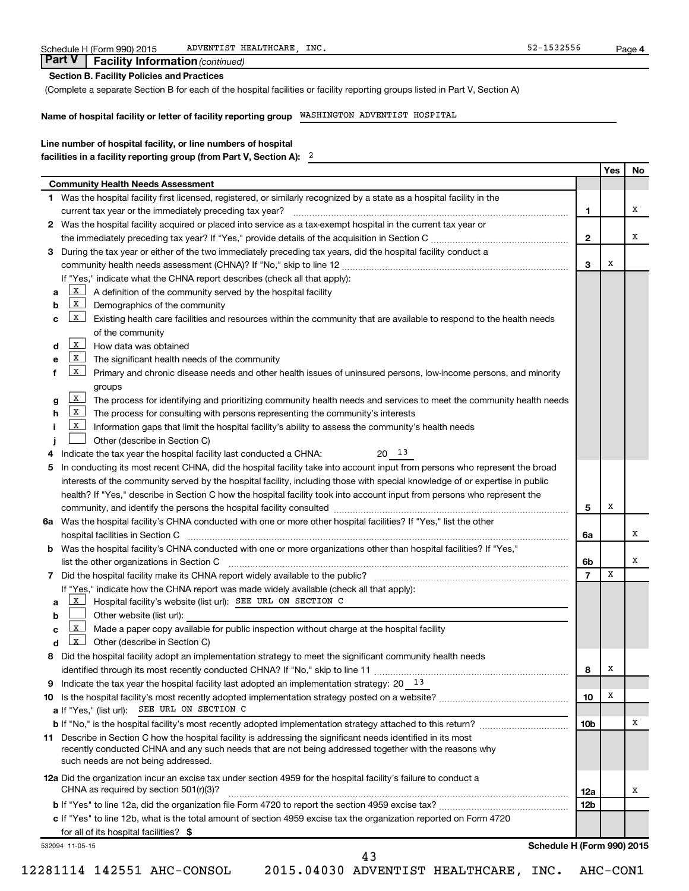Schedule H (Form 990) 2015 ADVENTIST HEALTHCARE, INC. 52-1532556

## Part V Facility Information *(continued)*

**Section B. Facility Policies and Practices**

(Complete a separate Section B for each of the hospital facilities or facility reporting groups listed in Part V, Section A)

**Name of hospital facility or letter of facility reporting group** WASHINGTON ADVENTIST HOSPITAL

**Line number of hospital facility, or line numbers of hospital facilities in a facility reporting group (from Part V, Section A):** 2

| | | Yes | No |
|---|---|---|---|
| **Community Health Needs Assessment** | | | |
| **1** Was the hospital facility first licensed, registered, or similarly recognized by a state as a hospital facility in the current tax year or the immediately preceding tax year? | 1 | | X |
| **2** Was the hospital facility acquired or placed into service as a tax-exempt hospital in the current tax year or the immediately preceding tax year? If "Yes," provide details of the acquisition in Section C | 2 | | X |
| **3** During the tax year or either of the two immediately preceding tax years, did the hospital facility conduct a community health needs assessment (CHNA)? If "No," skip to line 12 | 3 | X | |
| If "Yes," indicate what the CHNA report describes (check all that apply): | | | |
| **a** [X] A definition of the community served by the hospital facility | | | |
| **b** [X] Demographics of the community | | | |
| **c** [X] Existing health care facilities and resources within the community that are available to respond to the health needs of the community | | | |
| **d** [X] How data was obtained | | | |
| **e** [X] The significant health needs of the community | | | |
| **f** [X] Primary and chronic disease needs and other health issues of uninsured persons, low-income persons, and minority groups | | | |
| **g** [X] The process for identifying and prioritizing community health needs and services to meet the community health needs | | | |
| **h** [X] The process for consulting with persons representing the community's interests | | | |
| **i** [X] Information gaps that limit the hospital facility's ability to assess the community's health needs | | | |
| **j** [ ] Other (describe in Section C) | | | |
| **4** Indicate the tax year the hospital facility last conducted a CHNA: 20 13 | | | |
| **5** In conducting its most recent CHNA, did the hospital facility take into account input from persons who represent the broad interests of the community served by the hospital facility, including those with special knowledge of or expertise in public health? If "Yes," describe in Section C how the hospital facility took into account input from persons who represent the community, and identify the persons the hospital facility consulted | 5 | X | |
| **6a** Was the hospital facility's CHNA conducted with one or more other hospital facilities? If "Yes," list the other hospital facilities in Section C | 6a | | X |
| **b** Was the hospital facility's CHNA conducted with one or more organizations other than hospital facilities? If "Yes," list the other organizations in Section C | 6b | | X |
| **7** Did the hospital facility make its CHNA report widely available to the public? | 7 | X | |
| If "Yes," indicate how the CHNA report was made widely available (check all that apply): | | | |
| **a** [X] Hospital facility's website (list url): SEE URL ON SECTION C | | | |
| **b** [ ] Other website (list url): | | | |
| **c** [X] Made a paper copy available for public inspection without charge at the hospital facility | | | |
| **d** [X] Other (describe in Section C) | | | |
| **8** Did the hospital facility adopt an implementation strategy to meet the significant community health needs identified through its most recently conducted CHNA? If "No," skip to line 11 | 8 | X | |
| **9** Indicate the tax year the hospital facility last adopted an implementation strategy: 20 13 | | | |
| **10** Is the hospital facility's most recently adopted implementation strategy posted on a website? | 10 | X | |
| **a** If "Yes," (list url): SEE URL ON SECTION C | | | |
| **b** If "No," is the hospital facility's most recently adopted implementation strategy attached to this return? | 10b | | X |
| **11** Describe in Section C how the hospital facility is addressing the significant needs identified in its most recently conducted CHNA and any such needs that are not being addressed together with the reasons why such needs are not being addressed. | | | |
| **12a** Did the organization incur an excise tax under section 4959 for the hospital facility's failure to conduct a CHNA as required by section 501(r)(3)? | 12a | | X |
| **b** If "Yes" to line 12a, did the organization file Form 4720 to report the section 4959 excise tax? | 12b | | |
| **c** If "Yes" to line 12b, what is the total amount of section 4959 excise tax the organization reported on Form 4720 for all of its hospital facilities? $ | | | |

532094 11-05-15 **Schedule H (Form 990) 2015**

12281114 142551 AHC-CONSOL 2015.04030 ADVENTIST HEALTHCARE, INC. AHC-CON1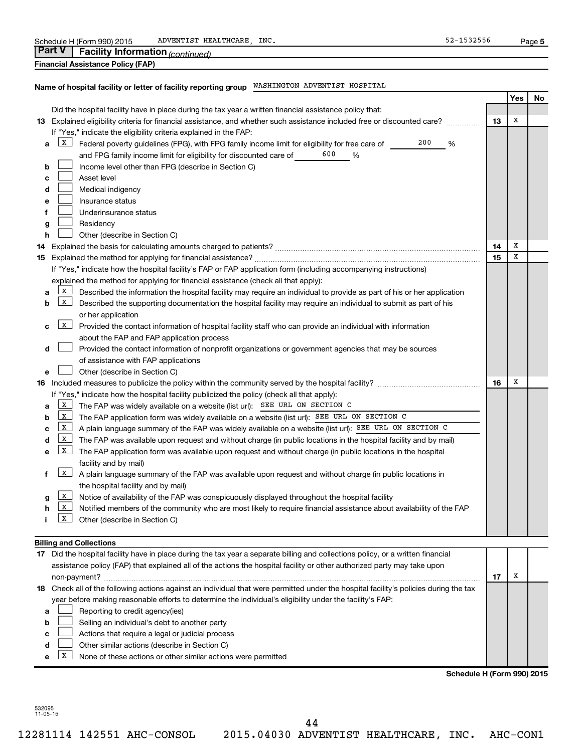Schedule H (Form 990) 2015 ADVENTIST HEALTHCARE, INC. 52-1532556

## Part V Facility Information *(continued)*

### Financial Assistance Policy (FAP)

Name of hospital facility or letter of facility reporting group WASHINGTON ADVENTIST HOSPITAL

| | | | Yes | No |
|---|---|---|---|---|
| | Did the hospital facility have in place during the tax year a written financial assistance policy that: | | | |
| 13 | Explained eligibility criteria for financial assistance, and whether such assistance included free or discounted care? | 13 | X | |
| | If "Yes," indicate the eligibility criteria explained in the FAP: | | | |
| a | [X] Federal poverty guidelines (FPG), with FPG family income limit for eligibility for free care of 200 % and FPG family income limit for eligibility for discounted care of 600 % | | | |
| b | [ ] Income level other than FPG (describe in Section C) | | | |
| c | [ ] Asset level | | | |
| d | [ ] Medical indigency | | | |
| e | [ ] Insurance status | | | |
| f | [ ] Underinsurance status | | | |
| g | [ ] Residency | | | |
| h | [ ] Other (describe in Section C) | | | |
| 14 | Explained the basis for calculating amounts charged to patients? | 14 | X | |
| 15 | Explained the method for applying for financial assistance? | 15 | X | |
| | If "Yes," indicate how the hospital facility's FAP or FAP application form (including accompanying instructions) explained the method for applying for financial assistance (check all that apply): | | | |
| a | [X] Described the information the hospital facility may require an individual to provide as part of his or her application | | | |
| b | [X] Described the supporting documentation the hospital facility may require an individual to submit as part of his or her application | | | |
| c | [X] Provided the contact information of hospital facility staff who can provide an individual with information about the FAP and FAP application process | | | |
| d | [ ] Provided the contact information of nonprofit organizations or government agencies that may be sources of assistance with FAP applications | | | |
| e | [ ] Other (describe in Section C) | | | |
| 16 | Included measures to publicize the policy within the community served by the hospital facility? | 16 | X | |
| | If "Yes," indicate how the hospital facility publicized the policy (check all that apply): | | | |
| a | [X] The FAP was widely available on a website (list url): SEE URL ON SECTION C | | | |
| b | [X] The FAP application form was widely available on a website (list url): SEE URL ON SECTION C | | | |
| c | [X] A plain language summary of the FAP was widely available on a website (list url): SEE URL ON SECTION C | | | |
| d | [X] The FAP was available upon request and without charge (in public locations in the hospital facility and by mail) | | | |
| e | [X] The FAP application form was available upon request and without charge (in public locations in the hospital facility and by mail) | | | |
| f | [X] A plain language summary of the FAP was available upon request and without charge (in public locations in the hospital facility and by mail) | | | |
| g | [X] Notice of availability of the FAP was conspicuously displayed throughout the hospital facility | | | |
| h | [X] Notified members of the community who are most likely to require financial assistance about availability of the FAP | | | |
| i | [X] Other (describe in Section C) | | | |

### Billing and Collections

| | | | Yes | No |
|---|---|---|---|---|
| 17 | Did the hospital facility have in place during the tax year a separate billing and collections policy, or a written financial assistance policy (FAP) that explained all of the actions the hospital facility or other authorized party may take upon non-payment? | 17 | X | |
| 18 | Check all of the following actions against an individual that were permitted under the hospital facility's policies during the tax year before making reasonable efforts to determine the individual's eligibility under the facility's FAP: | | | |
| a | [ ] Reporting to credit agency(ies) | | | |
| b | [ ] Selling an individual's debt to another party | | | |
| c | [ ] Actions that require a legal or judicial process | | | |
| d | [ ] Other similar actions (describe in Section C) | | | |
| e | [X] None of these actions or other similar actions were permitted | | | |

Schedule H (Form 990) 2015

532095 11-05-15

12281114 142551 AHC-CONSOL 2015.04030 ADVENTIST HEALTHCARE, INC. AHC-CON1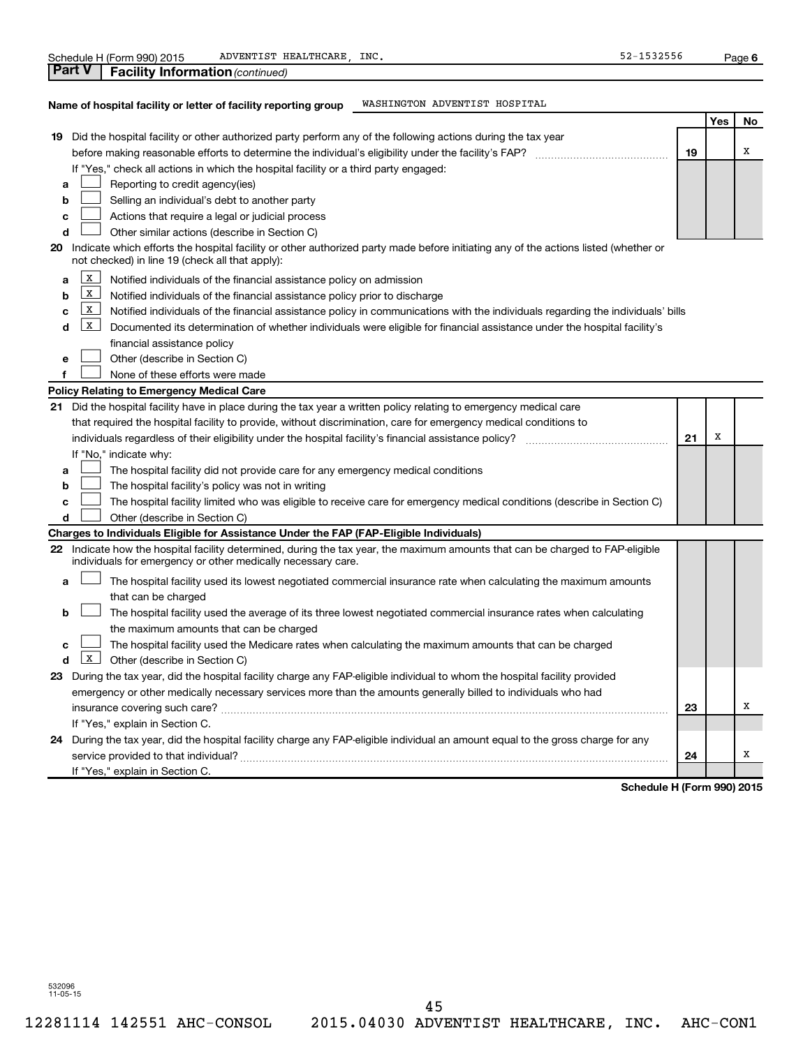Schedule H (Form 990) 2015 ADVENTIST HEALTHCARE, INC. 52-1532556

## Part V Facility Information *(continued)*

**Name of hospital facility or letter of facility reporting group** WASHINGTON ADVENTIST HOSPITAL

| | | | Yes | No |
|---|---|---|---|---|
| **19** | Did the hospital facility or other authorized party perform any of the following actions during the tax year before making reasonable efforts to determine the individual's eligibility under the facility's FAP? | **19** | | X |
| | If "Yes," check all actions in which the hospital facility or a third party engaged: | | | |
| **a** | [ ] Reporting to credit agency(ies) | | | |
| **b** | [ ] Selling an individual's debt to another party | | | |
| **c** | [ ] Actions that require a legal or judicial process | | | |
| **d** | [ ] Other similar actions (describe in Section C) | | | |
| **20** | Indicate which efforts the hospital facility or other authorized party made before initiating any of the actions listed (whether or not checked) in line 19 (check all that apply): | | | |
| **a** | [X] Notified individuals of the financial assistance policy on admission | | | |
| **b** | [X] Notified individuals of the financial assistance policy prior to discharge | | | |
| **c** | [X] Notified individuals of the financial assistance policy in communications with the individuals regarding the individuals' bills | | | |
| **d** | [X] Documented its determination of whether individuals were eligible for financial assistance under the hospital facility's financial assistance policy | | | |
| **e** | [ ] Other (describe in Section C) | | | |
| **f** | [ ] None of these efforts were made | | | |
| | **Policy Relating to Emergency Medical Care** | | | |
| **21** | Did the hospital facility have in place during the tax year a written policy relating to emergency medical care that required the hospital facility to provide, without discrimination, care for emergency medical conditions to individuals regardless of their eligibility under the hospital facility's financial assistance policy? | **21** | X | |
| | If "No," indicate why: | | | |
| **a** | [ ] The hospital facility did not provide care for any emergency medical conditions | | | |
| **b** | [ ] The hospital facility's policy was not in writing | | | |
| **c** | [ ] The hospital facility limited who was eligible to receive care for emergency medical conditions (describe in Section C) | | | |
| **d** | [ ] Other (describe in Section C) | | | |
| | **Charges to Individuals Eligible for Assistance Under the FAP (FAP-Eligible Individuals)** | | | |
| **22** | Indicate how the hospital facility determined, during the tax year, the maximum amounts that can be charged to FAP-eligible individuals for emergency or other medically necessary care. | | | |
| **a** | [ ] The hospital facility used its lowest negotiated commercial insurance rate when calculating the maximum amounts that can be charged | | | |
| **b** | [ ] The hospital facility used the average of its three lowest negotiated commercial insurance rates when calculating the maximum amounts that can be charged | | | |
| **c** | [ ] The hospital facility used the Medicare rates when calculating the maximum amounts that can be charged | | | |
| **d** | [X] Other (describe in Section C) | | | |
| **23** | During the tax year, did the hospital facility charge any FAP-eligible individual to whom the hospital facility provided emergency or other medically necessary services more than the amounts generally billed to individuals who had insurance covering such care? | **23** | | X |
| | If "Yes," explain in Section C. | | | |
| **24** | During the tax year, did the hospital facility charge any FAP-eligible individual an amount equal to the gross charge for any service provided to that individual? | **24** | | X |
| | If "Yes," explain in Section C. | | | |

**Schedule H (Form 990) 2015**

532096 11-05-15

12281114 142551 AHC-CONSOL 2015.04030 ADVENTIST HEALTHCARE, INC. AHC-CON1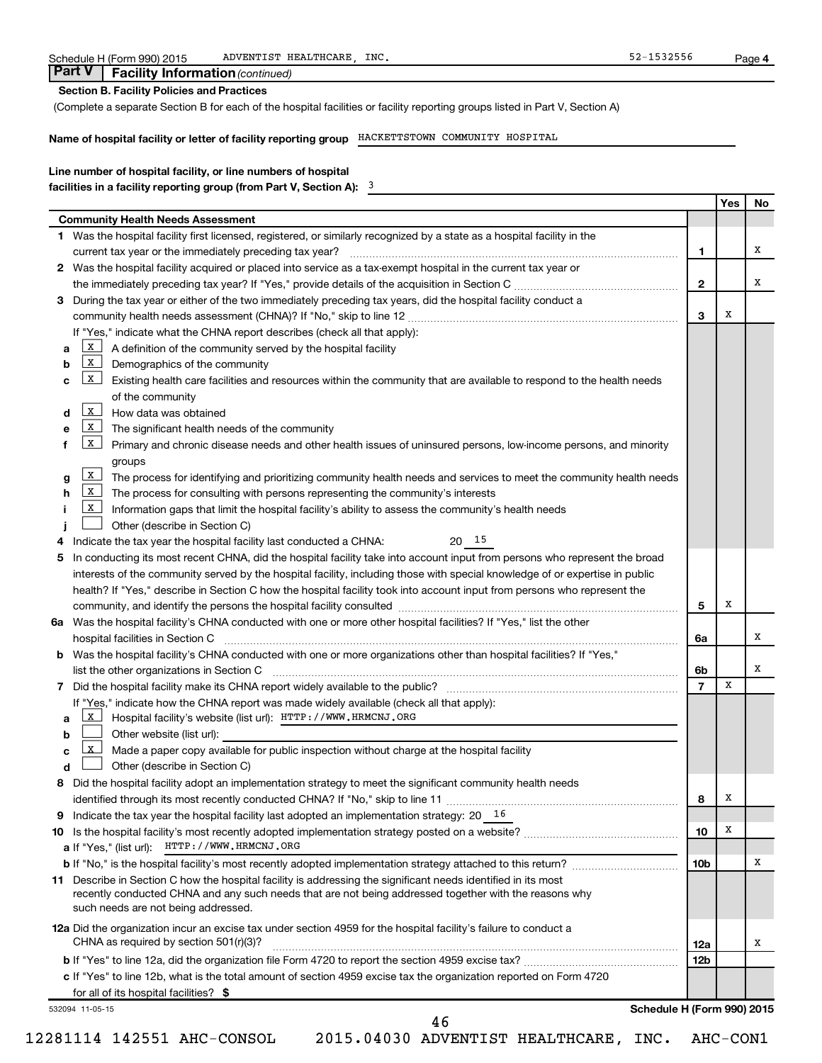Schedule H (Form 990) 2015 ADVENTIST HEALTHCARE, INC. 52-1532556

## Part V Facility Information *(continued)*

**Section B. Facility Policies and Practices**

(Complete a separate Section B for each of the hospital facilities or facility reporting groups listed in Part V, Section A)

**Name of hospital facility or letter of facility reporting group** HACKETTSTOWN COMMUNITY HOSPITAL

**Line number of hospital facility, or line numbers of hospital facilities in a facility reporting group (from Part V, Section A):** 3

| | | Yes | No |
|---|---|---|---|
| **Community Health Needs Assessment** | | | |
| **1** Was the hospital facility first licensed, registered, or similarly recognized by a state as a hospital facility in the current tax year or the immediately preceding tax year? | 1 | | X |
| **2** Was the hospital facility acquired or placed into service as a tax-exempt hospital in the current tax year or the immediately preceding tax year? If "Yes," provide details of the acquisition in Section C | 2 | | X |
| **3** During the tax year or either of the two immediately preceding tax years, did the hospital facility conduct a community health needs assessment (CHNA)? If "No," skip to line 12 | 3 | X | |
| If "Yes," indicate what the CHNA report describes (check all that apply): | | | |
| **a** [X] A definition of the community served by the hospital facility | | | |
| **b** [X] Demographics of the community | | | |
| **c** [X] Existing health care facilities and resources within the community that are available to respond to the health needs of the community | | | |
| **d** [X] How data was obtained | | | |
| **e** [X] The significant health needs of the community | | | |
| **f** [X] Primary and chronic disease needs and other health issues of uninsured persons, low-income persons, and minority groups | | | |
| **g** [X] The process for identifying and prioritizing community health needs and services to meet the community health needs | | | |
| **h** [X] The process for consulting with persons representing the community's interests | | | |
| **i** [X] Information gaps that limit the hospital facility's ability to assess the community's health needs | | | |
| **j** [ ] Other (describe in Section C) | | | |
| **4** Indicate the tax year the hospital facility last conducted a CHNA: 20 15 | | | |
| **5** In conducting its most recent CHNA, did the hospital facility take into account input from persons who represent the broad interests of the community served by the hospital facility, including those with special knowledge of or expertise in public health? If "Yes," describe in Section C how the hospital facility took into account input from persons who represent the community, and identify the persons the hospital facility consulted | 5 | X | |
| **6a** Was the hospital facility's CHNA conducted with one or more other hospital facilities? If "Yes," list the other hospital facilities in Section C | 6a | | X |
| **b** Was the hospital facility's CHNA conducted with one or more organizations other than hospital facilities? If "Yes," list the other organizations in Section C | 6b | | X |
| **7** Did the hospital facility make its CHNA report widely available to the public? | 7 | X | |
| If "Yes," indicate how the CHNA report was made widely available (check all that apply): | | | |
| **a** [X] Hospital facility's website (list url): HTTP://WWW.HRMCNJ.ORG | | | |
| **b** [ ] Other website (list url): | | | |
| **c** [X] Made a paper copy available for public inspection without charge at the hospital facility | | | |
| **d** [ ] Other (describe in Section C) | | | |
| **8** Did the hospital facility adopt an implementation strategy to meet the significant community health needs identified through its most recently conducted CHNA? If "No," skip to line 11 | 8 | X | |
| **9** Indicate the tax year the hospital facility last adopted an implementation strategy: 20 16 | | | |
| **10** Is the hospital facility's most recently adopted implementation strategy posted on a website? | 10 | X | |
| **a** If "Yes," (list url): HTTP://WWW.HRMCNJ.ORG | | | |
| **b** If "No," is the hospital facility's most recently adopted implementation strategy attached to this return? | 10b | | X |
| **11** Describe in Section C how the hospital facility is addressing the significant needs identified in its most recently conducted CHNA and any such needs that are not being addressed together with the reasons why such needs are not being addressed. | | | |
| **12a** Did the organization incur an excise tax under section 4959 for the hospital facility's failure to conduct a CHNA as required by section 501(r)(3)? | 12a | | X |
| **b** If "Yes" to line 12a, did the organization file Form 4720 to report the section 4959 excise tax? | 12b | | |
| **c** If "Yes" to line 12b, what is the total amount of section 4959 excise tax the organization reported on Form 4720 for all of its hospital facilities? $ | | | |

532094 11-05-15 **Schedule H (Form 990) 2015**

12281114 142551 AHC-CONSOL 2015.04030 ADVENTIST HEALTHCARE, INC. AHC-CON1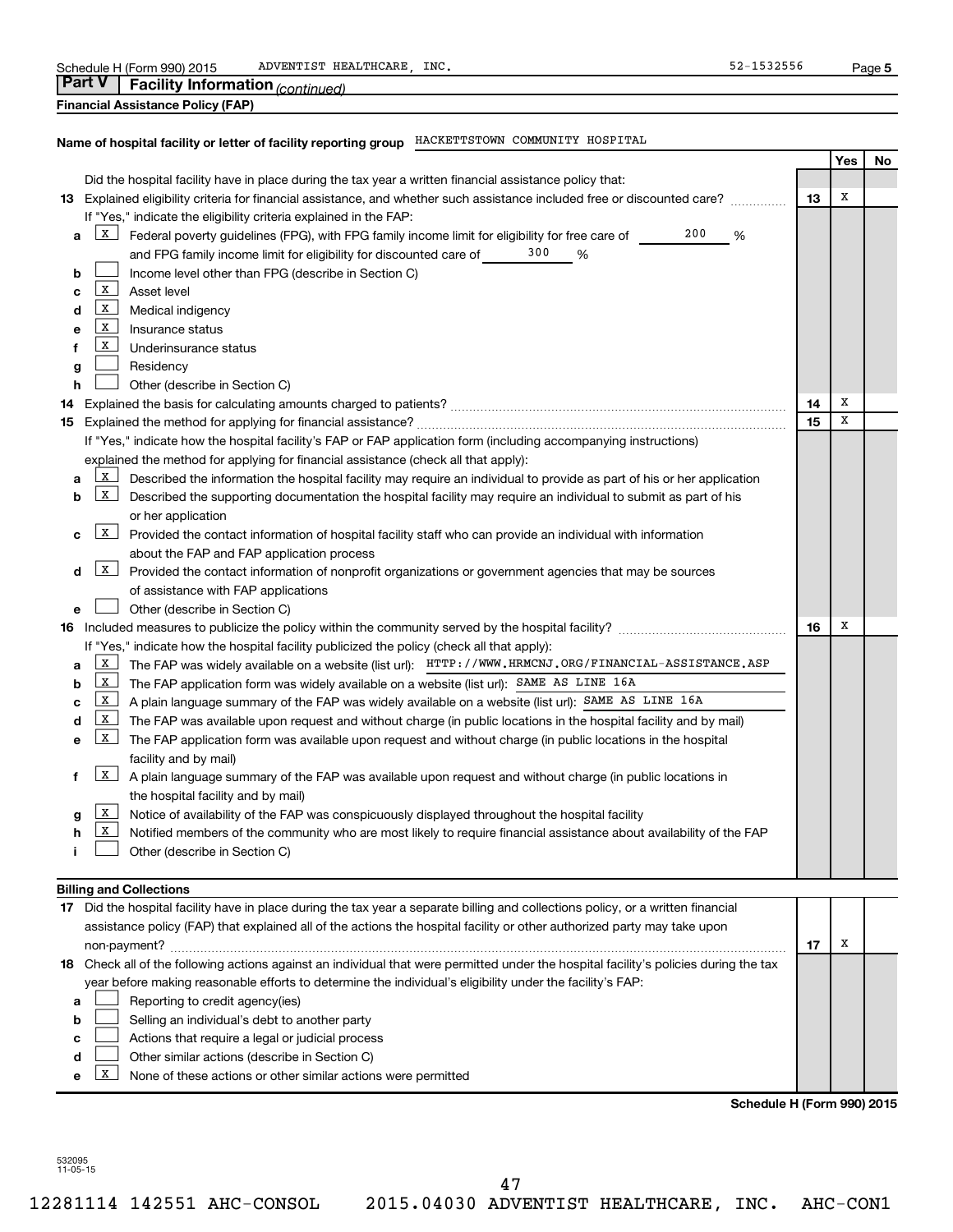Schedule H (Form 990) 2015 ADVENTIST HEALTHCARE, INC. 52-1532556 Page 5

## Part V Facility Information *(continued)*

**Financial Assistance Policy (FAP)**

**Name of hospital facility or letter of facility reporting group** HACKETTSTOWN COMMUNITY HOSPITAL

| | | | Yes | No |
|---|---|---|---|---|
| | Did the hospital facility have in place during the tax year a written financial assistance policy that: | | | |
| **13** | Explained eligibility criteria for financial assistance, and whether such assistance included free or discounted care? | **13** | X | |
| | If "Yes," indicate the eligibility criteria explained in the FAP: | | | |
| **a** | [X] Federal poverty guidelines (FPG), with FPG family income limit for eligibility for free care of 200 % and FPG family income limit for eligibility for discounted care of 300 % | | | |
| **b** | [ ] Income level other than FPG (describe in Section C) | | | |
| **c** | [X] Asset level | | | |
| **d** | [X] Medical indigency | | | |
| **e** | [X] Insurance status | | | |
| **f** | [X] Underinsurance status | | | |
| **g** | [ ] Residency | | | |
| **h** | [ ] Other (describe in Section C) | | | |
| **14** | Explained the basis for calculating amounts charged to patients? | **14** | X | |
| **15** | Explained the method for applying for financial assistance? | **15** | X | |
| | If "Yes," indicate how the hospital facility's FAP or FAP application form (including accompanying instructions) explained the method for applying for financial assistance (check all that apply): | | | |
| **a** | [X] Described the information the hospital facility may require an individual to provide as part of his or her application | | | |
| **b** | [X] Described the supporting documentation the hospital facility may require an individual to submit as part of his or her application | | | |
| **c** | [X] Provided the contact information of hospital facility staff who can provide an individual with information about the FAP and FAP application process | | | |
| **d** | [X] Provided the contact information of nonprofit organizations or government agencies that may be sources of assistance with FAP applications | | | |
| **e** | [ ] Other (describe in Section C) | | | |
| **16** | Included measures to publicize the policy within the community served by the hospital facility? | **16** | X | |
| | If "Yes," indicate how the hospital facility publicized the policy (check all that apply): | | | |
| **a** | [X] The FAP was widely available on a website (list url): HTTP://WWW.HRMCNJ.ORG/FINANCIAL-ASSISTANCE.ASP | | | |
| **b** | [X] The FAP application form was widely available on a website (list url): SAME AS LINE 16A | | | |
| **c** | [X] A plain language summary of the FAP was widely available on a website (list url): SAME AS LINE 16A | | | |
| **d** | [X] The FAP was available upon request and without charge (in public locations in the hospital facility and by mail) | | | |
| **e** | [X] The FAP application form was available upon request and without charge (in public locations in the hospital facility and by mail) | | | |
| **f** | [X] A plain language summary of the FAP was available upon request and without charge (in public locations in the hospital facility and by mail) | | | |
| **g** | [X] Notice of availability of the FAP was conspicuously displayed throughout the hospital facility | | | |
| **h** | [X] Notified members of the community who are most likely to require financial assistance about availability of the FAP | | | |
| **i** | [ ] Other (describe in Section C) | | | |

**Billing and Collections**

| | | | Yes | No |
|---|---|---|---|---|
| **17** | Did the hospital facility have in place during the tax year a separate billing and collections policy, or a written financial assistance policy (FAP) that explained all of the actions the hospital facility or other authorized party may take upon non-payment? | **17** | X | |
| **18** | Check all of the following actions against an individual that were permitted under the hospital facility's policies during the tax year before making reasonable efforts to determine the individual's eligibility under the facility's FAP: | | | |
| **a** | [ ] Reporting to credit agency(ies) | | | |
| **b** | [ ] Selling an individual's debt to another party | | | |
| **c** | [ ] Actions that require a legal or judicial process | | | |
| **d** | [ ] Other similar actions (describe in Section C) | | | |
| **e** | [X] None of these actions or other similar actions were permitted | | | |

**Schedule H (Form 990) 2015**

532095 11-05-15

12281114 142551 AHC-CONSOL 2015.04030 ADVENTIST HEALTHCARE, INC. AHC-CON1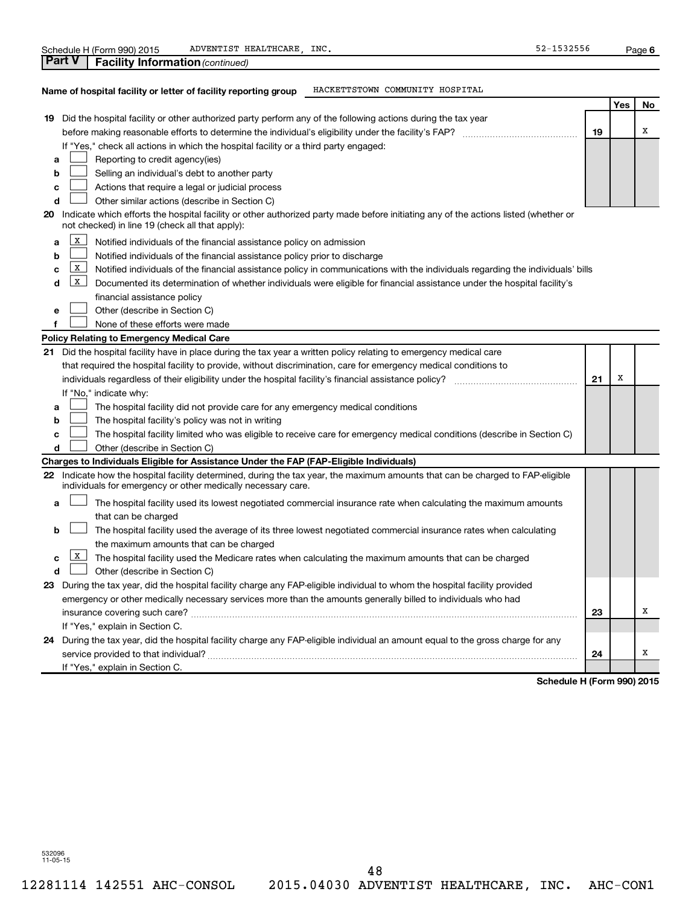Schedule H (Form 990) 2015 ADVENTIST HEALTHCARE, INC. 52-1532556

**Part V | Facility Information** *(continued)*

**Name of hospital facility or letter of facility reporting group** HACKETTSTOWN COMMUNITY HOSPITAL

| | | | Yes | No |
|---|---|---|---|---|
| **19** | Did the hospital facility or other authorized party perform any of the following actions during the tax year before making reasonable efforts to determine the individual's eligibility under the facility's FAP? | **19** | | X |
| | If "Yes," check all actions in which the hospital facility or a third party engaged: | | | |
| **a** | ☐ Reporting to credit agency(ies) | | | |
| **b** | ☐ Selling an individual's debt to another party | | | |
| **c** | ☐ Actions that require a legal or judicial process | | | |
| **d** | ☐ Other similar actions (describe in Section C) | | | |
| **20** | Indicate which efforts the hospital facility or other authorized party made before initiating any of the actions listed (whether or not checked) in line 19 (check all that apply): | | | |
| **a** | ☒ Notified individuals of the financial assistance policy on admission | | | |
| **b** | ☐ Notified individuals of the financial assistance policy prior to discharge | | | |
| **c** | ☒ Notified individuals of the financial assistance policy in communications with the individuals regarding the individuals' bills | | | |
| **d** | ☒ Documented its determination of whether individuals were eligible for financial assistance under the hospital facility's financial assistance policy | | | |
| **e** | ☐ Other (describe in Section C) | | | |
| **f** | ☐ None of these efforts were made | | | |
| | **Policy Relating to Emergency Medical Care** | | | |
| **21** | Did the hospital facility have in place during the tax year a written policy relating to emergency medical care that required the hospital facility to provide, without discrimination, care for emergency medical conditions to individuals regardless of their eligibility under the hospital facility's financial assistance policy? | **21** | X | |
| | If "No," indicate why: | | | |
| **a** | ☐ The hospital facility did not provide care for any emergency medical conditions | | | |
| **b** | ☐ The hospital facility's policy was not in writing | | | |
| **c** | ☐ The hospital facility limited who was eligible to receive care for emergency medical conditions (describe in Section C) | | | |
| **d** | ☐ Other (describe in Section C) | | | |
| | **Charges to Individuals Eligible for Assistance Under the FAP (FAP-Eligible Individuals)** | | | |
| **22** | Indicate how the hospital facility determined, during the tax year, the maximum amounts that can be charged to FAP-eligible individuals for emergency or other medically necessary care. | | | |
| **a** | ☐ The hospital facility used its lowest negotiated commercial insurance rate when calculating the maximum amounts that can be charged | | | |
| **b** | ☐ The hospital facility used the average of its three lowest negotiated commercial insurance rates when calculating the maximum amounts that can be charged | | | |
| **c** | ☒ The hospital facility used the Medicare rates when calculating the maximum amounts that can be charged | | | |
| **d** | ☐ Other (describe in Section C) | | | |
| **23** | During the tax year, did the hospital facility charge any FAP-eligible individual to whom the hospital facility provided emergency or other medically necessary services more than the amounts generally billed to individuals who had insurance covering such care? | **23** | | X |
| | If "Yes," explain in Section C. | | | |
| **24** | During the tax year, did the hospital facility charge any FAP-eligible individual an amount equal to the gross charge for any service provided to that individual? | **24** | | X |
| | If "Yes," explain in Section C. | | | |

**Schedule H (Form 990) 2015**

532096 11-05-15

12281114 142551 AHC-CONSOL 2015.04030 ADVENTIST HEALTHCARE, INC. AHC-CON1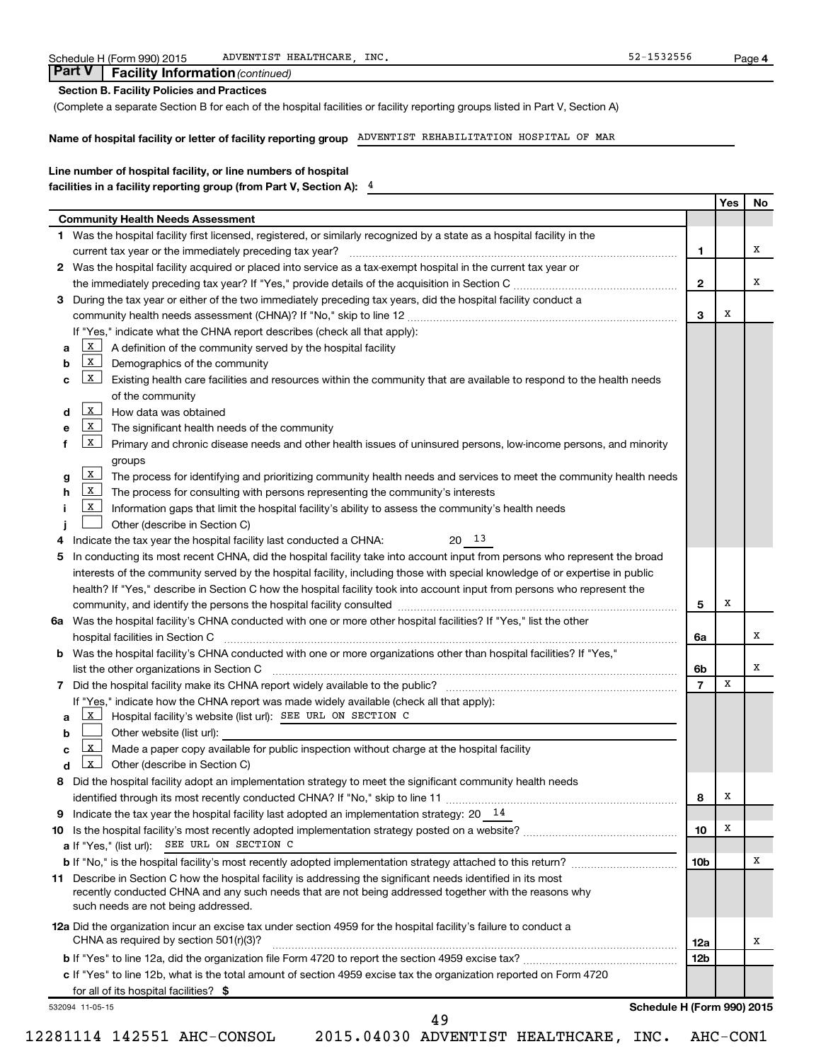Schedule H (Form 990) 2015 ADVENTIST HEALTHCARE, INC. 52-1532556

## Part V Facility Information *(continued)*

**Section B. Facility Policies and Practices**

(Complete a separate Section B for each of the hospital facilities or facility reporting groups listed in Part V, Section A)

**Name of hospital facility or letter of facility reporting group** ADVENTIST REHABILITATION HOSPITAL OF MAR

**Line number of hospital facility, or line numbers of hospital facilities in a facility reporting group (from Part V, Section A):** 4

| | | Yes | No |
|---|---|---|---|
| **Community Health Needs Assessment** | | | |
| **1** Was the hospital facility first licensed, registered, or similarly recognized by a state as a hospital facility in the current tax year or the immediately preceding tax year? | **1** | | X |
| **2** Was the hospital facility acquired or placed into service as a tax-exempt hospital in the current tax year or the immediately preceding tax year? If "Yes," provide details of the acquisition in Section C | **2** | | X |
| **3** During the tax year or either of the two immediately preceding tax years, did the hospital facility conduct a community health needs assessment (CHNA)? If "No," skip to line 12 | **3** | X | |
| If "Yes," indicate what the CHNA report describes (check all that apply): | | | |
| **a** [X] A definition of the community served by the hospital facility | | | |
| **b** [X] Demographics of the community | | | |
| **c** [X] Existing health care facilities and resources within the community that are available to respond to the health needs of the community | | | |
| **d** [X] How data was obtained | | | |
| **e** [X] The significant health needs of the community | | | |
| **f** [X] Primary and chronic disease needs and other health issues of uninsured persons, low-income persons, and minority groups | | | |
| **g** [X] The process for identifying and prioritizing community health needs and services to meet the community health needs | | | |
| **h** [X] The process for consulting with persons representing the community's interests | | | |
| **i** [X] Information gaps that limit the hospital facility's ability to assess the community's health needs | | | |
| **j** [ ] Other (describe in Section C) | | | |
| **4** Indicate the tax year the hospital facility last conducted a CHNA: 20 13 | | | |
| **5** In conducting its most recent CHNA, did the hospital facility take into account input from persons who represent the broad interests of the community served by the hospital facility, including those with special knowledge of or expertise in public health? If "Yes," describe in Section C how the hospital facility took into account input from persons who represent the community, and identify the persons the hospital facility consulted | **5** | X | |
| **6a** Was the hospital facility's CHNA conducted with one or more other hospital facilities? If "Yes," list the other hospital facilities in Section C | **6a** | | X |
| **b** Was the hospital facility's CHNA conducted with one or more organizations other than hospital facilities? If "Yes," list the other organizations in Section C | **6b** | | X |
| **7** Did the hospital facility make its CHNA report widely available to the public? | **7** | X | |
| If "Yes," indicate how the CHNA report was made widely available (check all that apply): | | | |
| **a** [X] Hospital facility's website (list url): SEE URL ON SECTION C | | | |
| **b** [ ] Other website (list url): | | | |
| **c** [X] Made a paper copy available for public inspection without charge at the hospital facility | | | |
| **d** [X] Other (describe in Section C) | | | |
| **8** Did the hospital facility adopt an implementation strategy to meet the significant community health needs identified through its most recently conducted CHNA? If "No," skip to line 11 | **8** | X | |
| **9** Indicate the tax year the hospital facility last adopted an implementation strategy: 20 14 | | | |
| **10** Is the hospital facility's most recently adopted implementation strategy posted on a website? | **10** | X | |
| **a** If "Yes," (list url): SEE URL ON SECTION C | | | |
| **b** If "No," is the hospital facility's most recently adopted implementation strategy attached to this return? | **10b** | | X |
| **11** Describe in Section C how the hospital facility is addressing the significant needs identified in its most recently conducted CHNA and any such needs that are not being addressed together with the reasons why such needs are not being addressed. | | | |
| **12a** Did the organization incur an excise tax under section 4959 for the hospital facility's failure to conduct a CHNA as required by section 501(r)(3)? | **12a** | | X |
| **b** If "Yes" to line 12a, did the organization file Form 4720 to report the section 4959 excise tax? | **12b** | | |
| **c** If "Yes" to line 12b, what is the total amount of section 4959 excise tax the organization reported on Form 4720 for all of its hospital facilities? $ | | | |

532094 11-05-15 **Schedule H (Form 990) 2015**

12281114 142551 AHC-CONSOL 2015.04030 ADVENTIST HEALTHCARE, INC. AHC-CON1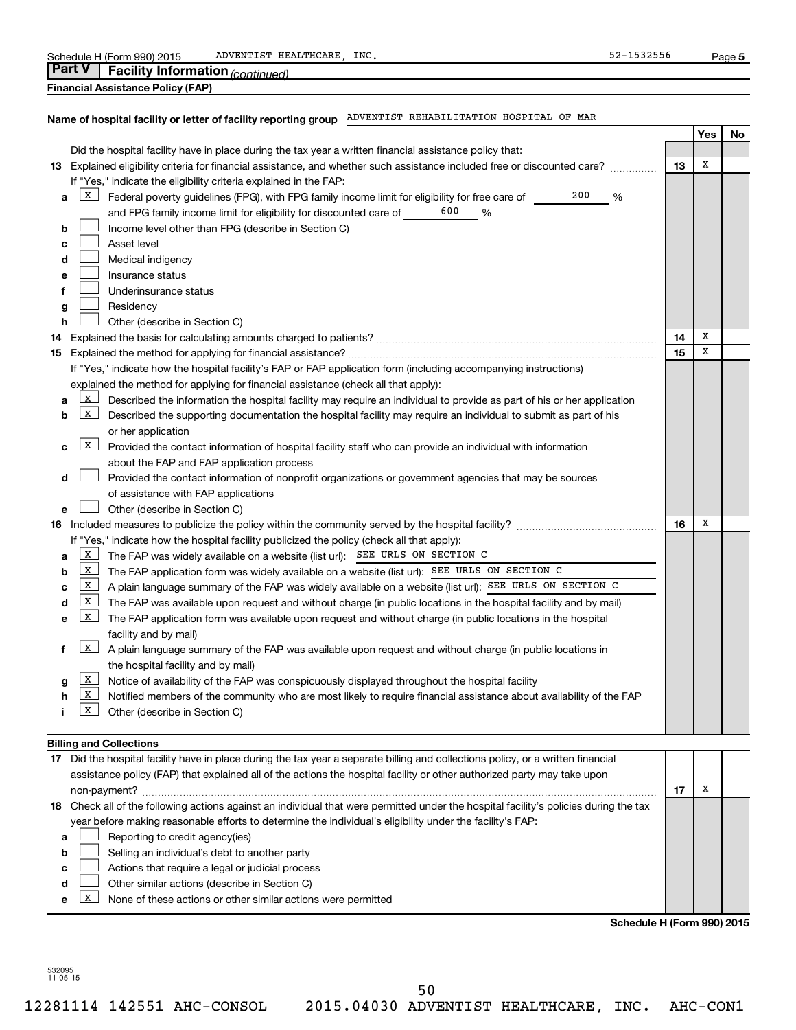Schedule H (Form 990) 2015 ADVENTIST HEALTHCARE, INC. 52-1532556

## Part V Facility Information *(continued)*

### Financial Assistance Policy (FAP)

**Name of hospital facility or letter of facility reporting group** ADVENTIST REHABILITATION HOSPITAL OF MAR

| | | | Yes | No |
|---|---|---|---|---|
| | Did the hospital facility have in place during the tax year a written financial assistance policy that: | | | |
| **13** | Explained eligibility criteria for financial assistance, and whether such assistance included free or discounted care? | **13** | X | |
| | If "Yes," indicate the eligibility criteria explained in the FAP: | | | |
| **a** | [X] Federal poverty guidelines (FPG), with FPG family income limit for eligibility for free care of 200 % and FPG family income limit for eligibility for discounted care of 600 % | | | |
| **b** | [ ] Income level other than FPG (describe in Section C) | | | |
| **c** | [ ] Asset level | | | |
| **d** | [ ] Medical indigency | | | |
| **e** | [ ] Insurance status | | | |
| **f** | [ ] Underinsurance status | | | |
| **g** | [ ] Residency | | | |
| **h** | [ ] Other (describe in Section C) | | | |
| **14** | Explained the basis for calculating amounts charged to patients? | **14** | X | |
| **15** | Explained the method for applying for financial assistance? | **15** | X | |
| | If "Yes," indicate how the hospital facility's FAP or FAP application form (including accompanying instructions) explained the method for applying for financial assistance (check all that apply): | | | |
| **a** | [X] Described the information the hospital facility may require an individual to provide as part of his or her application | | | |
| **b** | [X] Described the supporting documentation the hospital facility may require an individual to submit as part of his or her application | | | |
| **c** | [X] Provided the contact information of hospital facility staff who can provide an individual with information about the FAP and FAP application process | | | |
| **d** | [ ] Provided the contact information of nonprofit organizations or government agencies that may be sources of assistance with FAP applications | | | |
| **e** | [ ] Other (describe in Section C) | | | |
| **16** | Included measures to publicize the policy within the community served by the hospital facility? | **16** | X | |
| | If "Yes," indicate how the hospital facility publicized the policy (check all that apply): | | | |
| **a** | [X] The FAP was widely available on a website (list url): SEE URLS ON SECTION C | | | |
| **b** | [X] The FAP application form was widely available on a website (list url): SEE URLS ON SECTION C | | | |
| **c** | [X] A plain language summary of the FAP was widely available on a website (list url): SEE URLS ON SECTION C | | | |
| **d** | [X] The FAP was available upon request and without charge (in public locations in the hospital facility and by mail) | | | |
| **e** | [X] The FAP application form was available upon request and without charge (in public locations in the hospital facility and by mail) | | | |
| **f** | [X] A plain language summary of the FAP was available upon request and without charge (in public locations in the hospital facility and by mail) | | | |
| **g** | [X] Notice of availability of the FAP was conspicuously displayed throughout the hospital facility | | | |
| **h** | [X] Notified members of the community who are most likely to require financial assistance about availability of the FAP | | | |
| **i** | [X] Other (describe in Section C) | | | |

### Billing and Collections

| | | | Yes | No |
|---|---|---|---|---|
| **17** | Did the hospital facility have in place during the tax year a separate billing and collections policy, or a written financial assistance policy (FAP) that explained all of the actions the hospital facility or other authorized party may take upon non-payment? | **17** | X | |
| **18** | Check all of the following actions against an individual that were permitted under the hospital facility's policies during the tax year before making reasonable efforts to determine the individual's eligibility under the facility's FAP: | | | |
| **a** | [ ] Reporting to credit agency(ies) | | | |
| **b** | [ ] Selling an individual's debt to another party | | | |
| **c** | [ ] Actions that require a legal or judicial process | | | |
| **d** | [ ] Other similar actions (describe in Section C) | | | |
| **e** | [X] None of these actions or other similar actions were permitted | | | |

**Schedule H (Form 990) 2015**

532095 11-05-15

12281114 142551 AHC-CONSOL 2015.04030 ADVENTIST HEALTHCARE, INC. AHC-CON1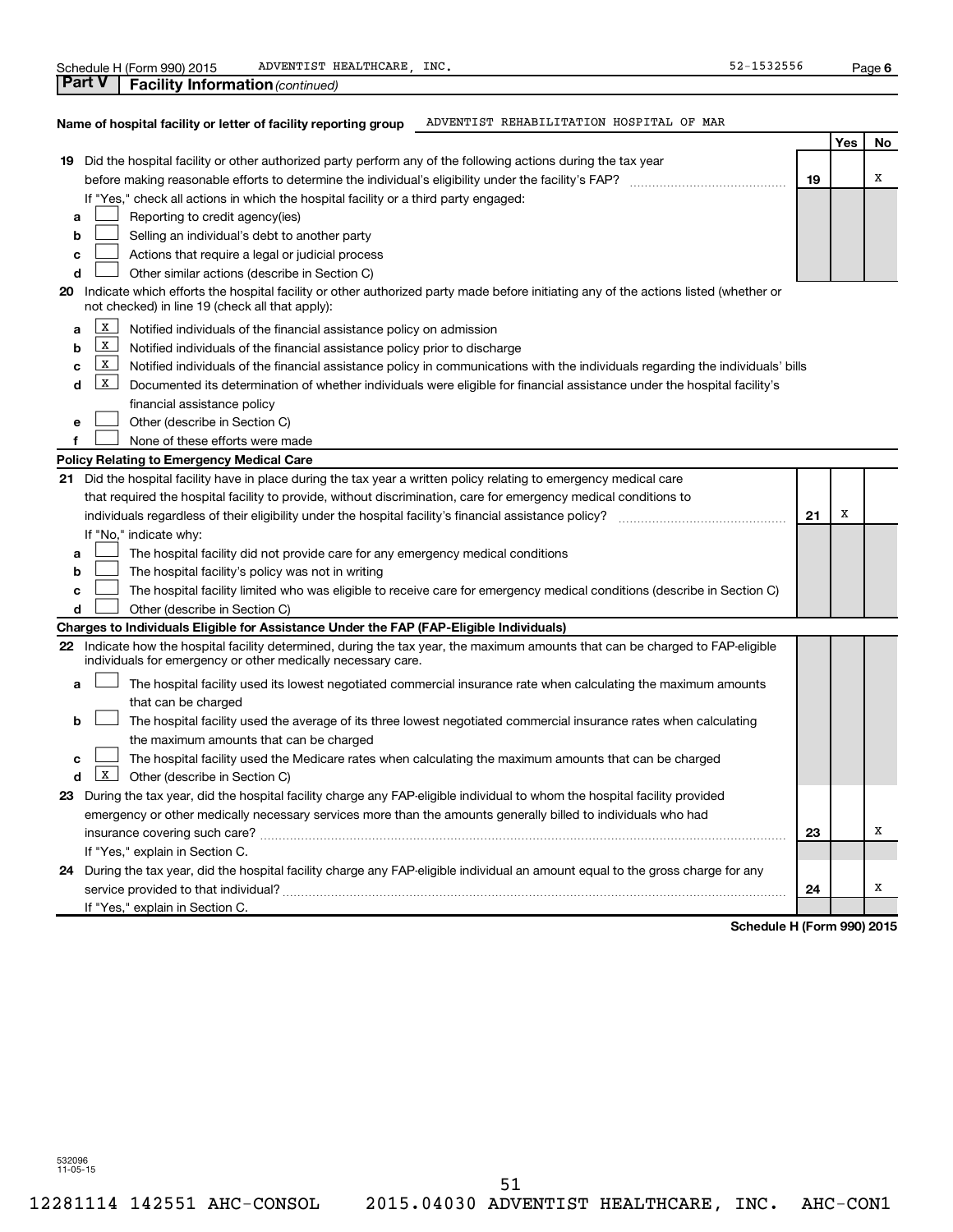Schedule H (Form 990) 2015 ADVENTIST HEALTHCARE, INC. 52-1532556

## Part V Facility Information *(continued)*

**Name of hospital facility or letter of facility reporting group** ADVENTIST REHABILITATION HOSPITAL OF MAR

| | | | Yes | No |
|---|---|---|---|---|
| **19** | Did the hospital facility or other authorized party perform any of the following actions during the tax year before making reasonable efforts to determine the individual's eligibility under the facility's FAP? | **19** | | X |
| | If "Yes," check all actions in which the hospital facility or a third party engaged: | | | |
| **a** | [ ] Reporting to credit agency(ies) | | | |
| **b** | [ ] Selling an individual's debt to another party | | | |
| **c** | [ ] Actions that require a legal or judicial process | | | |
| **d** | [ ] Other similar actions (describe in Section C) | | | |
| **20** | Indicate which efforts the hospital facility or other authorized party made before initiating any of the actions listed (whether or not checked) in line 19 (check all that apply): | | | |
| **a** | [X] Notified individuals of the financial assistance policy on admission | | | |
| **b** | [X] Notified individuals of the financial assistance policy prior to discharge | | | |
| **c** | [X] Notified individuals of the financial assistance policy in communications with the individuals regarding the individuals' bills | | | |
| **d** | [X] Documented its determination of whether individuals were eligible for financial assistance under the hospital facility's financial assistance policy | | | |
| **e** | [ ] Other (describe in Section C) | | | |
| **f** | [ ] None of these efforts were made | | | |
| | **Policy Relating to Emergency Medical Care** | | | |
| **21** | Did the hospital facility have in place during the tax year a written policy relating to emergency medical care that required the hospital facility to provide, without discrimination, care for emergency medical conditions to individuals regardless of their eligibility under the hospital facility's financial assistance policy? | **21** | X | |
| | If "No," indicate why: | | | |
| **a** | [ ] The hospital facility did not provide care for any emergency medical conditions | | | |
| **b** | [ ] The hospital facility's policy was not in writing | | | |
| **c** | [ ] The hospital facility limited who was eligible to receive care for emergency medical conditions (describe in Section C) | | | |
| **d** | [ ] Other (describe in Section C) | | | |
| | **Charges to Individuals Eligible for Assistance Under the FAP (FAP-Eligible Individuals)** | | | |
| **22** | Indicate how the hospital facility determined, during the tax year, the maximum amounts that can be charged to FAP-eligible individuals for emergency or other medically necessary care. | | | |
| **a** | [ ] The hospital facility used its lowest negotiated commercial insurance rate when calculating the maximum amounts that can be charged | | | |
| **b** | [ ] The hospital facility used the average of its three lowest negotiated commercial insurance rates when calculating the maximum amounts that can be charged | | | |
| **c** | [ ] The hospital facility used the Medicare rates when calculating the maximum amounts that can be charged | | | |
| **d** | [X] Other (describe in Section C) | | | |
| **23** | During the tax year, did the hospital facility charge any FAP-eligible individual to whom the hospital facility provided emergency or other medically necessary services more than the amounts generally billed to individuals who had insurance covering such care? | **23** | | X |
| | If "Yes," explain in Section C. | | | |
| **24** | During the tax year, did the hospital facility charge any FAP-eligible individual an amount equal to the gross charge for any service provided to that individual? | **24** | | X |
| | If "Yes," explain in Section C. | | | |

**Schedule H (Form 990) 2015**

532096 11-05-15

12281114 142551 AHC-CONSOL 2015.04030 ADVENTIST HEALTHCARE, INC. AHC-CON1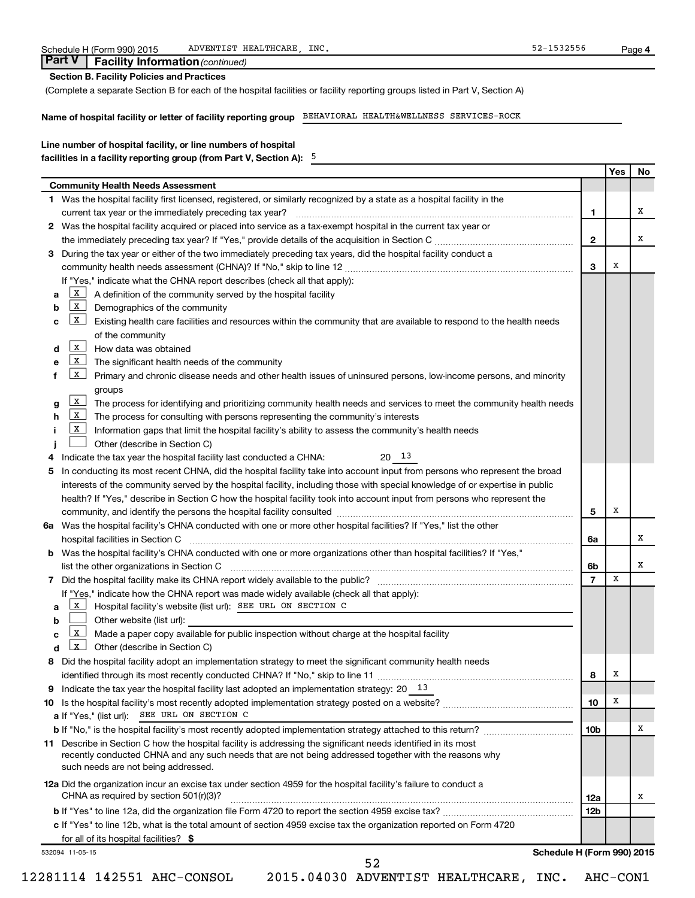Schedule H (Form 990) 2015 ADVENTIST HEALTHCARE, INC. 52-1532556

## Part V | Facility Information *(continued)*

**Section B. Facility Policies and Practices**

(Complete a separate Section B for each of the hospital facilities or facility reporting groups listed in Part V, Section A)

**Name of hospital facility or letter of facility reporting group** BEHAVIORAL HEALTH&WELLNESS SERVICES-ROCK

**Line number of hospital facility, or line numbers of hospital facilities in a facility reporting group (from Part V, Section A):** 5

| | | | Yes | No |
|---|---|---|---|---|
| **Community Health Needs Assessment** | | | | |
| **1** | Was the hospital facility first licensed, registered, or similarly recognized by a state as a hospital facility in the current tax year or the immediately preceding tax year? | 1 | | X |
| **2** | Was the hospital facility acquired or placed into service as a tax-exempt hospital in the current tax year or the immediately preceding tax year? If "Yes," provide details of the acquisition in Section C | 2 | | X |
| **3** | During the tax year or either of the two immediately preceding tax years, did the hospital facility conduct a community health needs assessment (CHNA)? If "No," skip to line 12 | 3 | X | |
| | If "Yes," indicate what the CHNA report describes (check all that apply): | | | |
| a | [X] A definition of the community served by the hospital facility | | | |
| b | [X] Demographics of the community | | | |
| c | [X] Existing health care facilities and resources within the community that are available to respond to the health needs of the community | | | |
| d | [X] How data was obtained | | | |
| e | [X] The significant health needs of the community | | | |
| f | [X] Primary and chronic disease needs and other health issues of uninsured persons, low-income persons, and minority groups | | | |
| g | [X] The process for identifying and prioritizing community health needs and services to meet the community health needs | | | |
| h | [X] The process for consulting with persons representing the community's interests | | | |
| i | [X] Information gaps that limit the hospital facility's ability to assess the community's health needs | | | |
| j | [ ] Other (describe in Section C) | | | |
| **4** | Indicate the tax year the hospital facility last conducted a CHNA: 20 13 | | | |
| **5** | In conducting its most recent CHNA, did the hospital facility take into account input from persons who represent the broad interests of the community served by the hospital facility, including those with special knowledge of or expertise in public health? If "Yes," describe in Section C how the hospital facility took into account input from persons who represent the community, and identify the persons the hospital facility consulted | 5 | X | |
| **6a** | Was the hospital facility's CHNA conducted with one or more other hospital facilities? If "Yes," list the other hospital facilities in Section C | 6a | | X |
| **b** | Was the hospital facility's CHNA conducted with one or more organizations other than hospital facilities? If "Yes," list the other organizations in Section C | 6b | | X |
| **7** | Did the hospital facility make its CHNA report widely available to the public? | 7 | X | |
| | If "Yes," indicate how the CHNA report was made widely available (check all that apply): | | | |
| a | [X] Hospital facility's website (list url): SEE URL ON SECTION C | | | |
| b | [ ] Other website (list url): | | | |
| c | [X] Made a paper copy available for public inspection without charge at the hospital facility | | | |
| d | [X] Other (describe in Section C) | | | |
| **8** | Did the hospital facility adopt an implementation strategy to meet the significant community health needs identified through its most recently conducted CHNA? If "No," skip to line 11 | 8 | X | |
| **9** | Indicate the tax year the hospital facility last adopted an implementation strategy: 20 13 | | | |
| **10** | Is the hospital facility's most recently adopted implementation strategy posted on a website? | 10 | X | |
| a | If "Yes," (list url): SEE URL ON SECTION C | | | |
| b | If "No," is the hospital facility's most recently adopted implementation strategy attached to this return? | 10b | | X |
| **11** | Describe in Section C how the hospital facility is addressing the significant needs identified in its most recently conducted CHNA and any such needs that are not being addressed together with the reasons why such needs are not being addressed. | | | |
| **12a** | Did the organization incur an excise tax under section 4959 for the hospital facility's failure to conduct a CHNA as required by section 501(r)(3)? | 12a | | X |
| **b** | If "Yes" to line 12a, did the organization file Form 4720 to report the section 4959 excise tax? | 12b | | |
| **c** | If "Yes" to line 12b, what is the total amount of section 4959 excise tax the organization reported on Form 4720 for all of its hospital facilities? $ | | | |

532094 11-05-15 **Schedule H (Form 990) 2015**

12281114 142551 AHC-CONSOL 2015.04030 ADVENTIST HEALTHCARE, INC. AHC-CON1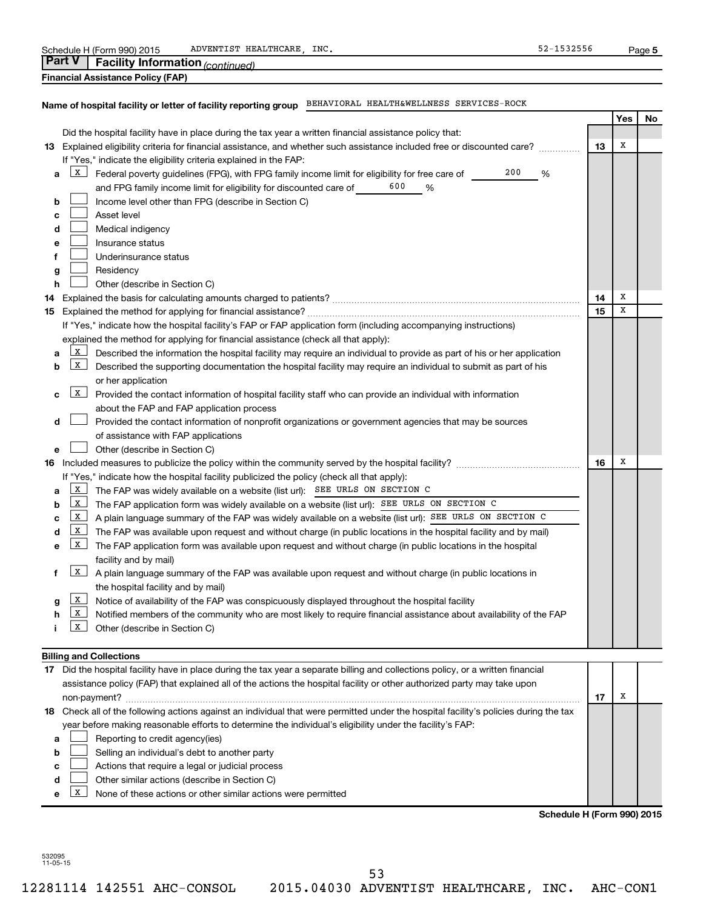Schedule H (Form 990) 2015 ADVENTIST HEALTHCARE, INC. 52-1532556 Page 5

## Part V Facility Information *(continued)*

**Financial Assistance Policy (FAP)**

**Name of hospital facility or letter of facility reporting group** BEHAVIORAL HEALTH&WELLNESS SERVICES-ROCK

| | | | Yes | No |
|---|---|---|---|---|
| | Did the hospital facility have in place during the tax year a written financial assistance policy that: | | | |
| **13** | Explained eligibility criteria for financial assistance, and whether such assistance included free or discounted care? | **13** | X | |
| | If "Yes," indicate the eligibility criteria explained in the FAP: | | | |
| **a** | [X] Federal poverty guidelines (FPG), with FPG family income limit for eligibility for free care of 200 % and FPG family income limit for eligibility for discounted care of 600 % | | | |
| **b** | [ ] Income level other than FPG (describe in Section C) | | | |
| **c** | [ ] Asset level | | | |
| **d** | [ ] Medical indigency | | | |
| **e** | [ ] Insurance status | | | |
| **f** | [ ] Underinsurance status | | | |
| **g** | [ ] Residency | | | |
| **h** | [ ] Other (describe in Section C) | | | |
| **14** | Explained the basis for calculating amounts charged to patients? | **14** | X | |
| **15** | Explained the method for applying for financial assistance? | **15** | X | |
| | If "Yes," indicate how the hospital facility's FAP or FAP application form (including accompanying instructions) explained the method for applying for financial assistance (check all that apply): | | | |
| **a** | [X] Described the information the hospital facility may require an individual to provide as part of his or her application | | | |
| **b** | [X] Described the supporting documentation the hospital facility may require an individual to submit as part of his or her application | | | |
| **c** | [X] Provided the contact information of hospital facility staff who can provide an individual with information about the FAP and FAP application process | | | |
| **d** | [ ] Provided the contact information of nonprofit organizations or government agencies that may be sources of assistance with FAP applications | | | |
| **e** | [ ] Other (describe in Section C) | | | |
| **16** | Included measures to publicize the policy within the community served by the hospital facility? | **16** | X | |
| | If "Yes," indicate how the hospital facility publicized the policy (check all that apply): | | | |
| **a** | [X] The FAP was widely available on a website (list url): SEE URLS ON SECTION C | | | |
| **b** | [X] The FAP application form was widely available on a website (list url): SEE URLS ON SECTION C | | | |
| **c** | [X] A plain language summary of the FAP was widely available on a website (list url): SEE URLS ON SECTION C | | | |
| **d** | [X] The FAP was available upon request and without charge (in public locations in the hospital facility and by mail) | | | |
| **e** | [X] The FAP application form was available upon request and without charge (in public locations in the hospital facility and by mail) | | | |
| **f** | [X] A plain language summary of the FAP was available upon request and without charge (in public locations in the hospital facility and by mail) | | | |
| **g** | [X] Notice of availability of the FAP was conspicuously displayed throughout the hospital facility | | | |
| **h** | [X] Notified members of the community who are most likely to require financial assistance about availability of the FAP | | | |
| **i** | [X] Other (describe in Section C) | | | |

**Billing and Collections**

| | | | Yes | No |
|---|---|---|---|---|
| **17** | Did the hospital facility have in place during the tax year a separate billing and collections policy, or a written financial assistance policy (FAP) that explained all of the actions the hospital facility or other authorized party may take upon non-payment? | **17** | X | |
| **18** | Check all of the following actions against an individual that were permitted under the hospital facility's policies during the tax year before making reasonable efforts to determine the individual's eligibility under the facility's FAP: | | | |
| **a** | [ ] Reporting to credit agency(ies) | | | |
| **b** | [ ] Selling an individual's debt to another party | | | |
| **c** | [ ] Actions that require a legal or judicial process | | | |
| **d** | [ ] Other similar actions (describe in Section C) | | | |
| **e** | [X] None of these actions or other similar actions were permitted | | | |

**Schedule H (Form 990) 2015**

532095 11-05-15

12281114 142551 AHC-CONSOL 2015.04030 ADVENTIST HEALTHCARE, INC. AHC-CON1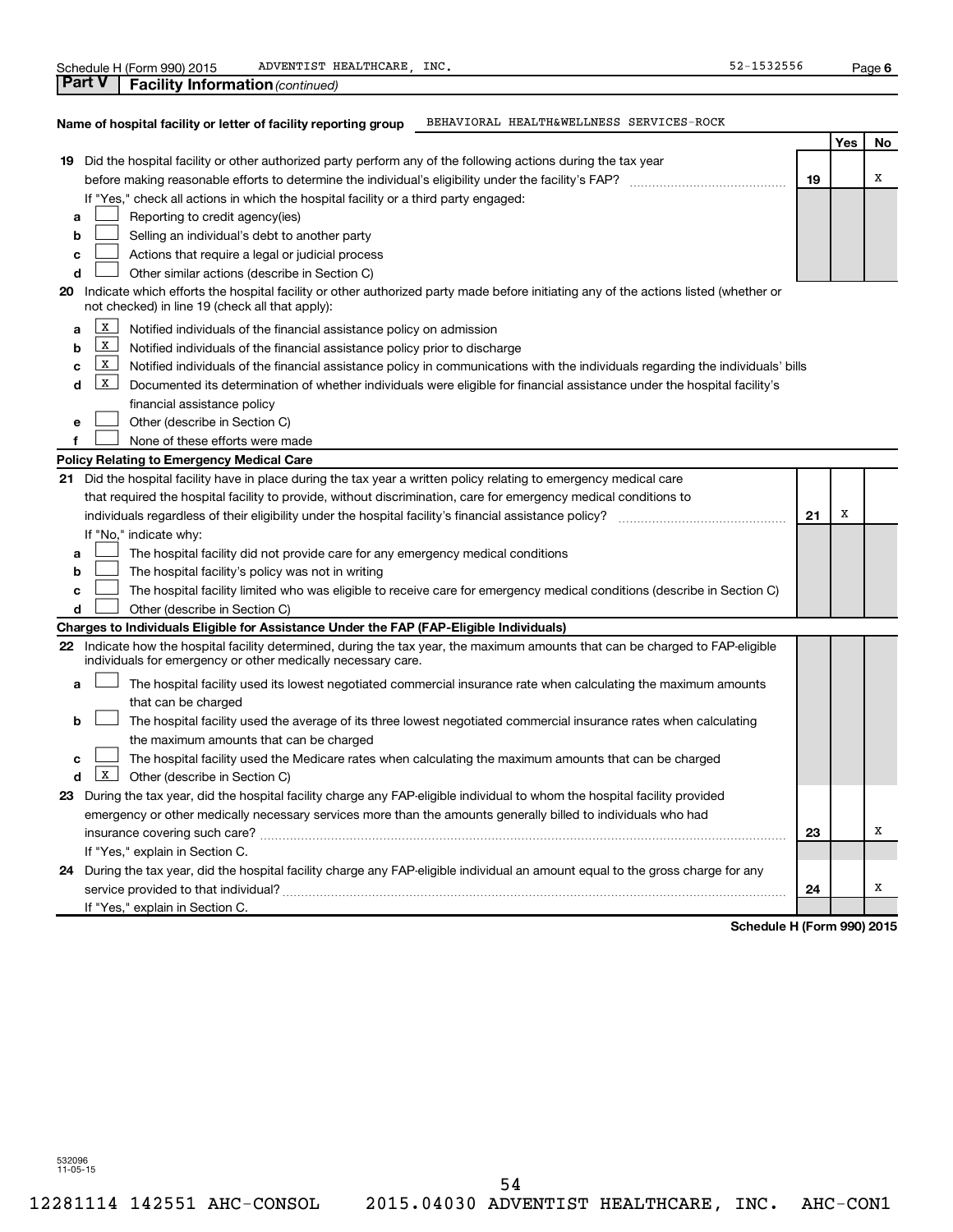Schedule H (Form 990) 2015 ADVENTIST HEALTHCARE, INC. 52-1532556

## Part V Facility Information *(continued)*

**Name of hospital facility or letter of facility reporting group** BEHAVIORAL HEALTH&WELLNESS SERVICES-ROCK

| | | | Yes | No |
|---|---|---|---|---|
| **19** | Did the hospital facility or other authorized party perform any of the following actions during the tax year before making reasonable efforts to determine the individual's eligibility under the facility's FAP? | **19** | | X |
| | If "Yes," check all actions in which the hospital facility or a third party engaged: | | | |
| **a** | [ ] Reporting to credit agency(ies) | | | |
| **b** | [ ] Selling an individual's debt to another party | | | |
| **c** | [ ] Actions that require a legal or judicial process | | | |
| **d** | [ ] Other similar actions (describe in Section C) | | | |
| **20** | Indicate which efforts the hospital facility or other authorized party made before initiating any of the actions listed (whether or not checked) in line 19 (check all that apply): | | | |
| **a** | [X] Notified individuals of the financial assistance policy on admission | | | |
| **b** | [X] Notified individuals of the financial assistance policy prior to discharge | | | |
| **c** | [X] Notified individuals of the financial assistance policy in communications with the individuals regarding the individuals' bills | | | |
| **d** | [X] Documented its determination of whether individuals were eligible for financial assistance under the hospital facility's financial assistance policy | | | |
| **e** | [ ] Other (describe in Section C) | | | |
| **f** | [ ] None of these efforts were made | | | |
| | **Policy Relating to Emergency Medical Care** | | | |
| **21** | Did the hospital facility have in place during the tax year a written policy relating to emergency medical care that required the hospital facility to provide, without discrimination, care for emergency medical conditions to individuals regardless of their eligibility under the hospital facility's financial assistance policy? | **21** | X | |
| | If "No," indicate why: | | | |
| **a** | [ ] The hospital facility did not provide care for any emergency medical conditions | | | |
| **b** | [ ] The hospital facility's policy was not in writing | | | |
| **c** | [ ] The hospital facility limited who was eligible to receive care for emergency medical conditions (describe in Section C) | | | |
| **d** | [ ] Other (describe in Section C) | | | |
| | **Charges to Individuals Eligible for Assistance Under the FAP (FAP-Eligible Individuals)** | | | |
| **22** | Indicate how the hospital facility determined, during the tax year, the maximum amounts that can be charged to FAP-eligible individuals for emergency or other medically necessary care. | | | |
| **a** | [ ] The hospital facility used its lowest negotiated commercial insurance rate when calculating the maximum amounts that can be charged | | | |
| **b** | [ ] The hospital facility used the average of its three lowest negotiated commercial insurance rates when calculating the maximum amounts that can be charged | | | |
| **c** | [ ] The hospital facility used the Medicare rates when calculating the maximum amounts that can be charged | | | |
| **d** | [X] Other (describe in Section C) | | | |
| **23** | During the tax year, did the hospital facility charge any FAP-eligible individual to whom the hospital facility provided emergency or other medically necessary services more than the amounts generally billed to individuals who had insurance covering such care? | **23** | | X |
| | If "Yes," explain in Section C. | | | |
| **24** | During the tax year, did the hospital facility charge any FAP-eligible individual an amount equal to the gross charge for any service provided to that individual? | **24** | | X |
| | If "Yes," explain in Section C. | | | |

**Schedule H (Form 990) 2015**

532096 11-05-15

12281114 142551 AHC-CONSOL 2015.04030 ADVENTIST HEALTHCARE, INC. AHC-CON1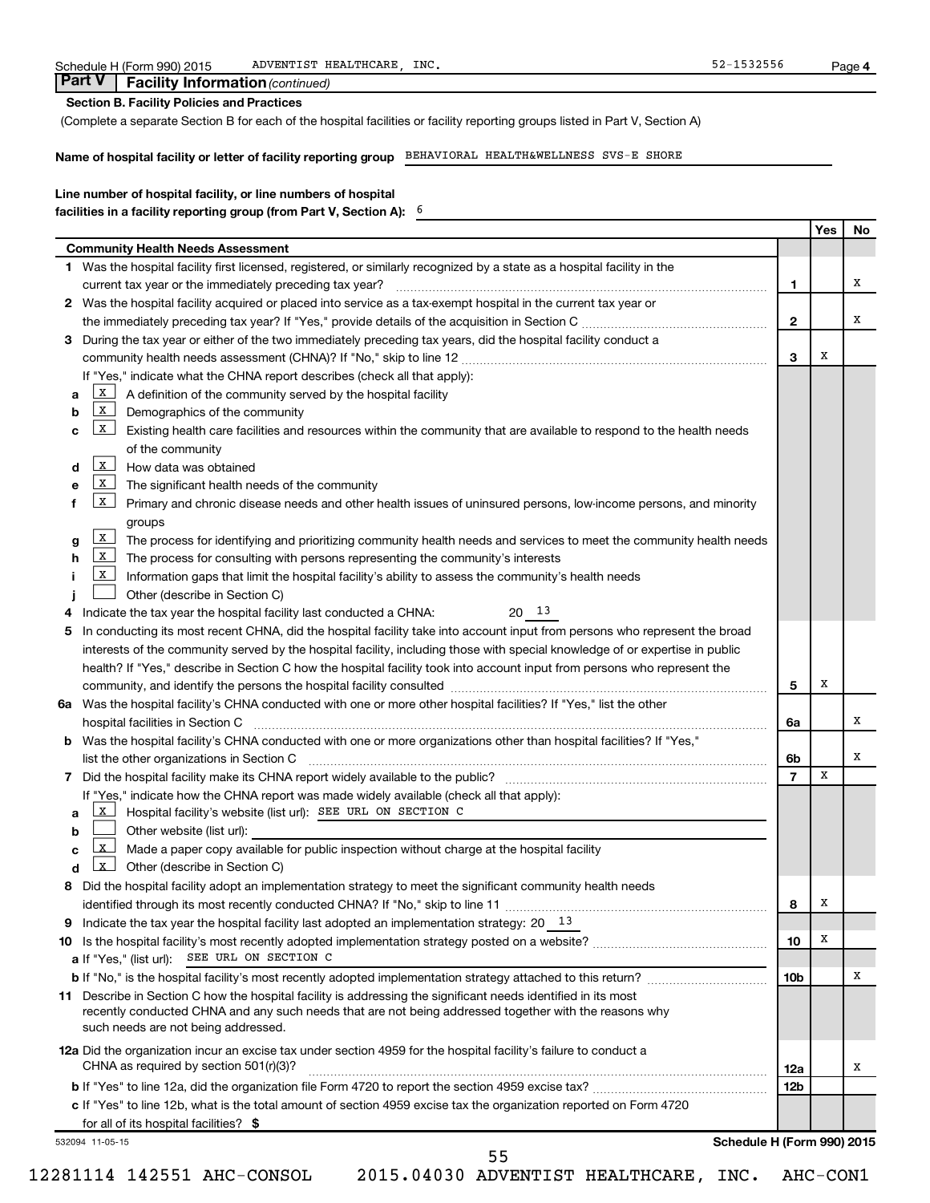Schedule H (Form 990) 2015 ADVENTIST HEALTHCARE, INC. 52-1532556 Page 4

## Part V | Facility Information *(continued)*

**Section B. Facility Policies and Practices**

(Complete a separate Section B for each of the hospital facilities or facility reporting groups listed in Part V, Section A)

**Name of hospital facility or letter of facility reporting group** BEHAVIORAL HEALTH&WELLNESS SVS-E SHORE

**Line number of hospital facility, or line numbers of hospital facilities in a facility reporting group (from Part V, Section A):** 6

| | | | Yes | No |
|---|---|---|---|---|
| **Community Health Needs Assessment** | | | | |
| **1** | Was the hospital facility first licensed, registered, or similarly recognized by a state as a hospital facility in the current tax year or the immediately preceding tax year? | 1 | | X |
| **2** | Was the hospital facility acquired or placed into service as a tax-exempt hospital in the current tax year or the immediately preceding tax year? If "Yes," provide details of the acquisition in Section C | 2 | | X |
| **3** | During the tax year or either of the two immediately preceding tax years, did the hospital facility conduct a community health needs assessment (CHNA)? If "No," skip to line 12 | 3 | X | |
| | If "Yes," indicate what the CHNA report describes (check all that apply): | | | |
| a | [X] A definition of the community served by the hospital facility | | | |
| b | [X] Demographics of the community | | | |
| c | [X] Existing health care facilities and resources within the community that are available to respond to the health needs of the community | | | |
| d | [X] How data was obtained | | | |
| e | [X] The significant health needs of the community | | | |
| f | [X] Primary and chronic disease needs and other health issues of uninsured persons, low-income persons, and minority groups | | | |
| g | [X] The process for identifying and prioritizing community health needs and services to meet the community health needs | | | |
| h | [X] The process for consulting with persons representing the community's interests | | | |
| i | [X] Information gaps that limit the hospital facility's ability to assess the community's health needs | | | |
| j | [ ] Other (describe in Section C) | | | |
| **4** | Indicate the tax year the hospital facility last conducted a CHNA: 20 13 | | | |
| **5** | In conducting its most recent CHNA, did the hospital facility take into account input from persons who represent the broad interests of the community served by the hospital facility, including those with special knowledge of or expertise in public health? If "Yes," describe in Section C how the hospital facility took into account input from persons who represent the community, and identify the persons the hospital facility consulted | 5 | X | |
| **6a** | Was the hospital facility's CHNA conducted with one or more other hospital facilities? If "Yes," list the other hospital facilities in Section C | 6a | | X |
| **b** | Was the hospital facility's CHNA conducted with one or more organizations other than hospital facilities? If "Yes," list the other organizations in Section C | 6b | | X |
| **7** | Did the hospital facility make its CHNA report widely available to the public? | 7 | X | |
| | If "Yes," indicate how the CHNA report was made widely available (check all that apply): | | | |
| a | [X] Hospital facility's website (list url): SEE URL ON SECTION C | | | |
| b | [ ] Other website (list url): | | | |
| c | [X] Made a paper copy available for public inspection without charge at the hospital facility | | | |
| d | [X] Other (describe in Section C) | | | |
| **8** | Did the hospital facility adopt an implementation strategy to meet the significant community health needs identified through its most recently conducted CHNA? If "No," skip to line 11 | 8 | X | |
| **9** | Indicate the tax year the hospital facility last adopted an implementation strategy: 20 13 | | | |
| **10** | Is the hospital facility's most recently adopted implementation strategy posted on a website? | 10 | X | |
| **a** | If "Yes," (list url): SEE URL ON SECTION C | | | |
| **b** | If "No," is the hospital facility's most recently adopted implementation strategy attached to this return? | 10b | | X |
| **11** | Describe in Section C how the hospital facility is addressing the significant needs identified in its most recently conducted CHNA and any such needs that are not being addressed together with the reasons why such needs are not being addressed. | | | |
| **12a** | Did the organization incur an excise tax under section 4959 for the hospital facility's failure to conduct a CHNA as required by section 501(r)(3)? | 12a | | X |
| **b** | If "Yes" to line 12a, did the organization file Form 4720 to report the section 4959 excise tax? | 12b | | |
| **c** | If "Yes" to line 12b, what is the total amount of section 4959 excise tax the organization reported on Form 4720 for all of its hospital facilities? $ | | | |

532094 11-05-15 **Schedule H (Form 990) 2015**

12281114 142551 AHC-CONSOL 2015.04030 ADVENTIST HEALTHCARE, INC. AHC-CON1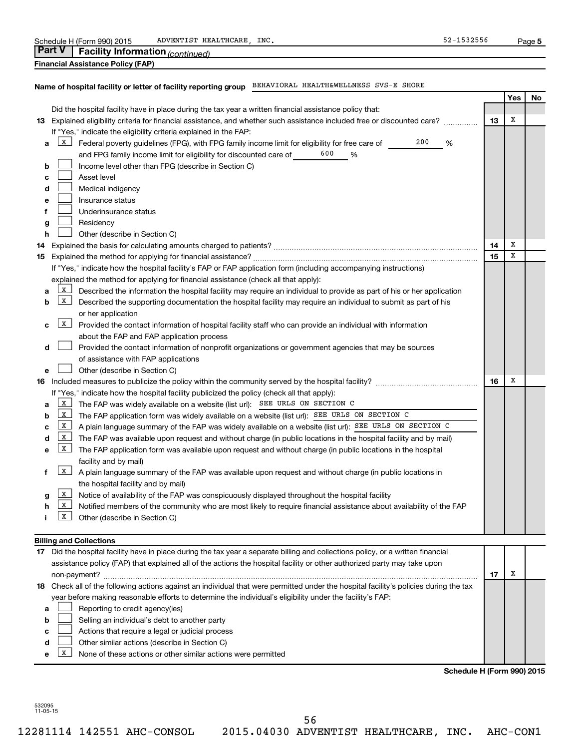Schedule H (Form 990) 2015 ADVENTIST HEALTHCARE, INC. 52-1532556 Page **5**

## Part V Facility Information *(continued)*

### Financial Assistance Policy (FAP)

**Name of hospital facility or letter of facility reporting group** BEHAVIORAL HEALTH&WELLNESS SVS-E SHORE

| | | | Yes | No |
|---|---|---|---|---|
| | Did the hospital facility have in place during the tax year a written financial assistance policy that: | | | |
| **13** | Explained eligibility criteria for financial assistance, and whether such assistance included free or discounted care? | **13** | X | |
| | If "Yes," indicate the eligibility criteria explained in the FAP: | | | |
| **a** | [X] Federal poverty guidelines (FPG), with FPG family income limit for eligibility for free care of 200 % and FPG family income limit for eligibility for discounted care of 600 % | | | |
| **b** | [ ] Income level other than FPG (describe in Section C) | | | |
| **c** | [ ] Asset level | | | |
| **d** | [ ] Medical indigency | | | |
| **e** | [ ] Insurance status | | | |
| **f** | [ ] Underinsurance status | | | |
| **g** | [ ] Residency | | | |
| **h** | [ ] Other (describe in Section C) | | | |
| **14** | Explained the basis for calculating amounts charged to patients? | **14** | X | |
| **15** | Explained the method for applying for financial assistance? | **15** | X | |
| | If "Yes," indicate how the hospital facility's FAP or FAP application form (including accompanying instructions) explained the method for applying for financial assistance (check all that apply): | | | |
| **a** | [X] Described the information the hospital facility may require an individual to provide as part of his or her application | | | |
| **b** | [X] Described the supporting documentation the hospital facility may require an individual to submit as part of his or her application | | | |
| **c** | [X] Provided the contact information of hospital facility staff who can provide an individual with information about the FAP and FAP application process | | | |
| **d** | [ ] Provided the contact information of nonprofit organizations or government agencies that may be sources of assistance with FAP applications | | | |
| **e** | [ ] Other (describe in Section C) | | | |
| **16** | Included measures to publicize the policy within the community served by the hospital facility? | **16** | X | |
| | If "Yes," indicate how the hospital facility publicized the policy (check all that apply): | | | |
| **a** | [X] The FAP was widely available on a website (list url): SEE URLS ON SECTION C | | | |
| **b** | [X] The FAP application form was widely available on a website (list url): SEE URLS ON SECTION C | | | |
| **c** | [X] A plain language summary of the FAP was widely available on a website (list url): SEE URLS ON SECTION C | | | |
| **d** | [X] The FAP was available upon request and without charge (in public locations in the hospital facility and by mail) | | | |
| **e** | [X] The FAP application form was available upon request and without charge (in public locations in the hospital facility and by mail) | | | |
| **f** | [X] A plain language summary of the FAP was available upon request and without charge (in public locations in the hospital facility and by mail) | | | |
| **g** | [X] Notice of availability of the FAP was conspicuously displayed throughout the hospital facility | | | |
| **h** | [X] Notified members of the community who are most likely to require financial assistance about availability of the FAP | | | |
| **i** | [X] Other (describe in Section C) | | | |

### Billing and Collections

| | | | Yes | No |
|---|---|---|---|---|
| **17** | Did the hospital facility have in place during the tax year a separate billing and collections policy, or a written financial assistance policy (FAP) that explained all of the actions the hospital facility or other authorized party may take upon non-payment? | **17** | X | |
| **18** | Check all of the following actions against an individual that were permitted under the hospital facility's policies during the tax year before making reasonable efforts to determine the individual's eligibility under the facility's FAP: | | | |
| **a** | [ ] Reporting to credit agency(ies) | | | |
| **b** | [ ] Selling an individual's debt to another party | | | |
| **c** | [ ] Actions that require a legal or judicial process | | | |
| **d** | [ ] Other similar actions (describe in Section C) | | | |
| **e** | [X] None of these actions or other similar actions were permitted | | | |

**Schedule H (Form 990) 2015**

532095 11-05-15

12281114 142551 AHC-CONSOL 2015.04030 ADVENTIST HEALTHCARE, INC. AHC-CON1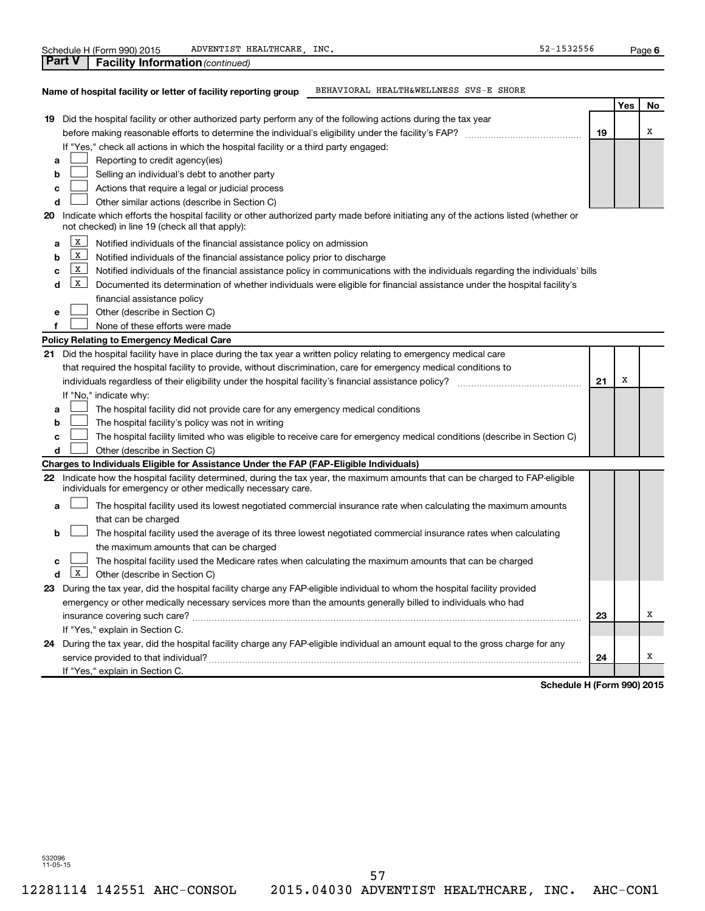Schedule H (Form 990) 2015 ADVENTIST HEALTHCARE, INC. 52-1532556 Page **6**

## Part V Facility Information *(continued)*

**Name of hospital facility or letter of facility reporting group** BEHAVIORAL HEALTH&WELLNESS SVS-E SHORE

| | | | Yes | No |
|---|---|---|---|---|
| **19** | Did the hospital facility or other authorized party perform any of the following actions during the tax year before making reasonable efforts to determine the individual's eligibility under the facility's FAP? | **19** | | X |
| | If "Yes," check all actions in which the hospital facility or a third party engaged: | | | |
| **a** | [ ] Reporting to credit agency(ies) | | | |
| **b** | [ ] Selling an individual's debt to another party | | | |
| **c** | [ ] Actions that require a legal or judicial process | | | |
| **d** | [ ] Other similar actions (describe in Section C) | | | |
| **20** | Indicate which efforts the hospital facility or other authorized party made before initiating any of the actions listed (whether or not checked) in line 19 (check all that apply): | | | |
| **a** | [X] Notified individuals of the financial assistance policy on admission | | | |
| **b** | [X] Notified individuals of the financial assistance policy prior to discharge | | | |
| **c** | [X] Notified individuals of the financial assistance policy in communications with the individuals regarding the individuals' bills | | | |
| **d** | [X] Documented its determination of whether individuals were eligible for financial assistance under the hospital facility's financial assistance policy | | | |
| **e** | [ ] Other (describe in Section C) | | | |
| **f** | [ ] None of these efforts were made | | | |
| | **Policy Relating to Emergency Medical Care** | | | |
| **21** | Did the hospital facility have in place during the tax year a written policy relating to emergency medical care that required the hospital facility to provide, without discrimination, care for emergency medical conditions to individuals regardless of their eligibility under the hospital facility's financial assistance policy? | **21** | X | |
| | If "No," indicate why: | | | |
| **a** | [ ] The hospital facility did not provide care for any emergency medical conditions | | | |
| **b** | [ ] The hospital facility's policy was not in writing | | | |
| **c** | [ ] The hospital facility limited who was eligible to receive care for emergency medical conditions (describe in Section C) | | | |
| **d** | [ ] Other (describe in Section C) | | | |
| | **Charges to Individuals Eligible for Assistance Under the FAP (FAP-Eligible Individuals)** | | | |
| **22** | Indicate how the hospital facility determined, during the tax year, the maximum amounts that can be charged to FAP-eligible individuals for emergency or other medically necessary care. | | | |
| **a** | [ ] The hospital facility used its lowest negotiated commercial insurance rate when calculating the maximum amounts that can be charged | | | |
| **b** | [ ] The hospital facility used the average of its three lowest negotiated commercial insurance rates when calculating the maximum amounts that can be charged | | | |
| **c** | [ ] The hospital facility used the Medicare rates when calculating the maximum amounts that can be charged | | | |
| **d** | [X] Other (describe in Section C) | | | |
| **23** | During the tax year, did the hospital facility charge any FAP-eligible individual to whom the hospital facility provided emergency or other medically necessary services more than the amounts generally billed to individuals who had insurance covering such care? | **23** | | X |
| | If "Yes," explain in Section C. | | | |
| **24** | During the tax year, did the hospital facility charge any FAP-eligible individual an amount equal to the gross charge for any service provided to that individual? | **24** | | X |
| | If "Yes," explain in Section C. | | | |

**Schedule H (Form 990) 2015**

532096
11-05-15

12281114 142551 AHC-CONSOL 2015.04030 ADVENTIST HEALTHCARE, INC. AHC-CON1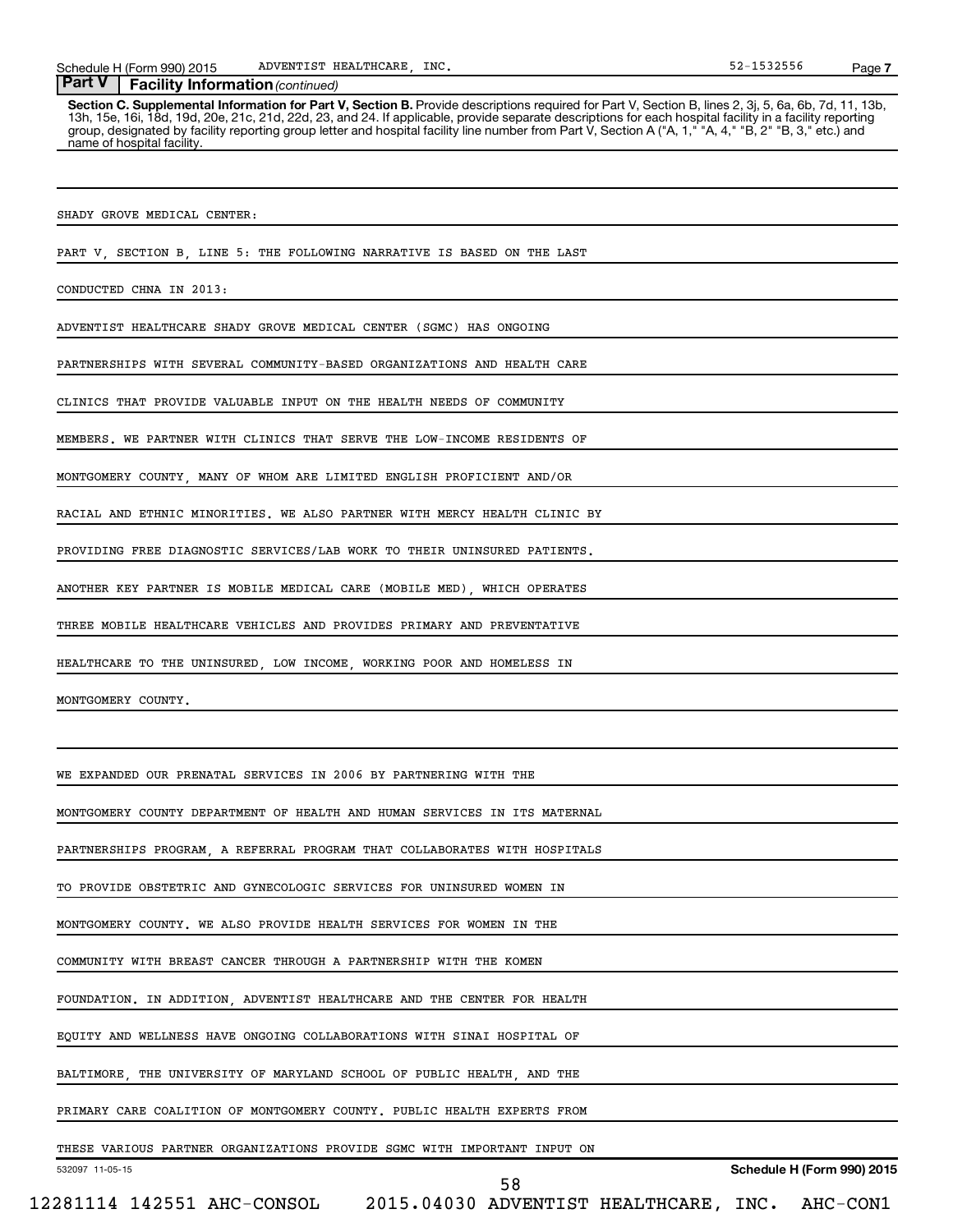**Part V | Facility Information** *(continued)*

**Section C. Supplemental Information for Part V, Section B.** Provide descriptions required for Part V, Section B, lines 2, 3j, 5, 6a, 6b, 7d, 11, 13b, 13h, 15e, 16i, 18d, 19d, 20e, 21c, 21d, 22d, 23, and 24. If applicable, provide separate descriptions for each hospital facility in a facility reporting group, designated by facility reporting group letter and hospital facility line number from Part V, Section A ("A, 1," "A, 4," "B, 2" "B, 3," etc.) and name of hospital facility.

SHADY GROVE MEDICAL CENTER:

PART V, SECTION B, LINE 5: THE FOLLOWING NARRATIVE IS BASED ON THE LAST CONDUCTED CHNA IN 2013:

ADVENTIST HEALTHCARE SHADY GROVE MEDICAL CENTER (SGMC) HAS ONGOING PARTNERSHIPS WITH SEVERAL COMMUNITY-BASED ORGANIZATIONS AND HEALTH CARE CLINICS THAT PROVIDE VALUABLE INPUT ON THE HEALTH NEEDS OF COMMUNITY MEMBERS. WE PARTNER WITH CLINICS THAT SERVE THE LOW-INCOME RESIDENTS OF MONTGOMERY COUNTY, MANY OF WHOM ARE LIMITED ENGLISH PROFICIENT AND/OR RACIAL AND ETHNIC MINORITIES. WE ALSO PARTNER WITH MERCY HEALTH CLINIC BY PROVIDING FREE DIAGNOSTIC SERVICES/LAB WORK TO THEIR UNINSURED PATIENTS. ANOTHER KEY PARTNER IS MOBILE MEDICAL CARE (MOBILE MED), WHICH OPERATES THREE MOBILE HEALTHCARE VEHICLES AND PROVIDES PRIMARY AND PREVENTATIVE HEALTHCARE TO THE UNINSURED, LOW INCOME, WORKING POOR AND HOMELESS IN MONTGOMERY COUNTY.

WE EXPANDED OUR PRENATAL SERVICES IN 2006 BY PARTNERING WITH THE MONTGOMERY COUNTY DEPARTMENT OF HEALTH AND HUMAN SERVICES IN ITS MATERNAL PARTNERSHIPS PROGRAM, A REFERRAL PROGRAM THAT COLLABORATES WITH HOSPITALS TO PROVIDE OBSTETRIC AND GYNECOLOGIC SERVICES FOR UNINSURED WOMEN IN MONTGOMERY COUNTY. WE ALSO PROVIDE HEALTH SERVICES FOR WOMEN IN THE COMMUNITY WITH BREAST CANCER THROUGH A PARTNERSHIP WITH THE KOMEN FOUNDATION. IN ADDITION, ADVENTIST HEALTHCARE AND THE CENTER FOR HEALTH EQUITY AND WELLNESS HAVE ONGOING COLLABORATIONS WITH SINAI HOSPITAL OF BALTIMORE, THE UNIVERSITY OF MARYLAND SCHOOL OF PUBLIC HEALTH, AND THE PRIMARY CARE COALITION OF MONTGOMERY COUNTY. PUBLIC HEALTH EXPERTS FROM THESE VARIOUS PARTNER ORGANIZATIONS PROVIDE SGMC WITH IMPORTANT INPUT ON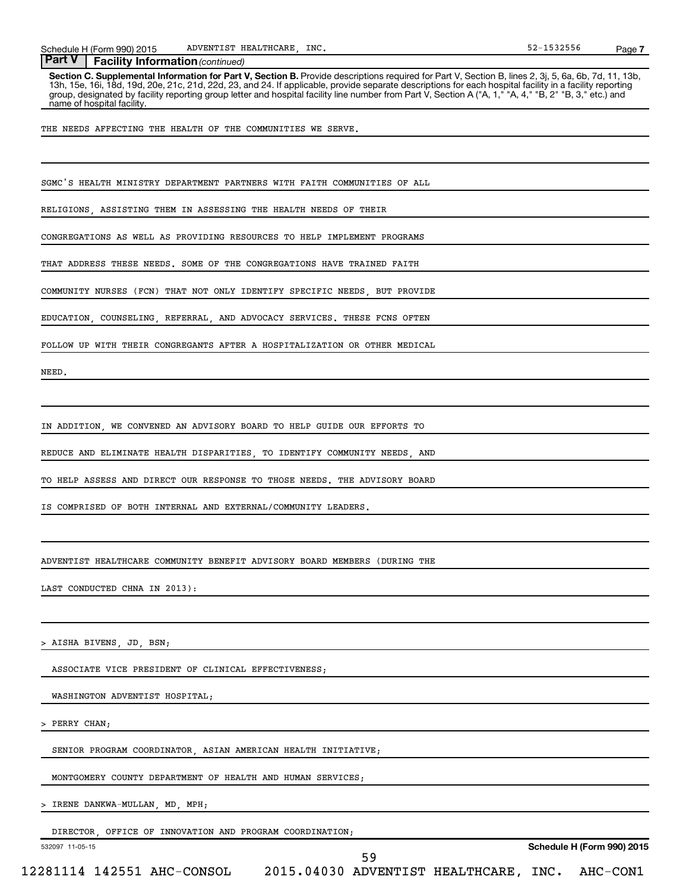**Part V | Facility Information** *(continued)*

**Section C. Supplemental Information for Part V, Section B.** Provide descriptions required for Part V, Section B, lines 2, 3j, 5, 6a, 6b, 7d, 11, 13b, 13h, 15e, 16i, 18d, 19d, 20e, 21c, 21d, 22d, 23, and 24. If applicable, provide separate descriptions for each hospital facility in a facility reporting group, designated by facility reporting group letter and hospital facility line number from Part V, Section A ("A, 1," "A, 4," "B, 2" "B, 3," etc.) and name of hospital facility.

THE NEEDS AFFECTING THE HEALTH OF THE COMMUNITIES WE SERVE.

SGMC'S HEALTH MINISTRY DEPARTMENT PARTNERS WITH FAITH COMMUNITIES OF ALL RELIGIONS, ASSISTING THEM IN ASSESSING THE HEALTH NEEDS OF THEIR CONGREGATIONS AS WELL AS PROVIDING RESOURCES TO HELP IMPLEMENT PROGRAMS THAT ADDRESS THESE NEEDS. SOME OF THE CONGREGATIONS HAVE TRAINED FAITH COMMUNITY NURSES (FCN) THAT NOT ONLY IDENTIFY SPECIFIC NEEDS, BUT PROVIDE EDUCATION, COUNSELING, REFERRAL, AND ADVOCACY SERVICES. THESE FCNS OFTEN FOLLOW UP WITH THEIR CONGREGANTS AFTER A HOSPITALIZATION OR OTHER MEDICAL NEED.

IN ADDITION, WE CONVENED AN ADVISORY BOARD TO HELP GUIDE OUR EFFORTS TO REDUCE AND ELIMINATE HEALTH DISPARITIES, TO IDENTIFY COMMUNITY NEEDS, AND TO HELP ASSESS AND DIRECT OUR RESPONSE TO THOSE NEEDS. THE ADVISORY BOARD IS COMPRISED OF BOTH INTERNAL AND EXTERNAL/COMMUNITY LEADERS.

ADVENTIST HEALTHCARE COMMUNITY BENEFIT ADVISORY BOARD MEMBERS (DURING THE LAST CONDUCTED CHNA IN 2013):

> AISHA BIVENS, JD, BSN;

ASSOCIATE VICE PRESIDENT OF CLINICAL EFFECTIVENESS;

WASHINGTON ADVENTIST HOSPITAL;

> PERRY CHAN;

SENIOR PROGRAM COORDINATOR, ASIAN AMERICAN HEALTH INITIATIVE;

MONTGOMERY COUNTY DEPARTMENT OF HEALTH AND HUMAN SERVICES;

> IRENE DANKWA-MULLAN, MD, MPH;

DIRECTOR, OFFICE OF INNOVATION AND PROGRAM COORDINATION;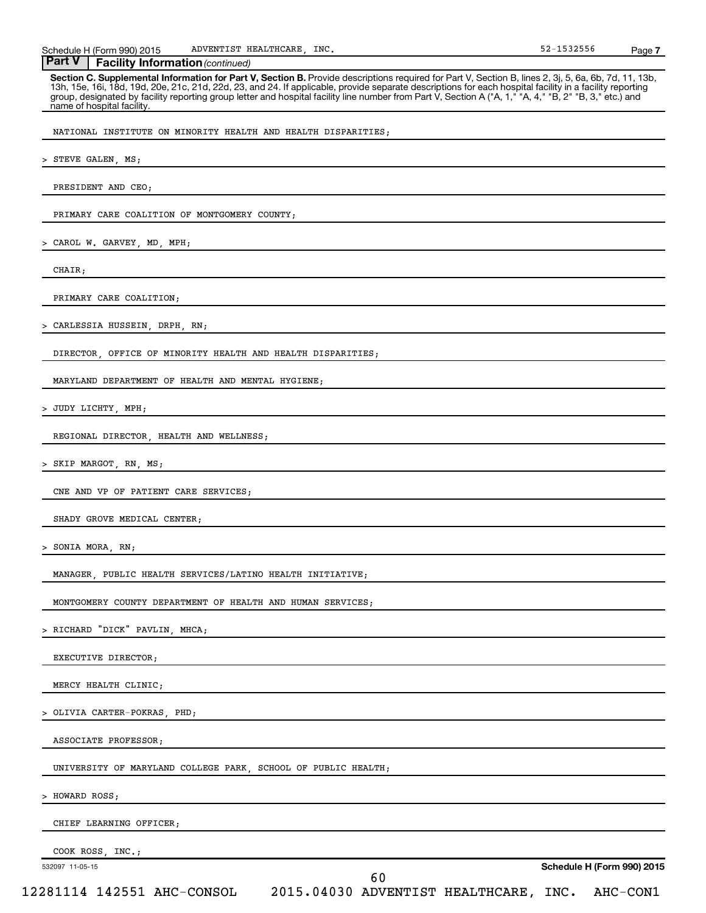**Part V Facility Information** *(continued)*

**Section C. Supplemental Information for Part V, Section B.** Provide descriptions required for Part V, Section B, lines 2, 3j, 5, 6a, 6b, 7d, 11, 13b, 13h, 15e, 16i, 18d, 19d, 20e, 21c, 21d, 22d, 23, and 24. If applicable, provide separate descriptions for each hospital facility in a facility reporting group, designated by facility reporting group letter and hospital facility line number from Part V, Section A ("A, 1," "A, 4," "B, 2" "B, 3," etc.) and name of hospital facility.

NATIONAL INSTITUTE ON MINORITY HEALTH AND HEALTH DISPARITIES;

> STEVE GALEN, MS;

PRESIDENT AND CEO;

PRIMARY CARE COALITION OF MONTGOMERY COUNTY;

> CAROL W. GARVEY, MD, MPH;

CHAIR;

PRIMARY CARE COALITION;

> CARLESSIA HUSSEIN, DRPH, RN;

DIRECTOR, OFFICE OF MINORITY HEALTH AND HEALTH DISPARITIES;

MARYLAND DEPARTMENT OF HEALTH AND MENTAL HYGIENE;

> JUDY LICHTY, MPH;

REGIONAL DIRECTOR, HEALTH AND WELLNESS;

> SKIP MARGOT, RN, MS;

CNE AND VP OF PATIENT CARE SERVICES;

SHADY GROVE MEDICAL CENTER;

> SONIA MORA, RN;

MANAGER, PUBLIC HEALTH SERVICES/LATINO HEALTH INITIATIVE;

MONTGOMERY COUNTY DEPARTMENT OF HEALTH AND HUMAN SERVICES;

> RICHARD "DICK" PAVLIN, MHCA;

EXECUTIVE DIRECTOR;

MERCY HEALTH CLINIC;

> OLIVIA CARTER-POKRAS, PHD;

ASSOCIATE PROFESSOR;

UNIVERSITY OF MARYLAND COLLEGE PARK, SCHOOL OF PUBLIC HEALTH;

> HOWARD ROSS;

CHIEF LEARNING OFFICER;

COOK ROSS, INC.;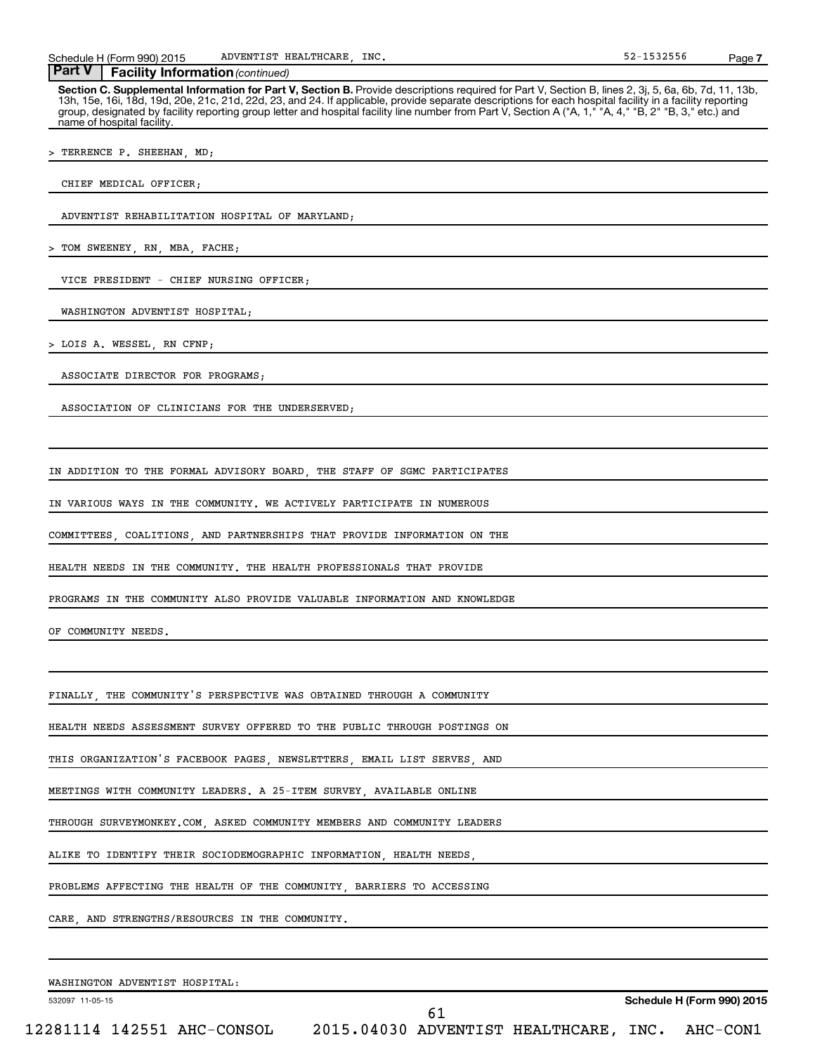**Part V | Facility Information** *(continued)*

**Section C. Supplemental Information for Part V, Section B.** Provide descriptions required for Part V, Section B, lines 2, 3j, 5, 6a, 6b, 7d, 11, 13b, 13h, 15e, 16i, 18d, 19d, 20e, 21c, 21d, 22d, 23, and 24. If applicable, provide separate descriptions for each hospital facility in a facility reporting group, designated by facility reporting group letter and hospital facility line number from Part V, Section A ("A, 1," "A, 4," "B, 2" "B, 3," etc.) and name of hospital facility.

> TERRENCE P. SHEEHAN, MD;

CHIEF MEDICAL OFFICER;

ADVENTIST REHABILITATION HOSPITAL OF MARYLAND;

> TOM SWEENEY, RN, MBA, FACHE;

VICE PRESIDENT - CHIEF NURSING OFFICER;

WASHINGTON ADVENTIST HOSPITAL;

> LOIS A. WESSEL, RN CFNP;

ASSOCIATE DIRECTOR FOR PROGRAMS;

ASSOCIATION OF CLINICIANS FOR THE UNDERSERVED;

IN ADDITION TO THE FORMAL ADVISORY BOARD, THE STAFF OF SGMC PARTICIPATES IN VARIOUS WAYS IN THE COMMUNITY. WE ACTIVELY PARTICIPATE IN NUMEROUS COMMITTEES, COALITIONS, AND PARTNERSHIPS THAT PROVIDE INFORMATION ON THE HEALTH NEEDS IN THE COMMUNITY. THE HEALTH PROFESSIONALS THAT PROVIDE PROGRAMS IN THE COMMUNITY ALSO PROVIDE VALUABLE INFORMATION AND KNOWLEDGE OF COMMUNITY NEEDS.

FINALLY, THE COMMUNITY'S PERSPECTIVE WAS OBTAINED THROUGH A COMMUNITY HEALTH NEEDS ASSESSMENT SURVEY OFFERED TO THE PUBLIC THROUGH POSTINGS ON THIS ORGANIZATION'S FACEBOOK PAGES, NEWSLETTERS, EMAIL LIST SERVES, AND MEETINGS WITH COMMUNITY LEADERS. A 25-ITEM SURVEY, AVAILABLE ONLINE THROUGH SURVEYMONKEY.COM, ASKED COMMUNITY MEMBERS AND COMMUNITY LEADERS ALIKE TO IDENTIFY THEIR SOCIODEMOGRAPHIC INFORMATION, HEALTH NEEDS, PROBLEMS AFFECTING THE HEALTH OF THE COMMUNITY, BARRIERS TO ACCESSING CARE, AND STRENGTHS/RESOURCES IN THE COMMUNITY.

WASHINGTON ADVENTIST HOSPITAL: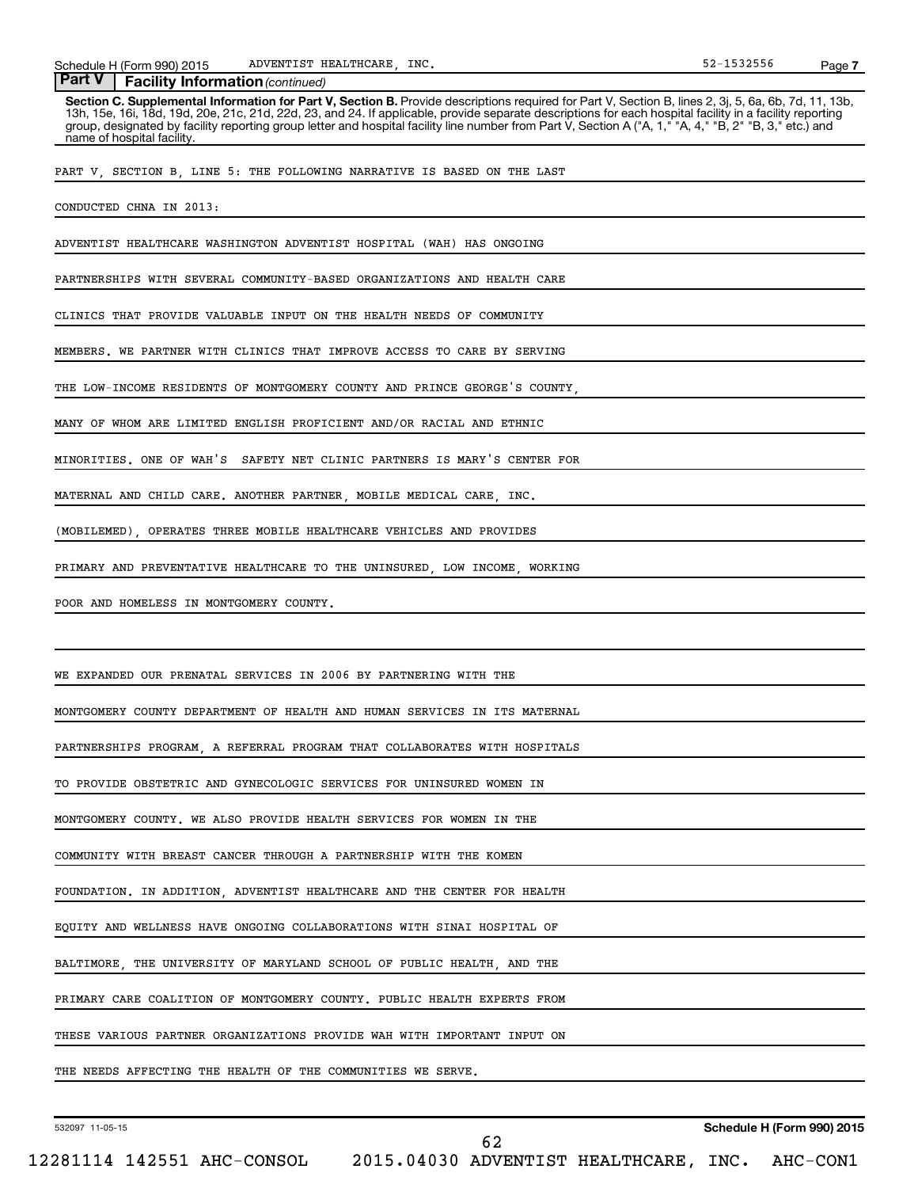## Part V Facility Information *(continued)*

**Section C. Supplemental Information for Part V, Section B.** Provide descriptions required for Part V, Section B, lines 2, 3j, 5, 6a, 6b, 7d, 11, 13b, 13h, 15e, 16i, 18d, 19d, 20e, 21c, 21d, 22d, 23, and 24. If applicable, provide separate descriptions for each hospital facility in a facility reporting group, designated by facility reporting group letter and hospital facility line number from Part V, Section A ("A, 1," "A, 4," "B, 2" "B, 3," etc.) and name of hospital facility.

PART V, SECTION B, LINE 5: THE FOLLOWING NARRATIVE IS BASED ON THE LAST CONDUCTED CHNA IN 2013:

ADVENTIST HEALTHCARE WASHINGTON ADVENTIST HOSPITAL (WAH) HAS ONGOING PARTNERSHIPS WITH SEVERAL COMMUNITY-BASED ORGANIZATIONS AND HEALTH CARE CLINICS THAT PROVIDE VALUABLE INPUT ON THE HEALTH NEEDS OF COMMUNITY MEMBERS. WE PARTNER WITH CLINICS THAT IMPROVE ACCESS TO CARE BY SERVING THE LOW-INCOME RESIDENTS OF MONTGOMERY COUNTY AND PRINCE GEORGE'S COUNTY, MANY OF WHOM ARE LIMITED ENGLISH PROFICIENT AND/OR RACIAL AND ETHNIC MINORITIES. ONE OF WAH'S SAFETY NET CLINIC PARTNERS IS MARY'S CENTER FOR MATERNAL AND CHILD CARE. ANOTHER PARTNER, MOBILE MEDICAL CARE, INC. (MOBILEMED), OPERATES THREE MOBILE HEALTHCARE VEHICLES AND PROVIDES PRIMARY AND PREVENTATIVE HEALTHCARE TO THE UNINSURED, LOW INCOME, WORKING POOR AND HOMELESS IN MONTGOMERY COUNTY.

WE EXPANDED OUR PRENATAL SERVICES IN 2006 BY PARTNERING WITH THE MONTGOMERY COUNTY DEPARTMENT OF HEALTH AND HUMAN SERVICES IN ITS MATERNAL PARTNERSHIPS PROGRAM, A REFERRAL PROGRAM THAT COLLABORATES WITH HOSPITALS TO PROVIDE OBSTETRIC AND GYNECOLOGIC SERVICES FOR UNINSURED WOMEN IN MONTGOMERY COUNTY. WE ALSO PROVIDE HEALTH SERVICES FOR WOMEN IN THE COMMUNITY WITH BREAST CANCER THROUGH A PARTNERSHIP WITH THE KOMEN FOUNDATION. IN ADDITION, ADVENTIST HEALTHCARE AND THE CENTER FOR HEALTH EQUITY AND WELLNESS HAVE ONGOING COLLABORATIONS WITH SINAI HOSPITAL OF BALTIMORE, THE UNIVERSITY OF MARYLAND SCHOOL OF PUBLIC HEALTH, AND THE PRIMARY CARE COALITION OF MONTGOMERY COUNTY. PUBLIC HEALTH EXPERTS FROM THESE VARIOUS PARTNER ORGANIZATIONS PROVIDE WAH WITH IMPORTANT INPUT ON THE NEEDS AFFECTING THE HEALTH OF THE COMMUNITIES WE SERVE.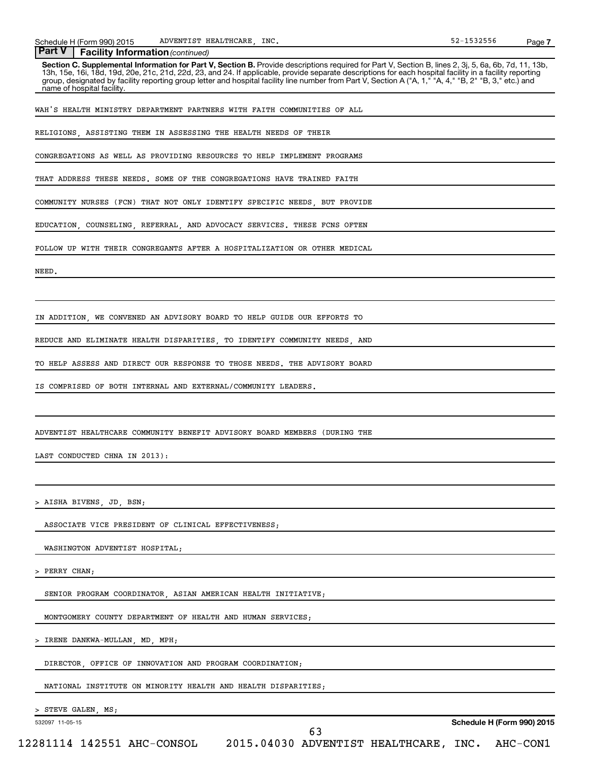## Part V Facility Information *(continued)*

**Section C. Supplemental Information for Part V, Section B.** Provide descriptions required for Part V, Section B, lines 2, 3j, 5, 6a, 6b, 7d, 11, 13b, 13h, 15e, 16i, 18d, 19d, 20e, 21c, 21d, 22d, 23, and 24. If applicable, provide separate descriptions for each hospital facility in a facility reporting group, designated by facility reporting group letter and hospital facility line number from Part V, Section A ("A, 1," "A, 4," "B, 2" "B, 3," etc.) and name of hospital facility.

WAH'S HEALTH MINISTRY DEPARTMENT PARTNERS WITH FAITH COMMUNITIES OF ALL RELIGIONS, ASSISTING THEM IN ASSESSING THE HEALTH NEEDS OF THEIR CONGREGATIONS AS WELL AS PROVIDING RESOURCES TO HELP IMPLEMENT PROGRAMS THAT ADDRESS THESE NEEDS. SOME OF THE CONGREGATIONS HAVE TRAINED FAITH COMMUNITY NURSES (FCN) THAT NOT ONLY IDENTIFY SPECIFIC NEEDS, BUT PROVIDE EDUCATION, COUNSELING, REFERRAL, AND ADVOCACY SERVICES. THESE FCNS OFTEN FOLLOW UP WITH THEIR CONGREGANTS AFTER A HOSPITALIZATION OR OTHER MEDICAL NEED.

IN ADDITION, WE CONVENED AN ADVISORY BOARD TO HELP GUIDE OUR EFFORTS TO REDUCE AND ELIMINATE HEALTH DISPARITIES, TO IDENTIFY COMMUNITY NEEDS, AND TO HELP ASSESS AND DIRECT OUR RESPONSE TO THOSE NEEDS. THE ADVISORY BOARD IS COMPRISED OF BOTH INTERNAL AND EXTERNAL/COMMUNITY LEADERS.

ADVENTIST HEALTHCARE COMMUNITY BENEFIT ADVISORY BOARD MEMBERS (DURING THE LAST CONDUCTED CHNA IN 2013):

> AISHA BIVENS, JD, BSN;
  ASSOCIATE VICE PRESIDENT OF CLINICAL EFFECTIVENESS;
  WASHINGTON ADVENTIST HOSPITAL;

> PERRY CHAN;
  SENIOR PROGRAM COORDINATOR, ASIAN AMERICAN HEALTH INITIATIVE;
  MONTGOMERY COUNTY DEPARTMENT OF HEALTH AND HUMAN SERVICES;

> IRENE DANKWA-MULLAN, MD, MPH;
  DIRECTOR, OFFICE OF INNOVATION AND PROGRAM COORDINATION;
  NATIONAL INSTITUTE ON MINORITY HEALTH AND HEALTH DISPARITIES;

> STEVE GALEN, MS;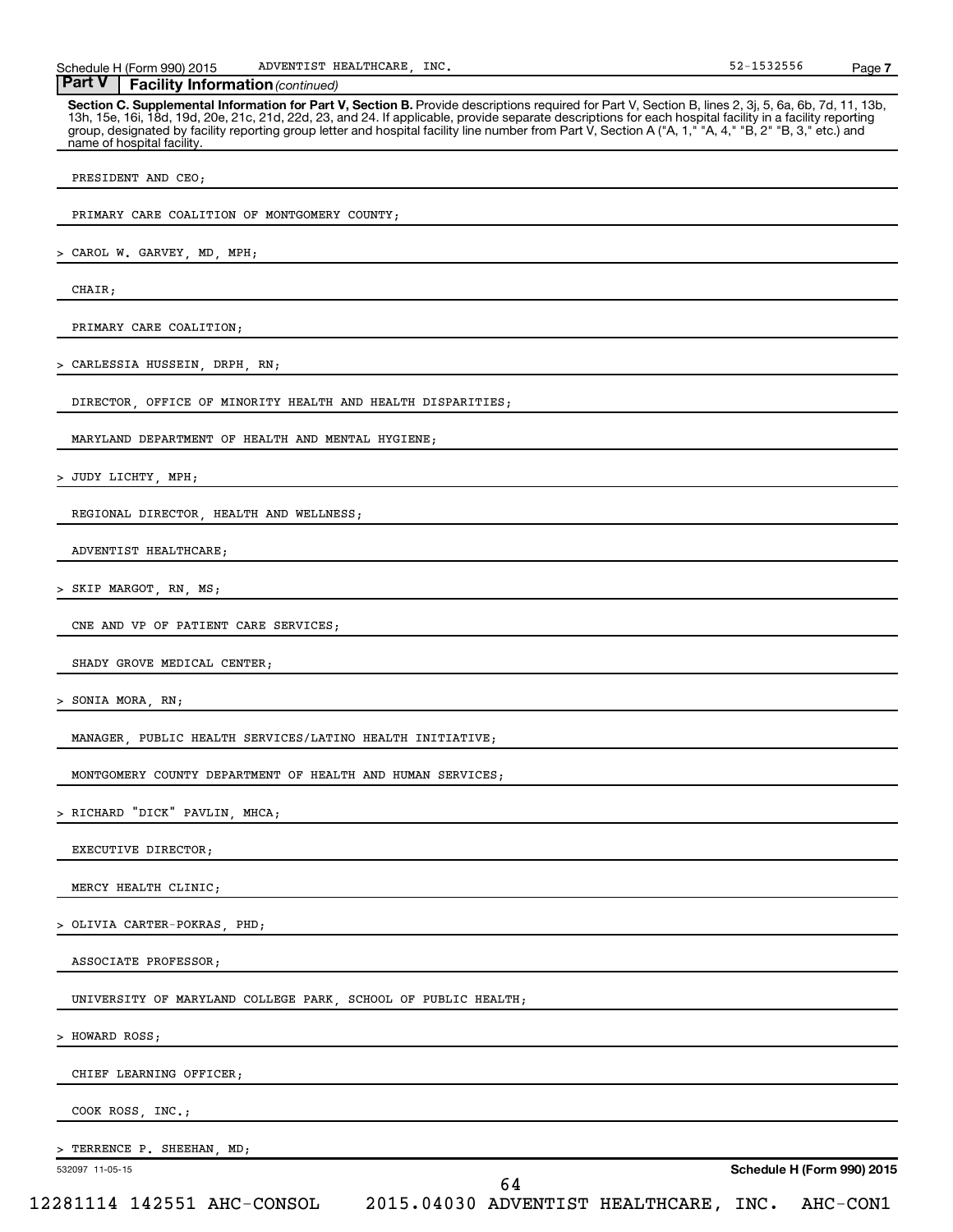## Part V | Facility Information *(continued)*

**Section C. Supplemental Information for Part V, Section B.** Provide descriptions required for Part V, Section B, lines 2, 3j, 5, 6a, 6b, 7d, 11, 13b, 13h, 15e, 16i, 18d, 19d, 20e, 21c, 21d, 22d, 23, and 24. If applicable, provide separate descriptions for each hospital facility in a facility reporting group, designated by facility reporting group letter and hospital facility line number from Part V, Section A ("A, 1," "A, 4," "B, 2" "B, 3," etc.) and name of hospital facility.

PRESIDENT AND CEO;

PRIMARY CARE COALITION OF MONTGOMERY COUNTY;

> CAROL W. GARVEY, MD, MPH;

CHAIR;

PRIMARY CARE COALITION;

> CARLESSIA HUSSEIN, DRPH, RN;

DIRECTOR, OFFICE OF MINORITY HEALTH AND HEALTH DISPARITIES;

MARYLAND DEPARTMENT OF HEALTH AND MENTAL HYGIENE;

> JUDY LICHTY, MPH;

REGIONAL DIRECTOR, HEALTH AND WELLNESS;

ADVENTIST HEALTHCARE;

> SKIP MARGOT, RN, MS;

CNE AND VP OF PATIENT CARE SERVICES;

SHADY GROVE MEDICAL CENTER;

> SONIA MORA, RN;

MANAGER, PUBLIC HEALTH SERVICES/LATINO HEALTH INITIATIVE;

MONTGOMERY COUNTY DEPARTMENT OF HEALTH AND HUMAN SERVICES;

> RICHARD "DICK" PAVLIN, MHCA;

EXECUTIVE DIRECTOR;

MERCY HEALTH CLINIC;

> OLIVIA CARTER-POKRAS, PHD;

ASSOCIATE PROFESSOR;

UNIVERSITY OF MARYLAND COLLEGE PARK, SCHOOL OF PUBLIC HEALTH;

> HOWARD ROSS;

CHIEF LEARNING OFFICER;

COOK ROSS, INC.;

> TERRENCE P. SHEEHAN, MD;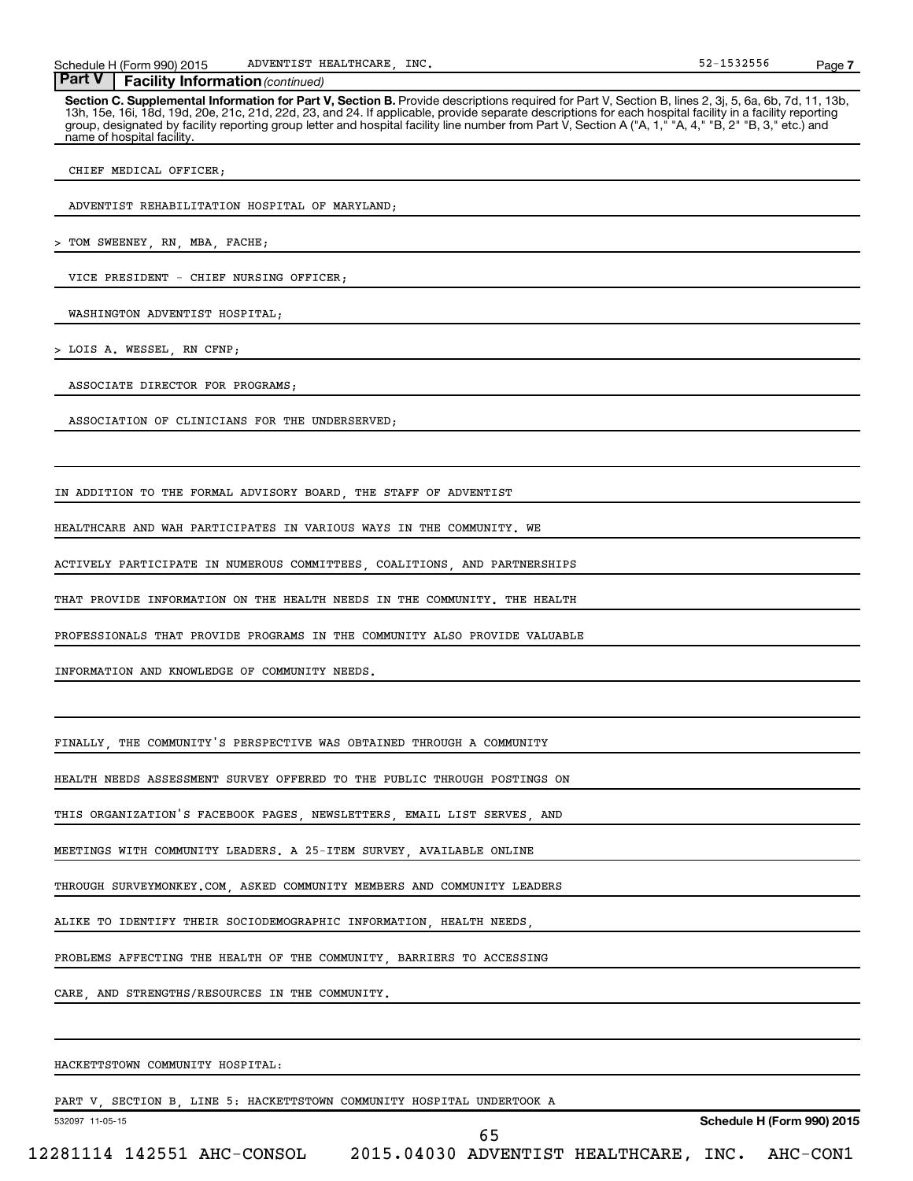**Part V | Facility Information** *(continued)*

**Section C. Supplemental Information for Part V, Section B.** Provide descriptions required for Part V, Section B, lines 2, 3j, 5, 6a, 6b, 7d, 11, 13b, 13h, 15e, 16i, 18d, 19d, 20e, 21c, 21d, 22d, 23, and 24. If applicable, provide separate descriptions for each hospital facility in a facility reporting group, designated by facility reporting group letter and hospital facility line number from Part V, Section A ("A, 1," "A, 4," "B, 2" "B, 3," etc.) and name of hospital facility.

CHIEF MEDICAL OFFICER;

ADVENTIST REHABILITATION HOSPITAL OF MARYLAND;

> TOM SWEENEY, RN, MBA, FACHE;

VICE PRESIDENT - CHIEF NURSING OFFICER;

WASHINGTON ADVENTIST HOSPITAL;

> LOIS A. WESSEL, RN CFNP;

ASSOCIATE DIRECTOR FOR PROGRAMS;

ASSOCIATION OF CLINICIANS FOR THE UNDERSERVED;

IN ADDITION TO THE FORMAL ADVISORY BOARD, THE STAFF OF ADVENTIST HEALTHCARE AND WAH PARTICIPATES IN VARIOUS WAYS IN THE COMMUNITY. WE ACTIVELY PARTICIPATE IN NUMEROUS COMMITTEES, COALITIONS, AND PARTNERSHIPS THAT PROVIDE INFORMATION ON THE HEALTH NEEDS IN THE COMMUNITY. THE HEALTH PROFESSIONALS THAT PROVIDE PROGRAMS IN THE COMMUNITY ALSO PROVIDE VALUABLE INFORMATION AND KNOWLEDGE OF COMMUNITY NEEDS.

FINALLY, THE COMMUNITY'S PERSPECTIVE WAS OBTAINED THROUGH A COMMUNITY HEALTH NEEDS ASSESSMENT SURVEY OFFERED TO THE PUBLIC THROUGH POSTINGS ON THIS ORGANIZATION'S FACEBOOK PAGES, NEWSLETTERS, EMAIL LIST SERVES, AND MEETINGS WITH COMMUNITY LEADERS. A 25-ITEM SURVEY, AVAILABLE ONLINE THROUGH SURVEYMONKEY.COM, ASKED COMMUNITY MEMBERS AND COMMUNITY LEADERS ALIKE TO IDENTIFY THEIR SOCIODEMOGRAPHIC INFORMATION, HEALTH NEEDS, PROBLEMS AFFECTING THE HEALTH OF THE COMMUNITY, BARRIERS TO ACCESSING CARE, AND STRENGTHS/RESOURCES IN THE COMMUNITY.

HACKETTSTOWN COMMUNITY HOSPITAL:

PART V, SECTION B, LINE 5: HACKETTSTOWN COMMUNITY HOSPITAL UNDERTOOK A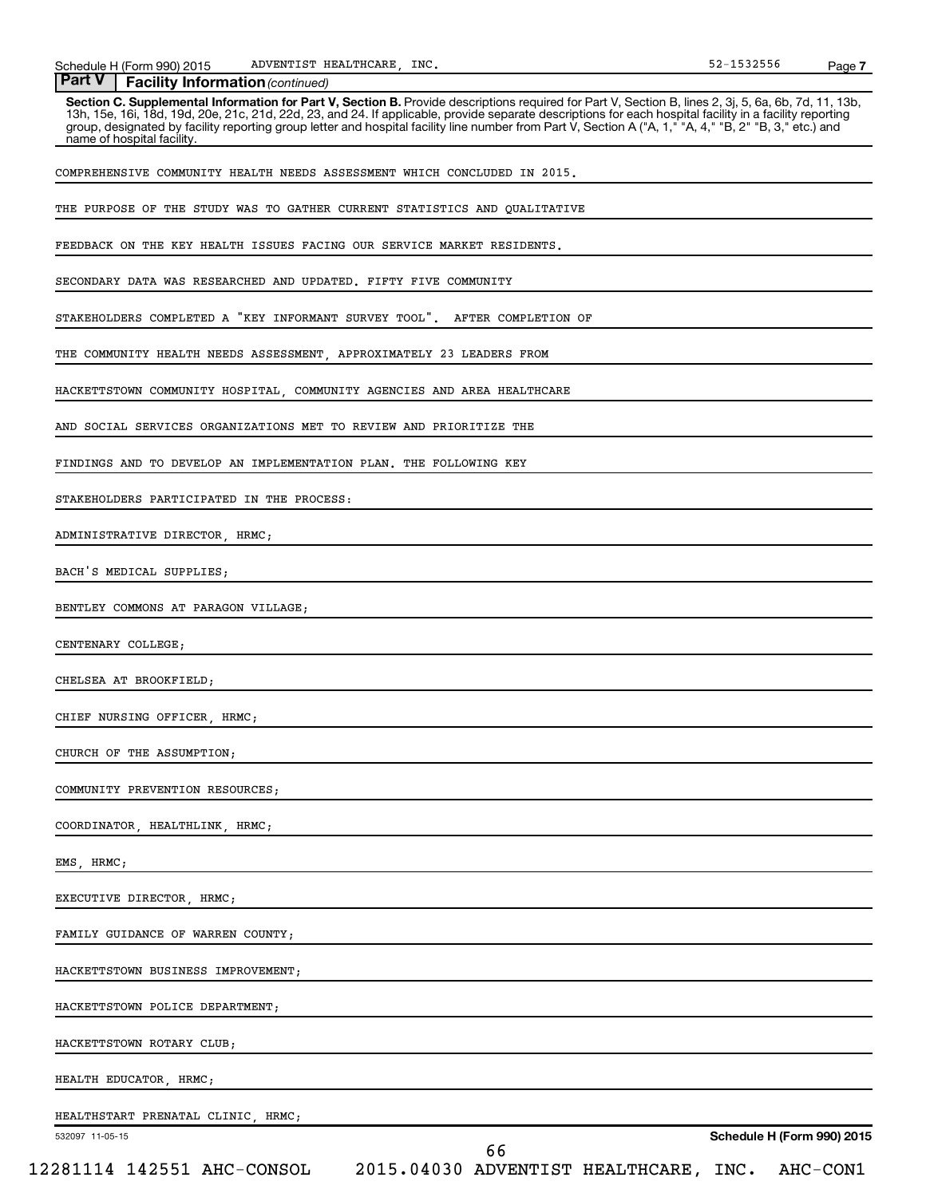**Part V Facility Information** *(continued)*

**Section C. Supplemental Information for Part V, Section B.** Provide descriptions required for Part V, Section B, lines 2, 3j, 5, 6a, 6b, 7d, 11, 13b, 13h, 15e, 16i, 18d, 19d, 20e, 21c, 21d, 22d, 23, and 24. If applicable, provide separate descriptions for each hospital facility in a facility reporting group, designated by facility reporting group letter and hospital facility line number from Part V, Section A ("A, 1," "A, 4," "B, 2" "B, 3," etc.) and name of hospital facility.

COMPREHENSIVE COMMUNITY HEALTH NEEDS ASSESSMENT WHICH CONCLUDED IN 2015.

THE PURPOSE OF THE STUDY WAS TO GATHER CURRENT STATISTICS AND QUALITATIVE

FEEDBACK ON THE KEY HEALTH ISSUES FACING OUR SERVICE MARKET RESIDENTS.

SECONDARY DATA WAS RESEARCHED AND UPDATED. FIFTY FIVE COMMUNITY

STAKEHOLDERS COMPLETED A "KEY INFORMANT SURVEY TOOL". AFTER COMPLETION OF

THE COMMUNITY HEALTH NEEDS ASSESSMENT, APPROXIMATELY 23 LEADERS FROM

HACKETTSTOWN COMMUNITY HOSPITAL, COMMUNITY AGENCIES AND AREA HEALTHCARE

AND SOCIAL SERVICES ORGANIZATIONS MET TO REVIEW AND PRIORITIZE THE

FINDINGS AND TO DEVELOP AN IMPLEMENTATION PLAN. THE FOLLOWING KEY

STAKEHOLDERS PARTICIPATED IN THE PROCESS:

ADMINISTRATIVE DIRECTOR, HRMC;

BACH'S MEDICAL SUPPLIES;

BENTLEY COMMONS AT PARAGON VILLAGE;

CENTENARY COLLEGE;

CHELSEA AT BROOKFIELD;

CHIEF NURSING OFFICER, HRMC;

CHURCH OF THE ASSUMPTION;

COMMUNITY PREVENTION RESOURCES;

COORDINATOR, HEALTHLINK, HRMC;

EMS, HRMC;

EXECUTIVE DIRECTOR, HRMC;

FAMILY GUIDANCE OF WARREN COUNTY;

HACKETTSTOWN BUSINESS IMPROVEMENT;

HACKETTSTOWN POLICE DEPARTMENT;

HACKETTSTOWN ROTARY CLUB;

HEALTH EDUCATOR, HRMC;

HEALTHSTART PRENATAL CLINIC, HRMC;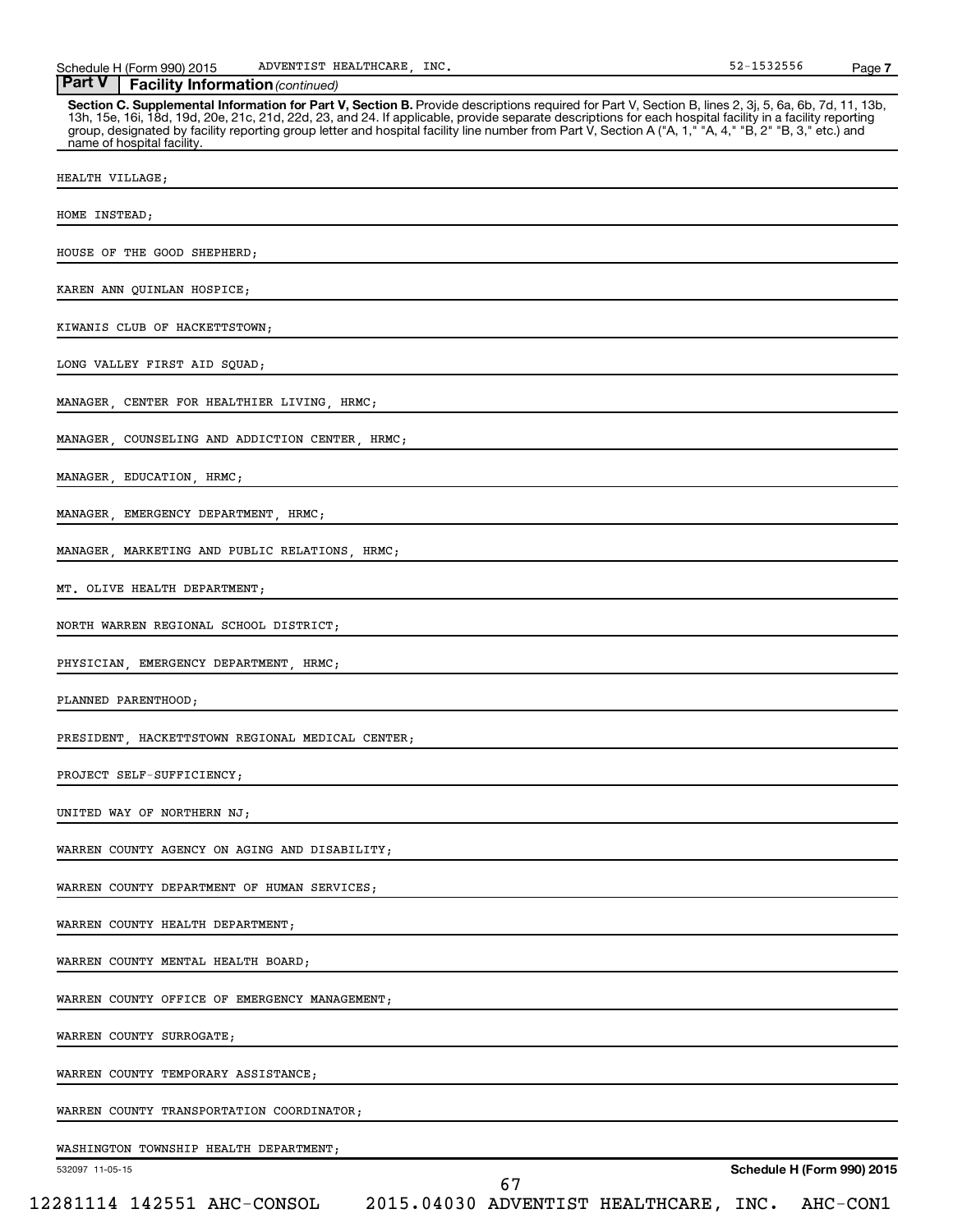**Part V** | **Facility Information** *(continued)*

**Section C. Supplemental Information for Part V, Section B.** Provide descriptions required for Part V, Section B, lines 2, 3j, 5, 6a, 6b, 7d, 11, 13b, 13h, 15e, 16i, 18d, 19d, 20e, 21c, 21d, 22d, 23, and 24. If applicable, provide separate descriptions for each hospital facility in a facility reporting group, designated by facility reporting group letter and hospital facility line number from Part V, Section A ("A, 1," "A, 4," "B, 2" "B, 3," etc.) and name of hospital facility.

HEALTH VILLAGE;

HOME INSTEAD;

HOUSE OF THE GOOD SHEPHERD;

KAREN ANN QUINLAN HOSPICE;

KIWANIS CLUB OF HACKETTSTOWN;

LONG VALLEY FIRST AID SQUAD;

MANAGER, CENTER FOR HEALTHIER LIVING, HRMC;

MANAGER, COUNSELING AND ADDICTION CENTER, HRMC;

MANAGER, EDUCATION, HRMC;

MANAGER, EMERGENCY DEPARTMENT, HRMC;

MANAGER, MARKETING AND PUBLIC RELATIONS, HRMC;

MT. OLIVE HEALTH DEPARTMENT;

NORTH WARREN REGIONAL SCHOOL DISTRICT;

PHYSICIAN, EMERGENCY DEPARTMENT, HRMC;

PLANNED PARENTHOOD;

PRESIDENT, HACKETTSTOWN REGIONAL MEDICAL CENTER;

PROJECT SELF-SUFFICIENCY;

UNITED WAY OF NORTHERN NJ;

WARREN COUNTY AGENCY ON AGING AND DISABILITY;

WARREN COUNTY DEPARTMENT OF HUMAN SERVICES;

WARREN COUNTY HEALTH DEPARTMENT;

WARREN COUNTY MENTAL HEALTH BOARD;

WARREN COUNTY OFFICE OF EMERGENCY MANAGEMENT;

WARREN COUNTY SURROGATE;

WARREN COUNTY TEMPORARY ASSISTANCE;

WARREN COUNTY TRANSPORTATION COORDINATOR;

WASHINGTON TOWNSHIP HEALTH DEPARTMENT;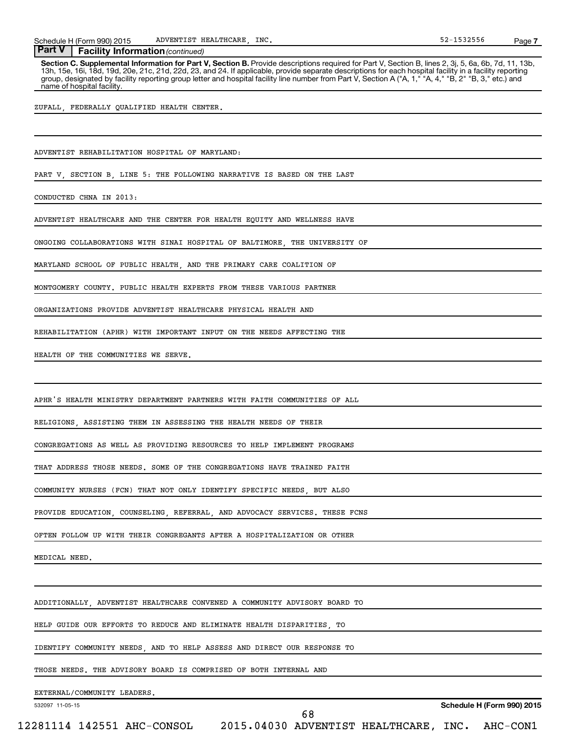**Part V | Facility Information** *(continued)*

**Section C. Supplemental Information for Part V, Section B.** Provide descriptions required for Part V, Section B, lines 2, 3j, 5, 6a, 6b, 7d, 11, 13b, 13h, 15e, 16i, 18d, 19d, 20e, 21c, 21d, 22d, 23, and 24. If applicable, provide separate descriptions for each hospital facility in a facility reporting group, designated by facility reporting group letter and hospital facility line number from Part V, Section A ("A, 1," "A, 4," "B, 2" "B, 3," etc.) and name of hospital facility.

ZUFALL, FEDERALLY QUALIFIED HEALTH CENTER.

ADVENTIST REHABILITATION HOSPITAL OF MARYLAND:

PART V, SECTION B, LINE 5: THE FOLLOWING NARRATIVE IS BASED ON THE LAST CONDUCTED CHNA IN 2013:

ADVENTIST HEALTHCARE AND THE CENTER FOR HEALTH EQUITY AND WELLNESS HAVE ONGOING COLLABORATIONS WITH SINAI HOSPITAL OF BALTIMORE, THE UNIVERSITY OF MARYLAND SCHOOL OF PUBLIC HEALTH, AND THE PRIMARY CARE COALITION OF MONTGOMERY COUNTY. PUBLIC HEALTH EXPERTS FROM THESE VARIOUS PARTNER ORGANIZATIONS PROVIDE ADVENTIST HEALTHCARE PHYSICAL HEALTH AND REHABILITATION (APHR) WITH IMPORTANT INPUT ON THE NEEDS AFFECTING THE HEALTH OF THE COMMUNITIES WE SERVE.

APHR'S HEALTH MINISTRY DEPARTMENT PARTNERS WITH FAITH COMMUNITIES OF ALL RELIGIONS, ASSISTING THEM IN ASSESSING THE HEALTH NEEDS OF THEIR CONGREGATIONS AS WELL AS PROVIDING RESOURCES TO HELP IMPLEMENT PROGRAMS THAT ADDRESS THOSE NEEDS. SOME OF THE CONGREGATIONS HAVE TRAINED FAITH COMMUNITY NURSES (FCN) THAT NOT ONLY IDENTIFY SPECIFIC NEEDS, BUT ALSO PROVIDE EDUCATION, COUNSELING, REFERRAL, AND ADVOCACY SERVICES. THESE FCNS OFTEN FOLLOW UP WITH THEIR CONGREGANTS AFTER A HOSPITALIZATION OR OTHER MEDICAL NEED.

ADDITIONALLY, ADVENTIST HEALTHCARE CONVENED A COMMUNITY ADVISORY BOARD TO HELP GUIDE OUR EFFORTS TO REDUCE AND ELIMINATE HEALTH DISPARITIES, TO IDENTIFY COMMUNITY NEEDS, AND TO HELP ASSESS AND DIRECT OUR RESPONSE TO THOSE NEEDS. THE ADVISORY BOARD IS COMPRISED OF BOTH INTERNAL AND EXTERNAL/COMMUNITY LEADERS.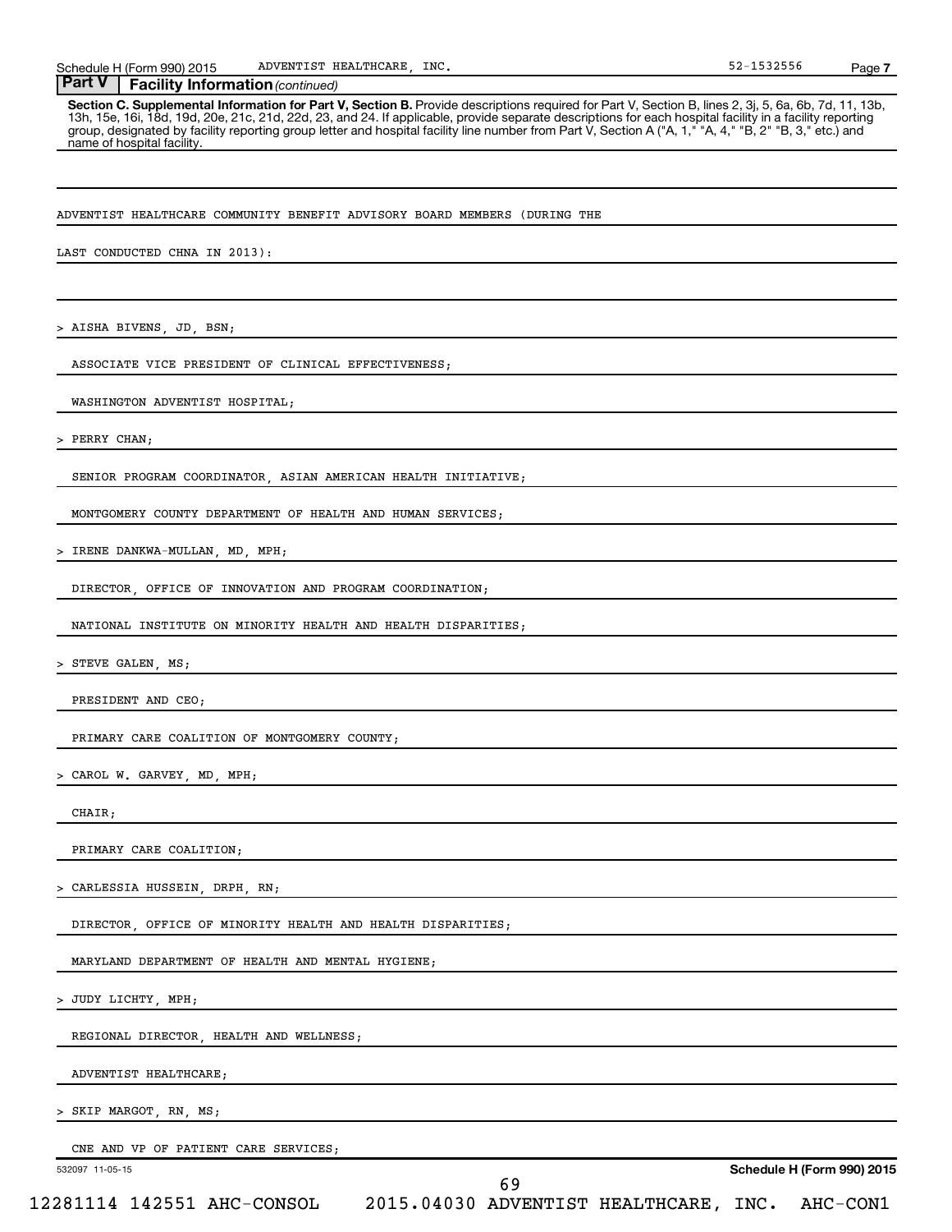**Part V | Facility Information** *(continued)*

**Section C. Supplemental Information for Part V, Section B.** Provide descriptions required for Part V, Section B, lines 2, 3j, 5, 6a, 6b, 7d, 11, 13b, 13h, 15e, 16i, 18d, 19d, 20e, 21c, 21d, 22d, 23, and 24. If applicable, provide separate descriptions for each hospital facility in a facility reporting group, designated by facility reporting group letter and hospital facility line number from Part V, Section A ("A, 1," "A, 4," "B, 2" "B, 3," etc.) and name of hospital facility.

ADVENTIST HEALTHCARE COMMUNITY BENEFIT ADVISORY BOARD MEMBERS (DURING THE LAST CONDUCTED CHNA IN 2013):

> AISHA BIVENS, JD, BSN;
  ASSOCIATE VICE PRESIDENT OF CLINICAL EFFECTIVENESS;
  WASHINGTON ADVENTIST HOSPITAL;

> PERRY CHAN;
  SENIOR PROGRAM COORDINATOR, ASIAN AMERICAN HEALTH INITIATIVE;
  MONTGOMERY COUNTY DEPARTMENT OF HEALTH AND HUMAN SERVICES;

> IRENE DANKWA-MULLAN, MD, MPH;
  DIRECTOR, OFFICE OF INNOVATION AND PROGRAM COORDINATION;
  NATIONAL INSTITUTE ON MINORITY HEALTH AND HEALTH DISPARITIES;

> STEVE GALEN, MS;
  PRESIDENT AND CEO;
  PRIMARY CARE COALITION OF MONTGOMERY COUNTY;

> CAROL W. GARVEY, MD, MPH;
  CHAIR;
  PRIMARY CARE COALITION;

> CARLESSIA HUSSEIN, DRPH, RN;
  DIRECTOR, OFFICE OF MINORITY HEALTH AND HEALTH DISPARITIES;
  MARYLAND DEPARTMENT OF HEALTH AND MENTAL HYGIENE;

> JUDY LICHTY, MPH;
  REGIONAL DIRECTOR, HEALTH AND WELLNESS;
  ADVENTIST HEALTHCARE;

> SKIP MARGOT, RN, MS;
  CNE AND VP OF PATIENT CARE SERVICES;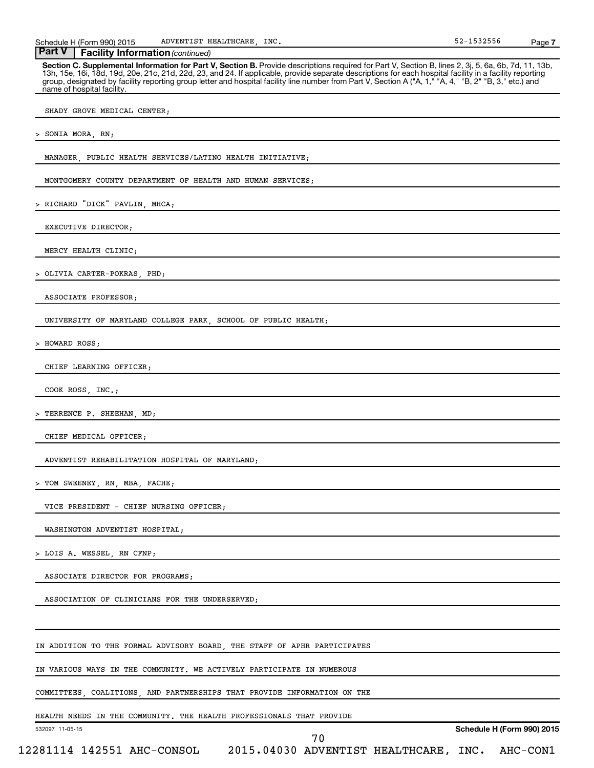**Part V | Facility Information** *(continued)*

**Section C. Supplemental Information for Part V, Section B.** Provide descriptions required for Part V, Section B, lines 2, 3j, 5, 6a, 6b, 7d, 11, 13b, 13h, 15e, 16i, 18d, 19d, 20e, 21c, 21d, 22d, 23, and 24. If applicable, provide separate descriptions for each hospital facility in a facility reporting group, designated by facility reporting group letter and hospital facility line number from Part V, Section A ("A, 1," "A, 4," "B, 2" "B, 3," etc.) and name of hospital facility.

SHADY GROVE MEDICAL CENTER;

> SONIA MORA, RN;

MANAGER, PUBLIC HEALTH SERVICES/LATINO HEALTH INITIATIVE;

MONTGOMERY COUNTY DEPARTMENT OF HEALTH AND HUMAN SERVICES;

> RICHARD "DICK" PAVLIN, MHCA;

EXECUTIVE DIRECTOR;

MERCY HEALTH CLINIC;

> OLIVIA CARTER-POKRAS, PHD;

ASSOCIATE PROFESSOR;

UNIVERSITY OF MARYLAND COLLEGE PARK, SCHOOL OF PUBLIC HEALTH;

> HOWARD ROSS;

CHIEF LEARNING OFFICER;

COOK ROSS, INC.;

> TERRENCE P. SHEEHAN, MD;

CHIEF MEDICAL OFFICER;

ADVENTIST REHABILITATION HOSPITAL OF MARYLAND;

> TOM SWEENEY, RN, MBA, FACHE;

VICE PRESIDENT - CHIEF NURSING OFFICER;

WASHINGTON ADVENTIST HOSPITAL;

> LOIS A. WESSEL, RN CFNP;

ASSOCIATE DIRECTOR FOR PROGRAMS;

ASSOCIATION OF CLINICIANS FOR THE UNDERSERVED;

IN ADDITION TO THE FORMAL ADVISORY BOARD, THE STAFF OF APHR PARTICIPATES
IN VARIOUS WAYS IN THE COMMUNITY. WE ACTIVELY PARTICIPATE IN NUMEROUS
COMMITTEES, COALITIONS, AND PARTNERSHIPS THAT PROVIDE INFORMATION ON THE
HEALTH NEEDS IN THE COMMUNITY. THE HEALTH PROFESSIONALS THAT PROVIDE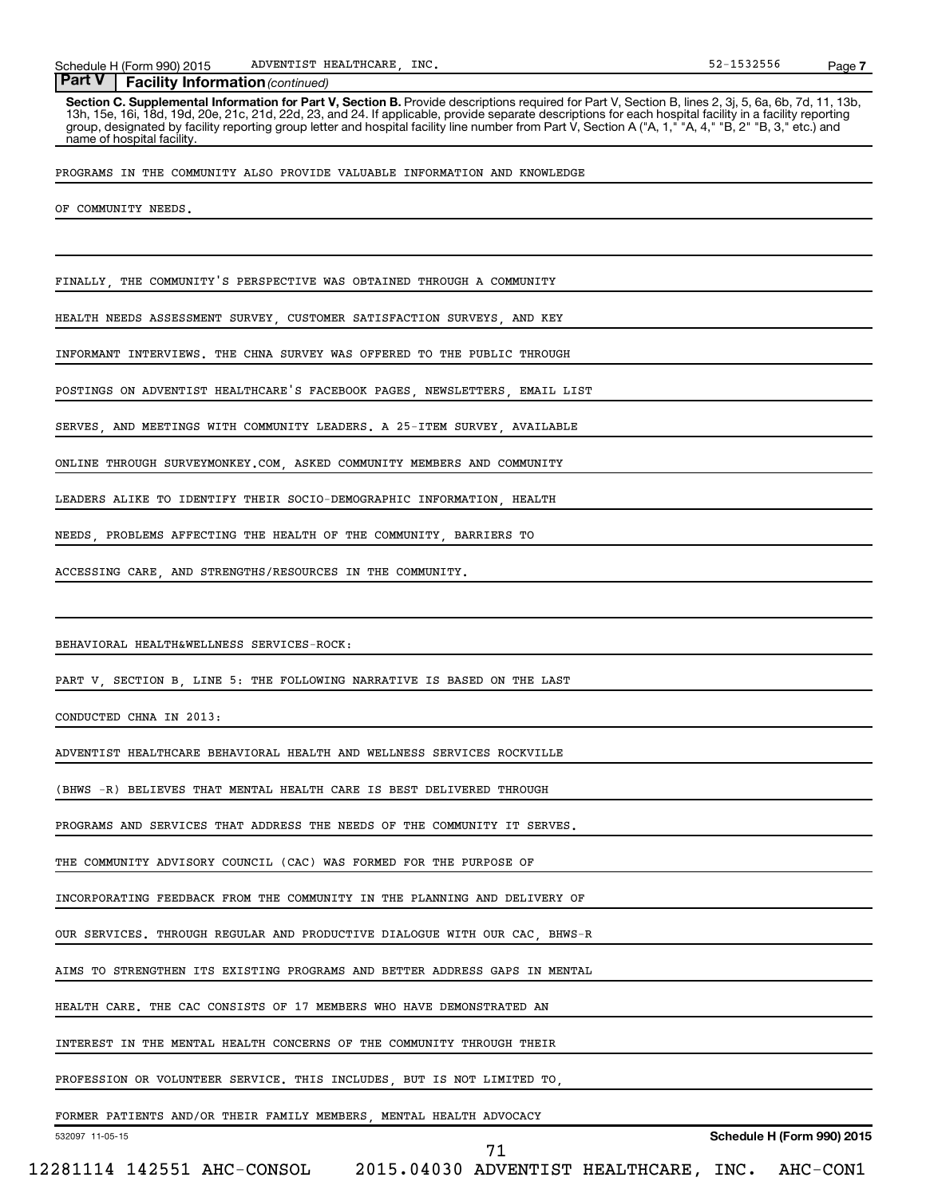**Part V | Facility Information** *(continued)*

**Section C. Supplemental Information for Part V, Section B.** Provide descriptions required for Part V, Section B, lines 2, 3j, 5, 6a, 6b, 7d, 11, 13b, 13h, 15e, 16i, 18d, 19d, 20e, 21c, 21d, 22d, 23, and 24. If applicable, provide separate descriptions for each hospital facility in a facility reporting group, designated by facility reporting group letter and hospital facility line number from Part V, Section A ("A, 1," "A, 4," "B, 2" "B, 3," etc.) and name of hospital facility.

PROGRAMS IN THE COMMUNITY ALSO PROVIDE VALUABLE INFORMATION AND KNOWLEDGE OF COMMUNITY NEEDS.

FINALLY, THE COMMUNITY'S PERSPECTIVE WAS OBTAINED THROUGH A COMMUNITY HEALTH NEEDS ASSESSMENT SURVEY, CUSTOMER SATISFACTION SURVEYS, AND KEY INFORMANT INTERVIEWS. THE CHNA SURVEY WAS OFFERED TO THE PUBLIC THROUGH POSTINGS ON ADVENTIST HEALTHCARE'S FACEBOOK PAGES, NEWSLETTERS, EMAIL LIST SERVES, AND MEETINGS WITH COMMUNITY LEADERS. A 25-ITEM SURVEY, AVAILABLE ONLINE THROUGH SURVEYMONKEY.COM, ASKED COMMUNITY MEMBERS AND COMMUNITY LEADERS ALIKE TO IDENTIFY THEIR SOCIO-DEMOGRAPHIC INFORMATION, HEALTH NEEDS, PROBLEMS AFFECTING THE HEALTH OF THE COMMUNITY, BARRIERS TO ACCESSING CARE, AND STRENGTHS/RESOURCES IN THE COMMUNITY.

BEHAVIORAL HEALTH&WELLNESS SERVICES-ROCK:

PART V, SECTION B, LINE 5: THE FOLLOWING NARRATIVE IS BASED ON THE LAST CONDUCTED CHNA IN 2013:

ADVENTIST HEALTHCARE BEHAVIORAL HEALTH AND WELLNESS SERVICES ROCKVILLE (BHWS -R) BELIEVES THAT MENTAL HEALTH CARE IS BEST DELIVERED THROUGH PROGRAMS AND SERVICES THAT ADDRESS THE NEEDS OF THE COMMUNITY IT SERVES. THE COMMUNITY ADVISORY COUNCIL (CAC) WAS FORMED FOR THE PURPOSE OF INCORPORATING FEEDBACK FROM THE COMMUNITY IN THE PLANNING AND DELIVERY OF OUR SERVICES. THROUGH REGULAR AND PRODUCTIVE DIALOGUE WITH OUR CAC, BHWS-R AIMS TO STRENGTHEN ITS EXISTING PROGRAMS AND BETTER ADDRESS GAPS IN MENTAL HEALTH CARE. THE CAC CONSISTS OF 17 MEMBERS WHO HAVE DEMONSTRATED AN INTEREST IN THE MENTAL HEALTH CONCERNS OF THE COMMUNITY THROUGH THEIR PROFESSION OR VOLUNTEER SERVICE. THIS INCLUDES, BUT IS NOT LIMITED TO, FORMER PATIENTS AND/OR THEIR FAMILY MEMBERS, MENTAL HEALTH ADVOCACY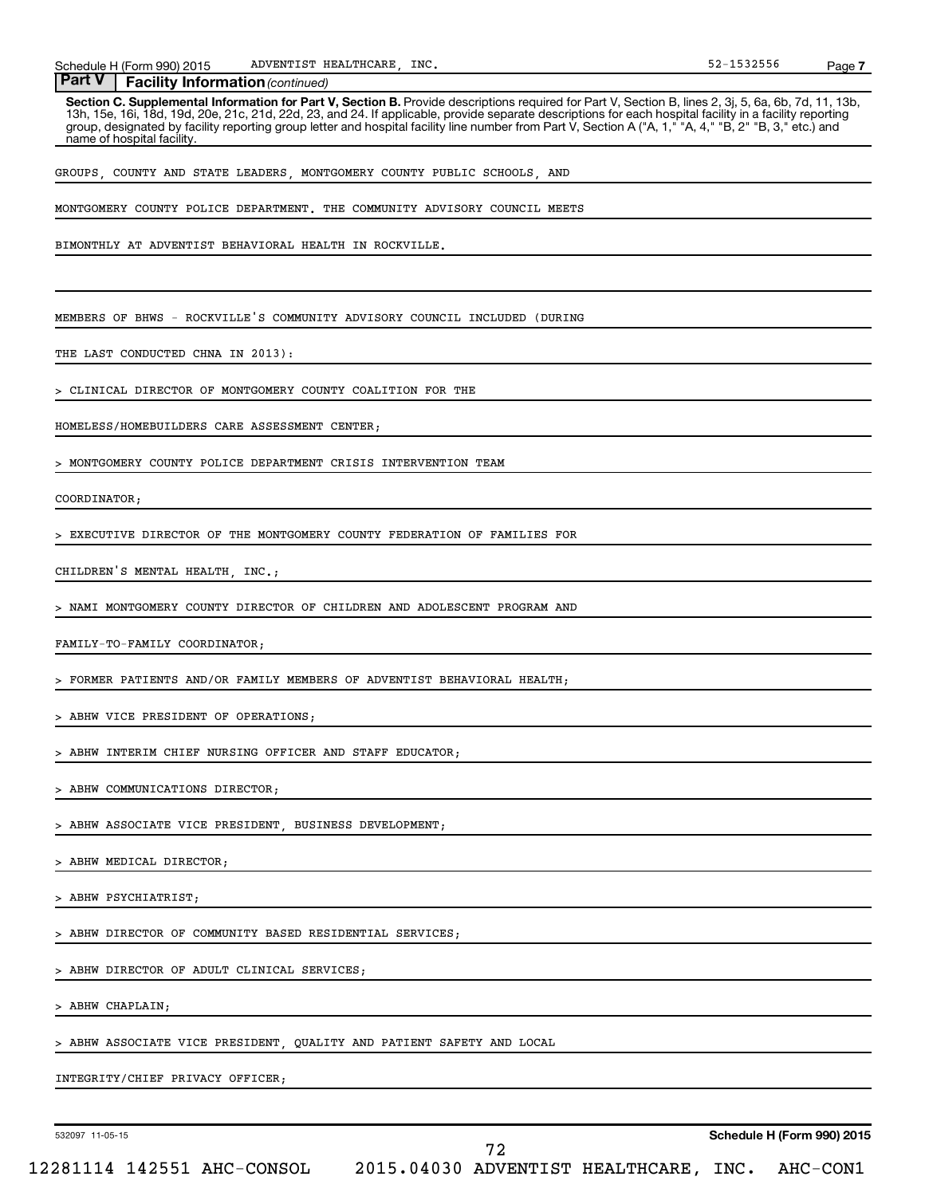**Part V | Facility Information** *(continued)*

**Section C. Supplemental Information for Part V, Section B.** Provide descriptions required for Part V, Section B, lines 2, 3j, 5, 6a, 6b, 7d, 11, 13b, 13h, 15e, 16i, 18d, 19d, 20e, 21c, 21d, 22d, 23, and 24. If applicable, provide separate descriptions for each hospital facility in a facility reporting group, designated by facility reporting group letter and hospital facility line number from Part V, Section A ("A, 1," "A, 4," "B, 2" "B, 3," etc.) and name of hospital facility.

GROUPS, COUNTY AND STATE LEADERS, MONTGOMERY COUNTY PUBLIC SCHOOLS, AND MONTGOMERY COUNTY POLICE DEPARTMENT. THE COMMUNITY ADVISORY COUNCIL MEETS BIMONTHLY AT ADVENTIST BEHAVIORAL HEALTH IN ROCKVILLE.

MEMBERS OF BHWS - ROCKVILLE'S COMMUNITY ADVISORY COUNCIL INCLUDED (DURING THE LAST CONDUCTED CHNA IN 2013):

> CLINICAL DIRECTOR OF MONTGOMERY COUNTY COALITION FOR THE HOMELESS/HOMEBUILDERS CARE ASSESSMENT CENTER;

> MONTGOMERY COUNTY POLICE DEPARTMENT CRISIS INTERVENTION TEAM COORDINATOR;

> EXECUTIVE DIRECTOR OF THE MONTGOMERY COUNTY FEDERATION OF FAMILIES FOR CHILDREN'S MENTAL HEALTH, INC.;

> NAMI MONTGOMERY COUNTY DIRECTOR OF CHILDREN AND ADOLESCENT PROGRAM AND FAMILY-TO-FAMILY COORDINATOR;

> FORMER PATIENTS AND/OR FAMILY MEMBERS OF ADVENTIST BEHAVIORAL HEALTH;

> ABHW VICE PRESIDENT OF OPERATIONS;

> ABHW INTERIM CHIEF NURSING OFFICER AND STAFF EDUCATOR;

> ABHW COMMUNICATIONS DIRECTOR;

> ABHW ASSOCIATE VICE PRESIDENT, BUSINESS DEVELOPMENT;

> ABHW MEDICAL DIRECTOR;

> ABHW PSYCHIATRIST;

> ABHW DIRECTOR OF COMMUNITY BASED RESIDENTIAL SERVICES;

> ABHW DIRECTOR OF ADULT CLINICAL SERVICES;

> ABHW CHAPLAIN;

> ABHW ASSOCIATE VICE PRESIDENT, QUALITY AND PATIENT SAFETY AND LOCAL INTEGRITY/CHIEF PRIVACY OFFICER;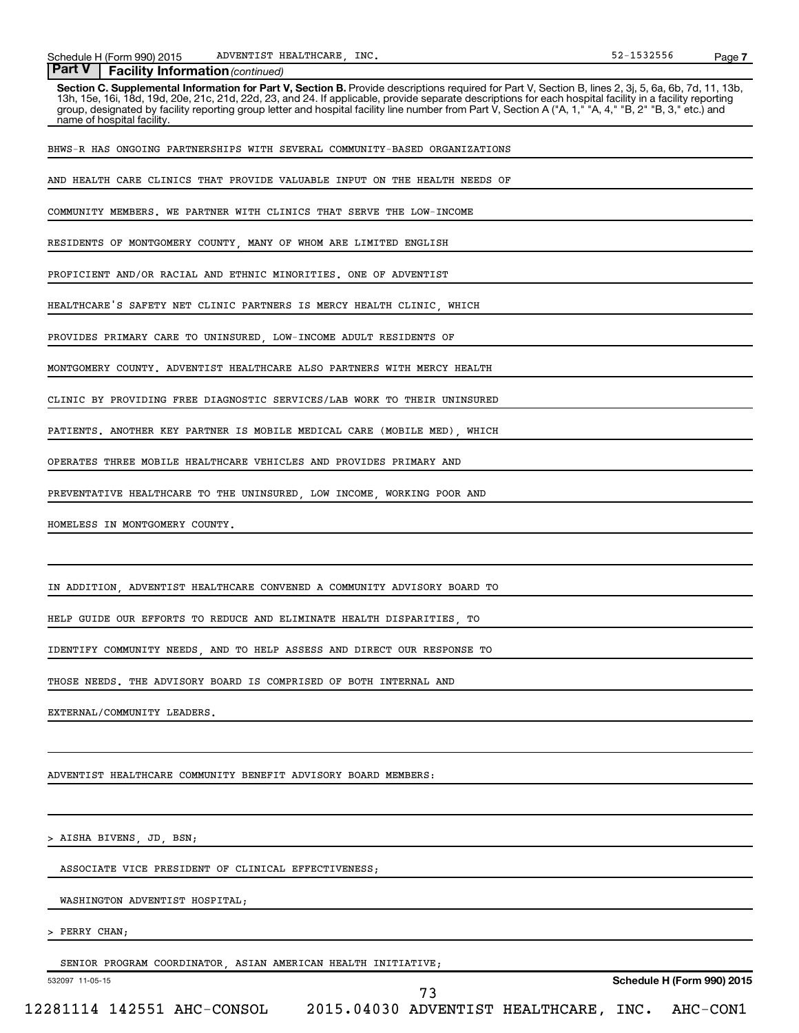**Part V Facility Information** *(continued)*

**Section C. Supplemental Information for Part V, Section B.** Provide descriptions required for Part V, Section B, lines 2, 3j, 5, 6a, 6b, 7d, 11, 13b, 13h, 15e, 16i, 18d, 19d, 20e, 21c, 21d, 22d, 23, and 24. If applicable, provide separate descriptions for each hospital facility in a facility reporting group, designated by facility reporting group letter and hospital facility line number from Part V, Section A ("A, 1," "A, 4," "B, 2" "B, 3," etc.) and name of hospital facility.

BHWS-R HAS ONGOING PARTNERSHIPS WITH SEVERAL COMMUNITY-BASED ORGANIZATIONS AND HEALTH CARE CLINICS THAT PROVIDE VALUABLE INPUT ON THE HEALTH NEEDS OF COMMUNITY MEMBERS. WE PARTNER WITH CLINICS THAT SERVE THE LOW-INCOME RESIDENTS OF MONTGOMERY COUNTY, MANY OF WHOM ARE LIMITED ENGLISH PROFICIENT AND/OR RACIAL AND ETHNIC MINORITIES. ONE OF ADVENTIST HEALTHCARE'S SAFETY NET CLINIC PARTNERS IS MERCY HEALTH CLINIC, WHICH PROVIDES PRIMARY CARE TO UNINSURED, LOW-INCOME ADULT RESIDENTS OF MONTGOMERY COUNTY. ADVENTIST HEALTHCARE ALSO PARTNERS WITH MERCY HEALTH CLINIC BY PROVIDING FREE DIAGNOSTIC SERVICES/LAB WORK TO THEIR UNINSURED PATIENTS. ANOTHER KEY PARTNER IS MOBILE MEDICAL CARE (MOBILE MED), WHICH OPERATES THREE MOBILE HEALTHCARE VEHICLES AND PROVIDES PRIMARY AND PREVENTATIVE HEALTHCARE TO THE UNINSURED, LOW INCOME, WORKING POOR AND HOMELESS IN MONTGOMERY COUNTY.

IN ADDITION, ADVENTIST HEALTHCARE CONVENED A COMMUNITY ADVISORY BOARD TO HELP GUIDE OUR EFFORTS TO REDUCE AND ELIMINATE HEALTH DISPARITIES, TO IDENTIFY COMMUNITY NEEDS, AND TO HELP ASSESS AND DIRECT OUR RESPONSE TO THOSE NEEDS. THE ADVISORY BOARD IS COMPRISED OF BOTH INTERNAL AND EXTERNAL/COMMUNITY LEADERS.

ADVENTIST HEALTHCARE COMMUNITY BENEFIT ADVISORY BOARD MEMBERS:

> AISHA BIVENS, JD, BSN;
  ASSOCIATE VICE PRESIDENT OF CLINICAL EFFECTIVENESS;
  WASHINGTON ADVENTIST HOSPITAL;

> PERRY CHAN;
  SENIOR PROGRAM COORDINATOR, ASIAN AMERICAN HEALTH INITIATIVE;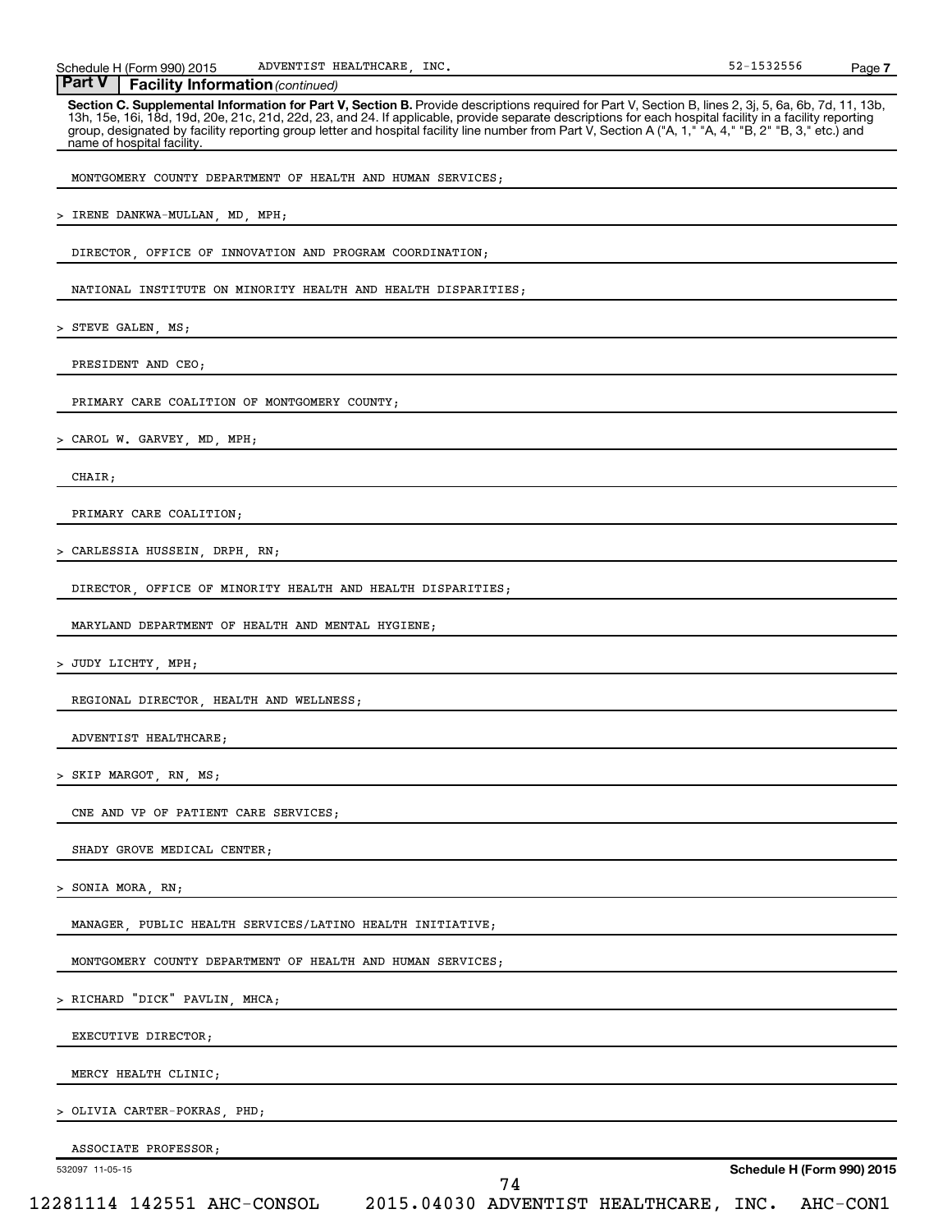**Part V | Facility Information** *(continued)*

**Section C. Supplemental Information for Part V, Section B.** Provide descriptions required for Part V, Section B, lines 2, 3j, 5, 6a, 6b, 7d, 11, 13b, 13h, 15e, 16i, 18d, 19d, 20e, 21c, 21d, 22d, 23, and 24. If applicable, provide separate descriptions for each hospital facility in a facility reporting group, designated by facility reporting group letter and hospital facility line number from Part V, Section A ("A, 1," "A, 4," "B, 2" "B, 3," etc.) and name of hospital facility.

MONTGOMERY COUNTY DEPARTMENT OF HEALTH AND HUMAN SERVICES;

> IRENE DANKWA-MULLAN, MD, MPH;

DIRECTOR, OFFICE OF INNOVATION AND PROGRAM COORDINATION;

NATIONAL INSTITUTE ON MINORITY HEALTH AND HEALTH DISPARITIES;

> STEVE GALEN, MS;

PRESIDENT AND CEO;

PRIMARY CARE COALITION OF MONTGOMERY COUNTY;

> CAROL W. GARVEY, MD, MPH;

CHAIR;

PRIMARY CARE COALITION;

> CARLESSIA HUSSEIN, DRPH, RN;

DIRECTOR, OFFICE OF MINORITY HEALTH AND HEALTH DISPARITIES;

MARYLAND DEPARTMENT OF HEALTH AND MENTAL HYGIENE;

> JUDY LICHTY, MPH;

REGIONAL DIRECTOR, HEALTH AND WELLNESS;

ADVENTIST HEALTHCARE;

> SKIP MARGOT, RN, MS;

CNE AND VP OF PATIENT CARE SERVICES;

SHADY GROVE MEDICAL CENTER;

> SONIA MORA, RN;

MANAGER, PUBLIC HEALTH SERVICES/LATINO HEALTH INITIATIVE;

MONTGOMERY COUNTY DEPARTMENT OF HEALTH AND HUMAN SERVICES;

> RICHARD "DICK" PAVLIN, MHCA;

EXECUTIVE DIRECTOR;

MERCY HEALTH CLINIC;

> OLIVIA CARTER-POKRAS, PHD;

ASSOCIATE PROFESSOR;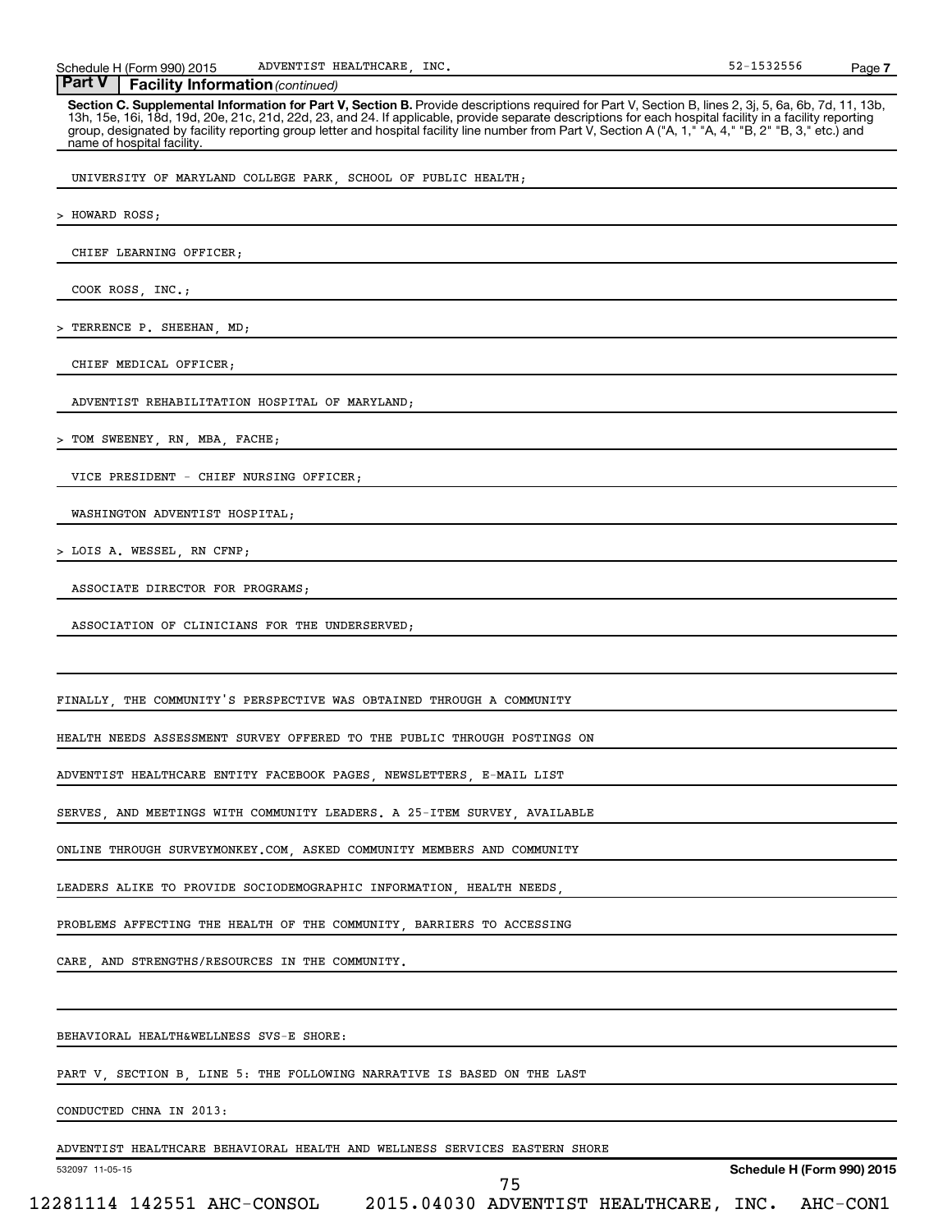**Part V | Facility Information** *(continued)*

**Section C. Supplemental Information for Part V, Section B.** Provide descriptions required for Part V, Section B, lines 2, 3j, 5, 6a, 6b, 7d, 11, 13b, 13h, 15e, 16i, 18d, 19d, 20e, 21c, 21d, 22d, 23, and 24. If applicable, provide separate descriptions for each hospital facility in a facility reporting group, designated by facility reporting group letter and hospital facility line number from Part V, Section A ("A, 1," "A, 4," "B, 2" "B, 3," etc.) and name of hospital facility.

UNIVERSITY OF MARYLAND COLLEGE PARK, SCHOOL OF PUBLIC HEALTH;

> HOWARD ROSS;

CHIEF LEARNING OFFICER;

COOK ROSS, INC.;

> TERRENCE P. SHEEHAN, MD;

CHIEF MEDICAL OFFICER;

ADVENTIST REHABILITATION HOSPITAL OF MARYLAND;

> TOM SWEENEY, RN, MBA, FACHE;

VICE PRESIDENT - CHIEF NURSING OFFICER;

WASHINGTON ADVENTIST HOSPITAL;

> LOIS A. WESSEL, RN CFNP;

ASSOCIATE DIRECTOR FOR PROGRAMS;

ASSOCIATION OF CLINICIANS FOR THE UNDERSERVED;

FINALLY, THE COMMUNITY'S PERSPECTIVE WAS OBTAINED THROUGH A COMMUNITY HEALTH NEEDS ASSESSMENT SURVEY OFFERED TO THE PUBLIC THROUGH POSTINGS ON ADVENTIST HEALTHCARE ENTITY FACEBOOK PAGES, NEWSLETTERS, E-MAIL LIST SERVES, AND MEETINGS WITH COMMUNITY LEADERS. A 25-ITEM SURVEY, AVAILABLE ONLINE THROUGH SURVEYMONKEY.COM, ASKED COMMUNITY MEMBERS AND COMMUNITY LEADERS ALIKE TO PROVIDE SOCIODEMOGRAPHIC INFORMATION, HEALTH NEEDS, PROBLEMS AFFECTING THE HEALTH OF THE COMMUNITY, BARRIERS TO ACCESSING CARE, AND STRENGTHS/RESOURCES IN THE COMMUNITY.

BEHAVIORAL HEALTH&WELLNESS SVS-E SHORE:

PART V, SECTION B, LINE 5: THE FOLLOWING NARRATIVE IS BASED ON THE LAST CONDUCTED CHNA IN 2013:

ADVENTIST HEALTHCARE BEHAVIORAL HEALTH AND WELLNESS SERVICES EASTERN SHORE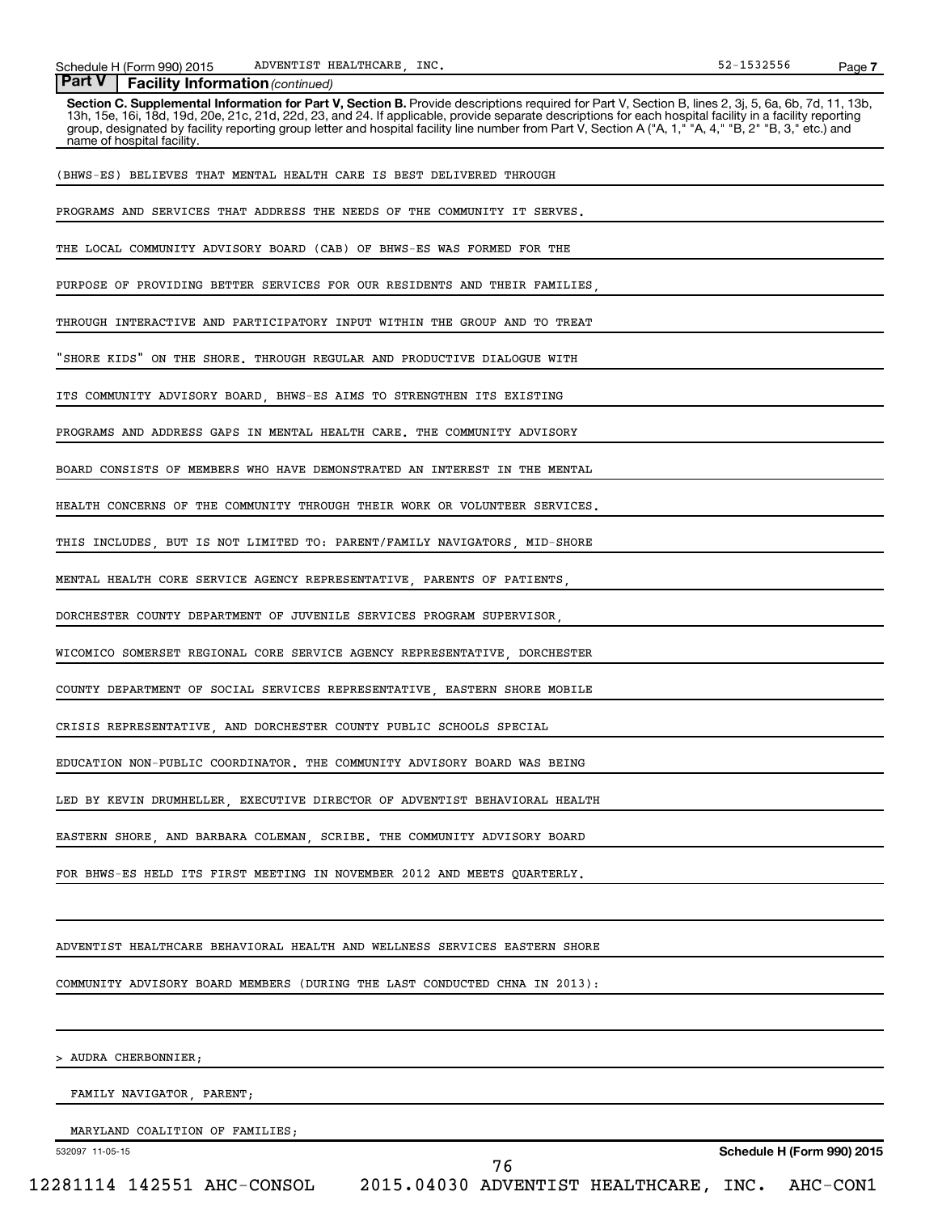**Part V | Facility Information** *(continued)*

**Section C. Supplemental Information for Part V, Section B.** Provide descriptions required for Part V, Section B, lines 2, 3j, 5, 6a, 6b, 7d, 11, 13b, 13h, 15e, 16i, 18d, 19d, 20e, 21c, 21d, 22d, 23, and 24. If applicable, provide separate descriptions for each hospital facility in a facility reporting group, designated by facility reporting group letter and hospital facility line number from Part V, Section A ("A, 1," "A, 4," "B, 2" "B, 3," etc.) and name of hospital facility.

(BHWS-ES) BELIEVES THAT MENTAL HEALTH CARE IS BEST DELIVERED THROUGH PROGRAMS AND SERVICES THAT ADDRESS THE NEEDS OF THE COMMUNITY IT SERVES. THE LOCAL COMMUNITY ADVISORY BOARD (CAB) OF BHWS-ES WAS FORMED FOR THE PURPOSE OF PROVIDING BETTER SERVICES FOR OUR RESIDENTS AND THEIR FAMILIES, THROUGH INTERACTIVE AND PARTICIPATORY INPUT WITHIN THE GROUP AND TO TREAT "SHORE KIDS" ON THE SHORE. THROUGH REGULAR AND PRODUCTIVE DIALOGUE WITH ITS COMMUNITY ADVISORY BOARD, BHWS-ES AIMS TO STRENGTHEN ITS EXISTING PROGRAMS AND ADDRESS GAPS IN MENTAL HEALTH CARE. THE COMMUNITY ADVISORY BOARD CONSISTS OF MEMBERS WHO HAVE DEMONSTRATED AN INTEREST IN THE MENTAL HEALTH CONCERNS OF THE COMMUNITY THROUGH THEIR WORK OR VOLUNTEER SERVICES. THIS INCLUDES, BUT IS NOT LIMITED TO: PARENT/FAMILY NAVIGATORS, MID-SHORE MENTAL HEALTH CORE SERVICE AGENCY REPRESENTATIVE, PARENTS OF PATIENTS, DORCHESTER COUNTY DEPARTMENT OF JUVENILE SERVICES PROGRAM SUPERVISOR, WICOMICO SOMERSET REGIONAL CORE SERVICE AGENCY REPRESENTATIVE, DORCHESTER COUNTY DEPARTMENT OF SOCIAL SERVICES REPRESENTATIVE, EASTERN SHORE MOBILE CRISIS REPRESENTATIVE, AND DORCHESTER COUNTY PUBLIC SCHOOLS SPECIAL EDUCATION NON-PUBLIC COORDINATOR. THE COMMUNITY ADVISORY BOARD WAS BEING LED BY KEVIN DRUMHELLER, EXECUTIVE DIRECTOR OF ADVENTIST BEHAVIORAL HEALTH EASTERN SHORE, AND BARBARA COLEMAN, SCRIBE. THE COMMUNITY ADVISORY BOARD FOR BHWS-ES HELD ITS FIRST MEETING IN NOVEMBER 2012 AND MEETS QUARTERLY.

ADVENTIST HEALTHCARE BEHAVIORAL HEALTH AND WELLNESS SERVICES EASTERN SHORE COMMUNITY ADVISORY BOARD MEMBERS (DURING THE LAST CONDUCTED CHNA IN 2013):

> AUDRA CHERBONNIER;
  FAMILY NAVIGATOR, PARENT;
  MARYLAND COALITION OF FAMILIES;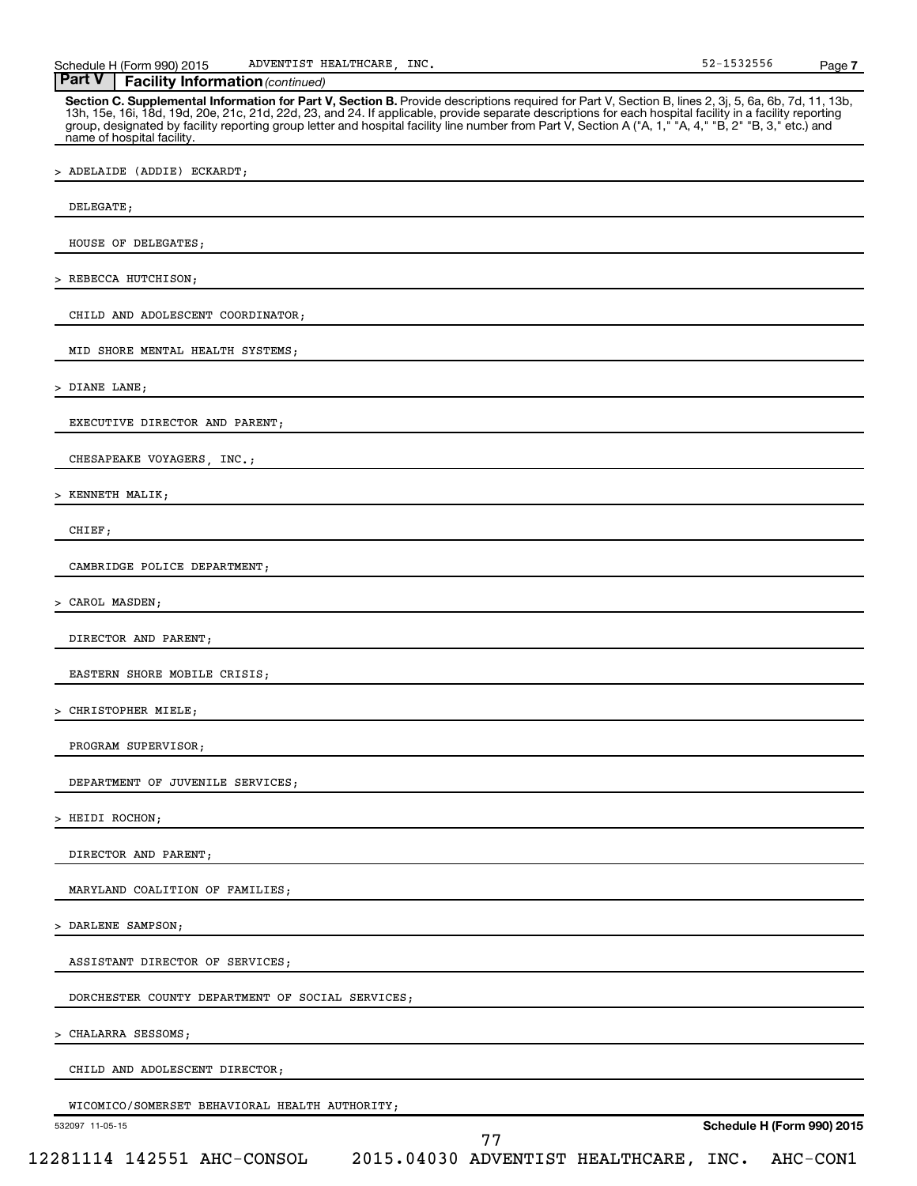## Part V | Facility Information *(continued)*

**Section C. Supplemental Information for Part V, Section B.** Provide descriptions required for Part V, Section B, lines 2, 3j, 5, 6a, 6b, 7d, 11, 13b, 13h, 15e, 16i, 18d, 19d, 20e, 21c, 21d, 22d, 23, and 24. If applicable, provide separate descriptions for each hospital facility in a facility reporting group, designated by facility reporting group letter and hospital facility line number from Part V, Section A ("A, 1," "A, 4," "B, 2" "B, 3," etc.) and name of hospital facility.

> ADELAIDE (ADDIE) ECKARDT;

DELEGATE;

HOUSE OF DELEGATES;

> REBECCA HUTCHISON;

CHILD AND ADOLESCENT COORDINATOR;

MID SHORE MENTAL HEALTH SYSTEMS;

> DIANE LANE;

EXECUTIVE DIRECTOR AND PARENT;

CHESAPEAKE VOYAGERS, INC.;

> KENNETH MALIK;

CHIEF;

CAMBRIDGE POLICE DEPARTMENT;

> CAROL MASDEN;

DIRECTOR AND PARENT;

EASTERN SHORE MOBILE CRISIS;

> CHRISTOPHER MIELE;

PROGRAM SUPERVISOR;

DEPARTMENT OF JUVENILE SERVICES;

> HEIDI ROCHON;

DIRECTOR AND PARENT;

MARYLAND COALITION OF FAMILIES;

> DARLENE SAMPSON;

ASSISTANT DIRECTOR OF SERVICES;

DORCHESTER COUNTY DEPARTMENT OF SOCIAL SERVICES;

> CHALARRA SESSOMS;

CHILD AND ADOLESCENT DIRECTOR;

WICOMICO/SOMERSET BEHAVIORAL HEALTH AUTHORITY;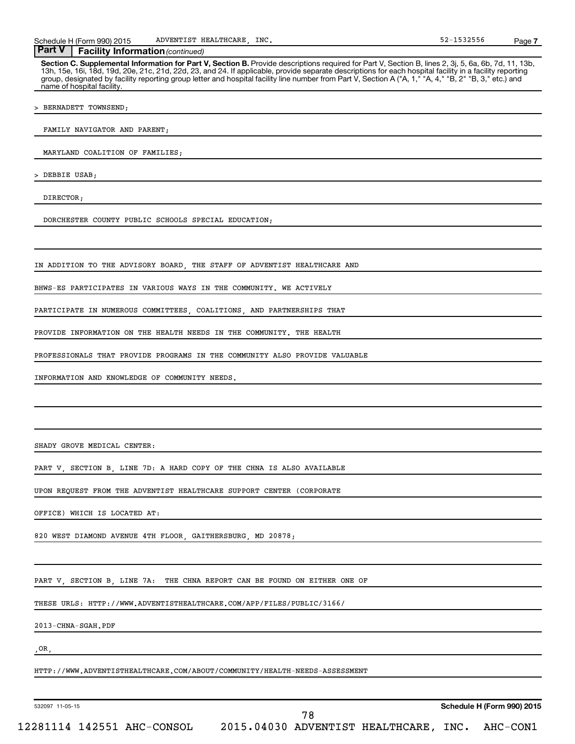**Part V | Facility Information** *(continued)*

**Section C. Supplemental Information for Part V, Section B.** Provide descriptions required for Part V, Section B, lines 2, 3j, 5, 6a, 6b, 7d, 11, 13b, 13h, 15e, 16i, 18d, 19d, 20e, 21c, 21d, 22d, 23, and 24. If applicable, provide separate descriptions for each hospital facility in a facility reporting group, designated by facility reporting group letter and hospital facility line number from Part V, Section A ("A, 1," "A, 4," "B, 2" "B, 3," etc.) and name of hospital facility.

> BERNADETT TOWNSEND;

FAMILY NAVIGATOR AND PARENT;

MARYLAND COALITION OF FAMILIES;

> DEBBIE USAB;

DIRECTOR;

DORCHESTER COUNTY PUBLIC SCHOOLS SPECIAL EDUCATION;

IN ADDITION TO THE ADVISORY BOARD, THE STAFF OF ADVENTIST HEALTHCARE AND BHWS-ES PARTICIPATES IN VARIOUS WAYS IN THE COMMUNITY. WE ACTIVELY PARTICIPATE IN NUMEROUS COMMITTEES, COALITIONS, AND PARTNERSHIPS THAT PROVIDE INFORMATION ON THE HEALTH NEEDS IN THE COMMUNITY. THE HEALTH PROFESSIONALS THAT PROVIDE PROGRAMS IN THE COMMUNITY ALSO PROVIDE VALUABLE INFORMATION AND KNOWLEDGE OF COMMUNITY NEEDS.

SHADY GROVE MEDICAL CENTER:

PART V, SECTION B, LINE 7D: A HARD COPY OF THE CHNA IS ALSO AVAILABLE UPON REQUEST FROM THE ADVENTIST HEALTHCARE SUPPORT CENTER (CORPORATE OFFICE) WHICH IS LOCATED AT:

820 WEST DIAMOND AVENUE 4TH FLOOR, GAITHERSBURG, MD 20878;

PART V, SECTION B, LINE 7A: THE CHNA REPORT CAN BE FOUND ON EITHER ONE OF THESE URLS: HTTP://WWW.ADVENTISTHEALTHCARE.COM/APP/FILES/PUBLIC/3166/ 2013-CHNA-SGAH.PDF

,OR,

HTTP://WWW.ADVENTISTHEALTHCARE.COM/ABOUT/COMMUNITY/HEALTH-NEEDS-ASSESSMENT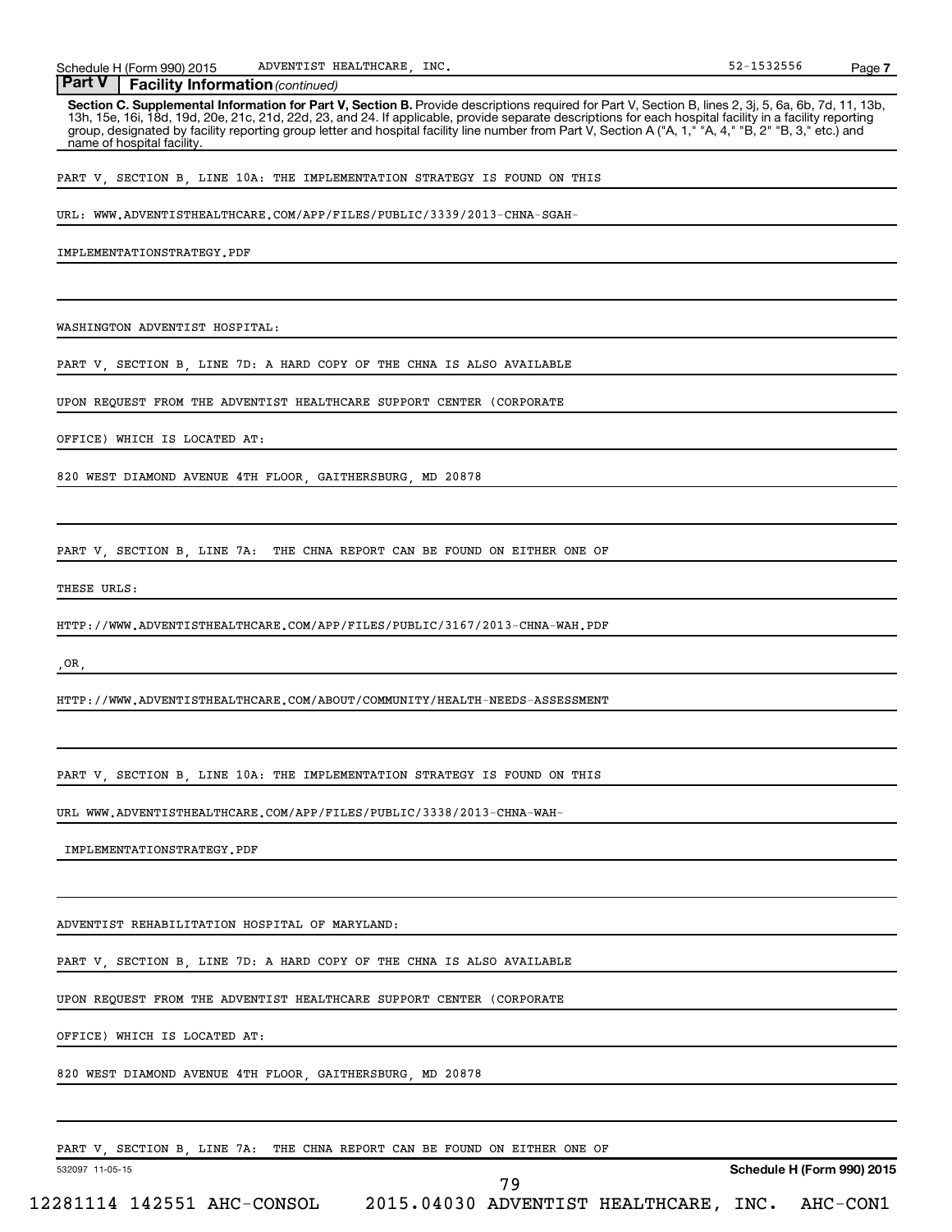**Part V | Facility Information** *(continued)*

**Section C. Supplemental Information for Part V, Section B.** Provide descriptions required for Part V, Section B, lines 2, 3j, 5, 6a, 6b, 7d, 11, 13b, 13h, 15e, 16i, 18d, 19d, 20e, 21c, 21d, 22d, 23, and 24. If applicable, provide separate descriptions for each hospital facility in a facility reporting group, designated by facility reporting group letter and hospital facility line number from Part V, Section A ("A, 1," "A, 4," "B, 2" "B, 3," etc.) and name of hospital facility.

PART V, SECTION B, LINE 10A: THE IMPLEMENTATION STRATEGY IS FOUND ON THIS

URL: WWW.ADVENTISTHEALTHCARE.COM/APP/FILES/PUBLIC/3339/2013-CHNA-SGAH-

IMPLEMENTATIONSTRATEGY.PDF

WASHINGTON ADVENTIST HOSPITAL:

PART V, SECTION B, LINE 7D: A HARD COPY OF THE CHNA IS ALSO AVAILABLE

UPON REQUEST FROM THE ADVENTIST HEALTHCARE SUPPORT CENTER (CORPORATE

OFFICE) WHICH IS LOCATED AT:

820 WEST DIAMOND AVENUE 4TH FLOOR, GAITHERSBURG, MD 20878

PART V, SECTION B, LINE 7A: THE CHNA REPORT CAN BE FOUND ON EITHER ONE OF

THESE URLS:

HTTP://WWW.ADVENTISTHEALTHCARE.COM/APP/FILES/PUBLIC/3167/2013-CHNA-WAH.PDF

,OR,

HTTP://WWW.ADVENTISTHEALTHCARE.COM/ABOUT/COMMUNITY/HEALTH-NEEDS-ASSESSMENT

PART V, SECTION B, LINE 10A: THE IMPLEMENTATION STRATEGY IS FOUND ON THIS

URL WWW.ADVENTISTHEALTHCARE.COM/APP/FILES/PUBLIC/3338/2013-CHNA-WAH-

IMPLEMENTATIONSTRATEGY.PDF

ADVENTIST REHABILITATION HOSPITAL OF MARYLAND:

PART V, SECTION B, LINE 7D: A HARD COPY OF THE CHNA IS ALSO AVAILABLE

UPON REQUEST FROM THE ADVENTIST HEALTHCARE SUPPORT CENTER (CORPORATE

OFFICE) WHICH IS LOCATED AT:

820 WEST DIAMOND AVENUE 4TH FLOOR, GAITHERSBURG, MD 20878

PART V, SECTION B, LINE 7A: THE CHNA REPORT CAN BE FOUND ON EITHER ONE OF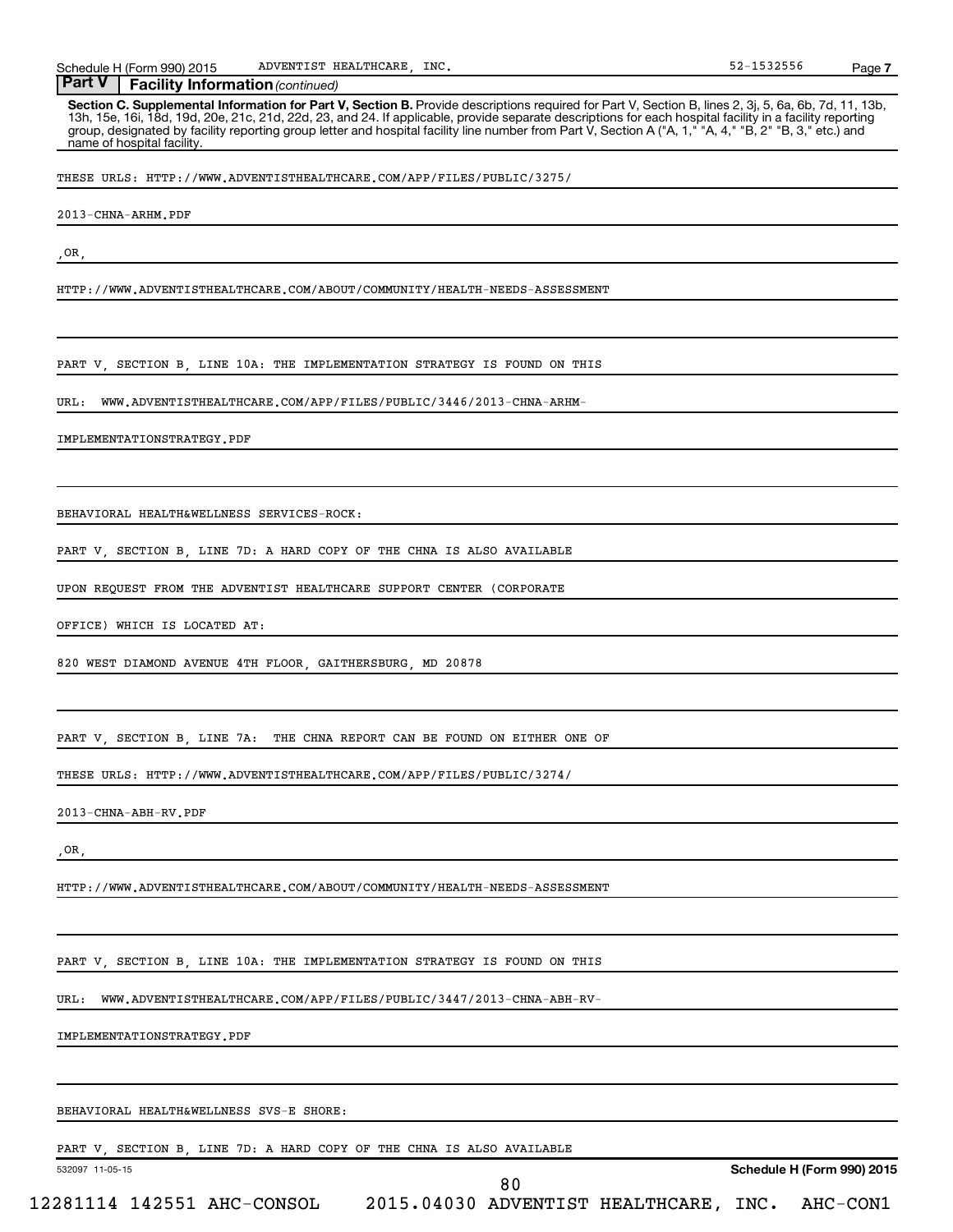**Part V** | **Facility Information** *(continued)*

**Section C. Supplemental Information for Part V, Section B.** Provide descriptions required for Part V, Section B, lines 2, 3j, 5, 6a, 6b, 7d, 11, 13b, 13h, 15e, 16i, 18d, 19d, 20e, 21c, 21d, 22d, 23, and 24. If applicable, provide separate descriptions for each hospital facility in a facility reporting group, designated by facility reporting group letter and hospital facility line number from Part V, Section A ("A, 1," "A, 4," "B, 2" "B, 3," etc.) and name of hospital facility.

THESE URLS: HTTP://WWW.ADVENTISTHEALTHCARE.COM/APP/FILES/PUBLIC/3275/

2013-CHNA-ARHM.PDF

,OR,

HTTP://WWW.ADVENTISTHEALTHCARE.COM/ABOUT/COMMUNITY/HEALTH-NEEDS-ASSESSMENT

PART V, SECTION B, LINE 10A: THE IMPLEMENTATION STRATEGY IS FOUND ON THIS

URL: WWW.ADVENTISTHEALTHCARE.COM/APP/FILES/PUBLIC/3446/2013-CHNA-ARHM-

IMPLEMENTATIONSTRATEGY.PDF

BEHAVIORAL HEALTH&WELLNESS SERVICES-ROCK:

PART V, SECTION B, LINE 7D: A HARD COPY OF THE CHNA IS ALSO AVAILABLE

UPON REQUEST FROM THE ADVENTIST HEALTHCARE SUPPORT CENTER (CORPORATE

OFFICE) WHICH IS LOCATED AT:

820 WEST DIAMOND AVENUE 4TH FLOOR, GAITHERSBURG, MD 20878

PART V, SECTION B, LINE 7A: THE CHNA REPORT CAN BE FOUND ON EITHER ONE OF

THESE URLS: HTTP://WWW.ADVENTISTHEALTHCARE.COM/APP/FILES/PUBLIC/3274/

2013-CHNA-ABH-RV.PDF

,OR,

HTTP://WWW.ADVENTISTHEALTHCARE.COM/ABOUT/COMMUNITY/HEALTH-NEEDS-ASSESSMENT

PART V, SECTION B, LINE 10A: THE IMPLEMENTATION STRATEGY IS FOUND ON THIS

URL: WWW.ADVENTISTHEALTHCARE.COM/APP/FILES/PUBLIC/3447/2013-CHNA-ABH-RV-

IMPLEMENTATIONSTRATEGY.PDF

BEHAVIORAL HEALTH&WELLNESS SVS-E SHORE:

PART V, SECTION B, LINE 7D: A HARD COPY OF THE CHNA IS ALSO AVAILABLE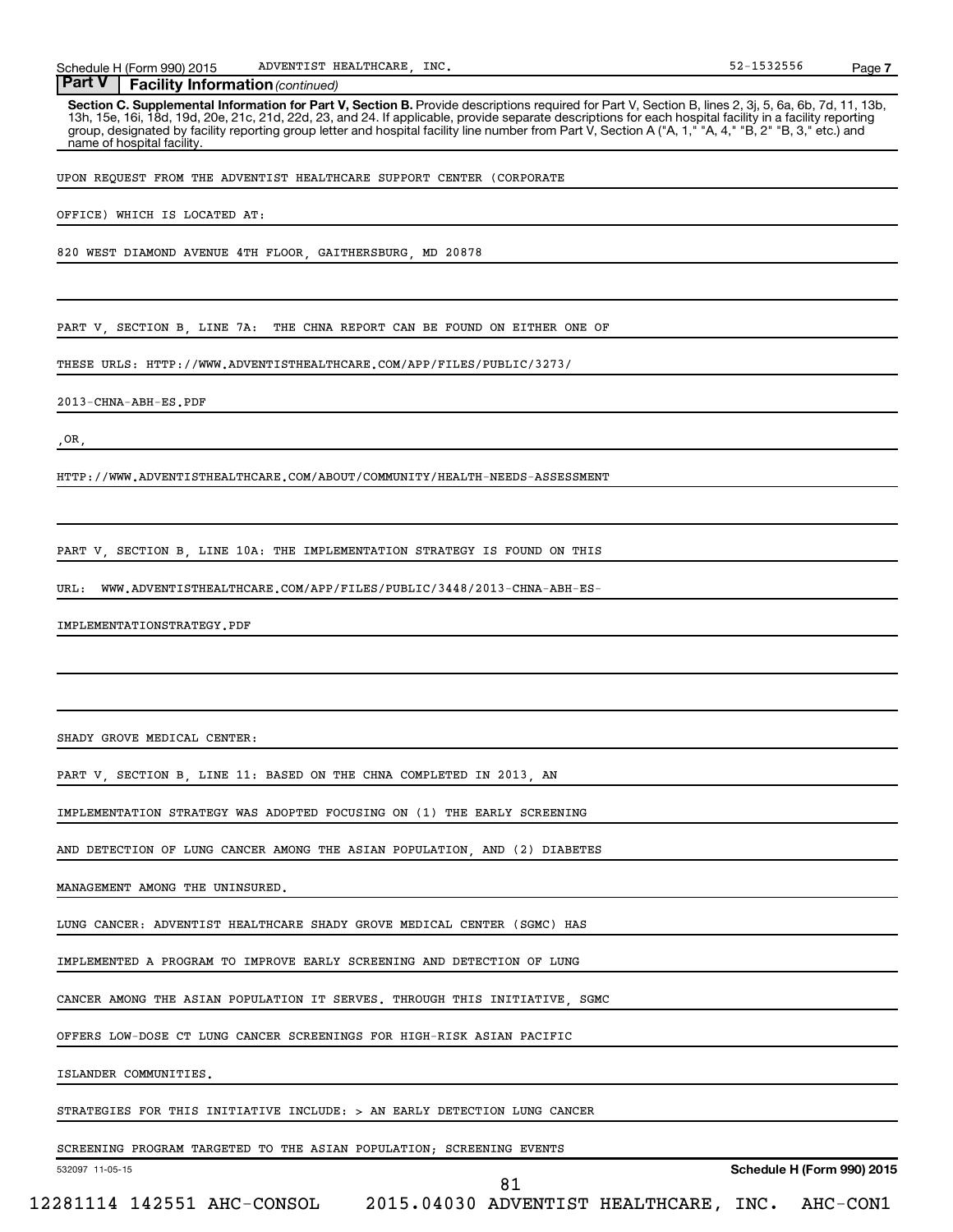## Part V | Facility Information *(continued)*

**Section C. Supplemental Information for Part V, Section B.** Provide descriptions required for Part V, Section B, lines 2, 3j, 5, 6a, 6b, 7d, 11, 13b, 13h, 15e, 16i, 18d, 19d, 20e, 21c, 21d, 22d, 23, and 24. If applicable, provide separate descriptions for each hospital facility in a facility reporting group, designated by facility reporting group letter and hospital facility line number from Part V, Section A ("A, 1," "A, 4," "B, 2" "B, 3," etc.) and name of hospital facility.

UPON REQUEST FROM THE ADVENTIST HEALTHCARE SUPPORT CENTER (CORPORATE OFFICE) WHICH IS LOCATED AT:

820 WEST DIAMOND AVENUE 4TH FLOOR, GAITHERSBURG, MD 20878

PART V, SECTION B, LINE 7A: THE CHNA REPORT CAN BE FOUND ON EITHER ONE OF THESE URLS: HTTP://WWW.ADVENTISTHEALTHCARE.COM/APP/FILES/PUBLIC/3273/2013-CHNA-ABH-ES.PDF

,OR,

HTTP://WWW.ADVENTISTHEALTHCARE.COM/ABOUT/COMMUNITY/HEALTH-NEEDS-ASSESSMENT

PART V, SECTION B, LINE 10A: THE IMPLEMENTATION STRATEGY IS FOUND ON THIS URL: WWW.ADVENTISTHEALTHCARE.COM/APP/FILES/PUBLIC/3448/2013-CHNA-ABH-ES-IMPLEMENTATIONSTRATEGY.PDF

SHADY GROVE MEDICAL CENTER:

PART V, SECTION B, LINE 11: BASED ON THE CHNA COMPLETED IN 2013, AN IMPLEMENTATION STRATEGY WAS ADOPTED FOCUSING ON (1) THE EARLY SCREENING AND DETECTION OF LUNG CANCER AMONG THE ASIAN POPULATION, AND (2) DIABETES MANAGEMENT AMONG THE UNINSURED.

LUNG CANCER: ADVENTIST HEALTHCARE SHADY GROVE MEDICAL CENTER (SGMC) HAS IMPLEMENTED A PROGRAM TO IMPROVE EARLY SCREENING AND DETECTION OF LUNG CANCER AMONG THE ASIAN POPULATION IT SERVES. THROUGH THIS INITIATIVE, SGMC OFFERS LOW-DOSE CT LUNG CANCER SCREENINGS FOR HIGH-RISK ASIAN PACIFIC ISLANDER COMMUNITIES.

STRATEGIES FOR THIS INITIATIVE INCLUDE: > AN EARLY DETECTION LUNG CANCER SCREENING PROGRAM TARGETED TO THE ASIAN POPULATION; SCREENING EVENTS

532097 11-05-15 **Schedule H (Form 990) 2015**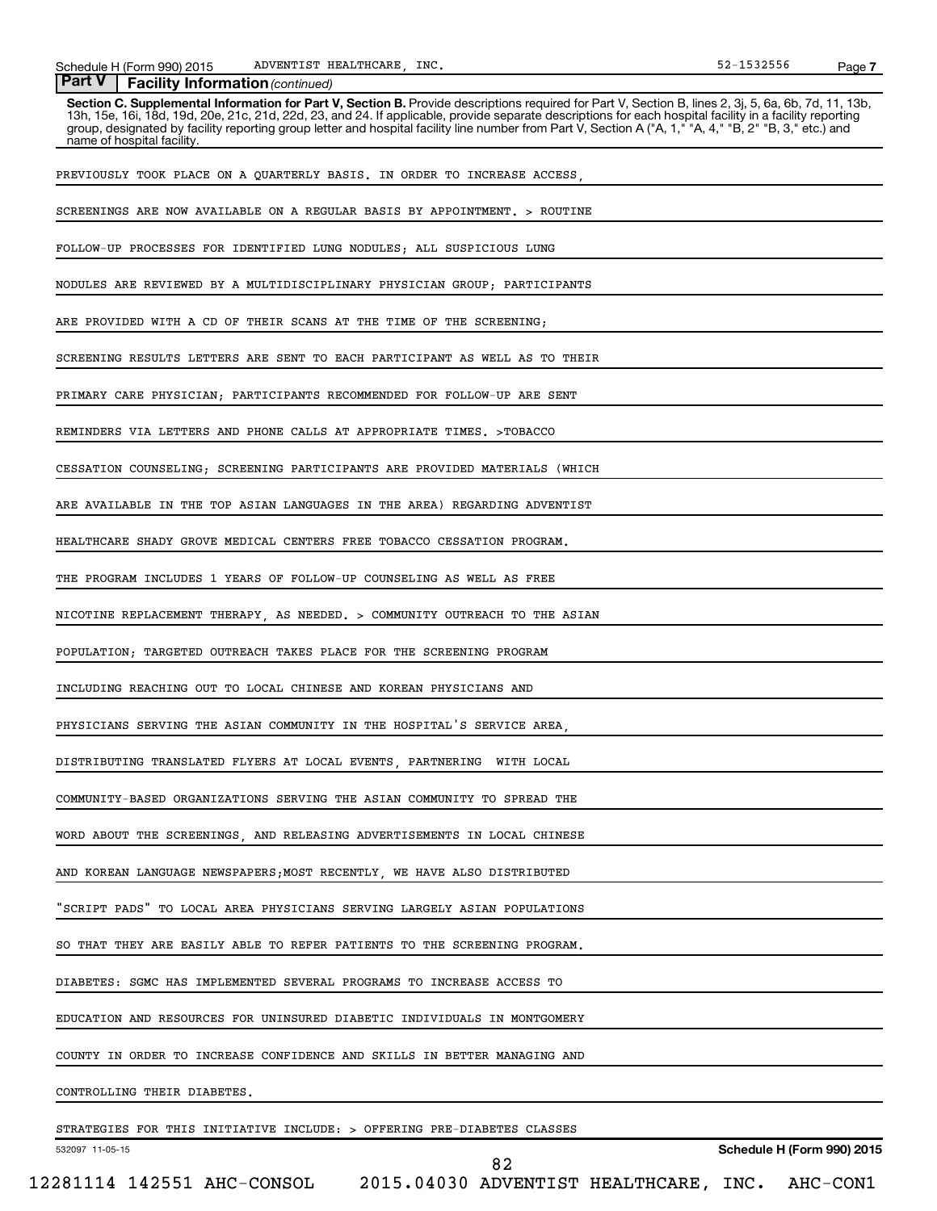**Part V | Facility Information** *(continued)*

**Section C. Supplemental Information for Part V, Section B.** Provide descriptions required for Part V, Section B, lines 2, 3j, 5, 6a, 6b, 7d, 11, 13b, 13h, 15e, 16i, 18d, 19d, 20e, 21c, 21d, 22d, 23, and 24. If applicable, provide separate descriptions for each hospital facility in a facility reporting group, designated by facility reporting group letter and hospital facility line number from Part V, Section A ("A, 1," "A, 4," "B, 2" "B, 3," etc.) and name of hospital facility.

PREVIOUSLY TOOK PLACE ON A QUARTERLY BASIS. IN ORDER TO INCREASE ACCESS, SCREENINGS ARE NOW AVAILABLE ON A REGULAR BASIS BY APPOINTMENT. > ROUTINE FOLLOW-UP PROCESSES FOR IDENTIFIED LUNG NODULES; ALL SUSPICIOUS LUNG NODULES ARE REVIEWED BY A MULTIDISCIPLINARY PHYSICIAN GROUP; PARTICIPANTS ARE PROVIDED WITH A CD OF THEIR SCANS AT THE TIME OF THE SCREENING; SCREENING RESULTS LETTERS ARE SENT TO EACH PARTICIPANT AS WELL AS TO THEIR PRIMARY CARE PHYSICIAN; PARTICIPANTS RECOMMENDED FOR FOLLOW-UP ARE SENT REMINDERS VIA LETTERS AND PHONE CALLS AT APPROPRIATE TIMES. >TOBACCO CESSATION COUNSELING; SCREENING PARTICIPANTS ARE PROVIDED MATERIALS (WHICH ARE AVAILABLE IN THE TOP ASIAN LANGUAGES IN THE AREA) REGARDING ADVENTIST HEALTHCARE SHADY GROVE MEDICAL CENTERS FREE TOBACCO CESSATION PROGRAM. THE PROGRAM INCLUDES 1 YEARS OF FOLLOW-UP COUNSELING AS WELL AS FREE NICOTINE REPLACEMENT THERAPY, AS NEEDED. > COMMUNITY OUTREACH TO THE ASIAN POPULATION; TARGETED OUTREACH TAKES PLACE FOR THE SCREENING PROGRAM INCLUDING REACHING OUT TO LOCAL CHINESE AND KOREAN PHYSICIANS AND PHYSICIANS SERVING THE ASIAN COMMUNITY IN THE HOSPITAL'S SERVICE AREA, DISTRIBUTING TRANSLATED FLYERS AT LOCAL EVENTS, PARTNERING WITH LOCAL COMMUNITY-BASED ORGANIZATIONS SERVING THE ASIAN COMMUNITY TO SPREAD THE WORD ABOUT THE SCREENINGS, AND RELEASING ADVERTISEMENTS IN LOCAL CHINESE AND KOREAN LANGUAGE NEWSPAPERS;MOST RECENTLY, WE HAVE ALSO DISTRIBUTED "SCRIPT PADS" TO LOCAL AREA PHYSICIANS SERVING LARGELY ASIAN POPULATIONS SO THAT THEY ARE EASILY ABLE TO REFER PATIENTS TO THE SCREENING PROGRAM.

DIABETES: SGMC HAS IMPLEMENTED SEVERAL PROGRAMS TO INCREASE ACCESS TO EDUCATION AND RESOURCES FOR UNINSURED DIABETIC INDIVIDUALS IN MONTGOMERY COUNTY IN ORDER TO INCREASE CONFIDENCE AND SKILLS IN BETTER MANAGING AND CONTROLLING THEIR DIABETES.

STRATEGIES FOR THIS INITIATIVE INCLUDE: > OFFERING PRE-DIABETES CLASSES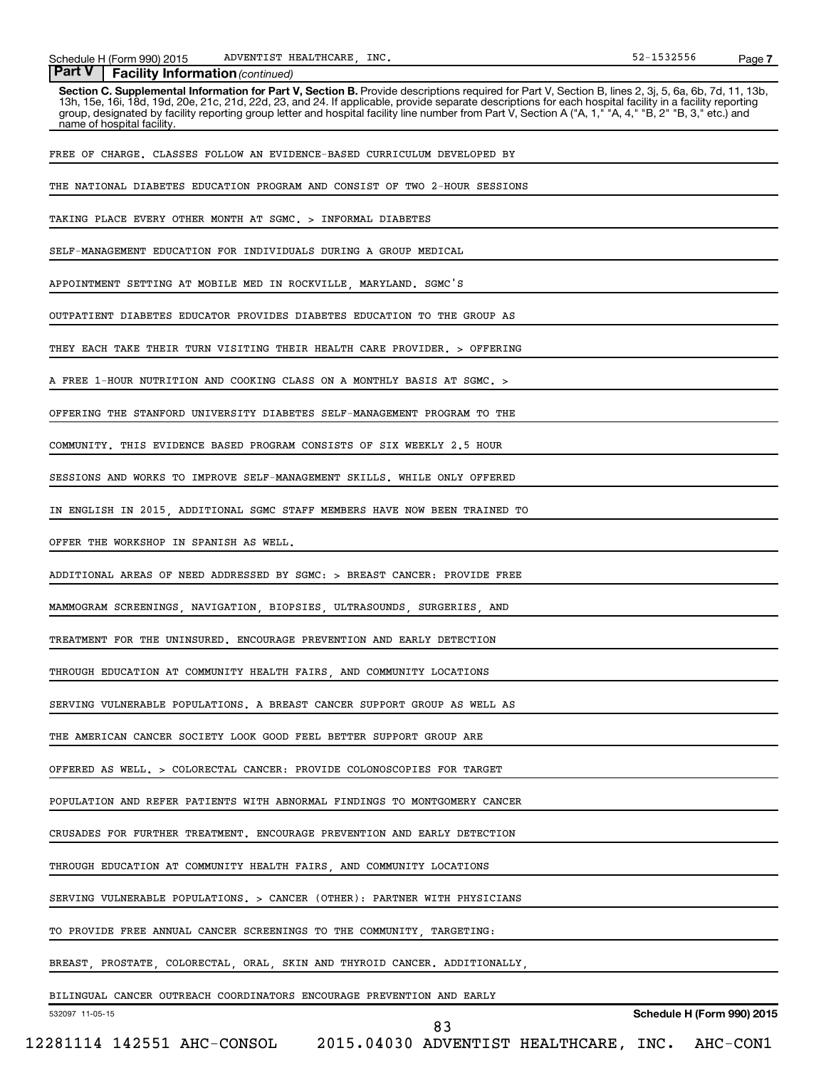## Part V | Facility Information *(continued)*

**Section C. Supplemental Information for Part V, Section B.** Provide descriptions required for Part V, Section B, lines 2, 3j, 5, 6a, 6b, 7d, 11, 13b, 13h, 15e, 16i, 18d, 19d, 20e, 21c, 21d, 22d, 23, and 24. If applicable, provide separate descriptions for each hospital facility in a facility reporting group, designated by facility reporting group letter and hospital facility line number from Part V, Section A ("A, 1," "A, 4," "B, 2" "B, 3," etc.) and name of hospital facility.

FREE OF CHARGE. CLASSES FOLLOW AN EVIDENCE-BASED CURRICULUM DEVELOPED BY THE NATIONAL DIABETES EDUCATION PROGRAM AND CONSIST OF TWO 2-HOUR SESSIONS TAKING PLACE EVERY OTHER MONTH AT SGMC. > INFORMAL DIABETES SELF-MANAGEMENT EDUCATION FOR INDIVIDUALS DURING A GROUP MEDICAL APPOINTMENT SETTING AT MOBILE MED IN ROCKVILLE, MARYLAND. SGMC'S OUTPATIENT DIABETES EDUCATOR PROVIDES DIABETES EDUCATION TO THE GROUP AS THEY EACH TAKE THEIR TURN VISITING THEIR HEALTH CARE PROVIDER. > OFFERING A FREE 1-HOUR NUTRITION AND COOKING CLASS ON A MONTHLY BASIS AT SGMC. > OFFERING THE STANFORD UNIVERSITY DIABETES SELF-MANAGEMENT PROGRAM TO THE COMMUNITY. THIS EVIDENCE BASED PROGRAM CONSISTS OF SIX WEEKLY 2.5 HOUR SESSIONS AND WORKS TO IMPROVE SELF-MANAGEMENT SKILLS. WHILE ONLY OFFERED IN ENGLISH IN 2015, ADDITIONAL SGMC STAFF MEMBERS HAVE NOW BEEN TRAINED TO OFFER THE WORKSHOP IN SPANISH AS WELL.

ADDITIONAL AREAS OF NEED ADDRESSED BY SGMC: > BREAST CANCER: PROVIDE FREE MAMMOGRAM SCREENINGS, NAVIGATION, BIOPSIES, ULTRASOUNDS, SURGERIES, AND TREATMENT FOR THE UNINSURED. ENCOURAGE PREVENTION AND EARLY DETECTION THROUGH EDUCATION AT COMMUNITY HEALTH FAIRS, AND COMMUNITY LOCATIONS SERVING VULNERABLE POPULATIONS. A BREAST CANCER SUPPORT GROUP AS WELL AS THE AMERICAN CANCER SOCIETY LOOK GOOD FEEL BETTER SUPPORT GROUP ARE OFFERED AS WELL. > COLORECTAL CANCER: PROVIDE COLONOSCOPIES FOR TARGET POPULATION AND REFER PATIENTS WITH ABNORMAL FINDINGS TO MONTGOMERY CANCER CRUSADES FOR FURTHER TREATMENT. ENCOURAGE PREVENTION AND EARLY DETECTION THROUGH EDUCATION AT COMMUNITY HEALTH FAIRS, AND COMMUNITY LOCATIONS SERVING VULNERABLE POPULATIONS. > CANCER (OTHER): PARTNER WITH PHYSICIANS TO PROVIDE FREE ANNUAL CANCER SCREENINGS TO THE COMMUNITY, TARGETING: BREAST, PROSTATE, COLORECTAL, ORAL, SKIN AND THYROID CANCER. ADDITIONALLY, BILINGUAL CANCER OUTREACH COORDINATORS ENCOURAGE PREVENTION AND EARLY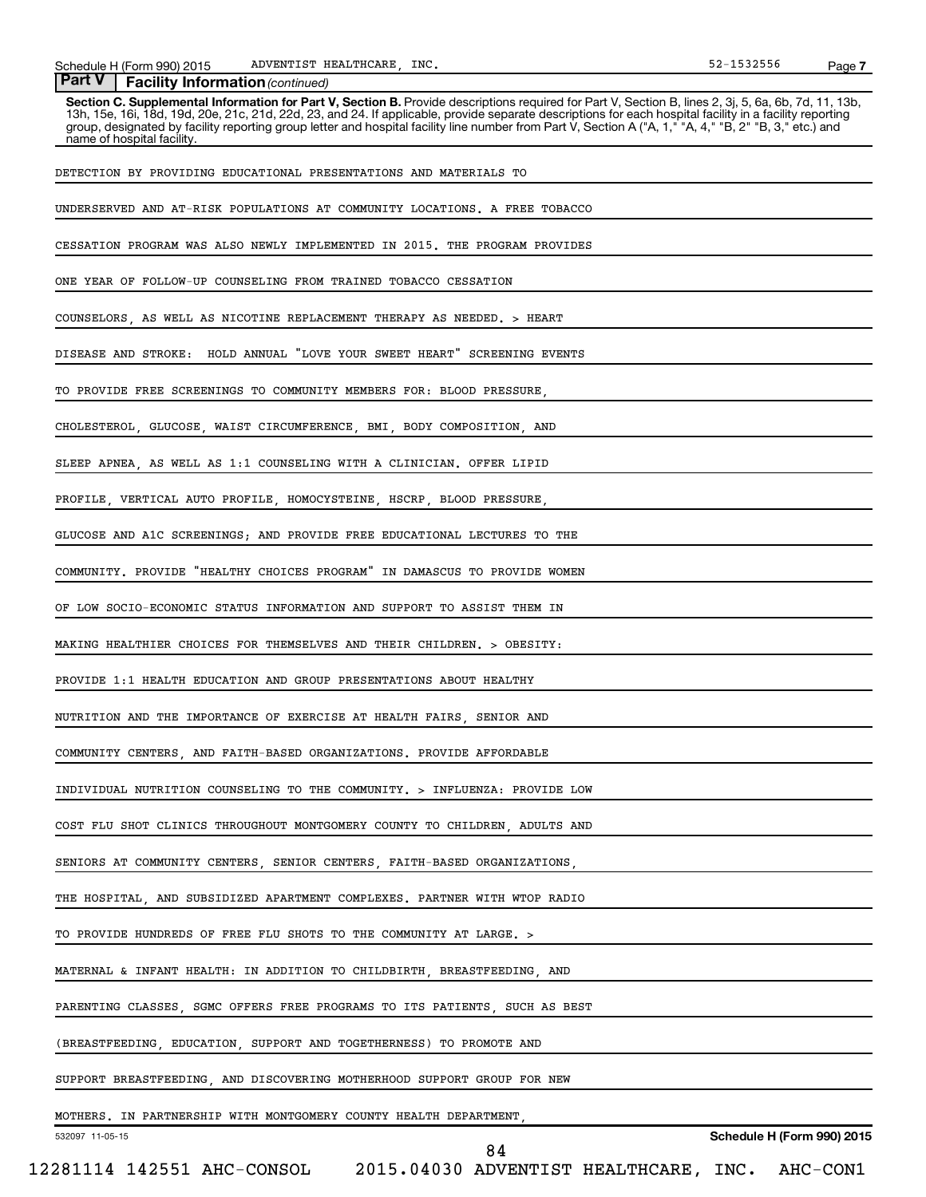**Part V | Facility Information** *(continued)*

**Section C. Supplemental Information for Part V, Section B.** Provide descriptions required for Part V, Section B, lines 2, 3j, 5, 6a, 6b, 7d, 11, 13b, 13h, 15e, 16i, 18d, 19d, 20e, 21c, 21d, 22d, 23, and 24. If applicable, provide separate descriptions for each hospital facility in a facility reporting group, designated by facility reporting group letter and hospital facility line number from Part V, Section A ("A, 1," "A, 4," "B, 2" "B, 3," etc.) and name of hospital facility.

DETECTION BY PROVIDING EDUCATIONAL PRESENTATIONS AND MATERIALS TO UNDERSERVED AND AT-RISK POPULATIONS AT COMMUNITY LOCATIONS. A FREE TOBACCO CESSATION PROGRAM WAS ALSO NEWLY IMPLEMENTED IN 2015. THE PROGRAM PROVIDES ONE YEAR OF FOLLOW-UP COUNSELING FROM TRAINED TOBACCO CESSATION COUNSELORS, AS WELL AS NICOTINE REPLACEMENT THERAPY AS NEEDED. > HEART DISEASE AND STROKE: HOLD ANNUAL "LOVE YOUR SWEET HEART" SCREENING EVENTS TO PROVIDE FREE SCREENINGS TO COMMUNITY MEMBERS FOR: BLOOD PRESSURE, CHOLESTEROL, GLUCOSE, WAIST CIRCUMFERENCE, BMI, BODY COMPOSITION, AND SLEEP APNEA, AS WELL AS 1:1 COUNSELING WITH A CLINICIAN. OFFER LIPID PROFILE, VERTICAL AUTO PROFILE, HOMOCYSTEINE, HSCRP, BLOOD PRESSURE, GLUCOSE AND A1C SCREENINGS; AND PROVIDE FREE EDUCATIONAL LECTURES TO THE COMMUNITY. PROVIDE "HEALTHY CHOICES PROGRAM" IN DAMASCUS TO PROVIDE WOMEN OF LOW SOCIO-ECONOMIC STATUS INFORMATION AND SUPPORT TO ASSIST THEM IN MAKING HEALTHIER CHOICES FOR THEMSELVES AND THEIR CHILDREN. > OBESITY: PROVIDE 1:1 HEALTH EDUCATION AND GROUP PRESENTATIONS ABOUT HEALTHY NUTRITION AND THE IMPORTANCE OF EXERCISE AT HEALTH FAIRS, SENIOR AND COMMUNITY CENTERS, AND FAITH-BASED ORGANIZATIONS. PROVIDE AFFORDABLE INDIVIDUAL NUTRITION COUNSELING TO THE COMMUNITY. > INFLUENZA: PROVIDE LOW COST FLU SHOT CLINICS THROUGHOUT MONTGOMERY COUNTY TO CHILDREN, ADULTS AND SENIORS AT COMMUNITY CENTERS, SENIOR CENTERS, FAITH-BASED ORGANIZATIONS, THE HOSPITAL, AND SUBSIDIZED APARTMENT COMPLEXES. PARTNER WITH WTOP RADIO TO PROVIDE HUNDREDS OF FREE FLU SHOTS TO THE COMMUNITY AT LARGE. > MATERNAL & INFANT HEALTH: IN ADDITION TO CHILDBIRTH, BREASTFEEDING, AND PARENTING CLASSES, SGMC OFFERS FREE PROGRAMS TO ITS PATIENTS, SUCH AS BEST (BREASTFEEDING, EDUCATION, SUPPORT AND TOGETHERNESS) TO PROMOTE AND SUPPORT BREASTFEEDING, AND DISCOVERING MOTHERHOOD SUPPORT GROUP FOR NEW MOTHERS. IN PARTNERSHIP WITH MONTGOMERY COUNTY HEALTH DEPARTMENT,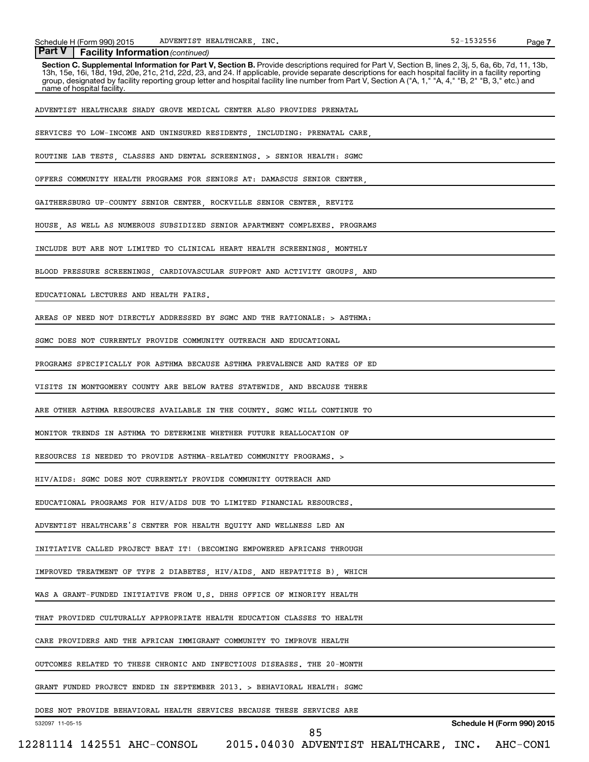**Part V | Facility Information** *(continued)*

**Section C. Supplemental Information for Part V, Section B.** Provide descriptions required for Part V, Section B, lines 2, 3j, 5, 6a, 6b, 7d, 11, 13b, 13h, 15e, 16i, 18d, 19d, 20e, 21c, 21d, 22d, 23, and 24. If applicable, provide separate descriptions for each hospital facility in a facility reporting group, designated by facility reporting group letter and hospital facility line number from Part V, Section A ("A, 1," "A, 4," "B, 2" "B, 3," etc.) and name of hospital facility.

ADVENTIST HEALTHCARE SHADY GROVE MEDICAL CENTER ALSO PROVIDES PRENATAL SERVICES TO LOW-INCOME AND UNINSURED RESIDENTS, INCLUDING: PRENATAL CARE, ROUTINE LAB TESTS, CLASSES AND DENTAL SCREENINGS. > SENIOR HEALTH: SGMC OFFERS COMMUNITY HEALTH PROGRAMS FOR SENIORS AT: DAMASCUS SENIOR CENTER, GAITHERSBURG UP-COUNTY SENIOR CENTER, ROCKVILLE SENIOR CENTER, REVITZ HOUSE, AS WELL AS NUMEROUS SUBSIDIZED SENIOR APARTMENT COMPLEXES. PROGRAMS INCLUDE BUT ARE NOT LIMITED TO CLINICAL HEART HEALTH SCREENINGS, MONTHLY BLOOD PRESSURE SCREENINGS, CARDIOVASCULAR SUPPORT AND ACTIVITY GROUPS, AND EDUCATIONAL LECTURES AND HEALTH FAIRS.

AREAS OF NEED NOT DIRECTLY ADDRESSED BY SGMC AND THE RATIONALE: > ASTHMA: SGMC DOES NOT CURRENTLY PROVIDE COMMUNITY OUTREACH AND EDUCATIONAL PROGRAMS SPECIFICALLY FOR ASTHMA BECAUSE ASTHMA PREVALENCE AND RATES OF ED VISITS IN MONTGOMERY COUNTY ARE BELOW RATES STATEWIDE, AND BECAUSE THERE ARE OTHER ASTHMA RESOURCES AVAILABLE IN THE COUNTY. SGMC WILL CONTINUE TO MONITOR TRENDS IN ASTHMA TO DETERMINE WHETHER FUTURE REALLOCATION OF RESOURCES IS NEEDED TO PROVIDE ASTHMA-RELATED COMMUNITY PROGRAMS. > HIV/AIDS: SGMC DOES NOT CURRENTLY PROVIDE COMMUNITY OUTREACH AND EDUCATIONAL PROGRAMS FOR HIV/AIDS DUE TO LIMITED FINANCIAL RESOURCES. ADVENTIST HEALTHCARE'S CENTER FOR HEALTH EQUITY AND WELLNESS LED AN INITIATIVE CALLED PROJECT BEAT IT! (BECOMING EMPOWERED AFRICANS THROUGH IMPROVED TREATMENT OF TYPE 2 DIABETES, HIV/AIDS, AND HEPATITIS B), WHICH WAS A GRANT-FUNDED INITIATIVE FROM U.S. DHHS OFFICE OF MINORITY HEALTH THAT PROVIDED CULTURALLY APPROPRIATE HEALTH EDUCATION CLASSES TO HEALTH CARE PROVIDERS AND THE AFRICAN IMMIGRANT COMMUNITY TO IMPROVE HEALTH OUTCOMES RELATED TO THESE CHRONIC AND INFECTIOUS DISEASES. THE 20-MONTH GRANT FUNDED PROJECT ENDED IN SEPTEMBER 2013. > BEHAVIORAL HEALTH: SGMC DOES NOT PROVIDE BEHAVIORAL HEALTH SERVICES BECAUSE THESE SERVICES ARE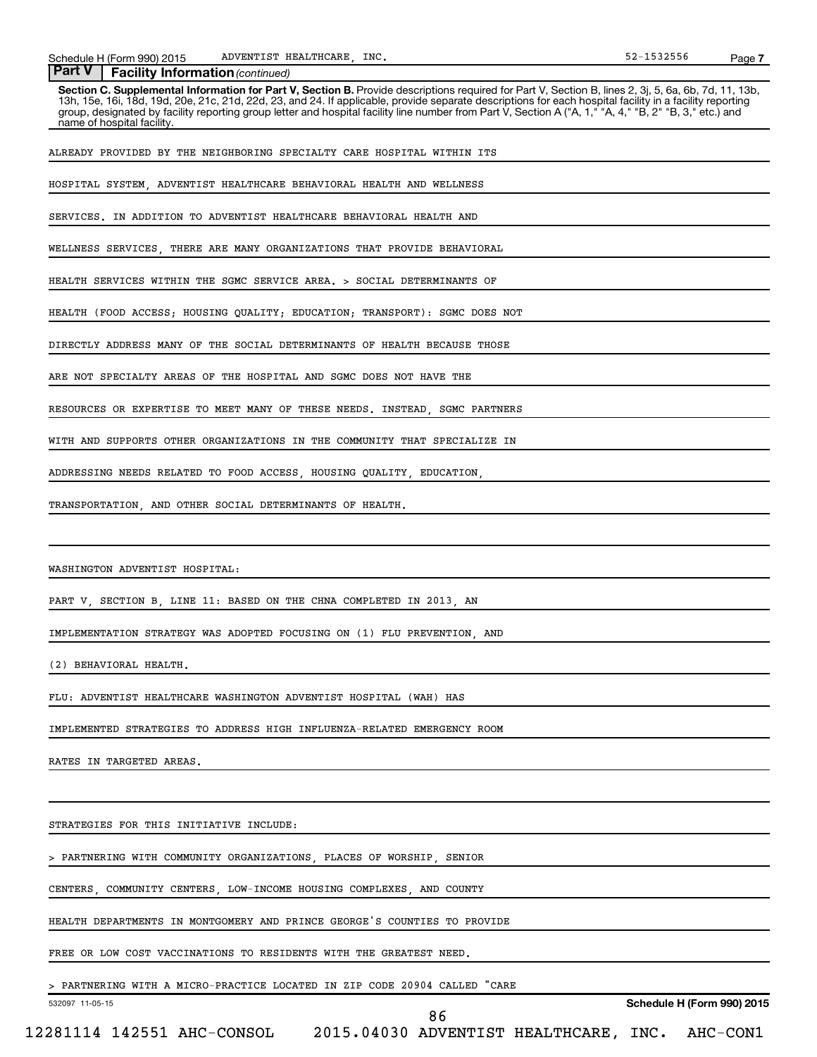**Part V Facility Information** *(continued)*

**Section C. Supplemental Information for Part V, Section B.** Provide descriptions required for Part V, Section B, lines 2, 3j, 5, 6a, 6b, 7d, 11, 13b, 13h, 15e, 16i, 18d, 19d, 20e, 21c, 21d, 22d, 23, and 24. If applicable, provide separate descriptions for each hospital facility in a facility reporting group, designated by facility reporting group letter and hospital facility line number from Part V, Section A ("A, 1," "A, 4," "B, 2" "B, 3," etc.) and name of hospital facility.

ALREADY PROVIDED BY THE NEIGHBORING SPECIALTY CARE HOSPITAL WITHIN ITS HOSPITAL SYSTEM, ADVENTIST HEALTHCARE BEHAVIORAL HEALTH AND WELLNESS SERVICES. IN ADDITION TO ADVENTIST HEALTHCARE BEHAVIORAL HEALTH AND WELLNESS SERVICES, THERE ARE MANY ORGANIZATIONS THAT PROVIDE BEHAVIORAL HEALTH SERVICES WITHIN THE SGMC SERVICE AREA. > SOCIAL DETERMINANTS OF HEALTH (FOOD ACCESS; HOUSING QUALITY; EDUCATION; TRANSPORT): SGMC DOES NOT DIRECTLY ADDRESS MANY OF THE SOCIAL DETERMINANTS OF HEALTH BECAUSE THOSE ARE NOT SPECIALTY AREAS OF THE HOSPITAL AND SGMC DOES NOT HAVE THE RESOURCES OR EXPERTISE TO MEET MANY OF THESE NEEDS. INSTEAD, SGMC PARTNERS WITH AND SUPPORTS OTHER ORGANIZATIONS IN THE COMMUNITY THAT SPECIALIZE IN ADDRESSING NEEDS RELATED TO FOOD ACCESS, HOUSING QUALITY, EDUCATION, TRANSPORTATION, AND OTHER SOCIAL DETERMINANTS OF HEALTH.

WASHINGTON ADVENTIST HOSPITAL:

PART V, SECTION B, LINE 11: BASED ON THE CHNA COMPLETED IN 2013, AN IMPLEMENTATION STRATEGY WAS ADOPTED FOCUSING ON (1) FLU PREVENTION, AND (2) BEHAVIORAL HEALTH.

FLU: ADVENTIST HEALTHCARE WASHINGTON ADVENTIST HOSPITAL (WAH) HAS IMPLEMENTED STRATEGIES TO ADDRESS HIGH INFLUENZA-RELATED EMERGENCY ROOM RATES IN TARGETED AREAS.

STRATEGIES FOR THIS INITIATIVE INCLUDE:

> PARTNERING WITH COMMUNITY ORGANIZATIONS, PLACES OF WORSHIP, SENIOR CENTERS, COMMUNITY CENTERS, LOW-INCOME HOUSING COMPLEXES, AND COUNTY HEALTH DEPARTMENTS IN MONTGOMERY AND PRINCE GEORGE'S COUNTIES TO PROVIDE FREE OR LOW COST VACCINATIONS TO RESIDENTS WITH THE GREATEST NEED.

> PARTNERING WITH A MICRO-PRACTICE LOCATED IN ZIP CODE 20904 CALLED "CARE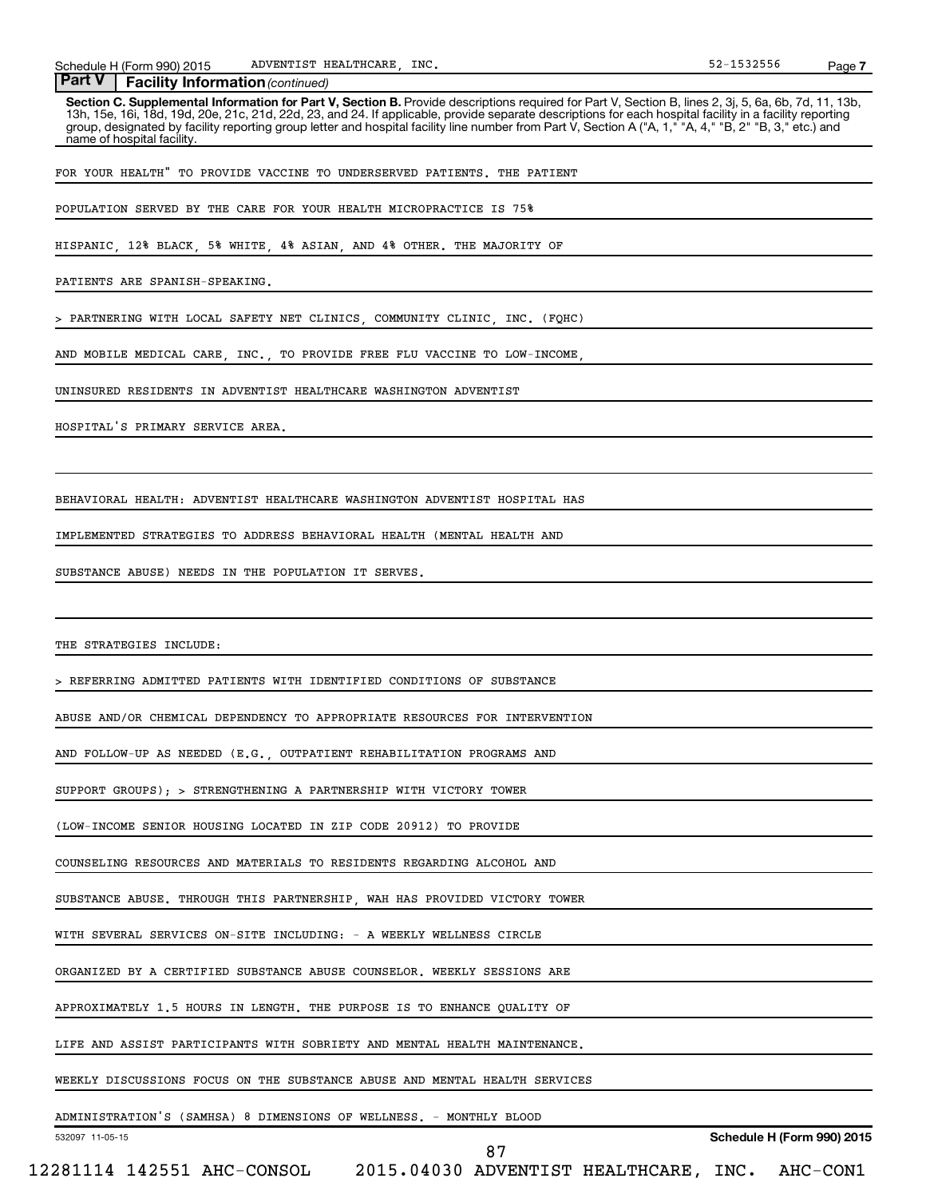**Part V Facility Information** *(continued)*

**Section C. Supplemental Information for Part V, Section B.** Provide descriptions required for Part V, Section B, lines 2, 3j, 5, 6a, 6b, 7d, 11, 13b, 13h, 15e, 16i, 18d, 19d, 20e, 21c, 21d, 22d, 23, and 24. If applicable, provide separate descriptions for each hospital facility in a facility reporting group, designated by facility reporting group letter and hospital facility line number from Part V, Section A ("A, 1," "A, 4," "B, 2" "B, 3," etc.) and name of hospital facility.

FOR YOUR HEALTH" TO PROVIDE VACCINE TO UNDERSERVED PATIENTS. THE PATIENT POPULATION SERVED BY THE CARE FOR YOUR HEALTH MICROPRACTICE IS 75% HISPANIC, 12% BLACK, 5% WHITE, 4% ASIAN, AND 4% OTHER. THE MAJORITY OF PATIENTS ARE SPANISH-SPEAKING.

> PARTNERING WITH LOCAL SAFETY NET CLINICS, COMMUNITY CLINIC, INC. (FQHC) AND MOBILE MEDICAL CARE, INC., TO PROVIDE FREE FLU VACCINE TO LOW-INCOME, UNINSURED RESIDENTS IN ADVENTIST HEALTHCARE WASHINGTON ADVENTIST HOSPITAL'S PRIMARY SERVICE AREA.

BEHAVIORAL HEALTH: ADVENTIST HEALTHCARE WASHINGTON ADVENTIST HOSPITAL HAS IMPLEMENTED STRATEGIES TO ADDRESS BEHAVIORAL HEALTH (MENTAL HEALTH AND SUBSTANCE ABUSE) NEEDS IN THE POPULATION IT SERVES.

THE STRATEGIES INCLUDE:

> REFERRING ADMITTED PATIENTS WITH IDENTIFIED CONDITIONS OF SUBSTANCE ABUSE AND/OR CHEMICAL DEPENDENCY TO APPROPRIATE RESOURCES FOR INTERVENTION AND FOLLOW-UP AS NEEDED (E.G., OUTPATIENT REHABILITATION PROGRAMS AND SUPPORT GROUPS); > STRENGTHENING A PARTNERSHIP WITH VICTORY TOWER (LOW-INCOME SENIOR HOUSING LOCATED IN ZIP CODE 20912) TO PROVIDE COUNSELING RESOURCES AND MATERIALS TO RESIDENTS REGARDING ALCOHOL AND SUBSTANCE ABUSE. THROUGH THIS PARTNERSHIP, WAH HAS PROVIDED VICTORY TOWER WITH SEVERAL SERVICES ON-SITE INCLUDING: - A WEEKLY WELLNESS CIRCLE ORGANIZED BY A CERTIFIED SUBSTANCE ABUSE COUNSELOR. WEEKLY SESSIONS ARE APPROXIMATELY 1.5 HOURS IN LENGTH. THE PURPOSE IS TO ENHANCE QUALITY OF LIFE AND ASSIST PARTICIPANTS WITH SOBRIETY AND MENTAL HEALTH MAINTENANCE. WEEKLY DISCUSSIONS FOCUS ON THE SUBSTANCE ABUSE AND MENTAL HEALTH SERVICES ADMINISTRATION'S (SAMHSA) 8 DIMENSIONS OF WELLNESS. - MONTHLY BLOOD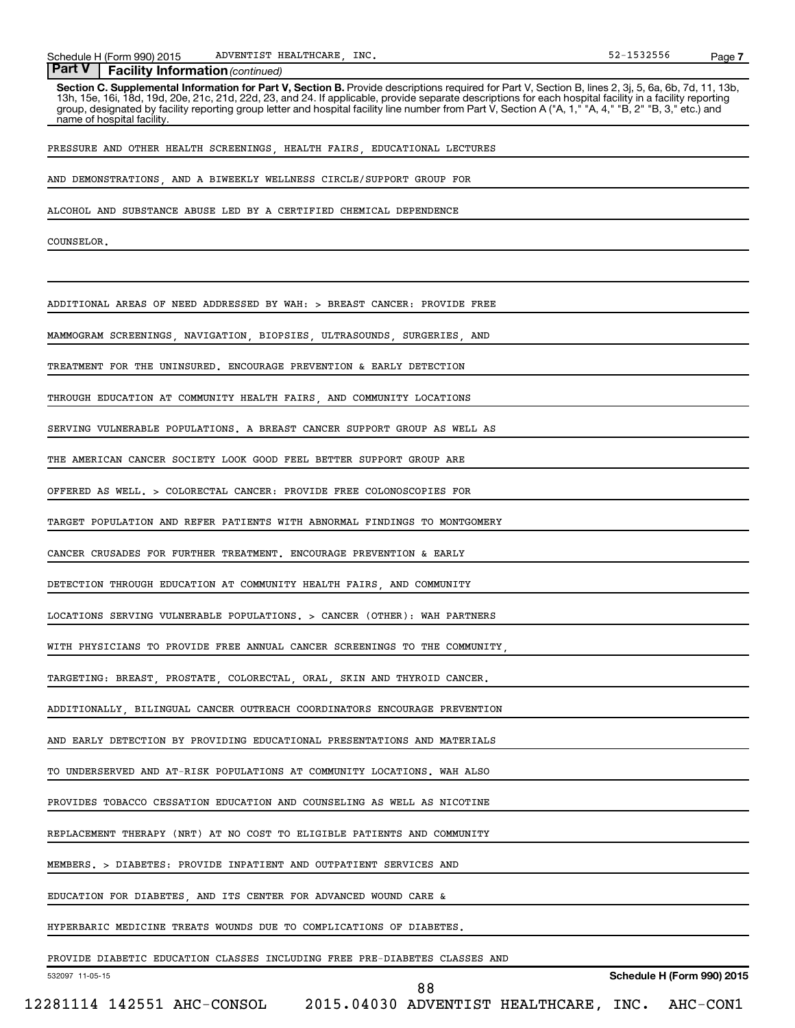**Part V | Facility Information** *(continued)*

**Section C. Supplemental Information for Part V, Section B.** Provide descriptions required for Part V, Section B, lines 2, 3j, 5, 6a, 6b, 7d, 11, 13b, 13h, 15e, 16i, 18d, 19d, 20e, 21c, 21d, 22d, 23, and 24. If applicable, provide separate descriptions for each hospital facility in a facility reporting group, designated by facility reporting group letter and hospital facility line number from Part V, Section A ("A, 1," "A, 4," "B, 2" "B, 3," etc.) and name of hospital facility.

PRESSURE AND OTHER HEALTH SCREENINGS, HEALTH FAIRS, EDUCATIONAL LECTURES AND DEMONSTRATIONS, AND A BIWEEKLY WELLNESS CIRCLE/SUPPORT GROUP FOR ALCOHOL AND SUBSTANCE ABUSE LED BY A CERTIFIED CHEMICAL DEPENDENCE COUNSELOR.

ADDITIONAL AREAS OF NEED ADDRESSED BY WAH: > BREAST CANCER: PROVIDE FREE MAMMOGRAM SCREENINGS, NAVIGATION, BIOPSIES, ULTRASOUNDS, SURGERIES, AND TREATMENT FOR THE UNINSURED. ENCOURAGE PREVENTION & EARLY DETECTION THROUGH EDUCATION AT COMMUNITY HEALTH FAIRS, AND COMMUNITY LOCATIONS SERVING VULNERABLE POPULATIONS. A BREAST CANCER SUPPORT GROUP AS WELL AS THE AMERICAN CANCER SOCIETY LOOK GOOD FEEL BETTER SUPPORT GROUP ARE OFFERED AS WELL. > COLORECTAL CANCER: PROVIDE FREE COLONOSCOPIES FOR TARGET POPULATION AND REFER PATIENTS WITH ABNORMAL FINDINGS TO MONTGOMERY CANCER CRUSADES FOR FURTHER TREATMENT. ENCOURAGE PREVENTION & EARLY DETECTION THROUGH EDUCATION AT COMMUNITY HEALTH FAIRS, AND COMMUNITY LOCATIONS SERVING VULNERABLE POPULATIONS. > CANCER (OTHER): WAH PARTNERS WITH PHYSICIANS TO PROVIDE FREE ANNUAL CANCER SCREENINGS TO THE COMMUNITY, TARGETING: BREAST, PROSTATE, COLORECTAL, ORAL, SKIN AND THYROID CANCER. ADDITIONALLY, BILINGUAL CANCER OUTREACH COORDINATORS ENCOURAGE PREVENTION AND EARLY DETECTION BY PROVIDING EDUCATIONAL PRESENTATIONS AND MATERIALS TO UNDERSERVED AND AT-RISK POPULATIONS AT COMMUNITY LOCATIONS. WAH ALSO PROVIDES TOBACCO CESSATION EDUCATION AND COUNSELING AS WELL AS NICOTINE REPLACEMENT THERAPY (NRT) AT NO COST TO ELIGIBLE PATIENTS AND COMMUNITY MEMBERS. > DIABETES: PROVIDE INPATIENT AND OUTPATIENT SERVICES AND EDUCATION FOR DIABETES, AND ITS CENTER FOR ADVANCED WOUND CARE & HYPERBARIC MEDICINE TREATS WOUNDS DUE TO COMPLICATIONS OF DIABETES. PROVIDE DIABETIC EDUCATION CLASSES INCLUDING FREE PRE-DIABETES CLASSES AND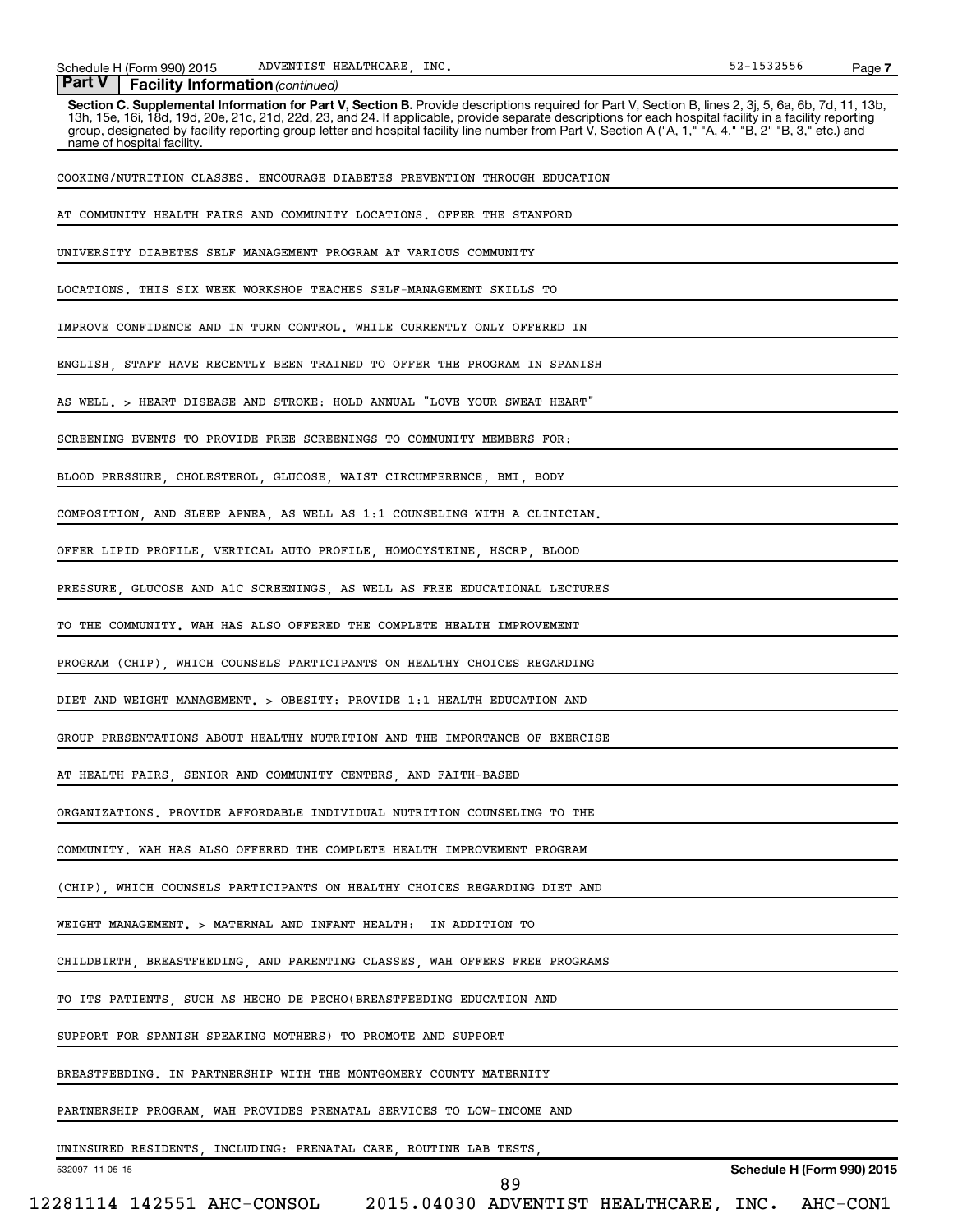**Part V | Facility Information** *(continued)*

**Section C. Supplemental Information for Part V, Section B.** Provide descriptions required for Part V, Section B, lines 2, 3j, 5, 6a, 6b, 7d, 11, 13b, 13h, 15e, 16i, 18d, 19d, 20e, 21c, 21d, 22d, 23, and 24. If applicable, provide separate descriptions for each hospital facility in a facility reporting group, designated by facility reporting group letter and hospital facility line number from Part V, Section A ("A, 1," "A, 4," "B, 2" "B, 3," etc.) and name of hospital facility.

COOKING/NUTRITION CLASSES. ENCOURAGE DIABETES PREVENTION THROUGH EDUCATION AT COMMUNITY HEALTH FAIRS AND COMMUNITY LOCATIONS. OFFER THE STANFORD UNIVERSITY DIABETES SELF MANAGEMENT PROGRAM AT VARIOUS COMMUNITY LOCATIONS. THIS SIX WEEK WORKSHOP TEACHES SELF-MANAGEMENT SKILLS TO IMPROVE CONFIDENCE AND IN TURN CONTROL. WHILE CURRENTLY ONLY OFFERED IN ENGLISH, STAFF HAVE RECENTLY BEEN TRAINED TO OFFER THE PROGRAM IN SPANISH AS WELL. > HEART DISEASE AND STROKE: HOLD ANNUAL "LOVE YOUR SWEAT HEART" SCREENING EVENTS TO PROVIDE FREE SCREENINGS TO COMMUNITY MEMBERS FOR: BLOOD PRESSURE, CHOLESTEROL, GLUCOSE, WAIST CIRCUMFERENCE, BMI, BODY COMPOSITION, AND SLEEP APNEA, AS WELL AS 1:1 COUNSELING WITH A CLINICIAN. OFFER LIPID PROFILE, VERTICAL AUTO PROFILE, HOMOCYSTEINE, HSCRP, BLOOD PRESSURE, GLUCOSE AND A1C SCREENINGS, AS WELL AS FREE EDUCATIONAL LECTURES TO THE COMMUNITY. WAH HAS ALSO OFFERED THE COMPLETE HEALTH IMPROVEMENT PROGRAM (CHIP), WHICH COUNSELS PARTICIPANTS ON HEALTHY CHOICES REGARDING DIET AND WEIGHT MANAGEMENT. > OBESITY: PROVIDE 1:1 HEALTH EDUCATION AND GROUP PRESENTATIONS ABOUT HEALTHY NUTRITION AND THE IMPORTANCE OF EXERCISE AT HEALTH FAIRS, SENIOR AND COMMUNITY CENTERS, AND FAITH-BASED ORGANIZATIONS. PROVIDE AFFORDABLE INDIVIDUAL NUTRITION COUNSELING TO THE COMMUNITY. WAH HAS ALSO OFFERED THE COMPLETE HEALTH IMPROVEMENT PROGRAM (CHIP), WHICH COUNSELS PARTICIPANTS ON HEALTHY CHOICES REGARDING DIET AND WEIGHT MANAGEMENT. > MATERNAL AND INFANT HEALTH: IN ADDITION TO CHILDBIRTH, BREASTFEEDING, AND PARENTING CLASSES, WAH OFFERS FREE PROGRAMS TO ITS PATIENTS, SUCH AS HECHO DE PECHO(BREASTFEEDING EDUCATION AND SUPPORT FOR SPANISH SPEAKING MOTHERS) TO PROMOTE AND SUPPORT BREASTFEEDING. IN PARTNERSHIP WITH THE MONTGOMERY COUNTY MATERNITY PARTNERSHIP PROGRAM, WAH PROVIDES PRENATAL SERVICES TO LOW-INCOME AND UNINSURED RESIDENTS, INCLUDING: PRENATAL CARE, ROUTINE LAB TESTS,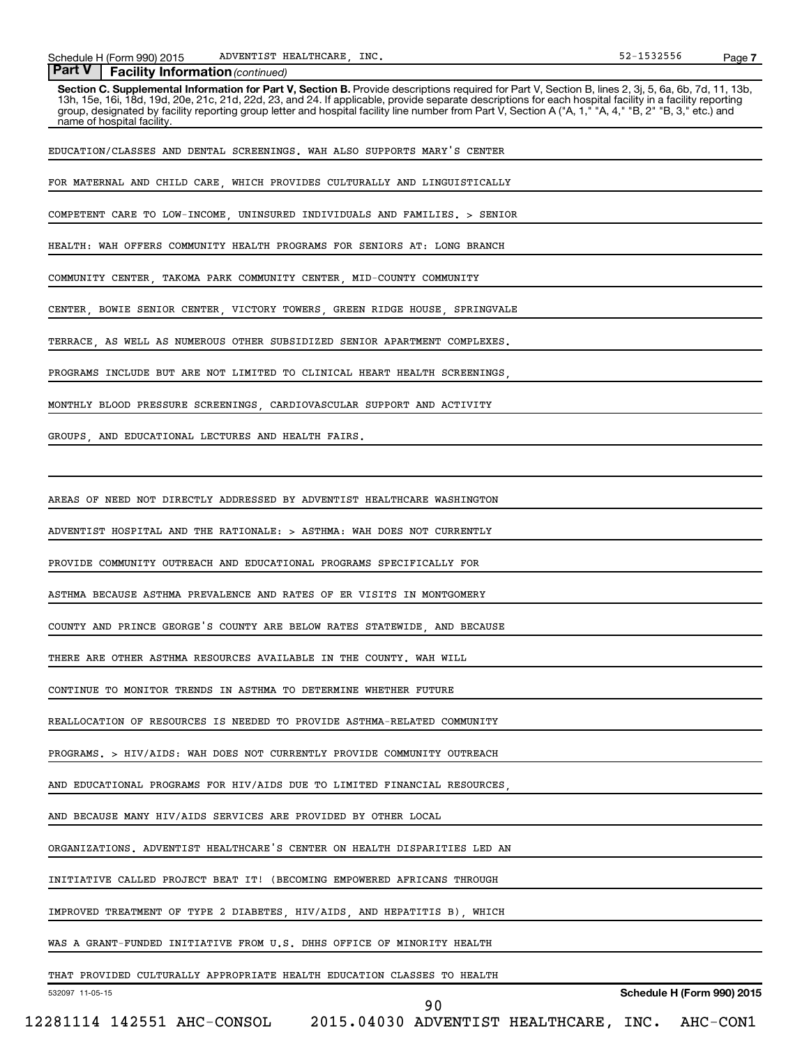**Part V | Facility Information** *(continued)*

**Section C. Supplemental Information for Part V, Section B.** Provide descriptions required for Part V, Section B, lines 2, 3j, 5, 6a, 6b, 7d, 11, 13b, 13h, 15e, 16i, 18d, 19d, 20e, 21c, 21d, 22d, 23, and 24. If applicable, provide separate descriptions for each hospital facility in a facility reporting group, designated by facility reporting group letter and hospital facility line number from Part V, Section A ("A, 1," "A, 4," "B, 2" "B, 3," etc.) and name of hospital facility.

EDUCATION/CLASSES AND DENTAL SCREENINGS. WAH ALSO SUPPORTS MARY'S CENTER FOR MATERNAL AND CHILD CARE, WHICH PROVIDES CULTURALLY AND LINGUISTICALLY COMPETENT CARE TO LOW-INCOME, UNINSURED INDIVIDUALS AND FAMILIES. > SENIOR HEALTH: WAH OFFERS COMMUNITY HEALTH PROGRAMS FOR SENIORS AT: LONG BRANCH COMMUNITY CENTER, TAKOMA PARK COMMUNITY CENTER, MID-COUNTY COMMUNITY CENTER, BOWIE SENIOR CENTER, VICTORY TOWERS, GREEN RIDGE HOUSE, SPRINGVALE TERRACE, AS WELL AS NUMEROUS OTHER SUBSIDIZED SENIOR APARTMENT COMPLEXES. PROGRAMS INCLUDE BUT ARE NOT LIMITED TO CLINICAL HEART HEALTH SCREENINGS, MONTHLY BLOOD PRESSURE SCREENINGS, CARDIOVASCULAR SUPPORT AND ACTIVITY GROUPS, AND EDUCATIONAL LECTURES AND HEALTH FAIRS.

AREAS OF NEED NOT DIRECTLY ADDRESSED BY ADVENTIST HEALTHCARE WASHINGTON ADVENTIST HOSPITAL AND THE RATIONALE: > ASTHMA: WAH DOES NOT CURRENTLY PROVIDE COMMUNITY OUTREACH AND EDUCATIONAL PROGRAMS SPECIFICALLY FOR ASTHMA BECAUSE ASTHMA PREVALENCE AND RATES OF ER VISITS IN MONTGOMERY COUNTY AND PRINCE GEORGE'S COUNTY ARE BELOW RATES STATEWIDE, AND BECAUSE THERE ARE OTHER ASTHMA RESOURCES AVAILABLE IN THE COUNTY. WAH WILL CONTINUE TO MONITOR TRENDS IN ASTHMA TO DETERMINE WHETHER FUTURE REALLOCATION OF RESOURCES IS NEEDED TO PROVIDE ASTHMA-RELATED COMMUNITY PROGRAMS. > HIV/AIDS: WAH DOES NOT CURRENTLY PROVIDE COMMUNITY OUTREACH AND EDUCATIONAL PROGRAMS FOR HIV/AIDS DUE TO LIMITED FINANCIAL RESOURCES, AND BECAUSE MANY HIV/AIDS SERVICES ARE PROVIDED BY OTHER LOCAL ORGANIZATIONS. ADVENTIST HEALTHCARE'S CENTER ON HEALTH DISPARITIES LED AN INITIATIVE CALLED PROJECT BEAT IT! (BECOMING EMPOWERED AFRICANS THROUGH IMPROVED TREATMENT OF TYPE 2 DIABETES, HIV/AIDS, AND HEPATITIS B), WHICH WAS A GRANT-FUNDED INITIATIVE FROM U.S. DHHS OFFICE OF MINORITY HEALTH THAT PROVIDED CULTURALLY APPROPRIATE HEALTH EDUCATION CLASSES TO HEALTH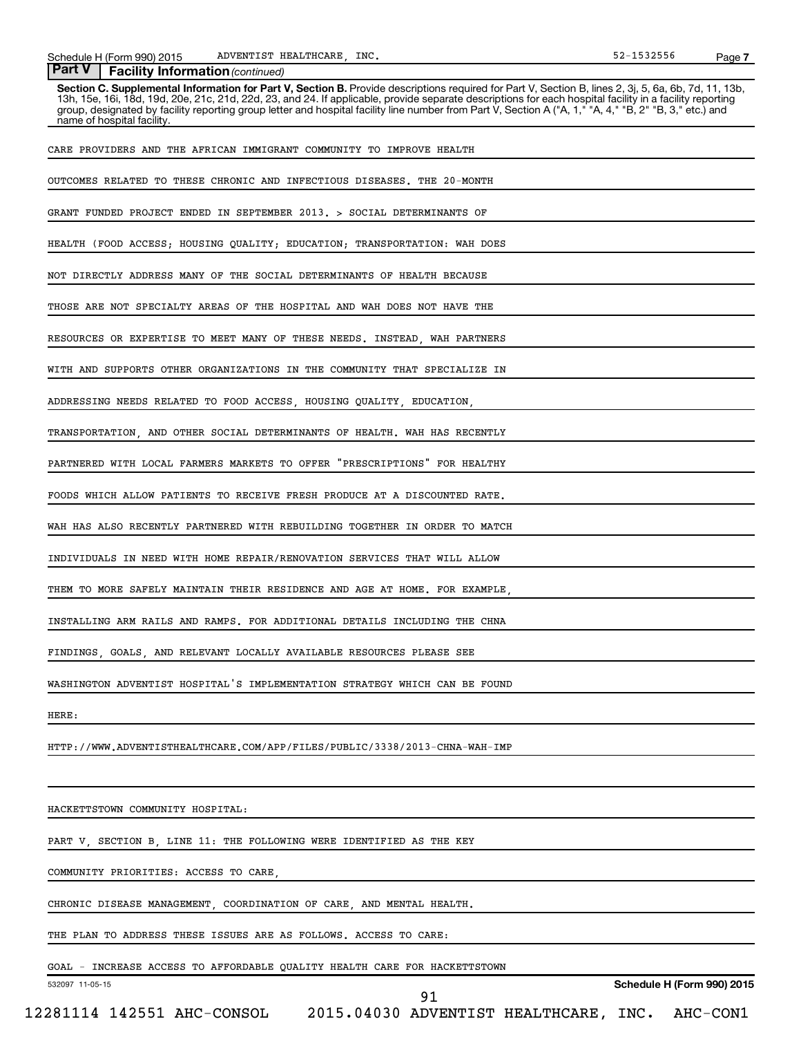**Part V** | **Facility Information** *(continued)*

**Section C. Supplemental Information for Part V, Section B.** Provide descriptions required for Part V, Section B, lines 2, 3j, 5, 6a, 6b, 7d, 11, 13b, 13h, 15e, 16i, 18d, 19d, 20e, 21c, 21d, 22d, 23, and 24. If applicable, provide separate descriptions for each hospital facility in a facility reporting group, designated by facility reporting group letter and hospital facility line number from Part V, Section A ("A, 1," "A, 4," "B, 2" "B, 3," etc.) and name of hospital facility.

CARE PROVIDERS AND THE AFRICAN IMMIGRANT COMMUNITY TO IMPROVE HEALTH OUTCOMES RELATED TO THESE CHRONIC AND INFECTIOUS DISEASES. THE 20-MONTH GRANT FUNDED PROJECT ENDED IN SEPTEMBER 2013. > SOCIAL DETERMINANTS OF HEALTH (FOOD ACCESS; HOUSING QUALITY; EDUCATION; TRANSPORTATION: WAH DOES NOT DIRECTLY ADDRESS MANY OF THE SOCIAL DETERMINANTS OF HEALTH BECAUSE THOSE ARE NOT SPECIALTY AREAS OF THE HOSPITAL AND WAH DOES NOT HAVE THE RESOURCES OR EXPERTISE TO MEET MANY OF THESE NEEDS. INSTEAD, WAH PARTNERS WITH AND SUPPORTS OTHER ORGANIZATIONS IN THE COMMUNITY THAT SPECIALIZE IN ADDRESSING NEEDS RELATED TO FOOD ACCESS, HOUSING QUALITY, EDUCATION, TRANSPORTATION, AND OTHER SOCIAL DETERMINANTS OF HEALTH. WAH HAS RECENTLY PARTNERED WITH LOCAL FARMERS MARKETS TO OFFER "PRESCRIPTIONS" FOR HEALTHY FOODS WHICH ALLOW PATIENTS TO RECEIVE FRESH PRODUCE AT A DISCOUNTED RATE. WAH HAS ALSO RECENTLY PARTNERED WITH REBUILDING TOGETHER IN ORDER TO MATCH INDIVIDUALS IN NEED WITH HOME REPAIR/RENOVATION SERVICES THAT WILL ALLOW THEM TO MORE SAFELY MAINTAIN THEIR RESIDENCE AND AGE AT HOME. FOR EXAMPLE, INSTALLING ARM RAILS AND RAMPS. FOR ADDITIONAL DETAILS INCLUDING THE CHNA FINDINGS, GOALS, AND RELEVANT LOCALLY AVAILABLE RESOURCES PLEASE SEE WASHINGTON ADVENTIST HOSPITAL'S IMPLEMENTATION STRATEGY WHICH CAN BE FOUND HERE:

HTTP://WWW.ADVENTISTHEALTHCARE.COM/APP/FILES/PUBLIC/3338/2013-CHNA-WAH-IMP

HACKETTSTOWN COMMUNITY HOSPITAL:

PART V, SECTION B, LINE 11: THE FOLLOWING WERE IDENTIFIED AS THE KEY COMMUNITY PRIORITIES: ACCESS TO CARE, CHRONIC DISEASE MANAGEMENT, COORDINATION OF CARE, AND MENTAL HEALTH. THE PLAN TO ADDRESS THESE ISSUES ARE AS FOLLOWS. ACCESS TO CARE: GOAL - INCREASE ACCESS TO AFFORDABLE QUALITY HEALTH CARE FOR HACKETTSTOWN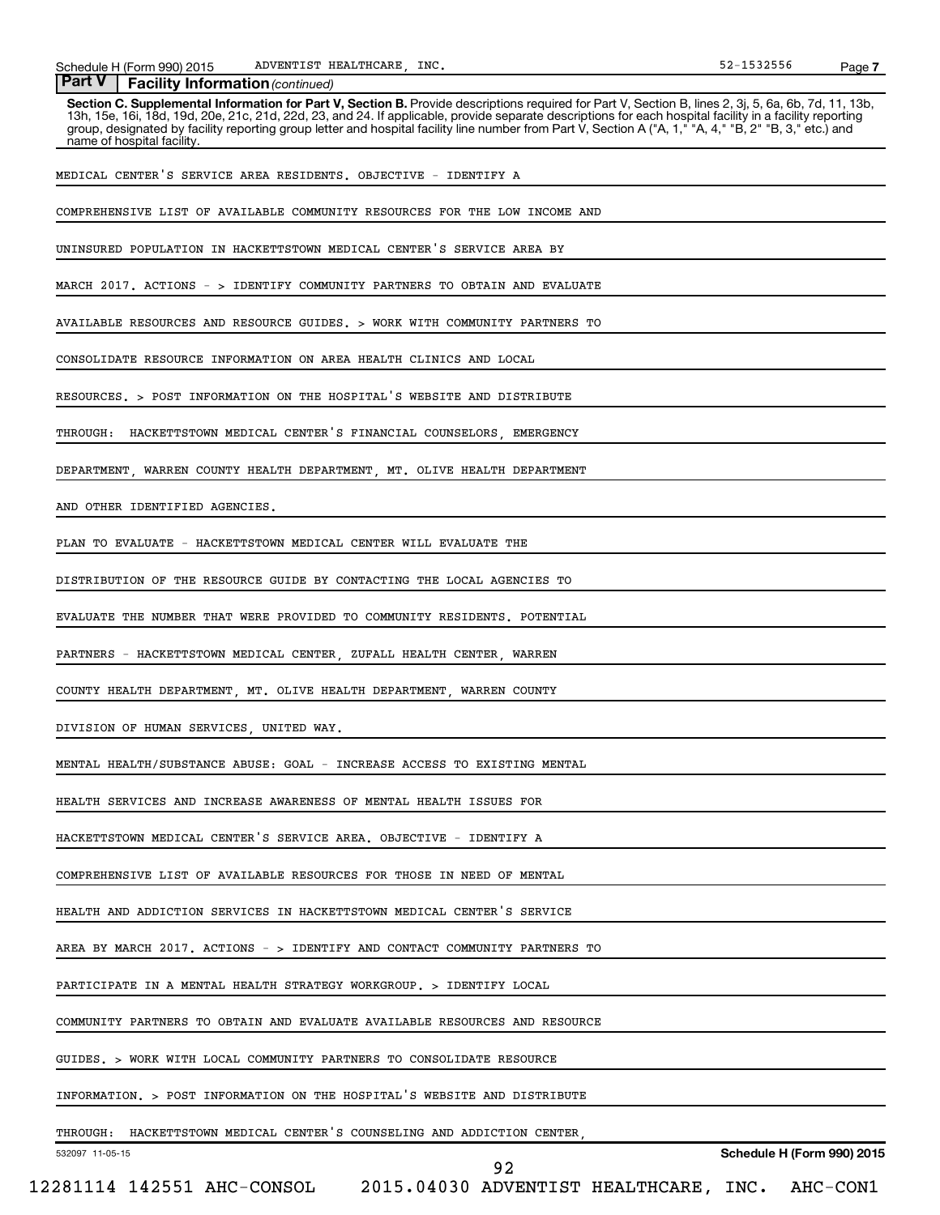**Part V** | **Facility Information** *(continued)*

**Section C. Supplemental Information for Part V, Section B.** Provide descriptions required for Part V, Section B, lines 2, 3j, 5, 6a, 6b, 7d, 11, 13b, 13h, 15e, 16i, 18d, 19d, 20e, 21c, 21d, 22d, 23, and 24. If applicable, provide separate descriptions for each hospital facility in a facility reporting group, designated by facility reporting group letter and hospital facility line number from Part V, Section A ("A, 1," "A, 4," "B, 2" "B, 3," etc.) and name of hospital facility.

MEDICAL CENTER'S SERVICE AREA RESIDENTS. OBJECTIVE - IDENTIFY A COMPREHENSIVE LIST OF AVAILABLE COMMUNITY RESOURCES FOR THE LOW INCOME AND UNINSURED POPULATION IN HACKETTSTOWN MEDICAL CENTER'S SERVICE AREA BY MARCH 2017. ACTIONS - > IDENTIFY COMMUNITY PARTNERS TO OBTAIN AND EVALUATE AVAILABLE RESOURCES AND RESOURCE GUIDES. > WORK WITH COMMUNITY PARTNERS TO CONSOLIDATE RESOURCE INFORMATION ON AREA HEALTH CLINICS AND LOCAL RESOURCES. > POST INFORMATION ON THE HOSPITAL'S WEBSITE AND DISTRIBUTE THROUGH: HACKETTSTOWN MEDICAL CENTER'S FINANCIAL COUNSELORS, EMERGENCY DEPARTMENT, WARREN COUNTY HEALTH DEPARTMENT, MT. OLIVE HEALTH DEPARTMENT AND OTHER IDENTIFIED AGENCIES.

PLAN TO EVALUATE - HACKETTSTOWN MEDICAL CENTER WILL EVALUATE THE DISTRIBUTION OF THE RESOURCE GUIDE BY CONTACTING THE LOCAL AGENCIES TO EVALUATE THE NUMBER THAT WERE PROVIDED TO COMMUNITY RESIDENTS. POTENTIAL PARTNERS - HACKETTSTOWN MEDICAL CENTER, ZUFALL HEALTH CENTER, WARREN COUNTY HEALTH DEPARTMENT, MT. OLIVE HEALTH DEPARTMENT, WARREN COUNTY DIVISION OF HUMAN SERVICES, UNITED WAY.

MENTAL HEALTH/SUBSTANCE ABUSE: GOAL - INCREASE ACCESS TO EXISTING MENTAL HEALTH SERVICES AND INCREASE AWARENESS OF MENTAL HEALTH ISSUES FOR HACKETTSTOWN MEDICAL CENTER'S SERVICE AREA. OBJECTIVE - IDENTIFY A COMPREHENSIVE LIST OF AVAILABLE RESOURCES FOR THOSE IN NEED OF MENTAL HEALTH AND ADDICTION SERVICES IN HACKETTSTOWN MEDICAL CENTER'S SERVICE AREA BY MARCH 2017. ACTIONS - > IDENTIFY AND CONTACT COMMUNITY PARTNERS TO PARTICIPATE IN A MENTAL HEALTH STRATEGY WORKGROUP. > IDENTIFY LOCAL COMMUNITY PARTNERS TO OBTAIN AND EVALUATE AVAILABLE RESOURCES AND RESOURCE GUIDES. > WORK WITH LOCAL COMMUNITY PARTNERS TO CONSOLIDATE RESOURCE INFORMATION. > POST INFORMATION ON THE HOSPITAL'S WEBSITE AND DISTRIBUTE THROUGH: HACKETTSTOWN MEDICAL CENTER'S COUNSELING AND ADDICTION CENTER,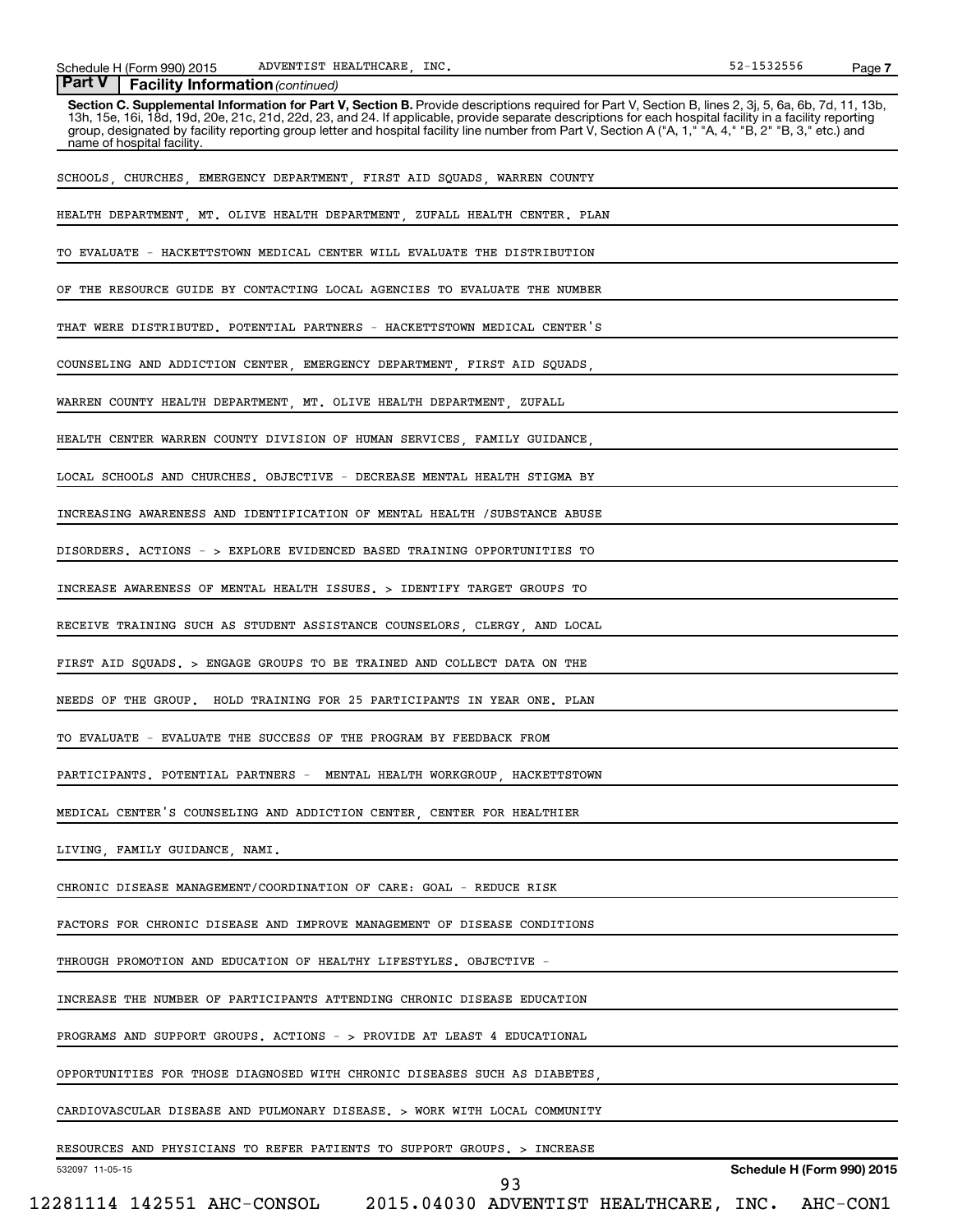**Part V | Facility Information** *(continued)*

**Section C. Supplemental Information for Part V, Section B.** Provide descriptions required for Part V, Section B, lines 2, 3j, 5, 6a, 6b, 7d, 11, 13b, 13h, 15e, 16i, 18d, 19d, 20e, 21c, 21d, 22d, 23, and 24. If applicable, provide separate descriptions for each hospital facility in a facility reporting group, designated by facility reporting group letter and hospital facility line number from Part V, Section A ("A, 1," "A, 4," "B, 2" "B, 3," etc.) and name of hospital facility.

SCHOOLS, CHURCHES, EMERGENCY DEPARTMENT, FIRST AID SQUADS, WARREN COUNTY HEALTH DEPARTMENT, MT. OLIVE HEALTH DEPARTMENT, ZUFALL HEALTH CENTER. PLAN TO EVALUATE - HACKETTSTOWN MEDICAL CENTER WILL EVALUATE THE DISTRIBUTION OF THE RESOURCE GUIDE BY CONTACTING LOCAL AGENCIES TO EVALUATE THE NUMBER THAT WERE DISTRIBUTED. POTENTIAL PARTNERS - HACKETTSTOWN MEDICAL CENTER'S COUNSELING AND ADDICTION CENTER, EMERGENCY DEPARTMENT, FIRST AID SQUADS, WARREN COUNTY HEALTH DEPARTMENT, MT. OLIVE HEALTH DEPARTMENT, ZUFALL HEALTH CENTER WARREN COUNTY DIVISION OF HUMAN SERVICES, FAMILY GUIDANCE, LOCAL SCHOOLS AND CHURCHES. OBJECTIVE - DECREASE MENTAL HEALTH STIGMA BY INCREASING AWARENESS AND IDENTIFICATION OF MENTAL HEALTH /SUBSTANCE ABUSE DISORDERS. ACTIONS - > EXPLORE EVIDENCED BASED TRAINING OPPORTUNITIES TO INCREASE AWARENESS OF MENTAL HEALTH ISSUES. > IDENTIFY TARGET GROUPS TO RECEIVE TRAINING SUCH AS STUDENT ASSISTANCE COUNSELORS, CLERGY, AND LOCAL FIRST AID SQUADS. > ENGAGE GROUPS TO BE TRAINED AND COLLECT DATA ON THE NEEDS OF THE GROUP. HOLD TRAINING FOR 25 PARTICIPANTS IN YEAR ONE. PLAN TO EVALUATE - EVALUATE THE SUCCESS OF THE PROGRAM BY FEEDBACK FROM PARTICIPANTS. POTENTIAL PARTNERS - MENTAL HEALTH WORKGROUP, HACKETTSTOWN MEDICAL CENTER'S COUNSELING AND ADDICTION CENTER, CENTER FOR HEALTHIER LIVING, FAMILY GUIDANCE, NAMI.

CHRONIC DISEASE MANAGEMENT/COORDINATION OF CARE: GOAL - REDUCE RISK FACTORS FOR CHRONIC DISEASE AND IMPROVE MANAGEMENT OF DISEASE CONDITIONS THROUGH PROMOTION AND EDUCATION OF HEALTHY LIFESTYLES. OBJECTIVE - INCREASE THE NUMBER OF PARTICIPANTS ATTENDING CHRONIC DISEASE EDUCATION PROGRAMS AND SUPPORT GROUPS. ACTIONS - > PROVIDE AT LEAST 4 EDUCATIONAL OPPORTUNITIES FOR THOSE DIAGNOSED WITH CHRONIC DISEASES SUCH AS DIABETES, CARDIOVASCULAR DISEASE AND PULMONARY DISEASE. > WORK WITH LOCAL COMMUNITY RESOURCES AND PHYSICIANS TO REFER PATIENTS TO SUPPORT GROUPS. > INCREASE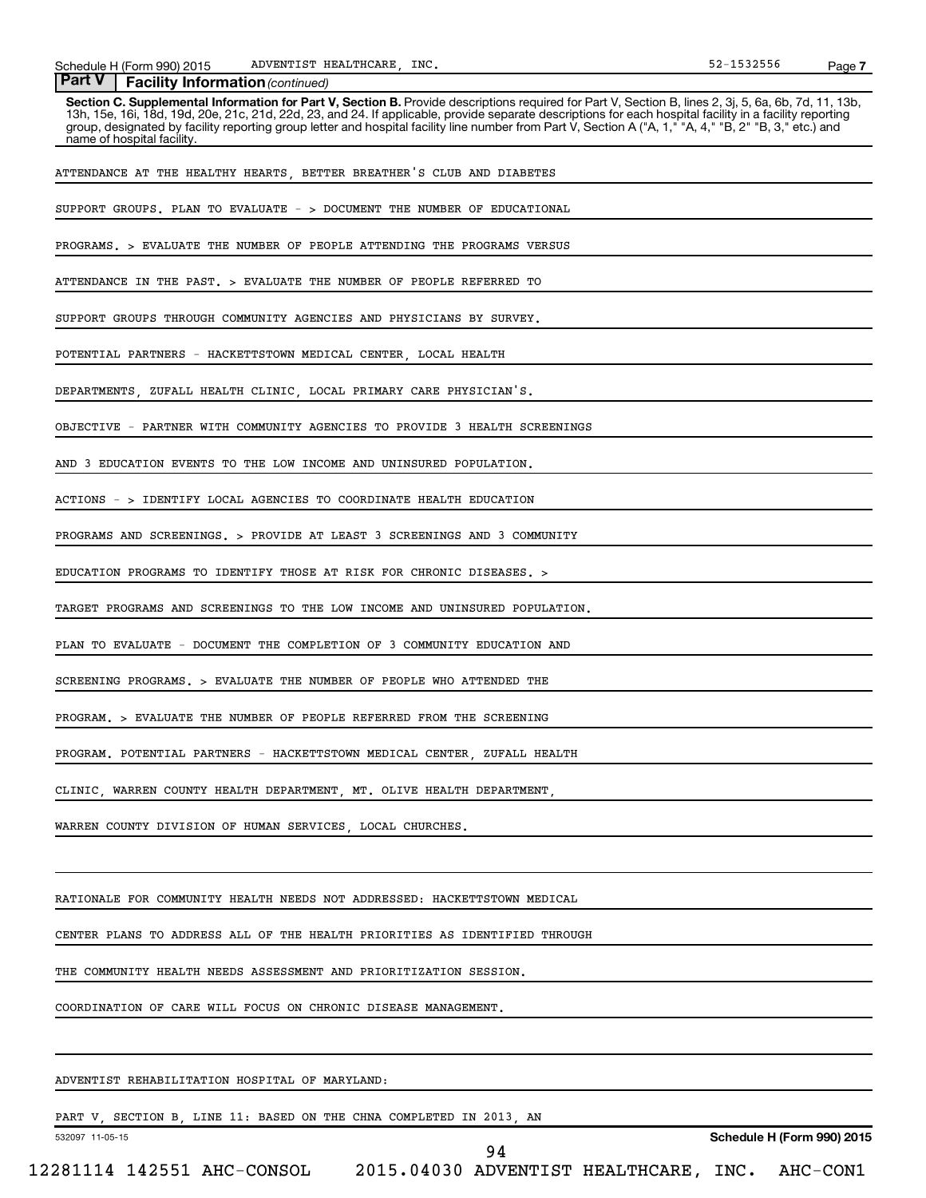**Part V | Facility Information** *(continued)*

**Section C. Supplemental Information for Part V, Section B.** Provide descriptions required for Part V, Section B, lines 2, 3j, 5, 6a, 6b, 7d, 11, 13b, 13h, 15e, 16i, 18d, 19d, 20e, 21c, 21d, 22d, 23, and 24. If applicable, provide separate descriptions for each hospital facility in a facility reporting group, designated by facility reporting group letter and hospital facility line number from Part V, Section A ("A, 1," "A, 4," "B, 2" "B, 3," etc.) and name of hospital facility.

ATTENDANCE AT THE HEALTHY HEARTS, BETTER BREATHER'S CLUB AND DIABETES SUPPORT GROUPS. PLAN TO EVALUATE - > DOCUMENT THE NUMBER OF EDUCATIONAL PROGRAMS. > EVALUATE THE NUMBER OF PEOPLE ATTENDING THE PROGRAMS VERSUS ATTENDANCE IN THE PAST. > EVALUATE THE NUMBER OF PEOPLE REFERRED TO SUPPORT GROUPS THROUGH COMMUNITY AGENCIES AND PHYSICIANS BY SURVEY. POTENTIAL PARTNERS - HACKETTSTOWN MEDICAL CENTER, LOCAL HEALTH DEPARTMENTS, ZUFALL HEALTH CLINIC, LOCAL PRIMARY CARE PHYSICIAN'S. OBJECTIVE - PARTNER WITH COMMUNITY AGENCIES TO PROVIDE 3 HEALTH SCREENINGS AND 3 EDUCATION EVENTS TO THE LOW INCOME AND UNINSURED POPULATION. ACTIONS - > IDENTIFY LOCAL AGENCIES TO COORDINATE HEALTH EDUCATION PROGRAMS AND SCREENINGS. > PROVIDE AT LEAST 3 SCREENINGS AND 3 COMMUNITY EDUCATION PROGRAMS TO IDENTIFY THOSE AT RISK FOR CHRONIC DISEASES. > TARGET PROGRAMS AND SCREENINGS TO THE LOW INCOME AND UNINSURED POPULATION. PLAN TO EVALUATE - DOCUMENT THE COMPLETION OF 3 COMMUNITY EDUCATION AND SCREENING PROGRAMS. > EVALUATE THE NUMBER OF PEOPLE WHO ATTENDED THE PROGRAM. > EVALUATE THE NUMBER OF PEOPLE REFERRED FROM THE SCREENING PROGRAM. POTENTIAL PARTNERS - HACKETTSTOWN MEDICAL CENTER, ZUFALL HEALTH CLINIC, WARREN COUNTY HEALTH DEPARTMENT, MT. OLIVE HEALTH DEPARTMENT, WARREN COUNTY DIVISION OF HUMAN SERVICES, LOCAL CHURCHES.

RATIONALE FOR COMMUNITY HEALTH NEEDS NOT ADDRESSED: HACKETTSTOWN MEDICAL CENTER PLANS TO ADDRESS ALL OF THE HEALTH PRIORITIES AS IDENTIFIED THROUGH THE COMMUNITY HEALTH NEEDS ASSESSMENT AND PRIORITIZATION SESSION. COORDINATION OF CARE WILL FOCUS ON CHRONIC DISEASE MANAGEMENT.

ADVENTIST REHABILITATION HOSPITAL OF MARYLAND:

PART V, SECTION B, LINE 11: BASED ON THE CHNA COMPLETED IN 2013, AN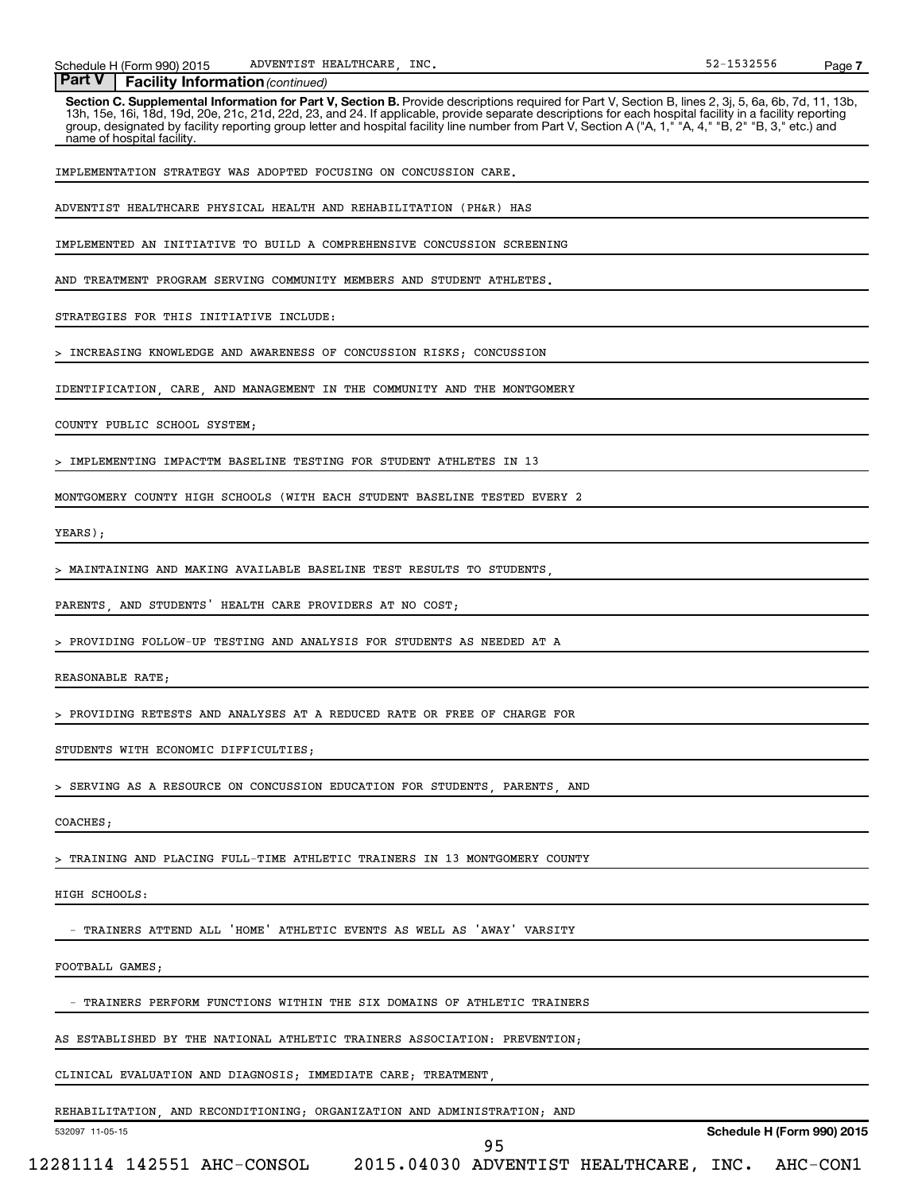**Part V | Facility Information** *(continued)*

**Section C. Supplemental Information for Part V, Section B.** Provide descriptions required for Part V, Section B, lines 2, 3j, 5, 6a, 6b, 7d, 11, 13b, 13h, 15e, 16i, 18d, 19d, 20e, 21c, 21d, 22d, 23, and 24. If applicable, provide separate descriptions for each hospital facility in a facility reporting group, designated by facility reporting group letter and hospital facility line number from Part V, Section A ("A, 1," "A, 4," "B, 2" "B, 3," etc.) and name of hospital facility.

IMPLEMENTATION STRATEGY WAS ADOPTED FOCUSING ON CONCUSSION CARE.

ADVENTIST HEALTHCARE PHYSICAL HEALTH AND REHABILITATION (PH&R) HAS IMPLEMENTED AN INITIATIVE TO BUILD A COMPREHENSIVE CONCUSSION SCREENING AND TREATMENT PROGRAM SERVING COMMUNITY MEMBERS AND STUDENT ATHLETES.

STRATEGIES FOR THIS INITIATIVE INCLUDE:

> INCREASING KNOWLEDGE AND AWARENESS OF CONCUSSION RISKS; CONCUSSION IDENTIFICATION, CARE, AND MANAGEMENT IN THE COMMUNITY AND THE MONTGOMERY COUNTY PUBLIC SCHOOL SYSTEM;

> IMPLEMENTING IMPACTTM BASELINE TESTING FOR STUDENT ATHLETES IN 13 MONTGOMERY COUNTY HIGH SCHOOLS (WITH EACH STUDENT BASELINE TESTED EVERY 2 YEARS);

> MAINTAINING AND MAKING AVAILABLE BASELINE TEST RESULTS TO STUDENTS, PARENTS, AND STUDENTS' HEALTH CARE PROVIDERS AT NO COST;

> PROVIDING FOLLOW-UP TESTING AND ANALYSIS FOR STUDENTS AS NEEDED AT A REASONABLE RATE;

> PROVIDING RETESTS AND ANALYSES AT A REDUCED RATE OR FREE OF CHARGE FOR STUDENTS WITH ECONOMIC DIFFICULTIES;

> SERVING AS A RESOURCE ON CONCUSSION EDUCATION FOR STUDENTS, PARENTS, AND COACHES;

> TRAINING AND PLACING FULL-TIME ATHLETIC TRAINERS IN 13 MONTGOMERY COUNTY HIGH SCHOOLS:

- TRAINERS ATTEND ALL 'HOME' ATHLETIC EVENTS AS WELL AS 'AWAY' VARSITY FOOTBALL GAMES;

- TRAINERS PERFORM FUNCTIONS WITHIN THE SIX DOMAINS OF ATHLETIC TRAINERS AS ESTABLISHED BY THE NATIONAL ATHLETIC TRAINERS ASSOCIATION: PREVENTION; CLINICAL EVALUATION AND DIAGNOSIS; IMMEDIATE CARE; TREATMENT, REHABILITATION, AND RECONDITIONING; ORGANIZATION AND ADMINISTRATION; AND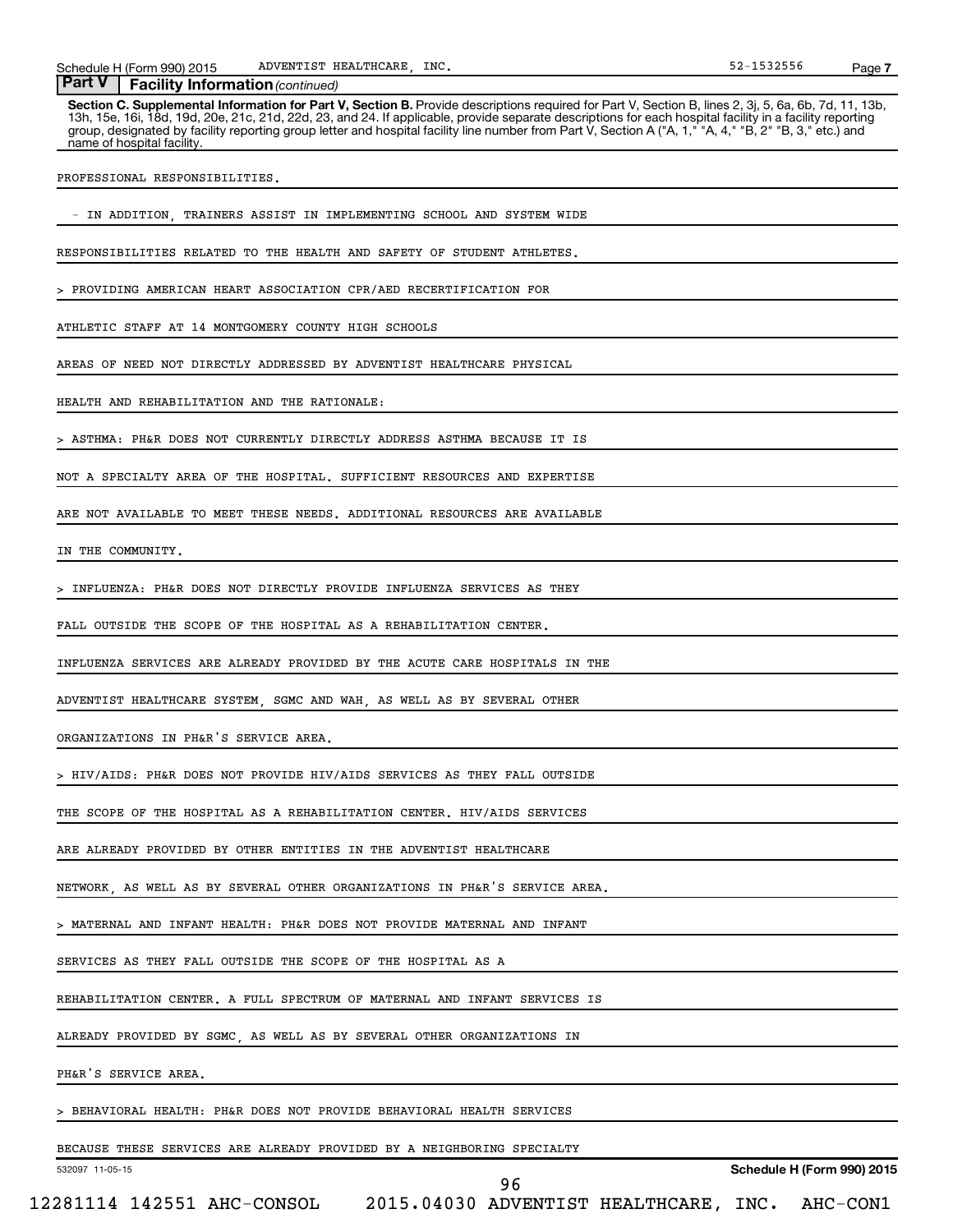## Part V | Facility Information *(continued)*

**Section C. Supplemental Information for Part V, Section B.** Provide descriptions required for Part V, Section B, lines 2, 3j, 5, 6a, 6b, 7d, 11, 13b, 13h, 15e, 16i, 18d, 19d, 20e, 21c, 21d, 22d, 23, and 24. If applicable, provide separate descriptions for each hospital facility in a facility reporting group, designated by facility reporting group letter and hospital facility line number from Part V, Section A ("A, 1," "A, 4," "B, 2" "B, 3," etc.) and name of hospital facility.

PROFESSIONAL RESPONSIBILITIES.

- IN ADDITION, TRAINERS ASSIST IN IMPLEMENTING SCHOOL AND SYSTEM WIDE RESPONSIBILITIES RELATED TO THE HEALTH AND SAFETY OF STUDENT ATHLETES.

> PROVIDING AMERICAN HEART ASSOCIATION CPR/AED RECERTIFICATION FOR ATHLETIC STAFF AT 14 MONTGOMERY COUNTY HIGH SCHOOLS

AREAS OF NEED NOT DIRECTLY ADDRESSED BY ADVENTIST HEALTHCARE PHYSICAL HEALTH AND REHABILITATION AND THE RATIONALE:

> ASTHMA: PH&R DOES NOT CURRENTLY DIRECTLY ADDRESS ASTHMA BECAUSE IT IS NOT A SPECIALTY AREA OF THE HOSPITAL. SUFFICIENT RESOURCES AND EXPERTISE ARE NOT AVAILABLE TO MEET THESE NEEDS. ADDITIONAL RESOURCES ARE AVAILABLE IN THE COMMUNITY.

> INFLUENZA: PH&R DOES NOT DIRECTLY PROVIDE INFLUENZA SERVICES AS THEY FALL OUTSIDE THE SCOPE OF THE HOSPITAL AS A REHABILITATION CENTER. INFLUENZA SERVICES ARE ALREADY PROVIDED BY THE ACUTE CARE HOSPITALS IN THE ADVENTIST HEALTHCARE SYSTEM, SGMC AND WAH, AS WELL AS BY SEVERAL OTHER ORGANIZATIONS IN PH&R'S SERVICE AREA.

> HIV/AIDS: PH&R DOES NOT PROVIDE HIV/AIDS SERVICES AS THEY FALL OUTSIDE THE SCOPE OF THE HOSPITAL AS A REHABILITATION CENTER. HIV/AIDS SERVICES ARE ALREADY PROVIDED BY OTHER ENTITIES IN THE ADVENTIST HEALTHCARE NETWORK, AS WELL AS BY SEVERAL OTHER ORGANIZATIONS IN PH&R'S SERVICE AREA.

> MATERNAL AND INFANT HEALTH: PH&R DOES NOT PROVIDE MATERNAL AND INFANT SERVICES AS THEY FALL OUTSIDE THE SCOPE OF THE HOSPITAL AS A REHABILITATION CENTER. A FULL SPECTRUM OF MATERNAL AND INFANT SERVICES IS ALREADY PROVIDED BY SGMC, AS WELL AS BY SEVERAL OTHER ORGANIZATIONS IN PH&R'S SERVICE AREA.

> BEHAVIORAL HEALTH: PH&R DOES NOT PROVIDE BEHAVIORAL HEALTH SERVICES BECAUSE THESE SERVICES ARE ALREADY PROVIDED BY A NEIGHBORING SPECIALTY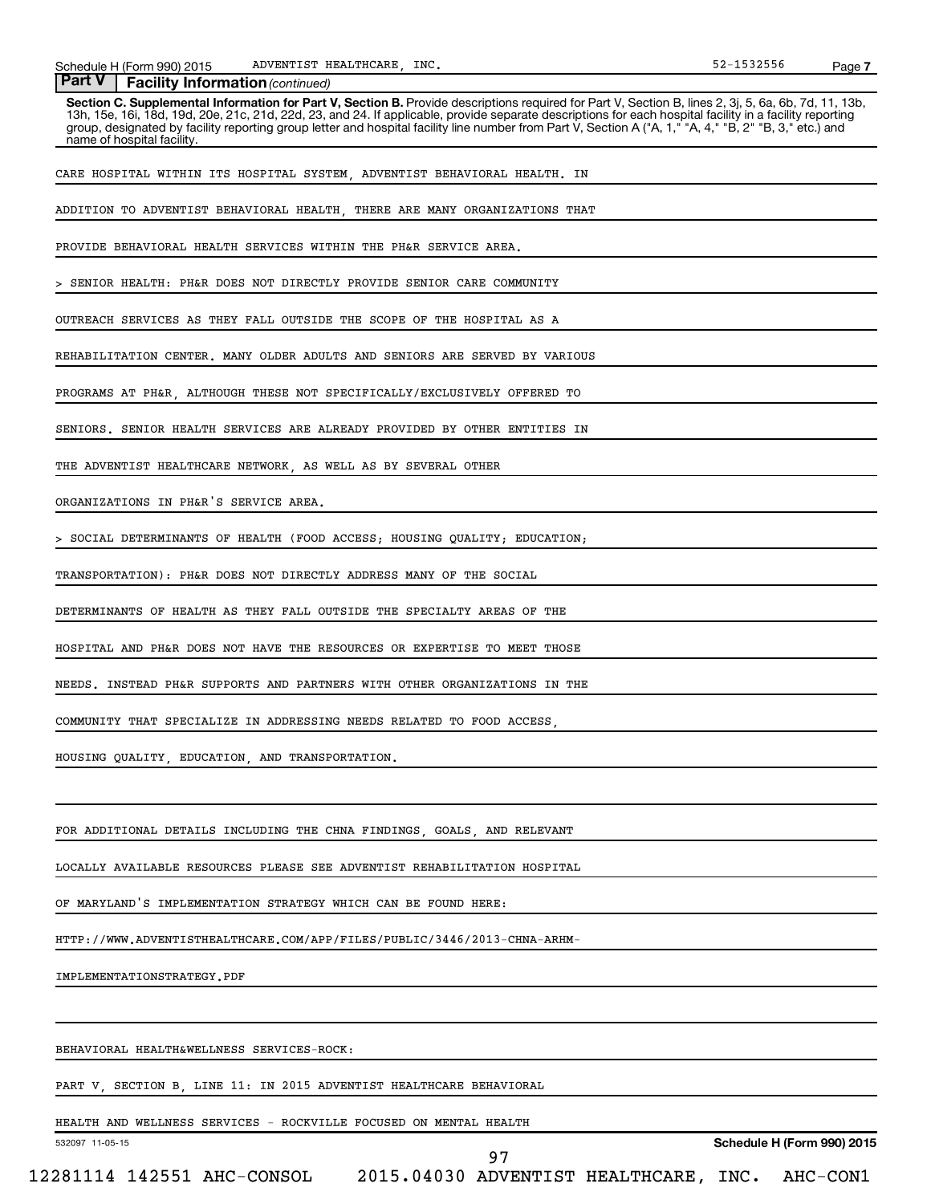**Part V | Facility Information** *(continued)*

**Section C. Supplemental Information for Part V, Section B.** Provide descriptions required for Part V, Section B, lines 2, 3j, 5, 6a, 6b, 7d, 11, 13b, 13h, 15e, 16i, 18d, 19d, 20e, 21c, 21d, 22d, 23, and 24. If applicable, provide separate descriptions for each hospital facility in a facility reporting group, designated by facility reporting group letter and hospital facility line number from Part V, Section A ("A, 1," "A, 4," "B, 2" "B, 3," etc.) and name of hospital facility.

CARE HOSPITAL WITHIN ITS HOSPITAL SYSTEM, ADVENTIST BEHAVIORAL HEALTH. IN ADDITION TO ADVENTIST BEHAVIORAL HEALTH, THERE ARE MANY ORGANIZATIONS THAT PROVIDE BEHAVIORAL HEALTH SERVICES WITHIN THE PH&R SERVICE AREA.

> SENIOR HEALTH: PH&R DOES NOT DIRECTLY PROVIDE SENIOR CARE COMMUNITY OUTREACH SERVICES AS THEY FALL OUTSIDE THE SCOPE OF THE HOSPITAL AS A REHABILITATION CENTER. MANY OLDER ADULTS AND SENIORS ARE SERVED BY VARIOUS PROGRAMS AT PH&R, ALTHOUGH THESE NOT SPECIFICALLY/EXCLUSIVELY OFFERED TO SENIORS. SENIOR HEALTH SERVICES ARE ALREADY PROVIDED BY OTHER ENTITIES IN THE ADVENTIST HEALTHCARE NETWORK, AS WELL AS BY SEVERAL OTHER ORGANIZATIONS IN PH&R'S SERVICE AREA.

> SOCIAL DETERMINANTS OF HEALTH (FOOD ACCESS; HOUSING QUALITY; EDUCATION; TRANSPORTATION): PH&R DOES NOT DIRECTLY ADDRESS MANY OF THE SOCIAL DETERMINANTS OF HEALTH AS THEY FALL OUTSIDE THE SPECIALTY AREAS OF THE HOSPITAL AND PH&R DOES NOT HAVE THE RESOURCES OR EXPERTISE TO MEET THOSE NEEDS. INSTEAD PH&R SUPPORTS AND PARTNERS WITH OTHER ORGANIZATIONS IN THE COMMUNITY THAT SPECIALIZE IN ADDRESSING NEEDS RELATED TO FOOD ACCESS, HOUSING QUALITY, EDUCATION, AND TRANSPORTATION.

FOR ADDITIONAL DETAILS INCLUDING THE CHNA FINDINGS, GOALS, AND RELEVANT LOCALLY AVAILABLE RESOURCES PLEASE SEE ADVENTIST REHABILITATION HOSPITAL OF MARYLAND'S IMPLEMENTATION STRATEGY WHICH CAN BE FOUND HERE: HTTP://WWW.ADVENTISTHEALTHCARE.COM/APP/FILES/PUBLIC/3446/2013-CHNA-ARHM-IMPLEMENTATIONSTRATEGY.PDF

BEHAVIORAL HEALTH&WELLNESS SERVICES-ROCK:

PART V, SECTION B, LINE 11: IN 2015 ADVENTIST HEALTHCARE BEHAVIORAL HEALTH AND WELLNESS SERVICES - ROCKVILLE FOCUSED ON MENTAL HEALTH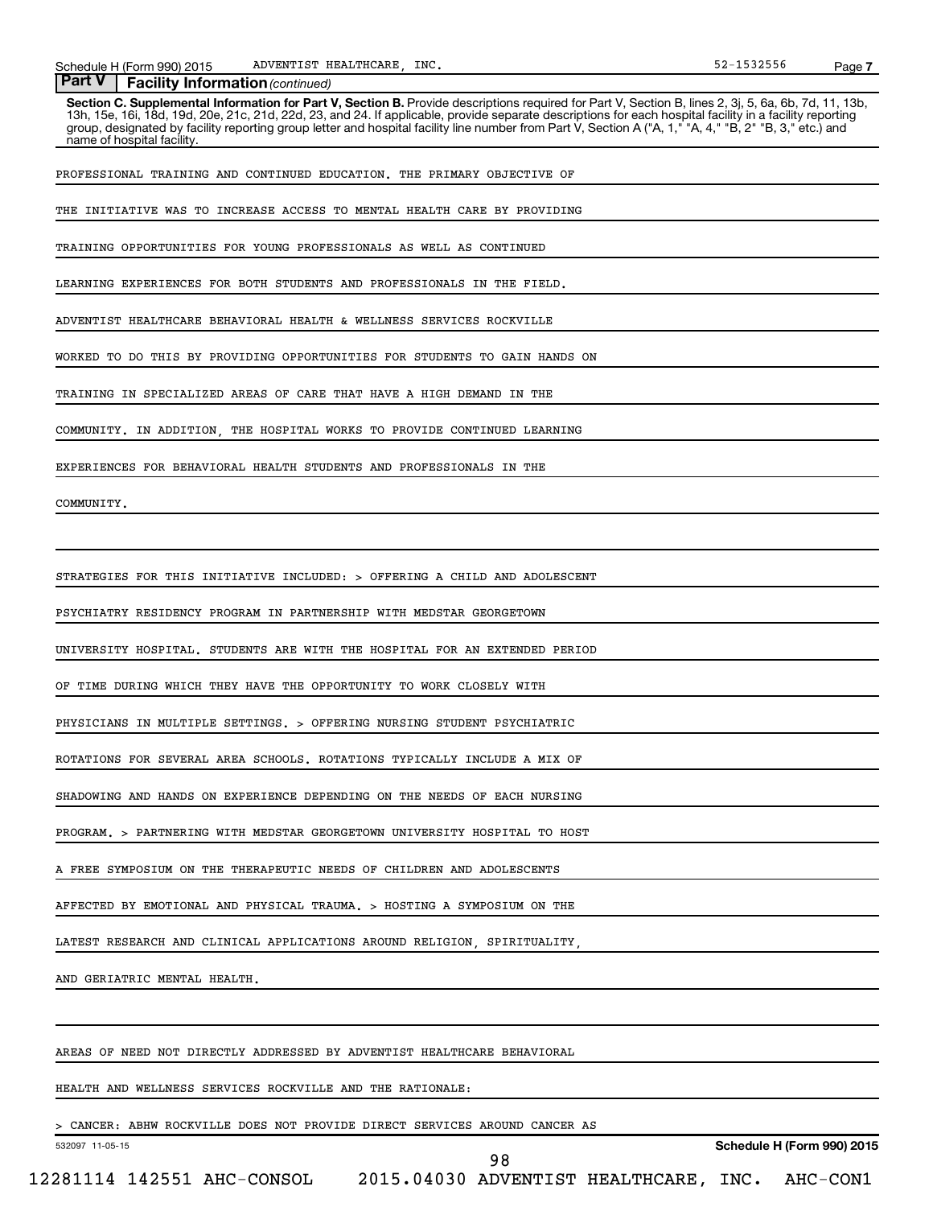## Part V Facility Information *(continued)*

**Section C. Supplemental Information for Part V, Section B.** Provide descriptions required for Part V, Section B, lines 2, 3j, 5, 6a, 6b, 7d, 11, 13b, 13h, 15e, 16i, 18d, 19d, 20e, 21c, 21d, 22d, 23, and 24. If applicable, provide separate descriptions for each hospital facility in a facility reporting group, designated by facility reporting group letter and hospital facility line number from Part V, Section A ("A, 1," "A, 4," "B, 2" "B, 3," etc.) and name of hospital facility.

PROFESSIONAL TRAINING AND CONTINUED EDUCATION. THE PRIMARY OBJECTIVE OF THE INITIATIVE WAS TO INCREASE ACCESS TO MENTAL HEALTH CARE BY PROVIDING TRAINING OPPORTUNITIES FOR YOUNG PROFESSIONALS AS WELL AS CONTINUED LEARNING EXPERIENCES FOR BOTH STUDENTS AND PROFESSIONALS IN THE FIELD. ADVENTIST HEALTHCARE BEHAVIORAL HEALTH & WELLNESS SERVICES ROCKVILLE WORKED TO DO THIS BY PROVIDING OPPORTUNITIES FOR STUDENTS TO GAIN HANDS ON TRAINING IN SPECIALIZED AREAS OF CARE THAT HAVE A HIGH DEMAND IN THE COMMUNITY. IN ADDITION, THE HOSPITAL WORKS TO PROVIDE CONTINUED LEARNING EXPERIENCES FOR BEHAVIORAL HEALTH STUDENTS AND PROFESSIONALS IN THE COMMUNITY.

STRATEGIES FOR THIS INITIATIVE INCLUDED: > OFFERING A CHILD AND ADOLESCENT PSYCHIATRY RESIDENCY PROGRAM IN PARTNERSHIP WITH MEDSTAR GEORGETOWN UNIVERSITY HOSPITAL. STUDENTS ARE WITH THE HOSPITAL FOR AN EXTENDED PERIOD OF TIME DURING WHICH THEY HAVE THE OPPORTUNITY TO WORK CLOSELY WITH PHYSICIANS IN MULTIPLE SETTINGS. > OFFERING NURSING STUDENT PSYCHIATRIC ROTATIONS FOR SEVERAL AREA SCHOOLS. ROTATIONS TYPICALLY INCLUDE A MIX OF SHADOWING AND HANDS ON EXPERIENCE DEPENDING ON THE NEEDS OF EACH NURSING PROGRAM. > PARTNERING WITH MEDSTAR GEORGETOWN UNIVERSITY HOSPITAL TO HOST A FREE SYMPOSIUM ON THE THERAPEUTIC NEEDS OF CHILDREN AND ADOLESCENTS AFFECTED BY EMOTIONAL AND PHYSICAL TRAUMA. > HOSTING A SYMPOSIUM ON THE LATEST RESEARCH AND CLINICAL APPLICATIONS AROUND RELIGION, SPIRITUALITY, AND GERIATRIC MENTAL HEALTH.

AREAS OF NEED NOT DIRECTLY ADDRESSED BY ADVENTIST HEALTHCARE BEHAVIORAL HEALTH AND WELLNESS SERVICES ROCKVILLE AND THE RATIONALE:

> CANCER: ABHW ROCKVILLE DOES NOT PROVIDE DIRECT SERVICES AROUND CANCER AS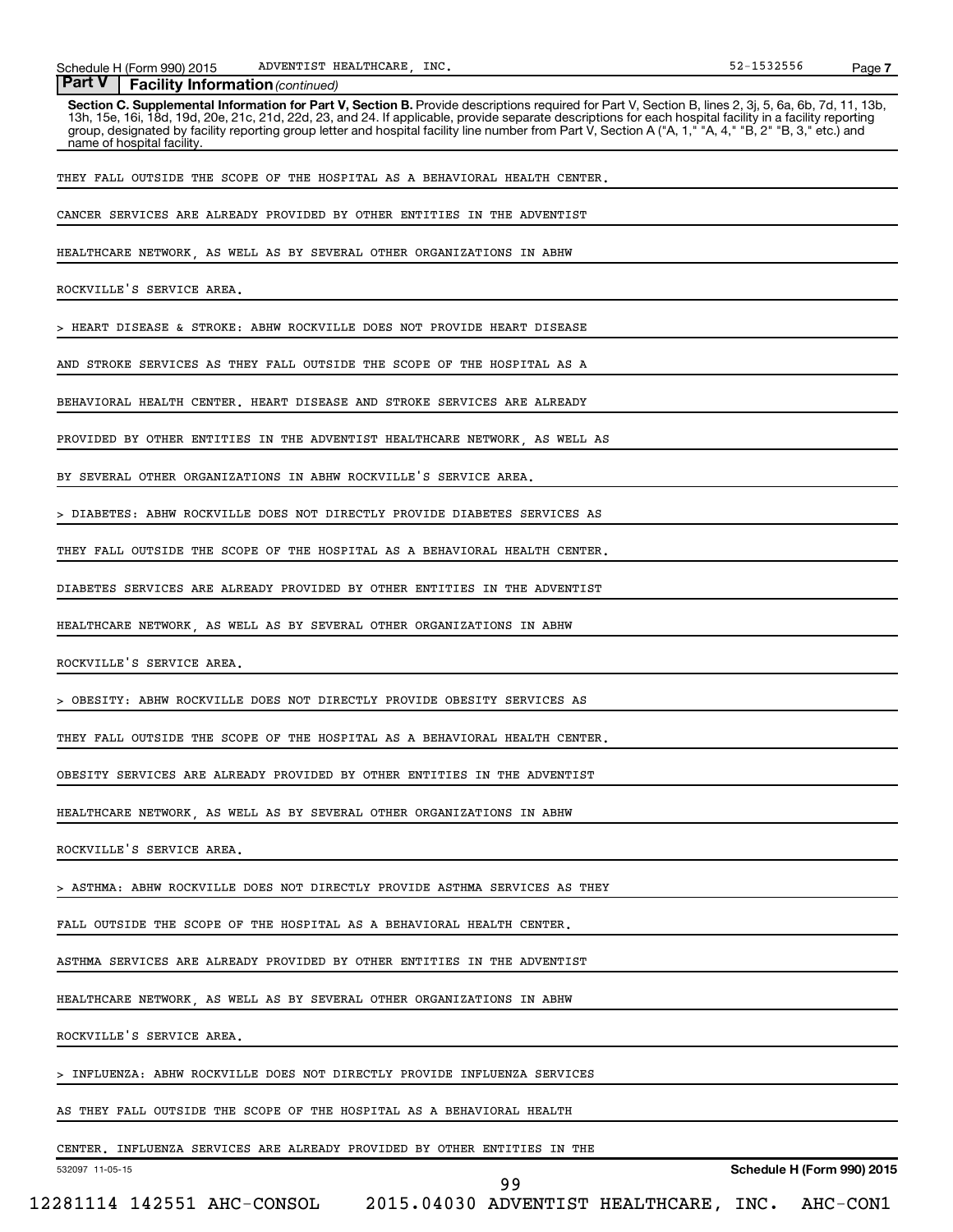**Part V | Facility Information** *(continued)*

**Section C. Supplemental Information for Part V, Section B.** Provide descriptions required for Part V, Section B, lines 2, 3j, 5, 6a, 6b, 7d, 11, 13b, 13h, 15e, 16i, 18d, 19d, 20e, 21c, 21d, 22d, 23, and 24. If applicable, provide separate descriptions for each hospital facility in a facility reporting group, designated by facility reporting group letter and hospital facility line number from Part V, Section A ("A, 1," "A, 4," "B, 2" "B, 3," etc.) and name of hospital facility.

THEY FALL OUTSIDE THE SCOPE OF THE HOSPITAL AS A BEHAVIORAL HEALTH CENTER. CANCER SERVICES ARE ALREADY PROVIDED BY OTHER ENTITIES IN THE ADVENTIST HEALTHCARE NETWORK, AS WELL AS BY SEVERAL OTHER ORGANIZATIONS IN ABHW ROCKVILLE'S SERVICE AREA.

> HEART DISEASE & STROKE: ABHW ROCKVILLE DOES NOT PROVIDE HEART DISEASE AND STROKE SERVICES AS THEY FALL OUTSIDE THE SCOPE OF THE HOSPITAL AS A BEHAVIORAL HEALTH CENTER. HEART DISEASE AND STROKE SERVICES ARE ALREADY PROVIDED BY OTHER ENTITIES IN THE ADVENTIST HEALTHCARE NETWORK, AS WELL AS BY SEVERAL OTHER ORGANIZATIONS IN ABHW ROCKVILLE'S SERVICE AREA.

> DIABETES: ABHW ROCKVILLE DOES NOT DIRECTLY PROVIDE DIABETES SERVICES AS THEY FALL OUTSIDE THE SCOPE OF THE HOSPITAL AS A BEHAVIORAL HEALTH CENTER. DIABETES SERVICES ARE ALREADY PROVIDED BY OTHER ENTITIES IN THE ADVENTIST HEALTHCARE NETWORK, AS WELL AS BY SEVERAL OTHER ORGANIZATIONS IN ABHW ROCKVILLE'S SERVICE AREA.

> OBESITY: ABHW ROCKVILLE DOES NOT DIRECTLY PROVIDE OBESITY SERVICES AS THEY FALL OUTSIDE THE SCOPE OF THE HOSPITAL AS A BEHAVIORAL HEALTH CENTER. OBESITY SERVICES ARE ALREADY PROVIDED BY OTHER ENTITIES IN THE ADVENTIST HEALTHCARE NETWORK, AS WELL AS BY SEVERAL OTHER ORGANIZATIONS IN ABHW ROCKVILLE'S SERVICE AREA.

> ASTHMA: ABHW ROCKVILLE DOES NOT DIRECTLY PROVIDE ASTHMA SERVICES AS THEY FALL OUTSIDE THE SCOPE OF THE HOSPITAL AS A BEHAVIORAL HEALTH CENTER. ASTHMA SERVICES ARE ALREADY PROVIDED BY OTHER ENTITIES IN THE ADVENTIST HEALTHCARE NETWORK, AS WELL AS BY SEVERAL OTHER ORGANIZATIONS IN ABHW ROCKVILLE'S SERVICE AREA.

> INFLUENZA: ABHW ROCKVILLE DOES NOT DIRECTLY PROVIDE INFLUENZA SERVICES AS THEY FALL OUTSIDE THE SCOPE OF THE HOSPITAL AS A BEHAVIORAL HEALTH CENTER. INFLUENZA SERVICES ARE ALREADY PROVIDED BY OTHER ENTITIES IN THE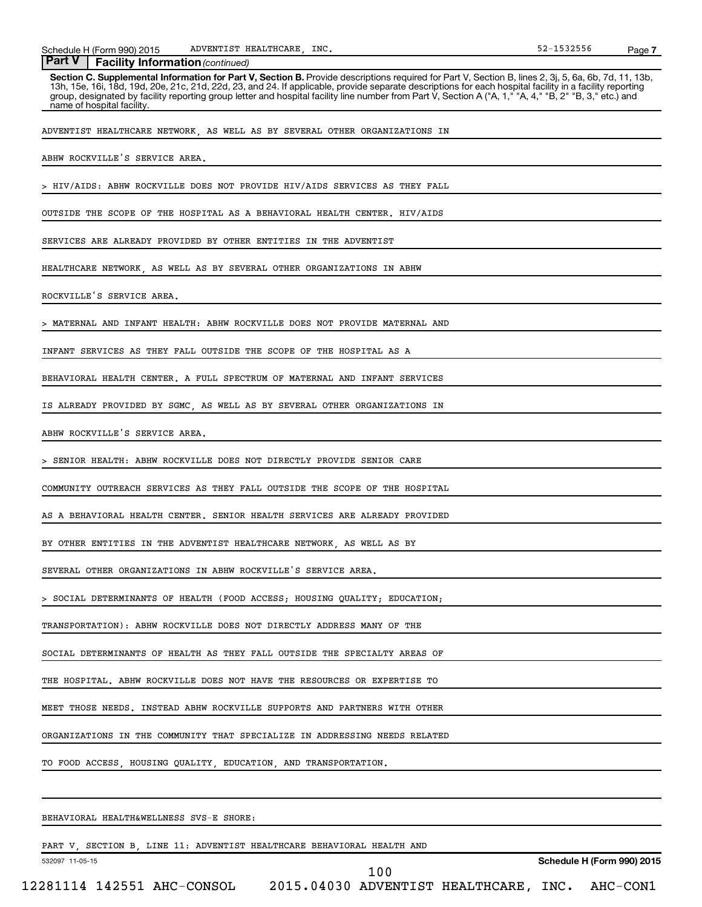## Part V Facility Information *(continued)*

**Section C. Supplemental Information for Part V, Section B.** Provide descriptions required for Part V, Section B, lines 2, 3j, 5, 6a, 6b, 7d, 11, 13b, 13h, 15e, 16i, 18d, 19d, 20e, 21c, 21d, 22d, 23, and 24. If applicable, provide separate descriptions for each hospital facility in a facility reporting group, designated by facility reporting group letter and hospital facility line number from Part V, Section A ("A, 1," "A, 4," "B, 2" "B, 3," etc.) and name of hospital facility.

ADVENTIST HEALTHCARE NETWORK, AS WELL AS BY SEVERAL OTHER ORGANIZATIONS IN ABHW ROCKVILLE'S SERVICE AREA.

> HIV/AIDS: ABHW ROCKVILLE DOES NOT PROVIDE HIV/AIDS SERVICES AS THEY FALL OUTSIDE THE SCOPE OF THE HOSPITAL AS A BEHAVIORAL HEALTH CENTER. HIV/AIDS SERVICES ARE ALREADY PROVIDED BY OTHER ENTITIES IN THE ADVENTIST HEALTHCARE NETWORK, AS WELL AS BY SEVERAL OTHER ORGANIZATIONS IN ABHW ROCKVILLE'S SERVICE AREA.

> MATERNAL AND INFANT HEALTH: ABHW ROCKVILLE DOES NOT PROVIDE MATERNAL AND INFANT SERVICES AS THEY FALL OUTSIDE THE SCOPE OF THE HOSPITAL AS A BEHAVIORAL HEALTH CENTER. A FULL SPECTRUM OF MATERNAL AND INFANT SERVICES IS ALREADY PROVIDED BY SGMC, AS WELL AS BY SEVERAL OTHER ORGANIZATIONS IN ABHW ROCKVILLE'S SERVICE AREA.

> SENIOR HEALTH: ABHW ROCKVILLE DOES NOT DIRECTLY PROVIDE SENIOR CARE COMMUNITY OUTREACH SERVICES AS THEY FALL OUTSIDE THE SCOPE OF THE HOSPITAL AS A BEHAVIORAL HEALTH CENTER. SENIOR HEALTH SERVICES ARE ALREADY PROVIDED BY OTHER ENTITIES IN THE ADVENTIST HEALTHCARE NETWORK, AS WELL AS BY SEVERAL OTHER ORGANIZATIONS IN ABHW ROCKVILLE'S SERVICE AREA.

> SOCIAL DETERMINANTS OF HEALTH (FOOD ACCESS; HOUSING QUALITY; EDUCATION; TRANSPORTATION): ABHW ROCKVILLE DOES NOT DIRECTLY ADDRESS MANY OF THE SOCIAL DETERMINANTS OF HEALTH AS THEY FALL OUTSIDE THE SPECIALTY AREAS OF THE HOSPITAL. ABHW ROCKVILLE DOES NOT HAVE THE RESOURCES OR EXPERTISE TO MEET THOSE NEEDS. INSTEAD ABHW ROCKVILLE SUPPORTS AND PARTNERS WITH OTHER ORGANIZATIONS IN THE COMMUNITY THAT SPECIALIZE IN ADDRESSING NEEDS RELATED TO FOOD ACCESS, HOUSING QUALITY, EDUCATION, AND TRANSPORTATION.

BEHAVIORAL HEALTH&WELLNESS SVS-E SHORE:

PART V, SECTION B, LINE 11: ADVENTIST HEALTHCARE BEHAVIORAL HEALTH AND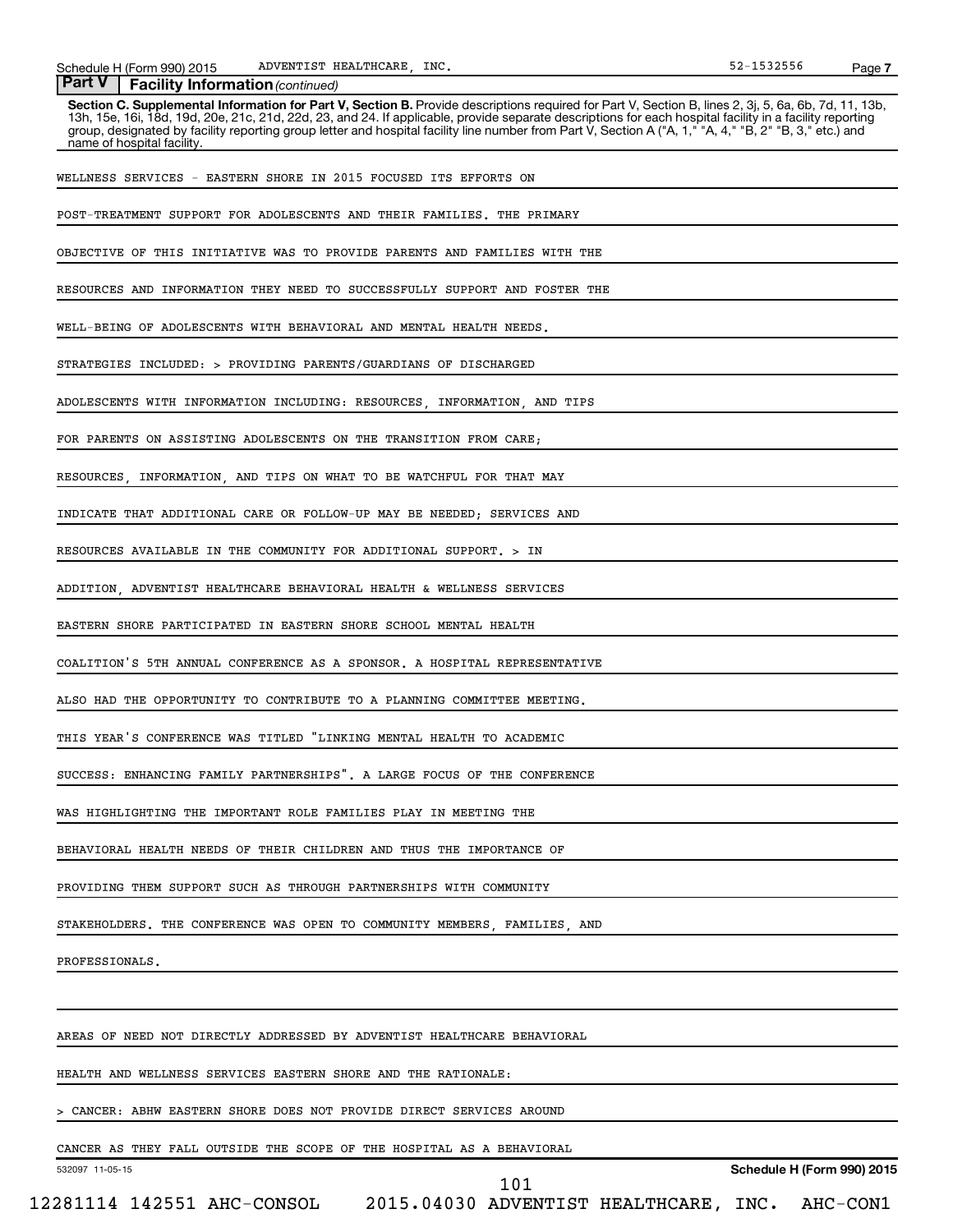## Part V Facility Information *(continued)*

**Section C. Supplemental Information for Part V, Section B.** Provide descriptions required for Part V, Section B, lines 2, 3j, 5, 6a, 6b, 7d, 11, 13b, 13h, 15e, 16i, 18d, 19d, 20e, 21c, 21d, 22d, 23, and 24. If applicable, provide separate descriptions for each hospital facility in a facility reporting group, designated by facility reporting group letter and hospital facility line number from Part V, Section A ("A, 1," "A, 4," "B, 2" "B, 3," etc.) and name of hospital facility.

WELLNESS SERVICES - EASTERN SHORE IN 2015 FOCUSED ITS EFFORTS ON POST-TREATMENT SUPPORT FOR ADOLESCENTS AND THEIR FAMILIES. THE PRIMARY OBJECTIVE OF THIS INITIATIVE WAS TO PROVIDE PARENTS AND FAMILIES WITH THE RESOURCES AND INFORMATION THEY NEED TO SUCCESSFULLY SUPPORT AND FOSTER THE WELL-BEING OF ADOLESCENTS WITH BEHAVIORAL AND MENTAL HEALTH NEEDS. STRATEGIES INCLUDED: > PROVIDING PARENTS/GUARDIANS OF DISCHARGED ADOLESCENTS WITH INFORMATION INCLUDING: RESOURCES, INFORMATION, AND TIPS FOR PARENTS ON ASSISTING ADOLESCENTS ON THE TRANSITION FROM CARE; RESOURCES, INFORMATION, AND TIPS ON WHAT TO BE WATCHFUL FOR THAT MAY INDICATE THAT ADDITIONAL CARE OR FOLLOW-UP MAY BE NEEDED; SERVICES AND RESOURCES AVAILABLE IN THE COMMUNITY FOR ADDITIONAL SUPPORT. > IN ADDITION, ADVENTIST HEALTHCARE BEHAVIORAL HEALTH & WELLNESS SERVICES EASTERN SHORE PARTICIPATED IN EASTERN SHORE SCHOOL MENTAL HEALTH COALITION'S 5TH ANNUAL CONFERENCE AS A SPONSOR. A HOSPITAL REPRESENTATIVE ALSO HAD THE OPPORTUNITY TO CONTRIBUTE TO A PLANNING COMMITTEE MEETING. THIS YEAR'S CONFERENCE WAS TITLED "LINKING MENTAL HEALTH TO ACADEMIC SUCCESS: ENHANCING FAMILY PARTNERSHIPS". A LARGE FOCUS OF THE CONFERENCE WAS HIGHLIGHTING THE IMPORTANT ROLE FAMILIES PLAY IN MEETING THE BEHAVIORAL HEALTH NEEDS OF THEIR CHILDREN AND THUS THE IMPORTANCE OF PROVIDING THEM SUPPORT SUCH AS THROUGH PARTNERSHIPS WITH COMMUNITY STAKEHOLDERS. THE CONFERENCE WAS OPEN TO COMMUNITY MEMBERS, FAMILIES, AND PROFESSIONALS.

AREAS OF NEED NOT DIRECTLY ADDRESSED BY ADVENTIST HEALTHCARE BEHAVIORAL HEALTH AND WELLNESS SERVICES EASTERN SHORE AND THE RATIONALE:

> CANCER: ABHW EASTERN SHORE DOES NOT PROVIDE DIRECT SERVICES AROUND CANCER AS THEY FALL OUTSIDE THE SCOPE OF THE HOSPITAL AS A BEHAVIORAL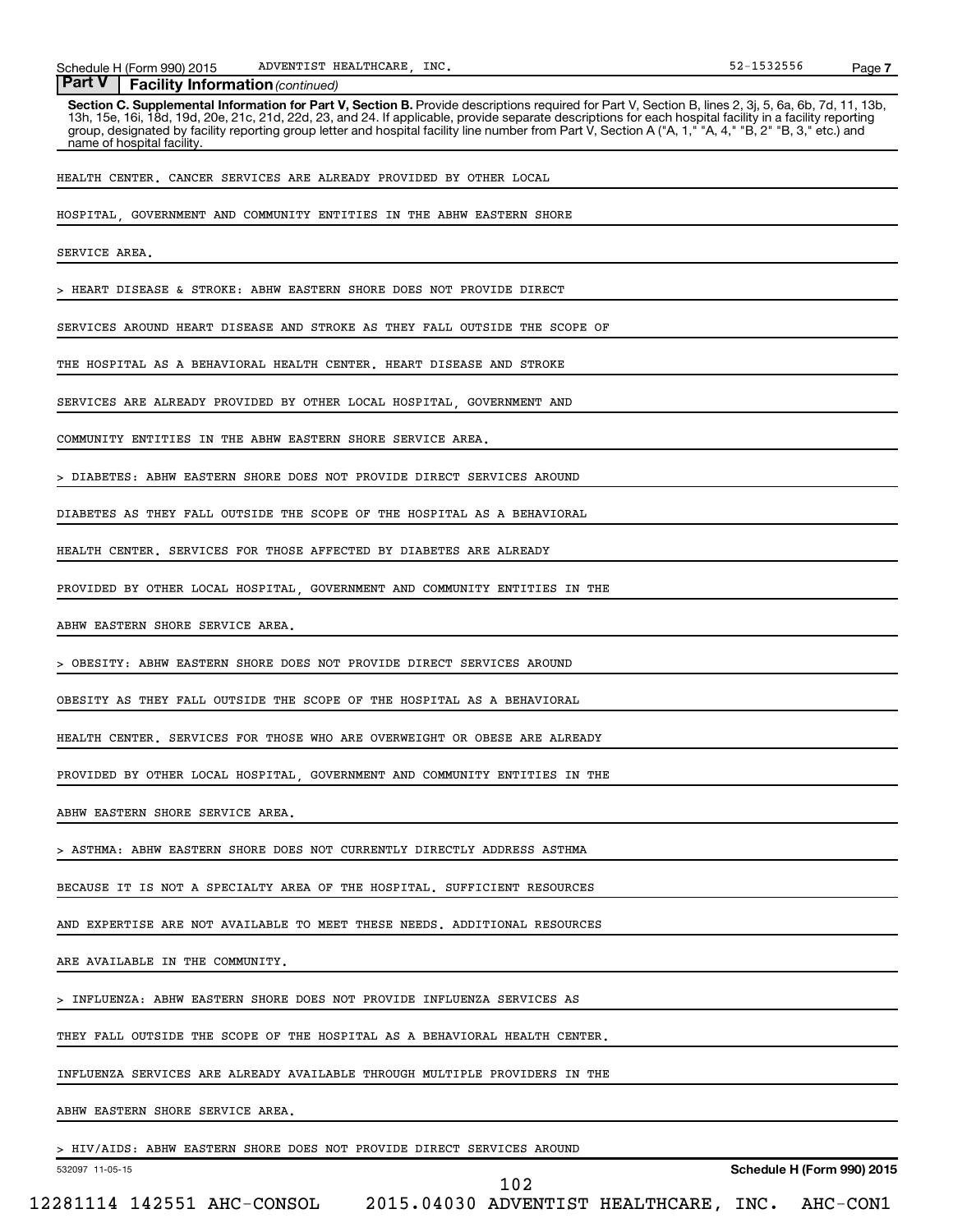## Part V | Facility Information *(continued)*

**Section C. Supplemental Information for Part V, Section B.** Provide descriptions required for Part V, Section B, lines 2, 3j, 5, 6a, 6b, 7d, 11, 13b, 13h, 15e, 16i, 18d, 19d, 20e, 21c, 21d, 22d, 23, and 24. If applicable, provide separate descriptions for each hospital facility in a facility reporting group, designated by facility reporting group letter and hospital facility line number from Part V, Section A ("A, 1," "A, 4," "B, 2" "B, 3," etc.) and name of hospital facility.

HEALTH CENTER. CANCER SERVICES ARE ALREADY PROVIDED BY OTHER LOCAL HOSPITAL, GOVERNMENT AND COMMUNITY ENTITIES IN THE ABHW EASTERN SHORE SERVICE AREA.

> HEART DISEASE & STROKE: ABHW EASTERN SHORE DOES NOT PROVIDE DIRECT SERVICES AROUND HEART DISEASE AND STROKE AS THEY FALL OUTSIDE THE SCOPE OF THE HOSPITAL AS A BEHAVIORAL HEALTH CENTER. HEART DISEASE AND STROKE SERVICES ARE ALREADY PROVIDED BY OTHER LOCAL HOSPITAL, GOVERNMENT AND COMMUNITY ENTITIES IN THE ABHW EASTERN SHORE SERVICE AREA.

> DIABETES: ABHW EASTERN SHORE DOES NOT PROVIDE DIRECT SERVICES AROUND DIABETES AS THEY FALL OUTSIDE THE SCOPE OF THE HOSPITAL AS A BEHAVIORAL HEALTH CENTER. SERVICES FOR THOSE AFFECTED BY DIABETES ARE ALREADY PROVIDED BY OTHER LOCAL HOSPITAL, GOVERNMENT AND COMMUNITY ENTITIES IN THE ABHW EASTERN SHORE SERVICE AREA.

> OBESITY: ABHW EASTERN SHORE DOES NOT PROVIDE DIRECT SERVICES AROUND OBESITY AS THEY FALL OUTSIDE THE SCOPE OF THE HOSPITAL AS A BEHAVIORAL HEALTH CENTER. SERVICES FOR THOSE WHO ARE OVERWEIGHT OR OBESE ARE ALREADY PROVIDED BY OTHER LOCAL HOSPITAL, GOVERNMENT AND COMMUNITY ENTITIES IN THE ABHW EASTERN SHORE SERVICE AREA.

> ASTHMA: ABHW EASTERN SHORE DOES NOT CURRENTLY DIRECTLY ADDRESS ASTHMA BECAUSE IT IS NOT A SPECIALTY AREA OF THE HOSPITAL. SUFFICIENT RESOURCES AND EXPERTISE ARE NOT AVAILABLE TO MEET THESE NEEDS. ADDITIONAL RESOURCES ARE AVAILABLE IN THE COMMUNITY.

> INFLUENZA: ABHW EASTERN SHORE DOES NOT PROVIDE INFLUENZA SERVICES AS THEY FALL OUTSIDE THE SCOPE OF THE HOSPITAL AS A BEHAVIORAL HEALTH CENTER. INFLUENZA SERVICES ARE ALREADY AVAILABLE THROUGH MULTIPLE PROVIDERS IN THE ABHW EASTERN SHORE SERVICE AREA.

> HIV/AIDS: ABHW EASTERN SHORE DOES NOT PROVIDE DIRECT SERVICES AROUND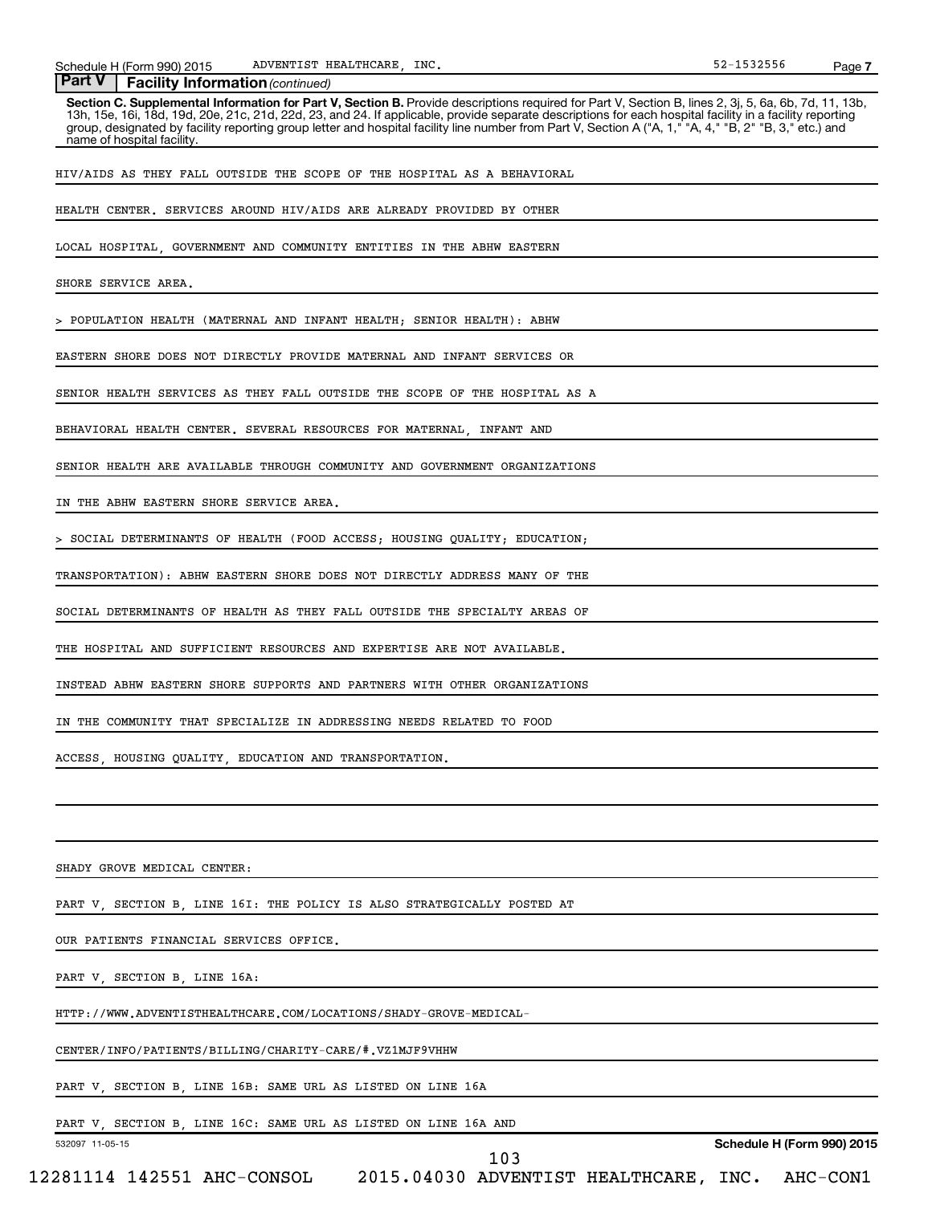## Part V | Facility Information *(continued)*

**Section C. Supplemental Information for Part V, Section B.** Provide descriptions required for Part V, Section B, lines 2, 3j, 5, 6a, 6b, 7d, 11, 13b, 13h, 15e, 16i, 18d, 19d, 20e, 21c, 21d, 22d, 23, and 24. If applicable, provide separate descriptions for each hospital facility in a facility reporting group, designated by facility reporting group letter and hospital facility line number from Part V, Section A ("A, 1," "A, 4," "B, 2" "B, 3," etc.) and name of hospital facility.

HIV/AIDS AS THEY FALL OUTSIDE THE SCOPE OF THE HOSPITAL AS A BEHAVIORAL HEALTH CENTER. SERVICES AROUND HIV/AIDS ARE ALREADY PROVIDED BY OTHER LOCAL HOSPITAL, GOVERNMENT AND COMMUNITY ENTITIES IN THE ABHW EASTERN SHORE SERVICE AREA.

> POPULATION HEALTH (MATERNAL AND INFANT HEALTH; SENIOR HEALTH): ABHW EASTERN SHORE DOES NOT DIRECTLY PROVIDE MATERNAL AND INFANT SERVICES OR SENIOR HEALTH SERVICES AS THEY FALL OUTSIDE THE SCOPE OF THE HOSPITAL AS A BEHAVIORAL HEALTH CENTER. SEVERAL RESOURCES FOR MATERNAL, INFANT AND SENIOR HEALTH ARE AVAILABLE THROUGH COMMUNITY AND GOVERNMENT ORGANIZATIONS IN THE ABHW EASTERN SHORE SERVICE AREA.

> SOCIAL DETERMINANTS OF HEALTH (FOOD ACCESS; HOUSING QUALITY; EDUCATION; TRANSPORTATION): ABHW EASTERN SHORE DOES NOT DIRECTLY ADDRESS MANY OF THE SOCIAL DETERMINANTS OF HEALTH AS THEY FALL OUTSIDE THE SPECIALTY AREAS OF THE HOSPITAL AND SUFFICIENT RESOURCES AND EXPERTISE ARE NOT AVAILABLE. INSTEAD ABHW EASTERN SHORE SUPPORTS AND PARTNERS WITH OTHER ORGANIZATIONS IN THE COMMUNITY THAT SPECIALIZE IN ADDRESSING NEEDS RELATED TO FOOD ACCESS, HOUSING QUALITY, EDUCATION AND TRANSPORTATION.

SHADY GROVE MEDICAL CENTER:

PART V, SECTION B, LINE 16I: THE POLICY IS ALSO STRATEGICALLY POSTED AT OUR PATIENTS FINANCIAL SERVICES OFFICE.

PART V, SECTION B, LINE 16A:

HTTP://WWW.ADVENTISTHEALTHCARE.COM/LOCATIONS/SHADY-GROVE-MEDICAL-CENTER/INFO/PATIENTS/BILLING/CHARITY-CARE/#.VZ1MJF9VHHW

PART V, SECTION B, LINE 16B: SAME URL AS LISTED ON LINE 16A

PART V, SECTION B, LINE 16C: SAME URL AS LISTED ON LINE 16A AND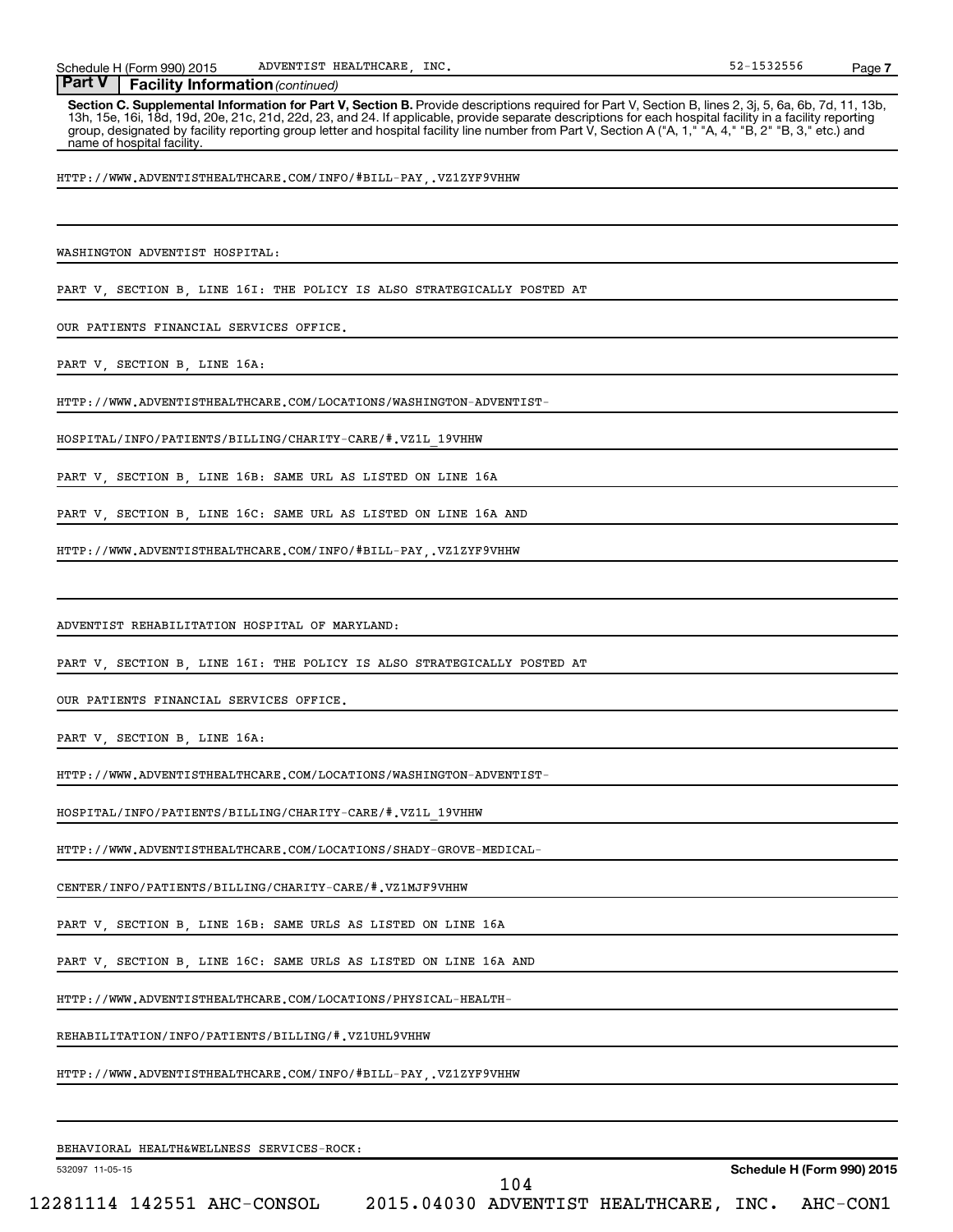**Part V | Facility Information** *(continued)*

**Section C. Supplemental Information for Part V, Section B.** Provide descriptions required for Part V, Section B, lines 2, 3j, 5, 6a, 6b, 7d, 11, 13b, 13h, 15e, 16i, 18d, 19d, 20e, 21c, 21d, 22d, 23, and 24. If applicable, provide separate descriptions for each hospital facility in a facility reporting group, designated by facility reporting group letter and hospital facility line number from Part V, Section A ("A, 1," "A, 4," "B, 2" "B, 3," etc.) and name of hospital facility.

HTTP://WWW.ADVENTISTHEALTHCARE.COM/INFO/#BILL-PAY,.VZ1ZYF9VHHW

WASHINGTON ADVENTIST HOSPITAL:

PART V, SECTION B, LINE 16I: THE POLICY IS ALSO STRATEGICALLY POSTED AT OUR PATIENTS FINANCIAL SERVICES OFFICE.

PART V, SECTION B, LINE 16A:

HTTP://WWW.ADVENTISTHEALTHCARE.COM/LOCATIONS/WASHINGTON-ADVENTIST-HOSPITAL/INFO/PATIENTS/BILLING/CHARITY-CARE/#.VZ1L_19VHHW

PART V, SECTION B, LINE 16B: SAME URL AS LISTED ON LINE 16A

PART V, SECTION B, LINE 16C: SAME URL AS LISTED ON LINE 16A AND

HTTP://WWW.ADVENTISTHEALTHCARE.COM/INFO/#BILL-PAY,.VZ1ZYF9VHHW

ADVENTIST REHABILITATION HOSPITAL OF MARYLAND:

PART V, SECTION B, LINE 16I: THE POLICY IS ALSO STRATEGICALLY POSTED AT OUR PATIENTS FINANCIAL SERVICES OFFICE.

PART V, SECTION B, LINE 16A:

HTTP://WWW.ADVENTISTHEALTHCARE.COM/LOCATIONS/WASHINGTON-ADVENTIST-HOSPITAL/INFO/PATIENTS/BILLING/CHARITY-CARE/#.VZ1L_19VHHW

HTTP://WWW.ADVENTISTHEALTHCARE.COM/LOCATIONS/SHADY-GROVE-MEDICAL-CENTER/INFO/PATIENTS/BILLING/CHARITY-CARE/#.VZ1MJF9VHHW

PART V, SECTION B, LINE 16B: SAME URLS AS LISTED ON LINE 16A

PART V, SECTION B, LINE 16C: SAME URLS AS LISTED ON LINE 16A AND

HTTP://WWW.ADVENTISTHEALTHCARE.COM/LOCATIONS/PHYSICAL-HEALTH-REHABILITATION/INFO/PATIENTS/BILLING/#.VZ1UHL9VHHW

HTTP://WWW.ADVENTISTHEALTHCARE.COM/INFO/#BILL-PAY,.VZ1ZYF9VHHW

BEHAVIORAL HEALTH&WELLNESS SERVICES-ROCK: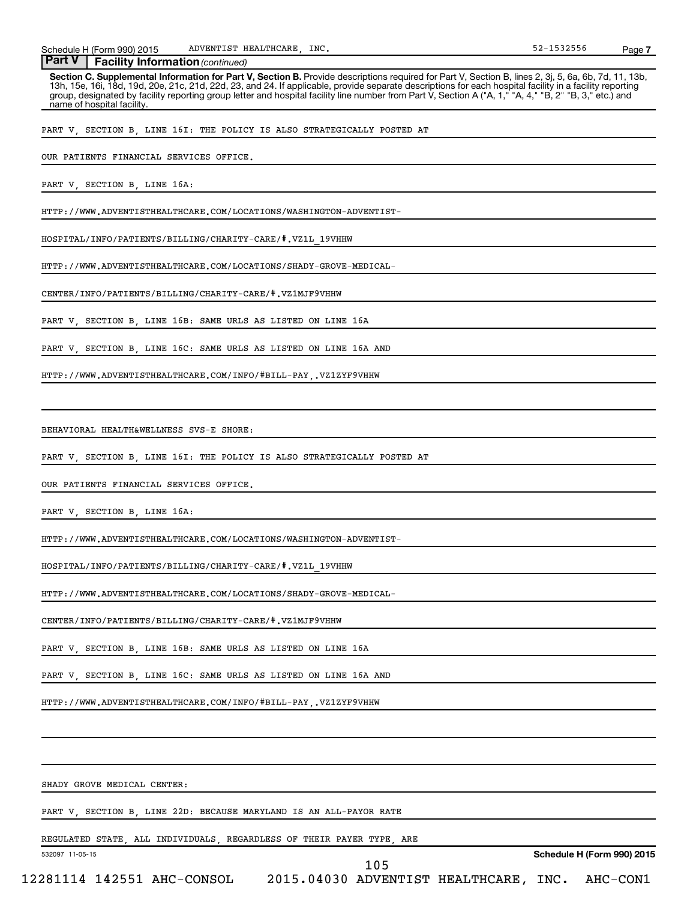**Part V | Facility Information** *(continued)*

**Section C. Supplemental Information for Part V, Section B.** Provide descriptions required for Part V, Section B, lines 2, 3j, 5, 6a, 6b, 7d, 11, 13b, 13h, 15e, 16i, 18d, 19d, 20e, 21c, 21d, 22d, 23, and 24. If applicable, provide separate descriptions for each hospital facility in a facility reporting group, designated by facility reporting group letter and hospital facility line number from Part V, Section A ("A, 1," "A, 4," "B, 2" "B, 3," etc.) and name of hospital facility.

PART V, SECTION B, LINE 16I: THE POLICY IS ALSO STRATEGICALLY POSTED AT

OUR PATIENTS FINANCIAL SERVICES OFFICE.

PART V, SECTION B, LINE 16A:

HTTP://WWW.ADVENTISTHEALTHCARE.COM/LOCATIONS/WASHINGTON-ADVENTIST-

HOSPITAL/INFO/PATIENTS/BILLING/CHARITY-CARE/#.VZ1L_19VHHW

HTTP://WWW.ADVENTISTHEALTHCARE.COM/LOCATIONS/SHADY-GROVE-MEDICAL-

CENTER/INFO/PATIENTS/BILLING/CHARITY-CARE/#.VZ1MJF9VHHW

PART V, SECTION B, LINE 16B: SAME URLS AS LISTED ON LINE 16A

PART V, SECTION B, LINE 16C: SAME URLS AS LISTED ON LINE 16A AND

HTTP://WWW.ADVENTISTHEALTHCARE.COM/INFO/#BILL-PAY,.VZ1ZYF9VHHW

BEHAVIORAL HEALTH&WELLNESS SVS-E SHORE:

PART V, SECTION B, LINE 16I: THE POLICY IS ALSO STRATEGICALLY POSTED AT

OUR PATIENTS FINANCIAL SERVICES OFFICE.

PART V, SECTION B, LINE 16A:

HTTP://WWW.ADVENTISTHEALTHCARE.COM/LOCATIONS/WASHINGTON-ADVENTIST-

HOSPITAL/INFO/PATIENTS/BILLING/CHARITY-CARE/#.VZ1L_19VHHW

HTTP://WWW.ADVENTISTHEALTHCARE.COM/LOCATIONS/SHADY-GROVE-MEDICAL-

CENTER/INFO/PATIENTS/BILLING/CHARITY-CARE/#.VZ1MJF9VHHW

PART V, SECTION B, LINE 16B: SAME URLS AS LISTED ON LINE 16A

PART V, SECTION B, LINE 16C: SAME URLS AS LISTED ON LINE 16A AND

HTTP://WWW.ADVENTISTHEALTHCARE.COM/INFO/#BILL-PAY,.VZ1ZYF9VHHW

SHADY GROVE MEDICAL CENTER:

PART V, SECTION B, LINE 22D: BECAUSE MARYLAND IS AN ALL-PAYOR RATE

REGULATED STATE, ALL INDIVIDUALS, REGARDLESS OF THEIR PAYER TYPE, ARE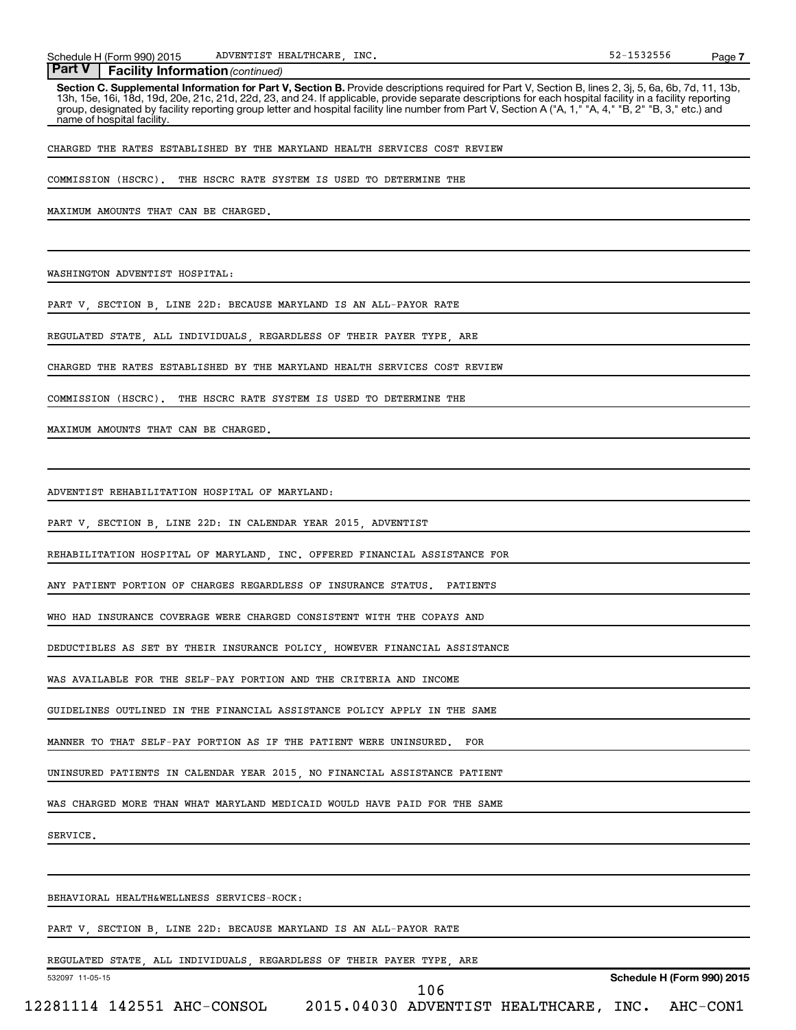**Part V | Facility Information** *(continued)*

**Section C. Supplemental Information for Part V, Section B.** Provide descriptions required for Part V, Section B, lines 2, 3j, 5, 6a, 6b, 7d, 11, 13b, 13h, 15e, 16i, 18d, 19d, 20e, 21c, 21d, 22d, 23, and 24. If applicable, provide separate descriptions for each hospital facility in a facility reporting group, designated by facility reporting group letter and hospital facility line number from Part V, Section A ("A, 1," "A, 4," "B, 2" "B, 3," etc.) and name of hospital facility.

CHARGED THE RATES ESTABLISHED BY THE MARYLAND HEALTH SERVICES COST REVIEW COMMISSION (HSCRC). THE HSCRC RATE SYSTEM IS USED TO DETERMINE THE MAXIMUM AMOUNTS THAT CAN BE CHARGED.

WASHINGTON ADVENTIST HOSPITAL:

PART V, SECTION B, LINE 22D: BECAUSE MARYLAND IS AN ALL-PAYOR RATE REGULATED STATE, ALL INDIVIDUALS, REGARDLESS OF THEIR PAYER TYPE, ARE CHARGED THE RATES ESTABLISHED BY THE MARYLAND HEALTH SERVICES COST REVIEW COMMISSION (HSCRC). THE HSCRC RATE SYSTEM IS USED TO DETERMINE THE MAXIMUM AMOUNTS THAT CAN BE CHARGED.

ADVENTIST REHABILITATION HOSPITAL OF MARYLAND:

PART V, SECTION B, LINE 22D: IN CALENDAR YEAR 2015, ADVENTIST REHABILITATION HOSPITAL OF MARYLAND, INC. OFFERED FINANCIAL ASSISTANCE FOR ANY PATIENT PORTION OF CHARGES REGARDLESS OF INSURANCE STATUS. PATIENTS WHO HAD INSURANCE COVERAGE WERE CHARGED CONSISTENT WITH THE COPAYS AND DEDUCTIBLES AS SET BY THEIR INSURANCE POLICY, HOWEVER FINANCIAL ASSISTANCE WAS AVAILABLE FOR THE SELF-PAY PORTION AND THE CRITERIA AND INCOME GUIDELINES OUTLINED IN THE FINANCIAL ASSISTANCE POLICY APPLY IN THE SAME MANNER TO THAT SELF-PAY PORTION AS IF THE PATIENT WERE UNINSURED. FOR UNINSURED PATIENTS IN CALENDAR YEAR 2015, NO FINANCIAL ASSISTANCE PATIENT WAS CHARGED MORE THAN WHAT MARYLAND MEDICAID WOULD HAVE PAID FOR THE SAME SERVICE.

BEHAVIORAL HEALTH&WELLNESS SERVICES-ROCK:

PART V, SECTION B, LINE 22D: BECAUSE MARYLAND IS AN ALL-PAYOR RATE REGULATED STATE, ALL INDIVIDUALS, REGARDLESS OF THEIR PAYER TYPE, ARE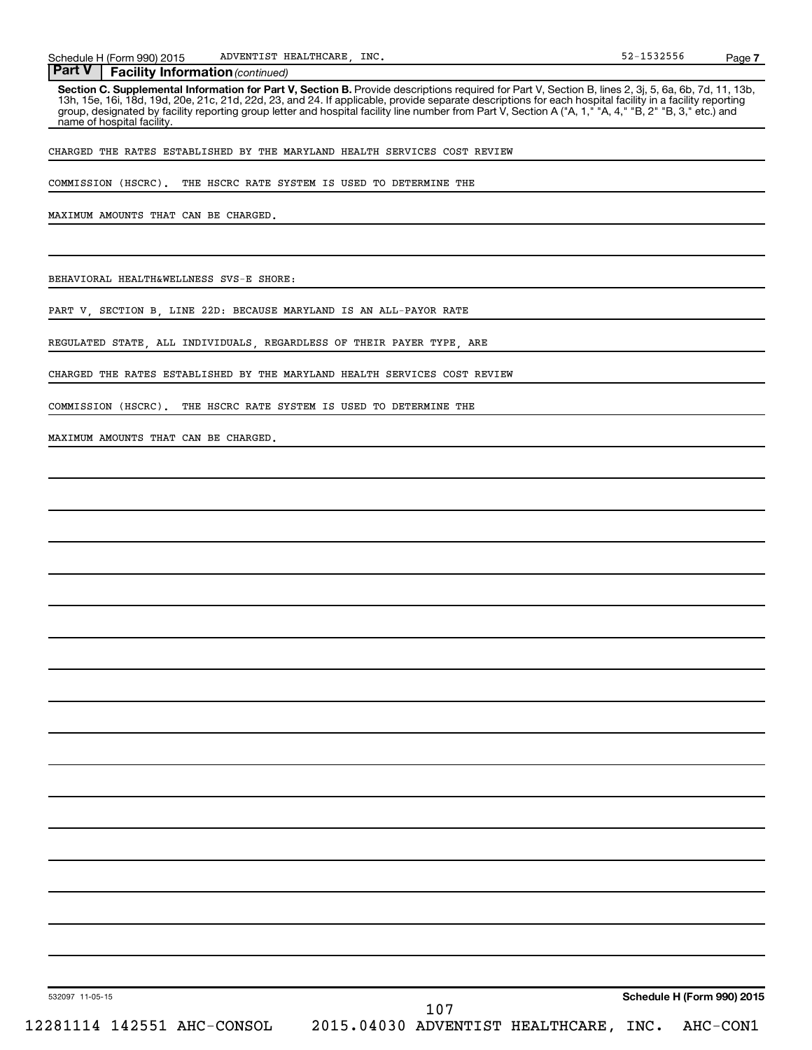**Part V | Facility Information** *(continued)*

**Section C. Supplemental Information for Part V, Section B.** Provide descriptions required for Part V, Section B, lines 2, 3j, 5, 6a, 6b, 7d, 11, 13b, 13h, 15e, 16i, 18d, 19d, 20e, 21c, 21d, 22d, 23, and 24. If applicable, provide separate descriptions for each hospital facility in a facility reporting group, designated by facility reporting group letter and hospital facility line number from Part V, Section A ("A, 1," "A, 4," "B, 2" "B, 3," etc.) and name of hospital facility.

CHARGED THE RATES ESTABLISHED BY THE MARYLAND HEALTH SERVICES COST REVIEW

COMMISSION (HSCRC). THE HSCRC RATE SYSTEM IS USED TO DETERMINE THE

MAXIMUM AMOUNTS THAT CAN BE CHARGED.

BEHAVIORAL HEALTH&WELLNESS SVS-E SHORE:

PART V, SECTION B, LINE 22D: BECAUSE MARYLAND IS AN ALL-PAYOR RATE

REGULATED STATE, ALL INDIVIDUALS, REGARDLESS OF THEIR PAYER TYPE, ARE

CHARGED THE RATES ESTABLISHED BY THE MARYLAND HEALTH SERVICES COST REVIEW

COMMISSION (HSCRC). THE HSCRC RATE SYSTEM IS USED TO DETERMINE THE

MAXIMUM AMOUNTS THAT CAN BE CHARGED.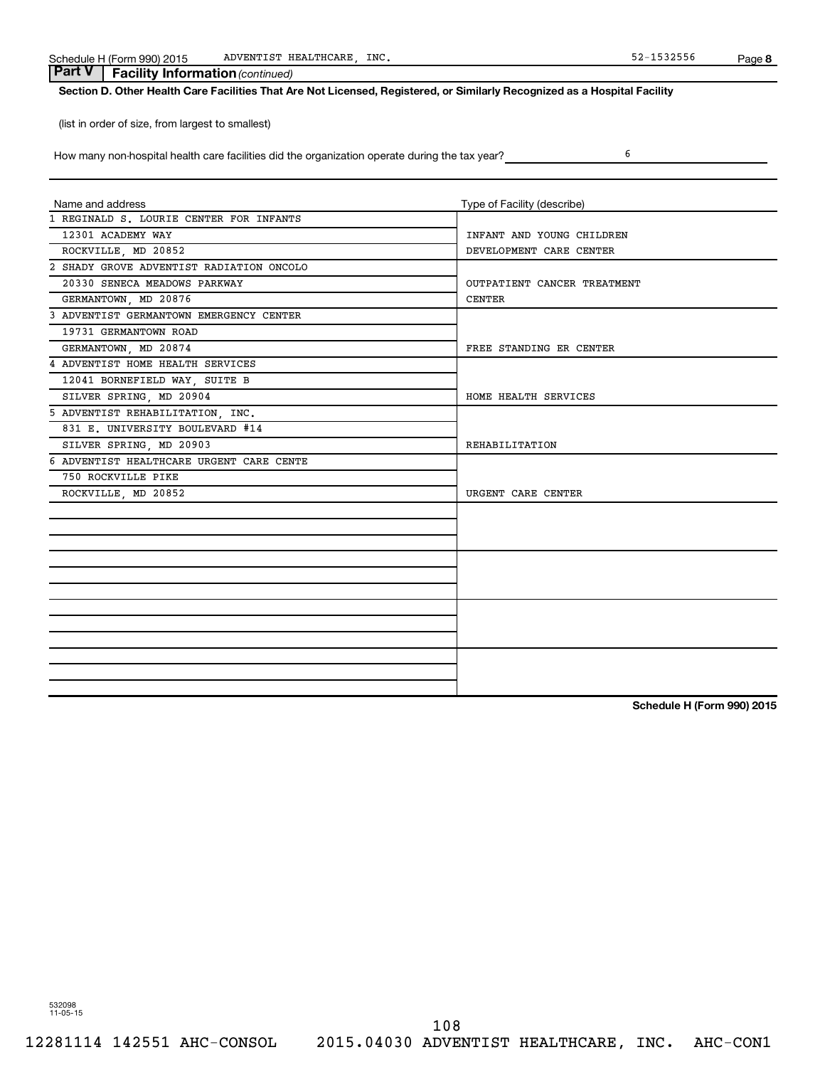**Part V | Facility Information** *(continued)*

**Section D. Other Health Care Facilities That Are Not Licensed, Registered, or Similarly Recognized as a Hospital Facility**

(list in order of size, from largest to smallest)

How many non-hospital health care facilities did the organization operate during the tax year? 6

| Name and address | Type of Facility (describe) |
|---|---|
| 1 REGINALD S. LOURIE CENTER FOR INFANTS<br>12301 ACADEMY WAY<br>ROCKVILLE, MD 20852 | INFANT AND YOUNG CHILDREN DEVELOPMENT CARE CENTER |
| 2 SHADY GROVE ADVENTIST RADIATION ONCOLO<br>20330 SENECA MEADOWS PARKWAY<br>GERMANTOWN, MD 20876 | OUTPATIENT CANCER TREATMENT CENTER |
| 3 ADVENTIST GERMANTOWN EMERGENCY CENTER<br>19731 GERMANTOWN ROAD<br>GERMANTOWN, MD 20874 | FREE STANDING ER CENTER |
| 4 ADVENTIST HOME HEALTH SERVICES<br>12041 BORNEFIELD WAY, SUITE B<br>SILVER SPRING, MD 20904 | HOME HEALTH SERVICES |
| 5 ADVENTIST REHABILITATION, INC.<br>831 E. UNIVERSITY BOULEVARD #14<br>SILVER SPRING, MD 20903 | REHABILITATION |
| 6 ADVENTIST HEALTHCARE URGENT CARE CENTE<br>750 ROCKVILLE PIKE<br>ROCKVILLE, MD 20852 | URGENT CARE CENTER |
| | |
| | |
| | |
| | |

532098 11-05-15

12281114 142551 AHC-CONSOL 2015.04030 ADVENTIST HEALTHCARE, INC. AHC-CON1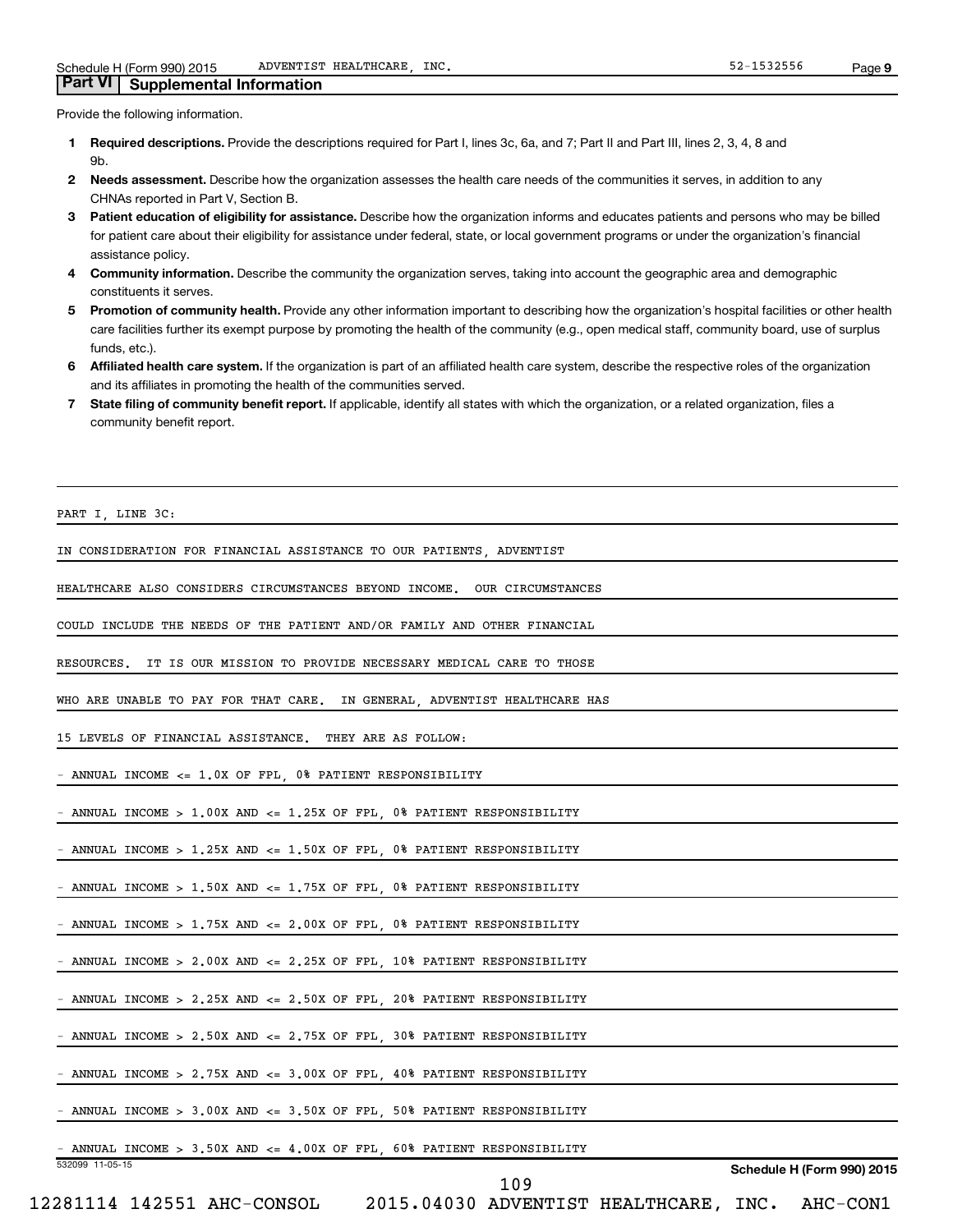## Part VI | Supplemental Information

Provide the following information.

1. **Required descriptions.** Provide the descriptions required for Part I, lines 3c, 6a, and 7; Part II and Part III, lines 2, 3, 4, 8 and 9b.
2. **Needs assessment.** Describe how the organization assesses the health care needs of the communities it serves, in addition to any CHNAs reported in Part V, Section B.
3. **Patient education of eligibility for assistance.** Describe how the organization informs and educates patients and persons who may be billed for patient care about their eligibility for assistance under federal, state, or local government programs or under the organization's financial assistance policy.
4. **Community information.** Describe the community the organization serves, taking into account the geographic area and demographic constituents it serves.
5. **Promotion of community health.** Provide any other information important to describing how the organization's hospital facilities or other health care facilities further its exempt purpose by promoting the health of the community (e.g., open medical staff, community board, use of surplus funds, etc.).
6. **Affiliated health care system.** If the organization is part of an affiliated health care system, describe the respective roles of the organization and its affiliates in promoting the health of the communities served.
7. **State filing of community benefit report.** If applicable, identify all states with which the organization, or a related organization, files a community benefit report.

PART I, LINE 3C:

IN CONSIDERATION FOR FINANCIAL ASSISTANCE TO OUR PATIENTS, ADVENTIST HEALTHCARE ALSO CONSIDERS CIRCUMSTANCES BEYOND INCOME. OUR CIRCUMSTANCES COULD INCLUDE THE NEEDS OF THE PATIENT AND/OR FAMILY AND OTHER FINANCIAL RESOURCES. IT IS OUR MISSION TO PROVIDE NECESSARY MEDICAL CARE TO THOSE WHO ARE UNABLE TO PAY FOR THAT CARE. IN GENERAL, ADVENTIST HEALTHCARE HAS 15 LEVELS OF FINANCIAL ASSISTANCE. THEY ARE AS FOLLOW:

- ANNUAL INCOME <= 1.0X OF FPL, 0% PATIENT RESPONSIBILITY
- ANNUAL INCOME > 1.00X AND <= 1.25X OF FPL, 0% PATIENT RESPONSIBILITY
- ANNUAL INCOME > 1.25X AND <= 1.50X OF FPL, 0% PATIENT RESPONSIBILITY
- ANNUAL INCOME > 1.50X AND <= 1.75X OF FPL, 0% PATIENT RESPONSIBILITY
- ANNUAL INCOME > 1.75X AND <= 2.00X OF FPL, 0% PATIENT RESPONSIBILITY
- ANNUAL INCOME > 2.00X AND <= 2.25X OF FPL, 10% PATIENT RESPONSIBILITY
- ANNUAL INCOME > 2.25X AND <= 2.50X OF FPL, 20% PATIENT RESPONSIBILITY
- ANNUAL INCOME > 2.50X AND <= 2.75X OF FPL, 30% PATIENT RESPONSIBILITY
- ANNUAL INCOME > 2.75X AND <= 3.00X OF FPL, 40% PATIENT RESPONSIBILITY
- ANNUAL INCOME > 3.00X AND <= 3.50X OF FPL, 50% PATIENT RESPONSIBILITY
- ANNUAL INCOME > 3.50X AND <= 4.00X OF FPL, 60% PATIENT RESPONSIBILITY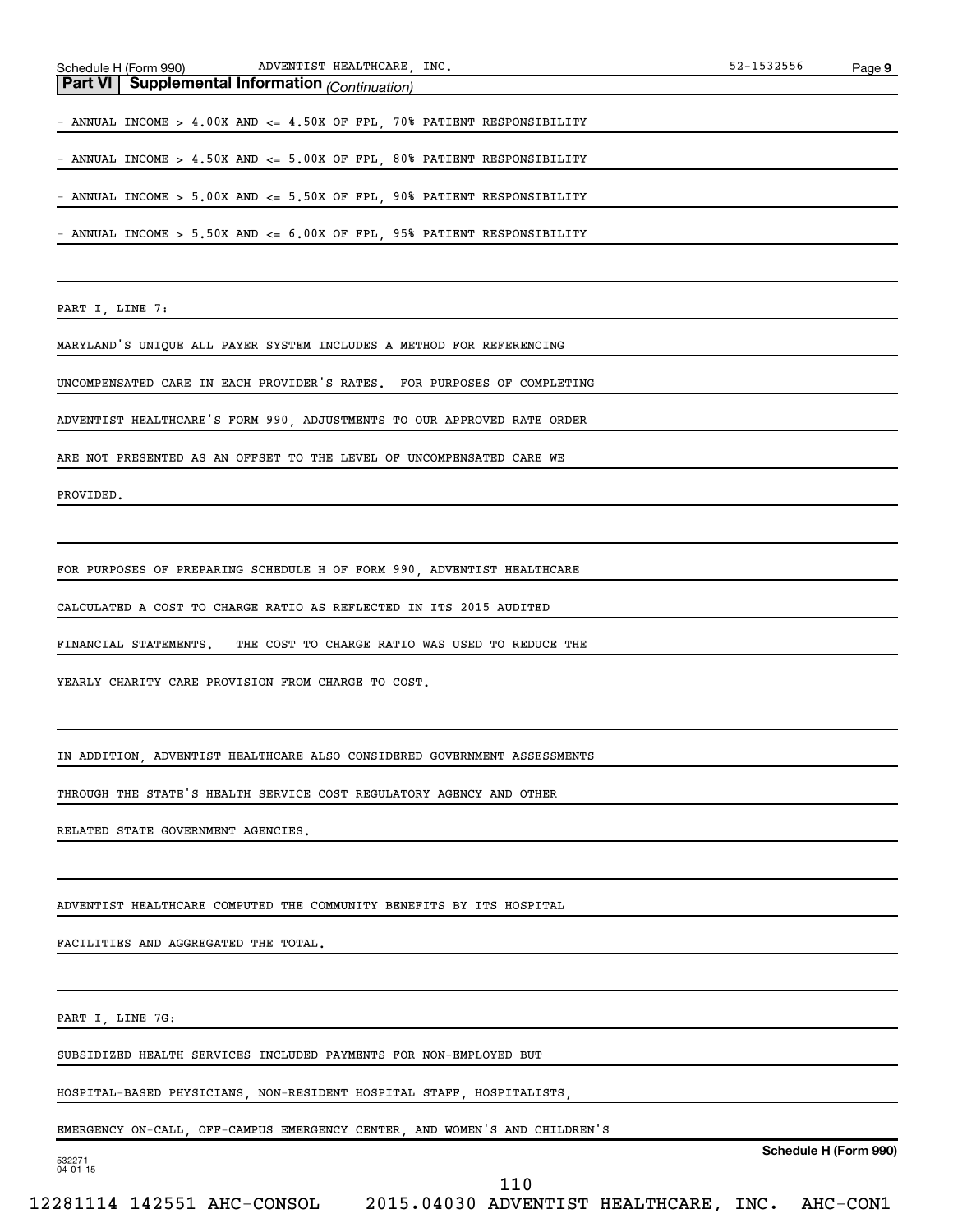**Part VI | Supplemental Information** *(Continuation)*

- ANNUAL INCOME > 4.00X AND <= 4.50X OF FPL, 70% PATIENT RESPONSIBILITY

- ANNUAL INCOME > 4.50X AND <= 5.00X OF FPL, 80% PATIENT RESPONSIBILITY

- ANNUAL INCOME > 5.00X AND <= 5.50X OF FPL, 90% PATIENT RESPONSIBILITY

- ANNUAL INCOME > 5.50X AND <= 6.00X OF FPL, 95% PATIENT RESPONSIBILITY

PART I, LINE 7:

MARYLAND'S UNIQUE ALL PAYER SYSTEM INCLUDES A METHOD FOR REFERENCING UNCOMPENSATED CARE IN EACH PROVIDER'S RATES. FOR PURPOSES OF COMPLETING ADVENTIST HEALTHCARE'S FORM 990, ADJUSTMENTS TO OUR APPROVED RATE ORDER ARE NOT PRESENTED AS AN OFFSET TO THE LEVEL OF UNCOMPENSATED CARE WE PROVIDED.

FOR PURPOSES OF PREPARING SCHEDULE H OF FORM 990, ADVENTIST HEALTHCARE CALCULATED A COST TO CHARGE RATIO AS REFLECTED IN ITS 2015 AUDITED FINANCIAL STATEMENTS. THE COST TO CHARGE RATIO WAS USED TO REDUCE THE YEARLY CHARITY CARE PROVISION FROM CHARGE TO COST.

IN ADDITION, ADVENTIST HEALTHCARE ALSO CONSIDERED GOVERNMENT ASSESSMENTS THROUGH THE STATE'S HEALTH SERVICE COST REGULATORY AGENCY AND OTHER RELATED STATE GOVERNMENT AGENCIES.

ADVENTIST HEALTHCARE COMPUTED THE COMMUNITY BENEFITS BY ITS HOSPITAL FACILITIES AND AGGREGATED THE TOTAL.

PART I, LINE 7G:

SUBSIDIZED HEALTH SERVICES INCLUDED PAYMENTS FOR NON-EMPLOYED BUT HOSPITAL-BASED PHYSICIANS, NON-RESIDENT HOSPITAL STAFF, HOSPITALISTS, EMERGENCY ON-CALL, OFF-CAMPUS EMERGENCY CENTER, AND WOMEN'S AND CHILDREN'S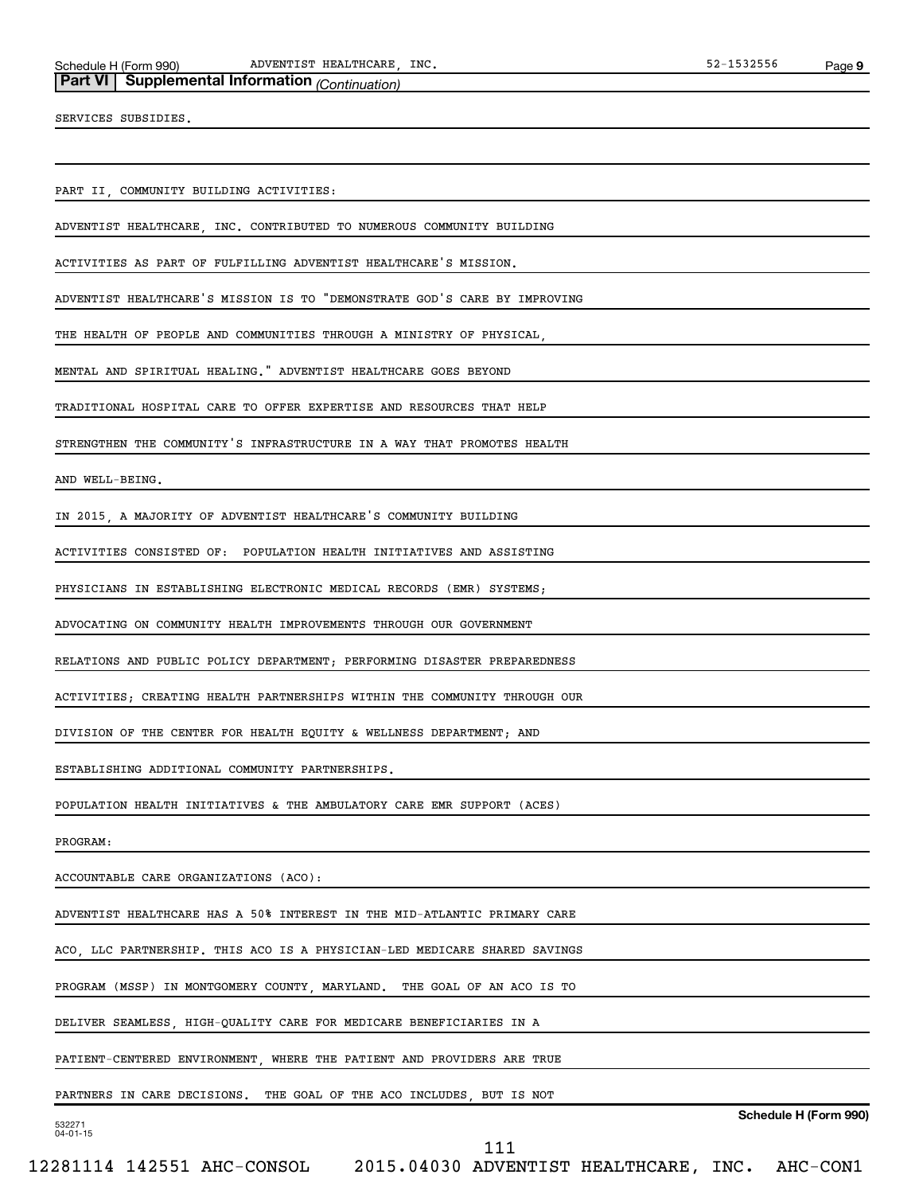**Part VI | Supplemental Information** *(Continuation)*

SERVICES SUBSIDIES.

PART II, COMMUNITY BUILDING ACTIVITIES:

ADVENTIST HEALTHCARE, INC. CONTRIBUTED TO NUMEROUS COMMUNITY BUILDING ACTIVITIES AS PART OF FULFILLING ADVENTIST HEALTHCARE'S MISSION. ADVENTIST HEALTHCARE'S MISSION IS TO "DEMONSTRATE GOD'S CARE BY IMPROVING THE HEALTH OF PEOPLE AND COMMUNITIES THROUGH A MINISTRY OF PHYSICAL, MENTAL AND SPIRITUAL HEALING." ADVENTIST HEALTHCARE GOES BEYOND TRADITIONAL HOSPITAL CARE TO OFFER EXPERTISE AND RESOURCES THAT HELP STRENGTHEN THE COMMUNITY'S INFRASTRUCTURE IN A WAY THAT PROMOTES HEALTH AND WELL-BEING.

IN 2015, A MAJORITY OF ADVENTIST HEALTHCARE'S COMMUNITY BUILDING ACTIVITIES CONSISTED OF: POPULATION HEALTH INITIATIVES AND ASSISTING PHYSICIANS IN ESTABLISHING ELECTRONIC MEDICAL RECORDS (EMR) SYSTEMS; ADVOCATING ON COMMUNITY HEALTH IMPROVEMENTS THROUGH OUR GOVERNMENT RELATIONS AND PUBLIC POLICY DEPARTMENT; PERFORMING DISASTER PREPAREDNESS ACTIVITIES; CREATING HEALTH PARTNERSHIPS WITHIN THE COMMUNITY THROUGH OUR DIVISION OF THE CENTER FOR HEALTH EQUITY & WELLNESS DEPARTMENT; AND ESTABLISHING ADDITIONAL COMMUNITY PARTNERSHIPS.

POPULATION HEALTH INITIATIVES & THE AMBULATORY CARE EMR SUPPORT (ACES) PROGRAM:

ACCOUNTABLE CARE ORGANIZATIONS (ACO):

ADVENTIST HEALTHCARE HAS A 50% INTEREST IN THE MID-ATLANTIC PRIMARY CARE ACO, LLC PARTNERSHIP. THIS ACO IS A PHYSICIAN-LED MEDICARE SHARED SAVINGS PROGRAM (MSSP) IN MONTGOMERY COUNTY, MARYLAND. THE GOAL OF AN ACO IS TO DELIVER SEAMLESS, HIGH-QUALITY CARE FOR MEDICARE BENEFICIARIES IN A PATIENT-CENTERED ENVIRONMENT, WHERE THE PATIENT AND PROVIDERS ARE TRUE PARTNERS IN CARE DECISIONS. THE GOAL OF THE ACO INCLUDES, BUT IS NOT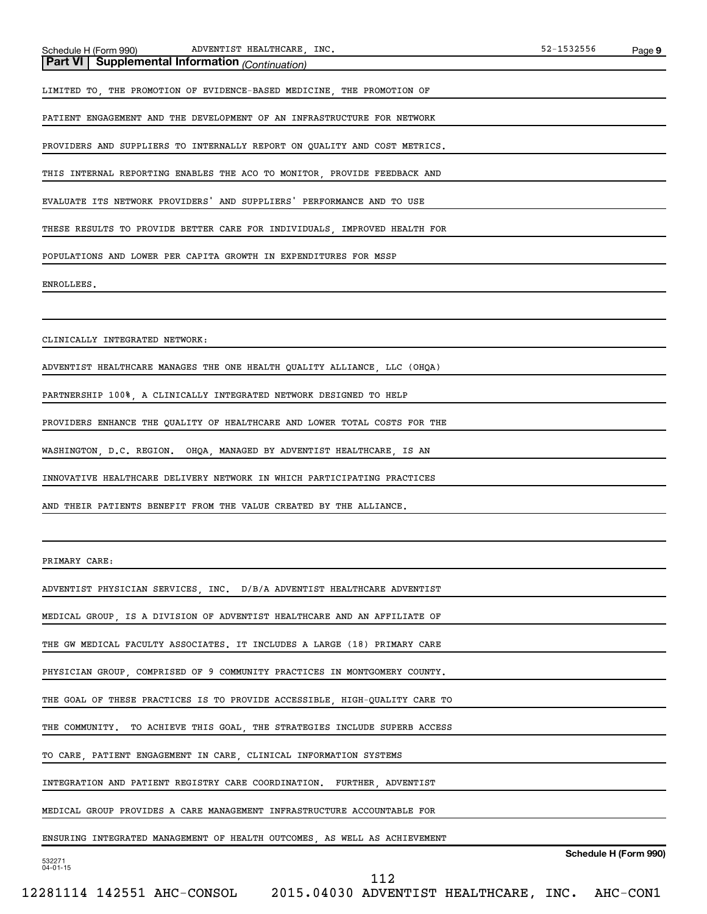**Part VI | Supplemental Information** *(Continuation)*

LIMITED TO, THE PROMOTION OF EVIDENCE-BASED MEDICINE, THE PROMOTION OF PATIENT ENGAGEMENT AND THE DEVELOPMENT OF AN INFRASTRUCTURE FOR NETWORK PROVIDERS AND SUPPLIERS TO INTERNALLY REPORT ON QUALITY AND COST METRICS. THIS INTERNAL REPORTING ENABLES THE ACO TO MONITOR, PROVIDE FEEDBACK AND EVALUATE ITS NETWORK PROVIDERS' AND SUPPLIERS' PERFORMANCE AND TO USE THESE RESULTS TO PROVIDE BETTER CARE FOR INDIVIDUALS, IMPROVED HEALTH FOR POPULATIONS AND LOWER PER CAPITA GROWTH IN EXPENDITURES FOR MSSP ENROLLEES.

CLINICALLY INTEGRATED NETWORK:

ADVENTIST HEALTHCARE MANAGES THE ONE HEALTH QUALITY ALLIANCE, LLC (OHQA) PARTNERSHIP 100%, A CLINICALLY INTEGRATED NETWORK DESIGNED TO HELP PROVIDERS ENHANCE THE QUALITY OF HEALTHCARE AND LOWER TOTAL COSTS FOR THE WASHINGTON, D.C. REGION. OHQA, MANAGED BY ADVENTIST HEALTHCARE, IS AN INNOVATIVE HEALTHCARE DELIVERY NETWORK IN WHICH PARTICIPATING PRACTICES AND THEIR PATIENTS BENEFIT FROM THE VALUE CREATED BY THE ALLIANCE.

PRIMARY CARE:

ADVENTIST PHYSICIAN SERVICES, INC. D/B/A ADVENTIST HEALTHCARE ADVENTIST MEDICAL GROUP, IS A DIVISION OF ADVENTIST HEALTHCARE AND AN AFFILIATE OF THE GW MEDICAL FACULTY ASSOCIATES. IT INCLUDES A LARGE (18) PRIMARY CARE PHYSICIAN GROUP, COMPRISED OF 9 COMMUNITY PRACTICES IN MONTGOMERY COUNTY. THE GOAL OF THESE PRACTICES IS TO PROVIDE ACCESSIBLE, HIGH-QUALITY CARE TO THE COMMUNITY. TO ACHIEVE THIS GOAL, THE STRATEGIES INCLUDE SUPERB ACCESS TO CARE, PATIENT ENGAGEMENT IN CARE, CLINICAL INFORMATION SYSTEMS INTEGRATION AND PATIENT REGISTRY CARE COORDINATION. FURTHER, ADVENTIST MEDICAL GROUP PROVIDES A CARE MANAGEMENT INFRASTRUCTURE ACCOUNTABLE FOR ENSURING INTEGRATED MANAGEMENT OF HEALTH OUTCOMES, AS WELL AS ACHIEVEMENT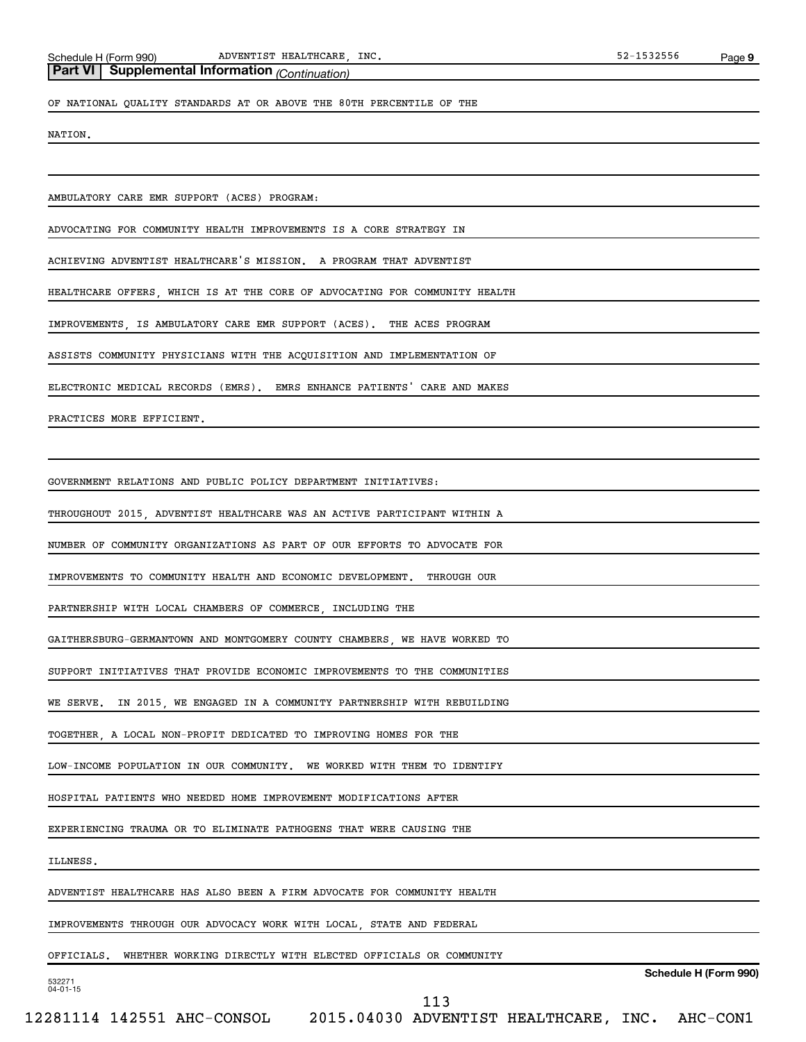## Part VI | Supplemental Information *(Continuation)*

OF NATIONAL QUALITY STANDARDS AT OR ABOVE THE 80TH PERCENTILE OF THE NATION.

AMBULATORY CARE EMR SUPPORT (ACES) PROGRAM:

ADVOCATING FOR COMMUNITY HEALTH IMPROVEMENTS IS A CORE STRATEGY IN ACHIEVING ADVENTIST HEALTHCARE'S MISSION. A PROGRAM THAT ADVENTIST HEALTHCARE OFFERS, WHICH IS AT THE CORE OF ADVOCATING FOR COMMUNITY HEALTH IMPROVEMENTS, IS AMBULATORY CARE EMR SUPPORT (ACES). THE ACES PROGRAM ASSISTS COMMUNITY PHYSICIANS WITH THE ACQUISITION AND IMPLEMENTATION OF ELECTRONIC MEDICAL RECORDS (EMRS). EMRS ENHANCE PATIENTS' CARE AND MAKES PRACTICES MORE EFFICIENT.

GOVERNMENT RELATIONS AND PUBLIC POLICY DEPARTMENT INITIATIVES:

THROUGHOUT 2015, ADVENTIST HEALTHCARE WAS AN ACTIVE PARTICIPANT WITHIN A NUMBER OF COMMUNITY ORGANIZATIONS AS PART OF OUR EFFORTS TO ADVOCATE FOR IMPROVEMENTS TO COMMUNITY HEALTH AND ECONOMIC DEVELOPMENT. THROUGH OUR PARTNERSHIP WITH LOCAL CHAMBERS OF COMMERCE, INCLUDING THE GAITHERSBURG-GERMANTOWN AND MONTGOMERY COUNTY CHAMBERS, WE HAVE WORKED TO SUPPORT INITIATIVES THAT PROVIDE ECONOMIC IMPROVEMENTS TO THE COMMUNITIES WE SERVE. IN 2015, WE ENGAGED IN A COMMUNITY PARTNERSHIP WITH REBUILDING TOGETHER, A LOCAL NON-PROFIT DEDICATED TO IMPROVING HOMES FOR THE LOW-INCOME POPULATION IN OUR COMMUNITY. WE WORKED WITH THEM TO IDENTIFY HOSPITAL PATIENTS WHO NEEDED HOME IMPROVEMENT MODIFICATIONS AFTER EXPERIENCING TRAUMA OR TO ELIMINATE PATHOGENS THAT WERE CAUSING THE ILLNESS.

ADVENTIST HEALTHCARE HAS ALSO BEEN A FIRM ADVOCATE FOR COMMUNITY HEALTH IMPROVEMENTS THROUGH OUR ADVOCACY WORK WITH LOCAL, STATE AND FEDERAL OFFICIALS. WHETHER WORKING DIRECTLY WITH ELECTED OFFICIALS OR COMMUNITY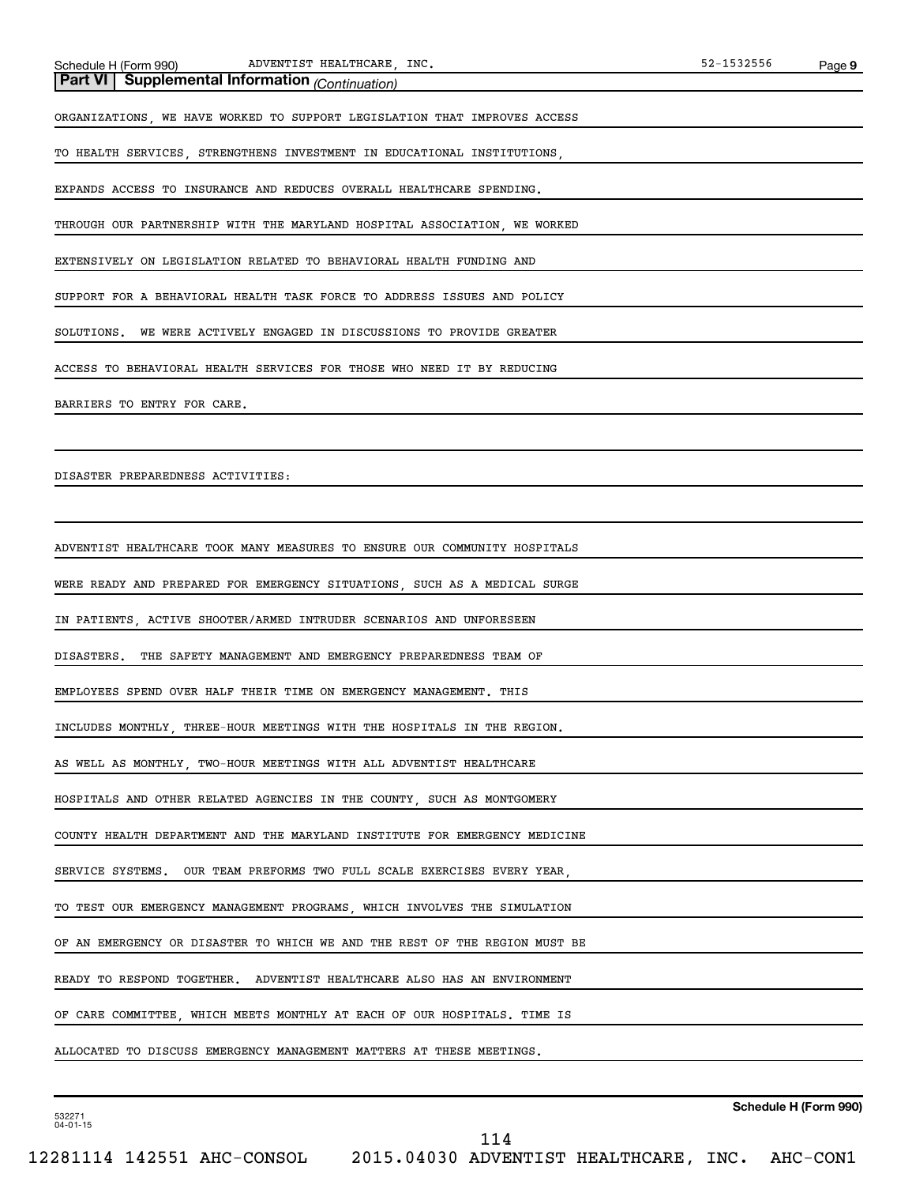## Part VI | Supplemental Information *(Continuation)*

ORGANIZATIONS, WE HAVE WORKED TO SUPPORT LEGISLATION THAT IMPROVES ACCESS TO HEALTH SERVICES, STRENGTHENS INVESTMENT IN EDUCATIONAL INSTITUTIONS, EXPANDS ACCESS TO INSURANCE AND REDUCES OVERALL HEALTHCARE SPENDING. THROUGH OUR PARTNERSHIP WITH THE MARYLAND HOSPITAL ASSOCIATION, WE WORKED EXTENSIVELY ON LEGISLATION RELATED TO BEHAVIORAL HEALTH FUNDING AND SUPPORT FOR A BEHAVIORAL HEALTH TASK FORCE TO ADDRESS ISSUES AND POLICY SOLUTIONS. WE WERE ACTIVELY ENGAGED IN DISCUSSIONS TO PROVIDE GREATER ACCESS TO BEHAVIORAL HEALTH SERVICES FOR THOSE WHO NEED IT BY REDUCING BARRIERS TO ENTRY FOR CARE.

DISASTER PREPAREDNESS ACTIVITIES:

ADVENTIST HEALTHCARE TOOK MANY MEASURES TO ENSURE OUR COMMUNITY HOSPITALS WERE READY AND PREPARED FOR EMERGENCY SITUATIONS, SUCH AS A MEDICAL SURGE IN PATIENTS, ACTIVE SHOOTER/ARMED INTRUDER SCENARIOS AND UNFORESEEN DISASTERS. THE SAFETY MANAGEMENT AND EMERGENCY PREPAREDNESS TEAM OF EMPLOYEES SPEND OVER HALF THEIR TIME ON EMERGENCY MANAGEMENT. THIS INCLUDES MONTHLY, THREE-HOUR MEETINGS WITH THE HOSPITALS IN THE REGION. AS WELL AS MONTHLY, TWO-HOUR MEETINGS WITH ALL ADVENTIST HEALTHCARE HOSPITALS AND OTHER RELATED AGENCIES IN THE COUNTY, SUCH AS MONTGOMERY COUNTY HEALTH DEPARTMENT AND THE MARYLAND INSTITUTE FOR EMERGENCY MEDICINE SERVICE SYSTEMS. OUR TEAM PREFORMS TWO FULL SCALE EXERCISES EVERY YEAR, TO TEST OUR EMERGENCY MANAGEMENT PROGRAMS, WHICH INVOLVES THE SIMULATION OF AN EMERGENCY OR DISASTER TO WHICH WE AND THE REST OF THE REGION MUST BE READY TO RESPOND TOGETHER. ADVENTIST HEALTHCARE ALSO HAS AN ENVIRONMENT OF CARE COMMITTEE, WHICH MEETS MONTHLY AT EACH OF OUR HOSPITALS. TIME IS ALLOCATED TO DISCUSS EMERGENCY MANAGEMENT MATTERS AT THESE MEETINGS.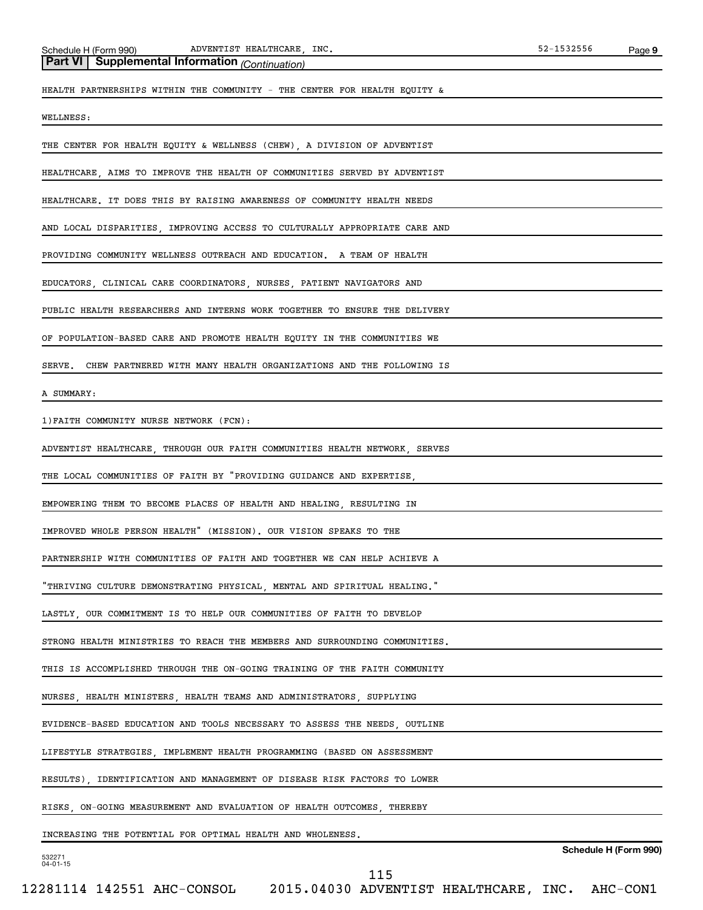**Part VI | Supplemental Information** *(Continuation)*

HEALTH PARTNERSHIPS WITHIN THE COMMUNITY - THE CENTER FOR HEALTH EQUITY & WELLNESS:

THE CENTER FOR HEALTH EQUITY & WELLNESS (CHEW), A DIVISION OF ADVENTIST HEALTHCARE, AIMS TO IMPROVE THE HEALTH OF COMMUNITIES SERVED BY ADVENTIST HEALTHCARE. IT DOES THIS BY RAISING AWARENESS OF COMMUNITY HEALTH NEEDS AND LOCAL DISPARITIES, IMPROVING ACCESS TO CULTURALLY APPROPRIATE CARE AND PROVIDING COMMUNITY WELLNESS OUTREACH AND EDUCATION. A TEAM OF HEALTH EDUCATORS, CLINICAL CARE COORDINATORS, NURSES, PATIENT NAVIGATORS AND PUBLIC HEALTH RESEARCHERS AND INTERNS WORK TOGETHER TO ENSURE THE DELIVERY OF POPULATION-BASED CARE AND PROMOTE HEALTH EQUITY IN THE COMMUNITIES WE SERVE. CHEW PARTNERED WITH MANY HEALTH ORGANIZATIONS AND THE FOLLOWING IS A SUMMARY:

1)FAITH COMMUNITY NURSE NETWORK (FCN):

ADVENTIST HEALTHCARE, THROUGH OUR FAITH COMMUNITIES HEALTH NETWORK, SERVES THE LOCAL COMMUNITIES OF FAITH BY "PROVIDING GUIDANCE AND EXPERTISE, EMPOWERING THEM TO BECOME PLACES OF HEALTH AND HEALING, RESULTING IN IMPROVED WHOLE PERSON HEALTH" (MISSION). OUR VISION SPEAKS TO THE PARTNERSHIP WITH COMMUNITIES OF FAITH AND TOGETHER WE CAN HELP ACHIEVE A "THRIVING CULTURE DEMONSTRATING PHYSICAL, MENTAL AND SPIRITUAL HEALING." LASTLY, OUR COMMITMENT IS TO HELP OUR COMMUNITIES OF FAITH TO DEVELOP STRONG HEALTH MINISTRIES TO REACH THE MEMBERS AND SURROUNDING COMMUNITIES. THIS IS ACCOMPLISHED THROUGH THE ON-GOING TRAINING OF THE FAITH COMMUNITY NURSES, HEALTH MINISTERS, HEALTH TEAMS AND ADMINISTRATORS, SUPPLYING EVIDENCE-BASED EDUCATION AND TOOLS NECESSARY TO ASSESS THE NEEDS, OUTLINE LIFESTYLE STRATEGIES, IMPLEMENT HEALTH PROGRAMMING (BASED ON ASSESSMENT RESULTS), IDENTIFICATION AND MANAGEMENT OF DISEASE RISK FACTORS TO LOWER RISKS, ON-GOING MEASUREMENT AND EVALUATION OF HEALTH OUTCOMES, THEREBY INCREASING THE POTENTIAL FOR OPTIMAL HEALTH AND WHOLENESS.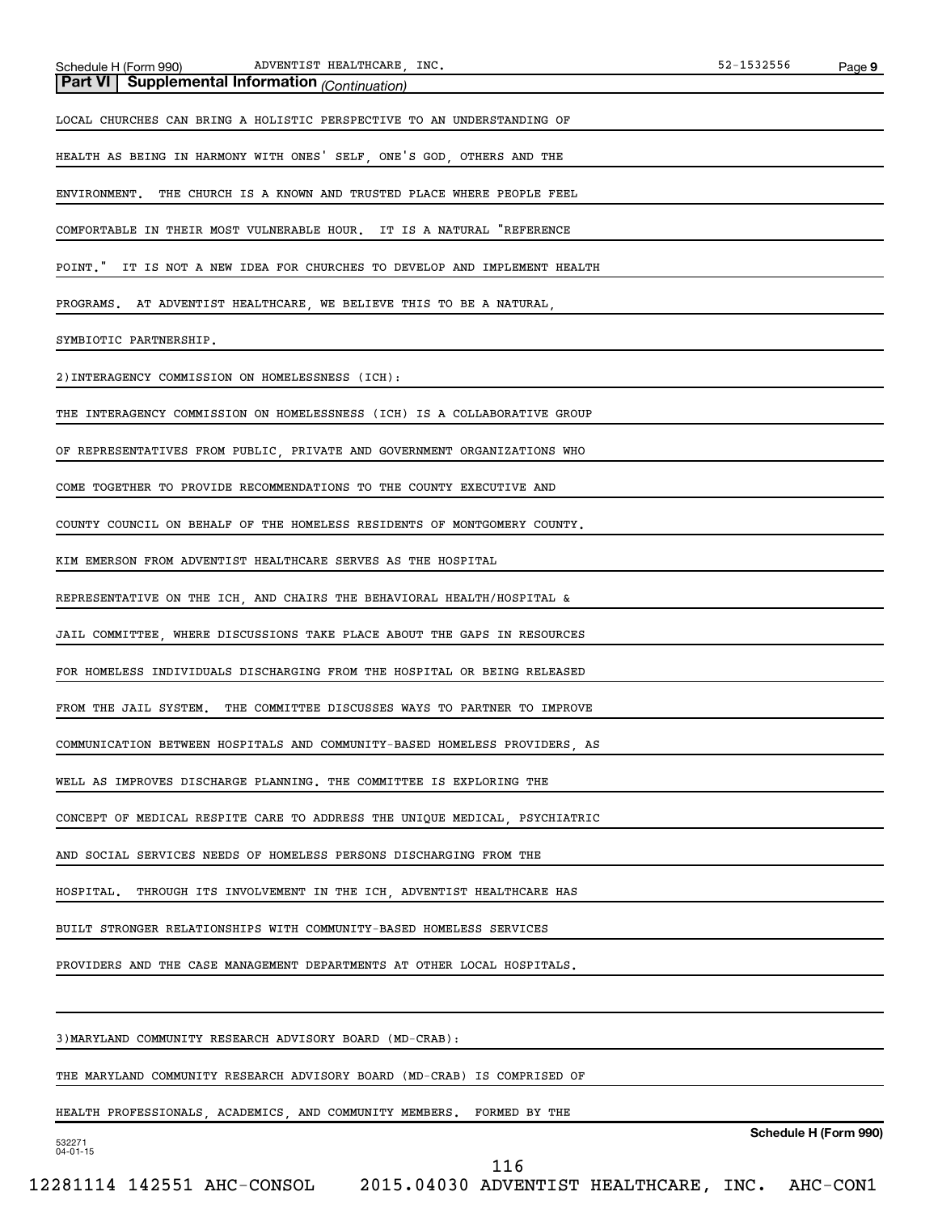**Part VI | Supplemental Information** *(Continuation)*

LOCAL CHURCHES CAN BRING A HOLISTIC PERSPECTIVE TO AN UNDERSTANDING OF HEALTH AS BEING IN HARMONY WITH ONES' SELF, ONE'S GOD, OTHERS AND THE ENVIRONMENT. THE CHURCH IS A KNOWN AND TRUSTED PLACE WHERE PEOPLE FEEL COMFORTABLE IN THEIR MOST VULNERABLE HOUR. IT IS A NATURAL "REFERENCE POINT." IT IS NOT A NEW IDEA FOR CHURCHES TO DEVELOP AND IMPLEMENT HEALTH PROGRAMS. AT ADVENTIST HEALTHCARE, WE BELIEVE THIS TO BE A NATURAL, SYMBIOTIC PARTNERSHIP.

2)INTERAGENCY COMMISSION ON HOMELESSNESS (ICH):

THE INTERAGENCY COMMISSION ON HOMELESSNESS (ICH) IS A COLLABORATIVE GROUP OF REPRESENTATIVES FROM PUBLIC, PRIVATE AND GOVERNMENT ORGANIZATIONS WHO COME TOGETHER TO PROVIDE RECOMMENDATIONS TO THE COUNTY EXECUTIVE AND COUNTY COUNCIL ON BEHALF OF THE HOMELESS RESIDENTS OF MONTGOMERY COUNTY. KIM EMERSON FROM ADVENTIST HEALTHCARE SERVES AS THE HOSPITAL REPRESENTATIVE ON THE ICH, AND CHAIRS THE BEHAVIORAL HEALTH/HOSPITAL & JAIL COMMITTEE, WHERE DISCUSSIONS TAKE PLACE ABOUT THE GAPS IN RESOURCES FOR HOMELESS INDIVIDUALS DISCHARGING FROM THE HOSPITAL OR BEING RELEASED FROM THE JAIL SYSTEM. THE COMMITTEE DISCUSSES WAYS TO PARTNER TO IMPROVE COMMUNICATION BETWEEN HOSPITALS AND COMMUNITY-BASED HOMELESS PROVIDERS, AS WELL AS IMPROVES DISCHARGE PLANNING. THE COMMITTEE IS EXPLORING THE CONCEPT OF MEDICAL RESPITE CARE TO ADDRESS THE UNIQUE MEDICAL, PSYCHIATRIC AND SOCIAL SERVICES NEEDS OF HOMELESS PERSONS DISCHARGING FROM THE HOSPITAL. THROUGH ITS INVOLVEMENT IN THE ICH, ADVENTIST HEALTHCARE HAS BUILT STRONGER RELATIONSHIPS WITH COMMUNITY-BASED HOMELESS SERVICES PROVIDERS AND THE CASE MANAGEMENT DEPARTMENTS AT OTHER LOCAL HOSPITALS.

3)MARYLAND COMMUNITY RESEARCH ADVISORY BOARD (MD-CRAB):

THE MARYLAND COMMUNITY RESEARCH ADVISORY BOARD (MD-CRAB) IS COMPRISED OF HEALTH PROFESSIONALS, ACADEMICS, AND COMMUNITY MEMBERS. FORMED BY THE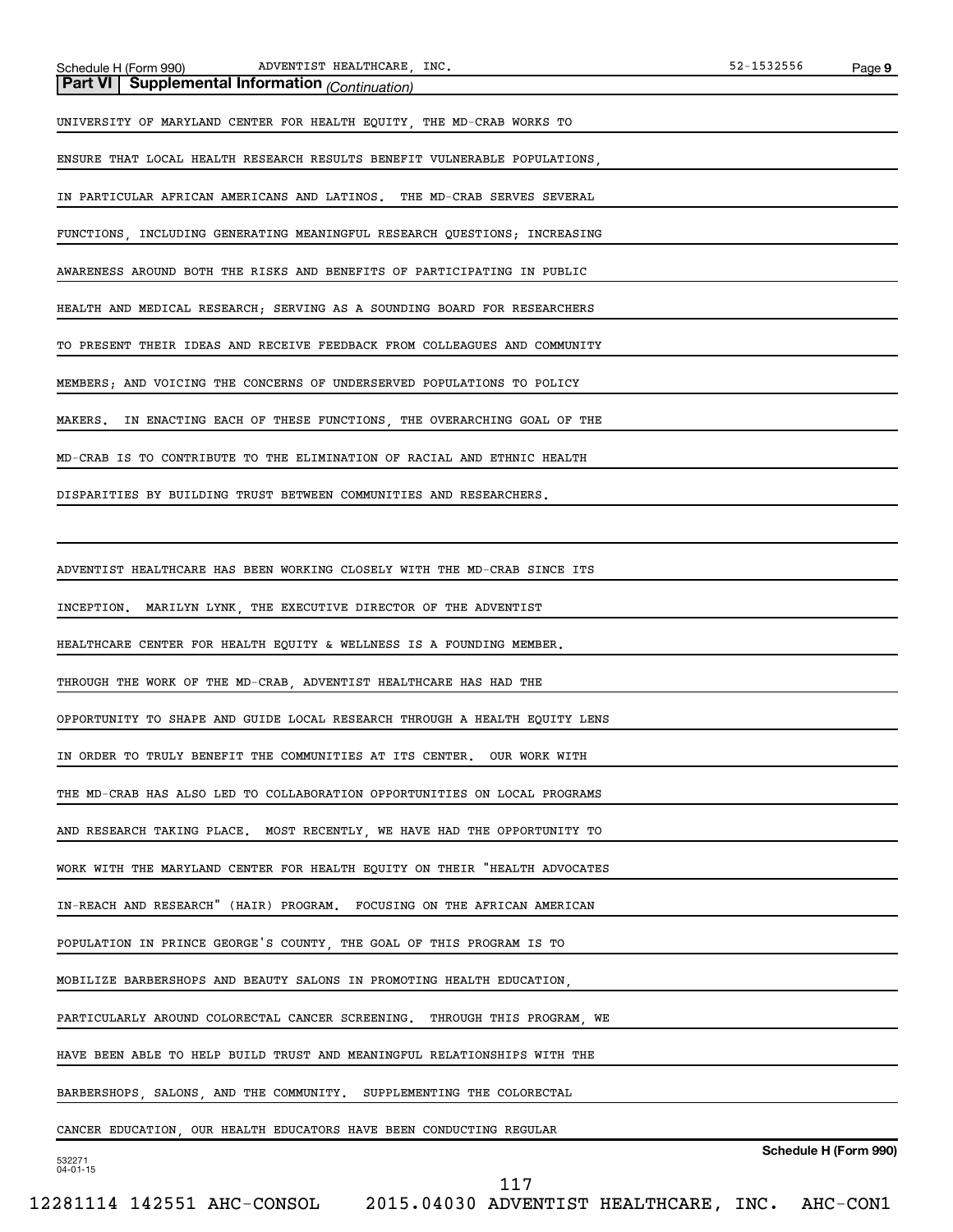**Part VI | Supplemental Information** *(Continuation)*

UNIVERSITY OF MARYLAND CENTER FOR HEALTH EQUITY, THE MD-CRAB WORKS TO ENSURE THAT LOCAL HEALTH RESEARCH RESULTS BENEFIT VULNERABLE POPULATIONS, IN PARTICULAR AFRICAN AMERICANS AND LATINOS. THE MD-CRAB SERVES SEVERAL FUNCTIONS, INCLUDING GENERATING MEANINGFUL RESEARCH QUESTIONS; INCREASING AWARENESS AROUND BOTH THE RISKS AND BENEFITS OF PARTICIPATING IN PUBLIC HEALTH AND MEDICAL RESEARCH; SERVING AS A SOUNDING BOARD FOR RESEARCHERS TO PRESENT THEIR IDEAS AND RECEIVE FEEDBACK FROM COLLEAGUES AND COMMUNITY MEMBERS; AND VOICING THE CONCERNS OF UNDERSERVED POPULATIONS TO POLICY MAKERS. IN ENACTING EACH OF THESE FUNCTIONS, THE OVERARCHING GOAL OF THE MD-CRAB IS TO CONTRIBUTE TO THE ELIMINATION OF RACIAL AND ETHNIC HEALTH DISPARITIES BY BUILDING TRUST BETWEEN COMMUNITIES AND RESEARCHERS.

ADVENTIST HEALTHCARE HAS BEEN WORKING CLOSELY WITH THE MD-CRAB SINCE ITS INCEPTION. MARILYN LYNK, THE EXECUTIVE DIRECTOR OF THE ADVENTIST HEALTHCARE CENTER FOR HEALTH EQUITY & WELLNESS IS A FOUNDING MEMBER. THROUGH THE WORK OF THE MD-CRAB, ADVENTIST HEALTHCARE HAS HAD THE OPPORTUNITY TO SHAPE AND GUIDE LOCAL RESEARCH THROUGH A HEALTH EQUITY LENS IN ORDER TO TRULY BENEFIT THE COMMUNITIES AT ITS CENTER. OUR WORK WITH THE MD-CRAB HAS ALSO LED TO COLLABORATION OPPORTUNITIES ON LOCAL PROGRAMS AND RESEARCH TAKING PLACE. MOST RECENTLY, WE HAVE HAD THE OPPORTUNITY TO WORK WITH THE MARYLAND CENTER FOR HEALTH EQUITY ON THEIR "HEALTH ADVOCATES IN-REACH AND RESEARCH" (HAIR) PROGRAM. FOCUSING ON THE AFRICAN AMERICAN POPULATION IN PRINCE GEORGE'S COUNTY, THE GOAL OF THIS PROGRAM IS TO MOBILIZE BARBERSHOPS AND BEAUTY SALONS IN PROMOTING HEALTH EDUCATION, PARTICULARLY AROUND COLORECTAL CANCER SCREENING. THROUGH THIS PROGRAM, WE HAVE BEEN ABLE TO HELP BUILD TRUST AND MEANINGFUL RELATIONSHIPS WITH THE BARBERSHOPS, SALONS, AND THE COMMUNITY. SUPPLEMENTING THE COLORECTAL CANCER EDUCATION, OUR HEALTH EDUCATORS HAVE BEEN CONDUCTING REGULAR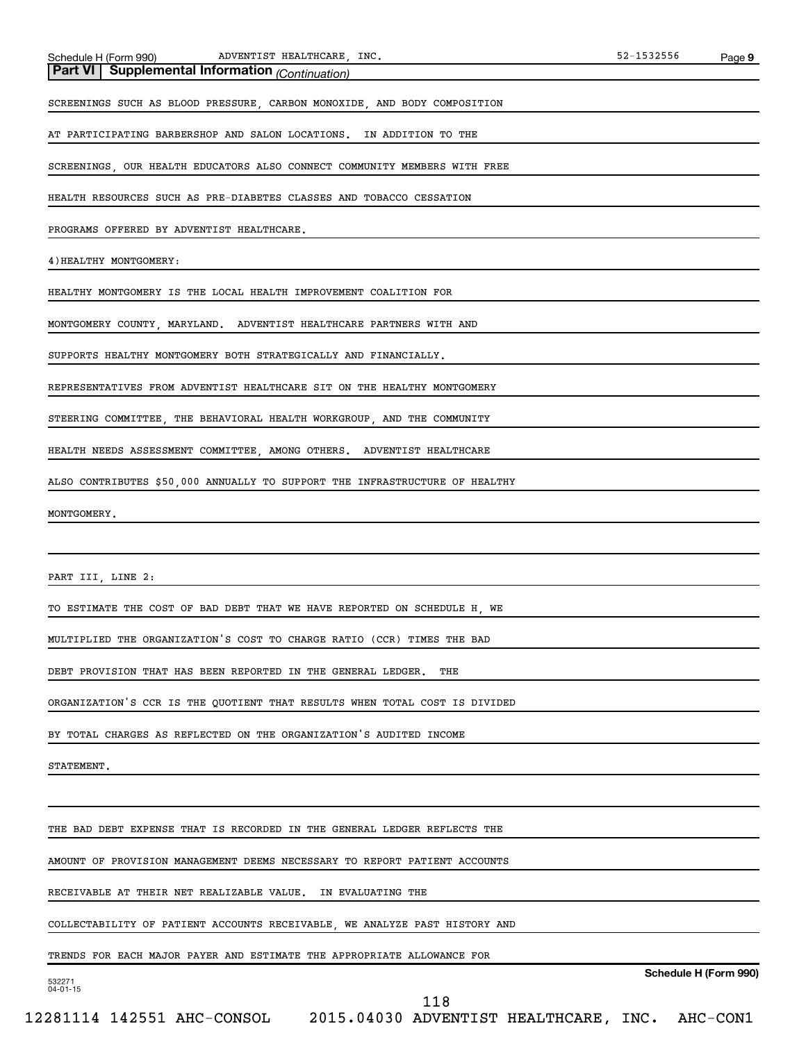**Part VI | Supplemental Information** *(Continuation)*

SCREENINGS SUCH AS BLOOD PRESSURE, CARBON MONOXIDE, AND BODY COMPOSITION AT PARTICIPATING BARBERSHOP AND SALON LOCATIONS. IN ADDITION TO THE SCREENINGS, OUR HEALTH EDUCATORS ALSO CONNECT COMMUNITY MEMBERS WITH FREE HEALTH RESOURCES SUCH AS PRE-DIABETES CLASSES AND TOBACCO CESSATION PROGRAMS OFFERED BY ADVENTIST HEALTHCARE.

4)HEALTHY MONTGOMERY:

HEALTHY MONTGOMERY IS THE LOCAL HEALTH IMPROVEMENT COALITION FOR MONTGOMERY COUNTY, MARYLAND. ADVENTIST HEALTHCARE PARTNERS WITH AND SUPPORTS HEALTHY MONTGOMERY BOTH STRATEGICALLY AND FINANCIALLY. REPRESENTATIVES FROM ADVENTIST HEALTHCARE SIT ON THE HEALTHY MONTGOMERY STEERING COMMITTEE, THE BEHAVIORAL HEALTH WORKGROUP, AND THE COMMUNITY HEALTH NEEDS ASSESSMENT COMMITTEE, AMONG OTHERS. ADVENTIST HEALTHCARE ALSO CONTRIBUTES $50,000 ANNUALLY TO SUPPORT THE INFRASTRUCTURE OF HEALTHY MONTGOMERY.

PART III, LINE 2:

TO ESTIMATE THE COST OF BAD DEBT THAT WE HAVE REPORTED ON SCHEDULE H, WE MULTIPLIED THE ORGANIZATION'S COST TO CHARGE RATIO (CCR) TIMES THE BAD DEBT PROVISION THAT HAS BEEN REPORTED IN THE GENERAL LEDGER. THE ORGANIZATION'S CCR IS THE QUOTIENT THAT RESULTS WHEN TOTAL COST IS DIVIDED BY TOTAL CHARGES AS REFLECTED ON THE ORGANIZATION'S AUDITED INCOME STATEMENT.

THE BAD DEBT EXPENSE THAT IS RECORDED IN THE GENERAL LEDGER REFLECTS THE AMOUNT OF PROVISION MANAGEMENT DEEMS NECESSARY TO REPORT PATIENT ACCOUNTS RECEIVABLE AT THEIR NET REALIZABLE VALUE. IN EVALUATING THE COLLECTABILITY OF PATIENT ACCOUNTS RECEIVABLE, WE ANALYZE PAST HISTORY AND TRENDS FOR EACH MAJOR PAYER AND ESTIMATE THE APPROPRIATE ALLOWANCE FOR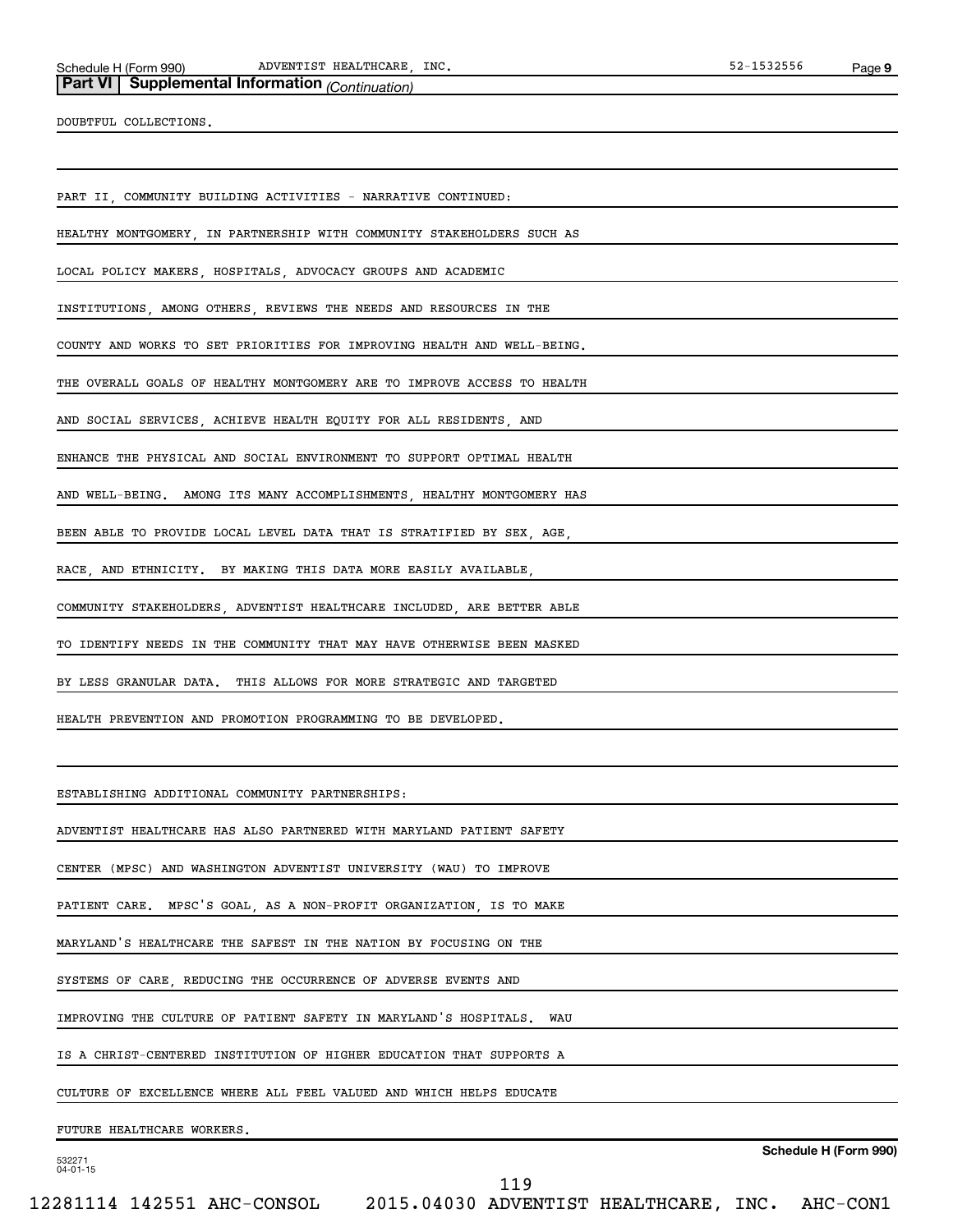**Part VI | Supplemental Information** *(Continuation)*

DOUBTFUL COLLECTIONS.

PART II, COMMUNITY BUILDING ACTIVITIES - NARRATIVE CONTINUED:

HEALTHY MONTGOMERY, IN PARTNERSHIP WITH COMMUNITY STAKEHOLDERS SUCH AS LOCAL POLICY MAKERS, HOSPITALS, ADVOCACY GROUPS AND ACADEMIC INSTITUTIONS, AMONG OTHERS, REVIEWS THE NEEDS AND RESOURCES IN THE COUNTY AND WORKS TO SET PRIORITIES FOR IMPROVING HEALTH AND WELL-BEING. THE OVERALL GOALS OF HEALTHY MONTGOMERY ARE TO IMPROVE ACCESS TO HEALTH AND SOCIAL SERVICES, ACHIEVE HEALTH EQUITY FOR ALL RESIDENTS, AND ENHANCE THE PHYSICAL AND SOCIAL ENVIRONMENT TO SUPPORT OPTIMAL HEALTH AND WELL-BEING. AMONG ITS MANY ACCOMPLISHMENTS, HEALTHY MONTGOMERY HAS BEEN ABLE TO PROVIDE LOCAL LEVEL DATA THAT IS STRATIFIED BY SEX, AGE, RACE, AND ETHNICITY. BY MAKING THIS DATA MORE EASILY AVAILABLE, COMMUNITY STAKEHOLDERS, ADVENTIST HEALTHCARE INCLUDED, ARE BETTER ABLE TO IDENTIFY NEEDS IN THE COMMUNITY THAT MAY HAVE OTHERWISE BEEN MASKED BY LESS GRANULAR DATA. THIS ALLOWS FOR MORE STRATEGIC AND TARGETED HEALTH PREVENTION AND PROMOTION PROGRAMMING TO BE DEVELOPED.

ESTABLISHING ADDITIONAL COMMUNITY PARTNERSHIPS:

ADVENTIST HEALTHCARE HAS ALSO PARTNERED WITH MARYLAND PATIENT SAFETY CENTER (MPSC) AND WASHINGTON ADVENTIST UNIVERSITY (WAU) TO IMPROVE PATIENT CARE. MPSC'S GOAL, AS A NON-PROFIT ORGANIZATION, IS TO MAKE MARYLAND'S HEALTHCARE THE SAFEST IN THE NATION BY FOCUSING ON THE SYSTEMS OF CARE, REDUCING THE OCCURRENCE OF ADVERSE EVENTS AND IMPROVING THE CULTURE OF PATIENT SAFETY IN MARYLAND'S HOSPITALS. WAU IS A CHRIST-CENTERED INSTITUTION OF HIGHER EDUCATION THAT SUPPORTS A CULTURE OF EXCELLENCE WHERE ALL FEEL VALUED AND WHICH HELPS EDUCATE FUTURE HEALTHCARE WORKERS.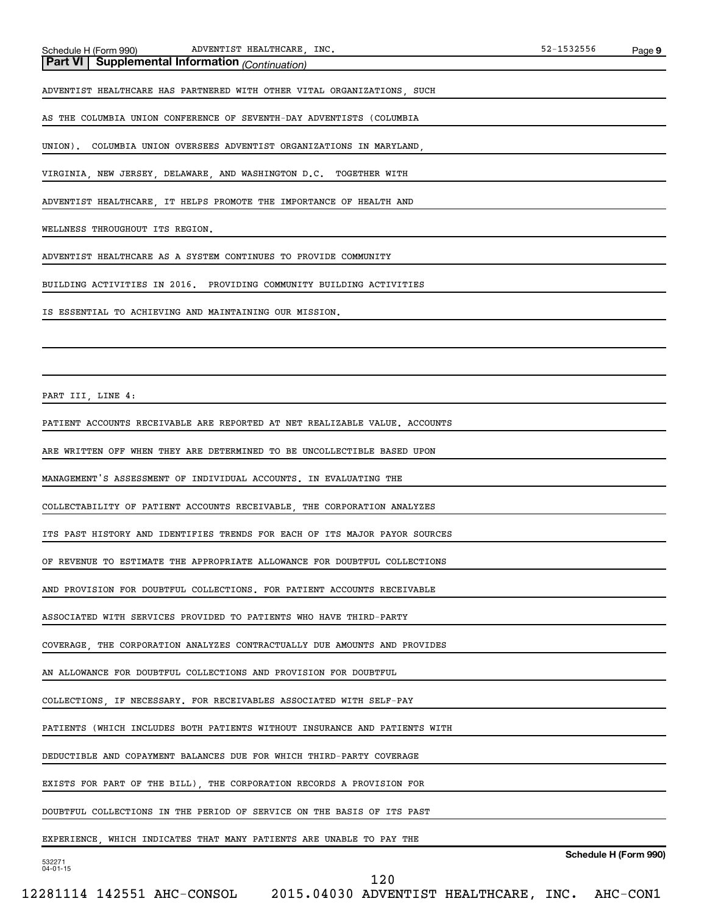**Part VI | Supplemental Information** *(Continuation)*

ADVENTIST HEALTHCARE HAS PARTNERED WITH OTHER VITAL ORGANIZATIONS, SUCH AS THE COLUMBIA UNION CONFERENCE OF SEVENTH-DAY ADVENTISTS (COLUMBIA UNION). COLUMBIA UNION OVERSEES ADVENTIST ORGANIZATIONS IN MARYLAND, VIRGINIA, NEW JERSEY, DELAWARE, AND WASHINGTON D.C. TOGETHER WITH ADVENTIST HEALTHCARE, IT HELPS PROMOTE THE IMPORTANCE OF HEALTH AND WELLNESS THROUGHOUT ITS REGION.

ADVENTIST HEALTHCARE AS A SYSTEM CONTINUES TO PROVIDE COMMUNITY BUILDING ACTIVITIES IN 2016. PROVIDING COMMUNITY BUILDING ACTIVITIES IS ESSENTIAL TO ACHIEVING AND MAINTAINING OUR MISSION.

PART III, LINE 4:

PATIENT ACCOUNTS RECEIVABLE ARE REPORTED AT NET REALIZABLE VALUE. ACCOUNTS ARE WRITTEN OFF WHEN THEY ARE DETERMINED TO BE UNCOLLECTIBLE BASED UPON MANAGEMENT'S ASSESSMENT OF INDIVIDUAL ACCOUNTS. IN EVALUATING THE COLLECTABILITY OF PATIENT ACCOUNTS RECEIVABLE, THE CORPORATION ANALYZES ITS PAST HISTORY AND IDENTIFIES TRENDS FOR EACH OF ITS MAJOR PAYOR SOURCES OF REVENUE TO ESTIMATE THE APPROPRIATE ALLOWANCE FOR DOUBTFUL COLLECTIONS AND PROVISION FOR DOUBTFUL COLLECTIONS. FOR PATIENT ACCOUNTS RECEIVABLE ASSOCIATED WITH SERVICES PROVIDED TO PATIENTS WHO HAVE THIRD-PARTY COVERAGE, THE CORPORATION ANALYZES CONTRACTUALLY DUE AMOUNTS AND PROVIDES AN ALLOWANCE FOR DOUBTFUL COLLECTIONS AND PROVISION FOR DOUBTFUL COLLECTIONS, IF NECESSARY. FOR RECEIVABLES ASSOCIATED WITH SELF-PAY PATIENTS (WHICH INCLUDES BOTH PATIENTS WITHOUT INSURANCE AND PATIENTS WITH DEDUCTIBLE AND COPAYMENT BALANCES DUE FOR WHICH THIRD-PARTY COVERAGE EXISTS FOR PART OF THE BILL), THE CORPORATION RECORDS A PROVISION FOR DOUBTFUL COLLECTIONS IN THE PERIOD OF SERVICE ON THE BASIS OF ITS PAST EXPERIENCE, WHICH INDICATES THAT MANY PATIENTS ARE UNABLE TO PAY THE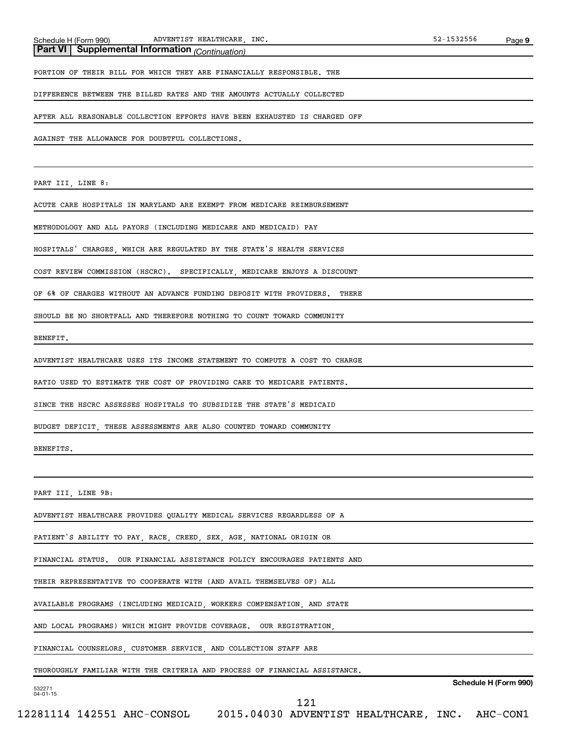**Part VI | Supplemental Information** *(Continuation)*

PORTION OF THEIR BILL FOR WHICH THEY ARE FINANCIALLY RESPONSIBLE. THE DIFFERENCE BETWEEN THE BILLED RATES AND THE AMOUNTS ACTUALLY COLLECTED AFTER ALL REASONABLE COLLECTION EFFORTS HAVE BEEN EXHAUSTED IS CHARGED OFF AGAINST THE ALLOWANCE FOR DOUBTFUL COLLECTIONS.

PART III, LINE 8:

ACUTE CARE HOSPITALS IN MARYLAND ARE EXEMPT FROM MEDICARE REIMBURSEMENT METHODOLOGY AND ALL PAYORS (INCLUDING MEDICARE AND MEDICAID) PAY HOSPITALS' CHARGES, WHICH ARE REGULATED BY THE STATE'S HEALTH SERVICES COST REVIEW COMMISSION (HSCRC). SPECIFICALLY, MEDICARE ENJOYS A DISCOUNT OF 6% OF CHARGES WITHOUT AN ADVANCE FUNDING DEPOSIT WITH PROVIDERS. THERE SHOULD BE NO SHORTFALL AND THEREFORE NOTHING TO COUNT TOWARD COMMUNITY BENEFIT.

ADVENTIST HEALTHCARE USES ITS INCOME STATEMENT TO COMPUTE A COST TO CHARGE RATIO USED TO ESTIMATE THE COST OF PROVIDING CARE TO MEDICARE PATIENTS.

SINCE THE HSCRC ASSESSES HOSPITALS TO SUBSIDIZE THE STATE'S MEDICAID BUDGET DEFICIT, THESE ASSESSMENTS ARE ALSO COUNTED TOWARD COMMUNITY BENEFITS.

PART III, LINE 9B:

ADVENTIST HEALTHCARE PROVIDES QUALITY MEDICAL SERVICES REGARDLESS OF A PATIENT'S ABILITY TO PAY, RACE, CREED, SEX, AGE, NATIONAL ORIGIN OR FINANCIAL STATUS. OUR FINANCIAL ASSISTANCE POLICY ENCOURAGES PATIENTS AND THEIR REPRESENTATIVE TO COOPERATE WITH (AND AVAIL THEMSELVES OF) ALL AVAILABLE PROGRAMS (INCLUDING MEDICAID, WORKERS COMPENSATION, AND STATE AND LOCAL PROGRAMS) WHICH MIGHT PROVIDE COVERAGE. OUR REGISTRATION, FINANCIAL COUNSELORS, CUSTOMER SERVICE, AND COLLECTION STAFF ARE THOROUGHLY FAMILIAR WITH THE CRITERIA AND PROCESS OF FINANCIAL ASSISTANCE.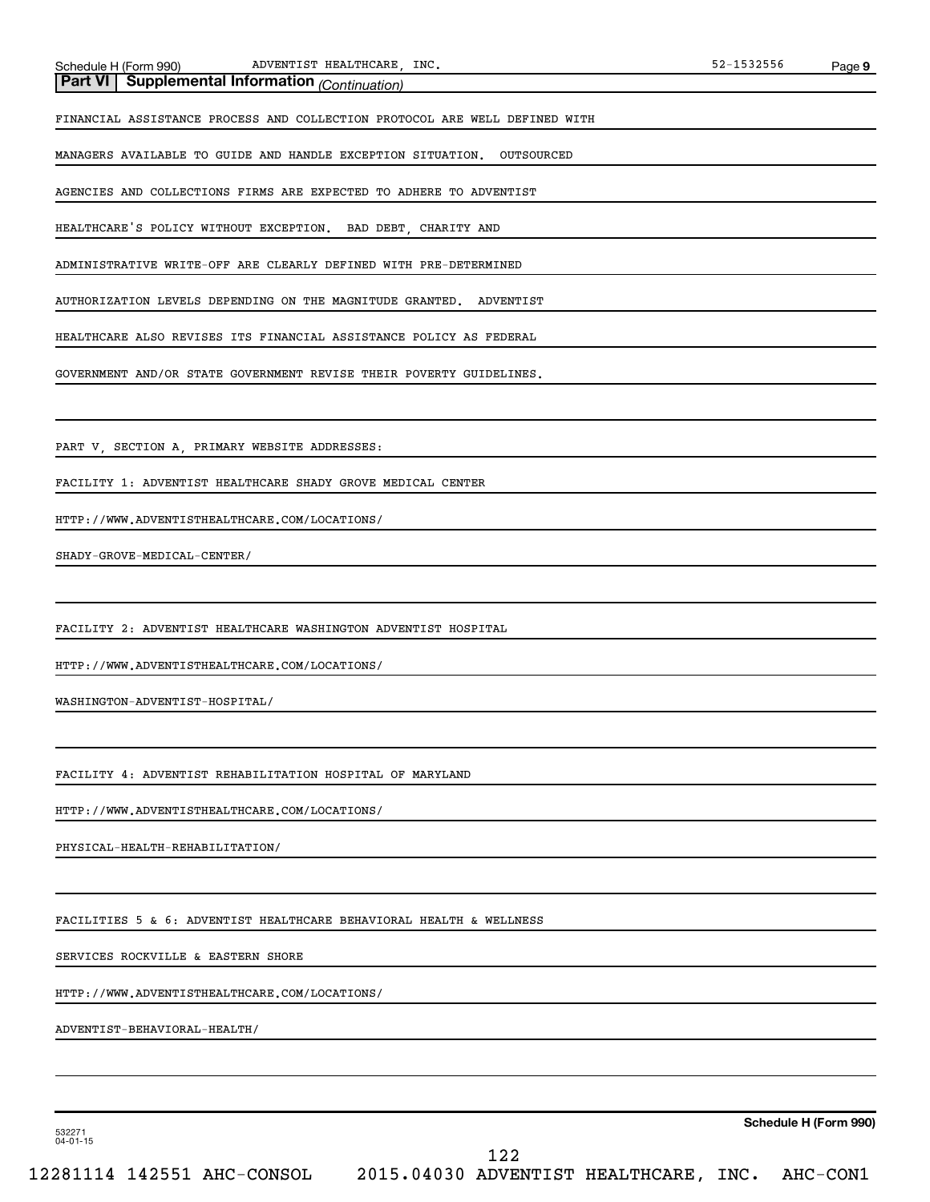**Part VI | Supplemental Information** *(Continuation)*

FINANCIAL ASSISTANCE PROCESS AND COLLECTION PROTOCOL ARE WELL DEFINED WITH MANAGERS AVAILABLE TO GUIDE AND HANDLE EXCEPTION SITUATION. OUTSOURCED AGENCIES AND COLLECTIONS FIRMS ARE EXPECTED TO ADHERE TO ADVENTIST HEALTHCARE'S POLICY WITHOUT EXCEPTION. BAD DEBT, CHARITY AND ADMINISTRATIVE WRITE-OFF ARE CLEARLY DEFINED WITH PRE-DETERMINED AUTHORIZATION LEVELS DEPENDING ON THE MAGNITUDE GRANTED. ADVENTIST HEALTHCARE ALSO REVISES ITS FINANCIAL ASSISTANCE POLICY AS FEDERAL GOVERNMENT AND/OR STATE GOVERNMENT REVISE THEIR POVERTY GUIDELINES.

PART V, SECTION A, PRIMARY WEBSITE ADDRESSES:

FACILITY 1: ADVENTIST HEALTHCARE SHADY GROVE MEDICAL CENTER

HTTP://WWW.ADVENTISTHEALTHCARE.COM/LOCATIONS/SHADY-GROVE-MEDICAL-CENTER/

FACILITY 2: ADVENTIST HEALTHCARE WASHINGTON ADVENTIST HOSPITAL

HTTP://WWW.ADVENTISTHEALTHCARE.COM/LOCATIONS/WASHINGTON-ADVENTIST-HOSPITAL/

FACILITY 4: ADVENTIST REHABILITATION HOSPITAL OF MARYLAND

HTTP://WWW.ADVENTISTHEALTHCARE.COM/LOCATIONS/PHYSICAL-HEALTH-REHABILITATION/

FACILITIES 5 & 6: ADVENTIST HEALTHCARE BEHAVIORAL HEALTH & WELLNESS SERVICES ROCKVILLE & EASTERN SHORE

HTTP://WWW.ADVENTISTHEALTHCARE.COM/LOCATIONS/ADVENTIST-BEHAVIORAL-HEALTH/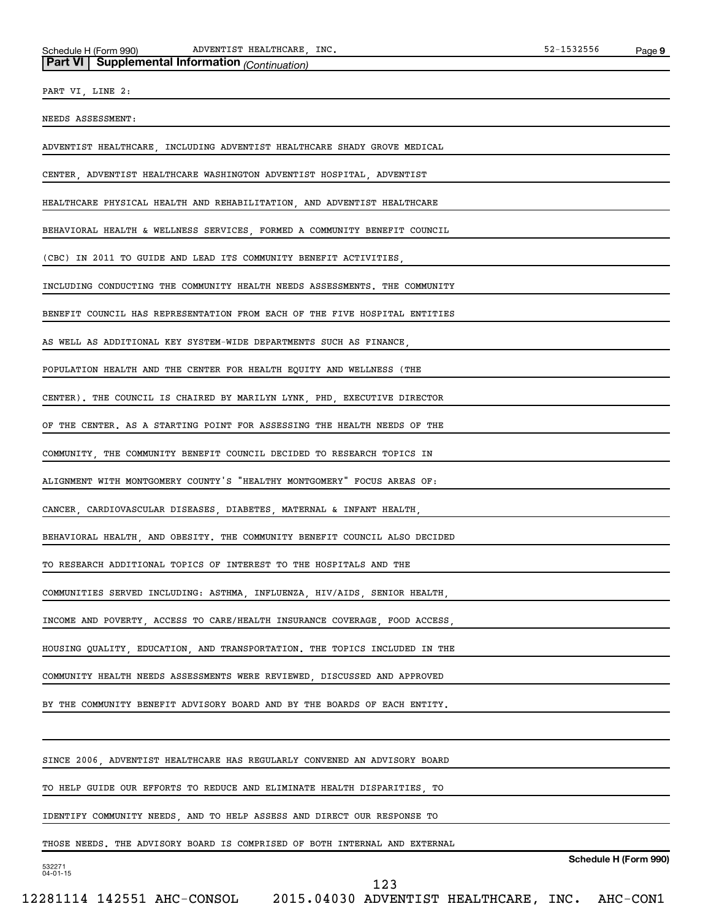**Part VI | Supplemental Information** *(Continuation)*

PART VI, LINE 2:

NEEDS ASSESSMENT:

ADVENTIST HEALTHCARE, INCLUDING ADVENTIST HEALTHCARE SHADY GROVE MEDICAL CENTER, ADVENTIST HEALTHCARE WASHINGTON ADVENTIST HOSPITAL, ADVENTIST HEALTHCARE PHYSICAL HEALTH AND REHABILITATION, AND ADVENTIST HEALTHCARE BEHAVIORAL HEALTH & WELLNESS SERVICES, FORMED A COMMUNITY BENEFIT COUNCIL (CBC) IN 2011 TO GUIDE AND LEAD ITS COMMUNITY BENEFIT ACTIVITIES, INCLUDING CONDUCTING THE COMMUNITY HEALTH NEEDS ASSESSMENTS. THE COMMUNITY BENEFIT COUNCIL HAS REPRESENTATION FROM EACH OF THE FIVE HOSPITAL ENTITIES AS WELL AS ADDITIONAL KEY SYSTEM-WIDE DEPARTMENTS SUCH AS FINANCE, POPULATION HEALTH AND THE CENTER FOR HEALTH EQUITY AND WELLNESS (THE CENTER). THE COUNCIL IS CHAIRED BY MARILYN LYNK, PHD, EXECUTIVE DIRECTOR OF THE CENTER. AS A STARTING POINT FOR ASSESSING THE HEALTH NEEDS OF THE COMMUNITY, THE COMMUNITY BENEFIT COUNCIL DECIDED TO RESEARCH TOPICS IN ALIGNMENT WITH MONTGOMERY COUNTY'S "HEALTHY MONTGOMERY" FOCUS AREAS OF: CANCER, CARDIOVASCULAR DISEASES, DIABETES, MATERNAL & INFANT HEALTH, BEHAVIORAL HEALTH, AND OBESITY. THE COMMUNITY BENEFIT COUNCIL ALSO DECIDED TO RESEARCH ADDITIONAL TOPICS OF INTEREST TO THE HOSPITALS AND THE COMMUNITIES SERVED INCLUDING: ASTHMA, INFLUENZA, HIV/AIDS, SENIOR HEALTH, INCOME AND POVERTY, ACCESS TO CARE/HEALTH INSURANCE COVERAGE, FOOD ACCESS, HOUSING QUALITY, EDUCATION, AND TRANSPORTATION. THE TOPICS INCLUDED IN THE COMMUNITY HEALTH NEEDS ASSESSMENTS WERE REVIEWED, DISCUSSED AND APPROVED BY THE COMMUNITY BENEFIT ADVISORY BOARD AND BY THE BOARDS OF EACH ENTITY.

SINCE 2006, ADVENTIST HEALTHCARE HAS REGULARLY CONVENED AN ADVISORY BOARD TO HELP GUIDE OUR EFFORTS TO REDUCE AND ELIMINATE HEALTH DISPARITIES, TO IDENTIFY COMMUNITY NEEDS, AND TO HELP ASSESS AND DIRECT OUR RESPONSE TO THOSE NEEDS. THE ADVISORY BOARD IS COMPRISED OF BOTH INTERNAL AND EXTERNAL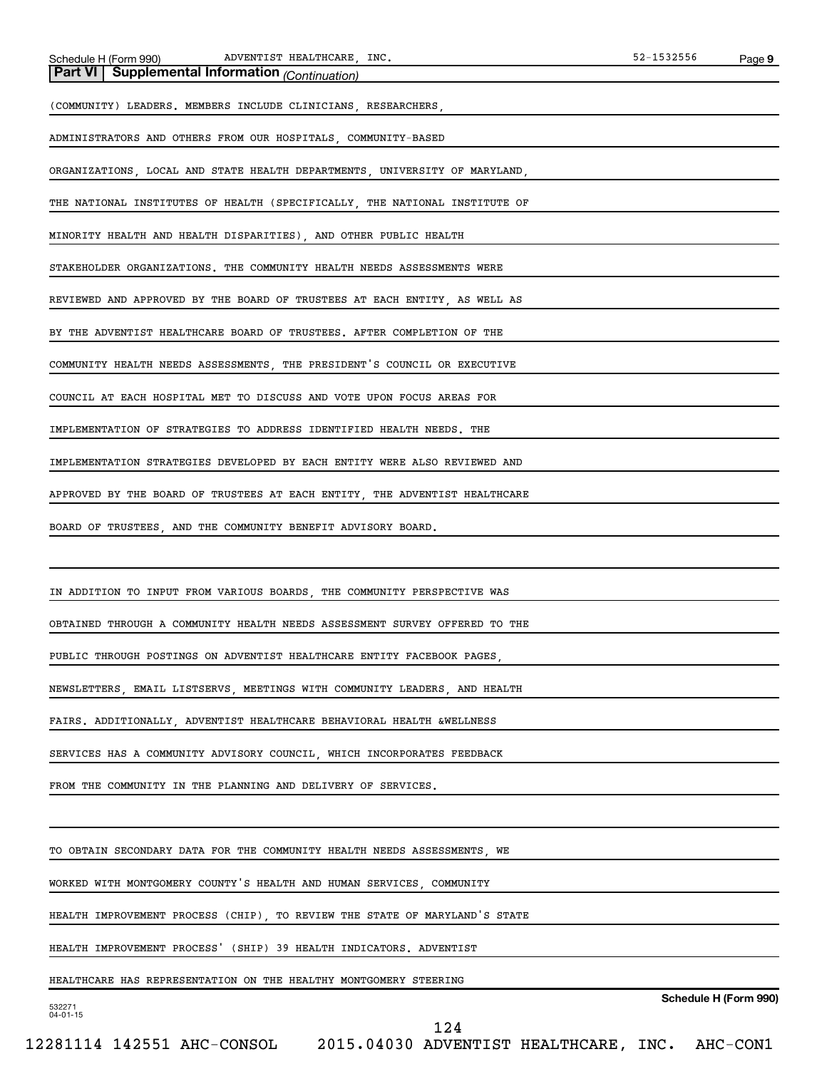**Part VI | Supplemental Information** *(Continuation)*

(COMMUNITY) LEADERS. MEMBERS INCLUDE CLINICIANS, RESEARCHERS, ADMINISTRATORS AND OTHERS FROM OUR HOSPITALS, COMMUNITY-BASED ORGANIZATIONS, LOCAL AND STATE HEALTH DEPARTMENTS, UNIVERSITY OF MARYLAND, THE NATIONAL INSTITUTES OF HEALTH (SPECIFICALLY, THE NATIONAL INSTITUTE OF MINORITY HEALTH AND HEALTH DISPARITIES), AND OTHER PUBLIC HEALTH STAKEHOLDER ORGANIZATIONS. THE COMMUNITY HEALTH NEEDS ASSESSMENTS WERE REVIEWED AND APPROVED BY THE BOARD OF TRUSTEES AT EACH ENTITY, AS WELL AS BY THE ADVENTIST HEALTHCARE BOARD OF TRUSTEES. AFTER COMPLETION OF THE COMMUNITY HEALTH NEEDS ASSESSMENTS, THE PRESIDENT'S COUNCIL OR EXECUTIVE COUNCIL AT EACH HOSPITAL MET TO DISCUSS AND VOTE UPON FOCUS AREAS FOR IMPLEMENTATION OF STRATEGIES TO ADDRESS IDENTIFIED HEALTH NEEDS. THE IMPLEMENTATION STRATEGIES DEVELOPED BY EACH ENTITY WERE ALSO REVIEWED AND APPROVED BY THE BOARD OF TRUSTEES AT EACH ENTITY, THE ADVENTIST HEALTHCARE BOARD OF TRUSTEES, AND THE COMMUNITY BENEFIT ADVISORY BOARD.

IN ADDITION TO INPUT FROM VARIOUS BOARDS, THE COMMUNITY PERSPECTIVE WAS OBTAINED THROUGH A COMMUNITY HEALTH NEEDS ASSESSMENT SURVEY OFFERED TO THE PUBLIC THROUGH POSTINGS ON ADVENTIST HEALTHCARE ENTITY FACEBOOK PAGES, NEWSLETTERS, EMAIL LISTSERVS, MEETINGS WITH COMMUNITY LEADERS, AND HEALTH FAIRS. ADDITIONALLY, ADVENTIST HEALTHCARE BEHAVIORAL HEALTH &WELLNESS SERVICES HAS A COMMUNITY ADVISORY COUNCIL, WHICH INCORPORATES FEEDBACK FROM THE COMMUNITY IN THE PLANNING AND DELIVERY OF SERVICES.

TO OBTAIN SECONDARY DATA FOR THE COMMUNITY HEALTH NEEDS ASSESSMENTS, WE WORKED WITH MONTGOMERY COUNTY'S HEALTH AND HUMAN SERVICES, COMMUNITY HEALTH IMPROVEMENT PROCESS (CHIP), TO REVIEW THE STATE OF MARYLAND'S STATE HEALTH IMPROVEMENT PROCESS' (SHIP) 39 HEALTH INDICATORS. ADVENTIST HEALTHCARE HAS REPRESENTATION ON THE HEALTHY MONTGOMERY STEERING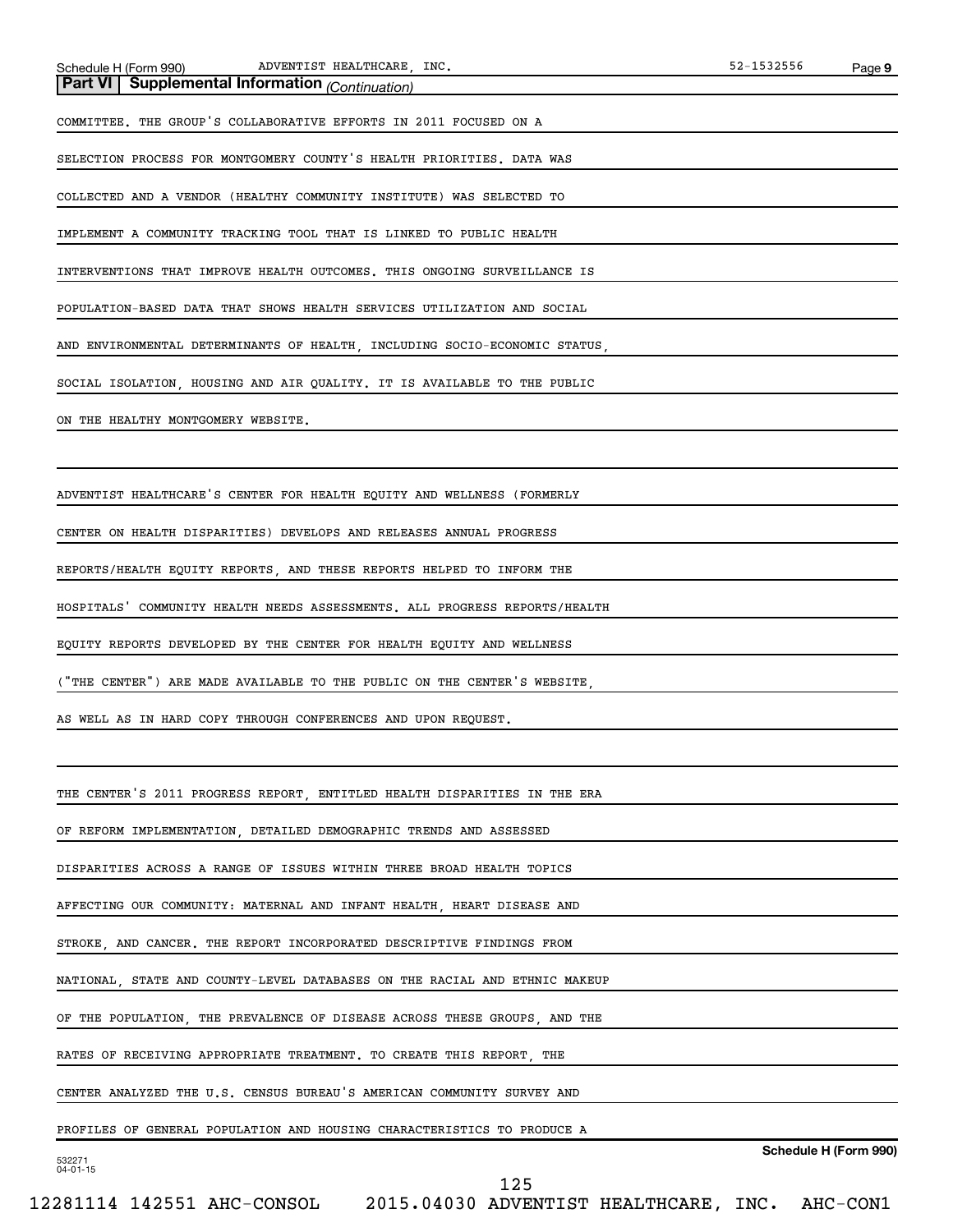**Part VI | Supplemental Information** *(Continuation)*

COMMITTEE. THE GROUP'S COLLABORATIVE EFFORTS IN 2011 FOCUSED ON A SELECTION PROCESS FOR MONTGOMERY COUNTY'S HEALTH PRIORITIES. DATA WAS COLLECTED AND A VENDOR (HEALTHY COMMUNITY INSTITUTE) WAS SELECTED TO IMPLEMENT A COMMUNITY TRACKING TOOL THAT IS LINKED TO PUBLIC HEALTH INTERVENTIONS THAT IMPROVE HEALTH OUTCOMES. THIS ONGOING SURVEILLANCE IS POPULATION-BASED DATA THAT SHOWS HEALTH SERVICES UTILIZATION AND SOCIAL AND ENVIRONMENTAL DETERMINANTS OF HEALTH, INCLUDING SOCIO-ECONOMIC STATUS, SOCIAL ISOLATION, HOUSING AND AIR QUALITY. IT IS AVAILABLE TO THE PUBLIC ON THE HEALTHY MONTGOMERY WEBSITE.

ADVENTIST HEALTHCARE'S CENTER FOR HEALTH EQUITY AND WELLNESS (FORMERLY CENTER ON HEALTH DISPARITIES) DEVELOPS AND RELEASES ANNUAL PROGRESS REPORTS/HEALTH EQUITY REPORTS, AND THESE REPORTS HELPED TO INFORM THE HOSPITALS' COMMUNITY HEALTH NEEDS ASSESSMENTS. ALL PROGRESS REPORTS/HEALTH EQUITY REPORTS DEVELOPED BY THE CENTER FOR HEALTH EQUITY AND WELLNESS ("THE CENTER") ARE MADE AVAILABLE TO THE PUBLIC ON THE CENTER'S WEBSITE, AS WELL AS IN HARD COPY THROUGH CONFERENCES AND UPON REQUEST.

THE CENTER'S 2011 PROGRESS REPORT, ENTITLED HEALTH DISPARITIES IN THE ERA OF REFORM IMPLEMENTATION, DETAILED DEMOGRAPHIC TRENDS AND ASSESSED DISPARITIES ACROSS A RANGE OF ISSUES WITHIN THREE BROAD HEALTH TOPICS AFFECTING OUR COMMUNITY: MATERNAL AND INFANT HEALTH, HEART DISEASE AND STROKE, AND CANCER. THE REPORT INCORPORATED DESCRIPTIVE FINDINGS FROM NATIONAL, STATE AND COUNTY-LEVEL DATABASES ON THE RACIAL AND ETHNIC MAKEUP OF THE POPULATION, THE PREVALENCE OF DISEASE ACROSS THESE GROUPS, AND THE RATES OF RECEIVING APPROPRIATE TREATMENT. TO CREATE THIS REPORT, THE CENTER ANALYZED THE U.S. CENSUS BUREAU'S AMERICAN COMMUNITY SURVEY AND PROFILES OF GENERAL POPULATION AND HOUSING CHARACTERISTICS TO PRODUCE A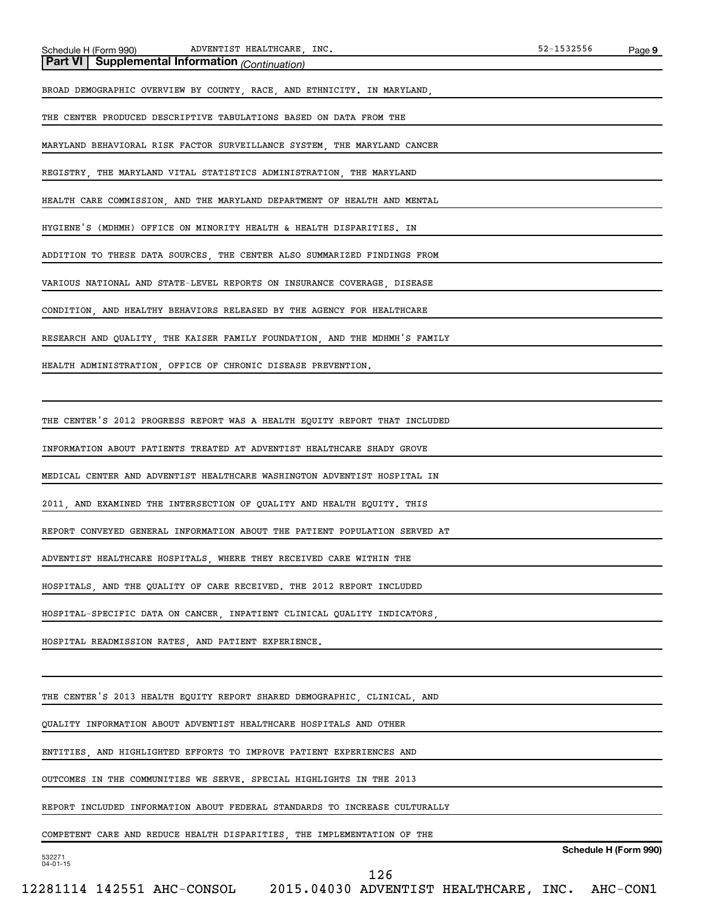**Part VI | Supplemental Information** *(Continuation)*

BROAD DEMOGRAPHIC OVERVIEW BY COUNTY, RACE, AND ETHNICITY. IN MARYLAND, THE CENTER PRODUCED DESCRIPTIVE TABULATIONS BASED ON DATA FROM THE MARYLAND BEHAVIORAL RISK FACTOR SURVEILLANCE SYSTEM, THE MARYLAND CANCER REGISTRY, THE MARYLAND VITAL STATISTICS ADMINISTRATION, THE MARYLAND HEALTH CARE COMMISSION, AND THE MARYLAND DEPARTMENT OF HEALTH AND MENTAL HYGIENE'S (MDHMH) OFFICE ON MINORITY HEALTH & HEALTH DISPARITIES. IN ADDITION TO THESE DATA SOURCES, THE CENTER ALSO SUMMARIZED FINDINGS FROM VARIOUS NATIONAL AND STATE-LEVEL REPORTS ON INSURANCE COVERAGE, DISEASE CONDITION, AND HEALTHY BEHAVIORS RELEASED BY THE AGENCY FOR HEALTHCARE RESEARCH AND QUALITY, THE KAISER FAMILY FOUNDATION, AND THE MDHMH'S FAMILY HEALTH ADMINISTRATION, OFFICE OF CHRONIC DISEASE PREVENTION.

THE CENTER'S 2012 PROGRESS REPORT WAS A HEALTH EQUITY REPORT THAT INCLUDED INFORMATION ABOUT PATIENTS TREATED AT ADVENTIST HEALTHCARE SHADY GROVE MEDICAL CENTER AND ADVENTIST HEALTHCARE WASHINGTON ADVENTIST HOSPITAL IN 2011, AND EXAMINED THE INTERSECTION OF QUALITY AND HEALTH EQUITY. THIS REPORT CONVEYED GENERAL INFORMATION ABOUT THE PATIENT POPULATION SERVED AT ADVENTIST HEALTHCARE HOSPITALS, WHERE THEY RECEIVED CARE WITHIN THE HOSPITALS, AND THE QUALITY OF CARE RECEIVED. THE 2012 REPORT INCLUDED HOSPITAL-SPECIFIC DATA ON CANCER, INPATIENT CLINICAL QUALITY INDICATORS, HOSPITAL READMISSION RATES, AND PATIENT EXPERIENCE.

THE CENTER'S 2013 HEALTH EQUITY REPORT SHARED DEMOGRAPHIC, CLINICAL, AND QUALITY INFORMATION ABOUT ADVENTIST HEALTHCARE HOSPITALS AND OTHER ENTITIES, AND HIGHLIGHTED EFFORTS TO IMPROVE PATIENT EXPERIENCES AND OUTCOMES IN THE COMMUNITIES WE SERVE. SPECIAL HIGHLIGHTS IN THE 2013 REPORT INCLUDED INFORMATION ABOUT FEDERAL STANDARDS TO INCREASE CULTURALLY COMPETENT CARE AND REDUCE HEALTH DISPARITIES, THE IMPLEMENTATION OF THE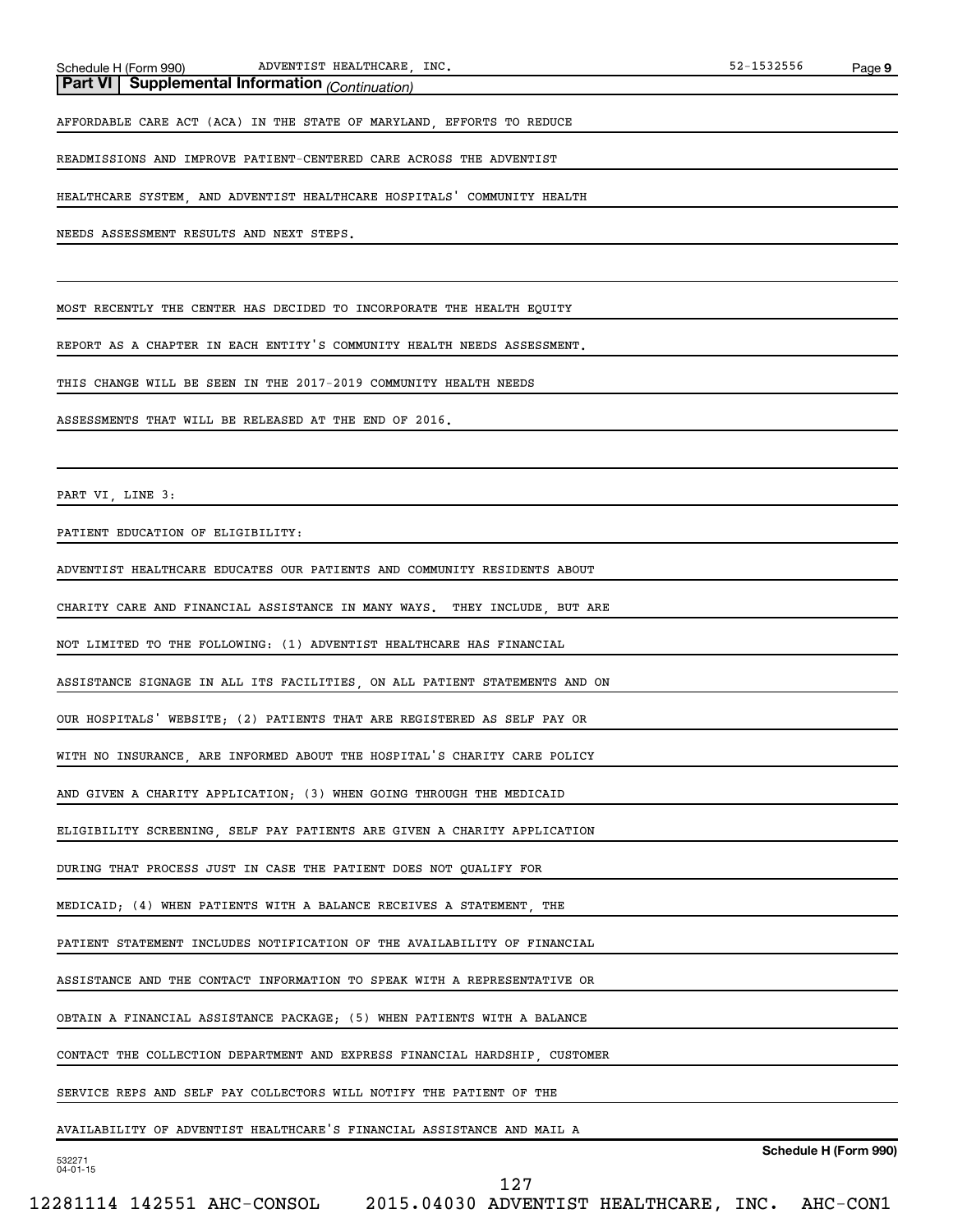**Part VI | Supplemental Information** *(Continuation)*

AFFORDABLE CARE ACT (ACA) IN THE STATE OF MARYLAND, EFFORTS TO REDUCE READMISSIONS AND IMPROVE PATIENT-CENTERED CARE ACROSS THE ADVENTIST HEALTHCARE SYSTEM, AND ADVENTIST HEALTHCARE HOSPITALS' COMMUNITY HEALTH NEEDS ASSESSMENT RESULTS AND NEXT STEPS.

MOST RECENTLY THE CENTER HAS DECIDED TO INCORPORATE THE HEALTH EQUITY REPORT AS A CHAPTER IN EACH ENTITY'S COMMUNITY HEALTH NEEDS ASSESSMENT. THIS CHANGE WILL BE SEEN IN THE 2017-2019 COMMUNITY HEALTH NEEDS ASSESSMENTS THAT WILL BE RELEASED AT THE END OF 2016.

PART VI, LINE 3:

PATIENT EDUCATION OF ELIGIBILITY:

ADVENTIST HEALTHCARE EDUCATES OUR PATIENTS AND COMMUNITY RESIDENTS ABOUT CHARITY CARE AND FINANCIAL ASSISTANCE IN MANY WAYS. THEY INCLUDE, BUT ARE NOT LIMITED TO THE FOLLOWING: (1) ADVENTIST HEALTHCARE HAS FINANCIAL ASSISTANCE SIGNAGE IN ALL ITS FACILITIES, ON ALL PATIENT STATEMENTS AND ON OUR HOSPITALS' WEBSITE; (2) PATIENTS THAT ARE REGISTERED AS SELF PAY OR WITH NO INSURANCE, ARE INFORMED ABOUT THE HOSPITAL'S CHARITY CARE POLICY AND GIVEN A CHARITY APPLICATION; (3) WHEN GOING THROUGH THE MEDICAID ELIGIBILITY SCREENING, SELF PAY PATIENTS ARE GIVEN A CHARITY APPLICATION DURING THAT PROCESS JUST IN CASE THE PATIENT DOES NOT QUALIFY FOR MEDICAID; (4) WHEN PATIENTS WITH A BALANCE RECEIVES A STATEMENT, THE PATIENT STATEMENT INCLUDES NOTIFICATION OF THE AVAILABILITY OF FINANCIAL ASSISTANCE AND THE CONTACT INFORMATION TO SPEAK WITH A REPRESENTATIVE OR OBTAIN A FINANCIAL ASSISTANCE PACKAGE; (5) WHEN PATIENTS WITH A BALANCE CONTACT THE COLLECTION DEPARTMENT AND EXPRESS FINANCIAL HARDSHIP, CUSTOMER SERVICE REPS AND SELF PAY COLLECTORS WILL NOTIFY THE PATIENT OF THE AVAILABILITY OF ADVENTIST HEALTHCARE'S FINANCIAL ASSISTANCE AND MAIL A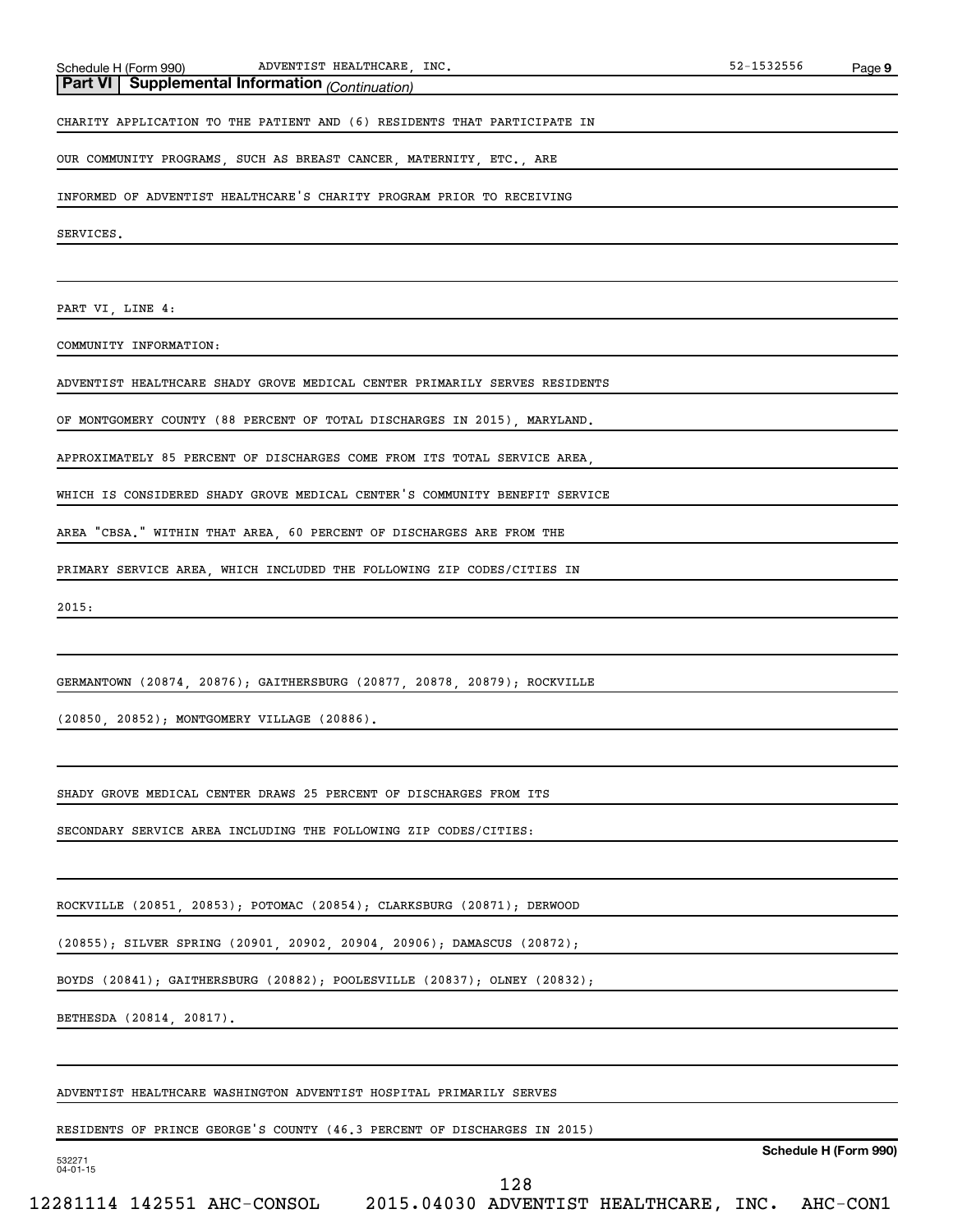**Part VI | Supplemental Information** *(Continuation)*

CHARITY APPLICATION TO THE PATIENT AND (6) RESIDENTS THAT PARTICIPATE IN OUR COMMUNITY PROGRAMS, SUCH AS BREAST CANCER, MATERNITY, ETC., ARE INFORMED OF ADVENTIST HEALTHCARE'S CHARITY PROGRAM PRIOR TO RECEIVING SERVICES.

PART VI, LINE 4:

COMMUNITY INFORMATION:

ADVENTIST HEALTHCARE SHADY GROVE MEDICAL CENTER PRIMARILY SERVES RESIDENTS OF MONTGOMERY COUNTY (88 PERCENT OF TOTAL DISCHARGES IN 2015), MARYLAND. APPROXIMATELY 85 PERCENT OF DISCHARGES COME FROM ITS TOTAL SERVICE AREA, WHICH IS CONSIDERED SHADY GROVE MEDICAL CENTER'S COMMUNITY BENEFIT SERVICE AREA "CBSA." WITHIN THAT AREA, 60 PERCENT OF DISCHARGES ARE FROM THE PRIMARY SERVICE AREA, WHICH INCLUDED THE FOLLOWING ZIP CODES/CITIES IN 2015:

GERMANTOWN (20874, 20876); GAITHERSBURG (20877, 20878, 20879); ROCKVILLE (20850, 20852); MONTGOMERY VILLAGE (20886).

SHADY GROVE MEDICAL CENTER DRAWS 25 PERCENT OF DISCHARGES FROM ITS SECONDARY SERVICE AREA INCLUDING THE FOLLOWING ZIP CODES/CITIES:

ROCKVILLE (20851, 20853); POTOMAC (20854); CLARKSBURG (20871); DERWOOD (20855); SILVER SPRING (20901, 20902, 20904, 20906); DAMASCUS (20872); BOYDS (20841); GAITHERSBURG (20882); POOLESVILLE (20837); OLNEY (20832); BETHESDA (20814, 20817).

ADVENTIST HEALTHCARE WASHINGTON ADVENTIST HOSPITAL PRIMARILY SERVES RESIDENTS OF PRINCE GEORGE'S COUNTY (46.3 PERCENT OF DISCHARGES IN 2015)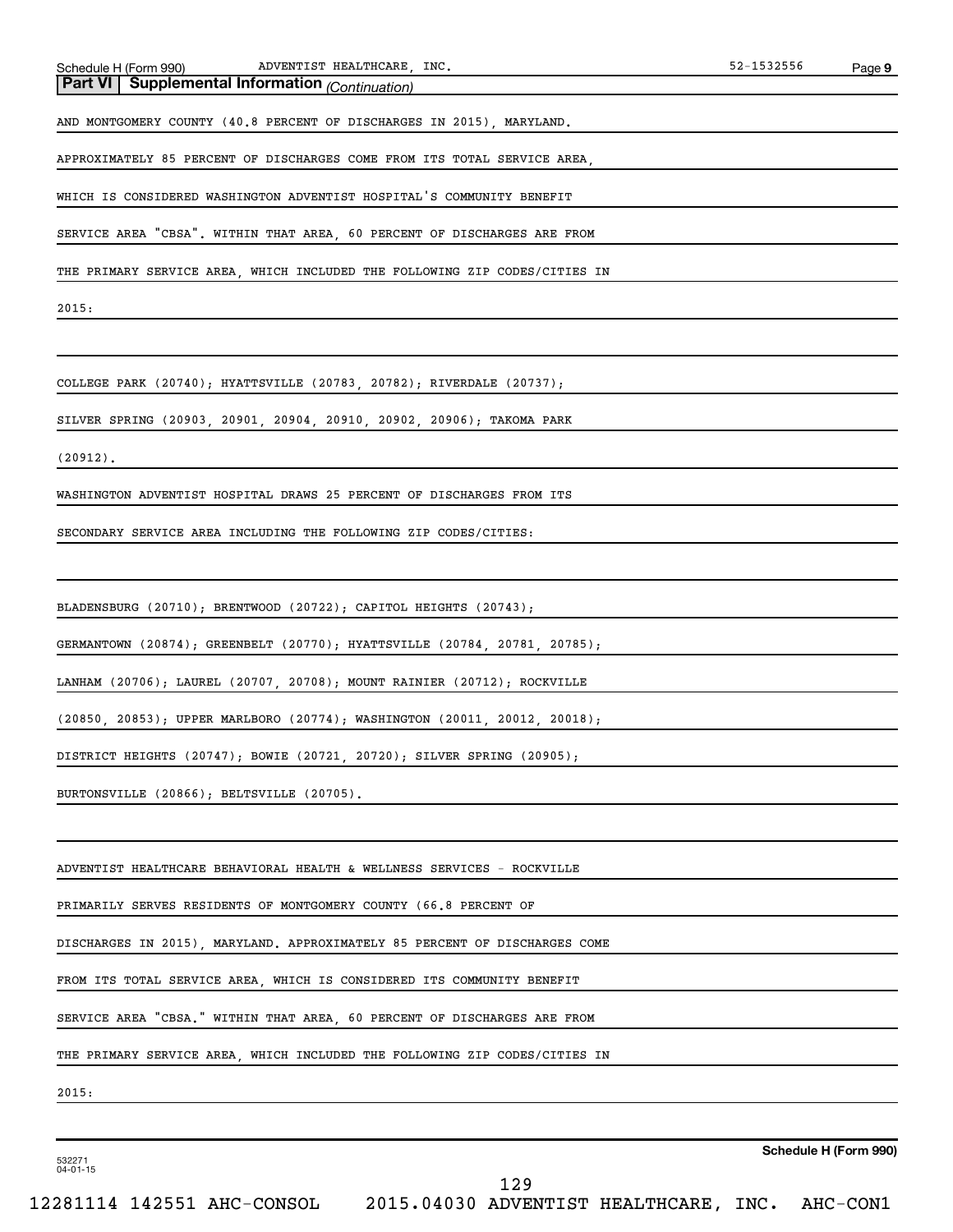**Part VI | Supplemental Information** *(Continuation)*

AND MONTGOMERY COUNTY (40.8 PERCENT OF DISCHARGES IN 2015), MARYLAND.

APPROXIMATELY 85 PERCENT OF DISCHARGES COME FROM ITS TOTAL SERVICE AREA,

WHICH IS CONSIDERED WASHINGTON ADVENTIST HOSPITAL'S COMMUNITY BENEFIT

SERVICE AREA "CBSA". WITHIN THAT AREA, 60 PERCENT OF DISCHARGES ARE FROM

THE PRIMARY SERVICE AREA, WHICH INCLUDED THE FOLLOWING ZIP CODES/CITIES IN

2015:

COLLEGE PARK (20740); HYATTSVILLE (20783, 20782); RIVERDALE (20737);

SILVER SPRING (20903, 20901, 20904, 20910, 20902, 20906); TAKOMA PARK

(20912).

WASHINGTON ADVENTIST HOSPITAL DRAWS 25 PERCENT OF DISCHARGES FROM ITS

SECONDARY SERVICE AREA INCLUDING THE FOLLOWING ZIP CODES/CITIES:

BLADENSBURG (20710); BRENTWOOD (20722); CAPITOL HEIGHTS (20743);

GERMANTOWN (20874); GREENBELT (20770); HYATTSVILLE (20784, 20781, 20785);

LANHAM (20706); LAUREL (20707, 20708); MOUNT RAINIER (20712); ROCKVILLE

(20850, 20853); UPPER MARLBORO (20774); WASHINGTON (20011, 20012, 20018);

DISTRICT HEIGHTS (20747); BOWIE (20721, 20720); SILVER SPRING (20905);

BURTONSVILLE (20866); BELTSVILLE (20705).

ADVENTIST HEALTHCARE BEHAVIORAL HEALTH & WELLNESS SERVICES - ROCKVILLE

PRIMARILY SERVES RESIDENTS OF MONTGOMERY COUNTY (66.8 PERCENT OF

DISCHARGES IN 2015), MARYLAND. APPROXIMATELY 85 PERCENT OF DISCHARGES COME

FROM ITS TOTAL SERVICE AREA, WHICH IS CONSIDERED ITS COMMUNITY BENEFIT

SERVICE AREA "CBSA." WITHIN THAT AREA, 60 PERCENT OF DISCHARGES ARE FROM

THE PRIMARY SERVICE AREA, WHICH INCLUDED THE FOLLOWING ZIP CODES/CITIES IN

2015: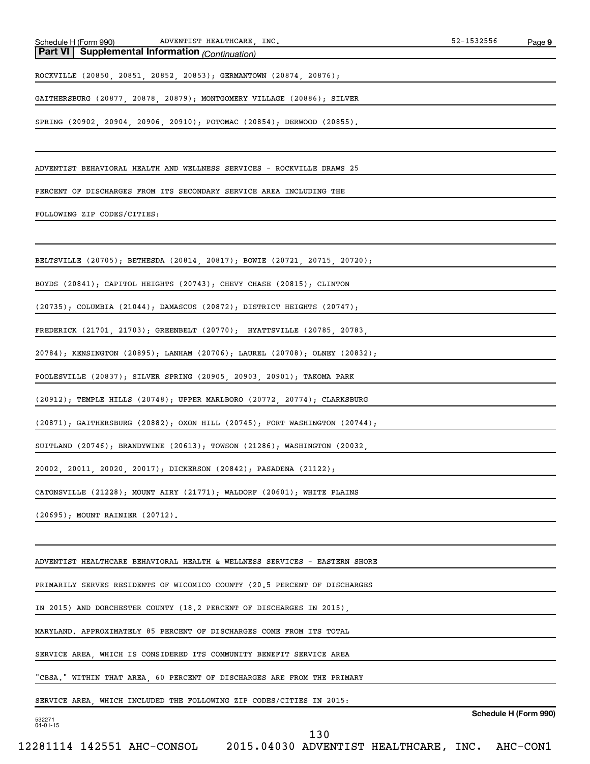**Part VI | Supplemental Information** *(Continuation)*

ROCKVILLE (20850, 20851, 20852, 20853); GERMANTOWN (20874, 20876); GAITHERSBURG (20877, 20878, 20879); MONTGOMERY VILLAGE (20886); SILVER SPRING (20902, 20904, 20906, 20910); POTOMAC (20854); DERWOOD (20855).

ADVENTIST BEHAVIORAL HEALTH AND WELLNESS SERVICES - ROCKVILLE DRAWS 25 PERCENT OF DISCHARGES FROM ITS SECONDARY SERVICE AREA INCLUDING THE FOLLOWING ZIP CODES/CITIES:

BELTSVILLE (20705); BETHESDA (20814, 20817); BOWIE (20721, 20715, 20720); BOYDS (20841); CAPITOL HEIGHTS (20743); CHEVY CHASE (20815); CLINTON (20735); COLUMBIA (21044); DAMASCUS (20872); DISTRICT HEIGHTS (20747); FREDERICK (21701, 21703); GREENBELT (20770); HYATTSVILLE (20785, 20783, 20784); KENSINGTON (20895); LANHAM (20706); LAUREL (20708); OLNEY (20832); POOLESVILLE (20837); SILVER SPRING (20905, 20903, 20901); TAKOMA PARK (20912); TEMPLE HILLS (20748); UPPER MARLBORO (20772, 20774); CLARKSBURG (20871); GAITHERSBURG (20882); OXON HILL (20745); FORT WASHINGTON (20744); SUITLAND (20746); BRANDYWINE (20613); TOWSON (21286); WASHINGTON (20032, 20002, 20011, 20020, 20017); DICKERSON (20842); PASADENA (21122); CATONSVILLE (21228); MOUNT AIRY (21771); WALDORF (20601); WHITE PLAINS (20695); MOUNT RAINIER (20712).

ADVENTIST HEALTHCARE BEHAVIORAL HEALTH & WELLNESS SERVICES - EASTERN SHORE PRIMARILY SERVES RESIDENTS OF WICOMICO COUNTY (20.5 PERCENT OF DISCHARGES IN 2015) AND DORCHESTER COUNTY (18.2 PERCENT OF DISCHARGES IN 2015), MARYLAND. APPROXIMATELY 85 PERCENT OF DISCHARGES COME FROM ITS TOTAL SERVICE AREA, WHICH IS CONSIDERED ITS COMMUNITY BENEFIT SERVICE AREA "CBSA." WITHIN THAT AREA, 60 PERCENT OF DISCHARGES ARE FROM THE PRIMARY SERVICE AREA, WHICH INCLUDED THE FOLLOWING ZIP CODES/CITIES IN 2015: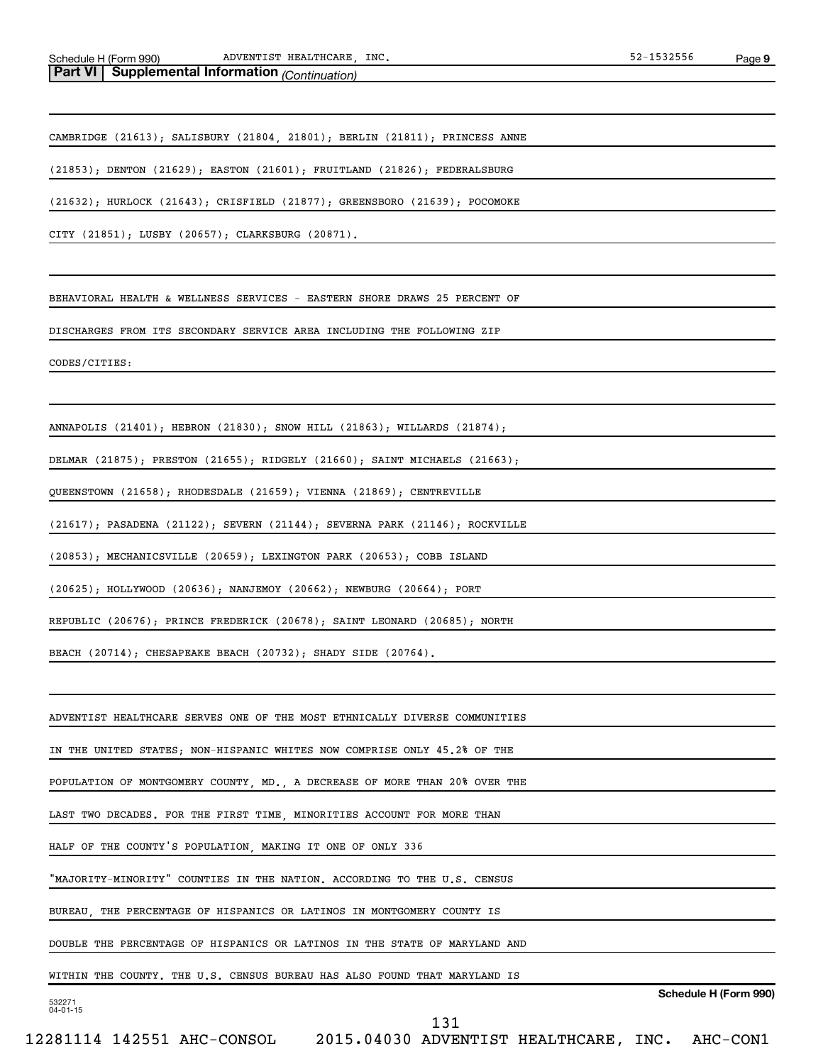**Part VI | Supplemental Information** *(Continuation)*

CAMBRIDGE (21613); SALISBURY (21804, 21801); BERLIN (21811); PRINCESS ANNE (21853); DENTON (21629); EASTON (21601); FRUITLAND (21826); FEDERALSBURG (21632); HURLOCK (21643); CRISFIELD (21877); GREENSBORO (21639); POCOMOKE CITY (21851); LUSBY (20657); CLARKSBURG (20871).

BEHAVIORAL HEALTH & WELLNESS SERVICES - EASTERN SHORE DRAWS 25 PERCENT OF DISCHARGES FROM ITS SECONDARY SERVICE AREA INCLUDING THE FOLLOWING ZIP CODES/CITIES:

ANNAPOLIS (21401); HEBRON (21830); SNOW HILL (21863); WILLARDS (21874); DELMAR (21875); PRESTON (21655); RIDGELY (21660); SAINT MICHAELS (21663); QUEENSTOWN (21658); RHODESDALE (21659); VIENNA (21869); CENTREVILLE (21617); PASADENA (21122); SEVERN (21144); SEVERNA PARK (21146); ROCKVILLE (20853); MECHANICSVILLE (20659); LEXINGTON PARK (20653); COBB ISLAND (20625); HOLLYWOOD (20636); NANJEMOY (20662); NEWBURG (20664); PORT REPUBLIC (20676); PRINCE FREDERICK (20678); SAINT LEONARD (20685); NORTH BEACH (20714); CHESAPEAKE BEACH (20732); SHADY SIDE (20764).

ADVENTIST HEALTHCARE SERVES ONE OF THE MOST ETHNICALLY DIVERSE COMMUNITIES IN THE UNITED STATES; NON-HISPANIC WHITES NOW COMPRISE ONLY 45.2% OF THE POPULATION OF MONTGOMERY COUNTY, MD., A DECREASE OF MORE THAN 20% OVER THE LAST TWO DECADES. FOR THE FIRST TIME, MINORITIES ACCOUNT FOR MORE THAN HALF OF THE COUNTY'S POPULATION, MAKING IT ONE OF ONLY 336 "MAJORITY-MINORITY" COUNTIES IN THE NATION. ACCORDING TO THE U.S. CENSUS BUREAU, THE PERCENTAGE OF HISPANICS OR LATINOS IN MONTGOMERY COUNTY IS DOUBLE THE PERCENTAGE OF HISPANICS OR LATINOS IN THE STATE OF MARYLAND AND WITHIN THE COUNTY. THE U.S. CENSUS BUREAU HAS ALSO FOUND THAT MARYLAND IS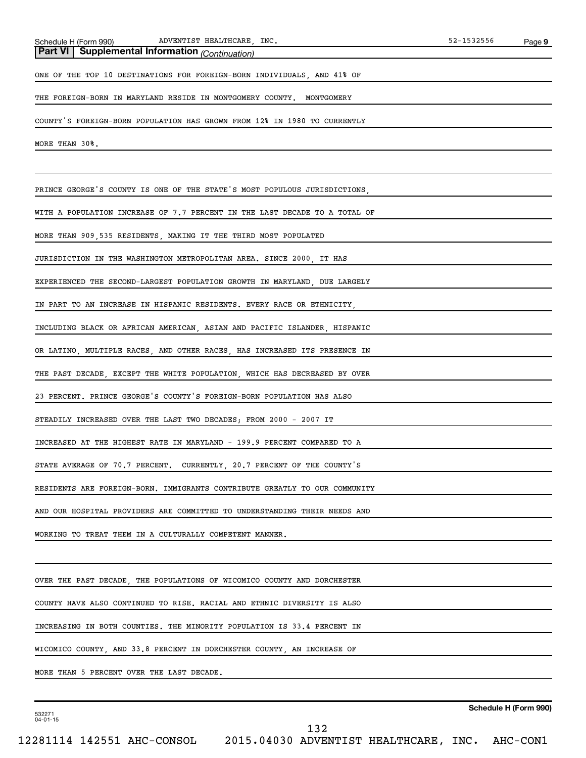**Part VI | Supplemental Information** *(Continuation)*

ONE OF THE TOP 10 DESTINATIONS FOR FOREIGN-BORN INDIVIDUALS, AND 41% OF THE FOREIGN-BORN IN MARYLAND RESIDE IN MONTGOMERY COUNTY. MONTGOMERY COUNTY'S FOREIGN-BORN POPULATION HAS GROWN FROM 12% IN 1980 TO CURRENTLY MORE THAN 30%.

PRINCE GEORGE'S COUNTY IS ONE OF THE STATE'S MOST POPULOUS JURISDICTIONS, WITH A POPULATION INCREASE OF 7.7 PERCENT IN THE LAST DECADE TO A TOTAL OF MORE THAN 909,535 RESIDENTS, MAKING IT THE THIRD MOST POPULATED JURISDICTION IN THE WASHINGTON METROPOLITAN AREA. SINCE 2000, IT HAS EXPERIENCED THE SECOND-LARGEST POPULATION GROWTH IN MARYLAND, DUE LARGELY IN PART TO AN INCREASE IN HISPANIC RESIDENTS. EVERY RACE OR ETHNICITY, INCLUDING BLACK OR AFRICAN AMERICAN, ASIAN AND PACIFIC ISLANDER, HISPANIC OR LATINO, MULTIPLE RACES, AND OTHER RACES, HAS INCREASED ITS PRESENCE IN THE PAST DECADE, EXCEPT THE WHITE POPULATION, WHICH HAS DECREASED BY OVER 23 PERCENT. PRINCE GEORGE'S COUNTY'S FOREIGN-BORN POPULATION HAS ALSO STEADILY INCREASED OVER THE LAST TWO DECADES; FROM 2000 - 2007 IT INCREASED AT THE HIGHEST RATE IN MARYLAND - 199.9 PERCENT COMPARED TO A STATE AVERAGE OF 70.7 PERCENT. CURRENTLY, 20.7 PERCENT OF THE COUNTY'S RESIDENTS ARE FOREIGN-BORN. IMMIGRANTS CONTRIBUTE GREATLY TO OUR COMMUNITY AND OUR HOSPITAL PROVIDERS ARE COMMITTED TO UNDERSTANDING THEIR NEEDS AND WORKING TO TREAT THEM IN A CULTURALLY COMPETENT MANNER.

OVER THE PAST DECADE, THE POPULATIONS OF WICOMICO COUNTY AND DORCHESTER COUNTY HAVE ALSO CONTINUED TO RISE. RACIAL AND ETHNIC DIVERSITY IS ALSO INCREASING IN BOTH COUNTIES. THE MINORITY POPULATION IS 33.4 PERCENT IN WICOMICO COUNTY, AND 33.8 PERCENT IN DORCHESTER COUNTY, AN INCREASE OF MORE THAN 5 PERCENT OVER THE LAST DECADE.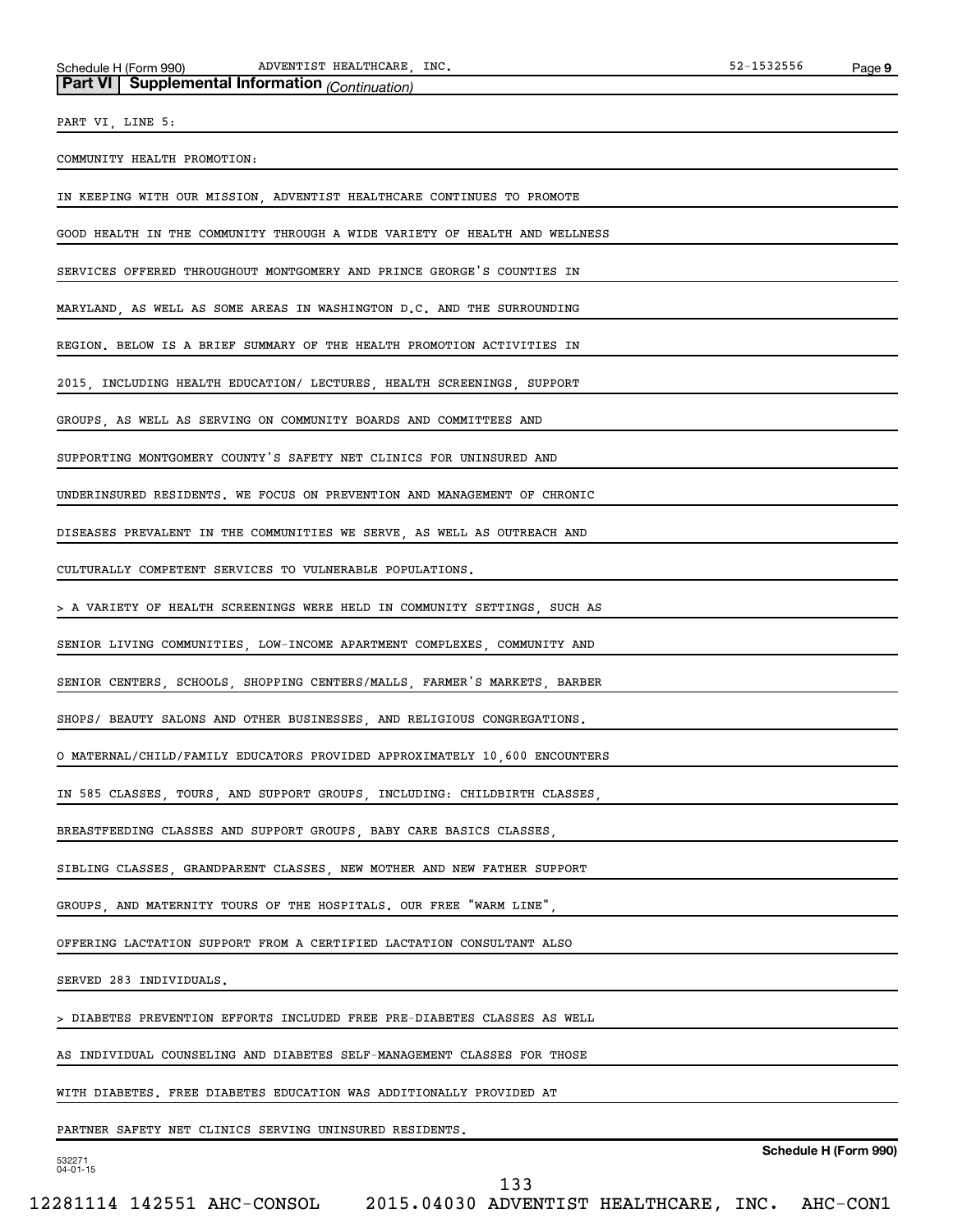**Part VI | Supplemental Information** *(Continuation)*

PART VI, LINE 5:

COMMUNITY HEALTH PROMOTION:

IN KEEPING WITH OUR MISSION, ADVENTIST HEALTHCARE CONTINUES TO PROMOTE GOOD HEALTH IN THE COMMUNITY THROUGH A WIDE VARIETY OF HEALTH AND WELLNESS SERVICES OFFERED THROUGHOUT MONTGOMERY AND PRINCE GEORGE'S COUNTIES IN MARYLAND, AS WELL AS SOME AREAS IN WASHINGTON D.C. AND THE SURROUNDING REGION. BELOW IS A BRIEF SUMMARY OF THE HEALTH PROMOTION ACTIVITIES IN 2015, INCLUDING HEALTH EDUCATION/ LECTURES, HEALTH SCREENINGS, SUPPORT GROUPS, AS WELL AS SERVING ON COMMUNITY BOARDS AND COMMITTEES AND SUPPORTING MONTGOMERY COUNTY'S SAFETY NET CLINICS FOR UNINSURED AND UNDERINSURED RESIDENTS. WE FOCUS ON PREVENTION AND MANAGEMENT OF CHRONIC DISEASES PREVALENT IN THE COMMUNITIES WE SERVE, AS WELL AS OUTREACH AND CULTURALLY COMPETENT SERVICES TO VULNERABLE POPULATIONS.

> A VARIETY OF HEALTH SCREENINGS WERE HELD IN COMMUNITY SETTINGS, SUCH AS SENIOR LIVING COMMUNITIES, LOW-INCOME APARTMENT COMPLEXES, COMMUNITY AND SENIOR CENTERS, SCHOOLS, SHOPPING CENTERS/MALLS, FARMER'S MARKETS, BARBER SHOPS/ BEAUTY SALONS AND OTHER BUSINESSES, AND RELIGIOUS CONGREGATIONS.

O MATERNAL/CHILD/FAMILY EDUCATORS PROVIDED APPROXIMATELY 10,600 ENCOUNTERS IN 585 CLASSES, TOURS, AND SUPPORT GROUPS, INCLUDING: CHILDBIRTH CLASSES, BREASTFEEDING CLASSES AND SUPPORT GROUPS, BABY CARE BASICS CLASSES, SIBLING CLASSES, GRANDPARENT CLASSES, NEW MOTHER AND NEW FATHER SUPPORT GROUPS, AND MATERNITY TOURS OF THE HOSPITALS. OUR FREE "WARM LINE", OFFERING LACTATION SUPPORT FROM A CERTIFIED LACTATION CONSULTANT ALSO SERVED 283 INDIVIDUALS.

> DIABETES PREVENTION EFFORTS INCLUDED FREE PRE-DIABETES CLASSES AS WELL AS INDIVIDUAL COUNSELING AND DIABETES SELF-MANAGEMENT CLASSES FOR THOSE WITH DIABETES. FREE DIABETES EDUCATION WAS ADDITIONALLY PROVIDED AT PARTNER SAFETY NET CLINICS SERVING UNINSURED RESIDENTS.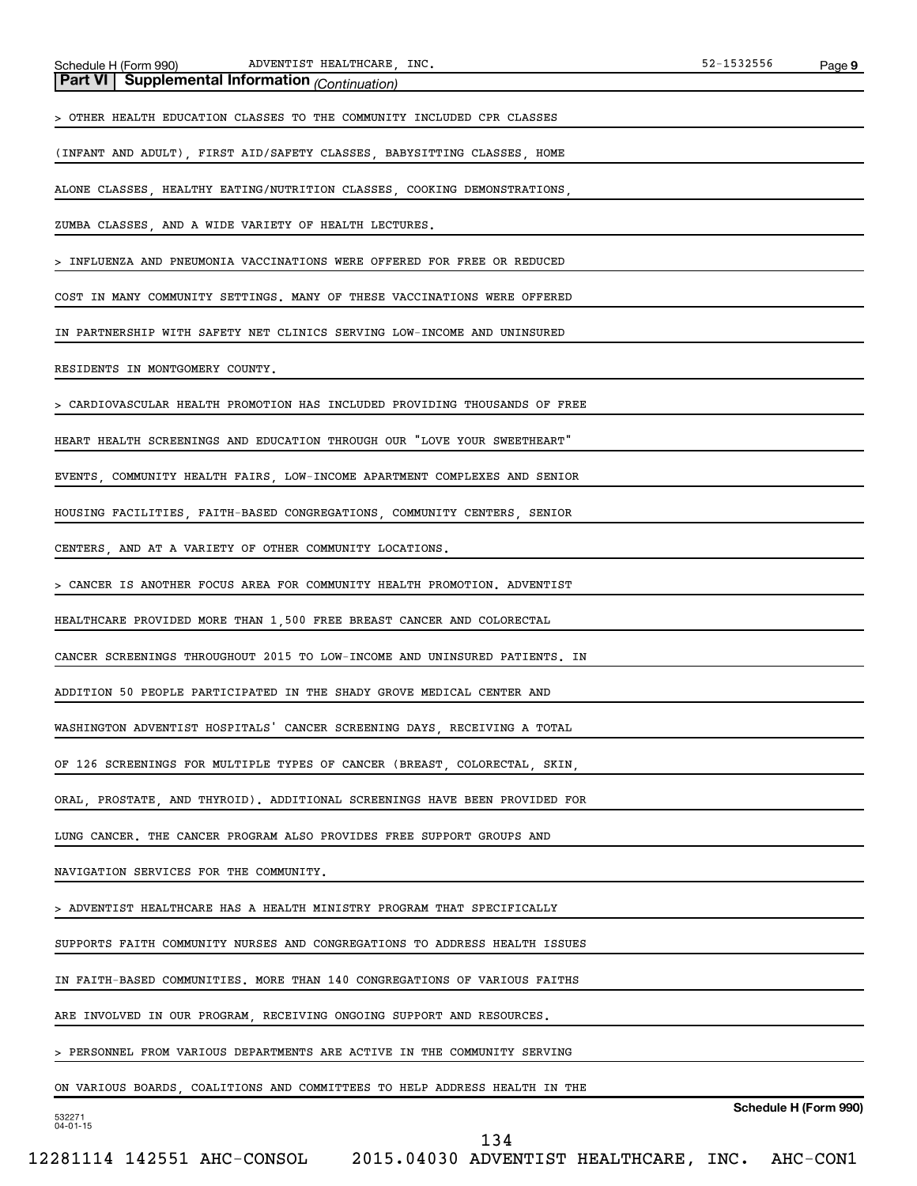**Part VI | Supplemental Information** *(Continuation)*

> OTHER HEALTH EDUCATION CLASSES TO THE COMMUNITY INCLUDED CPR CLASSES (INFANT AND ADULT), FIRST AID/SAFETY CLASSES, BABYSITTING CLASSES, HOME ALONE CLASSES, HEALTHY EATING/NUTRITION CLASSES, COOKING DEMONSTRATIONS, ZUMBA CLASSES, AND A WIDE VARIETY OF HEALTH LECTURES.

> INFLUENZA AND PNEUMONIA VACCINATIONS WERE OFFERED FOR FREE OR REDUCED COST IN MANY COMMUNITY SETTINGS. MANY OF THESE VACCINATIONS WERE OFFERED IN PARTNERSHIP WITH SAFETY NET CLINICS SERVING LOW-INCOME AND UNINSURED RESIDENTS IN MONTGOMERY COUNTY.

> CARDIOVASCULAR HEALTH PROMOTION HAS INCLUDED PROVIDING THOUSANDS OF FREE HEART HEALTH SCREENINGS AND EDUCATION THROUGH OUR "LOVE YOUR SWEETHEART" EVENTS, COMMUNITY HEALTH FAIRS, LOW-INCOME APARTMENT COMPLEXES AND SENIOR HOUSING FACILITIES, FAITH-BASED CONGREGATIONS, COMMUNITY CENTERS, SENIOR CENTERS, AND AT A VARIETY OF OTHER COMMUNITY LOCATIONS.

> CANCER IS ANOTHER FOCUS AREA FOR COMMUNITY HEALTH PROMOTION. ADVENTIST HEALTHCARE PROVIDED MORE THAN 1,500 FREE BREAST CANCER AND COLORECTAL CANCER SCREENINGS THROUGHOUT 2015 TO LOW-INCOME AND UNINSURED PATIENTS. IN ADDITION 50 PEOPLE PARTICIPATED IN THE SHADY GROVE MEDICAL CENTER AND WASHINGTON ADVENTIST HOSPITALS' CANCER SCREENING DAYS, RECEIVING A TOTAL OF 126 SCREENINGS FOR MULTIPLE TYPES OF CANCER (BREAST, COLORECTAL, SKIN, ORAL, PROSTATE, AND THYROID). ADDITIONAL SCREENINGS HAVE BEEN PROVIDED FOR LUNG CANCER. THE CANCER PROGRAM ALSO PROVIDES FREE SUPPORT GROUPS AND NAVIGATION SERVICES FOR THE COMMUNITY.

> ADVENTIST HEALTHCARE HAS A HEALTH MINISTRY PROGRAM THAT SPECIFICALLY SUPPORTS FAITH COMMUNITY NURSES AND CONGREGATIONS TO ADDRESS HEALTH ISSUES IN FAITH-BASED COMMUNITIES. MORE THAN 140 CONGREGATIONS OF VARIOUS FAITHS ARE INVOLVED IN OUR PROGRAM, RECEIVING ONGOING SUPPORT AND RESOURCES.

> PERSONNEL FROM VARIOUS DEPARTMENTS ARE ACTIVE IN THE COMMUNITY SERVING ON VARIOUS BOARDS, COALITIONS AND COMMITTEES TO HELP ADDRESS HEALTH IN THE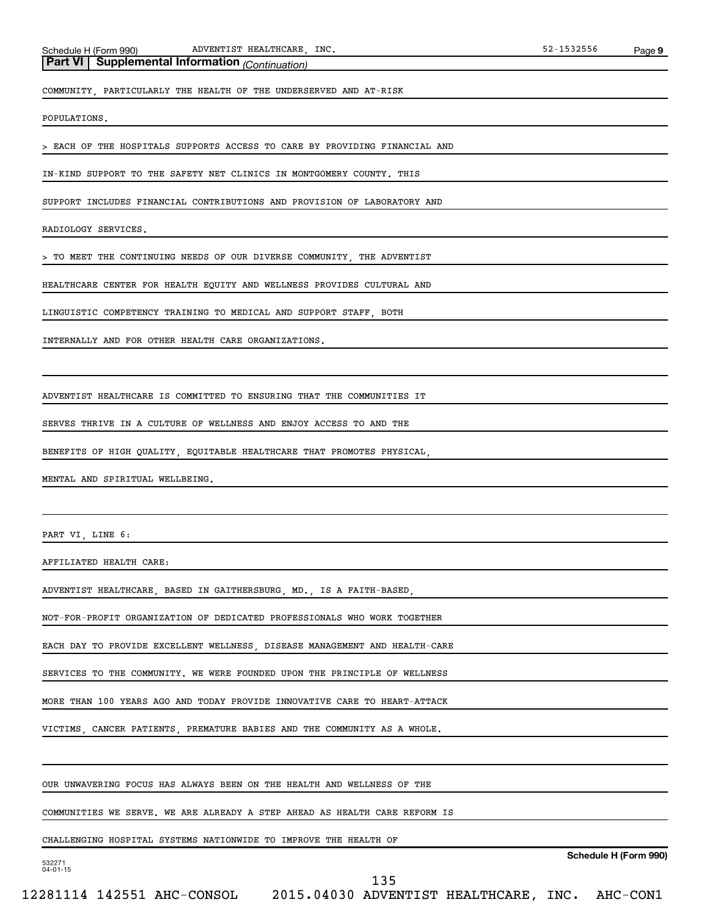**Part VI | Supplemental Information** *(Continuation)*

COMMUNITY, PARTICULARLY THE HEALTH OF THE UNDERSERVED AND AT-RISK POPULATIONS.

> EACH OF THE HOSPITALS SUPPORTS ACCESS TO CARE BY PROVIDING FINANCIAL AND IN-KIND SUPPORT TO THE SAFETY NET CLINICS IN MONTGOMERY COUNTY. THIS SUPPORT INCLUDES FINANCIAL CONTRIBUTIONS AND PROVISION OF LABORATORY AND RADIOLOGY SERVICES.

> TO MEET THE CONTINUING NEEDS OF OUR DIVERSE COMMUNITY, THE ADVENTIST HEALTHCARE CENTER FOR HEALTH EQUITY AND WELLNESS PROVIDES CULTURAL AND LINGUISTIC COMPETENCY TRAINING TO MEDICAL AND SUPPORT STAFF, BOTH INTERNALLY AND FOR OTHER HEALTH CARE ORGANIZATIONS.

ADVENTIST HEALTHCARE IS COMMITTED TO ENSURING THAT THE COMMUNITIES IT SERVES THRIVE IN A CULTURE OF WELLNESS AND ENJOY ACCESS TO AND THE BENEFITS OF HIGH QUALITY, EQUITABLE HEALTHCARE THAT PROMOTES PHYSICAL, MENTAL AND SPIRITUAL WELLBEING.

PART VI, LINE 6:

AFFILIATED HEALTH CARE:

ADVENTIST HEALTHCARE, BASED IN GAITHERSBURG, MD., IS A FAITH-BASED, NOT-FOR-PROFIT ORGANIZATION OF DEDICATED PROFESSIONALS WHO WORK TOGETHER EACH DAY TO PROVIDE EXCELLENT WELLNESS, DISEASE MANAGEMENT AND HEALTH-CARE SERVICES TO THE COMMUNITY. WE WERE FOUNDED UPON THE PRINCIPLE OF WELLNESS MORE THAN 100 YEARS AGO AND TODAY PROVIDE INNOVATIVE CARE TO HEART-ATTACK VICTIMS, CANCER PATIENTS, PREMATURE BABIES AND THE COMMUNITY AS A WHOLE.

OUR UNWAVERING FOCUS HAS ALWAYS BEEN ON THE HEALTH AND WELLNESS OF THE COMMUNITIES WE SERVE. WE ARE ALREADY A STEP AHEAD AS HEALTH CARE REFORM IS CHALLENGING HOSPITAL SYSTEMS NATIONWIDE TO IMPROVE THE HEALTH OF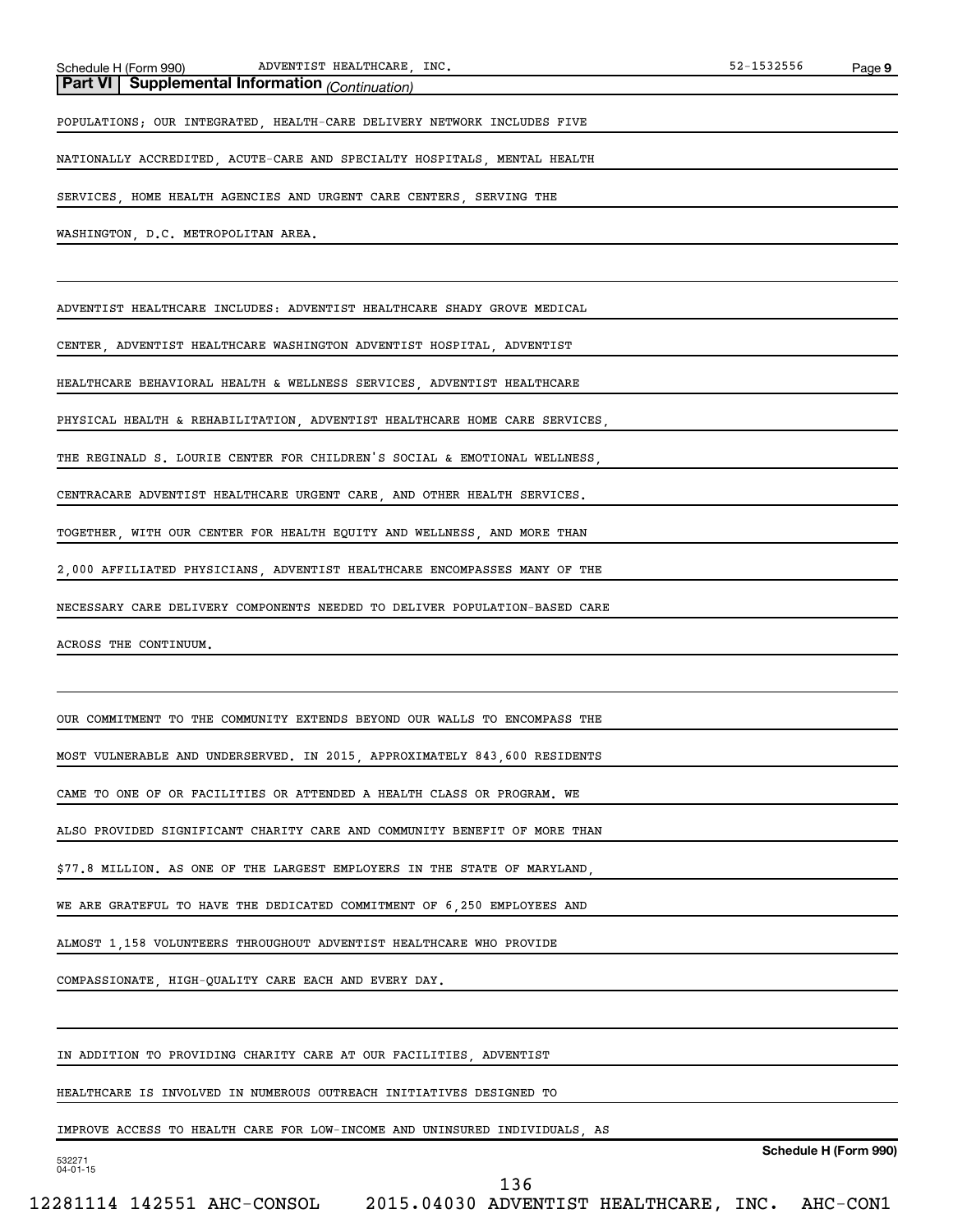**Part VI | Supplemental Information** *(Continuation)*

POPULATIONS; OUR INTEGRATED, HEALTH-CARE DELIVERY NETWORK INCLUDES FIVE NATIONALLY ACCREDITED, ACUTE-CARE AND SPECIALTY HOSPITALS, MENTAL HEALTH SERVICES, HOME HEALTH AGENCIES AND URGENT CARE CENTERS, SERVING THE WASHINGTON, D.C. METROPOLITAN AREA.

ADVENTIST HEALTHCARE INCLUDES: ADVENTIST HEALTHCARE SHADY GROVE MEDICAL CENTER, ADVENTIST HEALTHCARE WASHINGTON ADVENTIST HOSPITAL, ADVENTIST HEALTHCARE BEHAVIORAL HEALTH & WELLNESS SERVICES, ADVENTIST HEALTHCARE PHYSICAL HEALTH & REHABILITATION, ADVENTIST HEALTHCARE HOME CARE SERVICES, THE REGINALD S. LOURIE CENTER FOR CHILDREN'S SOCIAL & EMOTIONAL WELLNESS, CENTRACARE ADVENTIST HEALTHCARE URGENT CARE, AND OTHER HEALTH SERVICES. TOGETHER, WITH OUR CENTER FOR HEALTH EQUITY AND WELLNESS, AND MORE THAN 2,000 AFFILIATED PHYSICIANS, ADVENTIST HEALTHCARE ENCOMPASSES MANY OF THE NECESSARY CARE DELIVERY COMPONENTS NEEDED TO DELIVER POPULATION-BASED CARE ACROSS THE CONTINUUM.

OUR COMMITMENT TO THE COMMUNITY EXTENDS BEYOND OUR WALLS TO ENCOMPASS THE MOST VULNERABLE AND UNDERSERVED. IN 2015, APPROXIMATELY 843,600 RESIDENTS CAME TO ONE OF OR FACILITIES OR ATTENDED A HEALTH CLASS OR PROGRAM. WE ALSO PROVIDED SIGNIFICANT CHARITY CARE AND COMMUNITY BENEFIT OF MORE THAN $77.8 MILLION. AS ONE OF THE LARGEST EMPLOYERS IN THE STATE OF MARYLAND, WE ARE GRATEFUL TO HAVE THE DEDICATED COMMITMENT OF 6,250 EMPLOYEES AND ALMOST 1,158 VOLUNTEERS THROUGHOUT ADVENTIST HEALTHCARE WHO PROVIDE COMPASSIONATE, HIGH-QUALITY CARE EACH AND EVERY DAY.

IN ADDITION TO PROVIDING CHARITY CARE AT OUR FACILITIES, ADVENTIST HEALTHCARE IS INVOLVED IN NUMEROUS OUTREACH INITIATIVES DESIGNED TO IMPROVE ACCESS TO HEALTH CARE FOR LOW-INCOME AND UNINSURED INDIVIDUALS, AS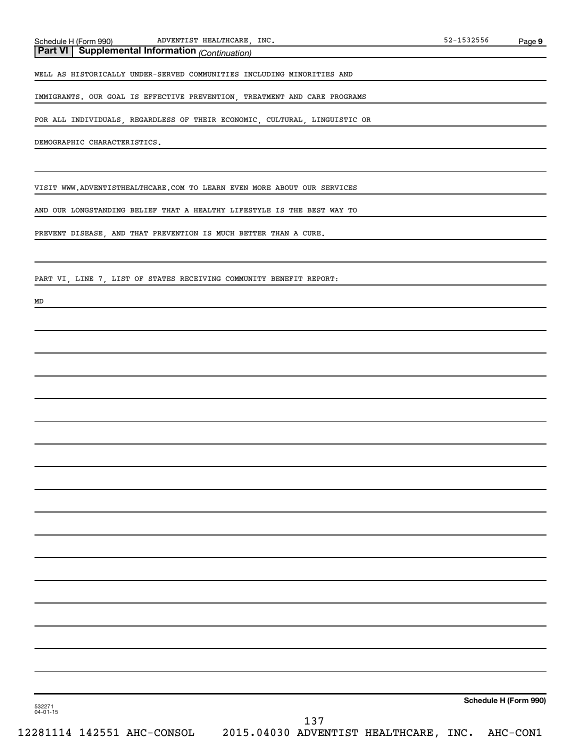**Part VI | Supplemental Information** *(Continuation)*

WELL AS HISTORICALLY UNDER-SERVED COMMUNITIES INCLUDING MINORITIES AND IMMIGRANTS. OUR GOAL IS EFFECTIVE PREVENTION, TREATMENT AND CARE PROGRAMS FOR ALL INDIVIDUALS, REGARDLESS OF THEIR ECONOMIC, CULTURAL, LINGUISTIC OR DEMOGRAPHIC CHARACTERISTICS.

VISIT WWW.ADVENTISTHEALTHCARE.COM TO LEARN EVEN MORE ABOUT OUR SERVICES AND OUR LONGSTANDING BELIEF THAT A HEALTHY LIFESTYLE IS THE BEST WAY TO PREVENT DISEASE, AND THAT PREVENTION IS MUCH BETTER THAN A CURE.

PART VI, LINE 7, LIST OF STATES RECEIVING COMMUNITY BENEFIT REPORT:

MD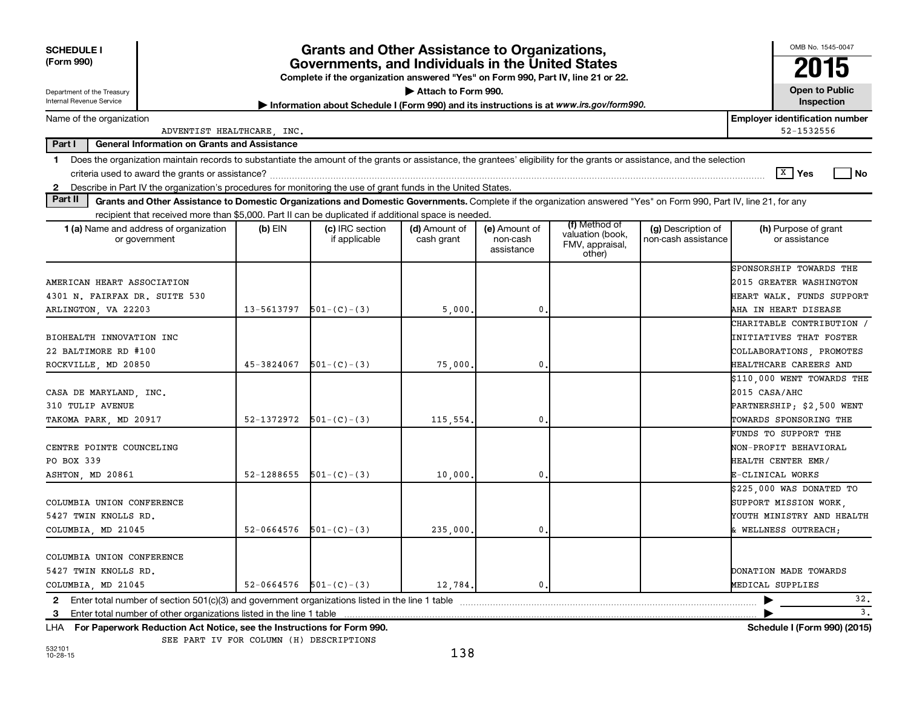**SCHEDULE I**
**(Form 990)**

Department of the Treasury
Internal Revenue Service

# Grants and Other Assistance to Organizations, Governments, and Individuals in the United States

**Complete if the organization answered "Yes" on Form 990, Part IV, line 21 or 22.**

▶ **Attach to Form 990.**

▶ **Information about Schedule I (Form 990) and its instructions is at www.irs.gov/form990.**

OMB No. 1545-0047

**2015**

**Open to Public Inspection**

Name of the organization: ADVENTIST HEALTHCARE, INC.

**Employer identification number:** 52-1532556

**Part I — General Information on Grants and Assistance**

1 Does the organization maintain records to substantiate the amount of the grants or assistance, the grantees' eligibility for the grants or assistance, and the selection criteria used to award the grants or assistance? [X] Yes [ ] No

2 Describe in Part IV the organization's procedures for monitoring the use of grant funds in the United States.

**Part II — Grants and Other Assistance to Domestic Organizations and Domestic Governments.** Complete if the organization answered "Yes" on Form 990, Part IV, line 21, for any recipient that received more than $5,000. Part II can be duplicated if additional space is needed.

| 1 (a) Name and address of organization or government | (b) EIN | (c) IRC section if applicable | (d) Amount of cash grant | (e) Amount of non-cash assistance | (f) Method of valuation (book, FMV, appraisal, other) | (g) Description of non-cash assistance | (h) Purpose of grant or assistance |
|---|---|---|---|---|---|---|---|
| AMERICAN HEART ASSOCIATION<br>4301 N. FAIRFAX DR. SUITE 530<br>ARLINGTON, VA 22203 | 13-5613797 | 501-(C)-(3) | 5,000. | 0. | | | SPONSORSHIP TOWARDS THE 2015 GREATER WASHINGTON HEART WALK. FUNDS SUPPORT AHA IN HEART DISEASE |
| BIOHEALTH INNOVATION INC<br>22 BALTIMORE RD #100<br>ROCKVILLE, MD 20850 | 45-3824067 | 501-(C)-(3) | 75,000. | 0. | | | CHARITABLE CONTRIBUTION / INITIATIVES THAT FOSTER COLLABORATIONS, PROMOTES HEALTHCARE CAREERS AND |
| CASA DE MARYLAND, INC.<br>310 TULIP AVENUE<br>TAKOMA PARK, MD 20917 | 52-1372972 | 501-(C)-(3) | 115,554. | 0. | | | $110,000 WENT TOWARDS THE 2015 CASA/AHC PARTNERSHIP; $2,500 WENT TOWARDS SPONSORING THE |
| CENTRE POINTE COUNCELING<br>PO BOX 339<br>ASHTON, MD 20861 | 52-1288655 | 501-(C)-(3) | 10,000. | 0. | | | FUNDS TO SUPPORT THE NON-PROFIT BEHAVIORAL HEALTH CENTER EMR/ E-CLINICAL WORKS |
| COLUMBIA UNION CONFERENCE<br>5427 TWIN KNOLLS RD.<br>COLUMBIA, MD 21045 | 52-0664576 | 501-(C)-(3) | 235,000. | 0. | | | $225,000 WAS DONATED TO SUPPORT MISSION WORK, YOUTH MINISTRY AND HEALTH & WELLNESS OUTREACH; |
| COLUMBIA UNION CONFERENCE<br>5427 TWIN KNOLLS RD.<br>COLUMBIA, MD 21045 | 52-0664576 | 501-(C)-(3) | 12,784. | 0. | | | DONATION MADE TOWARDS MEDICAL SUPPLIES |

2 Enter total number of section 501(c)(3) and government organizations listed in the line 1 table ▶ 32.

3 Enter total number of other organizations listed in the line 1 table ▶ 3.

LHA **For Paperwork Reduction Act Notice, see the Instructions for Form 990.** **Schedule I (Form 990) (2015)**

SEE PART IV FOR COLUMN (H) DESCRIPTIONS

532101
10-28-15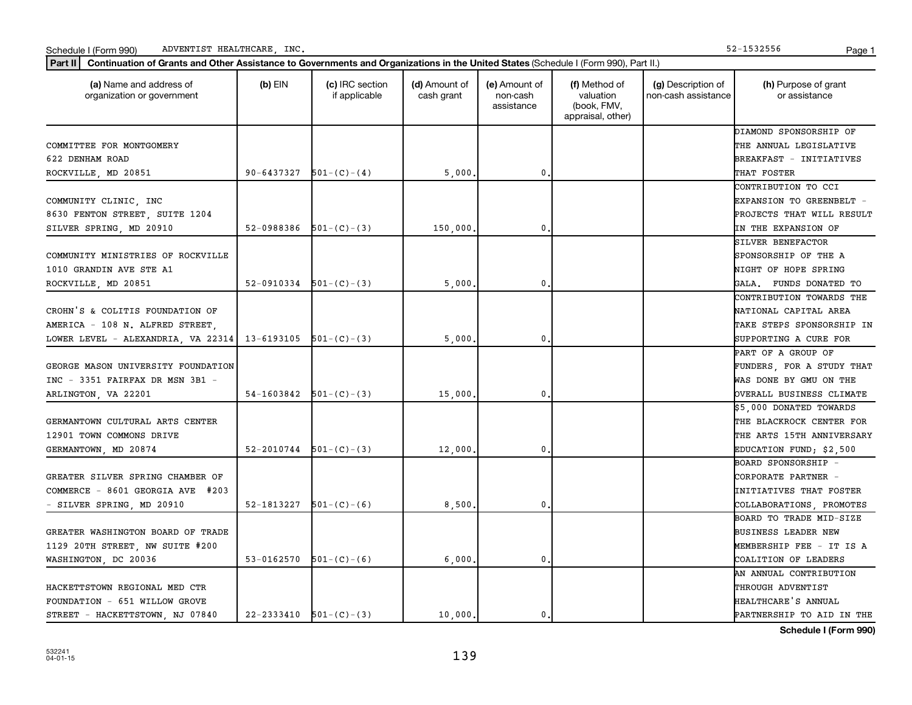Schedule I (Form 990) ADVENTIST HEALTHCARE, INC. 52-1532556

**Part II** **Continuation of Grants and Other Assistance to Governments and Organizations in the United States** (Schedule I (Form 990), Part II.)

| (a) Name and address of organization or government | (b) EIN | (c) IRC section if applicable | (d) Amount of cash grant | (e) Amount of non-cash assistance | (f) Method of valuation (book, FMV, appraisal, other) | (g) Description of non-cash assistance | (h) Purpose of grant or assistance |
|---|---|---|---|---|---|---|---|
| COMMITTEE FOR MONTGOMERY 622 DENHAM ROAD ROCKVILLE, MD 20851 | 90-6437327 | 501-(C)-(4) | 5,000. | 0. | | | DIAMOND SPONSORSHIP OF THE ANNUAL LEGISLATIVE BREAKFAST - INITIATIVES THAT FOSTER |
| COMMUNITY CLINIC, INC 8630 FENTON STREET, SUITE 1204 SILVER SPRING, MD 20910 | 52-0988386 | 501-(C)-(3) | 150,000. | 0. | | | CONTRIBUTION TO CCI EXPANSION TO GREENBELT - PROJECTS THAT WILL RESULT IN THE EXPANSION OF |
| COMMUNITY MINISTRIES OF ROCKVILLE 1010 GRANDIN AVE STE A1 ROCKVILLE, MD 20851 | 52-0910334 | 501-(C)-(3) | 5,000. | 0. | | | SILVER BENEFACTOR SPONSORSHIP OF THE A NIGHT OF HOPE SPRING GALA. FUNDS DONATED TO |
| CROHN'S & COLITIS FOUNDATION OF AMERICA - 108 N. ALFRED STREET, LOWER LEVEL - ALEXANDRIA, VA 22314 | 13-6193105 | 501-(C)-(3) | 5,000. | 0. | | | CONTRIBUTION TOWARDS THE NATIONAL CAPITAL AREA TAKE STEPS SPONSORSHIP IN SUPPORTING A CURE FOR |
| GEORGE MASON UNIVERSITY FOUNDATION INC - 3351 FAIRFAX DR MSN 3B1 - ARLINGTON, VA 22201 | 54-1603842 | 501-(C)-(3) | 15,000. | 0. | | | PART OF A GROUP OF FUNDERS, FOR A STUDY THAT WAS DONE BY GMU ON THE OVERALL BUSINESS CLIMATE |
| GERMANTOWN CULTURAL ARTS CENTER 12901 TOWN COMMONS DRIVE GERMANTOWN, MD 20874 | 52-2010744 | 501-(C)-(3) | 12,000. | 0. | | | $5,000 DONATED TOWARDS THE BLACKROCK CENTER FOR THE ARTS 15TH ANNIVERSARY EDUCATION FUND; $2,500 |
| GREATER SILVER SPRING CHAMBER OF COMMERCE - 8601 GEORGIA AVE #203 - SILVER SPRING, MD 20910 | 52-1813227 | 501-(C)-(6) | 8,500. | 0. | | | BOARD SPONSORSHIP - CORPORATE PARTNER - INITIATIVES THAT FOSTER COLLABORATIONS, PROMOTES |
| GREATER WASHINGTON BOARD OF TRADE 1129 20TH STREET, NW SUITE #200 WASHINGTON, DC 20036 | 53-0162570 | 501-(C)-(6) | 6,000. | 0. | | | BOARD TO TRADE MID-SIZE BUSINESS LEADER NEW MEMBERSHIP FEE - IT IS A COALITION OF LEADERS |
| HACKETTSTOWN REGIONAL MED CTR FOUNDATION - 651 WILLOW GROVE STREET - HACKETTSTOWN, NJ 07840 | 22-2333410 | 501-(C)-(3) | 10,000. | 0. | | | AN ANNUAL CONTRIBUTION THROUGH ADVENTIST HEALTHCARE'S ANNUAL PARTNERSHIP TO AID IN THE |

**Schedule I (Form 990)**

532241 04-01-15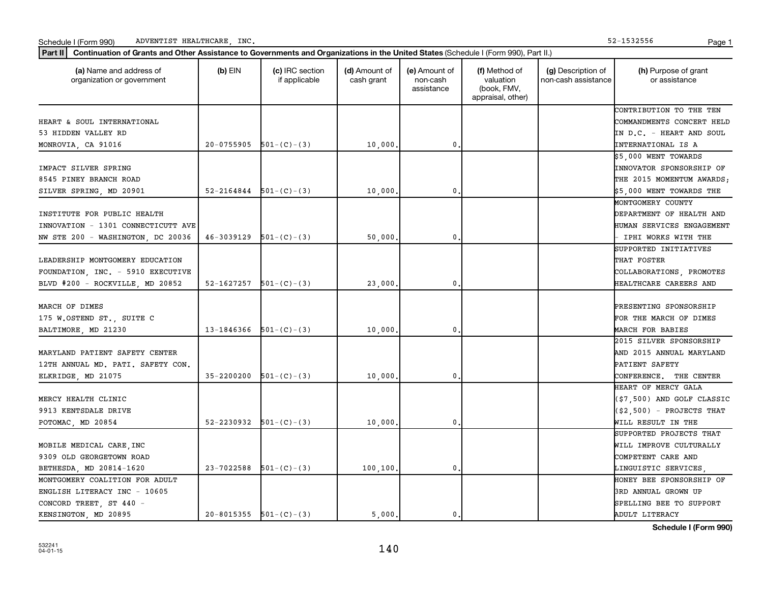Schedule I (Form 990) ADVENTIST HEALTHCARE, INC. 52-1532556

**Part II** **Continuation of Grants and Other Assistance to Governments and Organizations in the United States** (Schedule I (Form 990), Part II.)

| (a) Name and address of organization or government | (b) EIN | (c) IRC section if applicable | (d) Amount of cash grant | (e) Amount of non-cash assistance | (f) Method of valuation (book, FMV, appraisal, other) | (g) Description of non-cash assistance | (h) Purpose of grant or assistance |
|---|---|---|---|---|---|---|---|
| HEART & SOUL INTERNATIONAL 53 HIDDEN VALLEY RD MONROVIA, CA 91016 | 20-0755905 | 501-(C)-(3) | 10,000. | 0. | | | CONTRIBUTION TO THE TEN COMMANDMENTS CONCERT HELD IN D.C. - HEART AND SOUL INTERNATIONAL IS A |
| IMPACT SILVER SPRING 8545 PINEY BRANCH ROAD SILVER SPRING, MD 20901 | 52-2164844 | 501-(C)-(3) | 10,000. | 0. | | | $5,000 WENT TOWARDS INNOVATOR SPONSORSHIP OF THE 2015 MOMENTUM AWARDS; $5,000 WENT TOWARDS THE |
| INSTITUTE FOR PUBLIC HEALTH INNOVATION - 1301 CONNECTICUTT AVE NW STE 200 - WASHINGTON, DC 20036 | 46-3039129 | 501-(C)-(3) | 50,000. | 0. | | | MONTGOMERY COUNTY DEPARTMENT OF HEALTH AND HUMAN SERVICES ENGAGEMENT - IPHI WORKS WITH THE |
| LEADERSHIP MONTGOMERY EDUCATION FOUNDATION, INC. - 5910 EXECUTIVE BLVD #200 - ROCKVILLE, MD 20852 | 52-1627257 | 501-(C)-(3) | 23,000. | 0. | | | SUPPORTED INITIATIVES THAT FOSTER COLLABORATIONS, PROMOTES HEALTHCARE CAREERS AND |
| MARCH OF DIMES 175 W.OSTEND ST., SUITE C BALTIMORE, MD 21230 | 13-1846366 | 501-(C)-(3) | 10,000. | 0. | | | PRESENTING SPONSORSHIP FOR THE MARCH OF DIMES MARCH FOR BABIES |
| MARYLAND PATIENT SAFETY CENTER 12TH ANNUAL MD. PATI. SAFETY CON. ELKRIDGE, MD 21075 | 35-2200200 | 501-(C)-(3) | 10,000. | 0. | | | 2015 SILVER SPONSORSHIP AND 2015 ANNUAL MARYLAND PATIENT SAFETY CONFERENCE. THE CENTER |
| MERCY HEALTH CLINIC 9913 KENTSDALE DRIVE POTOMAC, MD 20854 | 52-2230932 | 501-(C)-(3) | 10,000. | 0. | | | HEART OF MERCY GALA ($7,500) AND GOLF CLASSIC ($2,500) - PROJECTS THAT WILL RESULT IN THE |
| MOBILE MEDICAL CARE, INC 9309 OLD GEORGETOWN ROAD BETHESDA, MD 20814-1620 | 23-7022588 | 501-(C)-(3) | 100,100. | 0. | | | SUPPORTED PROJECTS THAT WILL IMPROVE CULTURALLY COMPETENT CARE AND LINGUISTIC SERVICES, |
| MONTGOMERY COALITION FOR ADULT ENGLISH LITERACY INC - 10605 CONCORD TREET, ST 440 - KENSINGTON, MD 20895 | 20-8015355 | 501-(C)-(3) | 5,000. | 0. | | | HONEY BEE SPONSORSHIP OF 3RD ANNUAL GROWN UP SPELLING BEE TO SUPPORT ADULT LITERACY |

**Schedule I (Form 990)**

532241 04-01-15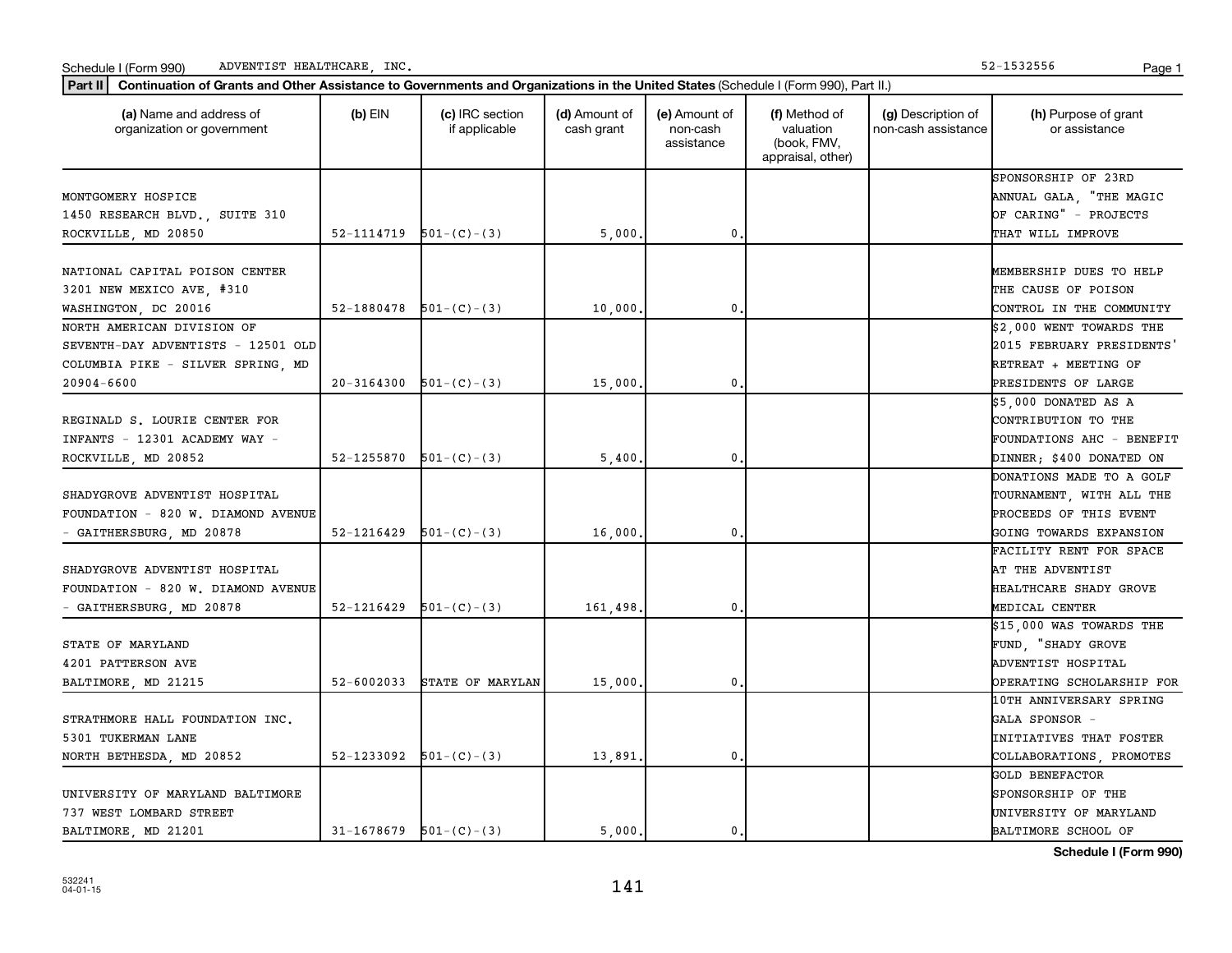Schedule I (Form 990) ADVENTIST HEALTHCARE, INC. 52-1532556

**Part II** **Continuation of Grants and Other Assistance to Governments and Organizations in the United States** (Schedule I (Form 990), Part II.)

| (a) Name and address of organization or government | (b) EIN | (c) IRC section if applicable | (d) Amount of cash grant | (e) Amount of non-cash assistance | (f) Method of valuation (book, FMV, appraisal, other) | (g) Description of non-cash assistance | (h) Purpose of grant or assistance |
|---|---|---|---|---|---|---|---|
| MONTGOMERY HOSPICE 1450 RESEARCH BLVD., SUITE 310 ROCKVILLE, MD 20850 | 52-1114719 | 501-(C)-(3) | 5,000. | 0. | | | SPONSORSHIP OF 23RD ANNUAL GALA, "THE MAGIC OF CARING" - PROJECTS THAT WILL IMPROVE |
| NATIONAL CAPITAL POISON CENTER 3201 NEW MEXICO AVE, #310 WASHINGTON, DC 20016 | 52-1880478 | 501-(C)-(3) | 10,000. | 0. | | | MEMBERSHIP DUES TO HELP THE CAUSE OF POISON CONTROL IN THE COMMUNITY |
| NORTH AMERICAN DIVISION OF SEVENTH-DAY ADVENTISTS - 12501 OLD COLUMBIA PIKE - SILVER SPRING, MD 20904-6600 | 20-3164300 | 501-(C)-(3) | 15,000. | 0. | | | $2,000 WENT TOWARDS THE 2015 FEBRUARY PRESIDENTS' RETREAT + MEETING OF PRESIDENTS OF LARGE |
| REGINALD S. LOURIE CENTER FOR INFANTS - 12301 ACADEMY WAY - ROCKVILLE, MD 20852 | 52-1255870 | 501-(C)-(3) | 5,400. | 0. | | | $5,000 DONATED AS A CONTRIBUTION TO THE FOUNDATIONS AHC - BENEFIT DINNER; $400 DONATED ON |
| SHADYGROVE ADVENTIST HOSPITAL FOUNDATION - 820 W. DIAMOND AVENUE - GAITHERSBURG, MD 20878 | 52-1216429 | 501-(C)-(3) | 16,000. | 0. | | | DONATIONS MADE TO A GOLF TOURNAMENT, WITH ALL THE PROCEEDS OF THIS EVENT GOING TOWARDS EXPANSION |
| SHADYGROVE ADVENTIST HOSPITAL FOUNDATION - 820 W. DIAMOND AVENUE - GAITHERSBURG, MD 20878 | 52-1216429 | 501-(C)-(3) | 161,498. | 0. | | | FACILITY RENT FOR SPACE AT THE ADVENTIST HEALTHCARE SHADY GROVE MEDICAL CENTER |
| STATE OF MARYLAND 4201 PATTERSON AVE BALTIMORE, MD 21215 | 52-6002033 | STATE OF MARYLAN | 15,000. | 0. | | | $15,000 WAS TOWARDS THE FUND, "SHADY GROVE ADVENTIST HOSPITAL OPERATING SCHOLARSHIP FOR |
| STRATHMORE HALL FOUNDATION INC. 5301 TUKERMAN LANE NORTH BETHESDA, MD 20852 | 52-1233092 | 501-(C)-(3) | 13,891. | 0. | | | 10TH ANNIVERSARY SPRING GALA SPONSOR - INITIATIVES THAT FOSTER COLLABORATIONS, PROMOTES |
| UNIVERSITY OF MARYLAND BALTIMORE 737 WEST LOMBARD STREET BALTIMORE, MD 21201 | 31-1678679 | 501-(C)-(3) | 5,000. | 0. | | | GOLD BENEFACTOR SPONSORSHIP OF THE UNIVERSITY OF MARYLAND BALTIMORE SCHOOL OF |

**Schedule I (Form 990)**

532241 04-01-15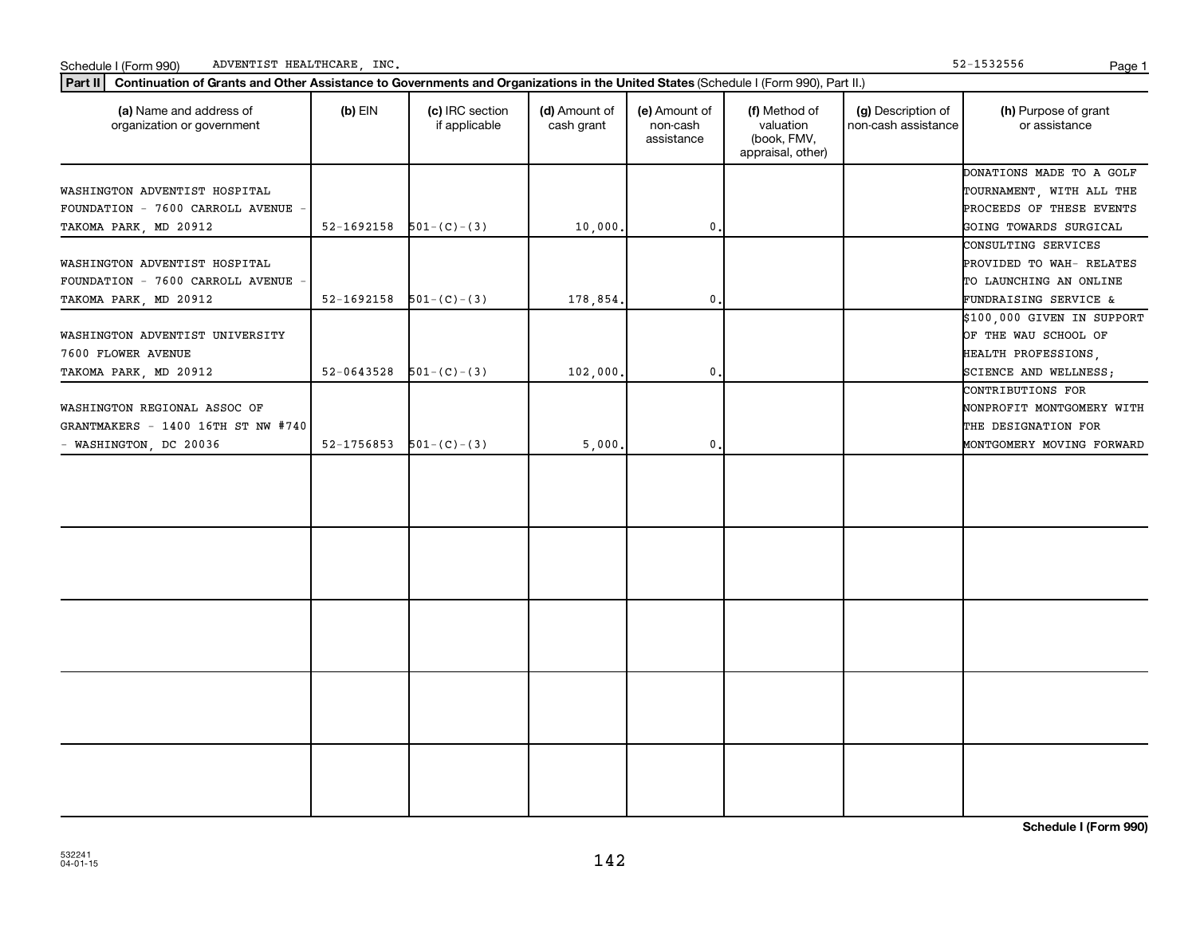Schedule I (Form 990) ADVENTIST HEALTHCARE, INC. 52-1532556

**Part II** **Continuation of Grants and Other Assistance to Governments and Organizations in the United States** (Schedule I (Form 990), Part II.)

| (a) Name and address of organization or government | (b) EIN | (c) IRC section if applicable | (d) Amount of cash grant | (e) Amount of non-cash assistance | (f) Method of valuation (book, FMV, appraisal, other) | (g) Description of non-cash assistance | (h) Purpose of grant or assistance |
|---|---|---|---|---|---|---|---|
| WASHINGTON ADVENTIST HOSPITAL FOUNDATION - 7600 CARROLL AVENUE - TAKOMA PARK, MD 20912 | 52-1692158 | 501-(C)-(3) | 10,000. | 0. | | | DONATIONS MADE TO A GOLF TOURNAMENT, WITH ALL THE PROCEEDS OF THESE EVENTS GOING TOWARDS SURGICAL |
| WASHINGTON ADVENTIST HOSPITAL FOUNDATION - 7600 CARROLL AVENUE - TAKOMA PARK, MD 20912 | 52-1692158 | 501-(C)-(3) | 178,854. | 0. | | | CONSULTING SERVICES PROVIDED TO WAH- RELATES TO LAUNCHING AN ONLINE FUNDRAISING SERVICE & |
| WASHINGTON ADVENTIST UNIVERSITY 7600 FLOWER AVENUE TAKOMA PARK, MD 20912 | 52-0643528 | 501-(C)-(3) | 102,000. | 0. | | | $100,000 GIVEN IN SUPPORT OF THE WAU SCHOOL OF HEALTH PROFESSIONS, SCIENCE AND WELLNESS; |
| WASHINGTON REGIONAL ASSOC OF GRANTMAKERS - 1400 16TH ST NW #740 - WASHINGTON, DC 20036 | 52-1756853 | 501-(C)-(3) | 5,000. | 0. | | | CONTRIBUTIONS FOR NONPROFIT MONTGOMERY WITH THE DESIGNATION FOR MONTGOMERY MOVING FORWARD |
| | | | | | | | |
| | | | | | | | |
| | | | | | | | |
| | | | | | | | |
| | | | | | | | |

**Schedule I (Form 990)**

532241
04-01-15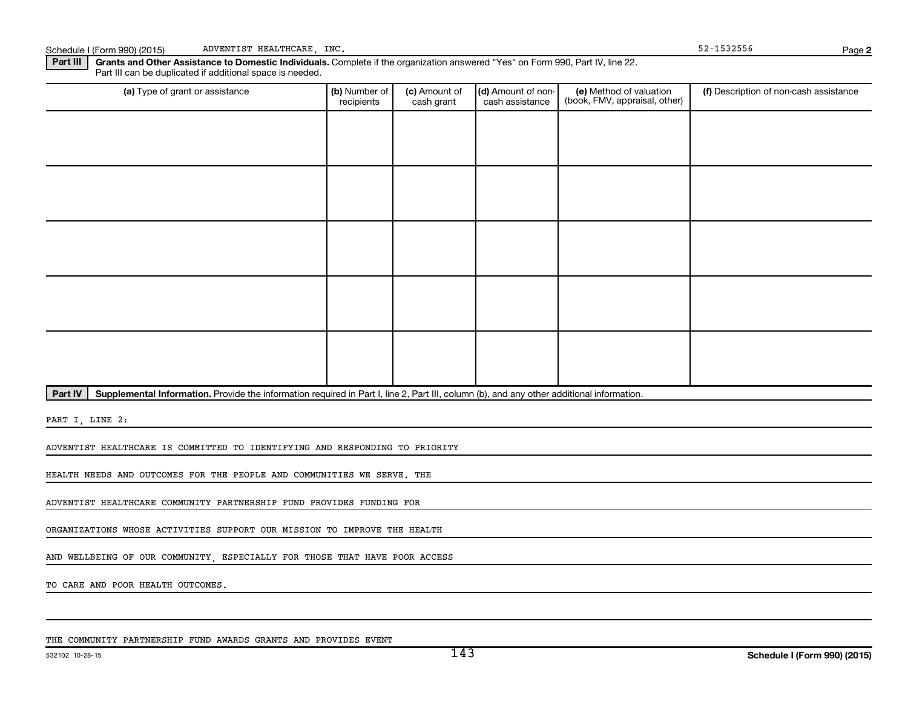Schedule I (Form 990) (2015) ADVENTIST HEALTHCARE, INC. 52-1532556 Page 2

**Part III** **Grants and Other Assistance to Domestic Individuals.** Complete if the organization answered "Yes" on Form 990, Part IV, line 22. Part III can be duplicated if additional space is needed.

| (a) Type of grant or assistance | (b) Number of recipients | (c) Amount of cash grant | (d) Amount of non-cash assistance | (e) Method of valuation (book, FMV, appraisal, other) | (f) Description of non-cash assistance |
|---|---|---|---|---|---|
| | | | | | |
| | | | | | |
| | | | | | |
| | | | | | |
| | | | | | |

**Part IV** **Supplemental Information.** Provide the information required in Part I, line 2, Part III, column (b), and any other additional information.

PART I, LINE 2:

ADVENTIST HEALTHCARE IS COMMITTED TO IDENTIFYING AND RESPONDING TO PRIORITY HEALTH NEEDS AND OUTCOMES FOR THE PEOPLE AND COMMUNITIES WE SERVE. THE ADVENTIST HEALTHCARE COMMUNITY PARTNERSHIP FUND PROVIDES FUNDING FOR ORGANIZATIONS WHOSE ACTIVITIES SUPPORT OUR MISSION TO IMPROVE THE HEALTH AND WELLBEING OF OUR COMMUNITY, ESPECIALLY FOR THOSE THAT HAVE POOR ACCESS TO CARE AND POOR HEALTH OUTCOMES.

THE COMMUNITY PARTNERSHIP FUND AWARDS GRANTS AND PROVIDES EVENT

532102 10-28-15 Schedule I (Form 990) (2015)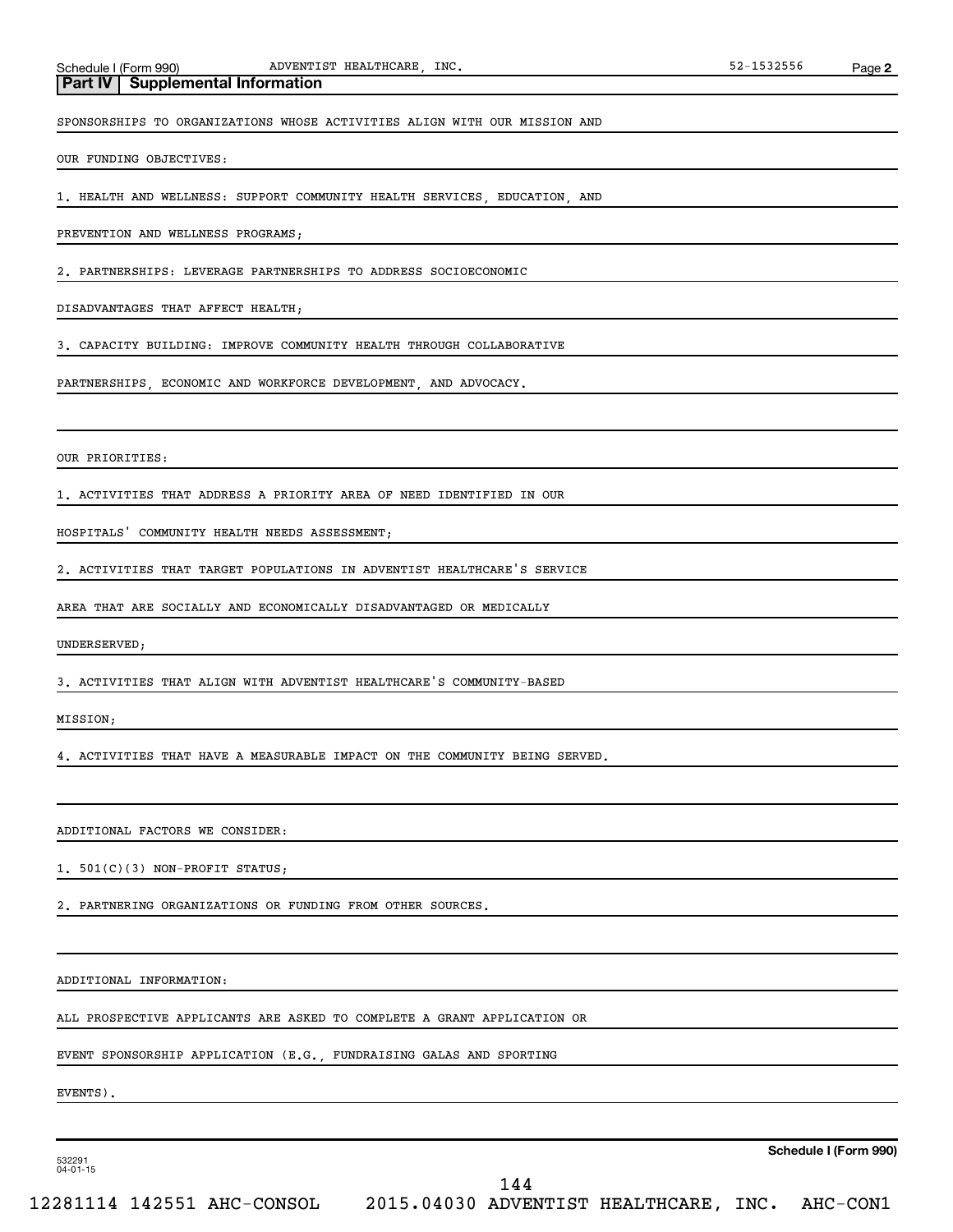## Part IV Supplemental Information

SPONSORSHIPS TO ORGANIZATIONS WHOSE ACTIVITIES ALIGN WITH OUR MISSION AND OUR FUNDING OBJECTIVES:

1. HEALTH AND WELLNESS: SUPPORT COMMUNITY HEALTH SERVICES, EDUCATION, AND PREVENTION AND WELLNESS PROGRAMS;
2. PARTNERSHIPS: LEVERAGE PARTNERSHIPS TO ADDRESS SOCIOECONOMIC DISADVANTAGES THAT AFFECT HEALTH;
3. CAPACITY BUILDING: IMPROVE COMMUNITY HEALTH THROUGH COLLABORATIVE PARTNERSHIPS, ECONOMIC AND WORKFORCE DEVELOPMENT, AND ADVOCACY.

OUR PRIORITIES:

1. ACTIVITIES THAT ADDRESS A PRIORITY AREA OF NEED IDENTIFIED IN OUR HOSPITALS' COMMUNITY HEALTH NEEDS ASSESSMENT;
2. ACTIVITIES THAT TARGET POPULATIONS IN ADVENTIST HEALTHCARE'S SERVICE AREA THAT ARE SOCIALLY AND ECONOMICALLY DISADVANTAGED OR MEDICALLY UNDERSERVED;
3. ACTIVITIES THAT ALIGN WITH ADVENTIST HEALTHCARE'S COMMUNITY-BASED MISSION;
4. ACTIVITIES THAT HAVE A MEASURABLE IMPACT ON THE COMMUNITY BEING SERVED.

ADDITIONAL FACTORS WE CONSIDER:

1. 501(C)(3) NON-PROFIT STATUS;
2. PARTNERING ORGANIZATIONS OR FUNDING FROM OTHER SOURCES.

ADDITIONAL INFORMATION:

ALL PROSPECTIVE APPLICANTS ARE ASKED TO COMPLETE A GRANT APPLICATION OR EVENT SPONSORSHIP APPLICATION (E.G., FUNDRAISING GALAS AND SPORTING EVENTS).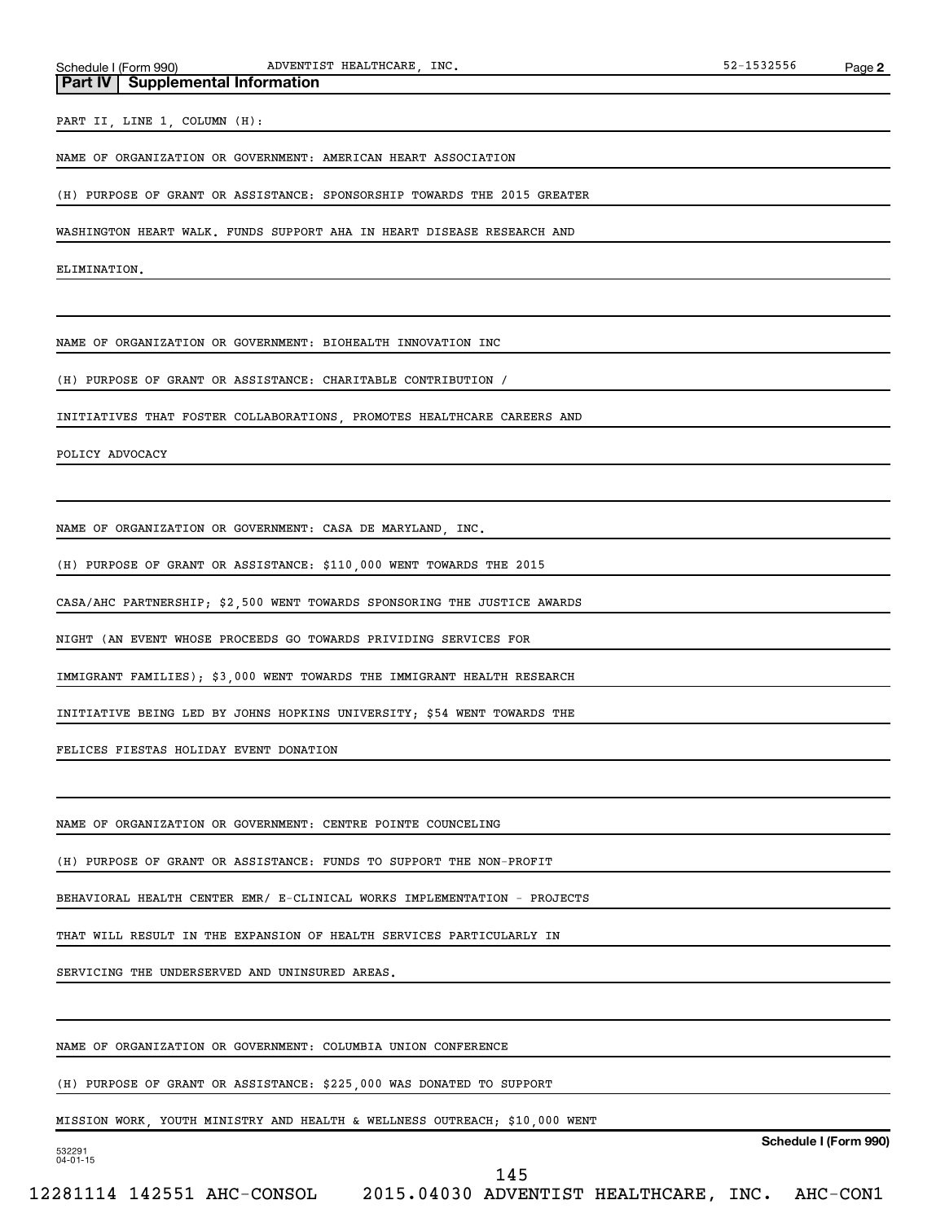## Part IV | Supplemental Information

PART II, LINE 1, COLUMN (H):

NAME OF ORGANIZATION OR GOVERNMENT: AMERICAN HEART ASSOCIATION

(H) PURPOSE OF GRANT OR ASSISTANCE: SPONSORSHIP TOWARDS THE 2015 GREATER WASHINGTON HEART WALK. FUNDS SUPPORT AHA IN HEART DISEASE RESEARCH AND ELIMINATION.

NAME OF ORGANIZATION OR GOVERNMENT: BIOHEALTH INNOVATION INC

(H) PURPOSE OF GRANT OR ASSISTANCE: CHARITABLE CONTRIBUTION / INITIATIVES THAT FOSTER COLLABORATIONS, PROMOTES HEALTHCARE CAREERS AND POLICY ADVOCACY

NAME OF ORGANIZATION OR GOVERNMENT: CASA DE MARYLAND, INC.

(H) PURPOSE OF GRANT OR ASSISTANCE: $110,000 WENT TOWARDS THE 2015 CASA/AHC PARTNERSHIP; $2,500 WENT TOWARDS SPONSORING THE JUSTICE AWARDS NIGHT (AN EVENT WHOSE PROCEEDS GO TOWARDS PRIVIDING SERVICES FOR IMMIGRANT FAMILIES); $3,000 WENT TOWARDS THE IMMIGRANT HEALTH RESEARCH INITIATIVE BEING LED BY JOHNS HOPKINS UNIVERSITY; $54 WENT TOWARDS THE FELICES FIESTAS HOLIDAY EVENT DONATION

NAME OF ORGANIZATION OR GOVERNMENT: CENTRE POINTE COUNCELING

(H) PURPOSE OF GRANT OR ASSISTANCE: FUNDS TO SUPPORT THE NON-PROFIT BEHAVIORAL HEALTH CENTER EMR/ E-CLINICAL WORKS IMPLEMENTATION - PROJECTS THAT WILL RESULT IN THE EXPANSION OF HEALTH SERVICES PARTICULARLY IN SERVICING THE UNDERSERVED AND UNINSURED AREAS.

NAME OF ORGANIZATION OR GOVERNMENT: COLUMBIA UNION CONFERENCE

(H) PURPOSE OF GRANT OR ASSISTANCE: $225,000 WAS DONATED TO SUPPORT MISSION WORK, YOUTH MINISTRY AND HEALTH & WELLNESS OUTREACH; $10,000 WENT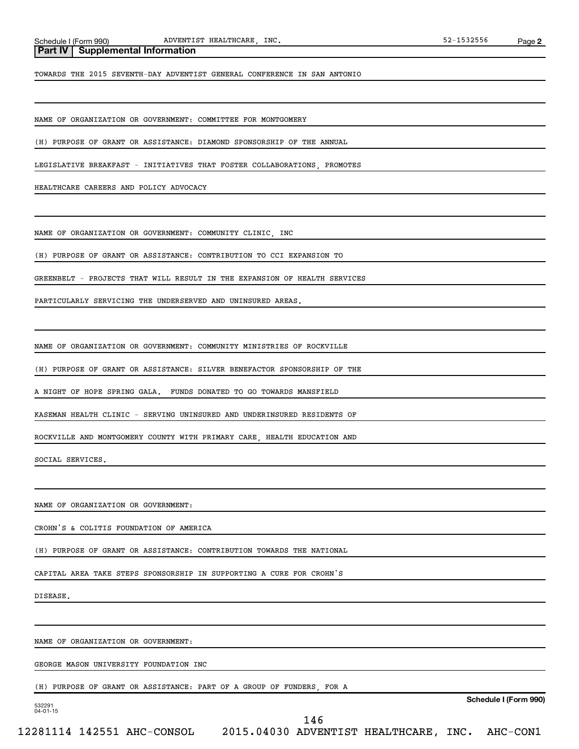## Part IV | Supplemental Information

TOWARDS THE 2015 SEVENTH-DAY ADVENTIST GENERAL CONFERENCE IN SAN ANTONIO

NAME OF ORGANIZATION OR GOVERNMENT: COMMITTEE FOR MONTGOMERY

(H) PURPOSE OF GRANT OR ASSISTANCE: DIAMOND SPONSORSHIP OF THE ANNUAL LEGISLATIVE BREAKFAST - INITIATIVES THAT FOSTER COLLABORATIONS, PROMOTES HEALTHCARE CAREERS AND POLICY ADVOCACY

NAME OF ORGANIZATION OR GOVERNMENT: COMMUNITY CLINIC, INC

(H) PURPOSE OF GRANT OR ASSISTANCE: CONTRIBUTION TO CCI EXPANSION TO GREENBELT - PROJECTS THAT WILL RESULT IN THE EXPANSION OF HEALTH SERVICES PARTICULARLY SERVICING THE UNDERSERVED AND UNINSURED AREAS.

NAME OF ORGANIZATION OR GOVERNMENT: COMMUNITY MINISTRIES OF ROCKVILLE

(H) PURPOSE OF GRANT OR ASSISTANCE: SILVER BENEFACTOR SPONSORSHIP OF THE A NIGHT OF HOPE SPRING GALA. FUNDS DONATED TO GO TOWARDS MANSFIELD KASEMAN HEALTH CLINIC - SERVING UNINSURED AND UNDERINSURED RESIDENTS OF ROCKVILLE AND MONTGOMERY COUNTY WITH PRIMARY CARE, HEALTH EDUCATION AND SOCIAL SERVICES.

NAME OF ORGANIZATION OR GOVERNMENT:

CROHN'S & COLITIS FOUNDATION OF AMERICA

(H) PURPOSE OF GRANT OR ASSISTANCE: CONTRIBUTION TOWARDS THE NATIONAL CAPITAL AREA TAKE STEPS SPONSORSHIP IN SUPPORTING A CURE FOR CROHN'S DISEASE.

NAME OF ORGANIZATION OR GOVERNMENT:

GEORGE MASON UNIVERSITY FOUNDATION INC

(H) PURPOSE OF GRANT OR ASSISTANCE: PART OF A GROUP OF FUNDERS, FOR A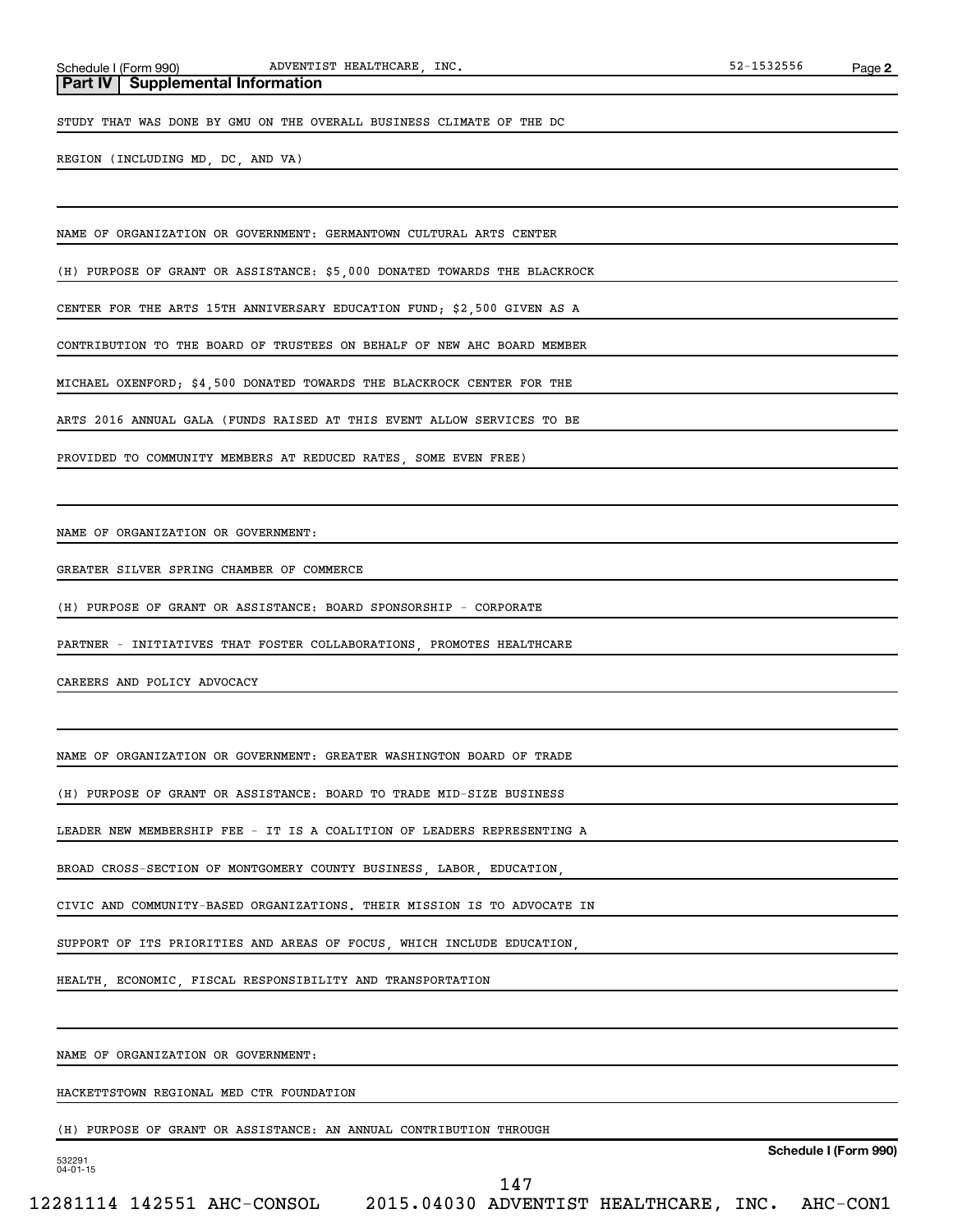## Part IV | Supplemental Information

STUDY THAT WAS DONE BY GMU ON THE OVERALL BUSINESS CLIMATE OF THE DC REGION (INCLUDING MD, DC, AND VA)

NAME OF ORGANIZATION OR GOVERNMENT: GERMANTOWN CULTURAL ARTS CENTER

(H) PURPOSE OF GRANT OR ASSISTANCE: $5,000 DONATED TOWARDS THE BLACKROCK CENTER FOR THE ARTS 15TH ANNIVERSARY EDUCATION FUND; $2,500 GIVEN AS A CONTRIBUTION TO THE BOARD OF TRUSTEES ON BEHALF OF NEW AHC BOARD MEMBER MICHAEL OXENFORD; $4,500 DONATED TOWARDS THE BLACKROCK CENTER FOR THE ARTS 2016 ANNUAL GALA (FUNDS RAISED AT THIS EVENT ALLOW SERVICES TO BE PROVIDED TO COMMUNITY MEMBERS AT REDUCED RATES, SOME EVEN FREE)

NAME OF ORGANIZATION OR GOVERNMENT:

GREATER SILVER SPRING CHAMBER OF COMMERCE

(H) PURPOSE OF GRANT OR ASSISTANCE: BOARD SPONSORSHIP - CORPORATE PARTNER - INITIATIVES THAT FOSTER COLLABORATIONS, PROMOTES HEALTHCARE CAREERS AND POLICY ADVOCACY

NAME OF ORGANIZATION OR GOVERNMENT: GREATER WASHINGTON BOARD OF TRADE

(H) PURPOSE OF GRANT OR ASSISTANCE: BOARD TO TRADE MID-SIZE BUSINESS LEADER NEW MEMBERSHIP FEE - IT IS A COALITION OF LEADERS REPRESENTING A BROAD CROSS-SECTION OF MONTGOMERY COUNTY BUSINESS, LABOR, EDUCATION, CIVIC AND COMMUNITY-BASED ORGANIZATIONS. THEIR MISSION IS TO ADVOCATE IN SUPPORT OF ITS PRIORITIES AND AREAS OF FOCUS, WHICH INCLUDE EDUCATION, HEALTH, ECONOMIC, FISCAL RESPONSIBILITY AND TRANSPORTATION

NAME OF ORGANIZATION OR GOVERNMENT:

HACKETTSTOWN REGIONAL MED CTR FOUNDATION

(H) PURPOSE OF GRANT OR ASSISTANCE: AN ANNUAL CONTRIBUTION THROUGH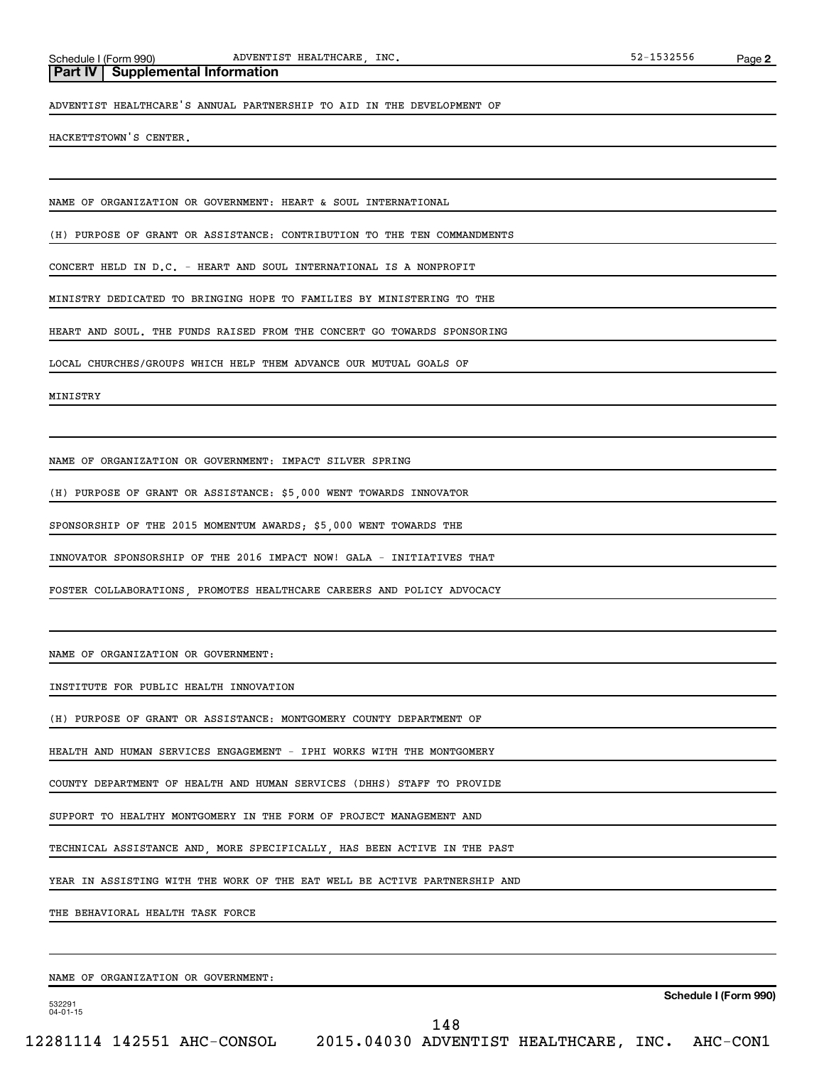**Part IV | Supplemental Information**

ADVENTIST HEALTHCARE'S ANNUAL PARTNERSHIP TO AID IN THE DEVELOPMENT OF HACKETTSTOWN'S CENTER.

NAME OF ORGANIZATION OR GOVERNMENT: HEART & SOUL INTERNATIONAL

(H) PURPOSE OF GRANT OR ASSISTANCE: CONTRIBUTION TO THE TEN COMMANDMENTS CONCERT HELD IN D.C. - HEART AND SOUL INTERNATIONAL IS A NONPROFIT MINISTRY DEDICATED TO BRINGING HOPE TO FAMILIES BY MINISTERING TO THE HEART AND SOUL. THE FUNDS RAISED FROM THE CONCERT GO TOWARDS SPONSORING LOCAL CHURCHES/GROUPS WHICH HELP THEM ADVANCE OUR MUTUAL GOALS OF MINISTRY

NAME OF ORGANIZATION OR GOVERNMENT: IMPACT SILVER SPRING

(H) PURPOSE OF GRANT OR ASSISTANCE: $5,000 WENT TOWARDS INNOVATOR SPONSORSHIP OF THE 2015 MOMENTUM AWARDS; $5,000 WENT TOWARDS THE INNOVATOR SPONSORSHIP OF THE 2016 IMPACT NOW! GALA - INITIATIVES THAT FOSTER COLLABORATIONS, PROMOTES HEALTHCARE CAREERS AND POLICY ADVOCACY

NAME OF ORGANIZATION OR GOVERNMENT:

INSTITUTE FOR PUBLIC HEALTH INNOVATION

(H) PURPOSE OF GRANT OR ASSISTANCE: MONTGOMERY COUNTY DEPARTMENT OF HEALTH AND HUMAN SERVICES ENGAGEMENT - IPHI WORKS WITH THE MONTGOMERY COUNTY DEPARTMENT OF HEALTH AND HUMAN SERVICES (DHHS) STAFF TO PROVIDE SUPPORT TO HEALTHY MONTGOMERY IN THE FORM OF PROJECT MANAGEMENT AND TECHNICAL ASSISTANCE AND, MORE SPECIFICALLY, HAS BEEN ACTIVE IN THE PAST YEAR IN ASSISTING WITH THE WORK OF THE EAT WELL BE ACTIVE PARTNERSHIP AND THE BEHAVIORAL HEALTH TASK FORCE

NAME OF ORGANIZATION OR GOVERNMENT: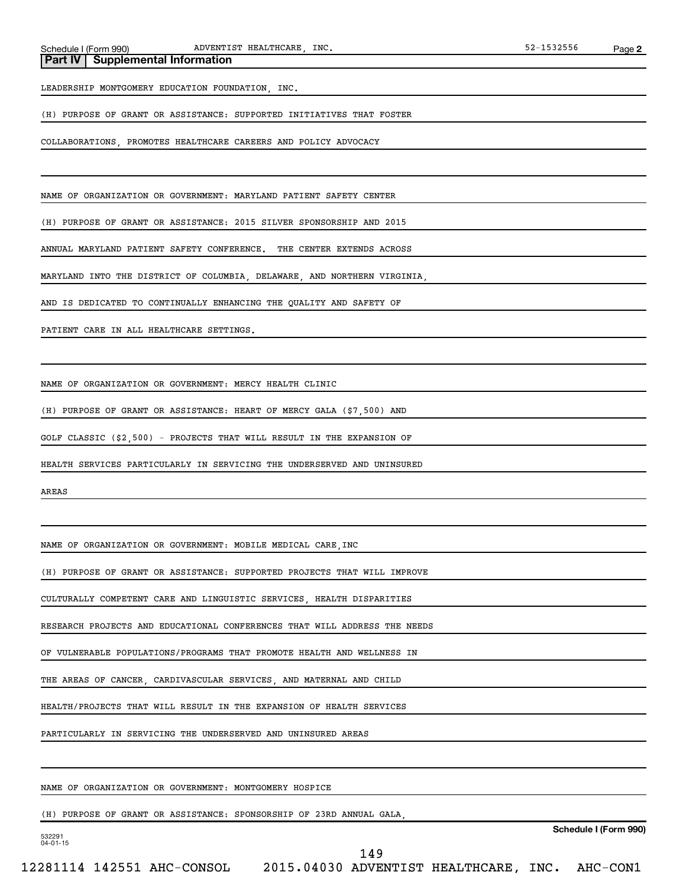**Part IV | Supplemental Information**

LEADERSHIP MONTGOMERY EDUCATION FOUNDATION, INC.

(H) PURPOSE OF GRANT OR ASSISTANCE: SUPPORTED INITIATIVES THAT FOSTER COLLABORATIONS, PROMOTES HEALTHCARE CAREERS AND POLICY ADVOCACY

NAME OF ORGANIZATION OR GOVERNMENT: MARYLAND PATIENT SAFETY CENTER

(H) PURPOSE OF GRANT OR ASSISTANCE: 2015 SILVER SPONSORSHIP AND 2015 ANNUAL MARYLAND PATIENT SAFETY CONFERENCE. THE CENTER EXTENDS ACROSS MARYLAND INTO THE DISTRICT OF COLUMBIA, DELAWARE, AND NORTHERN VIRGINIA, AND IS DEDICATED TO CONTINUALLY ENHANCING THE QUALITY AND SAFETY OF PATIENT CARE IN ALL HEALTHCARE SETTINGS.

NAME OF ORGANIZATION OR GOVERNMENT: MERCY HEALTH CLINIC

(H) PURPOSE OF GRANT OR ASSISTANCE: HEART OF MERCY GALA ($7,500) AND GOLF CLASSIC ($2,500) - PROJECTS THAT WILL RESULT IN THE EXPANSION OF HEALTH SERVICES PARTICULARLY IN SERVICING THE UNDERSERVED AND UNINSURED AREAS

NAME OF ORGANIZATION OR GOVERNMENT: MOBILE MEDICAL CARE,INC

(H) PURPOSE OF GRANT OR ASSISTANCE: SUPPORTED PROJECTS THAT WILL IMPROVE CULTURALLY COMPETENT CARE AND LINGUISTIC SERVICES, HEALTH DISPARITIES RESEARCH PROJECTS AND EDUCATIONAL CONFERENCES THAT WILL ADDRESS THE NEEDS OF VULNERABLE POPULATIONS/PROGRAMS THAT PROMOTE HEALTH AND WELLNESS IN THE AREAS OF CANCER, CARDIVASCULAR SERVICES, AND MATERNAL AND CHILD HEALTH/PROJECTS THAT WILL RESULT IN THE EXPANSION OF HEALTH SERVICES PARTICULARLY IN SERVICING THE UNDERSERVED AND UNINSURED AREAS

NAME OF ORGANIZATION OR GOVERNMENT: MONTGOMERY HOSPICE

(H) PURPOSE OF GRANT OR ASSISTANCE: SPONSORSHIP OF 23RD ANNUAL GALA,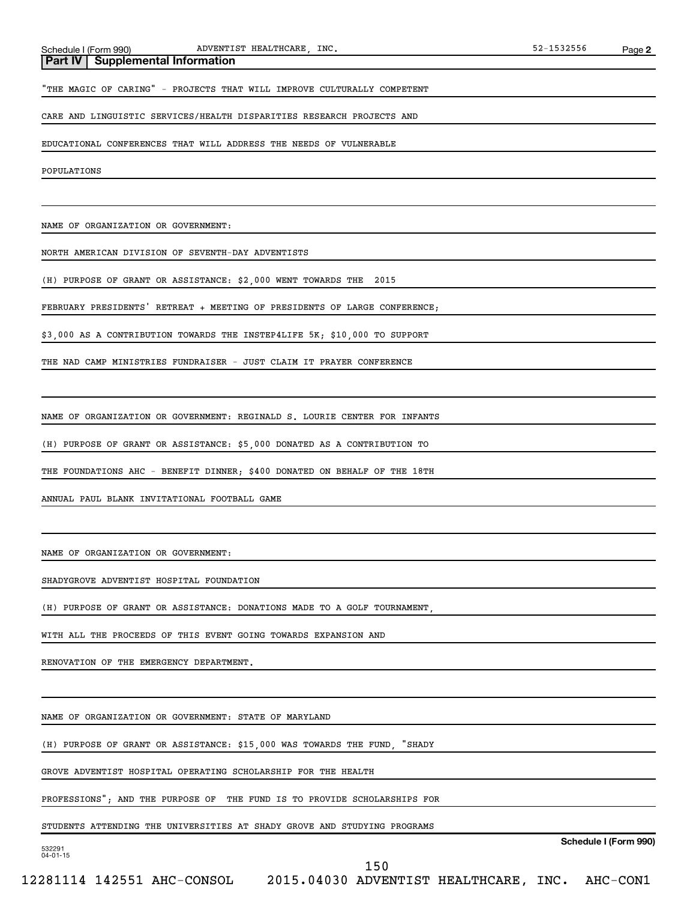## Part IV | Supplemental Information

"THE MAGIC OF CARING" - PROJECTS THAT WILL IMPROVE CULTURALLY COMPETENT CARE AND LINGUISTIC SERVICES/HEALTH DISPARITIES RESEARCH PROJECTS AND EDUCATIONAL CONFERENCES THAT WILL ADDRESS THE NEEDS OF VULNERABLE POPULATIONS

NAME OF ORGANIZATION OR GOVERNMENT:

NORTH AMERICAN DIVISION OF SEVENTH-DAY ADVENTISTS

(H) PURPOSE OF GRANT OR ASSISTANCE: $2,000 WENT TOWARDS THE 2015 FEBRUARY PRESIDENTS' RETREAT + MEETING OF PRESIDENTS OF LARGE CONFERENCE; $3,000 AS A CONTRIBUTION TOWARDS THE INSTEP4LIFE 5K; $10,000 TO SUPPORT THE NAD CAMP MINISTRIES FUNDRAISER - JUST CLAIM IT PRAYER CONFERENCE

NAME OF ORGANIZATION OR GOVERNMENT: REGINALD S. LOURIE CENTER FOR INFANTS

(H) PURPOSE OF GRANT OR ASSISTANCE: $5,000 DONATED AS A CONTRIBUTION TO THE FOUNDATIONS AHC - BENEFIT DINNER; $400 DONATED ON BEHALF OF THE 18TH ANNUAL PAUL BLANK INVITATIONAL FOOTBALL GAME

NAME OF ORGANIZATION OR GOVERNMENT:

SHADYGROVE ADVENTIST HOSPITAL FOUNDATION

(H) PURPOSE OF GRANT OR ASSISTANCE: DONATIONS MADE TO A GOLF TOURNAMENT, WITH ALL THE PROCEEDS OF THIS EVENT GOING TOWARDS EXPANSION AND RENOVATION OF THE EMERGENCY DEPARTMENT.

NAME OF ORGANIZATION OR GOVERNMENT: STATE OF MARYLAND

(H) PURPOSE OF GRANT OR ASSISTANCE: $15,000 WAS TOWARDS THE FUND, "SHADY GROVE ADVENTIST HOSPITAL OPERATING SCHOLARSHIP FOR THE HEALTH PROFESSIONS"; AND THE PURPOSE OF THE FUND IS TO PROVIDE SCHOLARSHIPS FOR STUDENTS ATTENDING THE UNIVERSITIES AT SHADY GROVE AND STUDYING PROGRAMS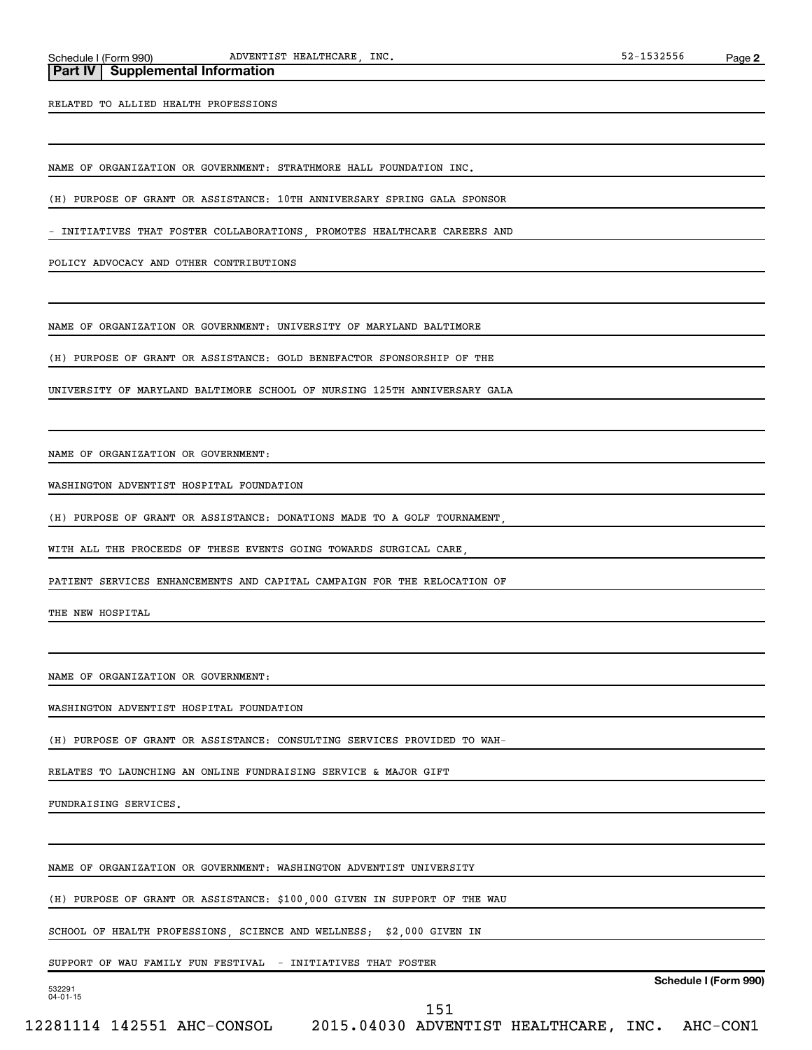## Part IV | Supplemental Information

RELATED TO ALLIED HEALTH PROFESSIONS

NAME OF ORGANIZATION OR GOVERNMENT: STRATHMORE HALL FOUNDATION INC.

(H) PURPOSE OF GRANT OR ASSISTANCE: 10TH ANNIVERSARY SPRING GALA SPONSOR - INITIATIVES THAT FOSTER COLLABORATIONS, PROMOTES HEALTHCARE CAREERS AND POLICY ADVOCACY AND OTHER CONTRIBUTIONS

NAME OF ORGANIZATION OR GOVERNMENT: UNIVERSITY OF MARYLAND BALTIMORE

(H) PURPOSE OF GRANT OR ASSISTANCE: GOLD BENEFACTOR SPONSORSHIP OF THE UNIVERSITY OF MARYLAND BALTIMORE SCHOOL OF NURSING 125TH ANNIVERSARY GALA

NAME OF ORGANIZATION OR GOVERNMENT:

WASHINGTON ADVENTIST HOSPITAL FOUNDATION

(H) PURPOSE OF GRANT OR ASSISTANCE: DONATIONS MADE TO A GOLF TOURNAMENT, WITH ALL THE PROCEEDS OF THESE EVENTS GOING TOWARDS SURGICAL CARE, PATIENT SERVICES ENHANCEMENTS AND CAPITAL CAMPAIGN FOR THE RELOCATION OF THE NEW HOSPITAL

NAME OF ORGANIZATION OR GOVERNMENT:

WASHINGTON ADVENTIST HOSPITAL FOUNDATION

(H) PURPOSE OF GRANT OR ASSISTANCE: CONSULTING SERVICES PROVIDED TO WAH-RELATES TO LAUNCHING AN ONLINE FUNDRAISING SERVICE & MAJOR GIFT FUNDRAISING SERVICES.

NAME OF ORGANIZATION OR GOVERNMENT: WASHINGTON ADVENTIST UNIVERSITY

(H) PURPOSE OF GRANT OR ASSISTANCE: $100,000 GIVEN IN SUPPORT OF THE WAU SCHOOL OF HEALTH PROFESSIONS, SCIENCE AND WELLNESS; $2,000 GIVEN IN SUPPORT OF WAU FAMILY FUN FESTIVAL - INITIATIVES THAT FOSTER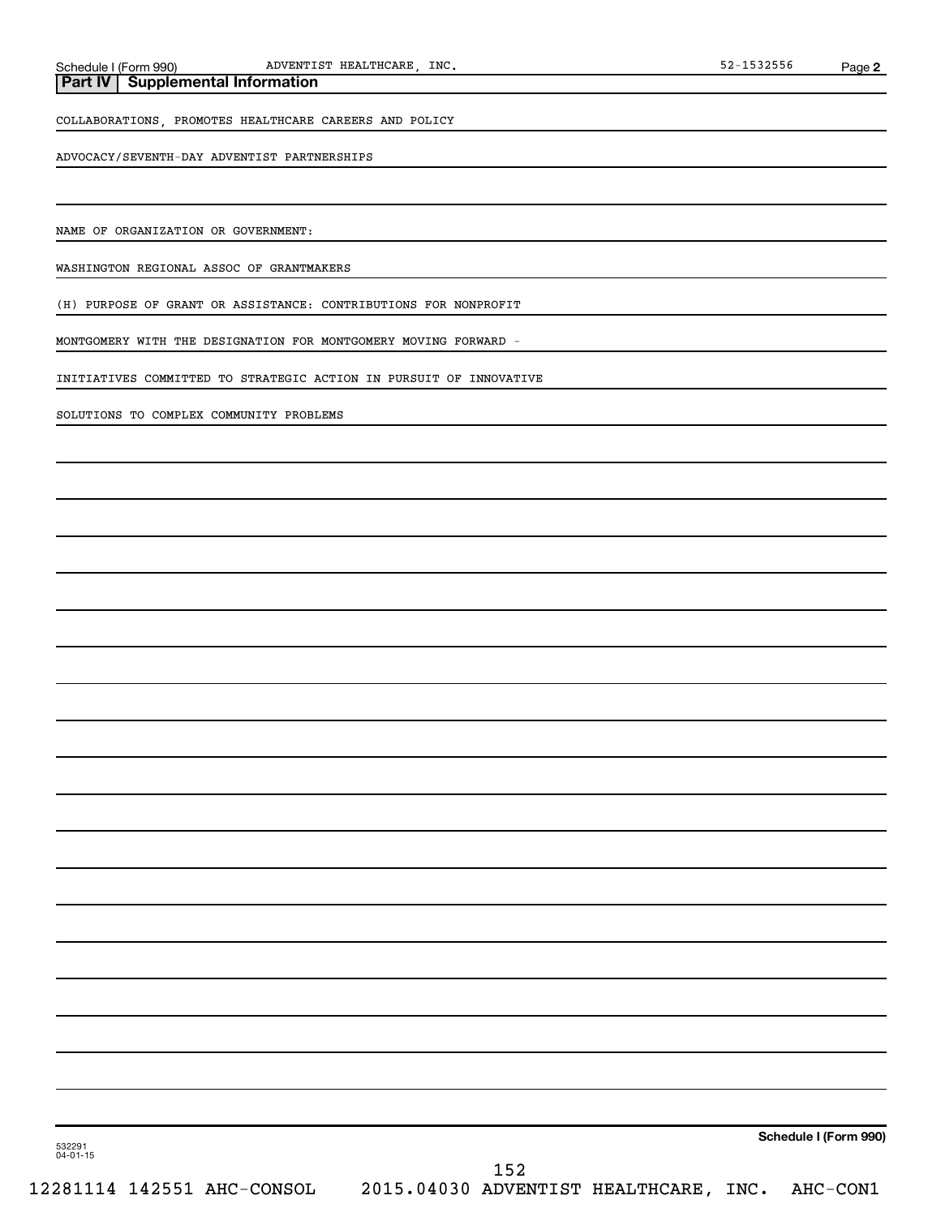## Part IV Supplemental Information

COLLABORATIONS, PROMOTES HEALTHCARE CAREERS AND POLICY

ADVOCACY/SEVENTH-DAY ADVENTIST PARTNERSHIPS

NAME OF ORGANIZATION OR GOVERNMENT:

WASHINGTON REGIONAL ASSOC OF GRANTMAKERS

(H) PURPOSE OF GRANT OR ASSISTANCE: CONTRIBUTIONS FOR NONPROFIT

MONTGOMERY WITH THE DESIGNATION FOR MONTGOMERY MOVING FORWARD -

INITIATIVES COMMITTED TO STRATEGIC ACTION IN PURSUIT OF INNOVATIVE

SOLUTIONS TO COMPLEX COMMUNITY PROBLEMS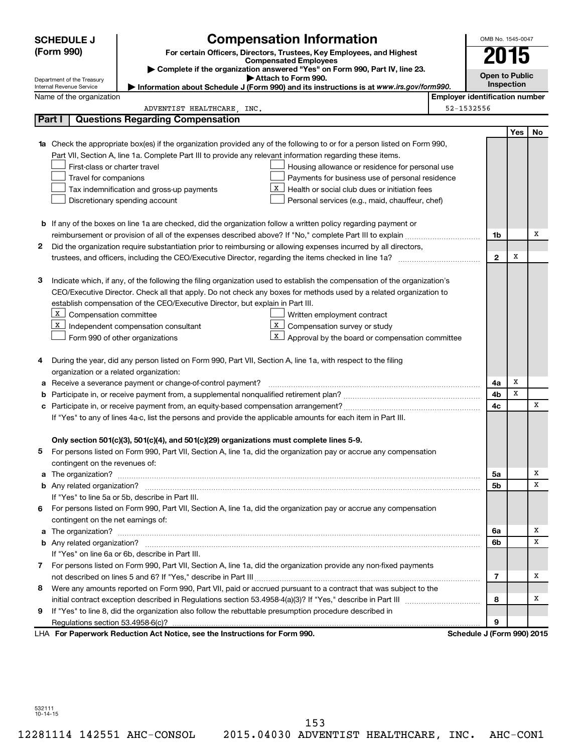**SCHEDULE J (Form 990)**

Department of the Treasury
Internal Revenue Service

# Compensation Information

**For certain Officers, Directors, Trustees, Key Employees, and Highest Compensated Employees**

▶ Complete if the organization answered "Yes" on Form 990, Part IV, line 23.
▶ Attach to Form 990.
▶ Information about Schedule J (Form 990) and its instructions is at *www.irs.gov/form990.*

OMB No. 1545-0047

**2015**

**Open to Public Inspection**

Name of the organization: ADVENTIST HEALTHCARE, INC.

Employer identification number: 52-1532556

## Part I Questions Regarding Compensation

| | | | Yes | No |
|---|---|---|---|---|
| **1a** | Check the appropriate box(es) if the organization provided any of the following to or for a person listed on Form 990, Part VII, Section A, line 1a. Complete Part III to provide any relevant information regarding these items.<br>☐ First-class or charter travel<br>☐ Travel for companions<br>☐ Tax indemnification and gross-up payments<br>☐ Discretionary spending account<br>☐ Housing allowance or residence for personal use<br>☐ Payments for business use of personal residence<br>☒ Health or social club dues or initiation fees<br>☐ Personal services (e.g., maid, chauffeur, chef) | | | |
| **b** | If any of the boxes on line 1a are checked, did the organization follow a written policy regarding payment or reimbursement or provision of all of the expenses described above? If "No," complete Part III to explain | **1b** | | X |
| **2** | Did the organization require substantiation prior to reimbursing or allowing expenses incurred by all directors, trustees, and officers, including the CEO/Executive Director, regarding the items checked in line 1a? | **2** | X | |
| **3** | Indicate which, if any, of the following the filing organization used to establish the compensation of the organization's CEO/Executive Director. Check all that apply. Do not check any boxes for methods used by a related organization to establish compensation of the CEO/Executive Director, but explain in Part III.<br>☒ Compensation committee<br>☒ Independent compensation consultant<br>☐ Form 990 of other organizations<br>☐ Written employment contract<br>☒ Compensation survey or study<br>☒ Approval by the board or compensation committee | | | |
| **4** | During the year, did any person listed on Form 990, Part VII, Section A, line 1a, with respect to the filing organization or a related organization: | | | |
| **a** | Receive a severance payment or change-of-control payment? | **4a** | X | |
| **b** | Participate in, or receive payment from, a supplemental nonqualified retirement plan? | **4b** | X | |
| **c** | Participate in, or receive payment from, an equity-based compensation arrangement? | **4c** | | X |
| | If "Yes" to any of lines 4a-c, list the persons and provide the applicable amounts for each item in Part III. | | | |
| | **Only section 501(c)(3), 501(c)(4), and 501(c)(29) organizations must complete lines 5-9.** | | | |
| **5** | For persons listed on Form 990, Part VII, Section A, line 1a, did the organization pay or accrue any compensation contingent on the revenues of: | | | |
| **a** | The organization? | **5a** | | X |
| **b** | Any related organization? | **5b** | | X |
| | If "Yes" to line 5a or 5b, describe in Part III. | | | |
| **6** | For persons listed on Form 990, Part VII, Section A, line 1a, did the organization pay or accrue any compensation contingent on the net earnings of: | | | |
| **a** | The organization? | **6a** | | X |
| **b** | Any related organization? | **6b** | | X |
| | If "Yes" on line 6a or 6b, describe in Part III. | | | |
| **7** | For persons listed on Form 990, Part VII, Section A, line 1a, did the organization provide any non-fixed payments not described on lines 5 and 6? If "Yes," describe in Part III | **7** | | X |
| **8** | Were any amounts reported on Form 990, Part VII, paid or accrued pursuant to a contract that was subject to the initial contract exception described in Regulations section 53.4958-4(a)(3)? If "Yes," describe in Part III | **8** | | X |
| **9** | If "Yes" to line 8, did the organization also follow the rebuttable presumption procedure described in Regulations section 53.4958-6(c)? | **9** | | |

LHA **For Paperwork Reduction Act Notice, see the Instructions for Form 990.** **Schedule J (Form 990) 2015**

532111 10-14-15

12281114 142551 AHC-CONSOL 2015.04030 ADVENTIST HEALTHCARE, INC. AHC-CON1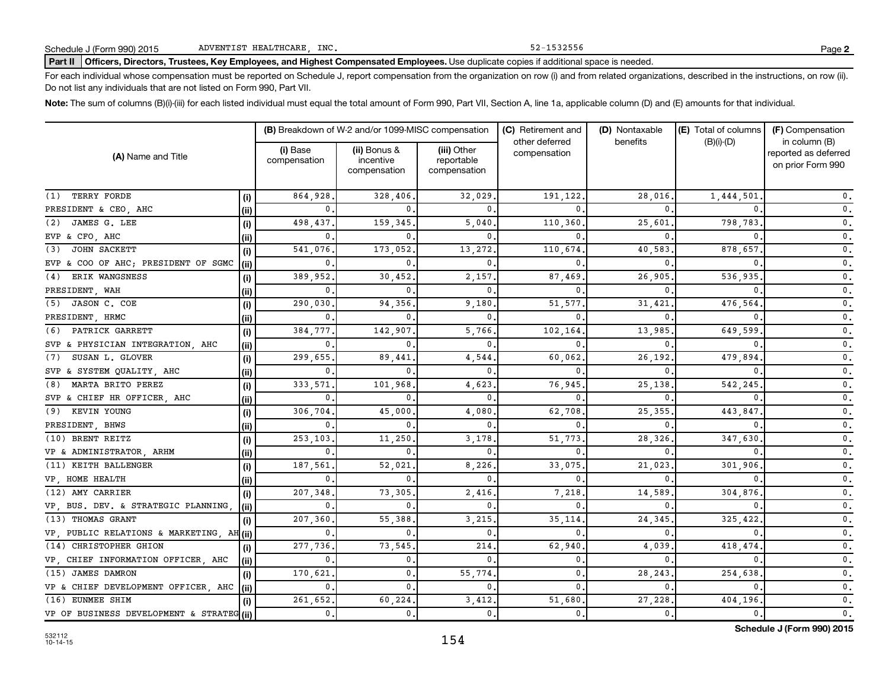Schedule J (Form 990) 2015 ADVENTIST HEALTHCARE, INC. 52-1532556 Page 2

**Part II Officers, Directors, Trustees, Key Employees, and Highest Compensated Employees.** Use duplicate copies if additional space is needed.

For each individual whose compensation must be reported on Schedule J, report compensation from the organization on row (i) and from related organizations, described in the instructions, on row (ii). Do not list any individuals that are not listed on Form 990, Part VII.

**Note:** The sum of columns (B)(i)-(iii) for each listed individual must equal the total amount of Form 990, Part VII, Section A, line 1a, applicable column (D) and (E) amounts for that individual.

| (A) Name and Title | | (B) Breakdown of W-2 and/or 1099-MISC compensation | | | (C) Retirement and other deferred compensation | (D) Nontaxable benefits | (E) Total of columns (B)(i)-(D) | (F) Compensation in column (B) reported as deferred on prior Form 990 |
|---|---|---|---|---|---|---|---|---|
| | | (i) Base compensation | (ii) Bonus & incentive compensation | (iii) Other reportable compensation | | | | |
| (1) TERRY FORDE | (i) | 864,928. | 328,406. | 32,029. | 191,122. | 28,016. | 1,444,501. | 0. |
| PRESIDENT & CEO, AHC | (ii) | 0. | 0. | 0. | 0. | 0. | 0. | 0. |
| (2) JAMES G. LEE | (i) | 498,437. | 159,345. | 5,040. | 110,360. | 25,601. | 798,783. | 0. |
| EVP & CFO, AHC | (ii) | 0. | 0. | 0. | 0. | 0. | 0. | 0. |
| (3) JOHN SACKETT | (i) | 541,076. | 173,052. | 13,272. | 110,674. | 40,583. | 878,657. | 0. |
| EVP & COO OF AHC; PRESIDENT OF SGMC | (ii) | 0. | 0. | 0. | 0. | 0. | 0. | 0. |
| (4) ERIK WANGSNESS | (i) | 389,952. | 30,452. | 2,157. | 87,469. | 26,905. | 536,935. | 0. |
| PRESIDENT, WAH | (ii) | 0. | 0. | 0. | 0. | 0. | 0. | 0. |
| (5) JASON C. COE | (i) | 290,030. | 94,356. | 9,180. | 51,577. | 31,421. | 476,564. | 0. |
| PRESIDENT, HRMC | (ii) | 0. | 0. | 0. | 0. | 0. | 0. | 0. |
| (6) PATRICK GARRETT | (i) | 384,777. | 142,907. | 5,766. | 102,164. | 13,985. | 649,599. | 0. |
| SVP & PHYSICIAN INTEGRATION, AHC | (ii) | 0. | 0. | 0. | 0. | 0. | 0. | 0. |
| (7) SUSAN L. GLOVER | (i) | 299,655. | 89,441. | 4,544. | 60,062. | 26,192. | 479,894. | 0. |
| SVP & SYSTEM QUALITY, AHC | (ii) | 0. | 0. | 0. | 0. | 0. | 0. | 0. |
| (8) MARTA BRITO PEREZ | (i) | 333,571. | 101,968. | 4,623. | 76,945. | 25,138. | 542,245. | 0. |
| SVP & CHIEF HR OFFICER, AHC | (ii) | 0. | 0. | 0. | 0. | 0. | 0. | 0. |
| (9) KEVIN YOUNG | (i) | 306,704. | 45,000. | 4,080. | 62,708. | 25,355. | 443,847. | 0. |
| PRESIDENT, BHWS | (ii) | 0. | 0. | 0. | 0. | 0. | 0. | 0. |
| (10) BRENT REITZ | (i) | 253,103. | 11,250. | 3,178. | 51,773. | 28,326. | 347,630. | 0. |
| VP & ADMINISTRATOR, ARHM | (ii) | 0. | 0. | 0. | 0. | 0. | 0. | 0. |
| (11) KEITH BALLENGER | (i) | 187,561. | 52,021. | 8,226. | 33,075. | 21,023. | 301,906. | 0. |
| VP, HOME HEALTH | (ii) | 0. | 0. | 0. | 0. | 0. | 0. | 0. |
| (12) AMY CARRIER | (i) | 207,348. | 73,305. | 2,416. | 7,218. | 14,589. | 304,876. | 0. |
| VP, BUS. DEV. & STRATEGIC PLANNING, | (ii) | 0. | 0. | 0. | 0. | 0. | 0. | 0. |
| (13) THOMAS GRANT | (i) | 207,360. | 55,388. | 3,215. | 35,114. | 24,345. | 325,422. | 0. |
| VP, PUBLIC RELATIONS & MARKETING, AH | (ii) | 0. | 0. | 0. | 0. | 0. | 0. | 0. |
| (14) CHRISTOPHER GHION | (i) | 277,736. | 73,545. | 214. | 62,940. | 4,039. | 418,474. | 0. |
| VP, CHIEF INFORMATION OFFICER, AHC | (ii) | 0. | 0. | 0. | 0. | 0. | 0. | 0. |
| (15) JAMES DAMRON | (i) | 170,621. | 0. | 55,774. | 0. | 28,243. | 254,638. | 0. |
| VP & CHIEF DEVELOPMENT OFFICER, AHC | (ii) | 0. | 0. | 0. | 0. | 0. | 0. | 0. |
| (16) EUNMEE SHIM | (i) | 261,652. | 60,224. | 3,412. | 51,680. | 27,228. | 404,196. | 0. |
| VP OF BUSINESS DEVELOPMENT & STRATEG | (ii) | 0. | 0. | 0. | 0. | 0. | 0. | 0. |

532112 10-14-15

Schedule J (Form 990) 2015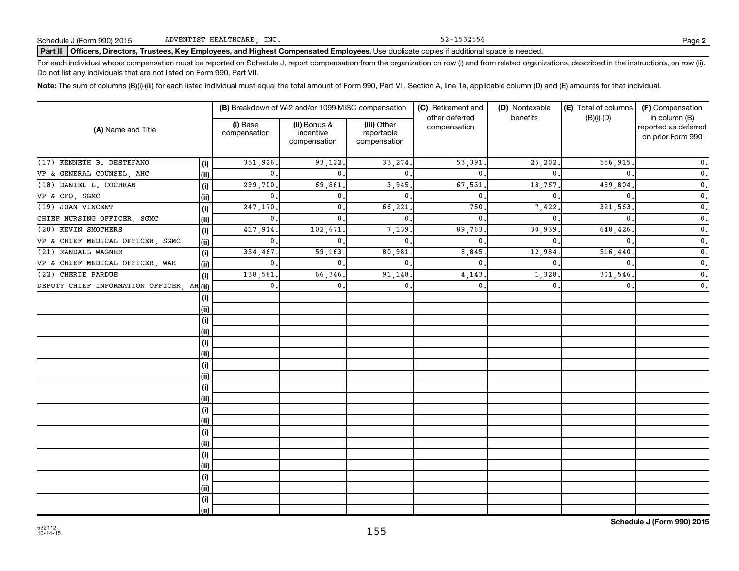Schedule J (Form 990) 2015 ADVENTIST HEALTHCARE, INC. 52-1532556 Page **2**

**Part II** **Officers, Directors, Trustees, Key Employees, and Highest Compensated Employees.** Use duplicate copies if additional space is needed.

For each individual whose compensation must be reported on Schedule J, report compensation from the organization on row (i) and from related organizations, described in the instructions, on row (ii). Do not list any individuals that are not listed on Form 990, Part VII.

**Note:** The sum of columns (B)(i)-(iii) for each listed individual must equal the total amount of Form 990, Part VII, Section A, line 1a, applicable column (D) and (E) amounts for that individual.

| (A) Name and Title | | (B) Breakdown of W-2 and/or 1099-MISC compensation | | | (C) Retirement and other deferred compensation | (D) Nontaxable benefits | (E) Total of columns (B)(i)-(D) | (F) Compensation in column (B) reported as deferred on prior Form 990 |
|---|---|---|---|---|---|---|---|---|
| | | (i) Base compensation | (ii) Bonus & incentive compensation | (iii) Other reportable compensation | | | | |
| (17) KENNETH B. DESTEFANO | (i) | 351,926. | 93,122. | 33,274. | 53,391. | 25,202. | 556,915. | 0. |
| VP & GENERAL COUNSEL, AHC | (ii) | 0. | 0. | 0. | 0. | 0. | 0. | 0. |
| (18) DANIEL L. COCHRAN | (i) | 299,700. | 69,861. | 3,945. | 67,531. | 18,767. | 459,804. | 0. |
| VP & CFO, SGMC | (ii) | 0. | 0. | 0. | 0. | 0. | 0. | 0. |
| (19) JOAN VINCENT | (i) | 247,170. | 0. | 66,221. | 750. | 7,422. | 321,563. | 0. |
| CHIEF NURSING OFFICER, SGMC | (ii) | 0. | 0. | 0. | 0. | 0. | 0. | 0. |
| (20) KEVIN SMOTHERS | (i) | 417,914. | 102,671. | 7,139. | 89,763. | 30,939. | 648,426. | 0. |
| VP & CHIEF MEDICAL OFFICER, SGMC | (ii) | 0. | 0. | 0. | 0. | 0. | 0. | 0. |
| (21) RANDALL WAGNER | (i) | 354,467. | 59,163. | 80,981. | 8,845. | 12,984. | 516,440. | 0. |
| VP & CHIEF MEDICAL OFFICER, WAH | (ii) | 0. | 0. | 0. | 0. | 0. | 0. | 0. |
| (22) CHERIE PARDUE | (i) | 138,581. | 66,346. | 91,148. | 4,143. | 1,328. | 301,546. | 0. |
| DEPUTY CHIEF INFORMATION OFFICER, AH | (ii) | 0. | 0. | 0. | 0. | 0. | 0. | 0. |

532112 10-14-15

**Schedule J (Form 990) 2015**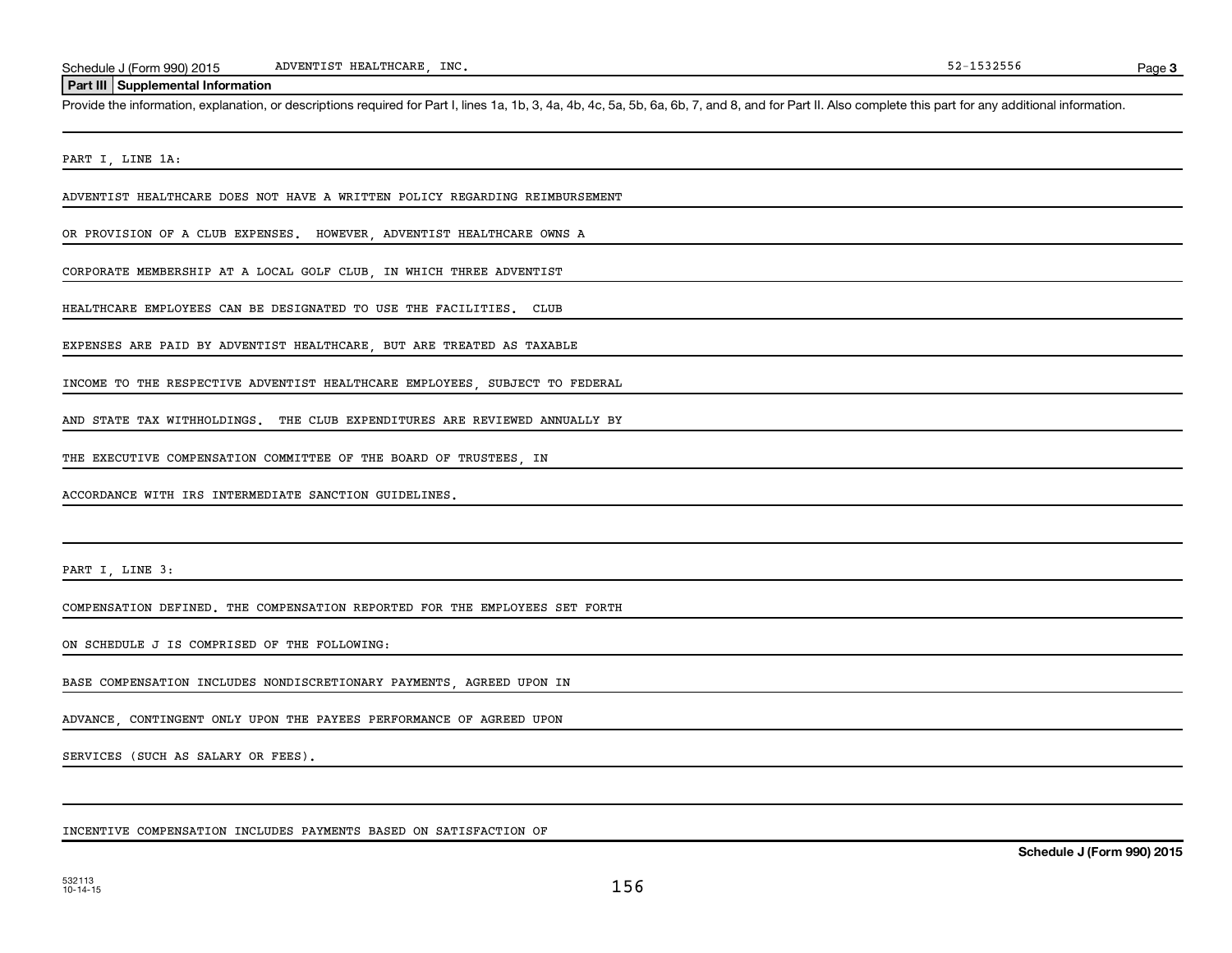Schedule J (Form 990) 2015 ADVENTIST HEALTHCARE, INC. 52-1532556

## Part III Supplemental Information

Provide the information, explanation, or descriptions required for Part I, lines 1a, 1b, 3, 4a, 4b, 4c, 5a, 5b, 6a, 6b, 7, and 8, and for Part II. Also complete this part for any additional information.

PART I, LINE 1A:

ADVENTIST HEALTHCARE DOES NOT HAVE A WRITTEN POLICY REGARDING REIMBURSEMENT OR PROVISION OF A CLUB EXPENSES. HOWEVER, ADVENTIST HEALTHCARE OWNS A CORPORATE MEMBERSHIP AT A LOCAL GOLF CLUB, IN WHICH THREE ADVENTIST HEALTHCARE EMPLOYEES CAN BE DESIGNATED TO USE THE FACILITIES. CLUB EXPENSES ARE PAID BY ADVENTIST HEALTHCARE, BUT ARE TREATED AS TAXABLE INCOME TO THE RESPECTIVE ADVENTIST HEALTHCARE EMPLOYEES, SUBJECT TO FEDERAL AND STATE TAX WITHHOLDINGS. THE CLUB EXPENDITURES ARE REVIEWED ANNUALLY BY THE EXECUTIVE COMPENSATION COMMITTEE OF THE BOARD OF TRUSTEES, IN ACCORDANCE WITH IRS INTERMEDIATE SANCTION GUIDELINES.

PART I, LINE 3:

COMPENSATION DEFINED. THE COMPENSATION REPORTED FOR THE EMPLOYEES SET FORTH ON SCHEDULE J IS COMPRISED OF THE FOLLOWING:

BASE COMPENSATION INCLUDES NONDISCRETIONARY PAYMENTS, AGREED UPON IN ADVANCE, CONTINGENT ONLY UPON THE PAYEES PERFORMANCE OF AGREED UPON SERVICES (SUCH AS SALARY OR FEES).

INCENTIVE COMPENSATION INCLUDES PAYMENTS BASED ON SATISFACTION OF

532113 10-14-15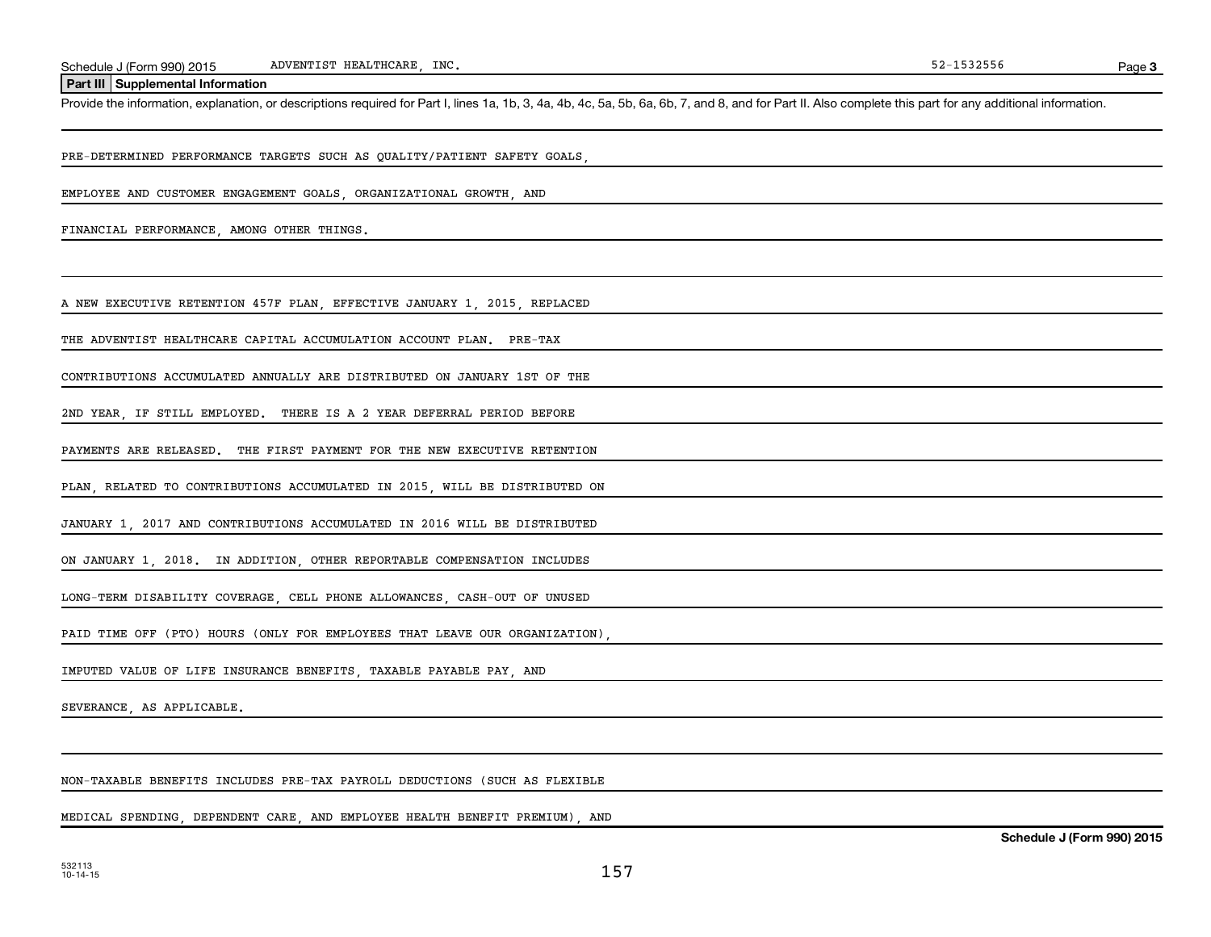## Part III Supplemental Information

Provide the information, explanation, or descriptions required for Part I, lines 1a, 1b, 3, 4a, 4b, 4c, 5a, 5b, 6a, 6b, 7, and 8, and for Part II. Also complete this part for any additional information.

PRE-DETERMINED PERFORMANCE TARGETS SUCH AS QUALITY/PATIENT SAFETY GOALS, EMPLOYEE AND CUSTOMER ENGAGEMENT GOALS, ORGANIZATIONAL GROWTH, AND FINANCIAL PERFORMANCE, AMONG OTHER THINGS.

A NEW EXECUTIVE RETENTION 457F PLAN, EFFECTIVE JANUARY 1, 2015, REPLACED THE ADVENTIST HEALTHCARE CAPITAL ACCUMULATION ACCOUNT PLAN. PRE-TAX CONTRIBUTIONS ACCUMULATED ANNUALLY ARE DISTRIBUTED ON JANUARY 1ST OF THE 2ND YEAR, IF STILL EMPLOYED. THERE IS A 2 YEAR DEFERRAL PERIOD BEFORE PAYMENTS ARE RELEASED. THE FIRST PAYMENT FOR THE NEW EXECUTIVE RETENTION PLAN, RELATED TO CONTRIBUTIONS ACCUMULATED IN 2015, WILL BE DISTRIBUTED ON JANUARY 1, 2017 AND CONTRIBUTIONS ACCUMULATED IN 2016 WILL BE DISTRIBUTED ON JANUARY 1, 2018. IN ADDITION, OTHER REPORTABLE COMPENSATION INCLUDES LONG-TERM DISABILITY COVERAGE, CELL PHONE ALLOWANCES, CASH-OUT OF UNUSED PAID TIME OFF (PTO) HOURS (ONLY FOR EMPLOYEES THAT LEAVE OUR ORGANIZATION), IMPUTED VALUE OF LIFE INSURANCE BENEFITS, TAXABLE PAYABLE PAY, AND SEVERANCE, AS APPLICABLE.

NON-TAXABLE BENEFITS INCLUDES PRE-TAX PAYROLL DEDUCTIONS (SUCH AS FLEXIBLE MEDICAL SPENDING, DEPENDENT CARE, AND EMPLOYEE HEALTH BENEFIT PREMIUM), AND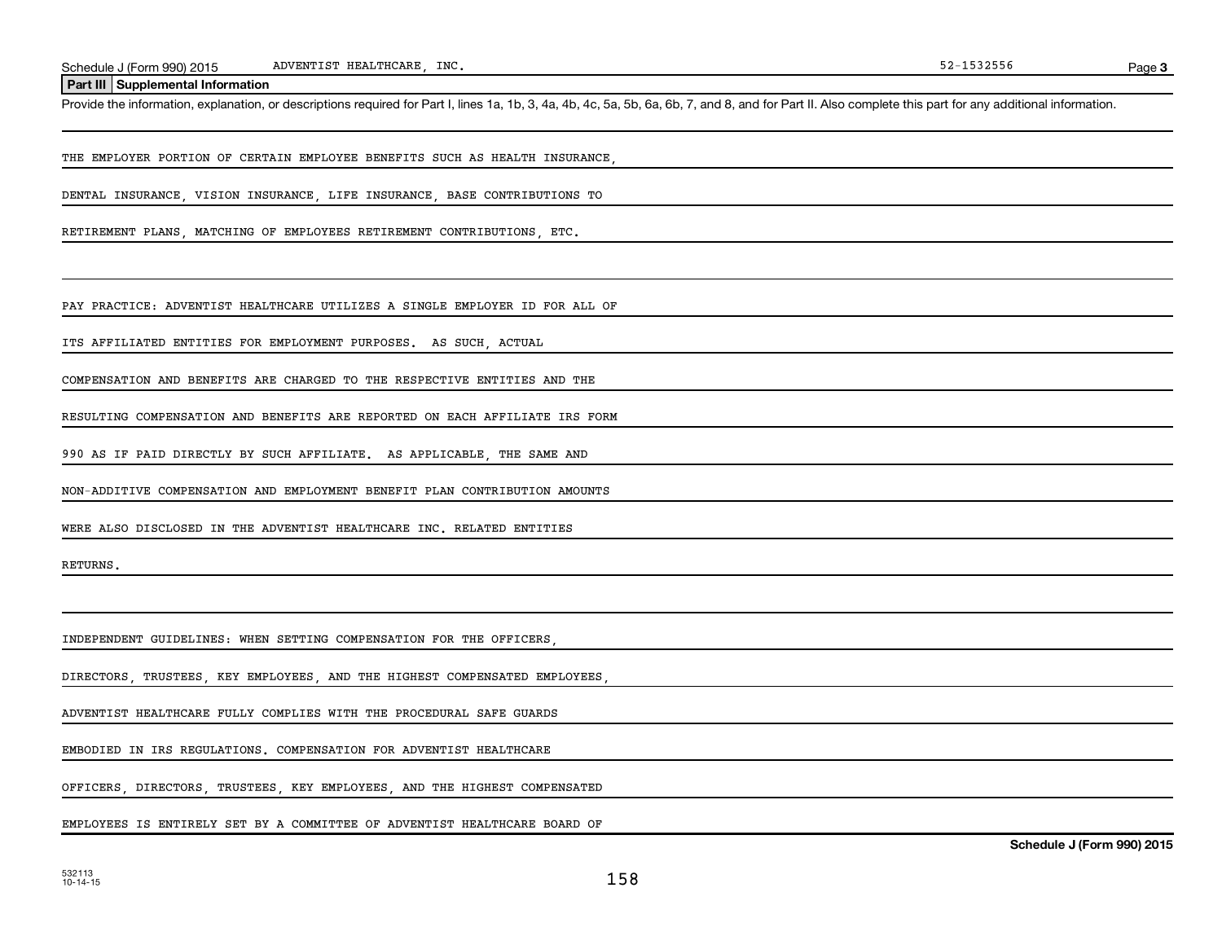## Part III Supplemental Information

Provide the information, explanation, or descriptions required for Part I, lines 1a, 1b, 3, 4a, 4b, 4c, 5a, 5b, 6a, 6b, 7, and 8, and for Part II. Also complete this part for any additional information.

THE EMPLOYER PORTION OF CERTAIN EMPLOYEE BENEFITS SUCH AS HEALTH INSURANCE, DENTAL INSURANCE, VISION INSURANCE, LIFE INSURANCE, BASE CONTRIBUTIONS TO RETIREMENT PLANS, MATCHING OF EMPLOYEES RETIREMENT CONTRIBUTIONS, ETC.

PAY PRACTICE: ADVENTIST HEALTHCARE UTILIZES A SINGLE EMPLOYER ID FOR ALL OF ITS AFFILIATED ENTITIES FOR EMPLOYMENT PURPOSES. AS SUCH, ACTUAL COMPENSATION AND BENEFITS ARE CHARGED TO THE RESPECTIVE ENTITIES AND THE RESULTING COMPENSATION AND BENEFITS ARE REPORTED ON EACH AFFILIATE IRS FORM 990 AS IF PAID DIRECTLY BY SUCH AFFILIATE. AS APPLICABLE, THE SAME AND NON-ADDITIVE COMPENSATION AND EMPLOYMENT BENEFIT PLAN CONTRIBUTION AMOUNTS WERE ALSO DISCLOSED IN THE ADVENTIST HEALTHCARE INC. RELATED ENTITIES RETURNS.

INDEPENDENT GUIDELINES: WHEN SETTING COMPENSATION FOR THE OFFICERS, DIRECTORS, TRUSTEES, KEY EMPLOYEES, AND THE HIGHEST COMPENSATED EMPLOYEES, ADVENTIST HEALTHCARE FULLY COMPLIES WITH THE PROCEDURAL SAFE GUARDS EMBODIED IN IRS REGULATIONS. COMPENSATION FOR ADVENTIST HEALTHCARE OFFICERS, DIRECTORS, TRUSTEES, KEY EMPLOYEES, AND THE HIGHEST COMPENSATED EMPLOYEES IS ENTIRELY SET BY A COMMITTEE OF ADVENTIST HEALTHCARE BOARD OF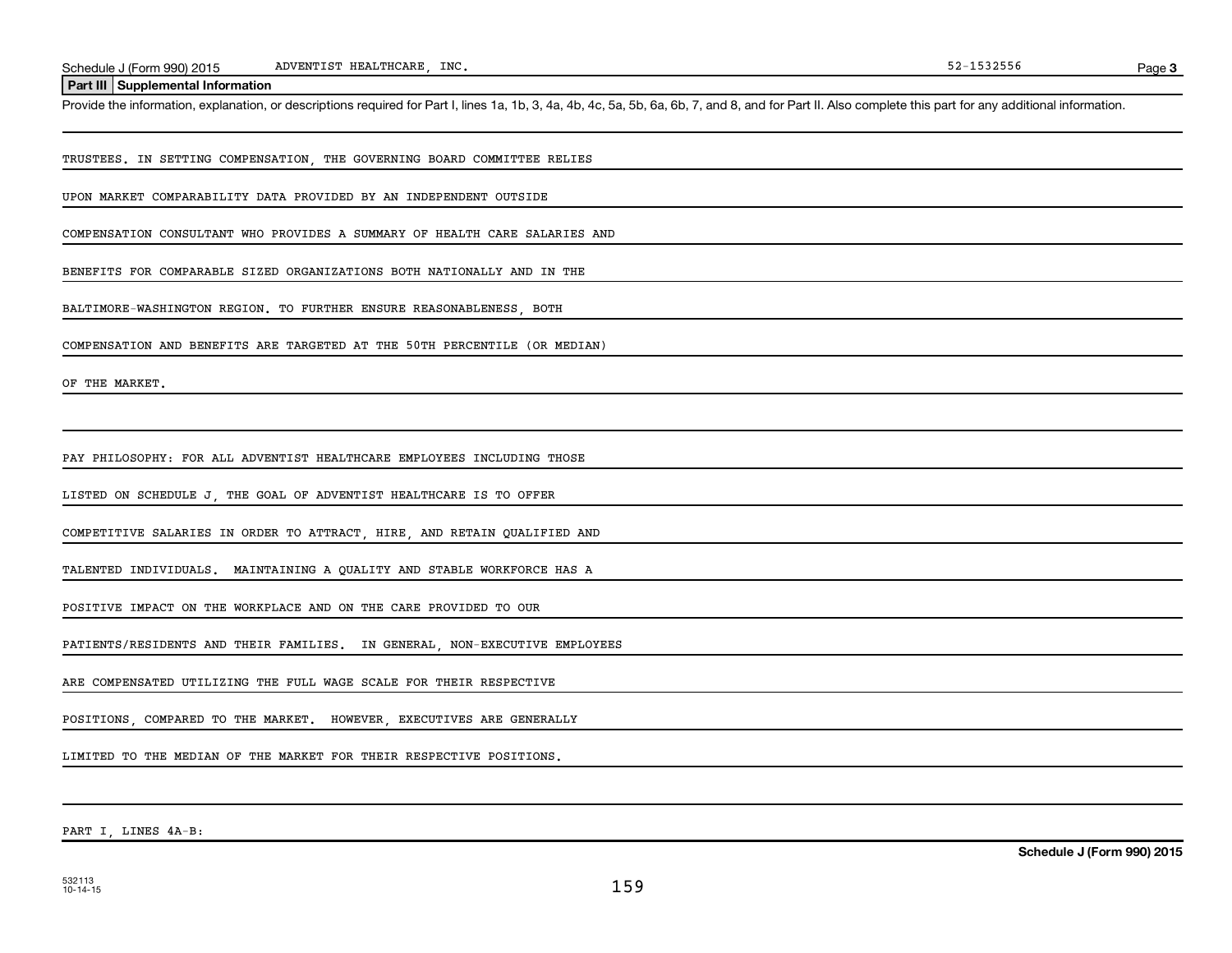## Part III Supplemental Information

Provide the information, explanation, or descriptions required for Part I, lines 1a, 1b, 3, 4a, 4b, 4c, 5a, 5b, 6a, 6b, 7, and 8, and for Part II. Also complete this part for any additional information.

TRUSTEES. IN SETTING COMPENSATION, THE GOVERNING BOARD COMMITTEE RELIES UPON MARKET COMPARABILITY DATA PROVIDED BY AN INDEPENDENT OUTSIDE COMPENSATION CONSULTANT WHO PROVIDES A SUMMARY OF HEALTH CARE SALARIES AND BENEFITS FOR COMPARABLE SIZED ORGANIZATIONS BOTH NATIONALLY AND IN THE BALTIMORE-WASHINGTON REGION. TO FURTHER ENSURE REASONABLENESS, BOTH COMPENSATION AND BENEFITS ARE TARGETED AT THE 50TH PERCENTILE (OR MEDIAN) OF THE MARKET.

PAY PHILOSOPHY: FOR ALL ADVENTIST HEALTHCARE EMPLOYEES INCLUDING THOSE LISTED ON SCHEDULE J, THE GOAL OF ADVENTIST HEALTHCARE IS TO OFFER COMPETITIVE SALARIES IN ORDER TO ATTRACT, HIRE, AND RETAIN QUALIFIED AND TALENTED INDIVIDUALS. MAINTAINING A QUALITY AND STABLE WORKFORCE HAS A POSITIVE IMPACT ON THE WORKPLACE AND ON THE CARE PROVIDED TO OUR PATIENTS/RESIDENTS AND THEIR FAMILIES. IN GENERAL, NON-EXECUTIVE EMPLOYEES ARE COMPENSATED UTILIZING THE FULL WAGE SCALE FOR THEIR RESPECTIVE POSITIONS, COMPARED TO THE MARKET. HOWEVER, EXECUTIVES ARE GENERALLY LIMITED TO THE MEDIAN OF THE MARKET FOR THEIR RESPECTIVE POSITIONS.

PART I, LINES 4A-B: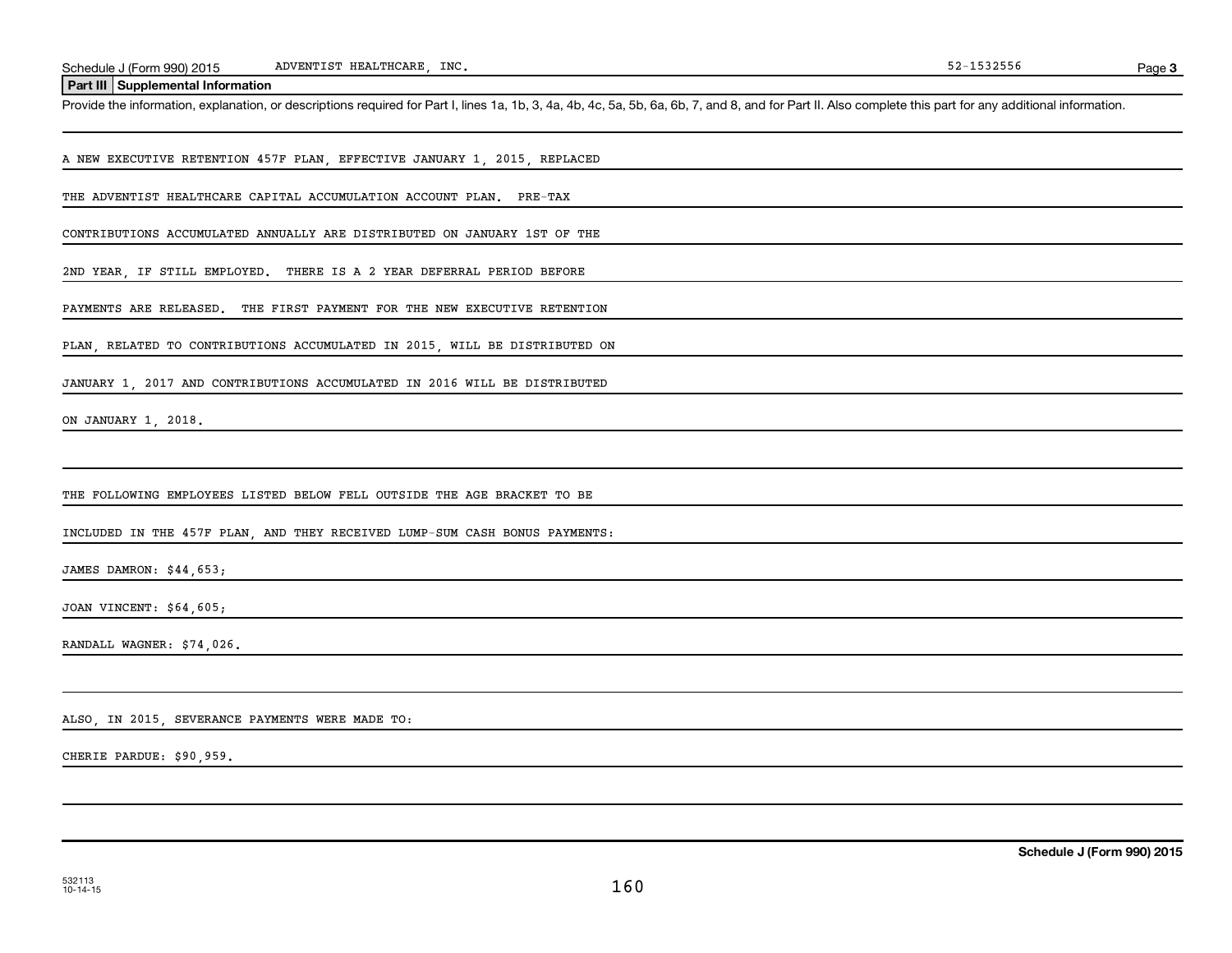Schedule J (Form 990) 2015 ADVENTIST HEALTHCARE, INC. 52-1532556

## Part III Supplemental Information

Provide the information, explanation, or descriptions required for Part I, lines 1a, 1b, 3, 4a, 4b, 4c, 5a, 5b, 6a, 6b, 7, and 8, and for Part II. Also complete this part for any additional information.

A NEW EXECUTIVE RETENTION 457F PLAN, EFFECTIVE JANUARY 1, 2015, REPLACED THE ADVENTIST HEALTHCARE CAPITAL ACCUMULATION ACCOUNT PLAN. PRE-TAX CONTRIBUTIONS ACCUMULATED ANNUALLY ARE DISTRIBUTED ON JANUARY 1ST OF THE 2ND YEAR, IF STILL EMPLOYED. THERE IS A 2 YEAR DEFERRAL PERIOD BEFORE PAYMENTS ARE RELEASED. THE FIRST PAYMENT FOR THE NEW EXECUTIVE RETENTION PLAN, RELATED TO CONTRIBUTIONS ACCUMULATED IN 2015, WILL BE DISTRIBUTED ON JANUARY 1, 2017 AND CONTRIBUTIONS ACCUMULATED IN 2016 WILL BE DISTRIBUTED ON JANUARY 1, 2018.

THE FOLLOWING EMPLOYEES LISTED BELOW FELL OUTSIDE THE AGE BRACKET TO BE INCLUDED IN THE 457F PLAN, AND THEY RECEIVED LUMP-SUM CASH BONUS PAYMENTS:

JAMES DAMRON: $44,653;

JOAN VINCENT: $64,605;

RANDALL WAGNER: $74,026.

ALSO, IN 2015, SEVERANCE PAYMENTS WERE MADE TO:

CHERIE PARDUE: $90,959.

Schedule J (Form 990) 2015

532113
10-14-15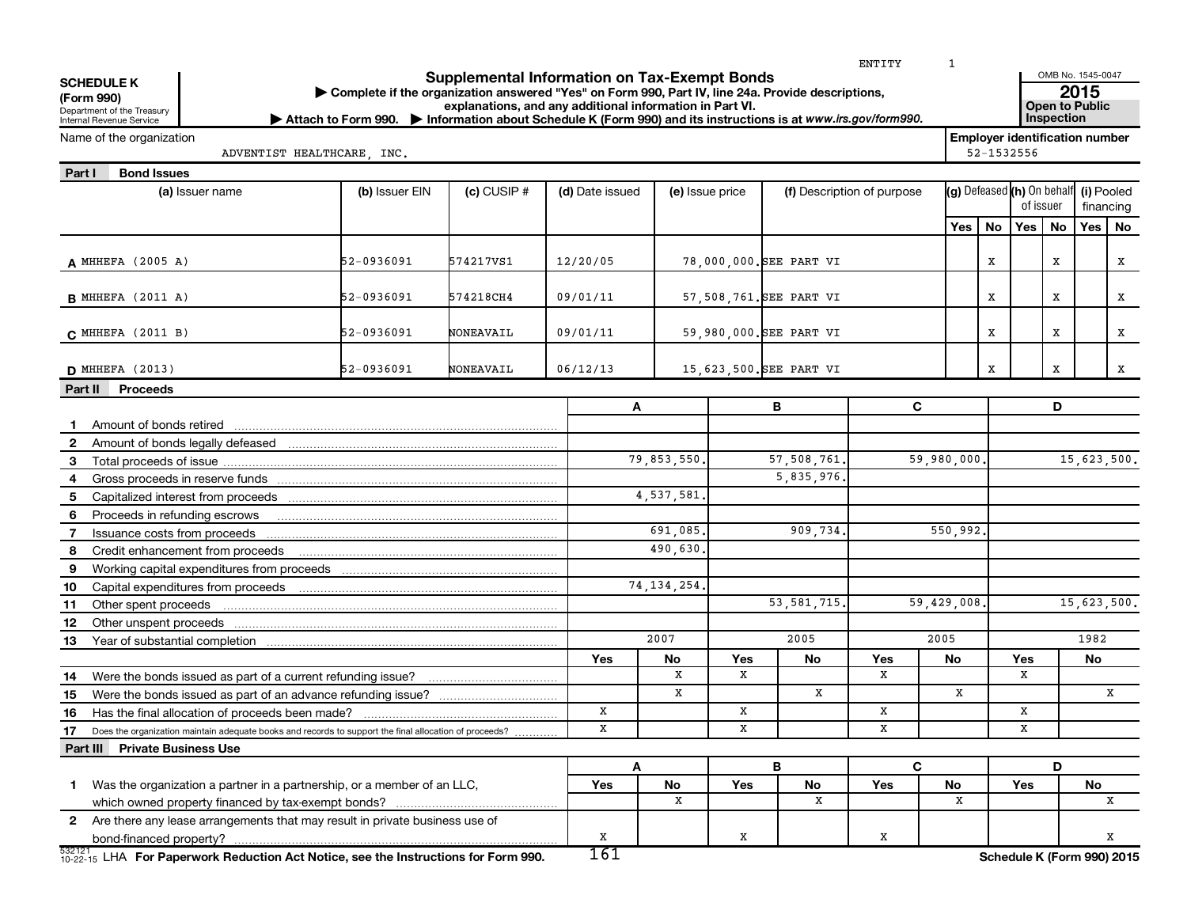ENTITY 1

**SCHEDULE K (Form 990)**
Department of the Treasury
Internal Revenue Service

# Supplemental Information on Tax-Exempt Bonds

▶ Complete if the organization answered "Yes" on Form 990, Part IV, line 24a. Provide descriptions, explanations, and any additional information in Part VI.
▶ Attach to Form 990. ▶ Information about Schedule K (Form 990) and its instructions is at *www.irs.gov/form990.*

OMB No. 1545-0047
**2015**
**Open to Public Inspection**

Name of the organization: ADVENTIST HEALTHCARE, INC.

Employer identification number: 52-1532556

## Part I Bond Issues

| | (a) Issuer name | (b) Issuer EIN | (c) CUSIP # | (d) Date issued | (e) Issue price | (f) Description of purpose | (g) Defeased Yes | (g) Defeased No | (h) On behalf of issuer Yes | (h) On behalf of issuer No | (i) Pooled financing Yes | (i) Pooled financing No |
|---|---|---|---|---|---|---|---|---|---|---|---|---|
| A | MHHEFA (2005 A) | 52-0936091 | 574217VS1 | 12/20/05 | 78,000,000. | SEE PART VI | | X | | X | | X |
| B | MHHEFA (2011 A) | 52-0936091 | 574218CH4 | 09/01/11 | 57,508,761. | SEE PART VI | | X | | X | | X |
| C | MHHEFA (2011 B) | 52-0936091 | NONEAVAIL | 09/01/11 | 59,980,000. | SEE PART VI | | X | | X | | X |
| D | MHHEFA (2013) | 52-0936091 | NONEAVAIL | 06/12/13 | 15,623,500. | SEE PART VI | | X | | X | | X |

## Part II Proceeds

| | | A | | B | | C | | D | |
|---|---|---|---|---|---|---|---|---|---|
| 1 | Amount of bonds retired | | | | | | | | |
| 2 | Amount of bonds legally defeased | | | | | | | | |
| 3 | Total proceeds of issue | 79,853,550. | | 57,508,761. | | 59,980,000. | | 15,623,500. | |
| 4 | Gross proceeds in reserve funds | | | 5,835,976. | | | | | |
| 5 | Capitalized interest from proceeds | 4,537,581. | | | | | | | |
| 6 | Proceeds in refunding escrows | | | | | | | | |
| 7 | Issuance costs from proceeds | 691,085. | | 909,734. | | 550,992. | | | |
| 8 | Credit enhancement from proceeds | 490,630. | | | | | | | |
| 9 | Working capital expenditures from proceeds | | | | | | | | |
| 10 | Capital expenditures from proceeds | 74,134,254. | | | | | | | |
| 11 | Other spent proceeds | | | 53,581,715. | | 59,429,008. | | 15,623,500. | |
| 12 | Other unspent proceeds | | | | | | | | |
| 13 | Year of substantial completion | 2007 | | 2005 | | 2005 | | 1982 | |
| | | Yes | No | Yes | No | Yes | No | Yes | No |
| 14 | Were the bonds issued as part of a current refunding issue? | | X | X | | X | | X | |
| 15 | Were the bonds issued as part of an advance refunding issue? | | X | | X | | X | | X |
| 16 | Has the final allocation of proceeds been made? | X | | X | | X | | X | |
| 17 | Does the organization maintain adequate books and records to support the final allocation of proceeds? | X | | X | | X | | X | |

## Part III Private Business Use

| | | A | | B | | C | | D | |
|---|---|---|---|---|---|---|---|---|---|
| | | Yes | No | Yes | No | Yes | No | Yes | No |
| 1 | Was the organization a partner in a partnership, or a member of an LLC, which owned property financed by tax-exempt bonds? | | X | | X | | X | | X |
| 2 | Are there any lease arrangements that may result in private business use of bond-financed property? | X | | X | | X | | | X |

532121 10-22-15 LHA For Paperwork Reduction Act Notice, see the Instructions for Form 990. Schedule K (Form 990) 2015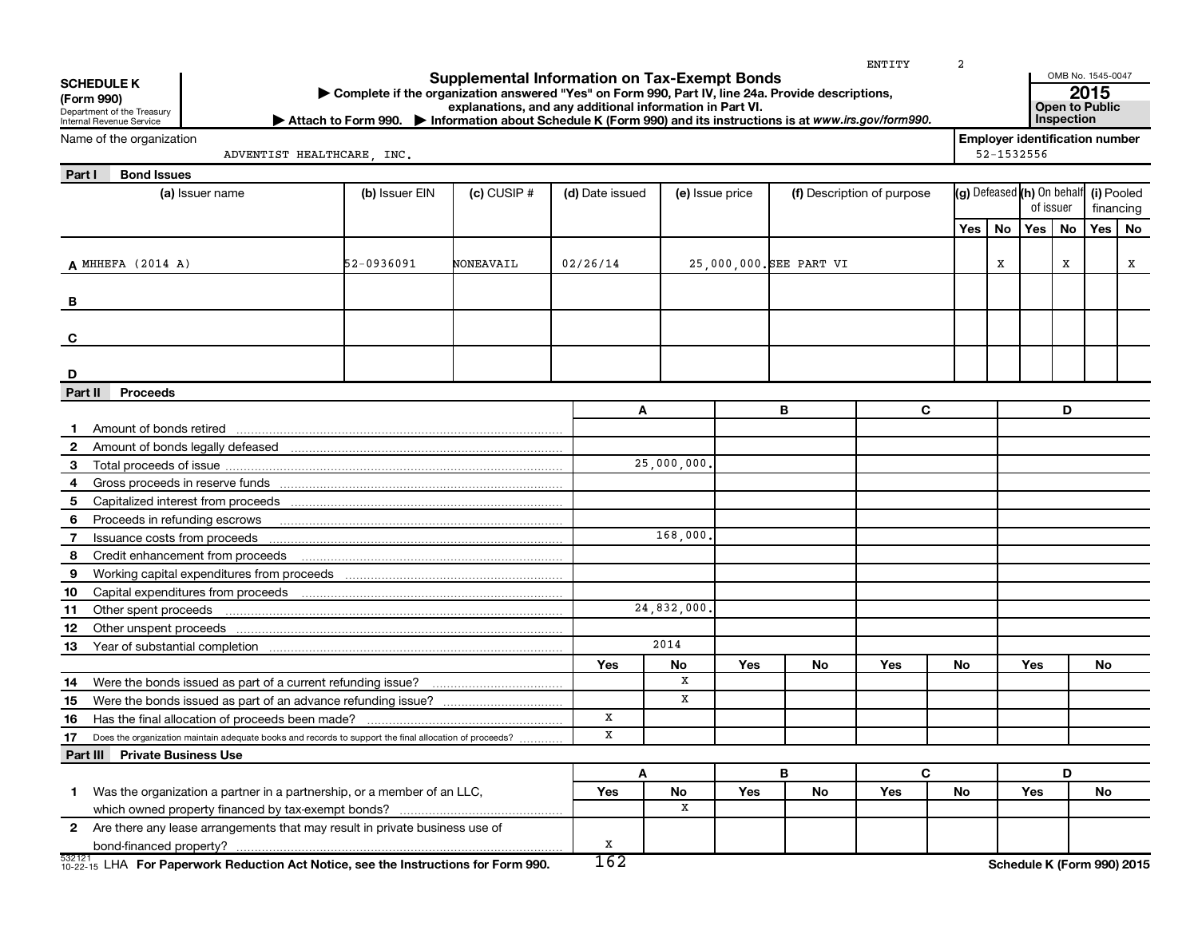ENTITY 2

**SCHEDULE K (Form 990)**
Department of the Treasury
Internal Revenue Service

# Supplemental Information on Tax-Exempt Bonds

▶ Complete if the organization answered "Yes" on Form 990, Part IV, line 24a. Provide descriptions, explanations, and any additional information in Part VI.
▶ Attach to Form 990. ▶ Information about Schedule K (Form 990) and its instructions is at *www.irs.gov/form990.*

OMB No. 1545-0047
**2015**
**Open to Public Inspection**

Name of the organization: ADVENTIST HEALTHCARE, INC.
**Employer identification number**: 52-1532556

## Part I Bond Issues

| | (a) Issuer name | (b) Issuer EIN | (c) CUSIP # | (d) Date issued | (e) Issue price | (f) Description of purpose | (g) Defeased Yes | (g) Defeased No | (h) On behalf of issuer Yes | (h) On behalf of issuer No | (i) Pooled financing Yes | (i) Pooled financing No |
|---|---|---|---|---|---|---|---|---|---|---|---|---|
| A | MHHEFA (2014 A) | 52-0936091 | NONEAVAIL | 02/26/14 | 25,000,000. | SEE PART VI | | X | | X | | X |
| B | | | | | | | | | | | | |
| C | | | | | | | | | | | | |
| D | | | | | | | | | | | | |

## Part II Proceeds

| | | A | B | C | D |
|---|---|---|---|---|---|
| 1 | Amount of bonds retired | | | | |
| 2 | Amount of bonds legally defeased | | | | |
| 3 | Total proceeds of issue | 25,000,000. | | | |
| 4 | Gross proceeds in reserve funds | | | | |
| 5 | Capitalized interest from proceeds | | | | |
| 6 | Proceeds in refunding escrows | | | | |
| 7 | Issuance costs from proceeds | 168,000. | | | |
| 8 | Credit enhancement from proceeds | | | | |
| 9 | Working capital expenditures from proceeds | | | | |
| 10 | Capital expenditures from proceeds | | | | |
| 11 | Other spent proceeds | 24,832,000. | | | |
| 12 | Other unspent proceeds | | | | |
| 13 | Year of substantial completion | 2014 | | | |

| | | A Yes | A No | B Yes | B No | C Yes | C No | D Yes | D No |
|---|---|---|---|---|---|---|---|---|---|
| 14 | Were the bonds issued as part of a current refunding issue? | | X | | | | | | |
| 15 | Were the bonds issued as part of an advance refunding issue? | | X | | | | | | |
| 16 | Has the final allocation of proceeds been made? | X | | | | | | | |
| 17 | Does the organization maintain adequate books and records to support the final allocation of proceeds? | X | | | | | | | |

## Part III Private Business Use

| | | A Yes | A No | B Yes | B No | C Yes | C No | D Yes | D No |
|---|---|---|---|---|---|---|---|---|---|
| 1 | Was the organization a partner in a partnership, or a member of an LLC, which owned property financed by tax-exempt bonds? | | X | | | | | | |
| 2 | Are there any lease arrangements that may result in private business use of bond-financed property? | X | | | | | | | |

LHA For Paperwork Reduction Act Notice, see the Instructions for Form 990.

Schedule K (Form 990) 2015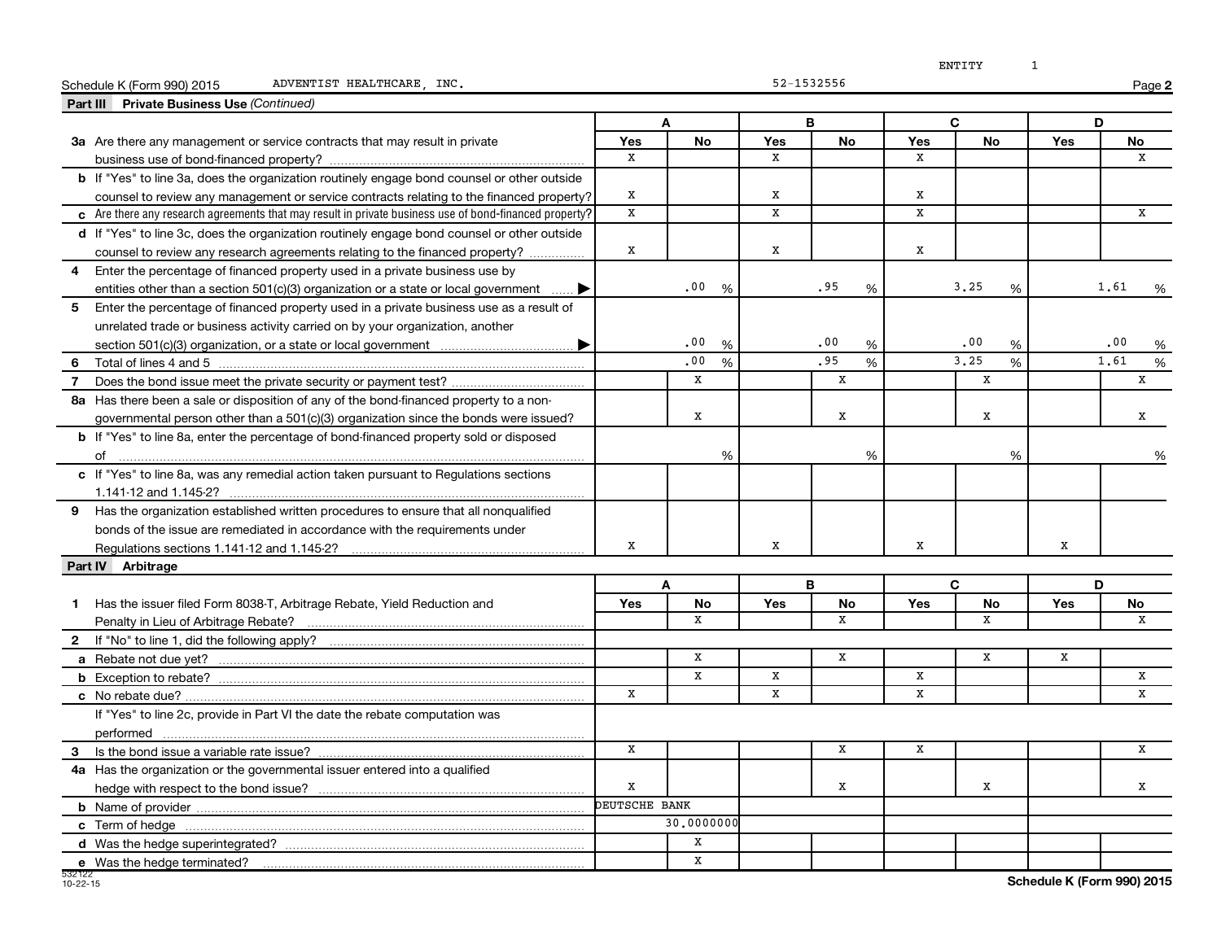ENTITY 1

Schedule K (Form 990) 2015 ADVENTIST HEALTHCARE, INC. 52-1532556 Page **2**

**Part III Private Business Use** *(Continued)*

| | A | | B | | C | | D | |
|---|---|---|---|---|---|---|---|---|
| | Yes | No | Yes | No | Yes | No | Yes | No |
| **3a** Are there any management or service contracts that may result in private business use of bond-financed property? | X | | X | | X | | | X |
| **b** If "Yes" to line 3a, does the organization routinely engage bond counsel or other outside counsel to review any management or service contracts relating to the financed property? | X | | X | | X | | | |
| **c** Are there any research agreements that may result in private business use of bond-financed property? | X | | X | | X | | | X |
| **d** If "Yes" to line 3c, does the organization routinely engage bond counsel or other outside counsel to review any research agreements relating to the financed property? | X | | X | | X | | | |
| **4** Enter the percentage of financed property used in a private business use by entities other than a section 501(c)(3) organization or a state or local government ▶ | | .00 % | | .95 % | | 3.25 % | | 1.61 % |
| **5** Enter the percentage of financed property used in a private business use as a result of unrelated trade or business activity carried on by your organization, another section 501(c)(3) organization, or a state or local government ▶ | | .00 % | | .00 % | | .00 % | | .00 % |
| **6** Total of lines 4 and 5 | | .00 % | | .95 % | | 3.25 % | | 1.61 % |
| **7** Does the bond issue meet the private security or payment test? | | X | | X | | X | | X |
| **8a** Has there been a sale or disposition of any of the bond-financed property to a non-governmental person other than a 501(c)(3) organization since the bonds were issued? | | X | | X | | X | | X |
| **b** If "Yes" to line 8a, enter the percentage of bond-financed property sold or disposed of | | % | | % | | % | | % |
| **c** If "Yes" to line 8a, was any remedial action taken pursuant to Regulations sections 1.141-12 and 1.145-2? | | | | | | | | |
| **9** Has the organization established written procedures to ensure that all nonqualified bonds of the issue are remediated in accordance with the requirements under Regulations sections 1.141-12 and 1.145-2? | X | | X | | X | | X | |

**Part IV Arbitrage**

| | A | | B | | C | | D | |
|---|---|---|---|---|---|---|---|---|
| | Yes | No | Yes | No | Yes | No | Yes | No |
| **1** Has the issuer filed Form 8038-T, Arbitrage Rebate, Yield Reduction and Penalty in Lieu of Arbitrage Rebate? | | X | | X | | X | | X |
| **2** If "No" to line 1, did the following apply? | | | | | | | | |
| **a** Rebate not due yet? | | X | | X | | X | X | |
| **b** Exception to rebate? | | X | X | | X | | | X |
| **c** No rebate due? | X | | X | | X | | | X |
| If "Yes" to line 2c, provide in Part VI the date the rebate computation was performed | | | | | | | | |
| **3** Is the bond issue a variable rate issue? | X | | | X | X | | | X |
| **4a** Has the organization or the governmental issuer entered into a qualified hedge with respect to the bond issue? | X | | | X | | X | | X |
| **b** Name of provider | DEUTSCHE BANK | | | | | | | |
| **c** Term of hedge | | 30.0000000 | | | | | | |
| **d** Was the hedge superintegrated? | | X | | | | | | |
| **e** Was the hedge terminated? | | X | | | | | | |

532122 10-22-15

**Schedule K (Form 990) 2015**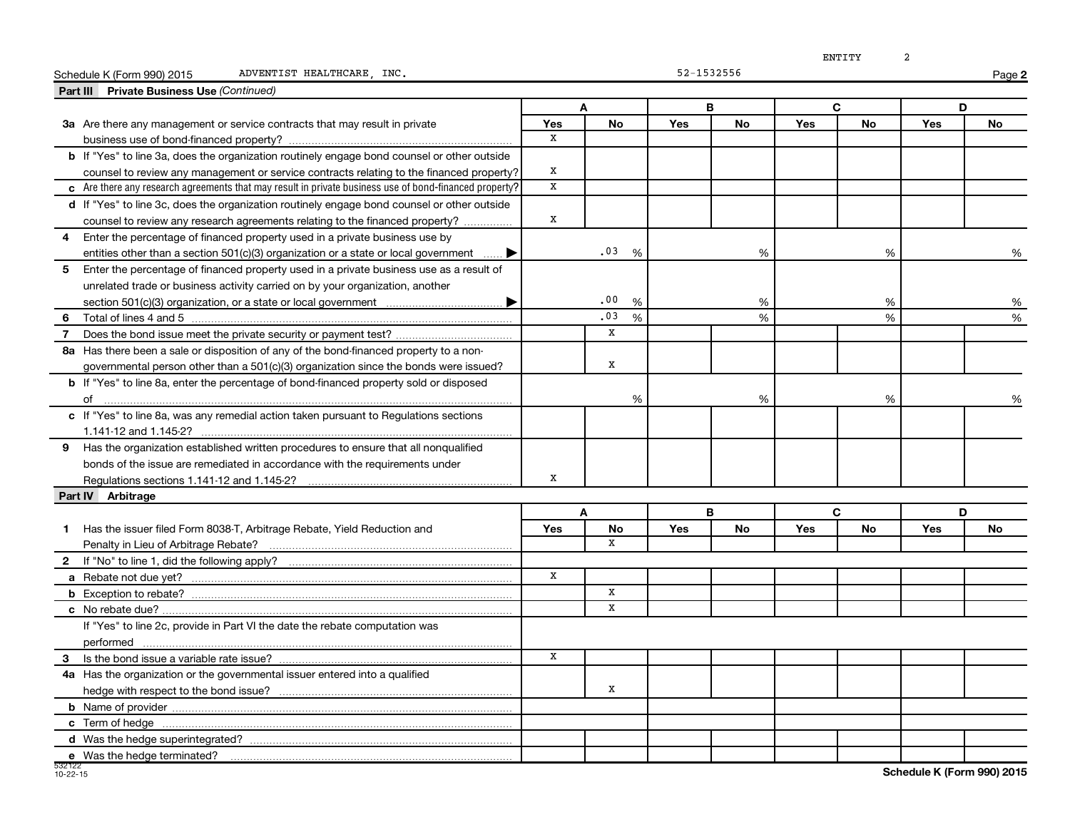Schedule K (Form 990) 2015 ADVENTIST HEALTHCARE, INC. 52-1532556

## Part III Private Business Use *(Continued)*

| | A | | B | | C | | D | |
|---|---|---|---|---|---|---|---|---|
| | Yes | No | Yes | No | Yes | No | Yes | No |
| **3a** Are there any management or service contracts that may result in private business use of bond-financed property? | X | | | | | | | |
| **b** If "Yes" to line 3a, does the organization routinely engage bond counsel or other outside counsel to review any management or service contracts relating to the financed property? | X | | | | | | | |
| **c** Are there any research agreements that may result in private business use of bond-financed property? | X | | | | | | | |
| **d** If "Yes" to line 3c, does the organization routinely engage bond counsel or other outside counsel to review any research agreements relating to the financed property? | X | | | | | | | |
| **4** Enter the percentage of financed property used in a private business use by entities other than a section 501(c)(3) organization or a state or local government ▶ | .03 % | | % | | % | | % | |
| **5** Enter the percentage of financed property used in a private business use as a result of unrelated trade or business activity carried on by your organization, another section 501(c)(3) organization, or a state or local government ▶ | .00 % | | % | | % | | % | |
| **6** Total of lines 4 and 5 | .03 % | | % | | % | | % | |
| **7** Does the bond issue meet the private security or payment test? | | X | | | | | | |
| **8a** Has there been a sale or disposition of any of the bond-financed property to a non-governmental person other than a 501(c)(3) organization since the bonds were issued? | | X | | | | | | |
| **b** If "Yes" to line 8a, enter the percentage of bond-financed property sold or disposed of | % | | % | | % | | % | |
| **c** If "Yes" to line 8a, was any remedial action taken pursuant to Regulations sections 1.141-12 and 1.145-2? | | | | | | | | |
| **9** Has the organization established written procedures to ensure that all nonqualified bonds of the issue are remediated in accordance with the requirements under Regulations sections 1.141-12 and 1.145-2? | X | | | | | | | |

## Part IV Arbitrage

| | A | | B | | C | | D | |
|---|---|---|---|---|---|---|---|---|
| | Yes | No | Yes | No | Yes | No | Yes | No |
| **1** Has the issuer filed Form 8038-T, Arbitrage Rebate, Yield Reduction and Penalty in Lieu of Arbitrage Rebate? | | X | | | | | | |
| **2** If "No" to line 1, did the following apply? | | | | | | | | |
| **a** Rebate not due yet? | X | | | | | | | |
| **b** Exception to rebate? | | X | | | | | | |
| **c** No rebate due? | | X | | | | | | |
| If "Yes" to line 2c, provide in Part VI the date the rebate computation was performed | | | | | | | | |
| **3** Is the bond issue a variable rate issue? | X | | | | | | | |
| **4a** Has the organization or the governmental issuer entered into a qualified hedge with respect to the bond issue? | | X | | | | | | |
| **b** Name of provider | | | | | | | | |
| **c** Term of hedge | | | | | | | | |
| **d** Was the hedge superintegrated? | | | | | | | | |
| **e** Was the hedge terminated? | | | | | | | | |

Schedule K (Form 990) 2015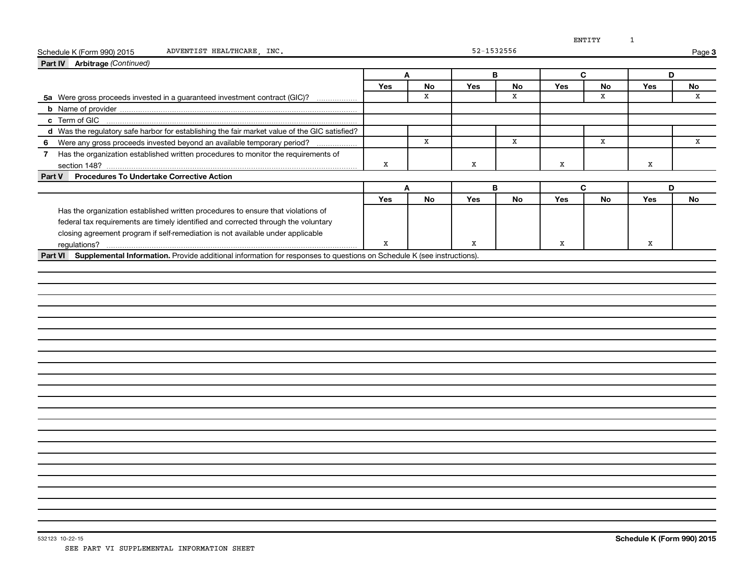ENTITY 1

Schedule K (Form 990) 2015 ADVENTIST HEALTHCARE, INC. 52-1532556

## Part IV Arbitrage *(Continued)*

| | A | | B | | C | | D | |
|---|---|---|---|---|---|---|---|---|
| | Yes | No | Yes | No | Yes | No | Yes | No |
| **5a** Were gross proceeds invested in a guaranteed investment contract (GIC)? | | X | | X | | X | | X |
| **b** Name of provider | | | | | | | | |
| **c** Term of GIC | | | | | | | | |
| **d** Was the regulatory safe harbor for establishing the fair market value of the GIC satisfied? | | | | | | | | |
| **6** Were any gross proceeds invested beyond an available temporary period? | | X | | X | | X | | X |
| **7** Has the organization established written procedures to monitor the requirements of section 148? | X | | X | | X | | X | |

## Part V Procedures To Undertake Corrective Action

| | A | | B | | C | | D | |
|---|---|---|---|---|---|---|---|---|
| | Yes | No | Yes | No | Yes | No | Yes | No |
| Has the organization established written procedures to ensure that violations of federal tax requirements are timely identified and corrected through the voluntary closing agreement program if self-remediation is not available under applicable regulations? | X | | X | | X | | X | |

## Part VI Supplemental Information.

Provide additional information for responses to questions on Schedule K (see instructions).

532123 10-22-15

**Schedule K (Form 990) 2015**

SEE PART VI SUPPLEMENTAL INFORMATION SHEET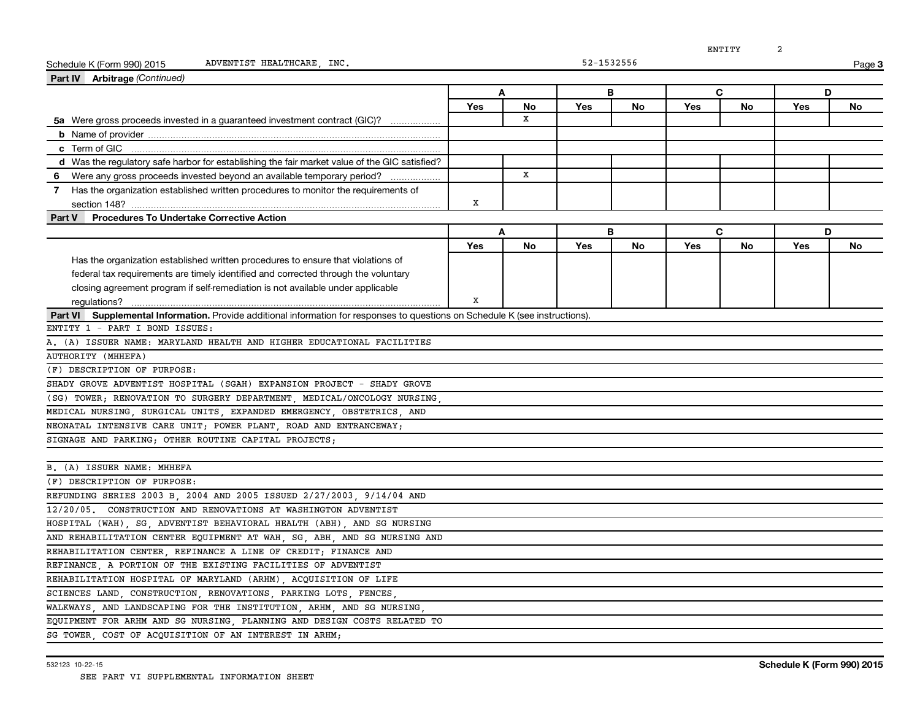ENTITY 2

Schedule K (Form 990) 2015 ADVENTIST HEALTHCARE, INC. 52-1532556

**Part IV Arbitrage** *(Continued)*

| | A | | B | | C | | D | |
|---|---|---|---|---|---|---|---|---|
| | Yes | No | Yes | No | Yes | No | Yes | No |
| **5a** Were gross proceeds invested in a guaranteed investment contract (GIC)? | | X | | | | | | |
| **b** Name of provider | | | | | | | | |
| **c** Term of GIC | | | | | | | | |
| **d** Was the regulatory safe harbor for establishing the fair market value of the GIC satisfied? | | | | | | | | |
| **6** Were any gross proceeds invested beyond an available temporary period? | | X | | | | | | |
| **7** Has the organization established written procedures to monitor the requirements of section 148? | X | | | | | | | |

**Part V Procedures To Undertake Corrective Action**

| | A | | B | | C | | D | |
|---|---|---|---|---|---|---|---|---|
| | Yes | No | Yes | No | Yes | No | Yes | No |
| Has the organization established written procedures to ensure that violations of federal tax requirements are timely identified and corrected through the voluntary closing agreement program if self-remediation is not available under applicable regulations? | X | | | | | | | |

**Part VI Supplemental Information.** Provide additional information for responses to questions on Schedule K (see instructions).

ENTITY 1 - PART I BOND ISSUES:

A. (A) ISSUER NAME: MARYLAND HEALTH AND HIGHER EDUCATIONAL FACILITIES AUTHORITY (MHHEFA)

(F) DESCRIPTION OF PURPOSE:

SHADY GROVE ADVENTIST HOSPITAL (SGAH) EXPANSION PROJECT - SHADY GROVE (SG) TOWER; RENOVATION TO SURGERY DEPARTMENT, MEDICAL/ONCOLOGY NURSING, MEDICAL NURSING, SURGICAL UNITS, EXPANDED EMERGENCY, OBSTETRICS, AND NEONATAL INTENSIVE CARE UNIT; POWER PLANT, ROAD AND ENTRANCEWAY; SIGNAGE AND PARKING; OTHER ROUTINE CAPITAL PROJECTS;

B. (A) ISSUER NAME: MHHEFA

(F) DESCRIPTION OF PURPOSE:

REFUNDING SERIES 2003 B, 2004 AND 2005 ISSUED 2/27/2003, 9/14/04 AND 12/20/05. CONSTRUCTION AND RENOVATIONS AT WASHINGTON ADVENTIST HOSPITAL (WAH), SG, ADVENTIST BEHAVIORAL HEALTH (ABH), AND SG NURSING AND REHABILITATION CENTER EQUIPMENT AT WAH, SG, ABH, AND SG NURSING AND REHABILITATION CENTER, REFINANCE A LINE OF CREDIT; FINANCE AND REFINANCE, A PORTION OF THE EXISTING FACILITIES OF ADVENTIST REHABILITATION HOSPITAL OF MARYLAND (ARHM), ACQUISITION OF LIFE SCIENCES LAND, CONSTRUCTION, RENOVATIONS, PARKING LOTS, FENCES, WALKWAYS, AND LANDSCAPING FOR THE INSTITUTION, ARHM, AND SG NURSING, EQUIPMENT FOR ARHM AND SG NURSING, PLANNING AND DESIGN COSTS RELATED TO SG TOWER, COST OF ACQUISITION OF AN INTEREST IN ARHM;

532123 10-22-15

SEE PART VI SUPPLEMENTAL INFORMATION SHEET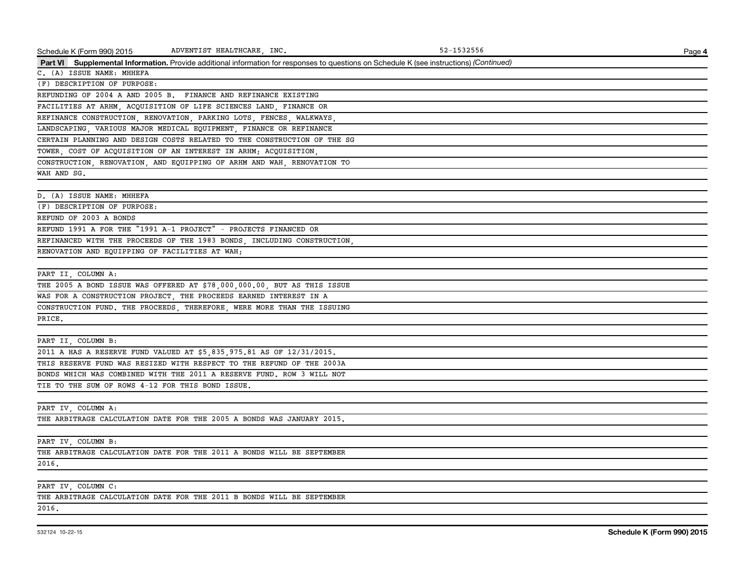**Part VI Supplemental Information.** Provide additional information for responses to questions on Schedule K (see instructions) *(Continued)*

C. (A) ISSUE NAME: MHHEFA

(F) DESCRIPTION OF PURPOSE:

REFUNDING OF 2004 A AND 2005 B. FINANCE AND REFINANCE EXISTING FACILITIES AT ARHM, ACQUISITION OF LIFE SCIENCES LAND, FINANCE OR REFINANCE CONSTRUCTION, RENOVATION, PARKING LOTS, FENCES, WALKWAYS, LANDSCAPING, VARIOUS MAJOR MEDICAL EQUIPMENT, FINANCE OR REFINANCE CERTAIN PLANNING AND DESIGN COSTS RELATED TO THE CONSTRUCTION OF THE SG TOWER, COST OF ACQUISITION OF AN INTEREST IN ARHM; ACQUISITION, CONSTRUCTION, RENOVATION, AND EQUIPPING OF ARHM AND WAH, RENOVATION TO WAH AND SG.

D. (A) ISSUE NAME: MHHEFA

(F) DESCRIPTION OF PURPOSE:

REFUND OF 2003 A BONDS

REFUND 1991 A FOR THE "1991 A-1 PROJECT" - PROJECTS FINANCED OR REFINANCED WITH THE PROCEEDS OF THE 1983 BONDS, INCLUDING CONSTRUCTION, RENOVATION AND EQUIPPING OF FACILITIES AT WAH;

PART II, COLUMN A:

THE 2005 A BOND ISSUE WAS OFFERED AT $78,000,000.00, BUT AS THIS ISSUE WAS FOR A CONSTRUCTION PROJECT, THE PROCEEDS EARNED INTEREST IN A CONSTRUCTION FUND. THE PROCEEDS, THEREFORE, WERE MORE THAN THE ISSUING PRICE.

PART II, COLUMN B:

2011 A HAS A RESERVE FUND VALUED AT $5,835,975.81 AS OF 12/31/2015. THIS RESERVE FUND WAS RESIZED WITH RESPECT TO THE REFUND OF THE 2003A BONDS WHICH WAS COMBINED WITH THE 2011 A RESERVE FUND. ROW 3 WILL NOT TIE TO THE SUM OF ROWS 4-12 FOR THIS BOND ISSUE.

PART IV, COLUMN A:

THE ARBITRAGE CALCULATION DATE FOR THE 2005 A BONDS WAS JANUARY 2015.

PART IV, COLUMN B:

THE ARBITRAGE CALCULATION DATE FOR THE 2011 A BONDS WILL BE SEPTEMBER 2016.

PART IV, COLUMN C:

THE ARBITRAGE CALCULATION DATE FOR THE 2011 B BONDS WILL BE SEPTEMBER 2016.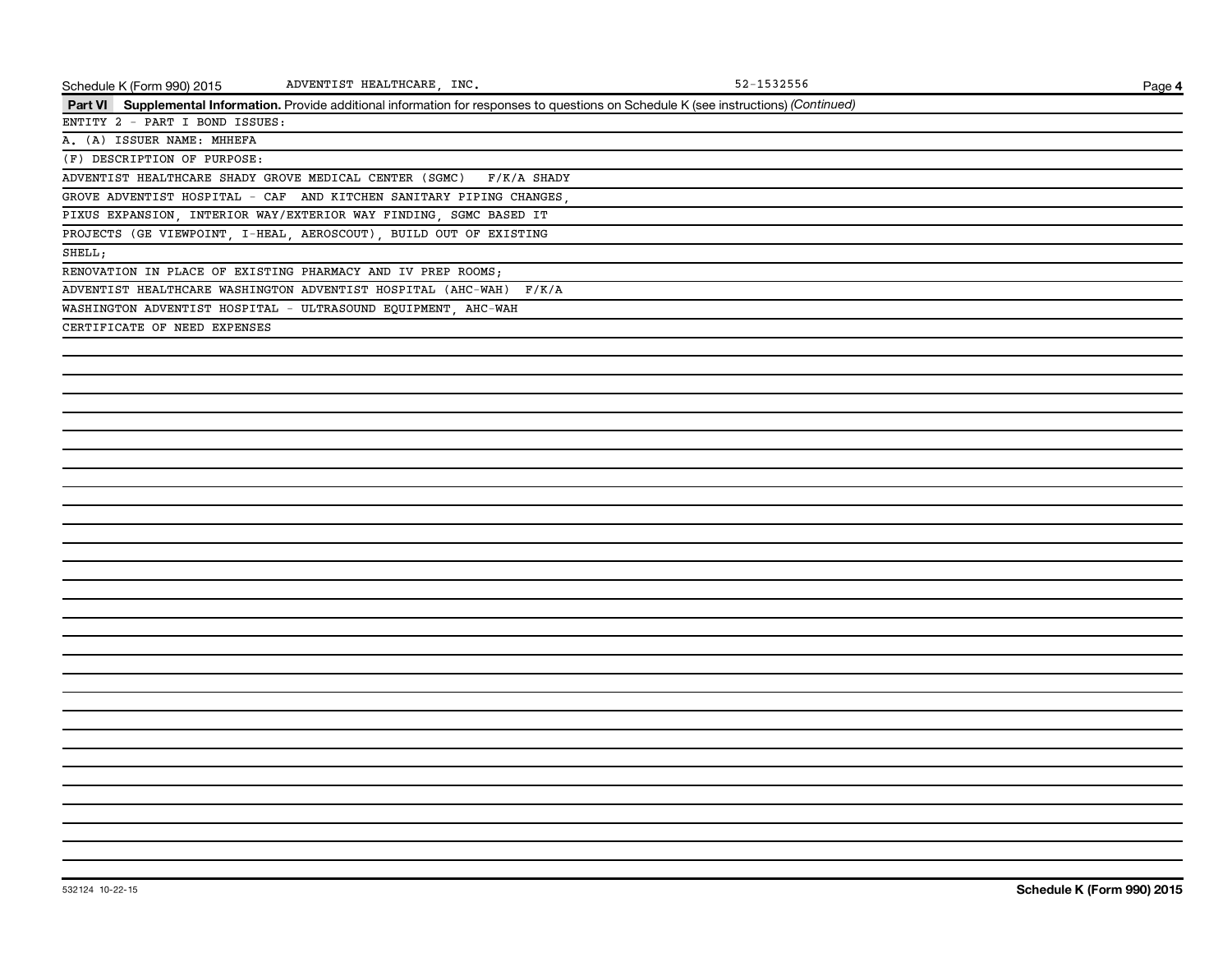Schedule K (Form 990) 2015 ADVENTIST HEALTHCARE, INC. 52-1532556

**Part VI Supplemental Information.** Provide additional information for responses to questions on Schedule K (see instructions) *(Continued)*

ENTITY 2 - PART I BOND ISSUES:

A. (A) ISSUER NAME: MHHEFA

(F) DESCRIPTION OF PURPOSE:

ADVENTIST HEALTHCARE SHADY GROVE MEDICAL CENTER (SGMC) F/K/A SHADY GROVE ADVENTIST HOSPITAL - CAF AND KITCHEN SANITARY PIPING CHANGES, PIXUS EXPANSION, INTERIOR WAY/EXTERIOR WAY FINDING, SGMC BASED IT PROJECTS (GE VIEWPOINT, I-HEAL, AEROSCOUT), BUILD OUT OF EXISTING SHELL;

RENOVATION IN PLACE OF EXISTING PHARMACY AND IV PREP ROOMS;

ADVENTIST HEALTHCARE WASHINGTON ADVENTIST HOSPITAL (AHC-WAH) F/K/A WASHINGTON ADVENTIST HOSPITAL - ULTRASOUND EQUIPMENT, AHC-WAH CERTIFICATE OF NEED EXPENSES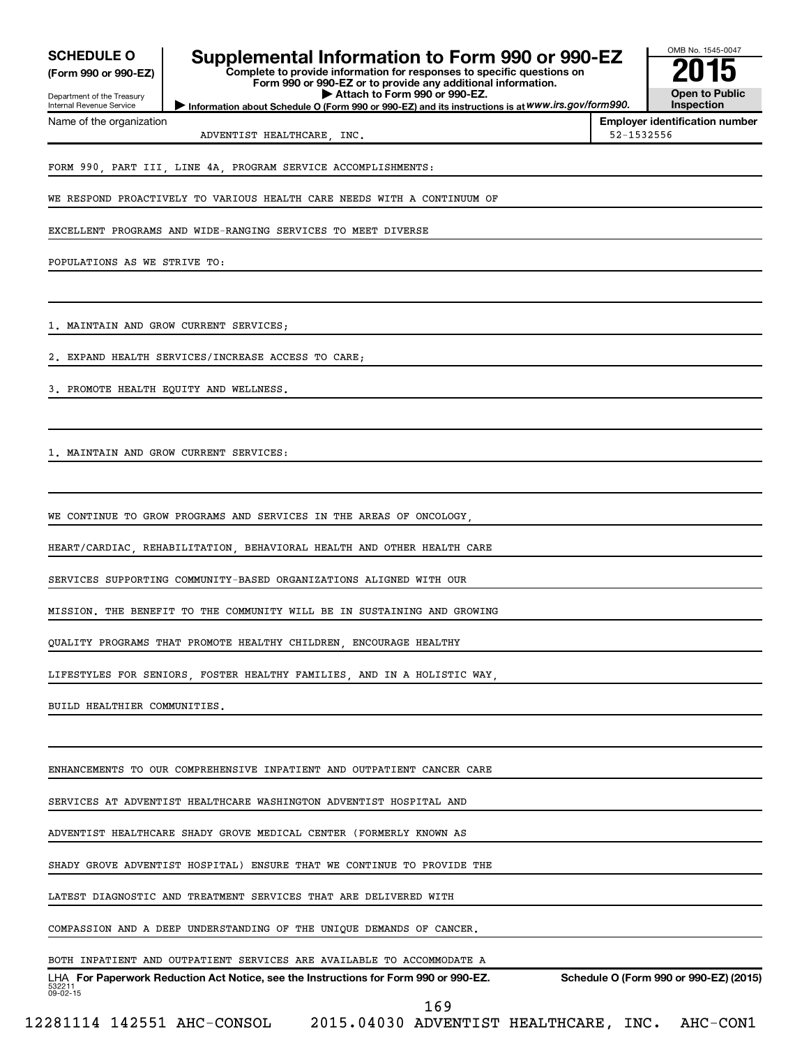**SCHEDULE O**
**(Form 990 or 990-EZ)**

Department of the Treasury
Internal Revenue Service

# Supplemental Information to Form 990 or 990-EZ

**Complete to provide information for responses to specific questions on Form 990 or 990-EZ or to provide any additional information.**
**▶ Attach to Form 990 or 990-EZ.**
**▶ Information about Schedule O (Form 990 or 990-EZ) and its instructions is at *www.irs.gov/form990.***

OMB No. 1545-0047
**2015**
**Open to Public Inspection**

| Name of the organization | Employer identification number |
|---|---|
| ADVENTIST HEALTHCARE, INC. | 52-1532556 |

FORM 990, PART III, LINE 4A, PROGRAM SERVICE ACCOMPLISHMENTS:

WE RESPOND PROACTIVELY TO VARIOUS HEALTH CARE NEEDS WITH A CONTINUUM OF EXCELLENT PROGRAMS AND WIDE-RANGING SERVICES TO MEET DIVERSE POPULATIONS AS WE STRIVE TO:

1. MAINTAIN AND GROW CURRENT SERVICES;
2. EXPAND HEALTH SERVICES/INCREASE ACCESS TO CARE;
3. PROMOTE HEALTH EQUITY AND WELLNESS.

1. MAINTAIN AND GROW CURRENT SERVICES:

WE CONTINUE TO GROW PROGRAMS AND SERVICES IN THE AREAS OF ONCOLOGY, HEART/CARDIAC, REHABILITATION, BEHAVIORAL HEALTH AND OTHER HEALTH CARE SERVICES SUPPORTING COMMUNITY-BASED ORGANIZATIONS ALIGNED WITH OUR MISSION. THE BENEFIT TO THE COMMUNITY WILL BE IN SUSTAINING AND GROWING QUALITY PROGRAMS THAT PROMOTE HEALTHY CHILDREN, ENCOURAGE HEALTHY LIFESTYLES FOR SENIORS, FOSTER HEALTHY FAMILIES, AND IN A HOLISTIC WAY, BUILD HEALTHIER COMMUNITIES.

ENHANCEMENTS TO OUR COMPREHENSIVE INPATIENT AND OUTPATIENT CANCER CARE SERVICES AT ADVENTIST HEALTHCARE WASHINGTON ADVENTIST HOSPITAL AND ADVENTIST HEALTHCARE SHADY GROVE MEDICAL CENTER (FORMERLY KNOWN AS SHADY GROVE ADVENTIST HOSPITAL) ENSURE THAT WE CONTINUE TO PROVIDE THE LATEST DIAGNOSTIC AND TREATMENT SERVICES THAT ARE DELIVERED WITH COMPASSION AND A DEEP UNDERSTANDING OF THE UNIQUE DEMANDS OF CANCER.

BOTH INPATIENT AND OUTPATIENT SERVICES ARE AVAILABLE TO ACCOMMODATE A

LHA **For Paperwork Reduction Act Notice, see the Instructions for Form 990 or 990-EZ.** **Schedule O (Form 990 or 990-EZ) (2015)**
532211 09-02-15

12281114 142551 AHC-CONSOL 2015.04030 ADVENTIST HEALTHCARE, INC. AHC-CON1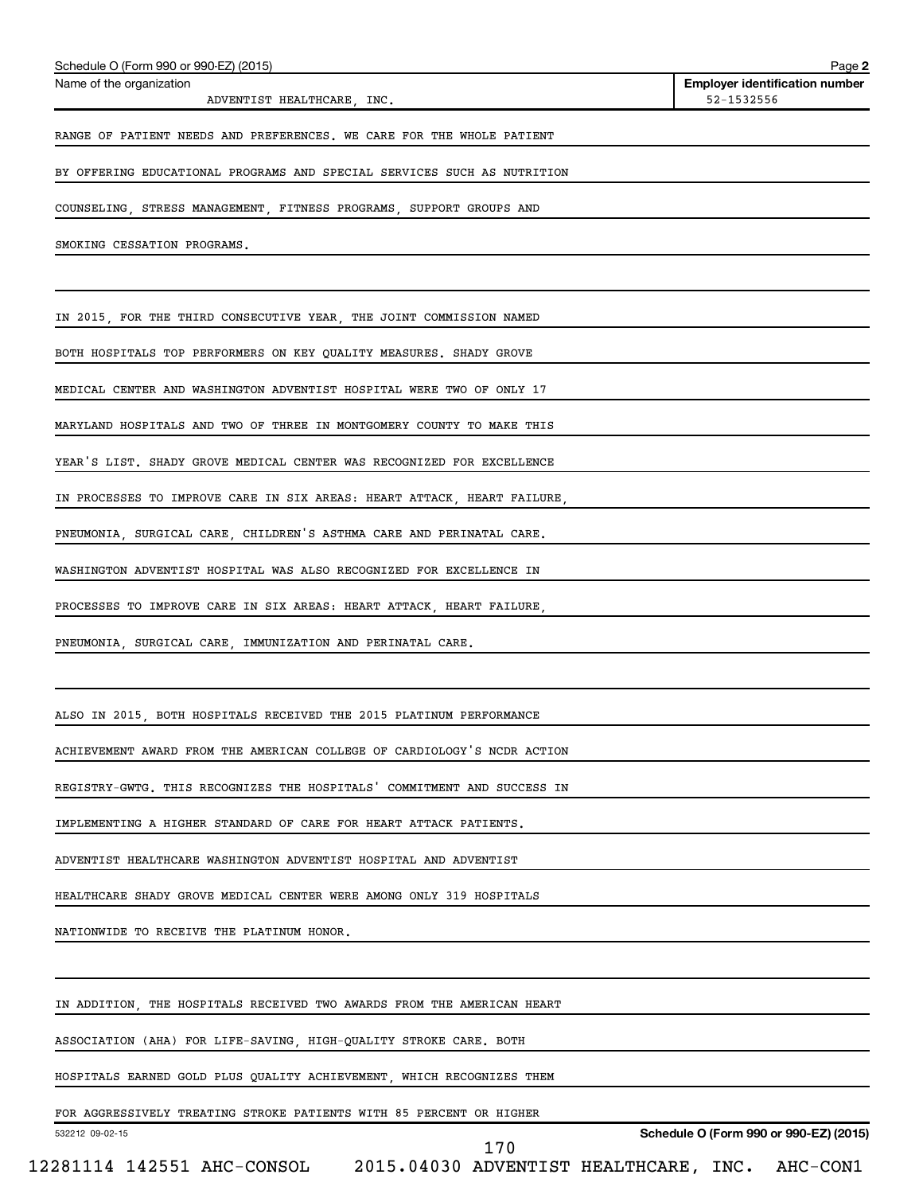RANGE OF PATIENT NEEDS AND PREFERENCES. WE CARE FOR THE WHOLE PATIENT BY OFFERING EDUCATIONAL PROGRAMS AND SPECIAL SERVICES SUCH AS NUTRITION COUNSELING, STRESS MANAGEMENT, FITNESS PROGRAMS, SUPPORT GROUPS AND SMOKING CESSATION PROGRAMS.

IN 2015, FOR THE THIRD CONSECUTIVE YEAR, THE JOINT COMMISSION NAMED BOTH HOSPITALS TOP PERFORMERS ON KEY QUALITY MEASURES. SHADY GROVE MEDICAL CENTER AND WASHINGTON ADVENTIST HOSPITAL WERE TWO OF ONLY 17 MARYLAND HOSPITALS AND TWO OF THREE IN MONTGOMERY COUNTY TO MAKE THIS YEAR'S LIST. SHADY GROVE MEDICAL CENTER WAS RECOGNIZED FOR EXCELLENCE IN PROCESSES TO IMPROVE CARE IN SIX AREAS: HEART ATTACK, HEART FAILURE, PNEUMONIA, SURGICAL CARE, CHILDREN'S ASTHMA CARE AND PERINATAL CARE. WASHINGTON ADVENTIST HOSPITAL WAS ALSO RECOGNIZED FOR EXCELLENCE IN PROCESSES TO IMPROVE CARE IN SIX AREAS: HEART ATTACK, HEART FAILURE, PNEUMONIA, SURGICAL CARE, IMMUNIZATION AND PERINATAL CARE.

ALSO IN 2015, BOTH HOSPITALS RECEIVED THE 2015 PLATINUM PERFORMANCE ACHIEVEMENT AWARD FROM THE AMERICAN COLLEGE OF CARDIOLOGY'S NCDR ACTION REGISTRY-GWTG. THIS RECOGNIZES THE HOSPITALS' COMMITMENT AND SUCCESS IN IMPLEMENTING A HIGHER STANDARD OF CARE FOR HEART ATTACK PATIENTS. ADVENTIST HEALTHCARE WASHINGTON ADVENTIST HOSPITAL AND ADVENTIST HEALTHCARE SHADY GROVE MEDICAL CENTER WERE AMONG ONLY 319 HOSPITALS NATIONWIDE TO RECEIVE THE PLATINUM HONOR.

IN ADDITION, THE HOSPITALS RECEIVED TWO AWARDS FROM THE AMERICAN HEART ASSOCIATION (AHA) FOR LIFE-SAVING, HIGH-QUALITY STROKE CARE. BOTH HOSPITALS EARNED GOLD PLUS QUALITY ACHIEVEMENT, WHICH RECOGNIZES THEM FOR AGGRESSIVELY TREATING STROKE PATIENTS WITH 85 PERCENT OR HIGHER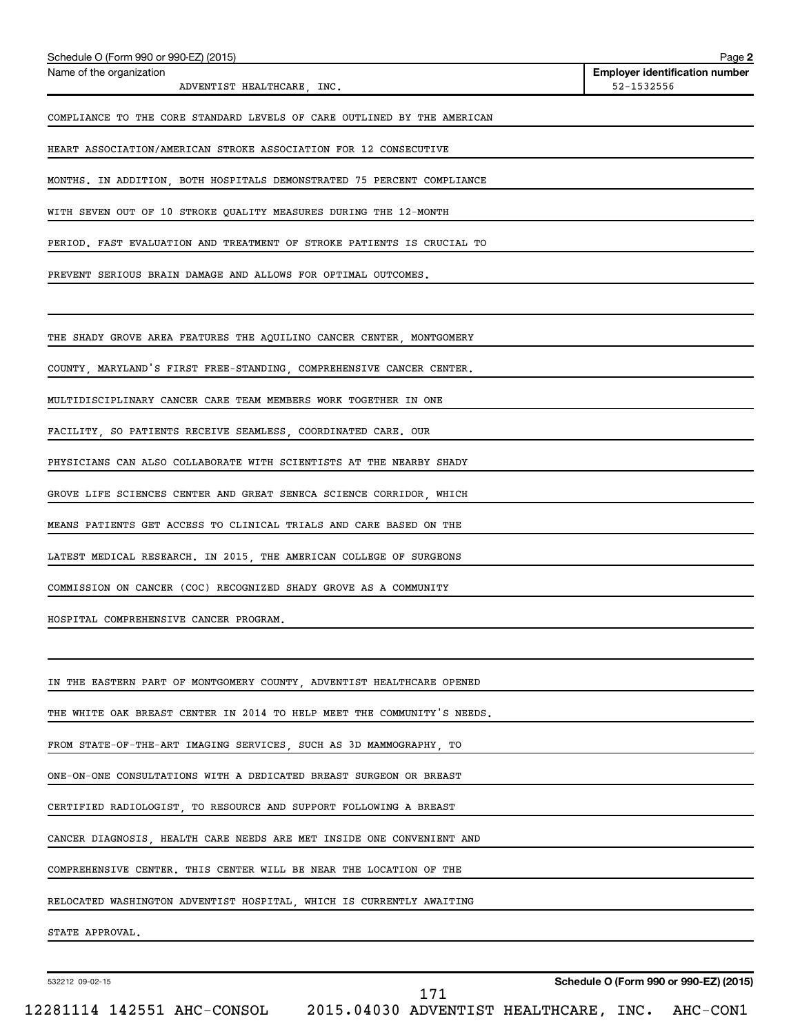Schedule O (Form 990 or 990-EZ) (2015)

| Name of the organization | Employer identification number |
| --- | --- |
| ADVENTIST HEALTHCARE, INC. | 52-1532556 |

COMPLIANCE TO THE CORE STANDARD LEVELS OF CARE OUTLINED BY THE AMERICAN HEART ASSOCIATION/AMERICAN STROKE ASSOCIATION FOR 12 CONSECUTIVE MONTHS. IN ADDITION, BOTH HOSPITALS DEMONSTRATED 75 PERCENT COMPLIANCE WITH SEVEN OUT OF 10 STROKE QUALITY MEASURES DURING THE 12-MONTH PERIOD. FAST EVALUATION AND TREATMENT OF STROKE PATIENTS IS CRUCIAL TO PREVENT SERIOUS BRAIN DAMAGE AND ALLOWS FOR OPTIMAL OUTCOMES.

THE SHADY GROVE AREA FEATURES THE AQUILINO CANCER CENTER, MONTGOMERY COUNTY, MARYLAND'S FIRST FREE-STANDING, COMPREHENSIVE CANCER CENTER. MULTIDISCIPLINARY CANCER CARE TEAM MEMBERS WORK TOGETHER IN ONE FACILITY, SO PATIENTS RECEIVE SEAMLESS, COORDINATED CARE. OUR PHYSICIANS CAN ALSO COLLABORATE WITH SCIENTISTS AT THE NEARBY SHADY GROVE LIFE SCIENCES CENTER AND GREAT SENECA SCIENCE CORRIDOR, WHICH MEANS PATIENTS GET ACCESS TO CLINICAL TRIALS AND CARE BASED ON THE LATEST MEDICAL RESEARCH. IN 2015, THE AMERICAN COLLEGE OF SURGEONS COMMISSION ON CANCER (COC) RECOGNIZED SHADY GROVE AS A COMMUNITY HOSPITAL COMPREHENSIVE CANCER PROGRAM.

IN THE EASTERN PART OF MONTGOMERY COUNTY, ADVENTIST HEALTHCARE OPENED THE WHITE OAK BREAST CENTER IN 2014 TO HELP MEET THE COMMUNITY'S NEEDS. FROM STATE-OF-THE-ART IMAGING SERVICES, SUCH AS 3D MAMMOGRAPHY, TO ONE-ON-ONE CONSULTATIONS WITH A DEDICATED BREAST SURGEON OR BREAST CERTIFIED RADIOLOGIST, TO RESOURCE AND SUPPORT FOLLOWING A BREAST CANCER DIAGNOSIS, HEALTH CARE NEEDS ARE MET INSIDE ONE CONVENIENT AND COMPREHENSIVE CENTER. THIS CENTER WILL BE NEAR THE LOCATION OF THE RELOCATED WASHINGTON ADVENTIST HOSPITAL, WHICH IS CURRENTLY AWAITING STATE APPROVAL.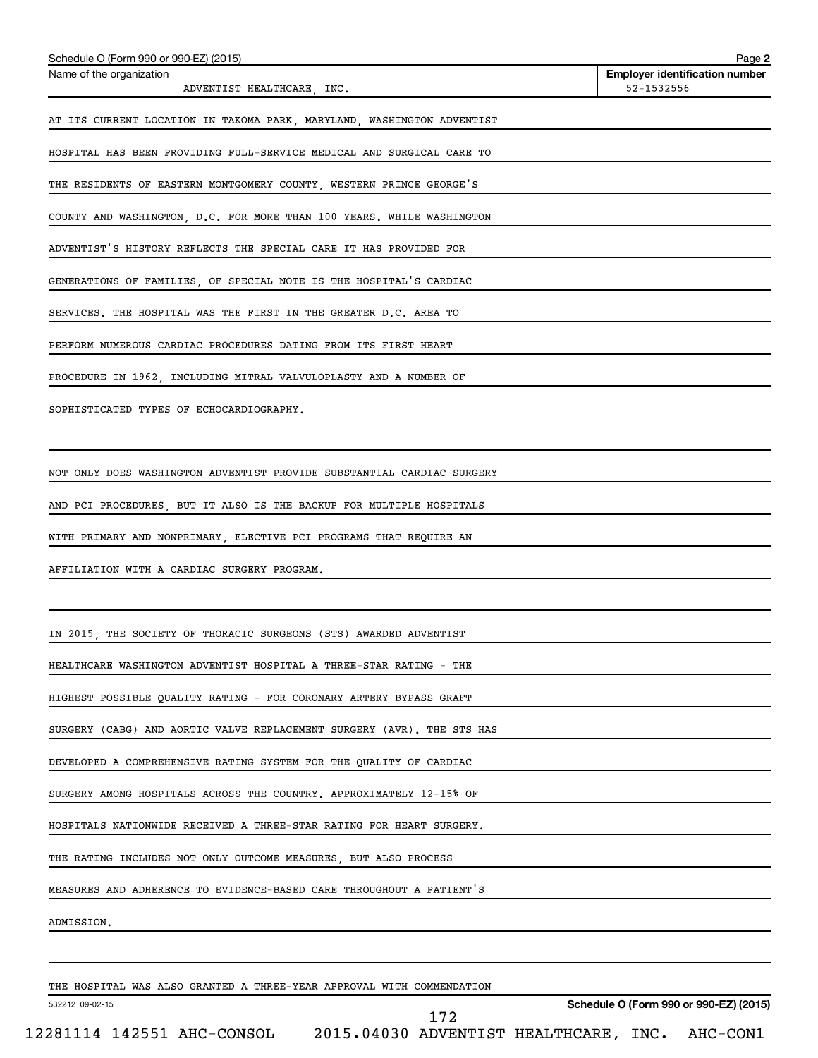Name of the organization: ADVENTIST HEALTHCARE, INC.

Employer identification number: 52-1532556

AT ITS CURRENT LOCATION IN TAKOMA PARK, MARYLAND, WASHINGTON ADVENTIST HOSPITAL HAS BEEN PROVIDING FULL-SERVICE MEDICAL AND SURGICAL CARE TO THE RESIDENTS OF EASTERN MONTGOMERY COUNTY, WESTERN PRINCE GEORGE'S COUNTY AND WASHINGTON, D.C. FOR MORE THAN 100 YEARS. WHILE WASHINGTON ADVENTIST'S HISTORY REFLECTS THE SPECIAL CARE IT HAS PROVIDED FOR GENERATIONS OF FAMILIES, OF SPECIAL NOTE IS THE HOSPITAL'S CARDIAC SERVICES. THE HOSPITAL WAS THE FIRST IN THE GREATER D.C. AREA TO PERFORM NUMEROUS CARDIAC PROCEDURES DATING FROM ITS FIRST HEART PROCEDURE IN 1962, INCLUDING MITRAL VALVULOPLASTY AND A NUMBER OF SOPHISTICATED TYPES OF ECHOCARDIOGRAPHY.

NOT ONLY DOES WASHINGTON ADVENTIST PROVIDE SUBSTANTIAL CARDIAC SURGERY AND PCI PROCEDURES, BUT IT ALSO IS THE BACKUP FOR MULTIPLE HOSPITALS WITH PRIMARY AND NONPRIMARY, ELECTIVE PCI PROGRAMS THAT REQUIRE AN AFFILIATION WITH A CARDIAC SURGERY PROGRAM.

IN 2015, THE SOCIETY OF THORACIC SURGEONS (STS) AWARDED ADVENTIST HEALTHCARE WASHINGTON ADVENTIST HOSPITAL A THREE-STAR RATING - THE HIGHEST POSSIBLE QUALITY RATING - FOR CORONARY ARTERY BYPASS GRAFT SURGERY (CABG) AND AORTIC VALVE REPLACEMENT SURGERY (AVR). THE STS HAS DEVELOPED A COMPREHENSIVE RATING SYSTEM FOR THE QUALITY OF CARDIAC SURGERY AMONG HOSPITALS ACROSS THE COUNTRY. APPROXIMATELY 12-15% OF HOSPITALS NATIONWIDE RECEIVED A THREE-STAR RATING FOR HEART SURGERY. THE RATING INCLUDES NOT ONLY OUTCOME MEASURES, BUT ALSO PROCESS MEASURES AND ADHERENCE TO EVIDENCE-BASED CARE THROUGHOUT A PATIENT'S ADMISSION.

THE HOSPITAL WAS ALSO GRANTED A THREE-YEAR APPROVAL WITH COMMENDATION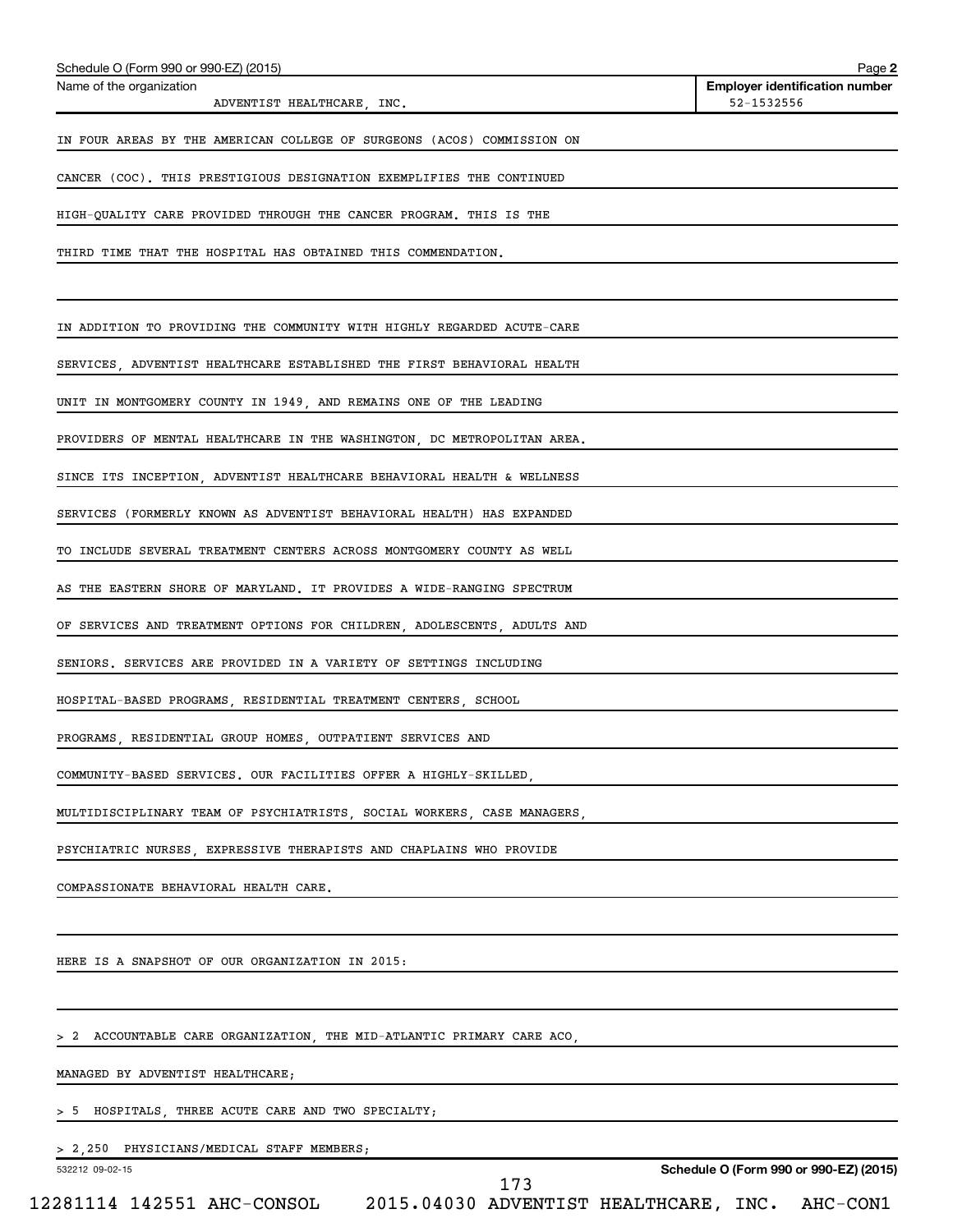IN FOUR AREAS BY THE AMERICAN COLLEGE OF SURGEONS (ACOS) COMMISSION ON CANCER (COC). THIS PRESTIGIOUS DESIGNATION EXEMPLIFIES THE CONTINUED HIGH-QUALITY CARE PROVIDED THROUGH THE CANCER PROGRAM. THIS IS THE THIRD TIME THAT THE HOSPITAL HAS OBTAINED THIS COMMENDATION.

IN ADDITION TO PROVIDING THE COMMUNITY WITH HIGHLY REGARDED ACUTE-CARE SERVICES, ADVENTIST HEALTHCARE ESTABLISHED THE FIRST BEHAVIORAL HEALTH UNIT IN MONTGOMERY COUNTY IN 1949, AND REMAINS ONE OF THE LEADING PROVIDERS OF MENTAL HEALTHCARE IN THE WASHINGTON, DC METROPOLITAN AREA. SINCE ITS INCEPTION, ADVENTIST HEALTHCARE BEHAVIORAL HEALTH & WELLNESS SERVICES (FORMERLY KNOWN AS ADVENTIST BEHAVIORAL HEALTH) HAS EXPANDED TO INCLUDE SEVERAL TREATMENT CENTERS ACROSS MONTGOMERY COUNTY AS WELL AS THE EASTERN SHORE OF MARYLAND. IT PROVIDES A WIDE-RANGING SPECTRUM OF SERVICES AND TREATMENT OPTIONS FOR CHILDREN, ADOLESCENTS, ADULTS AND SENIORS. SERVICES ARE PROVIDED IN A VARIETY OF SETTINGS INCLUDING HOSPITAL-BASED PROGRAMS, RESIDENTIAL TREATMENT CENTERS, SCHOOL PROGRAMS, RESIDENTIAL GROUP HOMES, OUTPATIENT SERVICES AND COMMUNITY-BASED SERVICES. OUR FACILITIES OFFER A HIGHLY-SKILLED, MULTIDISCIPLINARY TEAM OF PSYCHIATRISTS, SOCIAL WORKERS, CASE MANAGERS, PSYCHIATRIC NURSES, EXPRESSIVE THERAPISTS AND CHAPLAINS WHO PROVIDE COMPASSIONATE BEHAVIORAL HEALTH CARE.

HERE IS A SNAPSHOT OF OUR ORGANIZATION IN 2015:

> 2 ACCOUNTABLE CARE ORGANIZATION, THE MID-ATLANTIC PRIMARY CARE ACO, MANAGED BY ADVENTIST HEALTHCARE;

> 5 HOSPITALS, THREE ACUTE CARE AND TWO SPECIALTY;

> 2,250 PHYSICIANS/MEDICAL STAFF MEMBERS;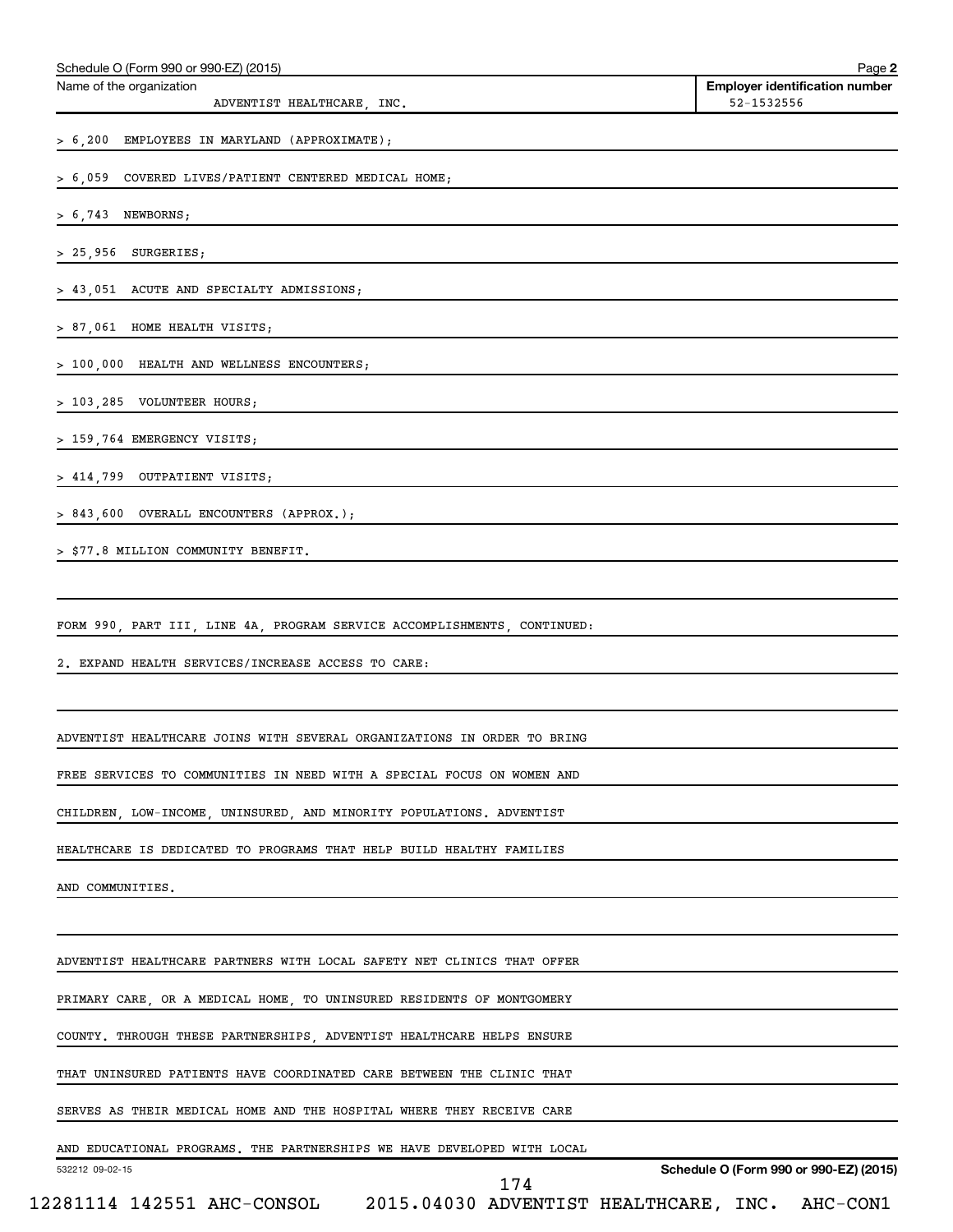Schedule O (Form 990 or 990-EZ) (2015)

Name of the organization: ADVENTIST HEALTHCARE, INC.

Employer identification number: 52-1532556

> 6,200 EMPLOYEES IN MARYLAND (APPROXIMATE);

> 6,059 COVERED LIVES/PATIENT CENTERED MEDICAL HOME;

> 6,743 NEWBORNS;

> 25,956 SURGERIES;

> 43,051 ACUTE AND SPECIALTY ADMISSIONS;

> 87,061 HOME HEALTH VISITS;

> 100,000 HEALTH AND WELLNESS ENCOUNTERS;

> 103,285 VOLUNTEER HOURS;

> 159,764 EMERGENCY VISITS;

> 414,799 OUTPATIENT VISITS;

> 843,600 OVERALL ENCOUNTERS (APPROX.);

> $77.8 MILLION COMMUNITY BENEFIT.

FORM 990, PART III, LINE 4A, PROGRAM SERVICE ACCOMPLISHMENTS, CONTINUED:

2. EXPAND HEALTH SERVICES/INCREASE ACCESS TO CARE:

ADVENTIST HEALTHCARE JOINS WITH SEVERAL ORGANIZATIONS IN ORDER TO BRING FREE SERVICES TO COMMUNITIES IN NEED WITH A SPECIAL FOCUS ON WOMEN AND CHILDREN, LOW-INCOME, UNINSURED, AND MINORITY POPULATIONS. ADVENTIST HEALTHCARE IS DEDICATED TO PROGRAMS THAT HELP BUILD HEALTHY FAMILIES AND COMMUNITIES.

ADVENTIST HEALTHCARE PARTNERS WITH LOCAL SAFETY NET CLINICS THAT OFFER PRIMARY CARE, OR A MEDICAL HOME, TO UNINSURED RESIDENTS OF MONTGOMERY COUNTY. THROUGH THESE PARTNERSHIPS, ADVENTIST HEALTHCARE HELPS ENSURE THAT UNINSURED PATIENTS HAVE COORDINATED CARE BETWEEN THE CLINIC THAT SERVES AS THEIR MEDICAL HOME AND THE HOSPITAL WHERE THEY RECEIVE CARE AND EDUCATIONAL PROGRAMS. THE PARTNERSHIPS WE HAVE DEVELOPED WITH LOCAL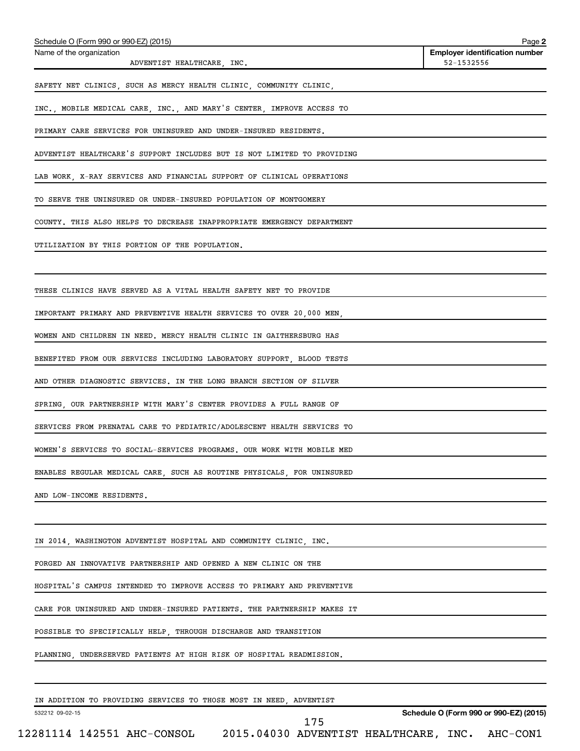Schedule O (Form 990 or 990-EZ) (2015)

Name of the organization: ADVENTIST HEALTHCARE, INC.

Employer identification number: 52-1532556

SAFETY NET CLINICS, SUCH AS MERCY HEALTH CLINIC, COMMUNITY CLINIC, INC., MOBILE MEDICAL CARE, INC., AND MARY'S CENTER, IMPROVE ACCESS TO PRIMARY CARE SERVICES FOR UNINSURED AND UNDER-INSURED RESIDENTS. ADVENTIST HEALTHCARE'S SUPPORT INCLUDES BUT IS NOT LIMITED TO PROVIDING LAB WORK, X-RAY SERVICES AND FINANCIAL SUPPORT OF CLINICAL OPERATIONS TO SERVE THE UNINSURED OR UNDER-INSURED POPULATION OF MONTGOMERY COUNTY. THIS ALSO HELPS TO DECREASE INAPPROPRIATE EMERGENCY DEPARTMENT UTILIZATION BY THIS PORTION OF THE POPULATION.

THESE CLINICS HAVE SERVED AS A VITAL HEALTH SAFETY NET TO PROVIDE IMPORTANT PRIMARY AND PREVENTIVE HEALTH SERVICES TO OVER 20,000 MEN, WOMEN AND CHILDREN IN NEED. MERCY HEALTH CLINIC IN GAITHERSBURG HAS BENEFITED FROM OUR SERVICES INCLUDING LABORATORY SUPPORT, BLOOD TESTS AND OTHER DIAGNOSTIC SERVICES. IN THE LONG BRANCH SECTION OF SILVER SPRING, OUR PARTNERSHIP WITH MARY'S CENTER PROVIDES A FULL RANGE OF SERVICES FROM PRENATAL CARE TO PEDIATRIC/ADOLESCENT HEALTH SERVICES TO WOMEN'S SERVICES TO SOCIAL-SERVICES PROGRAMS. OUR WORK WITH MOBILE MED ENABLES REGULAR MEDICAL CARE, SUCH AS ROUTINE PHYSICALS, FOR UNINSURED AND LOW-INCOME RESIDENTS.

IN 2014, WASHINGTON ADVENTIST HOSPITAL AND COMMUNITY CLINIC, INC. FORGED AN INNOVATIVE PARTNERSHIP AND OPENED A NEW CLINIC ON THE HOSPITAL'S CAMPUS INTENDED TO IMPROVE ACCESS TO PRIMARY AND PREVENTIVE CARE FOR UNINSURED AND UNDER-INSURED PATIENTS. THE PARTNERSHIP MAKES IT POSSIBLE TO SPECIFICALLY HELP, THROUGH DISCHARGE AND TRANSITION PLANNING, UNDERSERVED PATIENTS AT HIGH RISK OF HOSPITAL READMISSION.

IN ADDITION TO PROVIDING SERVICES TO THOSE MOST IN NEED, ADVENTIST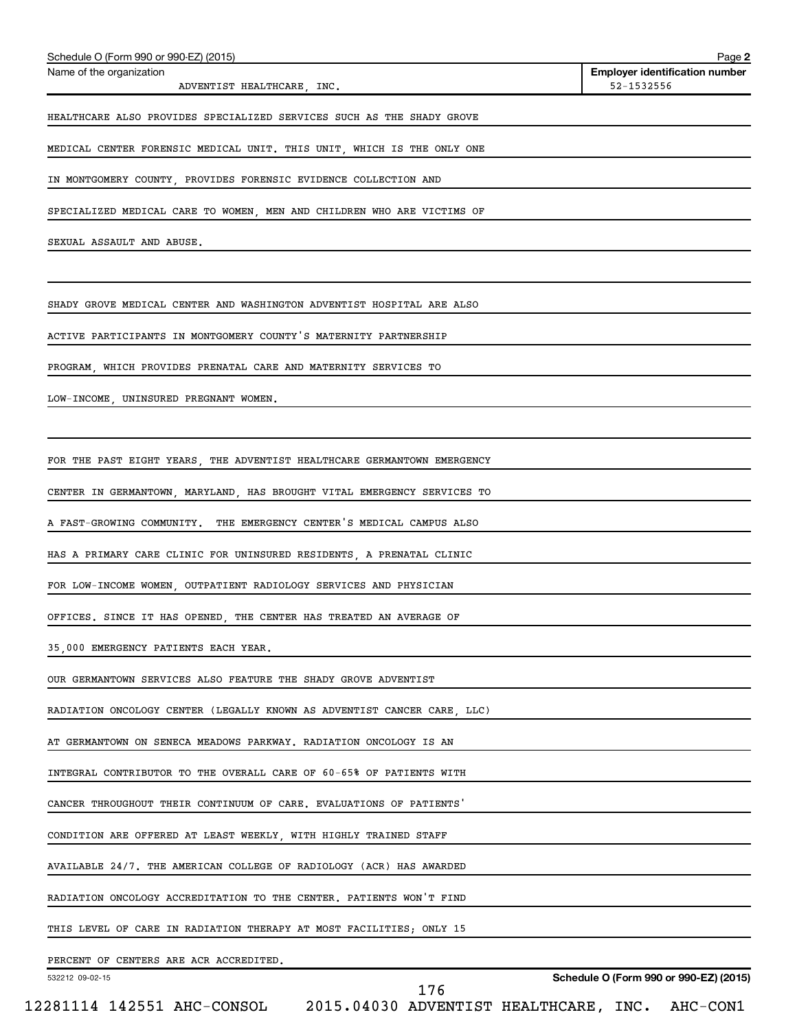HEALTHCARE ALSO PROVIDES SPECIALIZED SERVICES SUCH AS THE SHADY GROVE MEDICAL CENTER FORENSIC MEDICAL UNIT. THIS UNIT, WHICH IS THE ONLY ONE IN MONTGOMERY COUNTY, PROVIDES FORENSIC EVIDENCE COLLECTION AND SPECIALIZED MEDICAL CARE TO WOMEN, MEN AND CHILDREN WHO ARE VICTIMS OF SEXUAL ASSAULT AND ABUSE.

SHADY GROVE MEDICAL CENTER AND WASHINGTON ADVENTIST HOSPITAL ARE ALSO ACTIVE PARTICIPANTS IN MONTGOMERY COUNTY'S MATERNITY PARTNERSHIP PROGRAM, WHICH PROVIDES PRENATAL CARE AND MATERNITY SERVICES TO LOW-INCOME, UNINSURED PREGNANT WOMEN.

FOR THE PAST EIGHT YEARS, THE ADVENTIST HEALTHCARE GERMANTOWN EMERGENCY CENTER IN GERMANTOWN, MARYLAND, HAS BROUGHT VITAL EMERGENCY SERVICES TO A FAST-GROWING COMMUNITY. THE EMERGENCY CENTER'S MEDICAL CAMPUS ALSO HAS A PRIMARY CARE CLINIC FOR UNINSURED RESIDENTS, A PRENATAL CLINIC FOR LOW-INCOME WOMEN, OUTPATIENT RADIOLOGY SERVICES AND PHYSICIAN OFFICES. SINCE IT HAS OPENED, THE CENTER HAS TREATED AN AVERAGE OF 35,000 EMERGENCY PATIENTS EACH YEAR.

OUR GERMANTOWN SERVICES ALSO FEATURE THE SHADY GROVE ADVENTIST RADIATION ONCOLOGY CENTER (LEGALLY KNOWN AS ADVENTIST CANCER CARE, LLC) AT GERMANTOWN ON SENECA MEADOWS PARKWAY. RADIATION ONCOLOGY IS AN INTEGRAL CONTRIBUTOR TO THE OVERALL CARE OF 60-65% OF PATIENTS WITH CANCER THROUGHOUT THEIR CONTINUUM OF CARE. EVALUATIONS OF PATIENTS' CONDITION ARE OFFERED AT LEAST WEEKLY, WITH HIGHLY TRAINED STAFF AVAILABLE 24/7. THE AMERICAN COLLEGE OF RADIOLOGY (ACR) HAS AWARDED RADIATION ONCOLOGY ACCREDITATION TO THE CENTER. PATIENTS WON'T FIND THIS LEVEL OF CARE IN RADIATION THERAPY AT MOST FACILITIES; ONLY 15 PERCENT OF CENTERS ARE ACR ACCREDITED.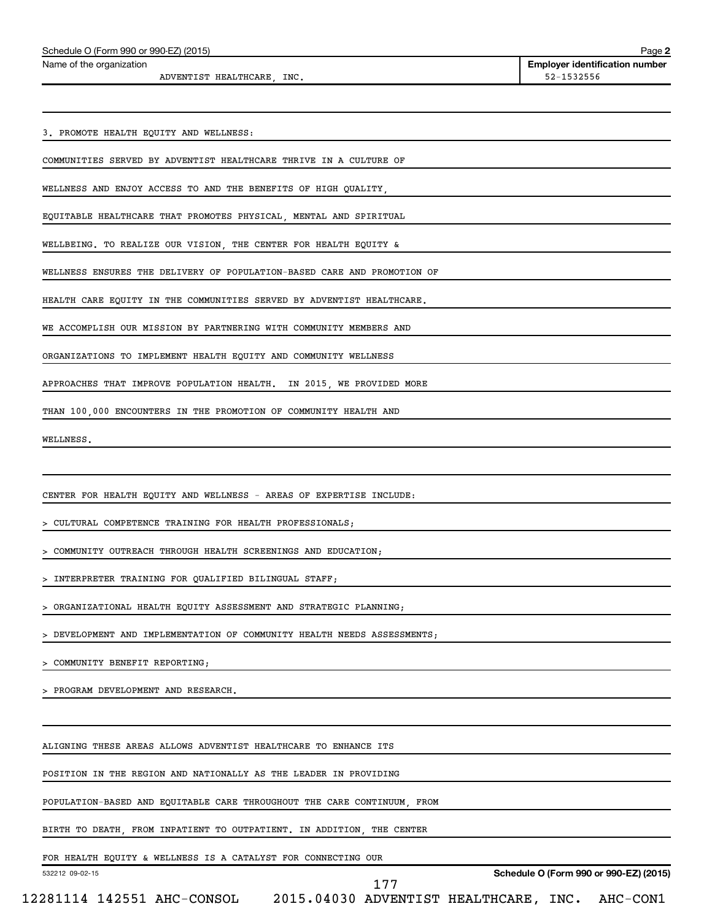Schedule O (Form 990 or 990-EZ) (2015)

Name of the organization: ADVENTIST HEALTHCARE, INC.

**Employer identification number** 52-1532556

3. PROMOTE HEALTH EQUITY AND WELLNESS:

COMMUNITIES SERVED BY ADVENTIST HEALTHCARE THRIVE IN A CULTURE OF WELLNESS AND ENJOY ACCESS TO AND THE BENEFITS OF HIGH QUALITY, EQUITABLE HEALTHCARE THAT PROMOTES PHYSICAL, MENTAL AND SPIRITUAL WELLBEING. TO REALIZE OUR VISION, THE CENTER FOR HEALTH EQUITY & WELLNESS ENSURES THE DELIVERY OF POPULATION-BASED CARE AND PROMOTION OF HEALTH CARE EQUITY IN THE COMMUNITIES SERVED BY ADVENTIST HEALTHCARE. WE ACCOMPLISH OUR MISSION BY PARTNERING WITH COMMUNITY MEMBERS AND ORGANIZATIONS TO IMPLEMENT HEALTH EQUITY AND COMMUNITY WELLNESS APPROACHES THAT IMPROVE POPULATION HEALTH. IN 2015, WE PROVIDED MORE THAN 100,000 ENCOUNTERS IN THE PROMOTION OF COMMUNITY HEALTH AND WELLNESS.

CENTER FOR HEALTH EQUITY AND WELLNESS - AREAS OF EXPERTISE INCLUDE:

> CULTURAL COMPETENCE TRAINING FOR HEALTH PROFESSIONALS;

> COMMUNITY OUTREACH THROUGH HEALTH SCREENINGS AND EDUCATION;

> INTERPRETER TRAINING FOR QUALIFIED BILINGUAL STAFF;

> ORGANIZATIONAL HEALTH EQUITY ASSESSMENT AND STRATEGIC PLANNING;

> DEVELOPMENT AND IMPLEMENTATION OF COMMUNITY HEALTH NEEDS ASSESSMENTS;

> COMMUNITY BENEFIT REPORTING;

> PROGRAM DEVELOPMENT AND RESEARCH.

ALIGNING THESE AREAS ALLOWS ADVENTIST HEALTHCARE TO ENHANCE ITS POSITION IN THE REGION AND NATIONALLY AS THE LEADER IN PROVIDING POPULATION-BASED AND EQUITABLE CARE THROUGHOUT THE CARE CONTINUUM, FROM BIRTH TO DEATH, FROM INPATIENT TO OUTPATIENT. IN ADDITION, THE CENTER FOR HEALTH EQUITY & WELLNESS IS A CATALYST FOR CONNECTING OUR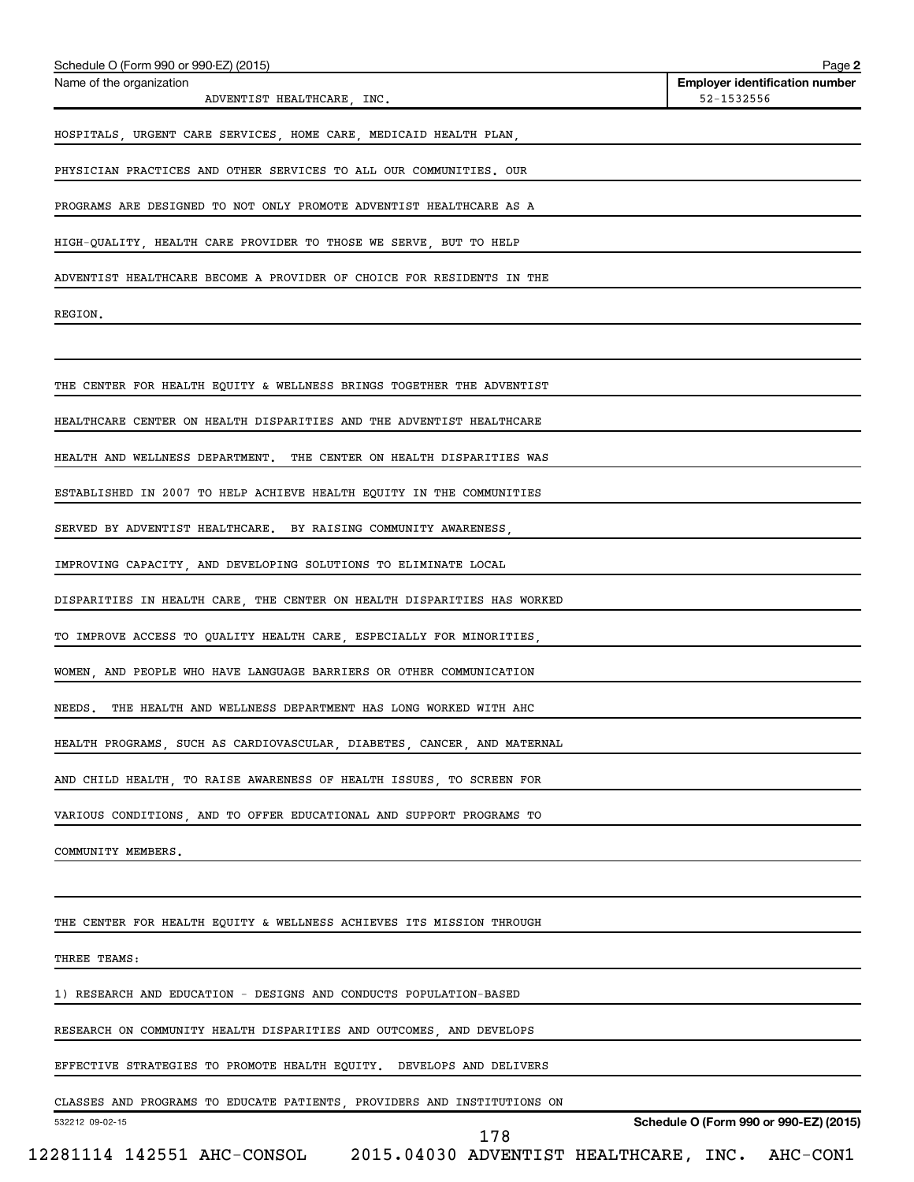Schedule O (Form 990 or 990-EZ) (2015)

| Name of the organization | Employer identification number |
|---|---|
| ADVENTIST HEALTHCARE, INC. | 52-1532556 |

HOSPITALS, URGENT CARE SERVICES, HOME CARE, MEDICAID HEALTH PLAN, PHYSICIAN PRACTICES AND OTHER SERVICES TO ALL OUR COMMUNITIES. OUR PROGRAMS ARE DESIGNED TO NOT ONLY PROMOTE ADVENTIST HEALTHCARE AS A HIGH-QUALITY, HEALTH CARE PROVIDER TO THOSE WE SERVE, BUT TO HELP ADVENTIST HEALTHCARE BECOME A PROVIDER OF CHOICE FOR RESIDENTS IN THE REGION.

THE CENTER FOR HEALTH EQUITY & WELLNESS BRINGS TOGETHER THE ADVENTIST HEALTHCARE CENTER ON HEALTH DISPARITIES AND THE ADVENTIST HEALTHCARE HEALTH AND WELLNESS DEPARTMENT. THE CENTER ON HEALTH DISPARITIES WAS ESTABLISHED IN 2007 TO HELP ACHIEVE HEALTH EQUITY IN THE COMMUNITIES SERVED BY ADVENTIST HEALTHCARE. BY RAISING COMMUNITY AWARENESS, IMPROVING CAPACITY, AND DEVELOPING SOLUTIONS TO ELIMINATE LOCAL DISPARITIES IN HEALTH CARE, THE CENTER ON HEALTH DISPARITIES HAS WORKED TO IMPROVE ACCESS TO QUALITY HEALTH CARE, ESPECIALLY FOR MINORITIES, WOMEN, AND PEOPLE WHO HAVE LANGUAGE BARRIERS OR OTHER COMMUNICATION NEEDS. THE HEALTH AND WELLNESS DEPARTMENT HAS LONG WORKED WITH AHC HEALTH PROGRAMS, SUCH AS CARDIOVASCULAR, DIABETES, CANCER, AND MATERNAL AND CHILD HEALTH, TO RAISE AWARENESS OF HEALTH ISSUES, TO SCREEN FOR VARIOUS CONDITIONS, AND TO OFFER EDUCATIONAL AND SUPPORT PROGRAMS TO COMMUNITY MEMBERS.

THE CENTER FOR HEALTH EQUITY & WELLNESS ACHIEVES ITS MISSION THROUGH THREE TEAMS:

1) RESEARCH AND EDUCATION - DESIGNS AND CONDUCTS POPULATION-BASED RESEARCH ON COMMUNITY HEALTH DISPARITIES AND OUTCOMES, AND DEVELOPS EFFECTIVE STRATEGIES TO PROMOTE HEALTH EQUITY. DEVELOPS AND DELIVERS CLASSES AND PROGRAMS TO EDUCATE PATIENTS, PROVIDERS AND INSTITUTIONS ON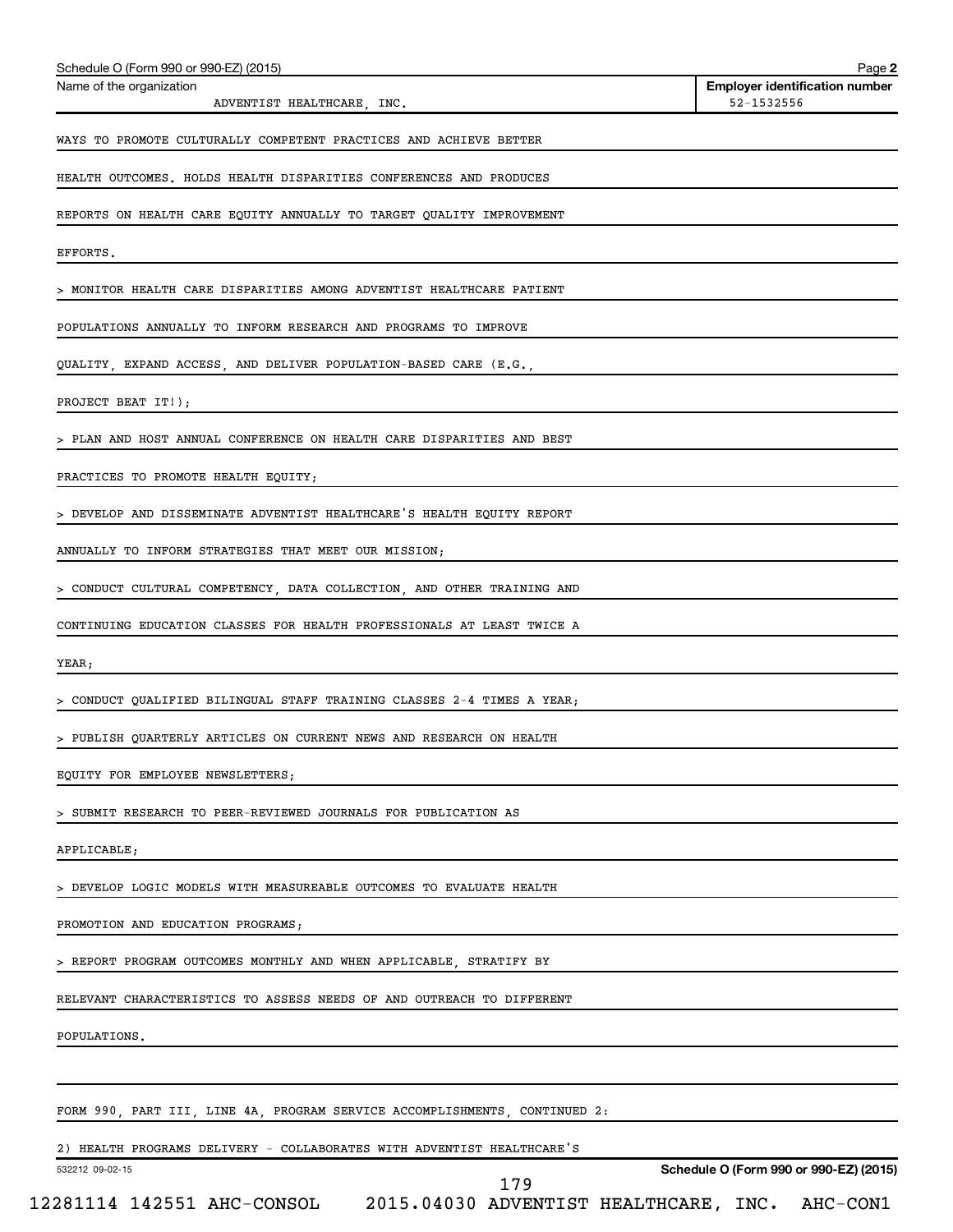Schedule O (Form 990 or 990-EZ) (2015)

Name of the organization: ADVENTIST HEALTHCARE, INC.

Employer identification number: 52-1532556

WAYS TO PROMOTE CULTURALLY COMPETENT PRACTICES AND ACHIEVE BETTER HEALTH OUTCOMES. HOLDS HEALTH DISPARITIES CONFERENCES AND PRODUCES REPORTS ON HEALTH CARE EQUITY ANNUALLY TO TARGET QUALITY IMPROVEMENT EFFORTS.

> MONITOR HEALTH CARE DISPARITIES AMONG ADVENTIST HEALTHCARE PATIENT POPULATIONS ANNUALLY TO INFORM RESEARCH AND PROGRAMS TO IMPROVE QUALITY, EXPAND ACCESS, AND DELIVER POPULATION-BASED CARE (E.G., PROJECT BEAT IT!);

> PLAN AND HOST ANNUAL CONFERENCE ON HEALTH CARE DISPARITIES AND BEST PRACTICES TO PROMOTE HEALTH EQUITY;

> DEVELOP AND DISSEMINATE ADVENTIST HEALTHCARE'S HEALTH EQUITY REPORT ANNUALLY TO INFORM STRATEGIES THAT MEET OUR MISSION;

> CONDUCT CULTURAL COMPETENCY, DATA COLLECTION, AND OTHER TRAINING AND CONTINUING EDUCATION CLASSES FOR HEALTH PROFESSIONALS AT LEAST TWICE A YEAR;

> CONDUCT QUALIFIED BILINGUAL STAFF TRAINING CLASSES 2-4 TIMES A YEAR;

> PUBLISH QUARTERLY ARTICLES ON CURRENT NEWS AND RESEARCH ON HEALTH EQUITY FOR EMPLOYEE NEWSLETTERS;

> SUBMIT RESEARCH TO PEER-REVIEWED JOURNALS FOR PUBLICATION AS APPLICABLE;

> DEVELOP LOGIC MODELS WITH MEASUREABLE OUTCOMES TO EVALUATE HEALTH PROMOTION AND EDUCATION PROGRAMS;

> REPORT PROGRAM OUTCOMES MONTHLY AND WHEN APPLICABLE, STRATIFY BY RELEVANT CHARACTERISTICS TO ASSESS NEEDS OF AND OUTREACH TO DIFFERENT POPULATIONS.

FORM 990, PART III, LINE 4A, PROGRAM SERVICE ACCOMPLISHMENTS, CONTINUED 2:

2) HEALTH PROGRAMS DELIVERY - COLLABORATES WITH ADVENTIST HEALTHCARE'S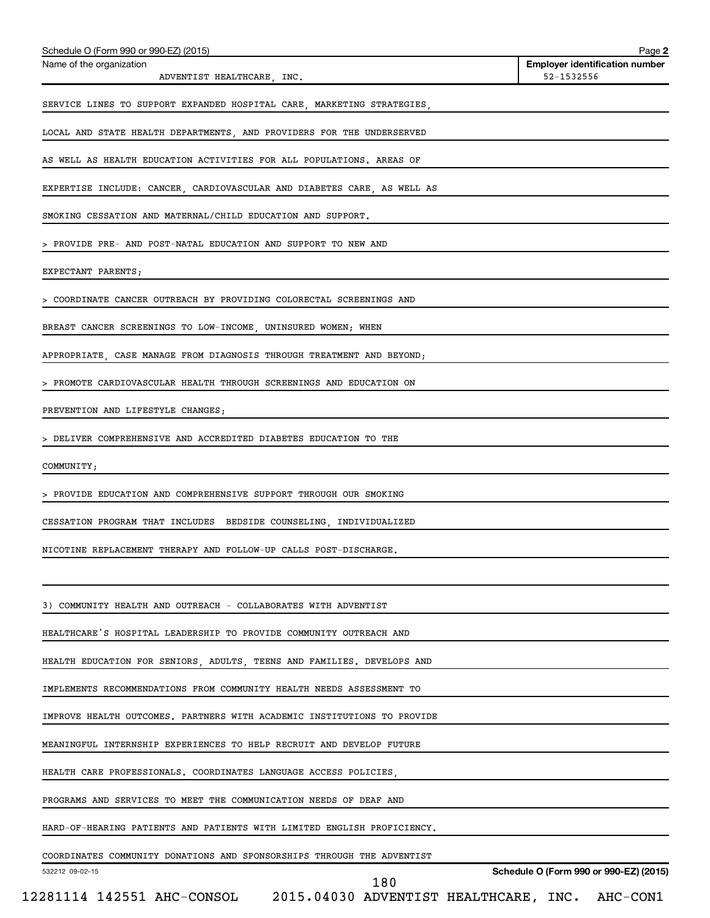Schedule O (Form 990 or 990-EZ) (2015)

Name of the organization: ADVENTIST HEALTHCARE, INC.

Employer identification number: 52-1532556

SERVICE LINES TO SUPPORT EXPANDED HOSPITAL CARE, MARKETING STRATEGIES, LOCAL AND STATE HEALTH DEPARTMENTS, AND PROVIDERS FOR THE UNDERSERVED AS WELL AS HEALTH EDUCATION ACTIVITIES FOR ALL POPULATIONS. AREAS OF EXPERTISE INCLUDE: CANCER, CARDIOVASCULAR AND DIABETES CARE, AS WELL AS SMOKING CESSATION AND MATERNAL/CHILD EDUCATION AND SUPPORT.

> PROVIDE PRE- AND POST-NATAL EDUCATION AND SUPPORT TO NEW AND EXPECTANT PARENTS;

> COORDINATE CANCER OUTREACH BY PROVIDING COLORECTAL SCREENINGS AND BREAST CANCER SCREENINGS TO LOW-INCOME, UNINSURED WOMEN; WHEN APPROPRIATE, CASE MANAGE FROM DIAGNOSIS THROUGH TREATMENT AND BEYOND;

> PROMOTE CARDIOVASCULAR HEALTH THROUGH SCREENINGS AND EDUCATION ON PREVENTION AND LIFESTYLE CHANGES;

> DELIVER COMPREHENSIVE AND ACCREDITED DIABETES EDUCATION TO THE COMMUNITY;

> PROVIDE EDUCATION AND COMPREHENSIVE SUPPORT THROUGH OUR SMOKING CESSATION PROGRAM THAT INCLUDES BEDSIDE COUNSELING, INDIVIDUALIZED NICOTINE REPLACEMENT THERAPY AND FOLLOW-UP CALLS POST-DISCHARGE.

3) COMMUNITY HEALTH AND OUTREACH - COLLABORATES WITH ADVENTIST HEALTHCARE'S HOSPITAL LEADERSHIP TO PROVIDE COMMUNITY OUTREACH AND HEALTH EDUCATION FOR SENIORS, ADULTS, TEENS AND FAMILIES. DEVELOPS AND IMPLEMENTS RECOMMENDATIONS FROM COMMUNITY HEALTH NEEDS ASSESSMENT TO IMPROVE HEALTH OUTCOMES. PARTNERS WITH ACADEMIC INSTITUTIONS TO PROVIDE MEANINGFUL INTERNSHIP EXPERIENCES TO HELP RECRUIT AND DEVELOP FUTURE HEALTH CARE PROFESSIONALS. COORDINATES LANGUAGE ACCESS POLICIES, PROGRAMS AND SERVICES TO MEET THE COMMUNICATION NEEDS OF DEAF AND HARD-OF-HEARING PATIENTS AND PATIENTS WITH LIMITED ENGLISH PROFICIENCY. COORDINATES COMMUNITY DONATIONS AND SPONSORSHIPS THROUGH THE ADVENTIST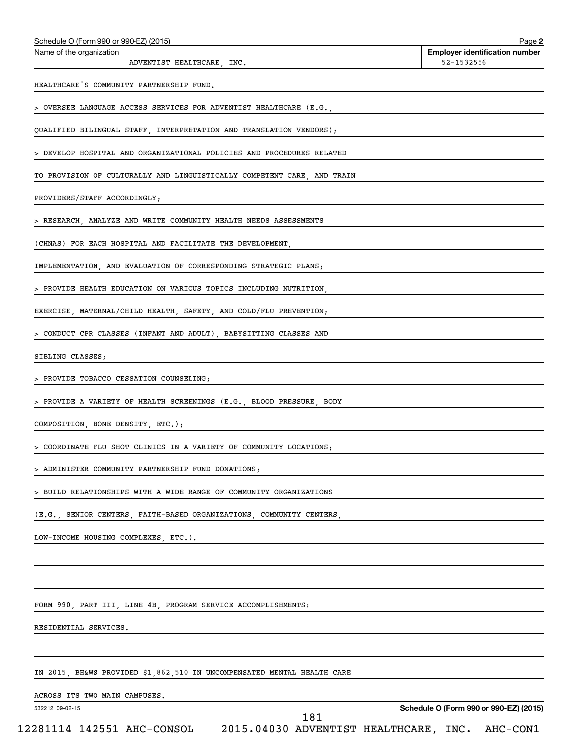Schedule O (Form 990 or 990-EZ) (2015)

Name of the organization: ADVENTIST HEALTHCARE, INC.

Employer identification number: 52-1532556

HEALTHCARE'S COMMUNITY PARTNERSHIP FUND.

> OVERSEE LANGUAGE ACCESS SERVICES FOR ADVENTIST HEALTHCARE (E.G., QUALIFIED BILINGUAL STAFF, INTERPRETATION AND TRANSLATION VENDORS);

> DEVELOP HOSPITAL AND ORGANIZATIONAL POLICIES AND PROCEDURES RELATED TO PROVISION OF CULTURALLY AND LINGUISTICALLY COMPETENT CARE, AND TRAIN PROVIDERS/STAFF ACCORDINGLY;

> RESEARCH, ANALYZE AND WRITE COMMUNITY HEALTH NEEDS ASSESSMENTS (CHNAS) FOR EACH HOSPITAL AND FACILITATE THE DEVELOPMENT, IMPLEMENTATION, AND EVALUATION OF CORRESPONDING STRATEGIC PLANS;

> PROVIDE HEALTH EDUCATION ON VARIOUS TOPICS INCLUDING NUTRITION, EXERCISE, MATERNAL/CHILD HEALTH, SAFETY, AND COLD/FLU PREVENTION;

> CONDUCT CPR CLASSES (INFANT AND ADULT), BABYSITTING CLASSES AND SIBLING CLASSES;

> PROVIDE TOBACCO CESSATION COUNSELING;

> PROVIDE A VARIETY OF HEALTH SCREENINGS (E.G., BLOOD PRESSURE, BODY COMPOSITION, BONE DENSITY, ETC.);

> COORDINATE FLU SHOT CLINICS IN A VARIETY OF COMMUNITY LOCATIONS;

> ADMINISTER COMMUNITY PARTNERSHIP FUND DONATIONS;

> BUILD RELATIONSHIPS WITH A WIDE RANGE OF COMMUNITY ORGANIZATIONS (E.G., SENIOR CENTERS, FAITH-BASED ORGANIZATIONS, COMMUNITY CENTERS, LOW-INCOME HOUSING COMPLEXES, ETC.).

FORM 990, PART III, LINE 4B, PROGRAM SERVICE ACCOMPLISHMENTS:

RESIDENTIAL SERVICES.

IN 2015, BH&WS PROVIDED $1,862,510 IN UNCOMPENSATED MENTAL HEALTH CARE ACROSS ITS TWO MAIN CAMPUSES.

532212 09-02-15

Schedule O (Form 990 or 990-EZ) (2015)

12281114 142551 AHC-CONSOL 2015.04030 ADVENTIST HEALTHCARE, INC. AHC-CON1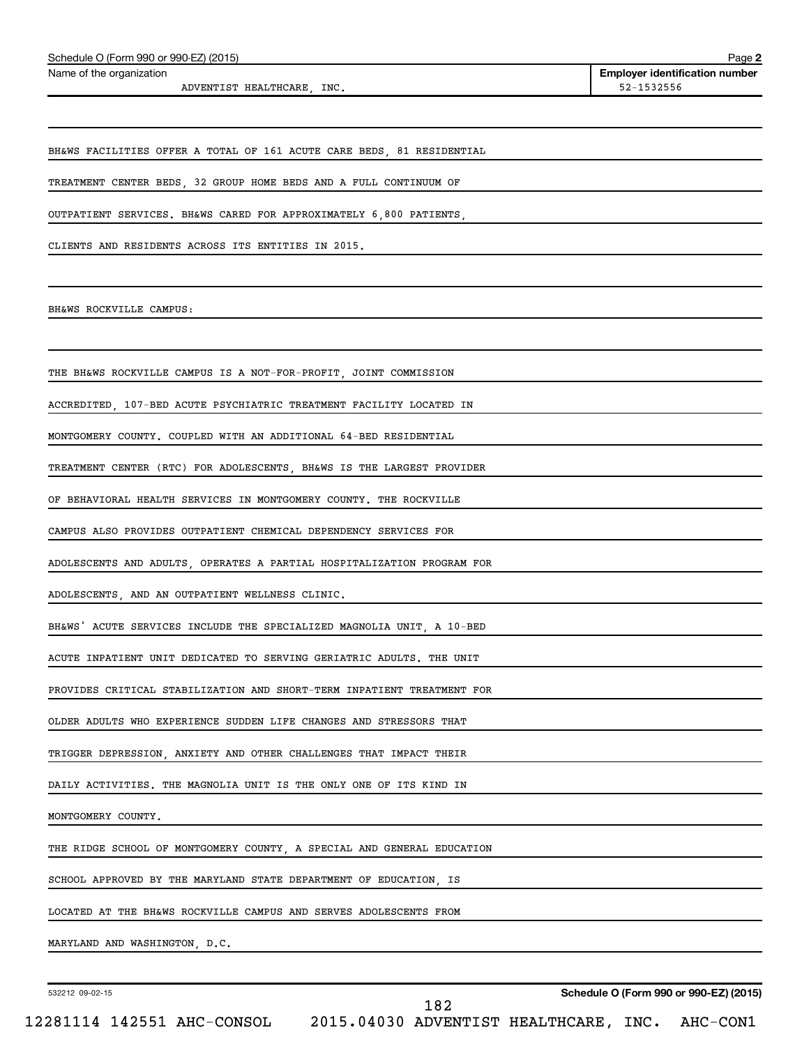BH&WS FACILITIES OFFER A TOTAL OF 161 ACUTE CARE BEDS, 81 RESIDENTIAL TREATMENT CENTER BEDS, 32 GROUP HOME BEDS AND A FULL CONTINUUM OF OUTPATIENT SERVICES. BH&WS CARED FOR APPROXIMATELY 6,800 PATIENTS, CLIENTS AND RESIDENTS ACROSS ITS ENTITIES IN 2015.

BH&WS ROCKVILLE CAMPUS:

THE BH&WS ROCKVILLE CAMPUS IS A NOT-FOR-PROFIT, JOINT COMMISSION ACCREDITED, 107-BED ACUTE PSYCHIATRIC TREATMENT FACILITY LOCATED IN MONTGOMERY COUNTY. COUPLED WITH AN ADDITIONAL 64-BED RESIDENTIAL TREATMENT CENTER (RTC) FOR ADOLESCENTS, BH&WS IS THE LARGEST PROVIDER OF BEHAVIORAL HEALTH SERVICES IN MONTGOMERY COUNTY. THE ROCKVILLE CAMPUS ALSO PROVIDES OUTPATIENT CHEMICAL DEPENDENCY SERVICES FOR ADOLESCENTS AND ADULTS, OPERATES A PARTIAL HOSPITALIZATION PROGRAM FOR ADOLESCENTS, AND AN OUTPATIENT WELLNESS CLINIC.

BH&WS' ACUTE SERVICES INCLUDE THE SPECIALIZED MAGNOLIA UNIT, A 10-BED ACUTE INPATIENT UNIT DEDICATED TO SERVING GERIATRIC ADULTS. THE UNIT PROVIDES CRITICAL STABILIZATION AND SHORT-TERM INPATIENT TREATMENT FOR OLDER ADULTS WHO EXPERIENCE SUDDEN LIFE CHANGES AND STRESSORS THAT TRIGGER DEPRESSION, ANXIETY AND OTHER CHALLENGES THAT IMPACT THEIR DAILY ACTIVITIES. THE MAGNOLIA UNIT IS THE ONLY ONE OF ITS KIND IN MONTGOMERY COUNTY.

THE RIDGE SCHOOL OF MONTGOMERY COUNTY, A SPECIAL AND GENERAL EDUCATION SCHOOL APPROVED BY THE MARYLAND STATE DEPARTMENT OF EDUCATION, IS LOCATED AT THE BH&WS ROCKVILLE CAMPUS AND SERVES ADOLESCENTS FROM MARYLAND AND WASHINGTON, D.C.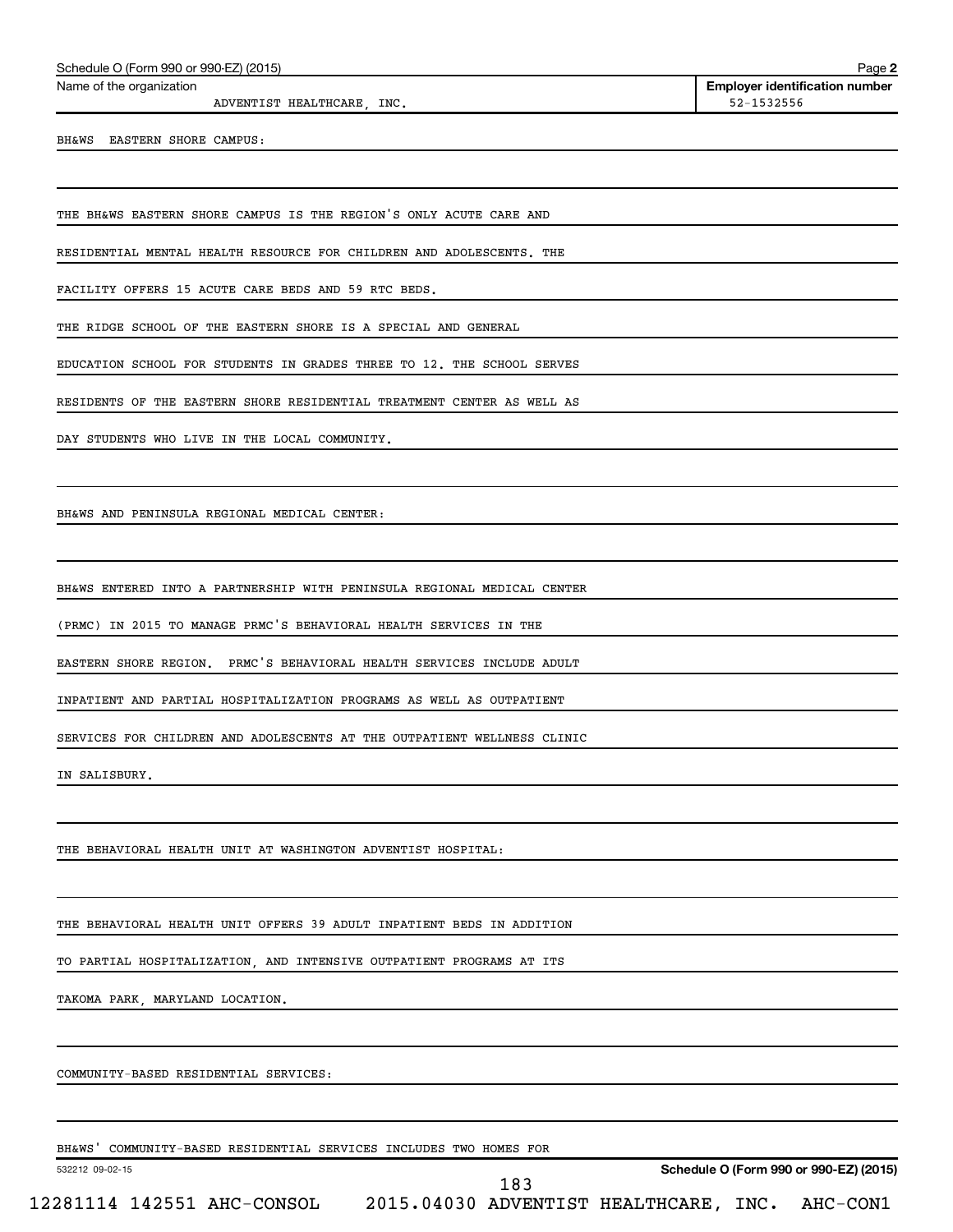Schedule O (Form 990 or 990-EZ) (2015)

Name of the organization: ADVENTIST HEALTHCARE, INC.

Employer identification number: 52-1532556

BH&WS EASTERN SHORE CAMPUS:

THE BH&WS EASTERN SHORE CAMPUS IS THE REGION'S ONLY ACUTE CARE AND RESIDENTIAL MENTAL HEALTH RESOURCE FOR CHILDREN AND ADOLESCENTS. THE FACILITY OFFERS 15 ACUTE CARE BEDS AND 59 RTC BEDS.

THE RIDGE SCHOOL OF THE EASTERN SHORE IS A SPECIAL AND GENERAL EDUCATION SCHOOL FOR STUDENTS IN GRADES THREE TO 12. THE SCHOOL SERVES RESIDENTS OF THE EASTERN SHORE RESIDENTIAL TREATMENT CENTER AS WELL AS DAY STUDENTS WHO LIVE IN THE LOCAL COMMUNITY.

BH&WS AND PENINSULA REGIONAL MEDICAL CENTER:

BH&WS ENTERED INTO A PARTNERSHIP WITH PENINSULA REGIONAL MEDICAL CENTER (PRMC) IN 2015 TO MANAGE PRMC'S BEHAVIORAL HEALTH SERVICES IN THE EASTERN SHORE REGION. PRMC'S BEHAVIORAL HEALTH SERVICES INCLUDE ADULT INPATIENT AND PARTIAL HOSPITALIZATION PROGRAMS AS WELL AS OUTPATIENT SERVICES FOR CHILDREN AND ADOLESCENTS AT THE OUTPATIENT WELLNESS CLINIC IN SALISBURY.

THE BEHAVIORAL HEALTH UNIT AT WASHINGTON ADVENTIST HOSPITAL:

THE BEHAVIORAL HEALTH UNIT OFFERS 39 ADULT INPATIENT BEDS IN ADDITION TO PARTIAL HOSPITALIZATION, AND INTENSIVE OUTPATIENT PROGRAMS AT ITS TAKOMA PARK, MARYLAND LOCATION.

COMMUNITY-BASED RESIDENTIAL SERVICES:

BH&WS' COMMUNITY-BASED RESIDENTIAL SERVICES INCLUDES TWO HOMES FOR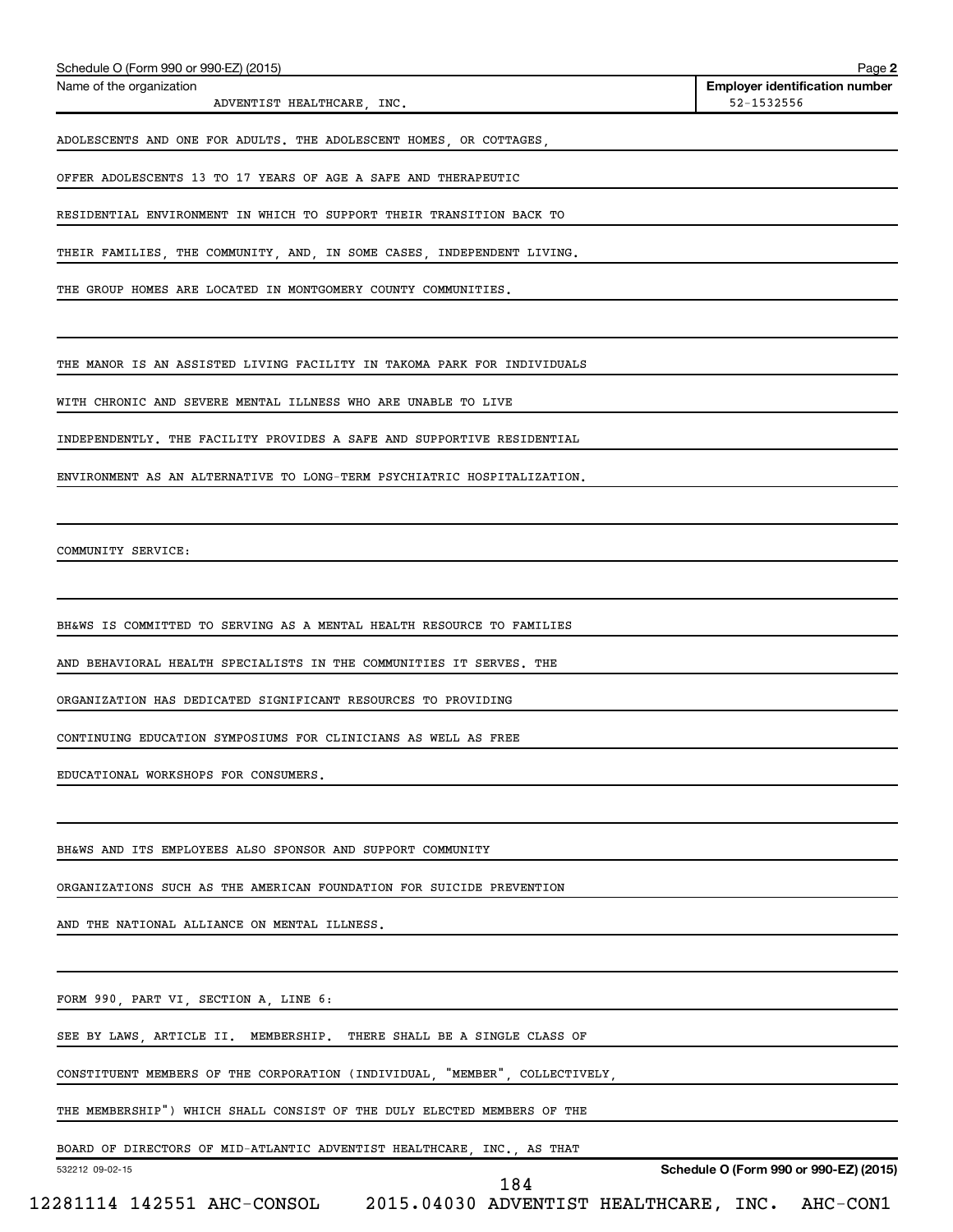ADOLESCENTS AND ONE FOR ADULTS. THE ADOLESCENT HOMES, OR COTTAGES, OFFER ADOLESCENTS 13 TO 17 YEARS OF AGE A SAFE AND THERAPEUTIC RESIDENTIAL ENVIRONMENT IN WHICH TO SUPPORT THEIR TRANSITION BACK TO THEIR FAMILIES, THE COMMUNITY, AND, IN SOME CASES, INDEPENDENT LIVING. THE GROUP HOMES ARE LOCATED IN MONTGOMERY COUNTY COMMUNITIES.

THE MANOR IS AN ASSISTED LIVING FACILITY IN TAKOMA PARK FOR INDIVIDUALS WITH CHRONIC AND SEVERE MENTAL ILLNESS WHO ARE UNABLE TO LIVE INDEPENDENTLY. THE FACILITY PROVIDES A SAFE AND SUPPORTIVE RESIDENTIAL ENVIRONMENT AS AN ALTERNATIVE TO LONG-TERM PSYCHIATRIC HOSPITALIZATION.

COMMUNITY SERVICE:

BH&WS IS COMMITTED TO SERVING AS A MENTAL HEALTH RESOURCE TO FAMILIES AND BEHAVIORAL HEALTH SPECIALISTS IN THE COMMUNITIES IT SERVES. THE ORGANIZATION HAS DEDICATED SIGNIFICANT RESOURCES TO PROVIDING CONTINUING EDUCATION SYMPOSIUMS FOR CLINICIANS AS WELL AS FREE EDUCATIONAL WORKSHOPS FOR CONSUMERS.

BH&WS AND ITS EMPLOYEES ALSO SPONSOR AND SUPPORT COMMUNITY ORGANIZATIONS SUCH AS THE AMERICAN FOUNDATION FOR SUICIDE PREVENTION AND THE NATIONAL ALLIANCE ON MENTAL ILLNESS.

FORM 990, PART VI, SECTION A, LINE 6:

SEE BY LAWS, ARTICLE II. MEMBERSHIP. THERE SHALL BE A SINGLE CLASS OF CONSTITUENT MEMBERS OF THE CORPORATION (INDIVIDUAL, "MEMBER", COLLECTIVELY, THE MEMBERSHIP") WHICH SHALL CONSIST OF THE DULY ELECTED MEMBERS OF THE BOARD OF DIRECTORS OF MID-ATLANTIC ADVENTIST HEALTHCARE, INC., AS THAT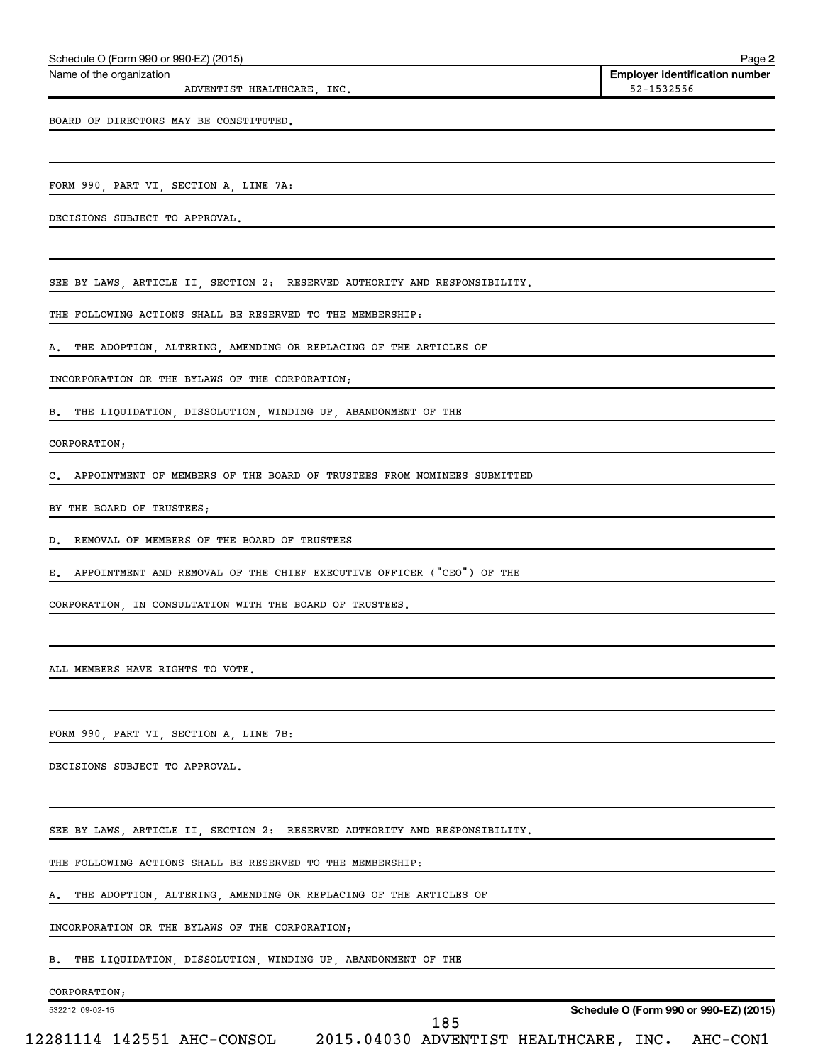BOARD OF DIRECTORS MAY BE CONSTITUTED.

FORM 990, PART VI, SECTION A, LINE 7A:

DECISIONS SUBJECT TO APPROVAL.

SEE BY LAWS, ARTICLE II, SECTION 2: RESERVED AUTHORITY AND RESPONSIBILITY.

THE FOLLOWING ACTIONS SHALL BE RESERVED TO THE MEMBERSHIP:

A. THE ADOPTION, ALTERING, AMENDING OR REPLACING OF THE ARTICLES OF INCORPORATION OR THE BYLAWS OF THE CORPORATION;

B. THE LIQUIDATION, DISSOLUTION, WINDING UP, ABANDONMENT OF THE CORPORATION;

C. APPOINTMENT OF MEMBERS OF THE BOARD OF TRUSTEES FROM NOMINEES SUBMITTED BY THE BOARD OF TRUSTEES;

D. REMOVAL OF MEMBERS OF THE BOARD OF TRUSTEES

E. APPOINTMENT AND REMOVAL OF THE CHIEF EXECUTIVE OFFICER ("CEO") OF THE CORPORATION, IN CONSULTATION WITH THE BOARD OF TRUSTEES.

ALL MEMBERS HAVE RIGHTS TO VOTE.

FORM 990, PART VI, SECTION A, LINE 7B:

DECISIONS SUBJECT TO APPROVAL.

SEE BY LAWS, ARTICLE II, SECTION 2: RESERVED AUTHORITY AND RESPONSIBILITY.

THE FOLLOWING ACTIONS SHALL BE RESERVED TO THE MEMBERSHIP:

A. THE ADOPTION, ALTERING, AMENDING OR REPLACING OF THE ARTICLES OF INCORPORATION OR THE BYLAWS OF THE CORPORATION;

B. THE LIQUIDATION, DISSOLUTION, WINDING UP, ABANDONMENT OF THE CORPORATION;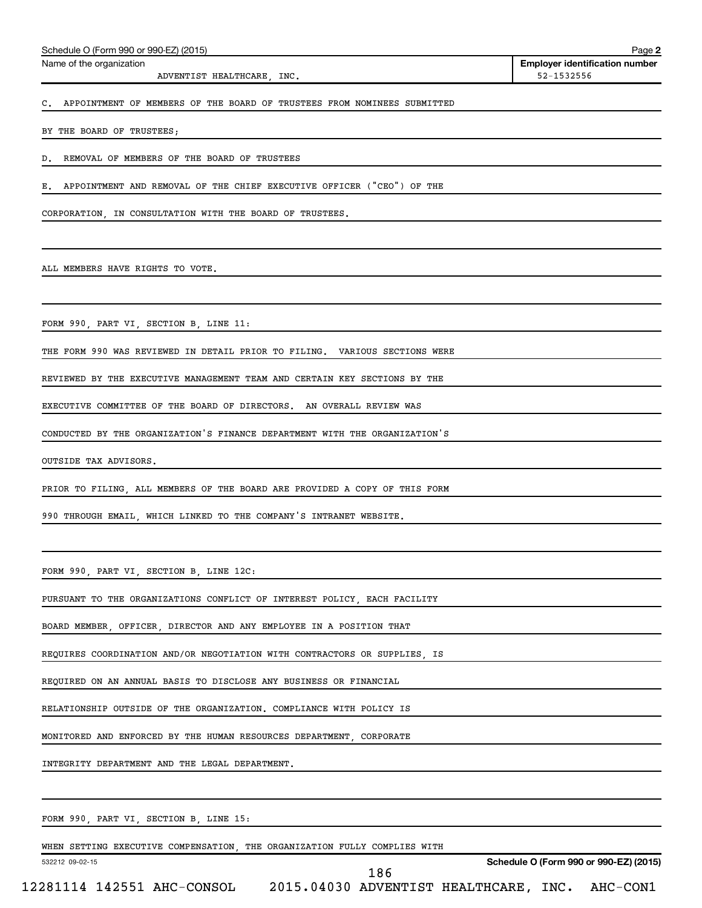Name of the organization: ADVENTIST HEALTHCARE, INC.

Employer identification number: 52-1532556

C. APPOINTMENT OF MEMBERS OF THE BOARD OF TRUSTEES FROM NOMINEES SUBMITTED BY THE BOARD OF TRUSTEES;

D. REMOVAL OF MEMBERS OF THE BOARD OF TRUSTEES

E. APPOINTMENT AND REMOVAL OF THE CHIEF EXECUTIVE OFFICER ("CEO") OF THE CORPORATION, IN CONSULTATION WITH THE BOARD OF TRUSTEES.

ALL MEMBERS HAVE RIGHTS TO VOTE.

FORM 990, PART VI, SECTION B, LINE 11:

THE FORM 990 WAS REVIEWED IN DETAIL PRIOR TO FILING. VARIOUS SECTIONS WERE REVIEWED BY THE EXECUTIVE MANAGEMENT TEAM AND CERTAIN KEY SECTIONS BY THE EXECUTIVE COMMITTEE OF THE BOARD OF DIRECTORS. AN OVERALL REVIEW WAS CONDUCTED BY THE ORGANIZATION'S FINANCE DEPARTMENT WITH THE ORGANIZATION'S OUTSIDE TAX ADVISORS.

PRIOR TO FILING, ALL MEMBERS OF THE BOARD ARE PROVIDED A COPY OF THIS FORM 990 THROUGH EMAIL, WHICH LINKED TO THE COMPANY'S INTRANET WEBSITE.

FORM 990, PART VI, SECTION B, LINE 12C:

PURSUANT TO THE ORGANIZATIONS CONFLICT OF INTEREST POLICY, EACH FACILITY BOARD MEMBER, OFFICER, DIRECTOR AND ANY EMPLOYEE IN A POSITION THAT REQUIRES COORDINATION AND/OR NEGOTIATION WITH CONTRACTORS OR SUPPLIES, IS REQUIRED ON AN ANNUAL BASIS TO DISCLOSE ANY BUSINESS OR FINANCIAL RELATIONSHIP OUTSIDE OF THE ORGANIZATION. COMPLIANCE WITH POLICY IS MONITORED AND ENFORCED BY THE HUMAN RESOURCES DEPARTMENT, CORPORATE INTEGRITY DEPARTMENT AND THE LEGAL DEPARTMENT.

FORM 990, PART VI, SECTION B, LINE 15:

WHEN SETTING EXECUTIVE COMPENSATION, THE ORGANIZATION FULLY COMPLIES WITH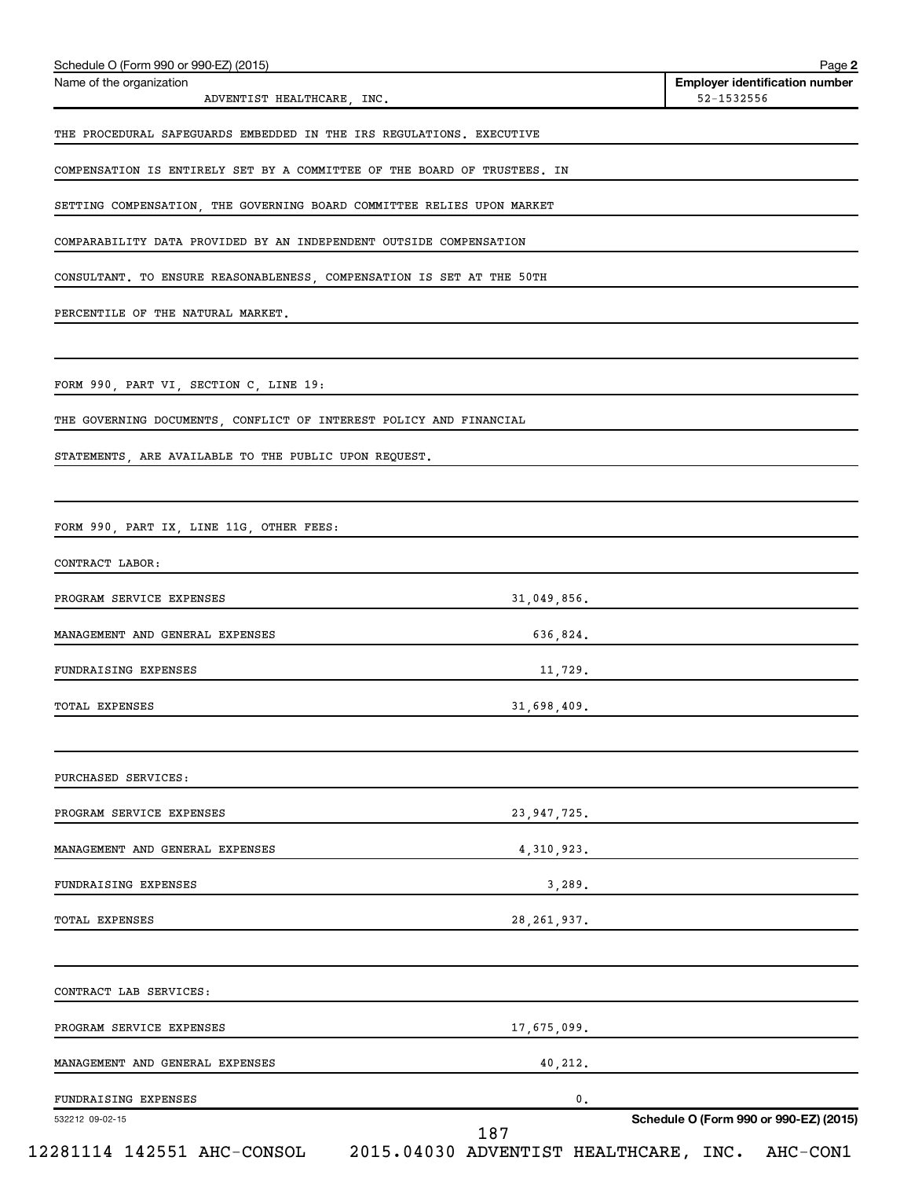Schedule O (Form 990 or 990-EZ) (2015)

| Name of the organization | Employer identification number |
|---|---|
| ADVENTIST HEALTHCARE, INC. | 52-1532556 |

THE PROCEDURAL SAFEGUARDS EMBEDDED IN THE IRS REGULATIONS. EXECUTIVE COMPENSATION IS ENTIRELY SET BY A COMMITTEE OF THE BOARD OF TRUSTEES. IN SETTING COMPENSATION, THE GOVERNING BOARD COMMITTEE RELIES UPON MARKET COMPARABILITY DATA PROVIDED BY AN INDEPENDENT OUTSIDE COMPENSATION CONSULTANT. TO ENSURE REASONABLENESS, COMPENSATION IS SET AT THE 50TH PERCENTILE OF THE NATURAL MARKET.

FORM 990, PART VI, SECTION C, LINE 19:

THE GOVERNING DOCUMENTS, CONFLICT OF INTEREST POLICY AND FINANCIAL STATEMENTS, ARE AVAILABLE TO THE PUBLIC UPON REQUEST.

FORM 990, PART IX, LINE 11G, OTHER FEES:

CONTRACT LABOR:

| | |
|---|---|
| PROGRAM SERVICE EXPENSES | 31,049,856. |
| MANAGEMENT AND GENERAL EXPENSES | 636,824. |
| FUNDRAISING EXPENSES | 11,729. |
| TOTAL EXPENSES | 31,698,409. |

PURCHASED SERVICES:

| | |
|---|---|
| PROGRAM SERVICE EXPENSES | 23,947,725. |
| MANAGEMENT AND GENERAL EXPENSES | 4,310,923. |
| FUNDRAISING EXPENSES | 3,289. |
| TOTAL EXPENSES | 28,261,937. |

CONTRACT LAB SERVICES:

| | |
|---|---|
| PROGRAM SERVICE EXPENSES | 17,675,099. |
| MANAGEMENT AND GENERAL EXPENSES | 40,212. |
| FUNDRAISING EXPENSES | 0. |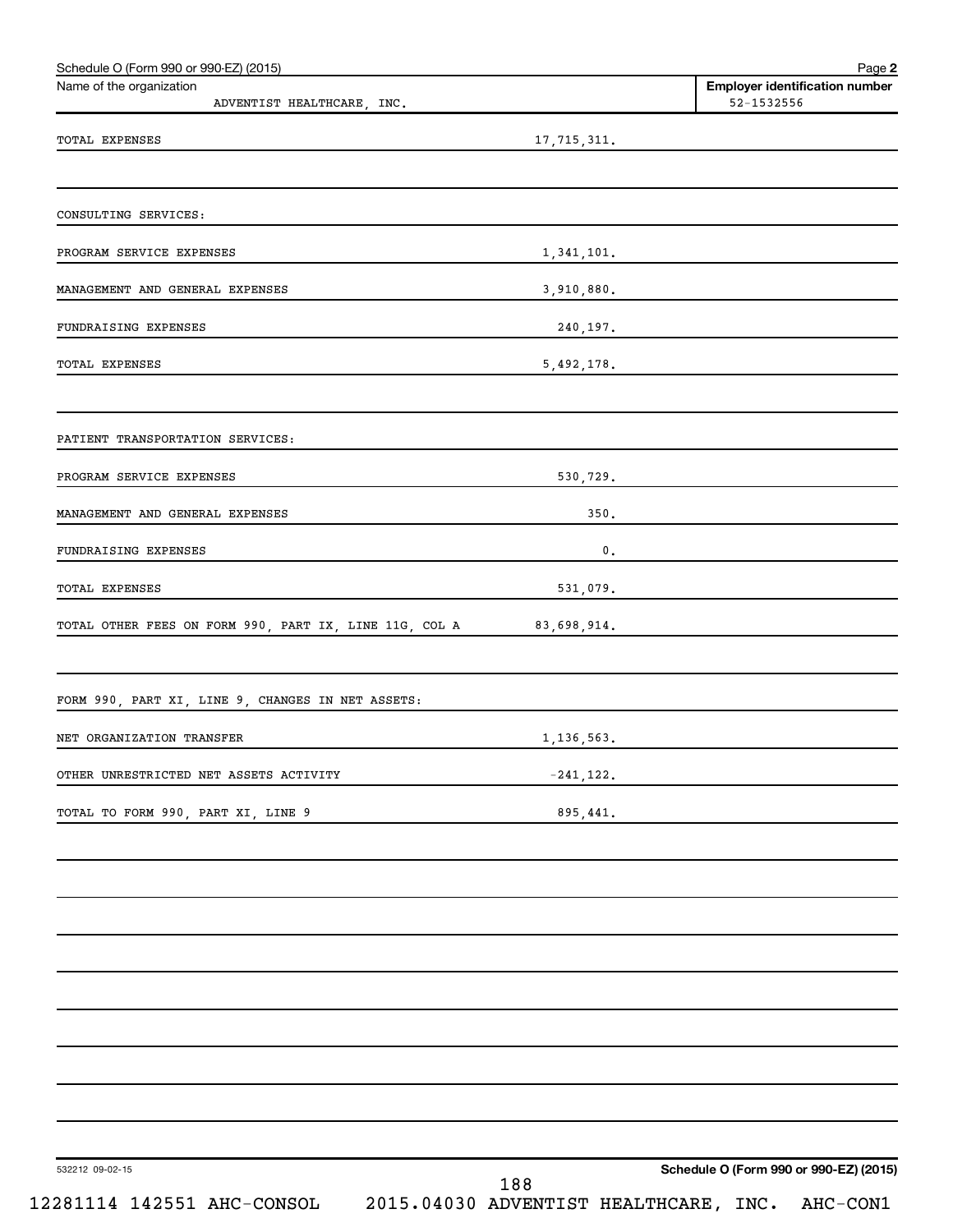Schedule O (Form 990 or 990-EZ) (2015) Page **2**

| Name of the organization | Employer identification number |
|---|---|
| ADVENTIST HEALTHCARE, INC. | 52-1532556 |

| | |
|---|---|
| TOTAL EXPENSES | 17,715,311. |
| | |
| CONSULTING SERVICES: | |
| PROGRAM SERVICE EXPENSES | 1,341,101. |
| MANAGEMENT AND GENERAL EXPENSES | 3,910,880. |
| FUNDRAISING EXPENSES | 240,197. |
| TOTAL EXPENSES | 5,492,178. |
| | |
| PATIENT TRANSPORTATION SERVICES: | |
| PROGRAM SERVICE EXPENSES | 530,729. |
| MANAGEMENT AND GENERAL EXPENSES | 350. |
| FUNDRAISING EXPENSES | 0. |
| TOTAL EXPENSES | 531,079. |
| TOTAL OTHER FEES ON FORM 990, PART IX, LINE 11G, COL A | 83,698,914. |
| | |
| FORM 990, PART XI, LINE 9, CHANGES IN NET ASSETS: | |
| NET ORGANIZATION TRANSFER | 1,136,563. |
| OTHER UNRESTRICTED NET ASSETS ACTIVITY | -241,122. |
| TOTAL TO FORM 990, PART XI, LINE 9 | 895,441. |

532212 09-02-15 **Schedule O (Form 990 or 990-EZ) (2015)**

12281114 142551 AHC-CONSOL 2015.04030 ADVENTIST HEALTHCARE, INC. AHC-CON1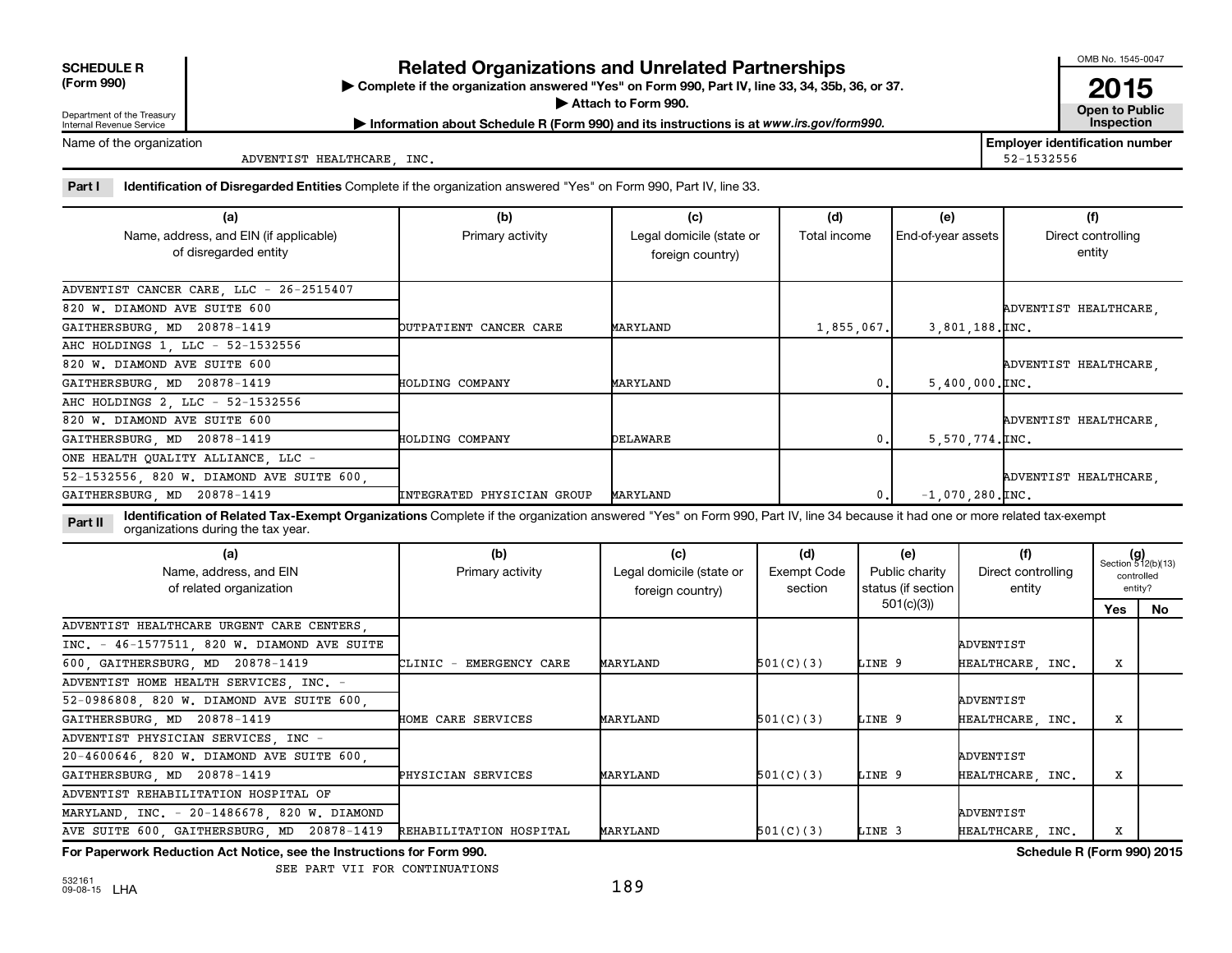**SCHEDULE R**
**(Form 990)**

Department of the Treasury
Internal Revenue Service

# Related Organizations and Unrelated Partnerships

▶ Complete if the organization answered "Yes" on Form 990, Part IV, line 33, 34, 35b, 36, or 37.
▶ Attach to Form 990.
▶ Information about Schedule R (Form 990) and its instructions is at www.irs.gov/form990.

OMB No. 1545-0047
**2015**
**Open to Public Inspection**

Name of the organization: ADVENTIST HEALTHCARE, INC.

**Employer identification number:** 52-1532556

**Part I** **Identification of Disregarded Entities** Complete if the organization answered "Yes" on Form 990, Part IV, line 33.

| (a) Name, address, and EIN (if applicable) of disregarded entity | (b) Primary activity | (c) Legal domicile (state or foreign country) | (d) Total income | (e) End-of-year assets | (f) Direct controlling entity |
|---|---|---|---|---|---|
| ADVENTIST CANCER CARE, LLC - 26-2515407, 820 W. DIAMOND AVE SUITE 600, GAITHERSBURG, MD 20878-1419 | OUTPATIENT CANCER CARE | MARYLAND | 1,855,067. | 3,801,188. | ADVENTIST HEALTHCARE, INC. |
| AHC HOLDINGS 1, LLC - 52-1532556, 820 W. DIAMOND AVE SUITE 600, GAITHERSBURG, MD 20878-1419 | HOLDING COMPANY | MARYLAND | 0. | 5,400,000. | ADVENTIST HEALTHCARE, INC. |
| AHC HOLDINGS 2, LLC - 52-1532556, 820 W. DIAMOND AVE SUITE 600, GAITHERSBURG, MD 20878-1419 | HOLDING COMPANY | DELAWARE | 0. | 5,570,774. | ADVENTIST HEALTHCARE, INC. |
| ONE HEALTH QUALITY ALLIANCE, LLC - 52-1532556, 820 W. DIAMOND AVE SUITE 600, GAITHERSBURG, MD 20878-1419 | INTEGRATED PHYSICIAN GROUP | MARYLAND | 0. | -1,070,280. | ADVENTIST HEALTHCARE, INC. |

**Part II** **Identification of Related Tax-Exempt Organizations** Complete if the organization answered "Yes" on Form 990, Part IV, line 34 because it had one or more related tax-exempt organizations during the tax year.

| (a) Name, address, and EIN of related organization | (b) Primary activity | (c) Legal domicile (state or foreign country) | (d) Exempt Code section | (e) Public charity status (if section 501(c)(3)) | (f) Direct controlling entity | (g) Section 512(b)(13) controlled entity? Yes | No |
|---|---|---|---|---|---|---|---|
| ADVENTIST HEALTHCARE URGENT CARE CENTERS, INC. - 46-1577511, 820 W. DIAMOND AVE SUITE 600, GAITHERSBURG, MD 20878-1419 | CLINIC - EMERGENCY CARE | MARYLAND | 501(C)(3) | LINE 9 | ADVENTIST HEALTHCARE, INC. | X | |
| ADVENTIST HOME HEALTH SERVICES, INC. - 52-0986808, 820 W. DIAMOND AVE SUITE 600, GAITHERSBURG, MD 20878-1419 | HOME CARE SERVICES | MARYLAND | 501(C)(3) | LINE 9 | ADVENTIST HEALTHCARE, INC. | X | |
| ADVENTIST PHYSICIAN SERVICES, INC - 20-4600646, 820 W. DIAMOND AVE SUITE 600, GAITHERSBURG, MD 20878-1419 | PHYSICIAN SERVICES | MARYLAND | 501(C)(3) | LINE 9 | ADVENTIST HEALTHCARE, INC. | X | |
| ADVENTIST REHABILITATION HOSPITAL OF MARYLAND, INC. - 20-1486678, 820 W. DIAMOND AVE SUITE 600, GAITHERSBURG, MD 20878-1419 | REHABILITATION HOSPITAL | MARYLAND | 501(C)(3) | LINE 3 | ADVENTIST HEALTHCARE, INC. | X | |

**For Paperwork Reduction Act Notice, see the Instructions for Form 990.** **Schedule R (Form 990) 2015**

SEE PART VII FOR CONTINUATIONS

532161 09-08-15 LHA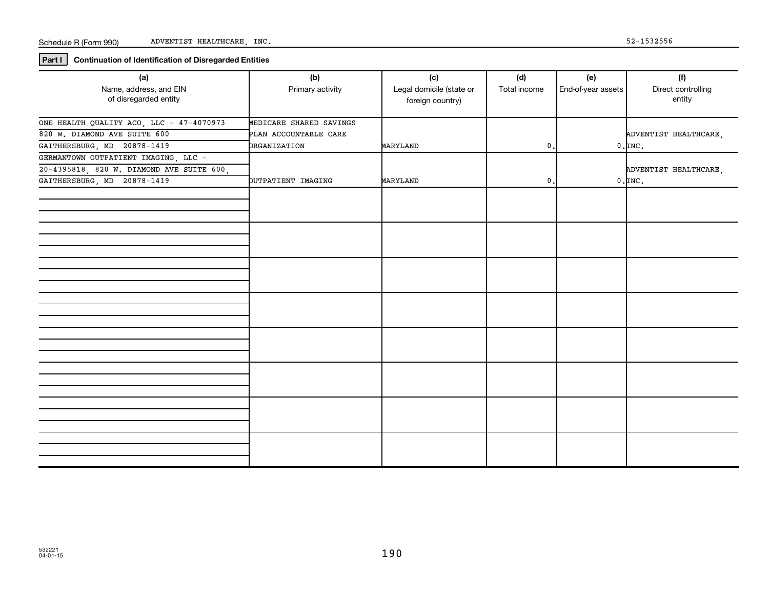Schedule R (Form 990) ADVENTIST HEALTHCARE, INC. 52-1532556

**Part I** **Continuation of Identification of Disregarded Entities**

| (a) Name, address, and EIN of disregarded entity | (b) Primary activity | (c) Legal domicile (state or foreign country) | (d) Total income | (e) End-of-year assets | (f) Direct controlling entity |
|---|---|---|---|---|---|
| ONE HEALTH QUALITY ACO, LLC - 47-4070973 820 W. DIAMOND AVE SUITE 600 GAITHERSBURG, MD 20878-1419 | MEDICARE SHARED SAVINGS PLAN ACCOUNTABLE CARE ORGANIZATION | MARYLAND | 0. | 0. | ADVENTIST HEALTHCARE, INC. |
| GERMANTOWN OUTPATIENT IMAGING, LLC - 20-4395818, 820 W. DIAMOND AVE SUITE 600, GAITHERSBURG, MD 20878-1419 | OUTPATIENT IMAGING | MARYLAND | 0. | 0. | ADVENTIST HEALTHCARE, INC. |
| | | | | | |
| | | | | | |
| | | | | | |
| | | | | | |
| | | | | | |
| | | | | | |
| | | | | | |
| | | | | | |

532221
04-01-15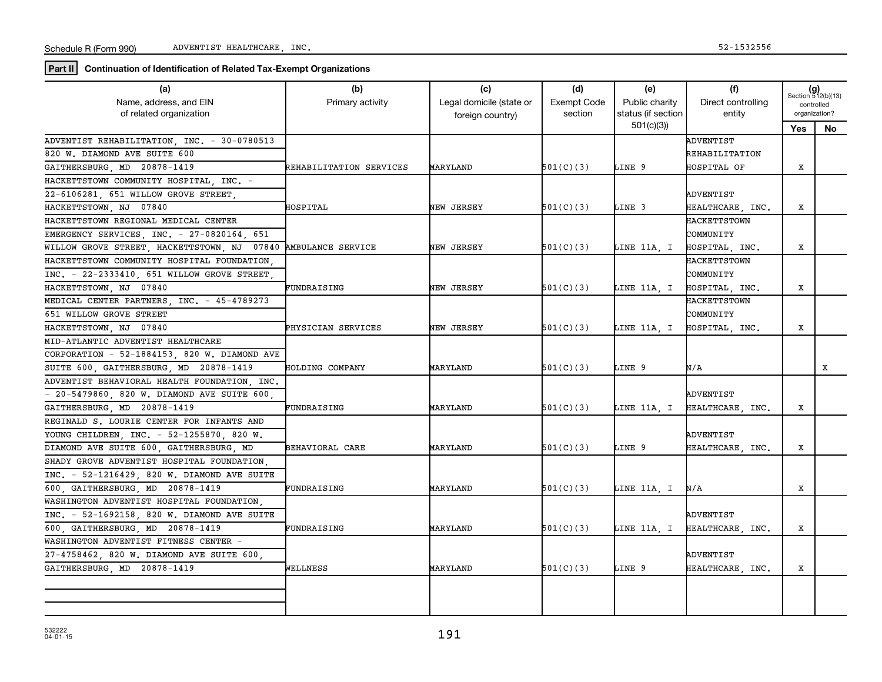Schedule R (Form 990) ADVENTIST HEALTHCARE, INC. 52-1532556

**Part II** **Continuation of Identification of Related Tax-Exempt Organizations**

| (a) Name, address, and EIN of related organization | (b) Primary activity | (c) Legal domicile (state or foreign country) | (d) Exempt Code section | (e) Public charity status (if section 501(c)(3)) | (f) Direct controlling entity | (g) Section 512(b)(13) controlled organization? Yes | No |
|---|---|---|---|---|---|---|---|
| ADVENTIST REHABILITATION, INC. - 30-0780513 820 W. DIAMOND AVE SUITE 600 GAITHERSBURG, MD 20878-1419 | REHABILITATION SERVICES | MARYLAND | 501(C)(3) | LINE 9 | ADVENTIST REHABILITATION HOSPITAL OF | X | |
| HACKETTSTOWN COMMUNITY HOSPITAL, INC. - 22-6106281, 651 WILLOW GROVE STREET, HACKETTSTOWN, NJ 07840 | HOSPITAL | NEW JERSEY | 501(C)(3) | LINE 3 | ADVENTIST HEALTHCARE, INC. | X | |
| HACKETTSTOWN REGIONAL MEDICAL CENTER EMERGENCY SERVICES, INC. - 27-0820164, 651 WILLOW GROVE STREET, HACKETTSTOWN, NJ 07840 | AMBULANCE SERVICE | NEW JERSEY | 501(C)(3) | LINE 11A, I | HACKETTSTOWN COMMUNITY HOSPITAL, INC. | X | |
| HACKETTSTOWN COMMUNITY HOSPITAL FOUNDATION, INC. - 22-2333410, 651 WILLOW GROVE STREET, HACKETTSTOWN, NJ 07840 | FUNDRAISING | NEW JERSEY | 501(C)(3) | LINE 11A, I | HACKETTSTOWN COMMUNITY HOSPITAL, INC. | X | |
| MEDICAL CENTER PARTNERS, INC. - 45-4789273 651 WILLOW GROVE STREET HACKETTSTOWN, NJ 07840 | PHYSICIAN SERVICES | NEW JERSEY | 501(C)(3) | LINE 11A, I | HACKETTSTOWN COMMUNITY HOSPITAL, INC. | X | |
| MID-ATLANTIC ADVENTIST HEALTHCARE CORPORATION - 52-1884153, 820 W. DIAMOND AVE SUITE 600, GAITHERSBURG, MD 20878-1419 | HOLDING COMPANY | MARYLAND | 501(C)(3) | LINE 9 | N/A | | X |
| ADVENTIST BEHAVIORAL HEALTH FOUNDATION, INC. - 20-5479860, 820 W. DIAMOND AVE SUITE 600, GAITHERSBURG, MD 20878-1419 | FUNDRAISING | MARYLAND | 501(C)(3) | LINE 11A, I | ADVENTIST HEALTHCARE, INC. | X | |
| REGINALD S. LOURIE CENTER FOR INFANTS AND YOUNG CHILDREN, INC. - 52-1255870, 820 W. DIAMOND AVE SUITE 600, GAITHERSBURG, MD | BEHAVIORAL CARE | MARYLAND | 501(C)(3) | LINE 9 | ADVENTIST HEALTHCARE, INC. | X | |
| SHADY GROVE ADVENTIST HOSPITAL FOUNDATION, INC. - 52-1216429, 820 W. DIAMOND AVE SUITE 600, GAITHERSBURG, MD 20878-1419 | FUNDRAISING | MARYLAND | 501(C)(3) | LINE 11A, I | N/A | X | |
| WASHINGTON ADVENTIST HOSPITAL FOUNDATION, INC. - 52-1692158, 820 W. DIAMOND AVE SUITE 600, GAITHERSBURG, MD 20878-1419 | FUNDRAISING | MARYLAND | 501(C)(3) | LINE 11A, I | ADVENTIST HEALTHCARE, INC. | X | |
| WASHINGTON ADVENTIST FITNESS CENTER - 27-4758462, 820 W. DIAMOND AVE SUITE 600, GAITHERSBURG, MD 20878-1419 | WELLNESS | MARYLAND | 501(C)(3) | LINE 9 | ADVENTIST HEALTHCARE, INC. | X | |
| | | | | | | | |

532222 04-01-15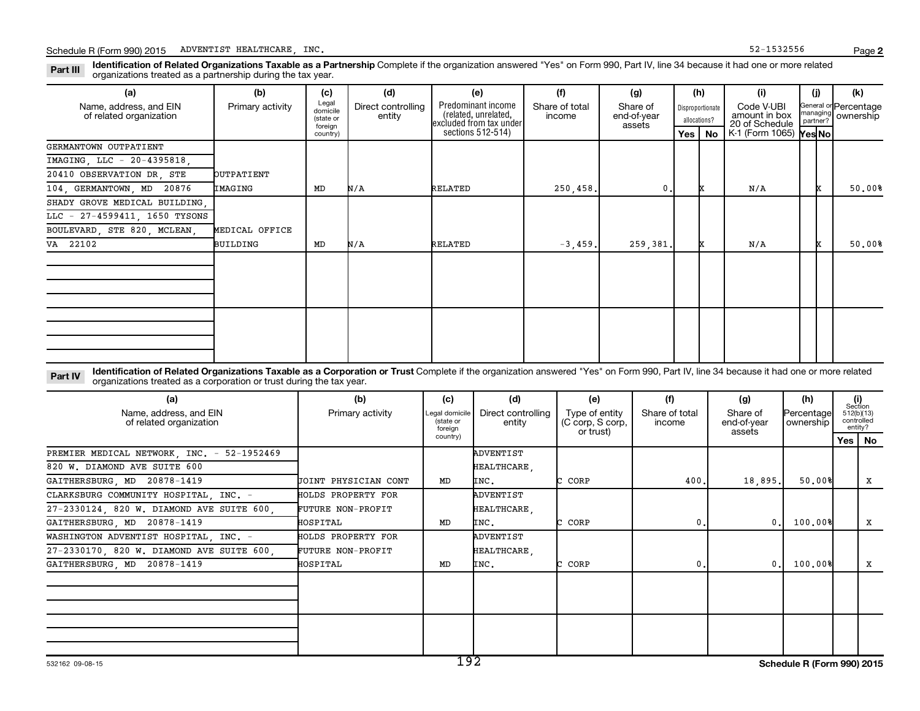Schedule R (Form 990) 2015 ADVENTIST HEALTHCARE, INC. 52-1532556 Page 2

**Part III** **Identification of Related Organizations Taxable as a Partnership** Complete if the organization answered "Yes" on Form 990, Part IV, line 34 because it had one or more related organizations treated as a partnership during the tax year.

| (a) Name, address, and EIN of related organization | (b) Primary activity | (c) Legal domicile (state or foreign country) | (d) Direct controlling entity | (e) Predominant income (related, unrelated, excluded from tax under sections 512-514) | (f) Share of total income | (g) Share of end-of-year assets | (h) Disproportionate allocations? Yes | (h) No | (i) Code V-UBI amount in box 20 of Schedule K-1 (Form 1065) | (j) General or managing partner? Yes | (j) No | (k) Percentage ownership |
|---|---|---|---|---|---|---|---|---|---|---|---|---|
| GERMANTOWN OUTPATIENT IMAGING, LLC - 20-4395818, 20410 OBSERVATION DR, STE 104, GERMANTOWN, MD 20876 | OUTPATIENT IMAGING | MD | N/A | RELATED | 250,458. | 0. | | X | N/A | | X | 50.00% |
| SHADY GROVE MEDICAL BUILDING, LLC - 27-4599411, 1650 TYSONS BOULEVARD, STE 820, MCLEAN, VA 22102 | MEDICAL OFFICE BUILDING | MD | N/A | RELATED | -3,459. | 259,381. | | X | N/A | | X | 50.00% |

**Part IV** **Identification of Related Organizations Taxable as a Corporation or Trust** Complete if the organization answered "Yes" on Form 990, Part IV, line 34 because it had one or more related organizations treated as a corporation or trust during the tax year.

| (a) Name, address, and EIN of related organization | (b) Primary activity | (c) Legal domicile (state or foreign country) | (d) Direct controlling entity | (e) Type of entity (C corp, S corp, or trust) | (f) Share of total income | (g) Share of end-of-year assets | (h) Percentage ownership | (i) Section 512(b)(13) controlled entity? Yes | (i) No |
|---|---|---|---|---|---|---|---|---|---|
| PREMIER MEDICAL NETWORK, INC. - 52-1952469, 820 W. DIAMOND AVE SUITE 600, GAITHERSBURG, MD 20878-1419 | JOINT PHYSICIAN CONT | MD | ADVENTIST HEALTHCARE, INC. | C CORP | 400. | 18,895. | 50.00% | | X |
| CLARKSBURG COMMUNITY HOSPITAL, INC. - 27-2330124, 820 W. DIAMOND AVE SUITE 600, GAITHERSBURG, MD 20878-1419 | HOLDS PROPERTY FOR FUTURE NON-PROFIT HOSPITAL | MD | ADVENTIST HEALTHCARE, INC. | C CORP | 0. | 0. | 100.00% | | X |
| WASHINGTON ADVENTIST HOSPITAL, INC. - 27-2330170, 820 W. DIAMOND AVE SUITE 600, GAITHERSBURG, MD 20878-1419 | HOLDS PROPERTY FOR FUTURE NON-PROFIT HOSPITAL | MD | ADVENTIST HEALTHCARE, INC. | C CORP | 0. | 0. | 100.00% | | X |

532162 09-08-15 Schedule R (Form 990) 2015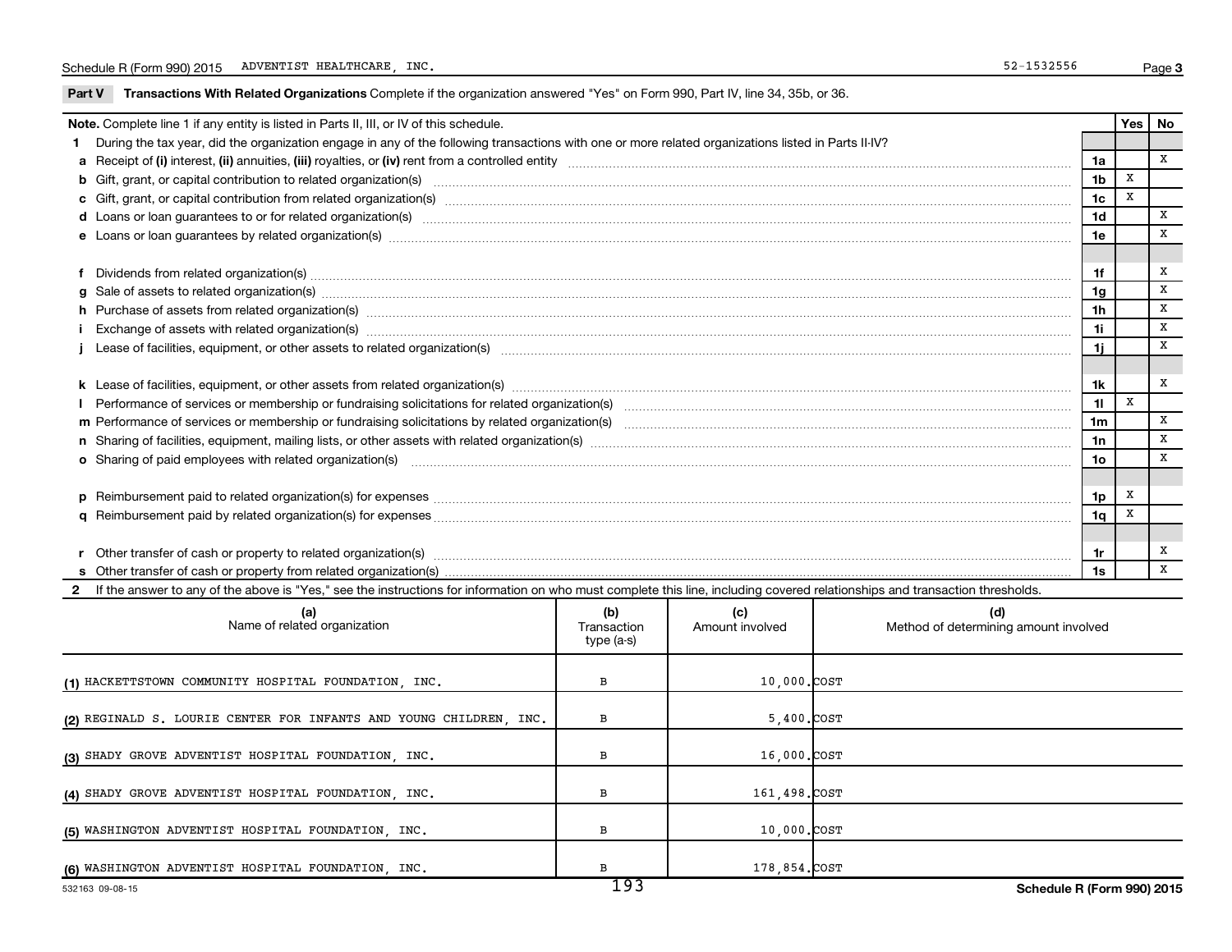Schedule R (Form 990) 2015 ADVENTIST HEALTHCARE, INC. 52-1532556

## Part V Transactions With Related Organizations

Complete if the organization answered "Yes" on Form 990, Part IV, line 34, 35b, or 36.

| Note. Complete line 1 if any entity is listed in Parts II, III, or IV of this schedule. | | Yes | No |
|---|---|---|---|
| **1** During the tax year, did the organization engage in any of the following transactions with one or more related organizations listed in Parts II-IV? | | | |
| **a** Receipt of **(i)** interest, **(ii)** annuities, **(iii)** royalties, or **(iv)** rent from a controlled entity | 1a | | X |
| **b** Gift, grant, or capital contribution to related organization(s) | 1b | X | |
| **c** Gift, grant, or capital contribution from related organization(s) | 1c | X | |
| **d** Loans or loan guarantees to or for related organization(s) | 1d | | X |
| **e** Loans or loan guarantees by related organization(s) | 1e | | X |
| **f** Dividends from related organization(s) | 1f | | X |
| **g** Sale of assets to related organization(s) | 1g | | X |
| **h** Purchase of assets from related organization(s) | 1h | | X |
| **i** Exchange of assets with related organization(s) | 1i | | X |
| **j** Lease of facilities, equipment, or other assets to related organization(s) | 1j | | X |
| **k** Lease of facilities, equipment, or other assets from related organization(s) | 1k | | X |
| **l** Performance of services or membership or fundraising solicitations for related organization(s) | 1l | X | |
| **m** Performance of services or membership or fundraising solicitations by related organization(s) | 1m | | X |
| **n** Sharing of facilities, equipment, mailing lists, or other assets with related organization(s) | 1n | | X |
| **o** Sharing of paid employees with related organization(s) | 1o | | X |
| **p** Reimbursement paid to related organization(s) for expenses | 1p | X | |
| **q** Reimbursement paid by related organization(s) for expenses | 1q | X | |
| **r** Other transfer of cash or property to related organization(s) | 1r | | X |
| **s** Other transfer of cash or property from related organization(s) | 1s | | X |

**2** If the answer to any of the above is "Yes," see the instructions for information on who must complete this line, including covered relationships and transaction thresholds.

| (a) Name of related organization | (b) Transaction type (a-s) | (c) Amount involved | (d) Method of determining amount involved |
|---|---|---|---|
| (1) HACKETTSTOWN COMMUNITY HOSPITAL FOUNDATION, INC. | B | 10,000. | COST |
| (2) REGINALD S. LOURIE CENTER FOR INFANTS AND YOUNG CHILDREN, INC. | B | 5,400. | COST |
| (3) SHADY GROVE ADVENTIST HOSPITAL FOUNDATION, INC. | B | 16,000. | COST |
| (4) SHADY GROVE ADVENTIST HOSPITAL FOUNDATION, INC. | B | 161,498. | COST |
| (5) WASHINGTON ADVENTIST HOSPITAL FOUNDATION, INC. | B | 10,000. | COST |
| (6) WASHINGTON ADVENTIST HOSPITAL FOUNDATION, INC. | B | 178,854. | COST |

532163 09-08-15 Schedule R (Form 990) 2015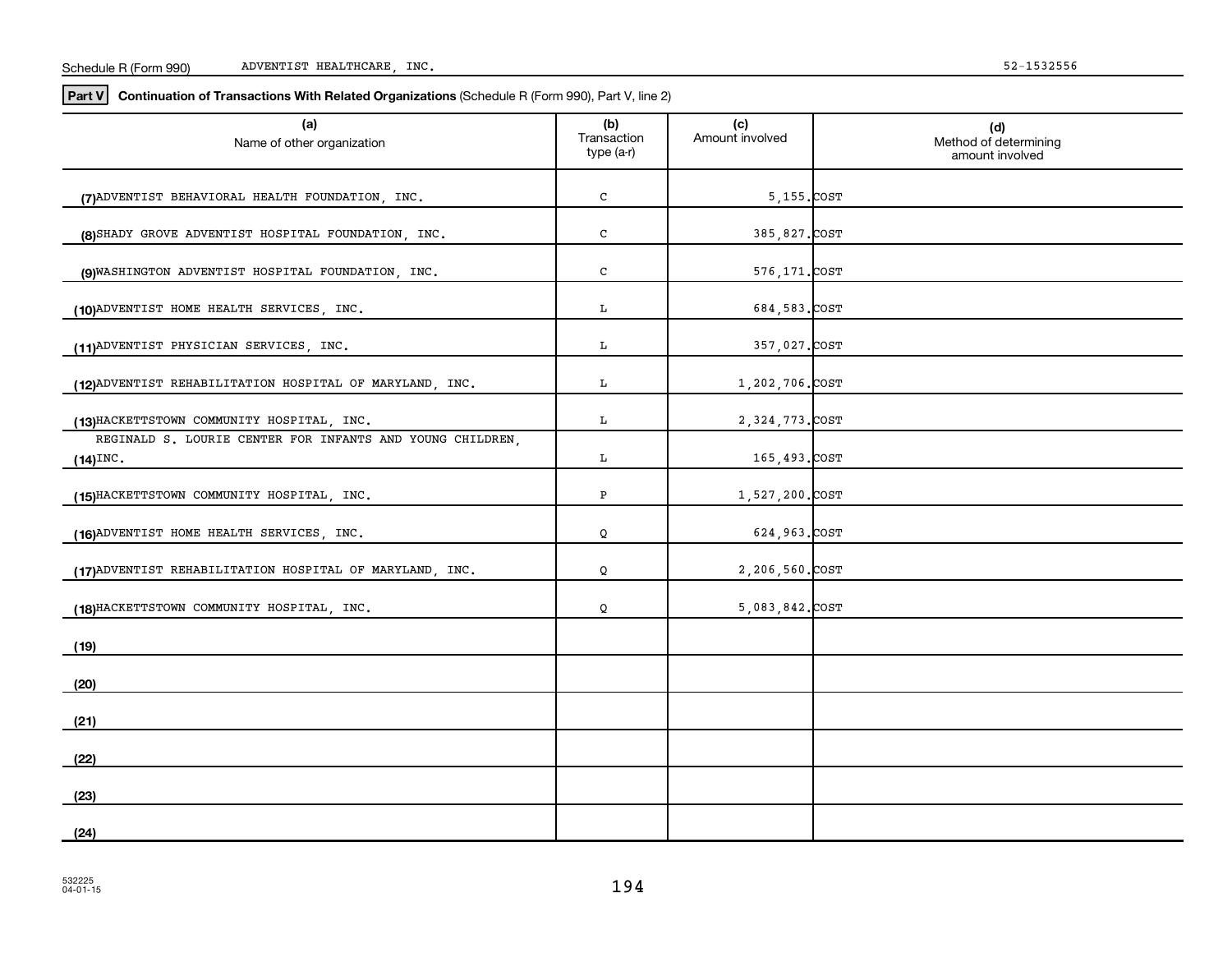Schedule R (Form 990) ADVENTIST HEALTHCARE, INC. 52-1532556

**Part V** **Continuation of Transactions With Related Organizations** (Schedule R (Form 990), Part V, line 2)

| | (a) Name of other organization | (b) Transaction type (a-r) | (c) Amount involved | (d) Method of determining amount involved |
|---|---|---|---|---|
| (7) | ADVENTIST BEHAVIORAL HEALTH FOUNDATION, INC. | C | 5,155. | COST |
| (8) | SHADY GROVE ADVENTIST HOSPITAL FOUNDATION, INC. | C | 385,827. | COST |
| (9) | WASHINGTON ADVENTIST HOSPITAL FOUNDATION, INC. | C | 576,171. | COST |
| (10) | ADVENTIST HOME HEALTH SERVICES, INC. | L | 684,583. | COST |
| (11) | ADVENTIST PHYSICIAN SERVICES, INC. | L | 357,027. | COST |
| (12) | ADVENTIST REHABILITATION HOSPITAL OF MARYLAND, INC. | L | 1,202,706. | COST |
| (13) | HACKETTSTOWN COMMUNITY HOSPITAL, INC. | L | 2,324,773. | COST |
| (14) | REGINALD S. LOURIE CENTER FOR INFANTS AND YOUNG CHILDREN, INC. | L | 165,493. | COST |
| (15) | HACKETTSTOWN COMMUNITY HOSPITAL, INC. | P | 1,527,200. | COST |
| (16) | ADVENTIST HOME HEALTH SERVICES, INC. | Q | 624,963. | COST |
| (17) | ADVENTIST REHABILITATION HOSPITAL OF MARYLAND, INC. | Q | 2,206,560. | COST |
| (18) | HACKETTSTOWN COMMUNITY HOSPITAL, INC. | Q | 5,083,842. | COST |
| (19) | | | | |
| (20) | | | | |
| (21) | | | | |
| (22) | | | | |
| (23) | | | | |
| (24) | | | | |

532225
04-01-15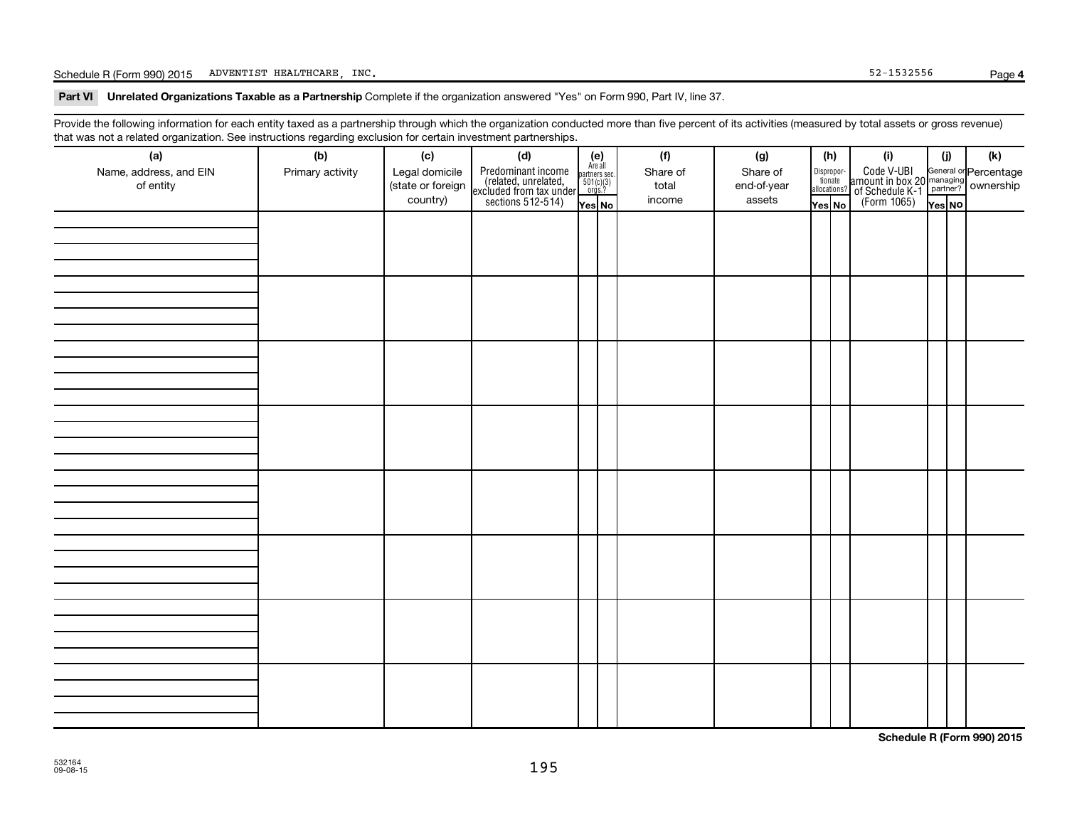Schedule R (Form 990) 2015 ADVENTIST HEALTHCARE, INC. 52-1532556

## Part VI Unrelated Organizations Taxable as a Partnership

Complete if the organization answered "Yes" on Form 990, Part IV, line 37.

Provide the following information for each entity taxed as a partnership through which the organization conducted more than five percent of its activities (measured by total assets or gross revenue) that was not a related organization. See instructions regarding exclusion for certain investment partnerships.

| (a) Name, address, and EIN of entity | (b) Primary activity | (c) Legal domicile (state or foreign country) | (d) Predominant income (related, unrelated, excluded from tax under sections 512-514) | (e) Are all partners sec. 501(c)(3) orgs.? Yes | (e) No | (f) Share of total income | (g) Share of end-of-year assets | (h) Disproportionate allocations? Yes | (h) No | (i) Code V-UBI amount in box 20 of Schedule K-1 (Form 1065) | (j) General or managing partner? Yes | (j) No | (k) Percentage ownership |
|---|---|---|---|---|---|---|---|---|---|---|---|---|---|
| | | | | | | | | | | | | | |
| | | | | | | | | | | | | | |
| | | | | | | | | | | | | | |
| | | | | | | | | | | | | | |
| | | | | | | | | | | | | | |
| | | | | | | | | | | | | | |
| | | | | | | | | | | | | | |
| | | | | | | | | | | | | | |

**Schedule R (Form 990) 2015**

532164 09-08-15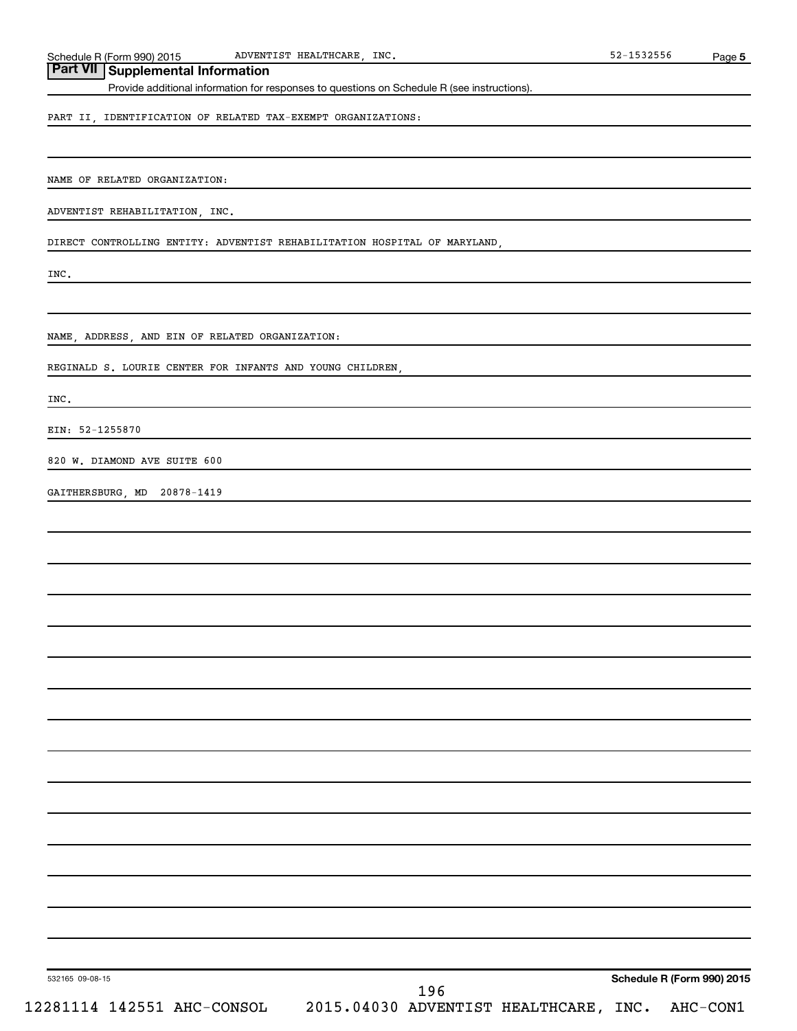## Part VII Supplemental Information

Provide additional information for responses to questions on Schedule R (see instructions).

PART II, IDENTIFICATION OF RELATED TAX-EXEMPT ORGANIZATIONS:

NAME OF RELATED ORGANIZATION:

ADVENTIST REHABILITATION, INC.

DIRECT CONTROLLING ENTITY: ADVENTIST REHABILITATION HOSPITAL OF MARYLAND, INC.

NAME, ADDRESS, AND EIN OF RELATED ORGANIZATION:

REGINALD S. LOURIE CENTER FOR INFANTS AND YOUNG CHILDREN, INC.

EIN: 52-1255870

820 W. DIAMOND AVE SUITE 600

GAITHERSBURG, MD 20878-1419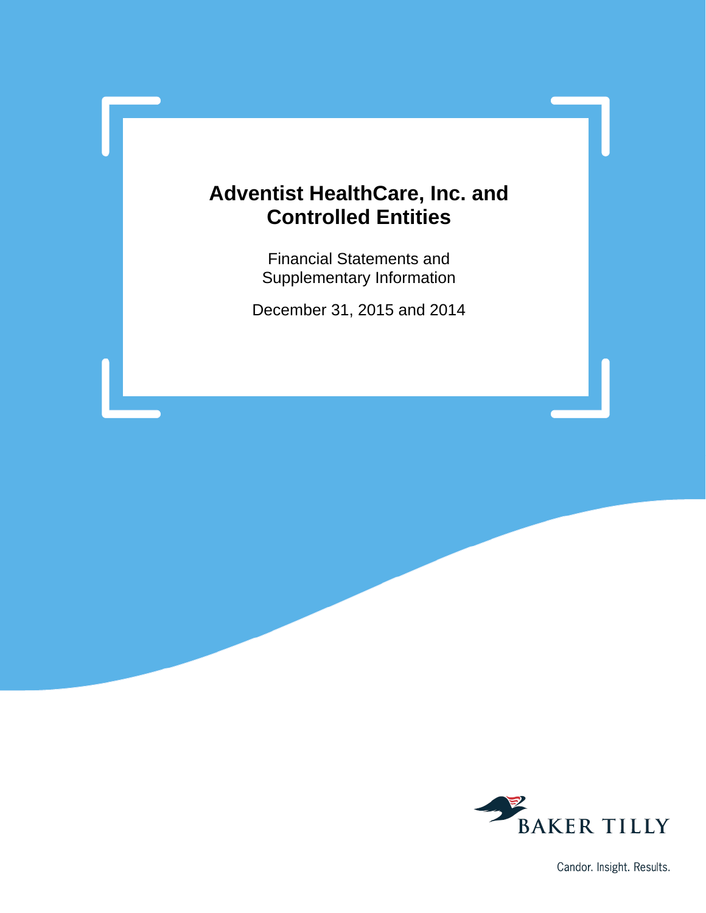# Adventist HealthCare, Inc. and Controlled Entities

Financial Statements and Supplementary Information

December 31, 2015 and 2014

BAKER TILLY

Candor. Insight. Results.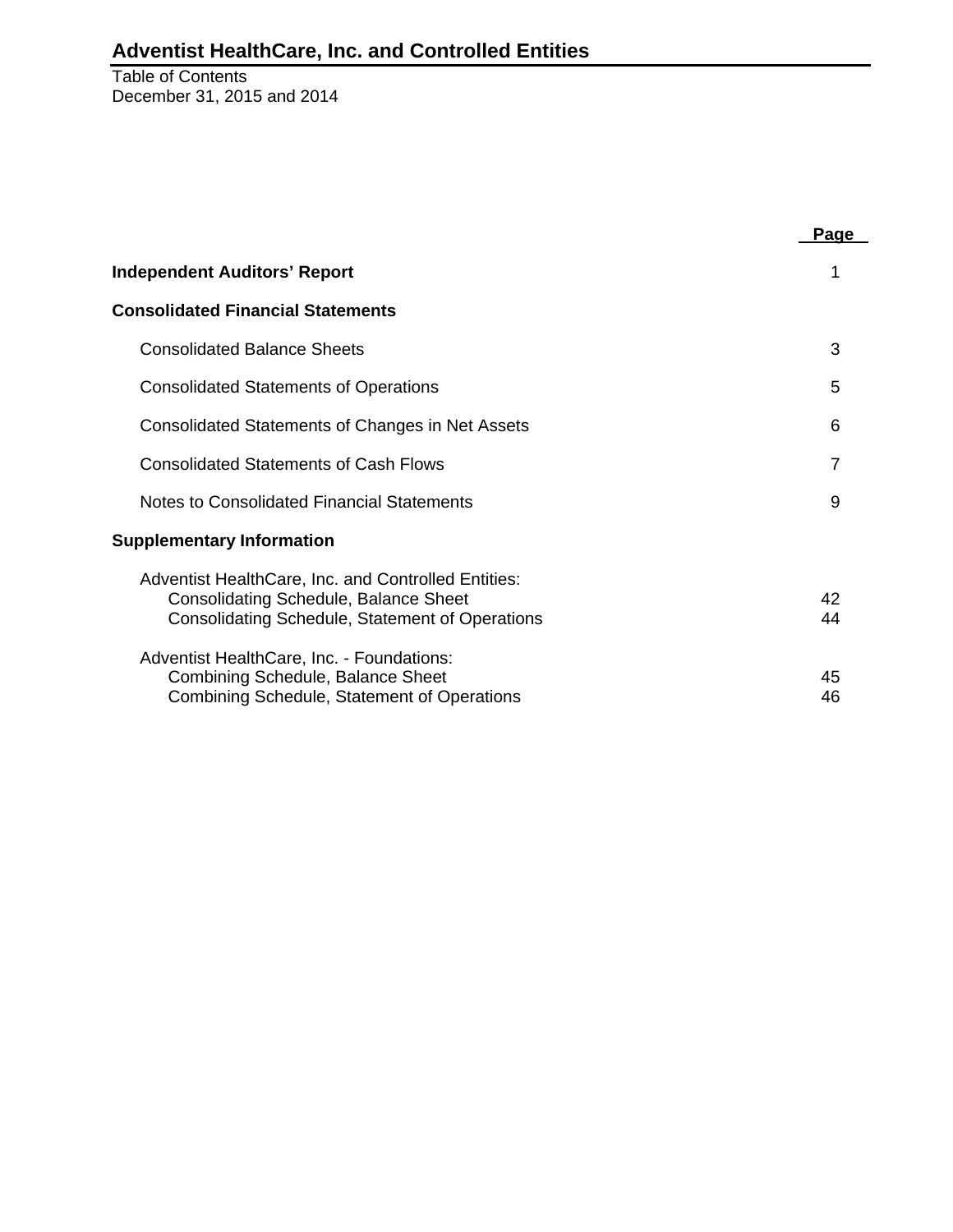# Adventist HealthCare, Inc. and Controlled Entities

Table of Contents
December 31, 2015 and 2014

| | Page |
|---|---|
| **Independent Auditors' Report** | 1 |
| **Consolidated Financial Statements** | |
| Consolidated Balance Sheets | 3 |
| Consolidated Statements of Operations | 5 |
| Consolidated Statements of Changes in Net Assets | 6 |
| Consolidated Statements of Cash Flows | 7 |
| Notes to Consolidated Financial Statements | 9 |
| **Supplementary Information** | |
| Adventist HealthCare, Inc. and Controlled Entities: | |
| Consolidating Schedule, Balance Sheet | 42 |
| Consolidating Schedule, Statement of Operations | 44 |
| Adventist HealthCare, Inc. - Foundations: | |
| Combining Schedule, Balance Sheet | 45 |
| Combining Schedule, Statement of Operations | 46 |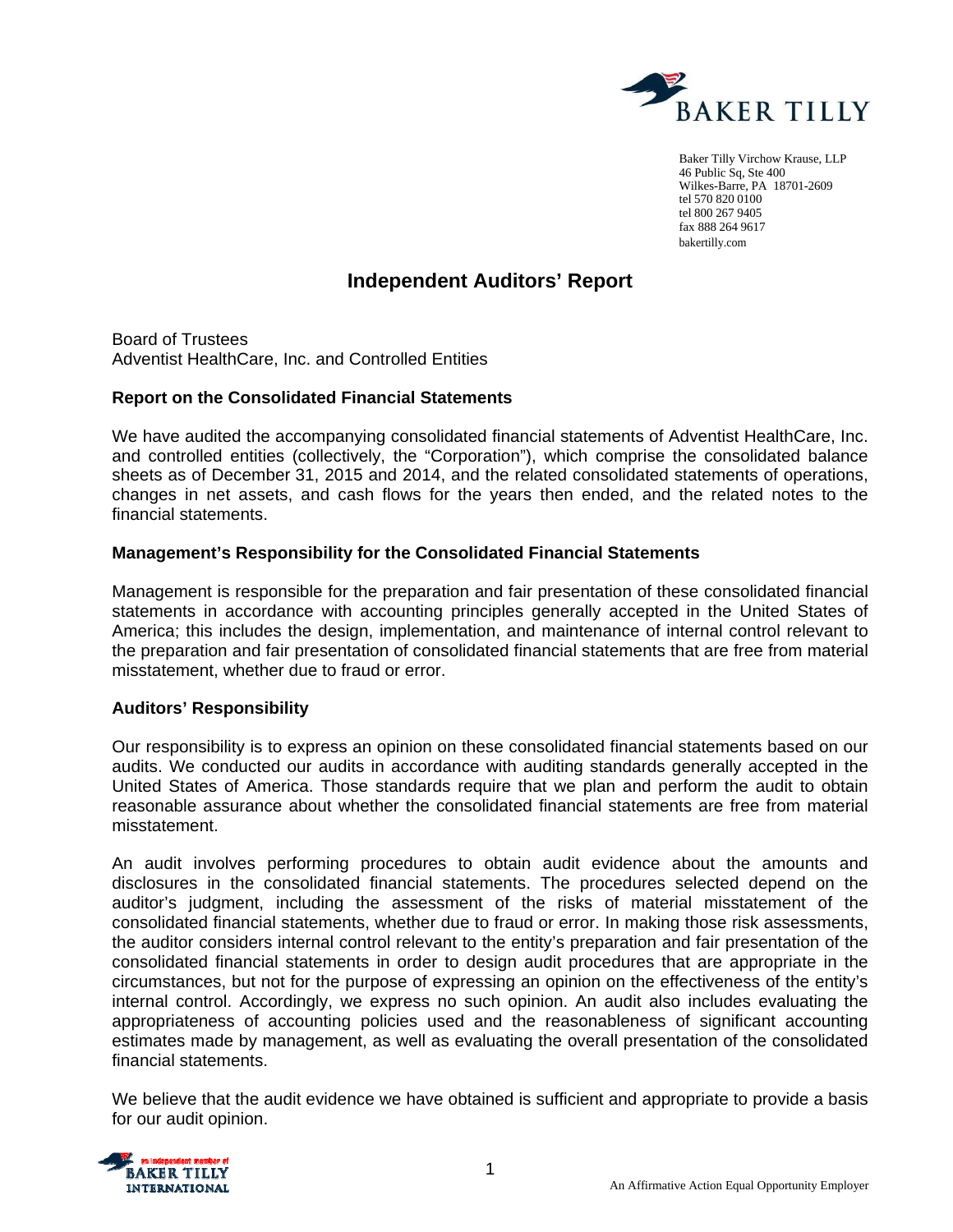Baker Tilly Virchow Krause, LLP
46 Public Sq, Ste 400
Wilkes-Barre, PA 18701-2609
tel 570 820 0100
tel 800 267 9405
fax 888 264 9617
bakertilly.com

# Independent Auditors' Report

Board of Trustees
Adventist HealthCare, Inc. and Controlled Entities

### Report on the Consolidated Financial Statements

We have audited the accompanying consolidated financial statements of Adventist HealthCare, Inc. and controlled entities (collectively, the "Corporation"), which comprise the consolidated balance sheets as of December 31, 2015 and 2014, and the related consolidated statements of operations, changes in net assets, and cash flows for the years then ended, and the related notes to the financial statements.

### Management's Responsibility for the Consolidated Financial Statements

Management is responsible for the preparation and fair presentation of these consolidated financial statements in accordance with accounting principles generally accepted in the United States of America; this includes the design, implementation, and maintenance of internal control relevant to the preparation and fair presentation of consolidated financial statements that are free from material misstatement, whether due to fraud or error.

### Auditors' Responsibility

Our responsibility is to express an opinion on these consolidated financial statements based on our audits. We conducted our audits in accordance with auditing standards generally accepted in the United States of America. Those standards require that we plan and perform the audit to obtain reasonable assurance about whether the consolidated financial statements are free from material misstatement.

An audit involves performing procedures to obtain audit evidence about the amounts and disclosures in the consolidated financial statements. The procedures selected depend on the auditor's judgment, including the assessment of the risks of material misstatement of the consolidated financial statements, whether due to fraud or error. In making those risk assessments, the auditor considers internal control relevant to the entity's preparation and fair presentation of the consolidated financial statements in order to design audit procedures that are appropriate in the circumstances, but not for the purpose of expressing an opinion on the effectiveness of the entity's internal control. Accordingly, we express no such opinion. An audit also includes evaluating the appropriateness of accounting policies used and the reasonableness of significant accounting estimates made by management, as well as evaluating the overall presentation of the consolidated financial statements.

We believe that the audit evidence we have obtained is sufficient and appropriate to provide a basis for our audit opinion.

An Affirmative Action Equal Opportunity Employer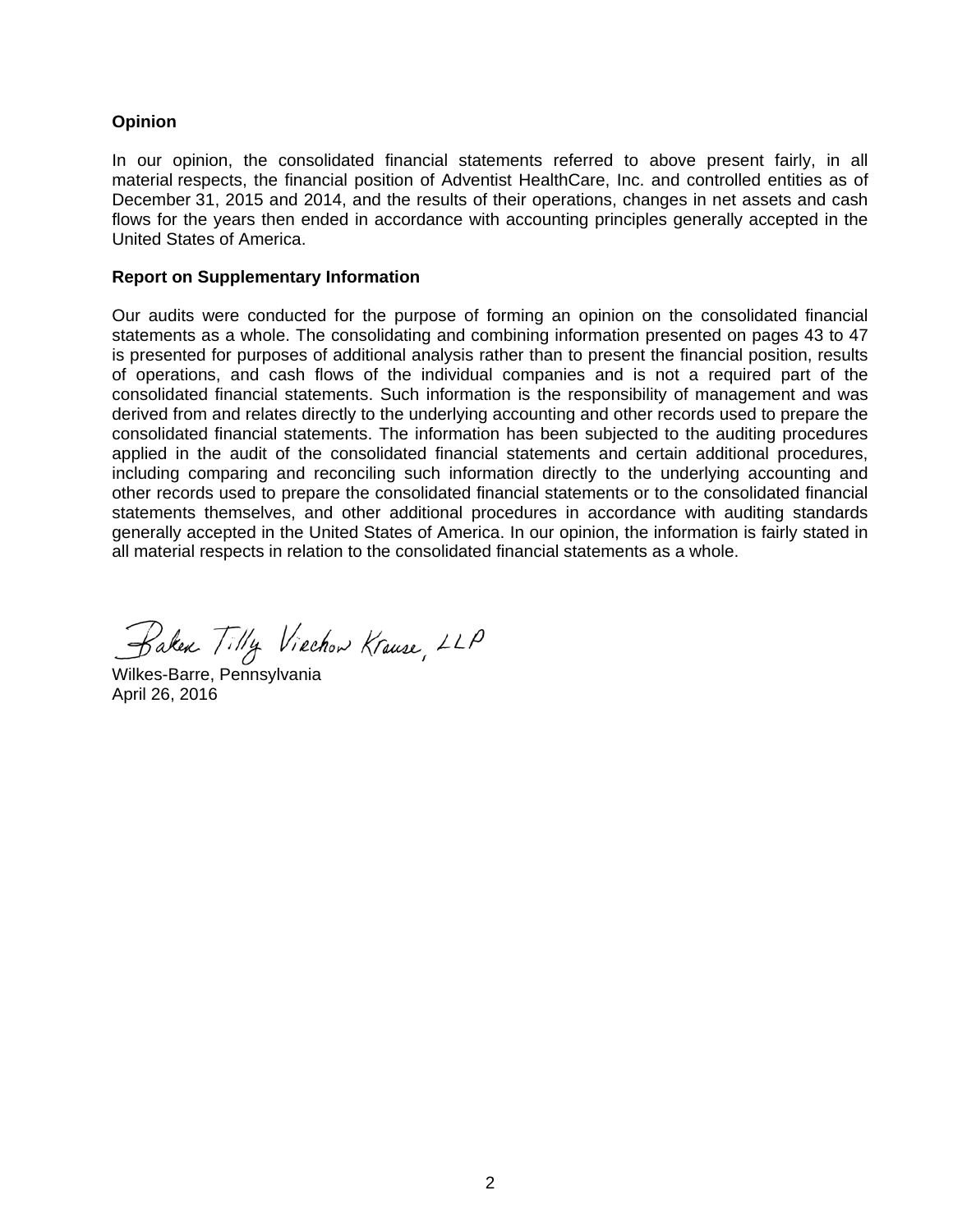**Opinion**

In our opinion, the consolidated financial statements referred to above present fairly, in all material respects, the financial position of Adventist HealthCare, Inc. and controlled entities as of December 31, 2015 and 2014, and the results of their operations, changes in net assets and cash flows for the years then ended in accordance with accounting principles generally accepted in the United States of America.

**Report on Supplementary Information**

Our audits were conducted for the purpose of forming an opinion on the consolidated financial statements as a whole. The consolidating and combining information presented on pages 43 to 47 is presented for purposes of additional analysis rather than to present the financial position, results of operations, and cash flows of the individual companies and is not a required part of the consolidated financial statements. Such information is the responsibility of management and was derived from and relates directly to the underlying accounting and other records used to prepare the consolidated financial statements. The information has been subjected to the auditing procedures applied in the audit of the consolidated financial statements and certain additional procedures, including comparing and reconciling such information directly to the underlying accounting and other records used to prepare the consolidated financial statements or to the consolidated financial statements themselves, and other additional procedures in accordance with auditing standards generally accepted in the United States of America. In our opinion, the information is fairly stated in all material respects in relation to the consolidated financial statements as a whole.

Baker Tilly Virchow Krause, LLP

Wilkes-Barre, Pennsylvania
April 26, 2016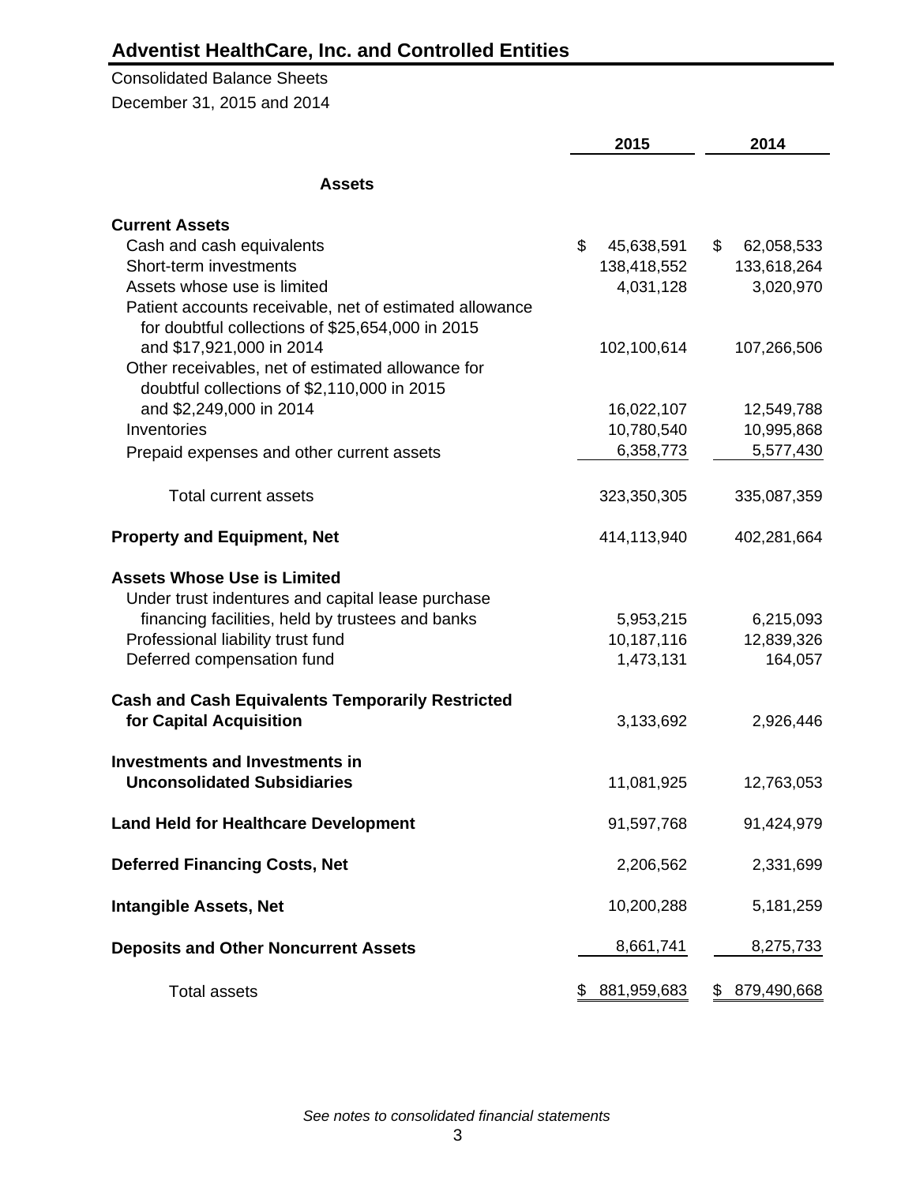# Adventist HealthCare, Inc. and Controlled Entities

Consolidated Balance Sheets

December 31, 2015 and 2014

| | 2015 | 2014 |
|---|---|---|
| **Assets** | | |
| **Current Assets** | | |
| Cash and cash equivalents | $ 45,638,591 | $ 62,058,533 |
| Short-term investments | 138,418,552 | 133,618,264 |
| Assets whose use is limited | 4,031,128 | 3,020,970 |
| Patient accounts receivable, net of estimated allowance for doubtful collections of $25,654,000 in 2015 and $17,921,000 in 2014 | 102,100,614 | 107,266,506 |
| Other receivables, net of estimated allowance for doubtful collections of $2,110,000 in 2015 and $2,249,000 in 2014 | 16,022,107 | 12,549,788 |
| Inventories | 10,780,540 | 10,995,868 |
| Prepaid expenses and other current assets | 6,358,773 | 5,577,430 |
| Total current assets | 323,350,305 | 335,087,359 |
| **Property and Equipment, Net** | 414,113,940 | 402,281,664 |
| **Assets Whose Use is Limited** | | |
| Under trust indentures and capital lease purchase financing facilities, held by trustees and banks | 5,953,215 | 6,215,093 |
| Professional liability trust fund | 10,187,116 | 12,839,326 |
| Deferred compensation fund | 1,473,131 | 164,057 |
| **Cash and Cash Equivalents Temporarily Restricted for Capital Acquisition** | 3,133,692 | 2,926,446 |
| **Investments and Investments in Unconsolidated Subsidiaries** | 11,081,925 | 12,763,053 |
| **Land Held for Healthcare Development** | 91,597,768 | 91,424,979 |
| **Deferred Financing Costs, Net** | 2,206,562 | 2,331,699 |
| **Intangible Assets, Net** | 10,200,288 | 5,181,259 |
| **Deposits and Other Noncurrent Assets** | 8,661,741 | 8,275,733 |
| Total assets | $ 881,959,683 | $ 879,490,668 |

*See notes to consolidated financial statements*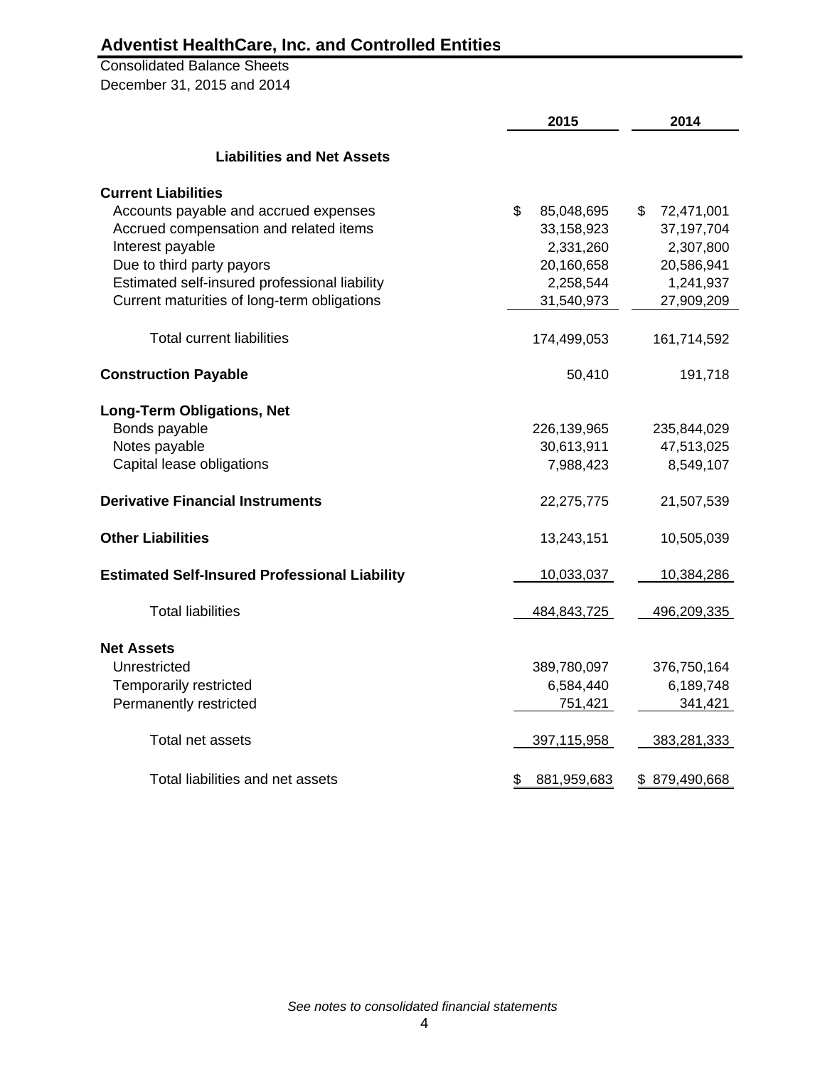## Adventist HealthCare, Inc. and Controlled Entities

Consolidated Balance Sheets
December 31, 2015 and 2014

| | 2015 | 2014 |
|---|---|---|
| **Liabilities and Net Assets** | | |
| **Current Liabilities** | | |
| Accounts payable and accrued expenses | $ 85,048,695 | $ 72,471,001 |
| Accrued compensation and related items | 33,158,923 | 37,197,704 |
| Interest payable | 2,331,260 | 2,307,800 |
| Due to third party payors | 20,160,658 | 20,586,941 |
| Estimated self-insured professional liability | 2,258,544 | 1,241,937 |
| Current maturities of long-term obligations | 31,540,973 | 27,909,209 |
| Total current liabilities | 174,499,053 | 161,714,592 |
| **Construction Payable** | 50,410 | 191,718 |
| **Long-Term Obligations, Net** | | |
| Bonds payable | 226,139,965 | 235,844,029 |
| Notes payable | 30,613,911 | 47,513,025 |
| Capital lease obligations | 7,988,423 | 8,549,107 |
| **Derivative Financial Instruments** | 22,275,775 | 21,507,539 |
| **Other Liabilities** | 13,243,151 | 10,505,039 |
| **Estimated Self-Insured Professional Liability** | 10,033,037 | 10,384,286 |
| Total liabilities | 484,843,725 | 496,209,335 |
| **Net Assets** | | |
| Unrestricted | 389,780,097 | 376,750,164 |
| Temporarily restricted | 6,584,440 | 6,189,748 |
| Permanently restricted | 751,421 | 341,421 |
| Total net assets | 397,115,958 | 383,281,333 |
| Total liabilities and net assets | $ 881,959,683 | $ 879,490,668 |

*See notes to consolidated financial statements*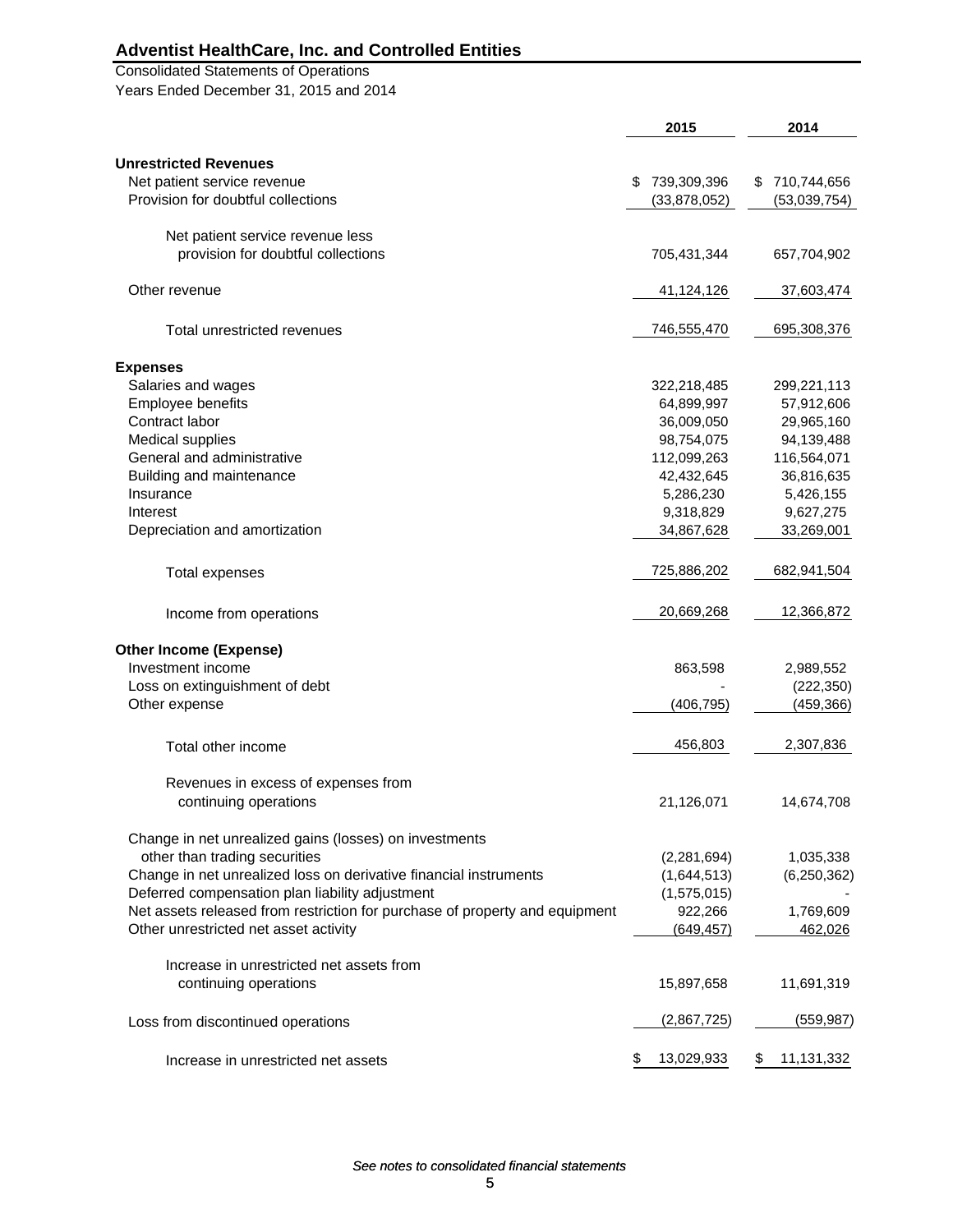# Adventist HealthCare, Inc. and Controlled Entities

Consolidated Statements of Operations
Years Ended December 31, 2015 and 2014

| | 2015 | 2014 |
|---|---|---|
| **Unrestricted Revenues** | | |
| Net patient service revenue | $ 739,309,396 | $ 710,744,656 |
| Provision for doubtful collections | (33,878,052) | (53,039,754) |
| Net patient service revenue less provision for doubtful collections | 705,431,344 | 657,704,902 |
| Other revenue | 41,124,126 | 37,603,474 |
| Total unrestricted revenues | 746,555,470 | 695,308,376 |
| **Expenses** | | |
| Salaries and wages | 322,218,485 | 299,221,113 |
| Employee benefits | 64,899,997 | 57,912,606 |
| Contract labor | 36,009,050 | 29,965,160 |
| Medical supplies | 98,754,075 | 94,139,488 |
| General and administrative | 112,099,263 | 116,564,071 |
| Building and maintenance | 42,432,645 | 36,816,635 |
| Insurance | 5,286,230 | 5,426,155 |
| Interest | 9,318,829 | 9,627,275 |
| Depreciation and amortization | 34,867,628 | 33,269,001 |
| Total expenses | 725,886,202 | 682,941,504 |
| Income from operations | 20,669,268 | 12,366,872 |
| **Other Income (Expense)** | | |
| Investment income | 863,598 | 2,989,552 |
| Loss on extinguishment of debt | - | (222,350) |
| Other expense | (406,795) | (459,366) |
| Total other income | 456,803 | 2,307,836 |
| Revenues in excess of expenses from continuing operations | 21,126,071 | 14,674,708 |
| Change in net unrealized gains (losses) on investments other than trading securities | (2,281,694) | 1,035,338 |
| Change in net unrealized loss on derivative financial instruments | (1,644,513) | (6,250,362) |
| Deferred compensation plan liability adjustment | (1,575,015) | - |
| Net assets released from restriction for purchase of property and equipment | 922,266 | 1,769,609 |
| Other unrestricted net asset activity | (649,457) | 462,026 |
| Increase in unrestricted net assets from continuing operations | 15,897,658 | 11,691,319 |
| Loss from discontinued operations | (2,867,725) | (559,987) |
| Increase in unrestricted net assets | $ 13,029,933 | $ 11,131,332 |

*See notes to consolidated financial statements*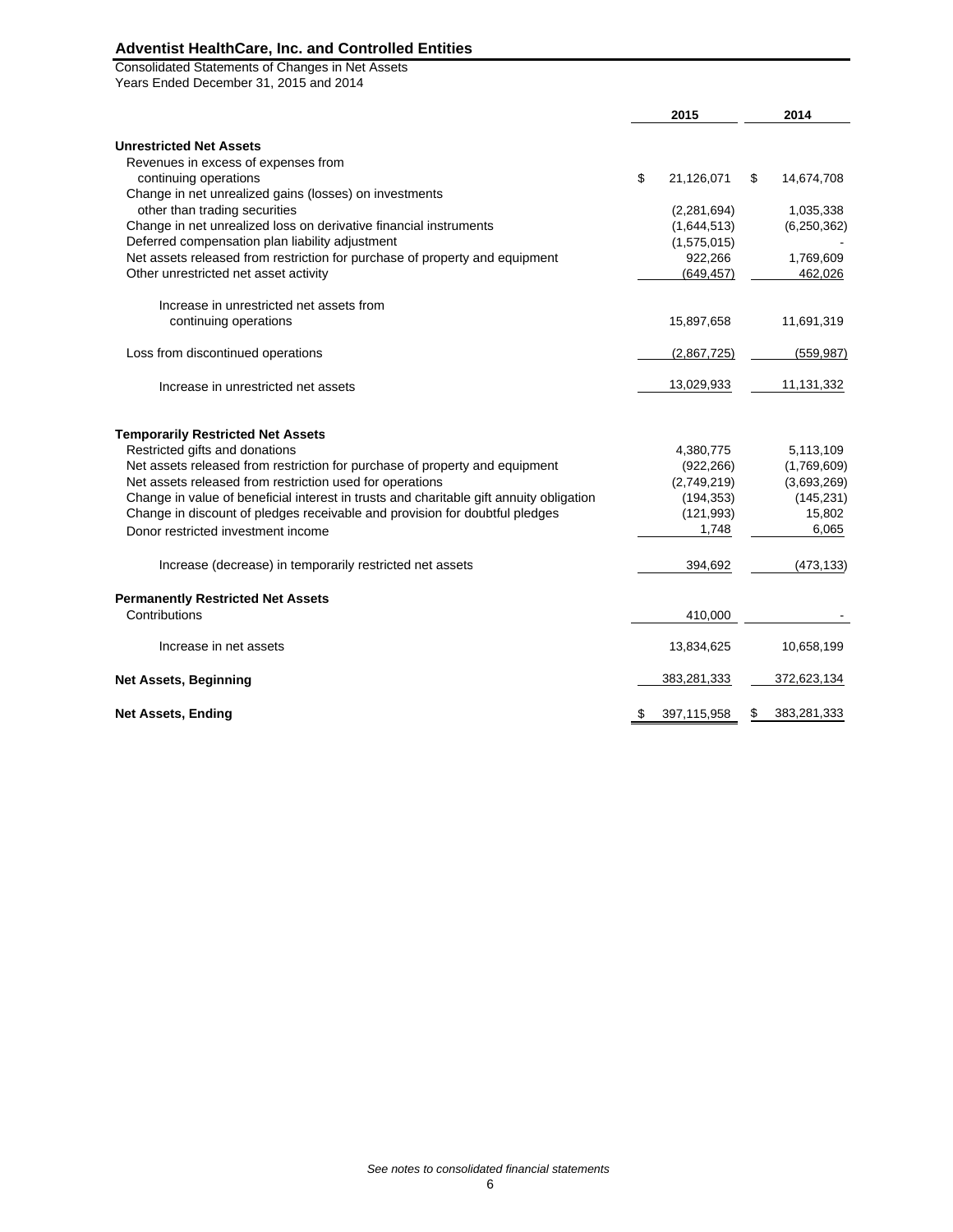## Adventist HealthCare, Inc. and Controlled Entities

Consolidated Statements of Changes in Net Assets
Years Ended December 31, 2015 and 2014

| | 2015 | 2014 |
|---|---|---|
| **Unrestricted Net Assets** | | |
| Revenues in excess of expenses from continuing operations | $ 21,126,071 | $ 14,674,708 |
| Change in net unrealized gains (losses) on investments other than trading securities | (2,281,694) | 1,035,338 |
| Change in net unrealized loss on derivative financial instruments | (1,644,513) | (6,250,362) |
| Deferred compensation plan liability adjustment | (1,575,015) | - |
| Net assets released from restriction for purchase of property and equipment | 922,266 | 1,769,609 |
| Other unrestricted net asset activity | (649,457) | 462,026 |
| Increase in unrestricted net assets from continuing operations | 15,897,658 | 11,691,319 |
| Loss from discontinued operations | (2,867,725) | (559,987) |
| Increase in unrestricted net assets | 13,029,933 | 11,131,332 |
| **Temporarily Restricted Net Assets** | | |
| Restricted gifts and donations | 4,380,775 | 5,113,109 |
| Net assets released from restriction for purchase of property and equipment | (922,266) | (1,769,609) |
| Net assets released from restriction used for operations | (2,749,219) | (3,693,269) |
| Change in value of beneficial interest in trusts and charitable gift annuity obligation | (194,353) | (145,231) |
| Change in discount of pledges receivable and provision for doubtful pledges | (121,993) | 15,802 |
| Donor restricted investment income | 1,748 | 6,065 |
| Increase (decrease) in temporarily restricted net assets | 394,692 | (473,133) |
| **Permanently Restricted Net Assets** | | |
| Contributions | 410,000 | - |
| Increase in net assets | 13,834,625 | 10,658,199 |
| **Net Assets, Beginning** | 383,281,333 | 372,623,134 |
| **Net Assets, Ending** | $ 397,115,958 | $ 383,281,333 |

*See notes to consolidated financial statements*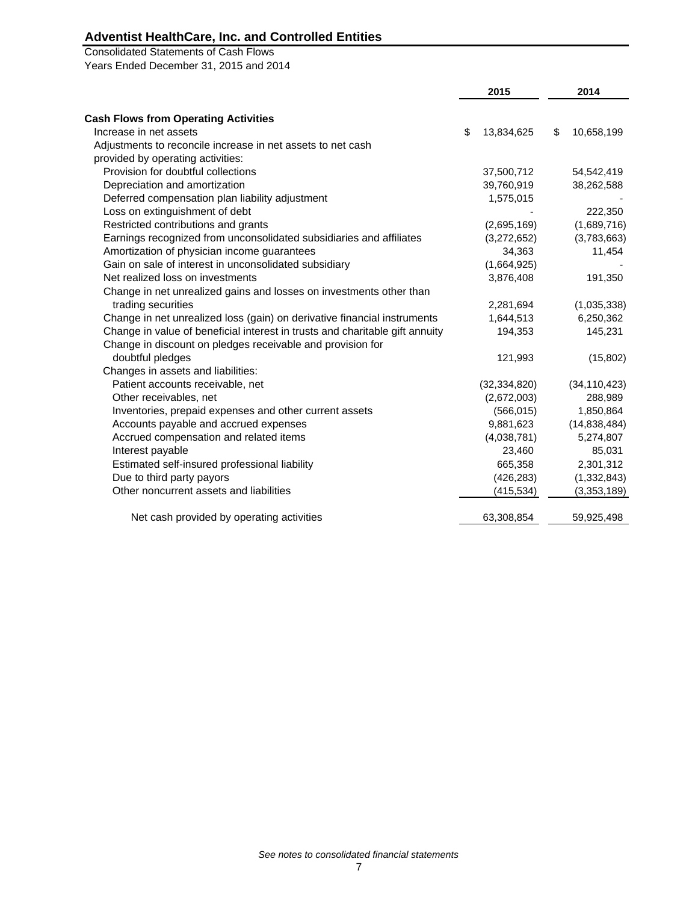## Adventist HealthCare, Inc. and Controlled Entities

Consolidated Statements of Cash Flows
Years Ended December 31, 2015 and 2014

| | 2015 | 2014 |
|---|---|---|
| **Cash Flows from Operating Activities** | | |
| Increase in net assets | $ 13,834,625 | $ 10,658,199 |
| Adjustments to reconcile increase in net assets to net cash provided by operating activities: | | |
| Provision for doubtful collections | 37,500,712 | 54,542,419 |
| Depreciation and amortization | 39,760,919 | 38,262,588 |
| Deferred compensation plan liability adjustment | 1,575,015 | - |
| Loss on extinguishment of debt | - | 222,350 |
| Restricted contributions and grants | (2,695,169) | (1,689,716) |
| Earnings recognized from unconsolidated subsidiaries and affiliates | (3,272,652) | (3,783,663) |
| Amortization of physician income guarantees | 34,363 | 11,454 |
| Gain on sale of interest in unconsolidated subsidiary | (1,664,925) | - |
| Net realized loss on investments | 3,876,408 | 191,350 |
| Change in net unrealized gains and losses on investments other than trading securities | 2,281,694 | (1,035,338) |
| Change in net unrealized loss (gain) on derivative financial instruments | 1,644,513 | 6,250,362 |
| Change in value of beneficial interest in trusts and charitable gift annuity | 194,353 | 145,231 |
| Change in discount on pledges receivable and provision for doubtful pledges | 121,993 | (15,802) |
| Changes in assets and liabilities: | | |
| Patient accounts receivable, net | (32,334,820) | (34,110,423) |
| Other receivables, net | (2,672,003) | 288,989 |
| Inventories, prepaid expenses and other current assets | (566,015) | 1,850,864 |
| Accounts payable and accrued expenses | 9,881,623 | (14,838,484) |
| Accrued compensation and related items | (4,038,781) | 5,274,807 |
| Interest payable | 23,460 | 85,031 |
| Estimated self-insured professional liability | 665,358 | 2,301,312 |
| Due to third party payors | (426,283) | (1,332,843) |
| Other noncurrent assets and liabilities | (415,534) | (3,353,189) |
| Net cash provided by operating activities | 63,308,854 | 59,925,498 |

*See notes to consolidated financial statements*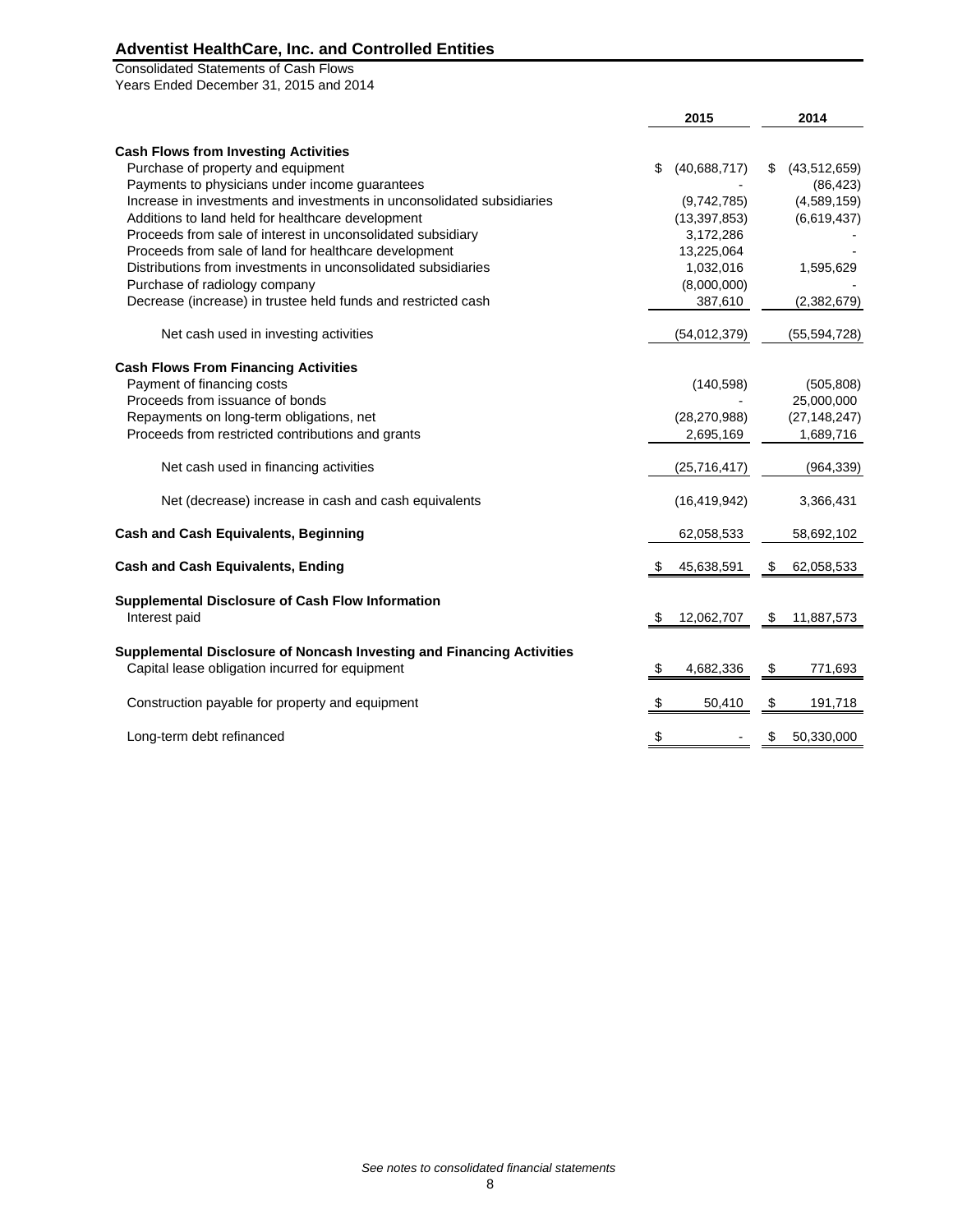# Adventist HealthCare, Inc. and Controlled Entities

Consolidated Statements of Cash Flows
Years Ended December 31, 2015 and 2014

| | 2015 | 2014 |
|---|---|---|
| **Cash Flows from Investing Activities** | | |
| Purchase of property and equipment | $ (40,688,717) | $ (43,512,659) |
| Payments to physicians under income guarantees | - | (86,423) |
| Increase in investments and investments in unconsolidated subsidiaries | (9,742,785) | (4,589,159) |
| Additions to land held for healthcare development | (13,397,853) | (6,619,437) |
| Proceeds from sale of interest in unconsolidated subsidiary | 3,172,286 | - |
| Proceeds from sale of land for healthcare development | 13,225,064 | - |
| Distributions from investments in unconsolidated subsidiaries | 1,032,016 | 1,595,629 |
| Purchase of radiology company | (8,000,000) | - |
| Decrease (increase) in trustee held funds and restricted cash | 387,610 | (2,382,679) |
| Net cash used in investing activities | (54,012,379) | (55,594,728) |
| **Cash Flows From Financing Activities** | | |
| Payment of financing costs | (140,598) | (505,808) |
| Proceeds from issuance of bonds | - | 25,000,000 |
| Repayments on long-term obligations, net | (28,270,988) | (27,148,247) |
| Proceeds from restricted contributions and grants | 2,695,169 | 1,689,716 |
| Net cash used in financing activities | (25,716,417) | (964,339) |
| Net (decrease) increase in cash and cash equivalents | (16,419,942) | 3,366,431 |
| **Cash and Cash Equivalents, Beginning** | 62,058,533 | 58,692,102 |
| **Cash and Cash Equivalents, Ending** | $ 45,638,591 | $ 62,058,533 |
| **Supplemental Disclosure of Cash Flow Information** | | |
| Interest paid | $ 12,062,707 | $ 11,887,573 |
| **Supplemental Disclosure of Noncash Investing and Financing Activities** | | |
| Capital lease obligation incurred for equipment | $ 4,682,336 | $ 771,693 |
| Construction payable for property and equipment | $ 50,410 | $ 191,718 |
| Long-term debt refinanced | $ - | $ 50,330,000 |

*See notes to consolidated financial statements*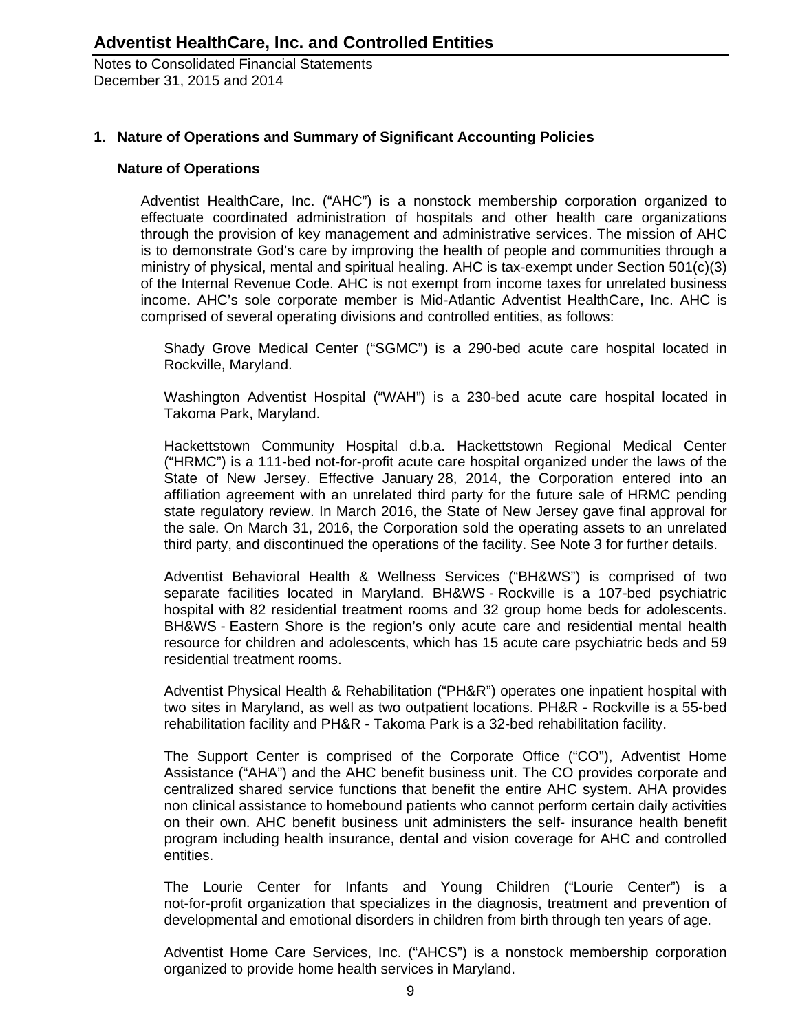## 1. Nature of Operations and Summary of Significant Accounting Policies

### Nature of Operations

Adventist HealthCare, Inc. ("AHC") is a nonstock membership corporation organized to effectuate coordinated administration of hospitals and other health care organizations through the provision of key management and administrative services. The mission of AHC is to demonstrate God's care by improving the health of people and communities through a ministry of physical, mental and spiritual healing. AHC is tax-exempt under Section 501(c)(3) of the Internal Revenue Code. AHC is not exempt from income taxes for unrelated business income. AHC's sole corporate member is Mid-Atlantic Adventist HealthCare, Inc. AHC is comprised of several operating divisions and controlled entities, as follows:

Shady Grove Medical Center ("SGMC") is a 290-bed acute care hospital located in Rockville, Maryland.

Washington Adventist Hospital ("WAH") is a 230-bed acute care hospital located in Takoma Park, Maryland.

Hackettstown Community Hospital d.b.a. Hackettstown Regional Medical Center ("HRMC") is a 111-bed not-for-profit acute care hospital organized under the laws of the State of New Jersey. Effective January 28, 2014, the Corporation entered into an affiliation agreement with an unrelated third party for the future sale of HRMC pending state regulatory review. In March 2016, the State of New Jersey gave final approval for the sale. On March 31, 2016, the Corporation sold the operating assets to an unrelated third party, and discontinued the operations of the facility. See Note 3 for further details.

Adventist Behavioral Health & Wellness Services ("BH&WS") is comprised of two separate facilities located in Maryland. BH&WS - Rockville is a 107-bed psychiatric hospital with 82 residential treatment rooms and 32 group home beds for adolescents. BH&WS - Eastern Shore is the region's only acute care and residential mental health resource for children and adolescents, which has 15 acute care psychiatric beds and 59 residential treatment rooms.

Adventist Physical Health & Rehabilitation ("PH&R") operates one inpatient hospital with two sites in Maryland, as well as two outpatient locations. PH&R - Rockville is a 55-bed rehabilitation facility and PH&R - Takoma Park is a 32-bed rehabilitation facility.

The Support Center is comprised of the Corporate Office ("CO"), Adventist Home Assistance ("AHA") and the AHC benefit business unit. The CO provides corporate and centralized shared service functions that benefit the entire AHC system. AHA provides non clinical assistance to homebound patients who cannot perform certain daily activities on their own. AHC benefit business unit administers the self- insurance health benefit program including health insurance, dental and vision coverage for AHC and controlled entities.

The Lourie Center for Infants and Young Children ("Lourie Center") is a not-for-profit organization that specializes in the diagnosis, treatment and prevention of developmental and emotional disorders in children from birth through ten years of age.

Adventist Home Care Services, Inc. ("AHCS") is a nonstock membership corporation organized to provide home health services in Maryland.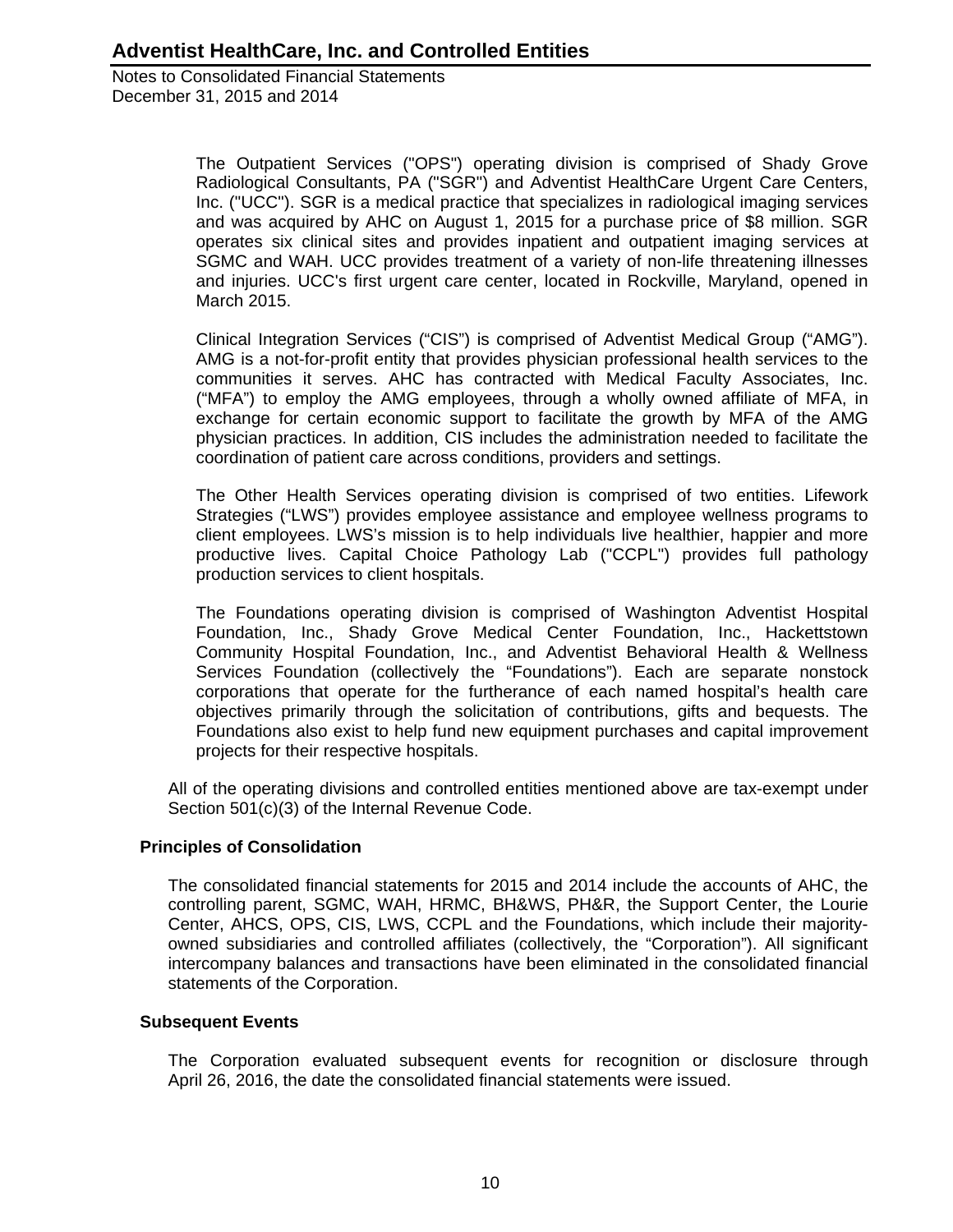The Outpatient Services ("OPS") operating division is comprised of Shady Grove Radiological Consultants, PA ("SGR") and Adventist HealthCare Urgent Care Centers, Inc. ("UCC"). SGR is a medical practice that specializes in radiological imaging services and was acquired by AHC on August 1, 2015 for a purchase price of $8 million. SGR operates six clinical sites and provides inpatient and outpatient imaging services at SGMC and WAH. UCC provides treatment of a variety of non-life threatening illnesses and injuries. UCC's first urgent care center, located in Rockville, Maryland, opened in March 2015.

Clinical Integration Services ("CIS") is comprised of Adventist Medical Group ("AMG"). AMG is a not-for-profit entity that provides physician professional health services to the communities it serves. AHC has contracted with Medical Faculty Associates, Inc. ("MFA") to employ the AMG employees, through a wholly owned affiliate of MFA, in exchange for certain economic support to facilitate the growth by MFA of the AMG physician practices. In addition, CIS includes the administration needed to facilitate the coordination of patient care across conditions, providers and settings.

The Other Health Services operating division is comprised of two entities. Lifework Strategies ("LWS") provides employee assistance and employee wellness programs to client employees. LWS's mission is to help individuals live healthier, happier and more productive lives. Capital Choice Pathology Lab ("CCPL") provides full pathology production services to client hospitals.

The Foundations operating division is comprised of Washington Adventist Hospital Foundation, Inc., Shady Grove Medical Center Foundation, Inc., Hackettstown Community Hospital Foundation, Inc., and Adventist Behavioral Health & Wellness Services Foundation (collectively the "Foundations"). Each are separate nonstock corporations that operate for the furtherance of each named hospital's health care objectives primarily through the solicitation of contributions, gifts and bequests. The Foundations also exist to help fund new equipment purchases and capital improvement projects for their respective hospitals.

All of the operating divisions and controlled entities mentioned above are tax-exempt under Section 501(c)(3) of the Internal Revenue Code.

### Principles of Consolidation

The consolidated financial statements for 2015 and 2014 include the accounts of AHC, the controlling parent, SGMC, WAH, HRMC, BH&WS, PH&R, the Support Center, the Lourie Center, AHCS, OPS, CIS, LWS, CCPL and the Foundations, which include their majority-owned subsidiaries and controlled affiliates (collectively, the "Corporation"). All significant intercompany balances and transactions have been eliminated in the consolidated financial statements of the Corporation.

### Subsequent Events

The Corporation evaluated subsequent events for recognition or disclosure through April 26, 2016, the date the consolidated financial statements were issued.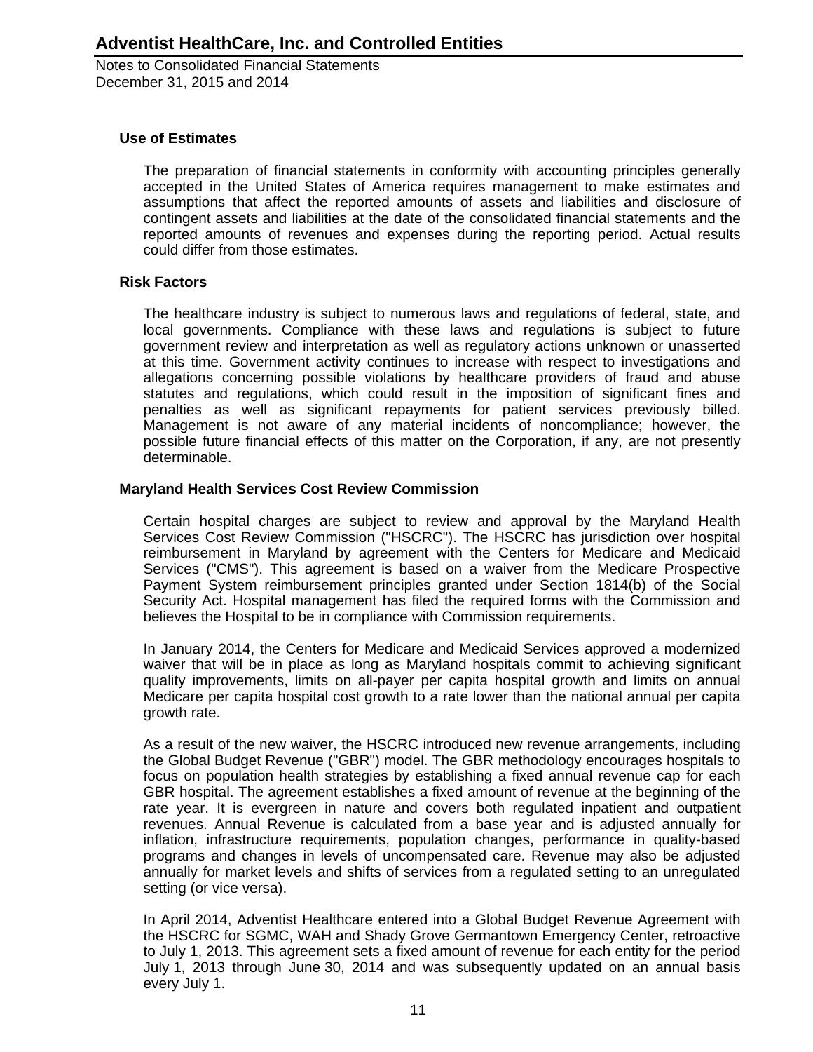### Use of Estimates

The preparation of financial statements in conformity with accounting principles generally accepted in the United States of America requires management to make estimates and assumptions that affect the reported amounts of assets and liabilities and disclosure of contingent assets and liabilities at the date of the consolidated financial statements and the reported amounts of revenues and expenses during the reporting period. Actual results could differ from those estimates.

### Risk Factors

The healthcare industry is subject to numerous laws and regulations of federal, state, and local governments. Compliance with these laws and regulations is subject to future government review and interpretation as well as regulatory actions unknown or unasserted at this time. Government activity continues to increase with respect to investigations and allegations concerning possible violations by healthcare providers of fraud and abuse statutes and regulations, which could result in the imposition of significant fines and penalties as well as significant repayments for patient services previously billed. Management is not aware of any material incidents of noncompliance; however, the possible future financial effects of this matter on the Corporation, if any, are not presently determinable.

### Maryland Health Services Cost Review Commission

Certain hospital charges are subject to review and approval by the Maryland Health Services Cost Review Commission ("HSCRC"). The HSCRC has jurisdiction over hospital reimbursement in Maryland by agreement with the Centers for Medicare and Medicaid Services ("CMS"). This agreement is based on a waiver from the Medicare Prospective Payment System reimbursement principles granted under Section 1814(b) of the Social Security Act. Hospital management has filed the required forms with the Commission and believes the Hospital to be in compliance with Commission requirements.

In January 2014, the Centers for Medicare and Medicaid Services approved a modernized waiver that will be in place as long as Maryland hospitals commit to achieving significant quality improvements, limits on all-payer per capita hospital growth and limits on annual Medicare per capita hospital cost growth to a rate lower than the national annual per capita growth rate.

As a result of the new waiver, the HSCRC introduced new revenue arrangements, including the Global Budget Revenue ("GBR") model. The GBR methodology encourages hospitals to focus on population health strategies by establishing a fixed annual revenue cap for each GBR hospital. The agreement establishes a fixed amount of revenue at the beginning of the rate year. It is evergreen in nature and covers both regulated inpatient and outpatient revenues. Annual Revenue is calculated from a base year and is adjusted annually for inflation, infrastructure requirements, population changes, performance in quality-based programs and changes in levels of uncompensated care. Revenue may also be adjusted annually for market levels and shifts of services from a regulated setting to an unregulated setting (or vice versa).

In April 2014, Adventist Healthcare entered into a Global Budget Revenue Agreement with the HSCRC for SGMC, WAH and Shady Grove Germantown Emergency Center, retroactive to July 1, 2013. This agreement sets a fixed amount of revenue for each entity for the period July 1, 2013 through June 30, 2014 and was subsequently updated on an annual basis every July 1.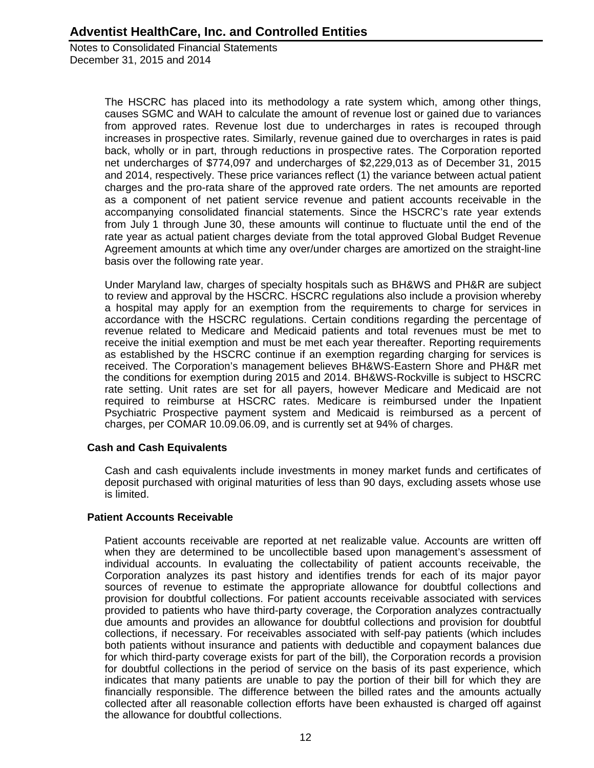The HSCRC has placed into its methodology a rate system which, among other things, causes SGMC and WAH to calculate the amount of revenue lost or gained due to variances from approved rates. Revenue lost due to undercharges in rates is recouped through increases in prospective rates. Similarly, revenue gained due to overcharges in rates is paid back, wholly or in part, through reductions in prospective rates. The Corporation reported net undercharges of $774,097 and undercharges of $2,229,013 as of December 31, 2015 and 2014, respectively. These price variances reflect (1) the variance between actual patient charges and the pro-rata share of the approved rate orders. The net amounts are reported as a component of net patient service revenue and patient accounts receivable in the accompanying consolidated financial statements. Since the HSCRC's rate year extends from July 1 through June 30, these amounts will continue to fluctuate until the end of the rate year as actual patient charges deviate from the total approved Global Budget Revenue Agreement amounts at which time any over/under charges are amortized on the straight-line basis over the following rate year.

Under Maryland law, charges of specialty hospitals such as BH&WS and PH&R are subject to review and approval by the HSCRC. HSCRC regulations also include a provision whereby a hospital may apply for an exemption from the requirements to charge for services in accordance with the HSCRC regulations. Certain conditions regarding the percentage of revenue related to Medicare and Medicaid patients and total revenues must be met to receive the initial exemption and must be met each year thereafter. Reporting requirements as established by the HSCRC continue if an exemption regarding charging for services is received. The Corporation's management believes BH&WS-Eastern Shore and PH&R met the conditions for exemption during 2015 and 2014. BH&WS-Rockville is subject to HSCRC rate setting. Unit rates are set for all payers, however Medicare and Medicaid are not required to reimburse at HSCRC rates. Medicare is reimbursed under the Inpatient Psychiatric Prospective payment system and Medicaid is reimbursed as a percent of charges, per COMAR 10.09.06.09, and is currently set at 94% of charges.

### Cash and Cash Equivalents

Cash and cash equivalents include investments in money market funds and certificates of deposit purchased with original maturities of less than 90 days, excluding assets whose use is limited.

### Patient Accounts Receivable

Patient accounts receivable are reported at net realizable value. Accounts are written off when they are determined to be uncollectible based upon management's assessment of individual accounts. In evaluating the collectability of patient accounts receivable, the Corporation analyzes its past history and identifies trends for each of its major payor sources of revenue to estimate the appropriate allowance for doubtful collections and provision for doubtful collections. For patient accounts receivable associated with services provided to patients who have third-party coverage, the Corporation analyzes contractually due amounts and provides an allowance for doubtful collections and provision for doubtful collections, if necessary. For receivables associated with self-pay patients (which includes both patients without insurance and patients with deductible and copayment balances due for which third-party coverage exists for part of the bill), the Corporation records a provision for doubtful collections in the period of service on the basis of its past experience, which indicates that many patients are unable to pay the portion of their bill for which they are financially responsible. The difference between the billed rates and the amounts actually collected after all reasonable collection efforts have been exhausted is charged off against the allowance for doubtful collections.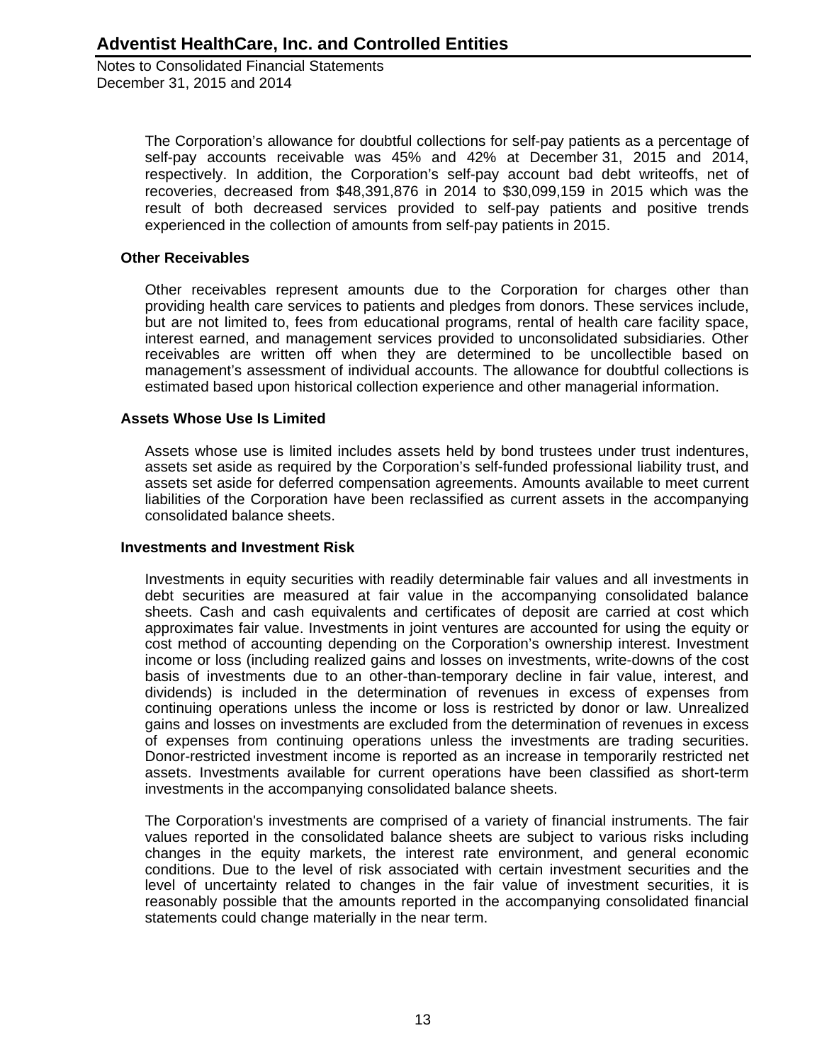The Corporation’s allowance for doubtful collections for self-pay patients as a percentage of self-pay accounts receivable was 45% and 42% at December 31, 2015 and 2014, respectively. In addition, the Corporation’s self-pay account bad debt writeoffs, net of recoveries, decreased from $48,391,876 in 2014 to $30,099,159 in 2015 which was the result of both decreased services provided to self-pay patients and positive trends experienced in the collection of amounts from self-pay patients in 2015.

### Other Receivables

Other receivables represent amounts due to the Corporation for charges other than providing health care services to patients and pledges from donors. These services include, but are not limited to, fees from educational programs, rental of health care facility space, interest earned, and management services provided to unconsolidated subsidiaries. Other receivables are written off when they are determined to be uncollectible based on management’s assessment of individual accounts. The allowance for doubtful collections is estimated based upon historical collection experience and other managerial information.

### Assets Whose Use Is Limited

Assets whose use is limited includes assets held by bond trustees under trust indentures, assets set aside as required by the Corporation’s self-funded professional liability trust, and assets set aside for deferred compensation agreements. Amounts available to meet current liabilities of the Corporation have been reclassified as current assets in the accompanying consolidated balance sheets.

### Investments and Investment Risk

Investments in equity securities with readily determinable fair values and all investments in debt securities are measured at fair value in the accompanying consolidated balance sheets. Cash and cash equivalents and certificates of deposit are carried at cost which approximates fair value. Investments in joint ventures are accounted for using the equity or cost method of accounting depending on the Corporation’s ownership interest. Investment income or loss (including realized gains and losses on investments, write-downs of the cost basis of investments due to an other-than-temporary decline in fair value, interest, and dividends) is included in the determination of revenues in excess of expenses from continuing operations unless the income or loss is restricted by donor or law. Unrealized gains and losses on investments are excluded from the determination of revenues in excess of expenses from continuing operations unless the investments are trading securities. Donor-restricted investment income is reported as an increase in temporarily restricted net assets. Investments available for current operations have been classified as short-term investments in the accompanying consolidated balance sheets.

The Corporation's investments are comprised of a variety of financial instruments. The fair values reported in the consolidated balance sheets are subject to various risks including changes in the equity markets, the interest rate environment, and general economic conditions. Due to the level of risk associated with certain investment securities and the level of uncertainty related to changes in the fair value of investment securities, it is reasonably possible that the amounts reported in the accompanying consolidated financial statements could change materially in the near term.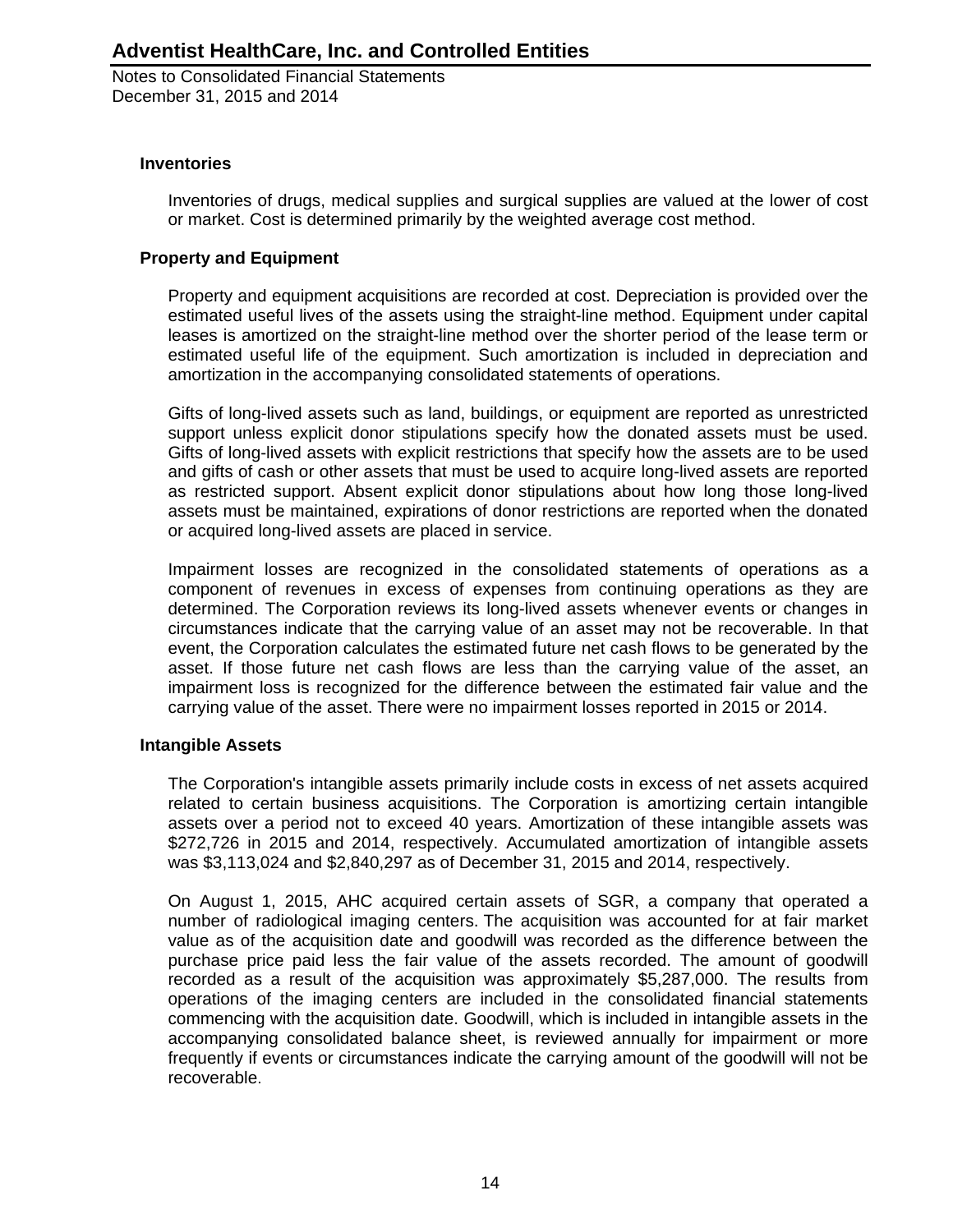### Inventories

Inventories of drugs, medical supplies and surgical supplies are valued at the lower of cost or market. Cost is determined primarily by the weighted average cost method.

### Property and Equipment

Property and equipment acquisitions are recorded at cost. Depreciation is provided over the estimated useful lives of the assets using the straight-line method. Equipment under capital leases is amortized on the straight-line method over the shorter period of the lease term or estimated useful life of the equipment. Such amortization is included in depreciation and amortization in the accompanying consolidated statements of operations.

Gifts of long-lived assets such as land, buildings, or equipment are reported as unrestricted support unless explicit donor stipulations specify how the donated assets must be used. Gifts of long-lived assets with explicit restrictions that specify how the assets are to be used and gifts of cash or other assets that must be used to acquire long-lived assets are reported as restricted support. Absent explicit donor stipulations about how long those long-lived assets must be maintained, expirations of donor restrictions are reported when the donated or acquired long-lived assets are placed in service.

Impairment losses are recognized in the consolidated statements of operations as a component of revenues in excess of expenses from continuing operations as they are determined. The Corporation reviews its long-lived assets whenever events or changes in circumstances indicate that the carrying value of an asset may not be recoverable. In that event, the Corporation calculates the estimated future net cash flows to be generated by the asset. If those future net cash flows are less than the carrying value of the asset, an impairment loss is recognized for the difference between the estimated fair value and the carrying value of the asset. There were no impairment losses reported in 2015 or 2014.

### Intangible Assets

The Corporation's intangible assets primarily include costs in excess of net assets acquired related to certain business acquisitions. The Corporation is amortizing certain intangible assets over a period not to exceed 40 years. Amortization of these intangible assets was $272,726 in 2015 and 2014, respectively. Accumulated amortization of intangible assets was $3,113,024 and $2,840,297 as of December 31, 2015 and 2014, respectively.

On August 1, 2015, AHC acquired certain assets of SGR, a company that operated a number of radiological imaging centers. The acquisition was accounted for at fair market value as of the acquisition date and goodwill was recorded as the difference between the purchase price paid less the fair value of the assets recorded. The amount of goodwill recorded as a result of the acquisition was approximately $5,287,000. The results from operations of the imaging centers are included in the consolidated financial statements commencing with the acquisition date. Goodwill, which is included in intangible assets in the accompanying consolidated balance sheet, is reviewed annually for impairment or more frequently if events or circumstances indicate the carrying amount of the goodwill will not be recoverable.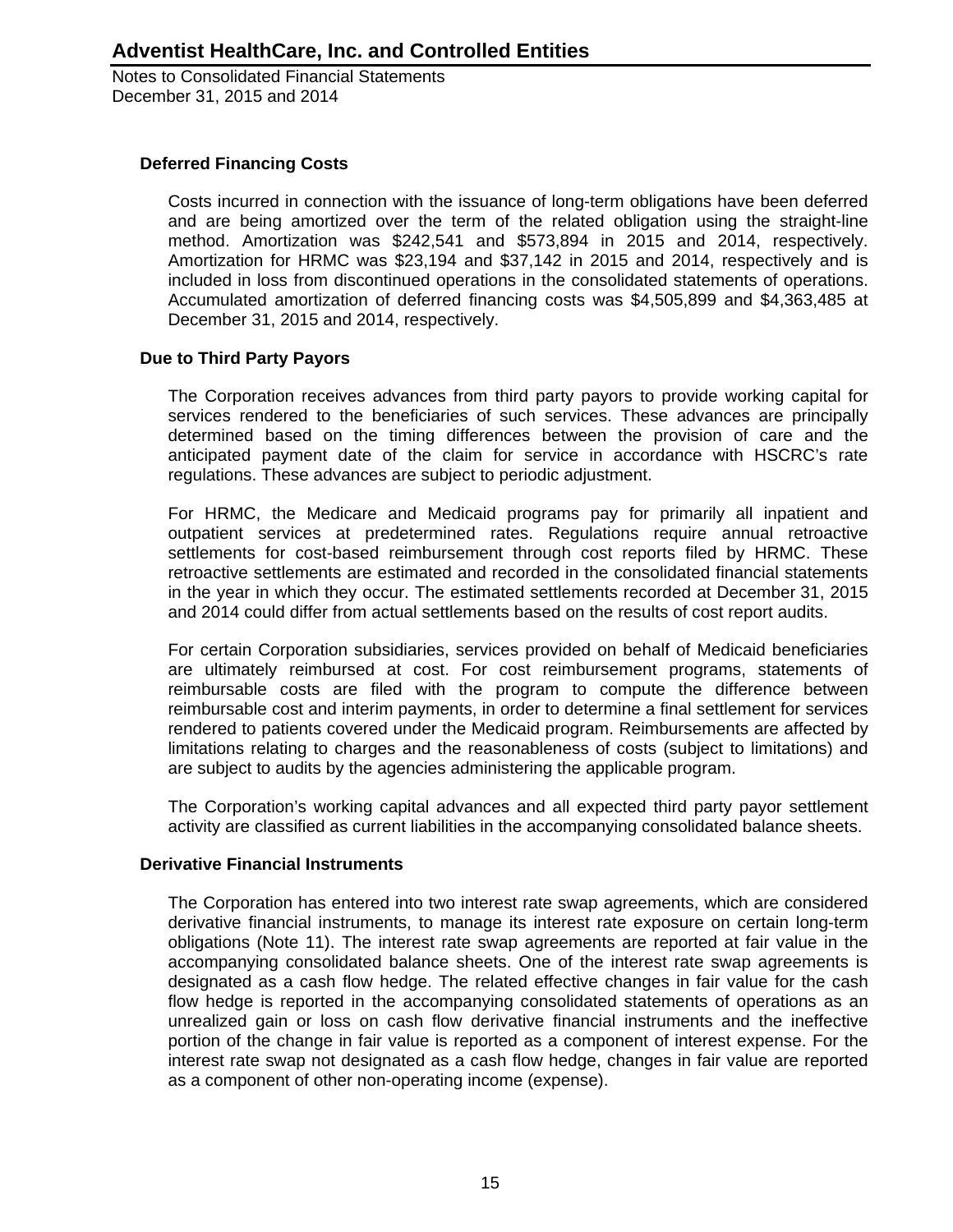### Deferred Financing Costs

Costs incurred in connection with the issuance of long-term obligations have been deferred and are being amortized over the term of the related obligation using the straight-line method. Amortization was $242,541 and $573,894 in 2015 and 2014, respectively. Amortization for HRMC was $23,194 and $37,142 in 2015 and 2014, respectively and is included in loss from discontinued operations in the consolidated statements of operations. Accumulated amortization of deferred financing costs was $4,505,899 and $4,363,485 at December 31, 2015 and 2014, respectively.

### Due to Third Party Payors

The Corporation receives advances from third party payors to provide working capital for services rendered to the beneficiaries of such services. These advances are principally determined based on the timing differences between the provision of care and the anticipated payment date of the claim for service in accordance with HSCRC's rate regulations. These advances are subject to periodic adjustment.

For HRMC, the Medicare and Medicaid programs pay for primarily all inpatient and outpatient services at predetermined rates. Regulations require annual retroactive settlements for cost-based reimbursement through cost reports filed by HRMC. These retroactive settlements are estimated and recorded in the consolidated financial statements in the year in which they occur. The estimated settlements recorded at December 31, 2015 and 2014 could differ from actual settlements based on the results of cost report audits.

For certain Corporation subsidiaries, services provided on behalf of Medicaid beneficiaries are ultimately reimbursed at cost. For cost reimbursement programs, statements of reimbursable costs are filed with the program to compute the difference between reimbursable cost and interim payments, in order to determine a final settlement for services rendered to patients covered under the Medicaid program. Reimbursements are affected by limitations relating to charges and the reasonableness of costs (subject to limitations) and are subject to audits by the agencies administering the applicable program.

The Corporation's working capital advances and all expected third party payor settlement activity are classified as current liabilities in the accompanying consolidated balance sheets.

### Derivative Financial Instruments

The Corporation has entered into two interest rate swap agreements, which are considered derivative financial instruments, to manage its interest rate exposure on certain long-term obligations (Note 11). The interest rate swap agreements are reported at fair value in the accompanying consolidated balance sheets. One of the interest rate swap agreements is designated as a cash flow hedge. The related effective changes in fair value for the cash flow hedge is reported in the accompanying consolidated statements of operations as an unrealized gain or loss on cash flow derivative financial instruments and the ineffective portion of the change in fair value is reported as a component of interest expense. For the interest rate swap not designated as a cash flow hedge, changes in fair value are reported as a component of other non-operating income (expense).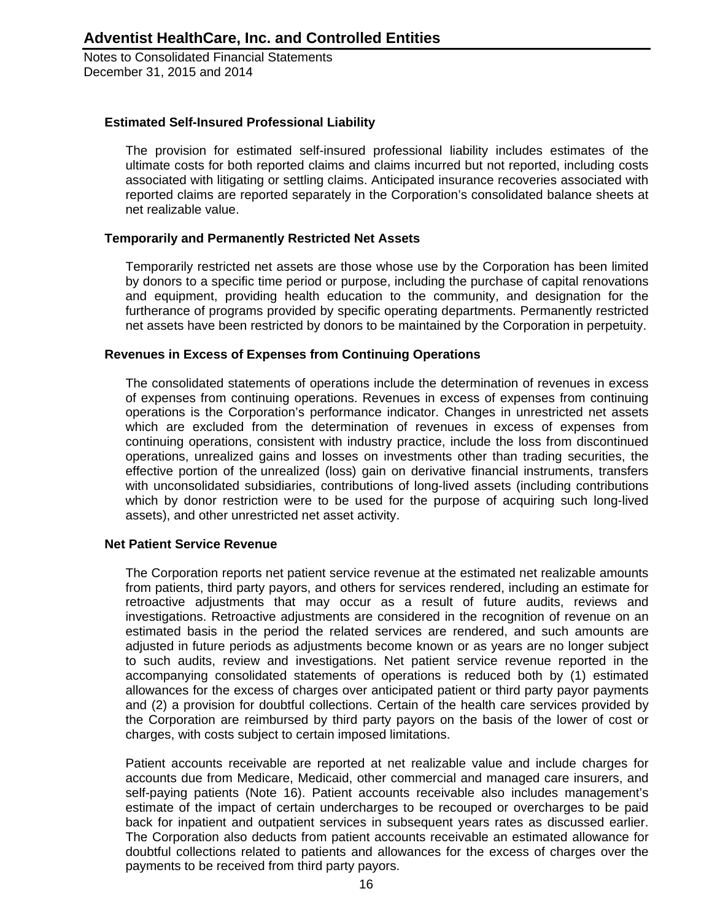### Estimated Self-Insured Professional Liability

The provision for estimated self-insured professional liability includes estimates of the ultimate costs for both reported claims and claims incurred but not reported, including costs associated with litigating or settling claims. Anticipated insurance recoveries associated with reported claims are reported separately in the Corporation's consolidated balance sheets at net realizable value.

### Temporarily and Permanently Restricted Net Assets

Temporarily restricted net assets are those whose use by the Corporation has been limited by donors to a specific time period or purpose, including the purchase of capital renovations and equipment, providing health education to the community, and designation for the furtherance of programs provided by specific operating departments. Permanently restricted net assets have been restricted by donors to be maintained by the Corporation in perpetuity.

### Revenues in Excess of Expenses from Continuing Operations

The consolidated statements of operations include the determination of revenues in excess of expenses from continuing operations. Revenues in excess of expenses from continuing operations is the Corporation's performance indicator. Changes in unrestricted net assets which are excluded from the determination of revenues in excess of expenses from continuing operations, consistent with industry practice, include the loss from discontinued operations, unrealized gains and losses on investments other than trading securities, the effective portion of the unrealized (loss) gain on derivative financial instruments, transfers with unconsolidated subsidiaries, contributions of long-lived assets (including contributions which by donor restriction were to be used for the purpose of acquiring such long-lived assets), and other unrestricted net asset activity.

### Net Patient Service Revenue

The Corporation reports net patient service revenue at the estimated net realizable amounts from patients, third party payors, and others for services rendered, including an estimate for retroactive adjustments that may occur as a result of future audits, reviews and investigations. Retroactive adjustments are considered in the recognition of revenue on an estimated basis in the period the related services are rendered, and such amounts are adjusted in future periods as adjustments become known or as years are no longer subject to such audits, review and investigations. Net patient service revenue reported in the accompanying consolidated statements of operations is reduced both by (1) estimated allowances for the excess of charges over anticipated patient or third party payor payments and (2) a provision for doubtful collections. Certain of the health care services provided by the Corporation are reimbursed by third party payors on the basis of the lower of cost or charges, with costs subject to certain imposed limitations.

Patient accounts receivable are reported at net realizable value and include charges for accounts due from Medicare, Medicaid, other commercial and managed care insurers, and self-paying patients (Note 16). Patient accounts receivable also includes management's estimate of the impact of certain undercharges to be recouped or overcharges to be paid back for inpatient and outpatient services in subsequent years rates as discussed earlier. The Corporation also deducts from patient accounts receivable an estimated allowance for doubtful collections related to patients and allowances for the excess of charges over the payments to be received from third party payors.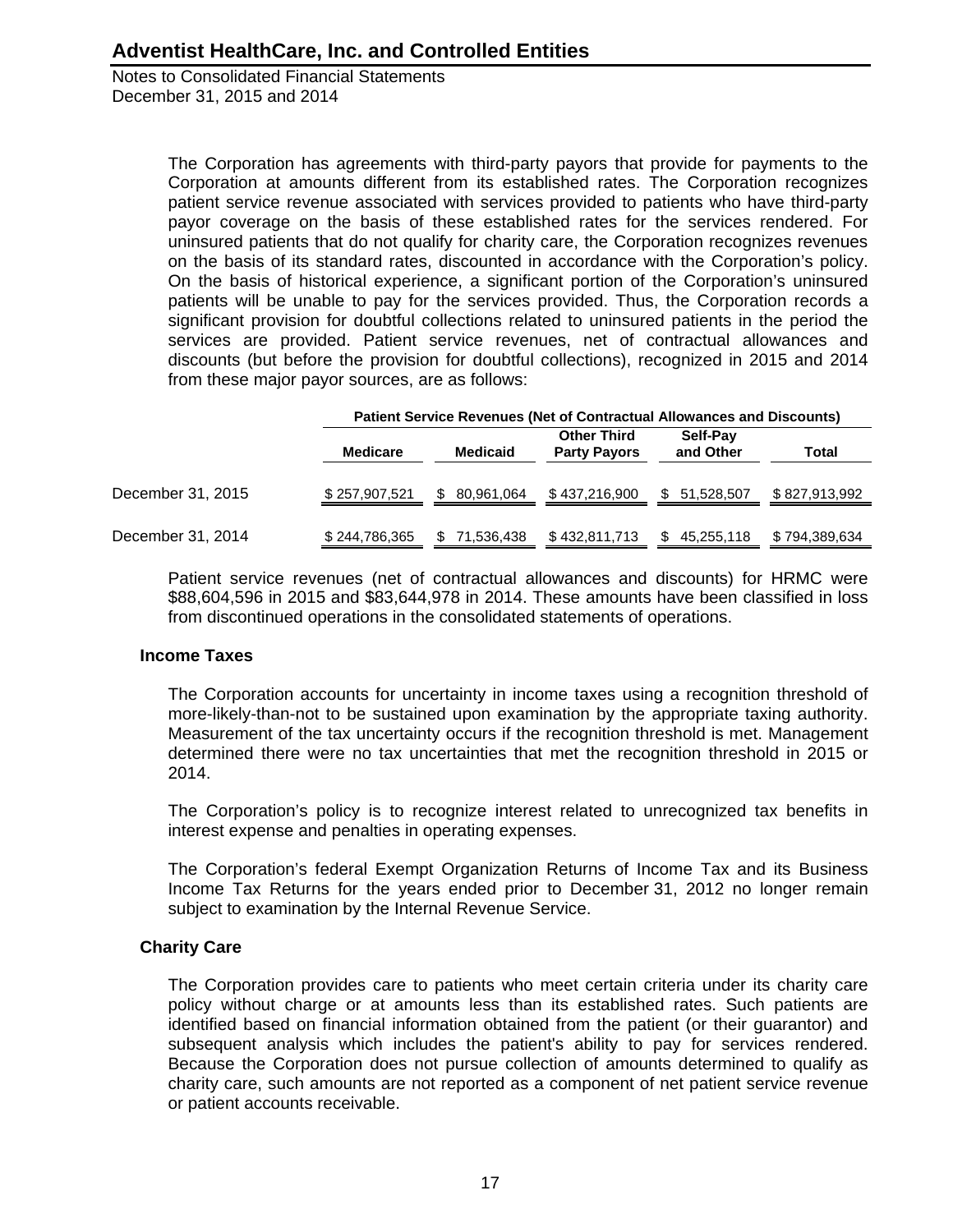The Corporation has agreements with third-party payors that provide for payments to the Corporation at amounts different from its established rates. The Corporation recognizes patient service revenue associated with services provided to patients who have third-party payor coverage on the basis of these established rates for the services rendered. For uninsured patients that do not qualify for charity care, the Corporation recognizes revenues on the basis of its standard rates, discounted in accordance with the Corporation's policy. On the basis of historical experience, a significant portion of the Corporation's uninsured patients will be unable to pay for the services provided. Thus, the Corporation records a significant provision for doubtful collections related to uninsured patients in the period the services are provided. Patient service revenues, net of contractual allowances and discounts (but before the provision for doubtful collections), recognized in 2015 and 2014 from these major payor sources, are as follows:

| | Patient Service Revenues (Net of Contractual Allowances and Discounts) | | | | |
|---|---|---|---|---|---|
| | Medicare | Medicaid | Other Third Party Payors | Self-Pay and Other | Total |
| December 31, 2015 | $ 257,907,521 | $ 80,961,064 | $ 437,216,900 | $ 51,528,507 | $ 827,913,992 |
| December 31, 2014 | $ 244,786,365 | $ 71,536,438 | $ 432,811,713 | $ 45,255,118 | $ 794,389,634 |

Patient service revenues (net of contractual allowances and discounts) for HRMC were $88,604,596 in 2015 and $83,644,978 in 2014. These amounts have been classified in loss from discontinued operations in the consolidated statements of operations.

### Income Taxes

The Corporation accounts for uncertainty in income taxes using a recognition threshold of more-likely-than-not to be sustained upon examination by the appropriate taxing authority. Measurement of the tax uncertainty occurs if the recognition threshold is met. Management determined there were no tax uncertainties that met the recognition threshold in 2015 or 2014.

The Corporation's policy is to recognize interest related to unrecognized tax benefits in interest expense and penalties in operating expenses.

The Corporation's federal Exempt Organization Returns of Income Tax and its Business Income Tax Returns for the years ended prior to December 31, 2012 no longer remain subject to examination by the Internal Revenue Service.

### Charity Care

The Corporation provides care to patients who meet certain criteria under its charity care policy without charge or at amounts less than its established rates. Such patients are identified based on financial information obtained from the patient (or their guarantor) and subsequent analysis which includes the patient's ability to pay for services rendered. Because the Corporation does not pursue collection of amounts determined to qualify as charity care, such amounts are not reported as a component of net patient service revenue or patient accounts receivable.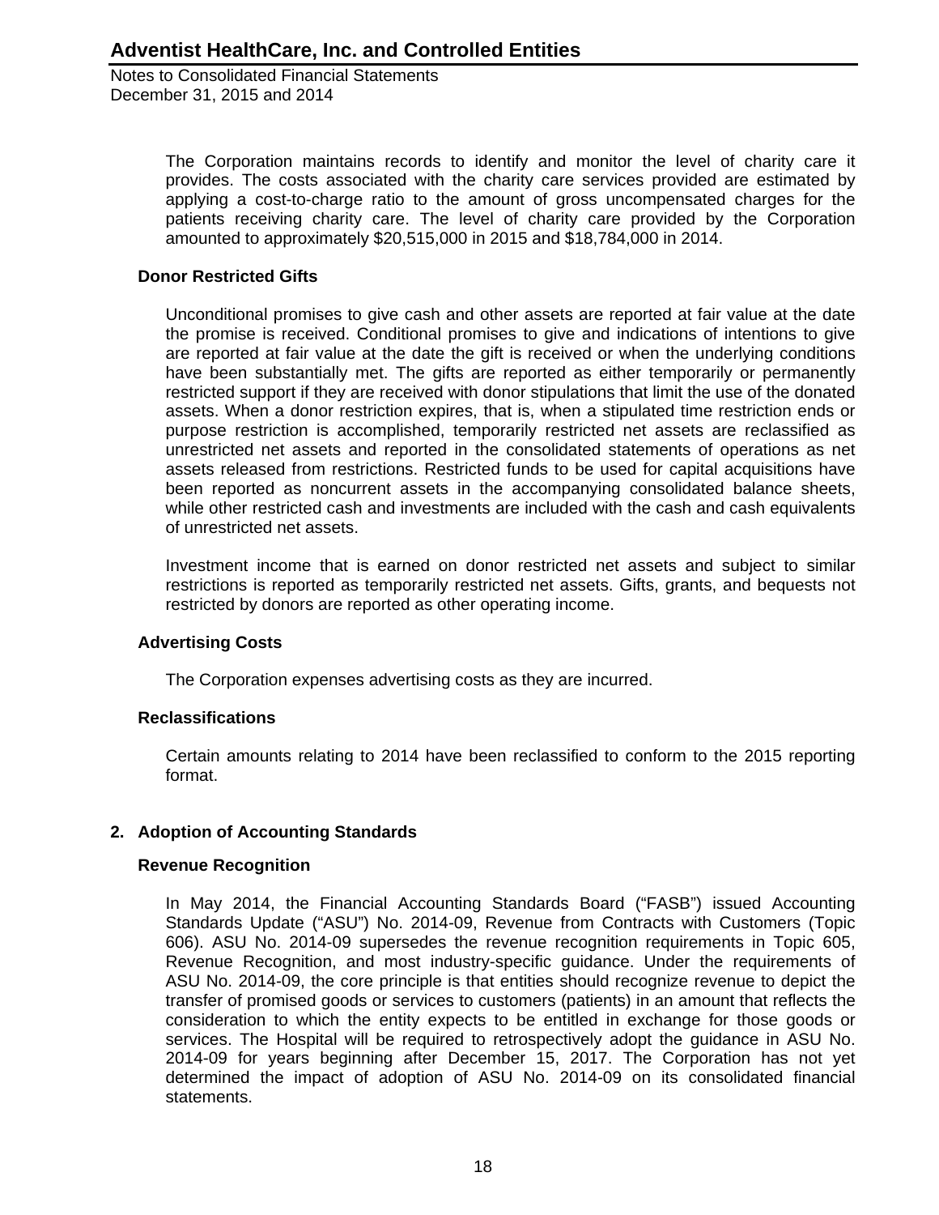The Corporation maintains records to identify and monitor the level of charity care it provides. The costs associated with the charity care services provided are estimated by applying a cost-to-charge ratio to the amount of gross uncompensated charges for the patients receiving charity care. The level of charity care provided by the Corporation amounted to approximately $20,515,000 in 2015 and $18,784,000 in 2014.

### Donor Restricted Gifts

Unconditional promises to give cash and other assets are reported at fair value at the date the promise is received. Conditional promises to give and indications of intentions to give are reported at fair value at the date the gift is received or when the underlying conditions have been substantially met. The gifts are reported as either temporarily or permanently restricted support if they are received with donor stipulations that limit the use of the donated assets. When a donor restriction expires, that is, when a stipulated time restriction ends or purpose restriction is accomplished, temporarily restricted net assets are reclassified as unrestricted net assets and reported in the consolidated statements of operations as net assets released from restrictions. Restricted funds to be used for capital acquisitions have been reported as noncurrent assets in the accompanying consolidated balance sheets, while other restricted cash and investments are included with the cash and cash equivalents of unrestricted net assets.

Investment income that is earned on donor restricted net assets and subject to similar restrictions is reported as temporarily restricted net assets. Gifts, grants, and bequests not restricted by donors are reported as other operating income.

### Advertising Costs

The Corporation expenses advertising costs as they are incurred.

### Reclassifications

Certain amounts relating to 2014 have been reclassified to conform to the 2015 reporting format.

## 2. Adoption of Accounting Standards

### Revenue Recognition

In May 2014, the Financial Accounting Standards Board ("FASB") issued Accounting Standards Update ("ASU") No. 2014-09, Revenue from Contracts with Customers (Topic 606). ASU No. 2014-09 supersedes the revenue recognition requirements in Topic 605, Revenue Recognition, and most industry-specific guidance. Under the requirements of ASU No. 2014-09, the core principle is that entities should recognize revenue to depict the transfer of promised goods or services to customers (patients) in an amount that reflects the consideration to which the entity expects to be entitled in exchange for those goods or services. The Hospital will be required to retrospectively adopt the guidance in ASU No. 2014-09 for years beginning after December 15, 2017. The Corporation has not yet determined the impact of adoption of ASU No. 2014-09 on its consolidated financial statements.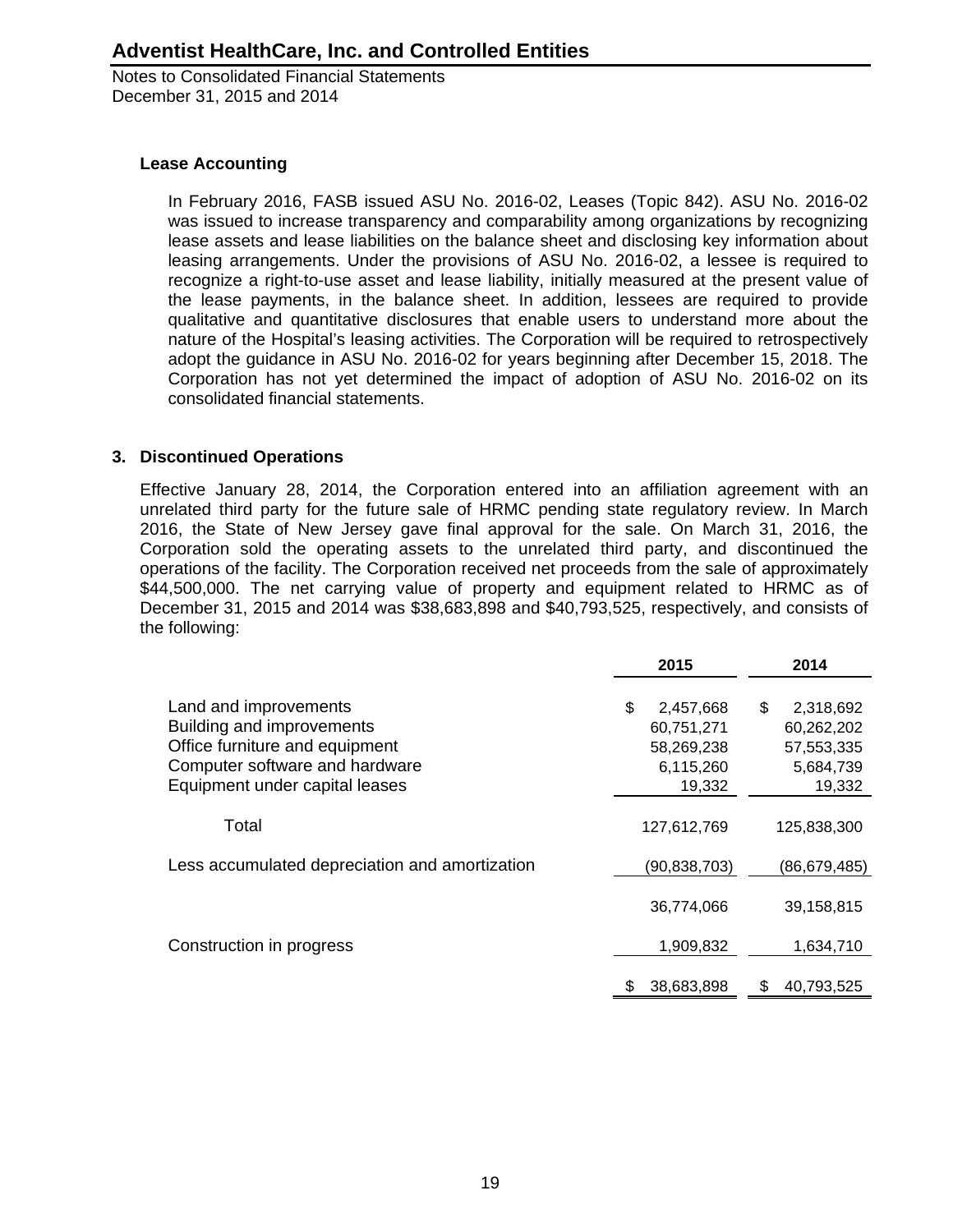### Lease Accounting

In February 2016, FASB issued ASU No. 2016-02, Leases (Topic 842). ASU No. 2016-02 was issued to increase transparency and comparability among organizations by recognizing lease assets and lease liabilities on the balance sheet and disclosing key information about leasing arrangements. Under the provisions of ASU No. 2016-02, a lessee is required to recognize a right-to-use asset and lease liability, initially measured at the present value of the lease payments, in the balance sheet. In addition, lessees are required to provide qualitative and quantitative disclosures that enable users to understand more about the nature of the Hospital's leasing activities. The Corporation will be required to retrospectively adopt the guidance in ASU No. 2016-02 for years beginning after December 15, 2018. The Corporation has not yet determined the impact of adoption of ASU No. 2016-02 on its consolidated financial statements.

## 3. Discontinued Operations

Effective January 28, 2014, the Corporation entered into an affiliation agreement with an unrelated third party for the future sale of HRMC pending state regulatory review. In March 2016, the State of New Jersey gave final approval for the sale. On March 31, 2016, the Corporation sold the operating assets to the unrelated third party, and discontinued the operations of the facility. The Corporation received net proceeds from the sale of approximately $44,500,000. The net carrying value of property and equipment related to HRMC as of December 31, 2015 and 2014 was $38,683,898 and $40,793,525, respectively, and consists of the following:

| | 2015 | 2014 |
|---|---|---|
| Land and improvements | $ 2,457,668 | $ 2,318,692 |
| Building and improvements | 60,751,271 | 60,262,202 |
| Office furniture and equipment | 58,269,238 | 57,553,335 |
| Computer software and hardware | 6,115,260 | 5,684,739 |
| Equipment under capital leases | 19,332 | 19,332 |
| Total | 127,612,769 | 125,838,300 |
| Less accumulated depreciation and amortization | (90,838,703) | (86,679,485) |
| | 36,774,066 | 39,158,815 |
| Construction in progress | 1,909,832 | 1,634,710 |
| | $ 38,683,898 | $ 40,793,525 |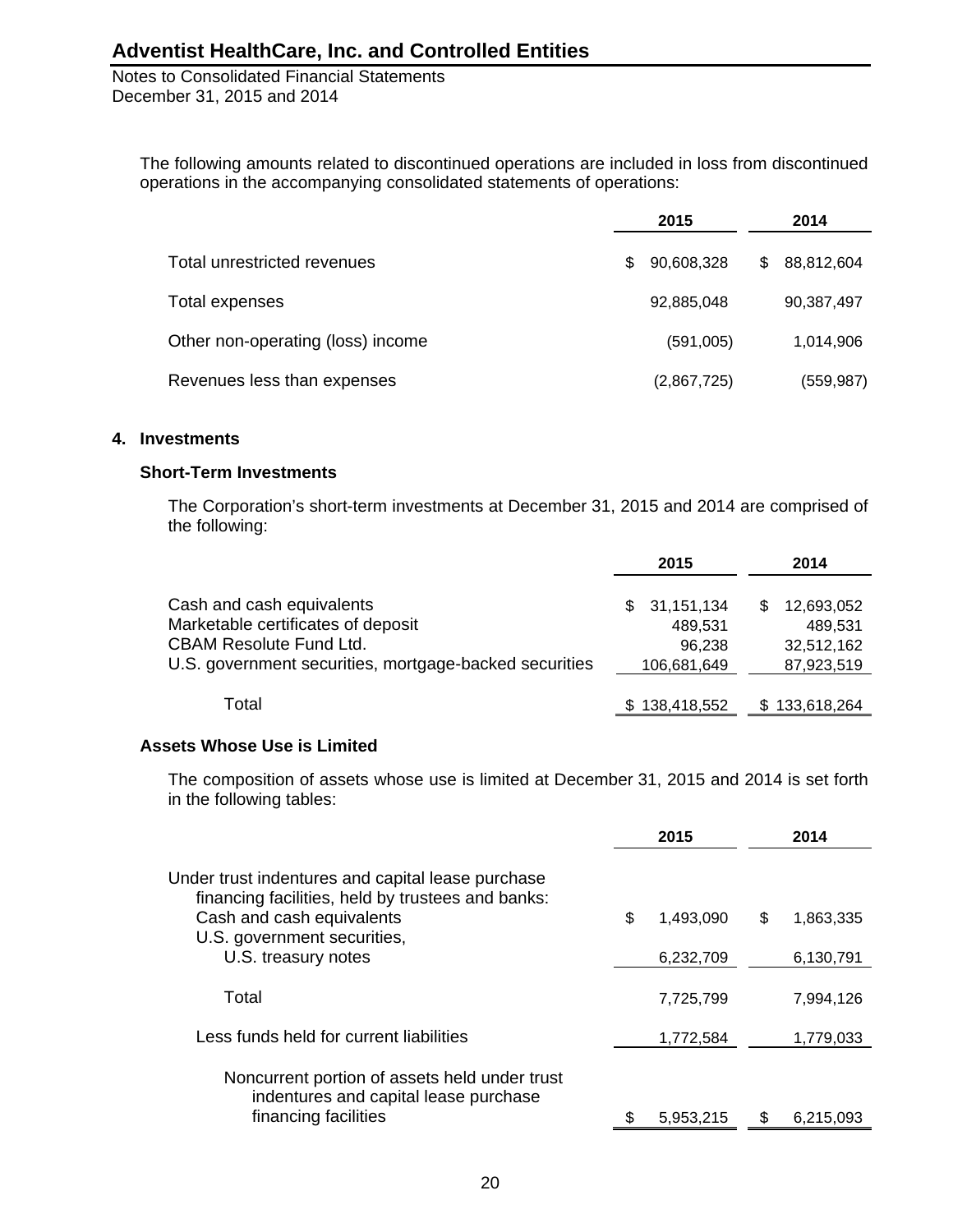The following amounts related to discontinued operations are included in loss from discontinued operations in the accompanying consolidated statements of operations:

| | 2015 | 2014 |
|---|---|---|
| Total unrestricted revenues | $ 90,608,328 | $ 88,812,604 |
| Total expenses | 92,885,048 | 90,387,497 |
| Other non-operating (loss) income | (591,005) | 1,014,906 |
| Revenues less than expenses | (2,867,725) | (559,987) |

## 4. Investments

### Short-Term Investments

The Corporation's short-term investments at December 31, 2015 and 2014 are comprised of the following:

| | 2015 | 2014 |
|---|---|---|
| Cash and cash equivalents | $ 31,151,134 | $ 12,693,052 |
| Marketable certificates of deposit | 489,531 | 489,531 |
| CBAM Resolute Fund Ltd. | 96,238 | 32,512,162 |
| U.S. government securities, mortgage-backed securities | 106,681,649 | 87,923,519 |
| Total | $ 138,418,552 | $ 133,618,264 |

### Assets Whose Use is Limited

The composition of assets whose use is limited at December 31, 2015 and 2014 is set forth in the following tables:

| | 2015 | 2014 |
|---|---|---|
| Under trust indentures and capital lease purchase financing facilities, held by trustees and banks: | | |
| Cash and cash equivalents | $ 1,493,090 | $ 1,863,335 |
| U.S. government securities, U.S. treasury notes | 6,232,709 | 6,130,791 |
| Total | 7,725,799 | 7,994,126 |
| Less funds held for current liabilities | 1,772,584 | 1,779,033 |
| Noncurrent portion of assets held under trust indentures and capital lease purchase financing facilities | $ 5,953,215 | $ 6,215,093 |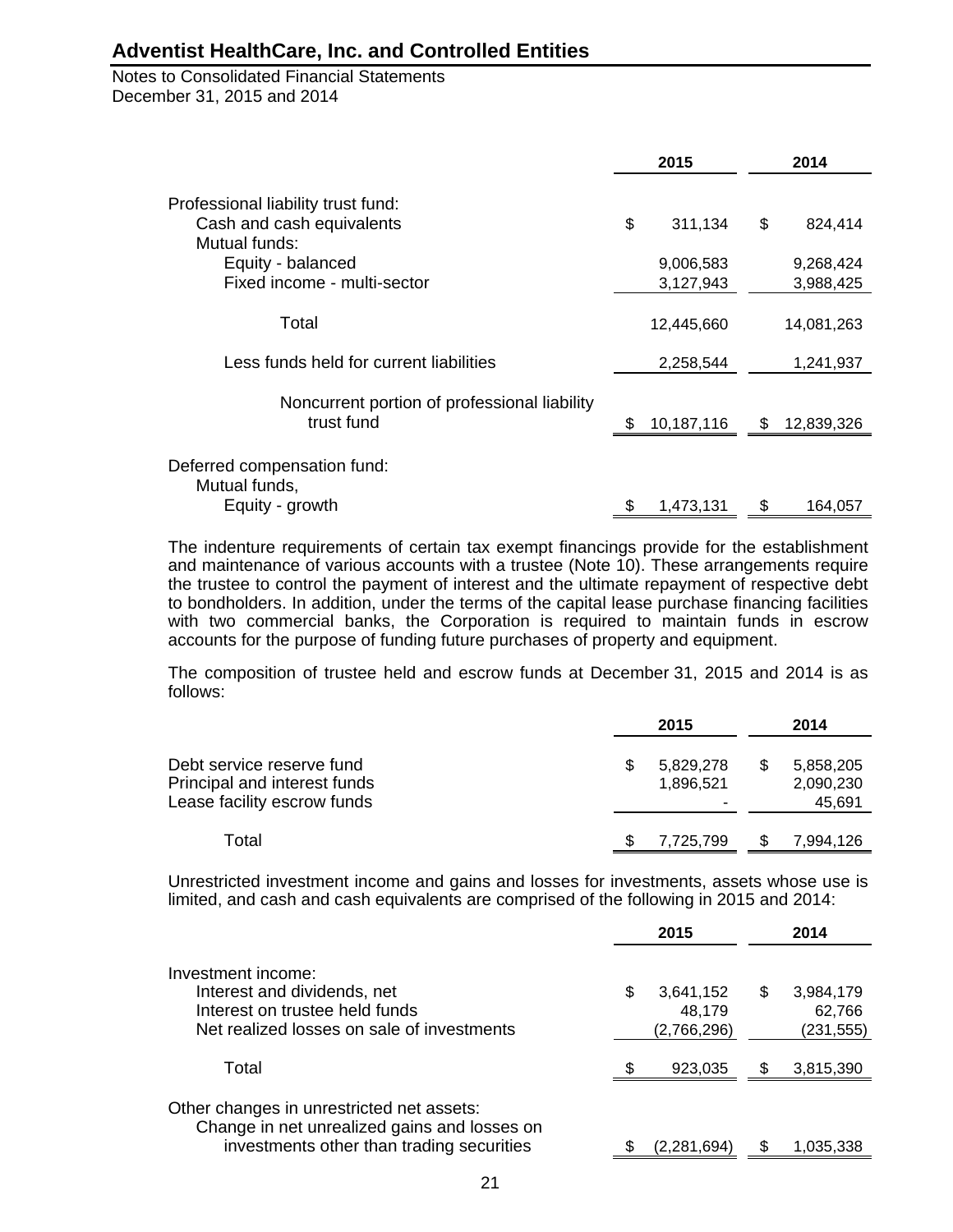| | 2015 | 2014 |
|---|---|---|
| Professional liability trust fund: | | |
| Cash and cash equivalents | $ 311,134 | $ 824,414 |
| Mutual funds: | | |
| Equity - balanced | 9,006,583 | 9,268,424 |
| Fixed income - multi-sector | 3,127,943 | 3,988,425 |
| Total | 12,445,660 | 14,081,263 |
| Less funds held for current liabilities | 2,258,544 | 1,241,937 |
| Noncurrent portion of professional liability trust fund | $ 10,187,116 | $ 12,839,326 |
| Deferred compensation fund: | | |
| Mutual funds, | | |
| Equity - growth | $ 1,473,131 | $ 164,057 |

The indenture requirements of certain tax exempt financings provide for the establishment and maintenance of various accounts with a trustee (Note 10). These arrangements require the trustee to control the payment of interest and the ultimate repayment of respective debt to bondholders. In addition, under the terms of the capital lease purchase financing facilities with two commercial banks, the Corporation is required to maintain funds in escrow accounts for the purpose of funding future purchases of property and equipment.

The composition of trustee held and escrow funds at December 31, 2015 and 2014 is as follows:

| | 2015 | 2014 |
|---|---|---|
| Debt service reserve fund | $ 5,829,278 | $ 5,858,205 |
| Principal and interest funds | 1,896,521 | 2,090,230 |
| Lease facility escrow funds | - | 45,691 |
| Total | $ 7,725,799 | $ 7,994,126 |

Unrestricted investment income and gains and losses for investments, assets whose use is limited, and cash and cash equivalents are comprised of the following in 2015 and 2014:

| | 2015 | 2014 |
|---|---|---|
| Investment income: | | |
| Interest and dividends, net | $ 3,641,152 | $ 3,984,179 |
| Interest on trustee held funds | 48,179 | 62,766 |
| Net realized losses on sale of investments | (2,766,296) | (231,555) |
| Total | $ 923,035 | $ 3,815,390 |
| Other changes in unrestricted net assets: | | |
| Change in net unrealized gains and losses on investments other than trading securities | $ (2,281,694) | $ 1,035,338 |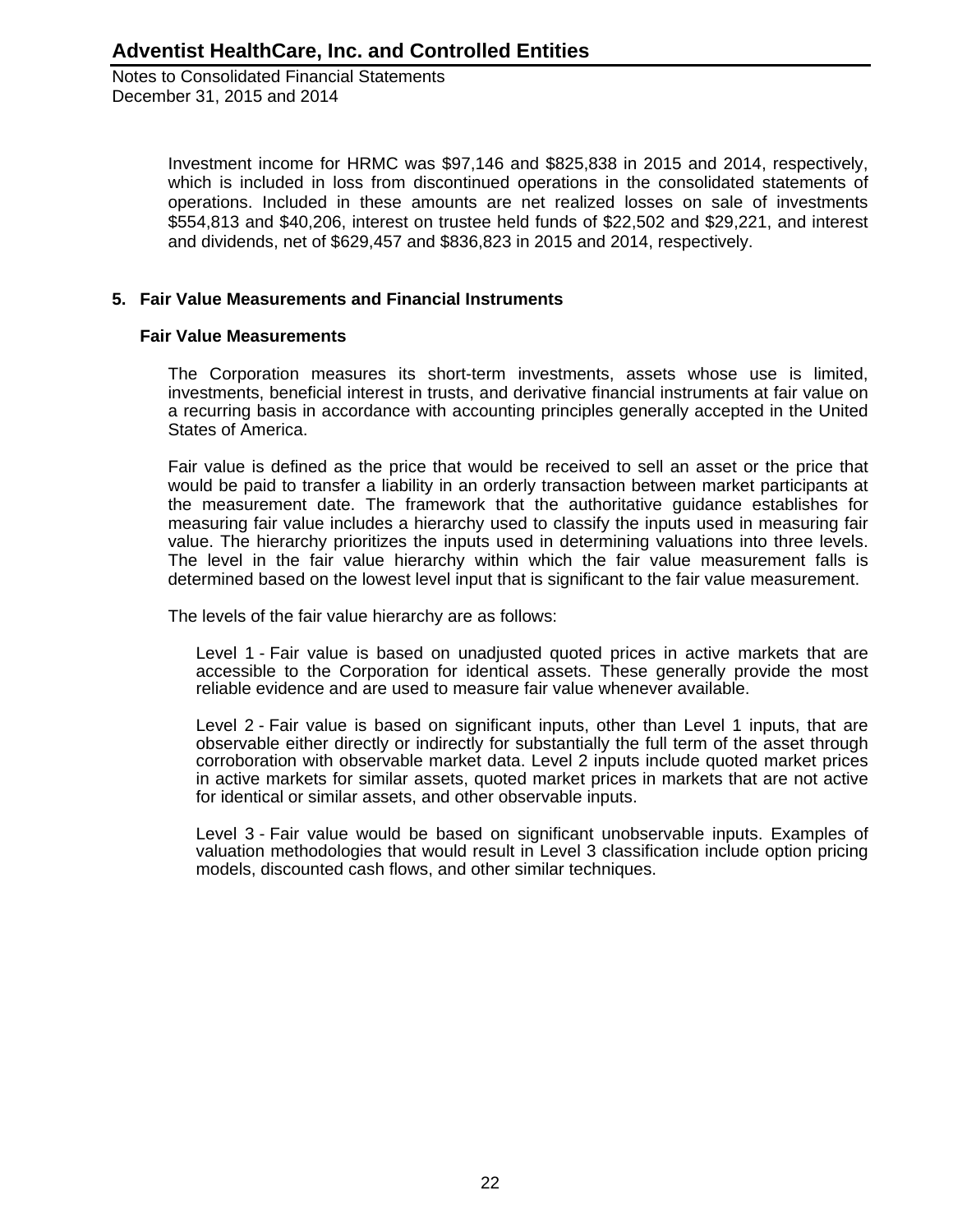Investment income for HRMC was $97,146 and $825,838 in 2015 and 2014, respectively, which is included in loss from discontinued operations in the consolidated statements of operations. Included in these amounts are net realized losses on sale of investments $554,813 and $40,206, interest on trustee held funds of $22,502 and $29,221, and interest and dividends, net of $629,457 and $836,823 in 2015 and 2014, respectively.

## 5. Fair Value Measurements and Financial Instruments

### Fair Value Measurements

The Corporation measures its short-term investments, assets whose use is limited, investments, beneficial interest in trusts, and derivative financial instruments at fair value on a recurring basis in accordance with accounting principles generally accepted in the United States of America.

Fair value is defined as the price that would be received to sell an asset or the price that would be paid to transfer a liability in an orderly transaction between market participants at the measurement date. The framework that the authoritative guidance establishes for measuring fair value includes a hierarchy used to classify the inputs used in measuring fair value. The hierarchy prioritizes the inputs used in determining valuations into three levels. The level in the fair value hierarchy within which the fair value measurement falls is determined based on the lowest level input that is significant to the fair value measurement.

The levels of the fair value hierarchy are as follows:

Level 1 - Fair value is based on unadjusted quoted prices in active markets that are accessible to the Corporation for identical assets. These generally provide the most reliable evidence and are used to measure fair value whenever available.

Level 2 - Fair value is based on significant inputs, other than Level 1 inputs, that are observable either directly or indirectly for substantially the full term of the asset through corroboration with observable market data. Level 2 inputs include quoted market prices in active markets for similar assets, quoted market prices in markets that are not active for identical or similar assets, and other observable inputs.

Level 3 - Fair value would be based on significant unobservable inputs. Examples of valuation methodologies that would result in Level 3 classification include option pricing models, discounted cash flows, and other similar techniques.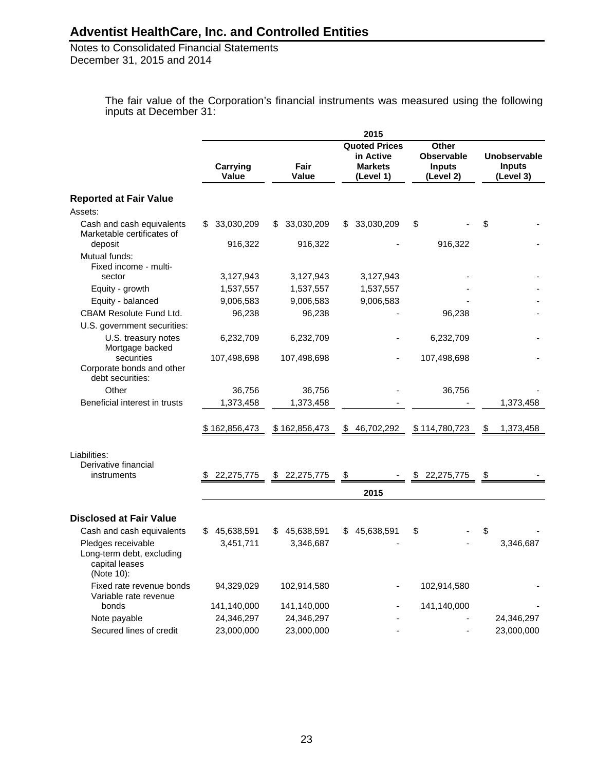The fair value of the Corporation's financial instruments was measured using the following inputs at December 31:

| | 2015 | | | | |
|---|---|---|---|---|---|
| | Carrying Value | Fair Value | Quoted Prices in Active Markets (Level 1) | Other Observable Inputs (Level 2) | Unobservable Inputs (Level 3) |
| **Reported at Fair Value** | | | | | |
| Assets: | | | | | |
| Cash and cash equivalents | $ 33,030,209 | $ 33,030,209 | $ 33,030,209 | $ - | $ - |
| Marketable certificates of deposit | 916,322 | 916,322 | - | 916,322 | - |
| Mutual funds: | | | | | |
| Fixed income - multi-sector | 3,127,943 | 3,127,943 | 3,127,943 | - | - |
| Equity - growth | 1,537,557 | 1,537,557 | 1,537,557 | - | - |
| Equity - balanced | 9,006,583 | 9,006,583 | 9,006,583 | - | - |
| CBAM Resolute Fund Ltd. | 96,238 | 96,238 | - | 96,238 | - |
| U.S. government securities: | | | | | |
| U.S. treasury notes | 6,232,709 | 6,232,709 | - | 6,232,709 | - |
| Mortgage backed securities | 107,498,698 | 107,498,698 | - | 107,498,698 | - |
| Corporate bonds and other debt securities: | | | | | |
| Other | 36,756 | 36,756 | - | 36,756 | - |
| Beneficial interest in trusts | 1,373,458 | 1,373,458 | - | - | 1,373,458 |
| | $ 162,856,473 | $ 162,856,473 | $ 46,702,292 | $ 114,780,723 | $ 1,373,458 |
| Liabilities: | | | | | |
| Derivative financial instruments | $ 22,275,775 | $ 22,275,775 | $ - | $ 22,275,775 | $ - |

| | 2015 | | | | |
|---|---|---|---|---|---|
| **Disclosed at Fair Value** | | | | | |
| Cash and cash equivalents | $ 45,638,591 | $ 45,638,591 | $ 45,638,591 | $ - | $ - |
| Pledges receivable | 3,451,711 | 3,346,687 | - | - | 3,346,687 |
| Long-term debt, excluding capital leases (Note 10): | | | | | |
| Fixed rate revenue bonds | 94,329,029 | 102,914,580 | - | 102,914,580 | - |
| Variable rate revenue bonds | 141,140,000 | 141,140,000 | - | 141,140,000 | - |
| Note payable | 24,346,297 | 24,346,297 | - | - | 24,346,297 |
| Secured lines of credit | 23,000,000 | 23,000,000 | - | - | 23,000,000 |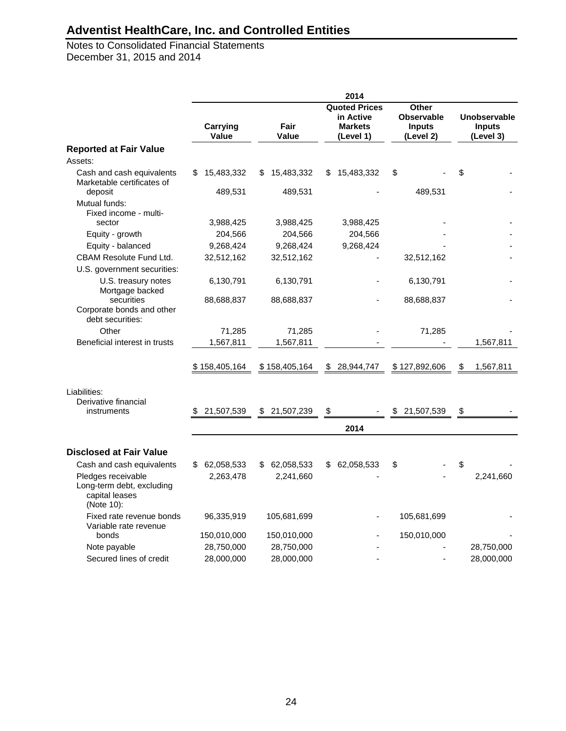# Adventist HealthCare, Inc. and Controlled Entities

Notes to Consolidated Financial Statements
December 31, 2015 and 2014

| | 2014 | | | | |
|---|---|---|---|---|---|
| | Carrying Value | Fair Value | Quoted Prices in Active Markets (Level 1) | Other Observable Inputs (Level 2) | Unobservable Inputs (Level 3) |
| **Reported at Fair Value** | | | | | |
| Assets: | | | | | |
| Cash and cash equivalents | $ 15,483,332 | $ 15,483,332 | $ 15,483,332 | $ - | $ - |
| Marketable certificates of deposit | 489,531 | 489,531 | - | 489,531 | - |
| Mutual funds: | | | | | |
| Fixed income - multi-sector | 3,988,425 | 3,988,425 | 3,988,425 | - | - |
| Equity - growth | 204,566 | 204,566 | 204,566 | - | - |
| Equity - balanced | 9,268,424 | 9,268,424 | 9,268,424 | - | - |
| CBAM Resolute Fund Ltd. | 32,512,162 | 32,512,162 | - | 32,512,162 | - |
| U.S. government securities: | | | | | |
| U.S. treasury notes | 6,130,791 | 6,130,791 | - | 6,130,791 | - |
| Mortgage backed securities | 88,688,837 | 88,688,837 | - | 88,688,837 | - |
| Corporate bonds and other debt securities: | | | | | |
| Other | 71,285 | 71,285 | - | 71,285 | - |
| Beneficial interest in trusts | 1,567,811 | 1,567,811 | - | - | 1,567,811 |
| | $ 158,405,164 | $ 158,405,164 | $ 28,944,747 | $ 127,892,606 | $ 1,567,811 |
| Liabilities: | | | | | |
| Derivative financial instruments | $ 21,507,539 | $ 21,507,239 | $ - | $ 21,507,539 | $ - |

| | 2014 | | | | |
|---|---|---|---|---|---|
| **Disclosed at Fair Value** | | | | | |
| Cash and cash equivalents | $ 62,058,533 | $ 62,058,533 | $ 62,058,533 | $ - | $ - |
| Pledges receivable | 2,263,478 | 2,241,660 | - | - | 2,241,660 |
| Long-term debt, excluding capital leases (Note 10): | | | | | |
| Fixed rate revenue bonds | 96,335,919 | 105,681,699 | - | 105,681,699 | - |
| Variable rate revenue bonds | 150,010,000 | 150,010,000 | - | 150,010,000 | - |
| Note payable | 28,750,000 | 28,750,000 | - | - | 28,750,000 |
| Secured lines of credit | 28,000,000 | 28,000,000 | - | - | 28,000,000 |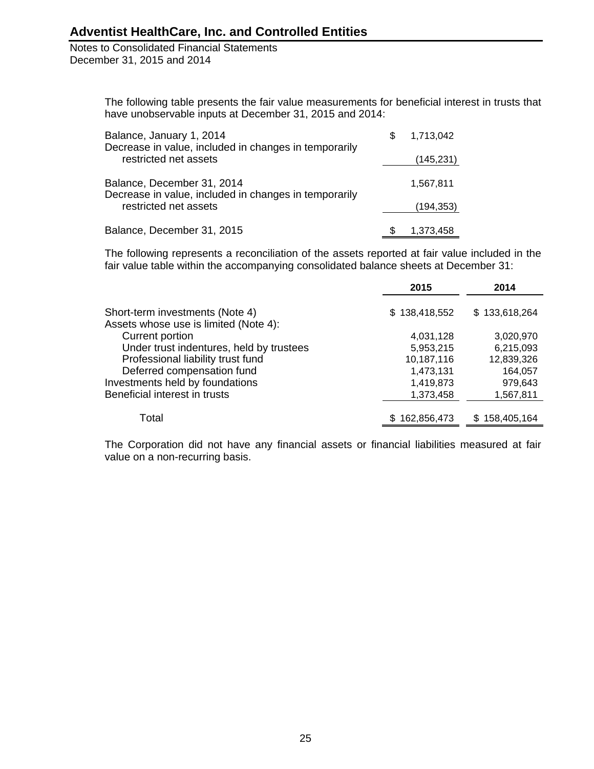The following table presents the fair value measurements for beneficial interest in trusts that have unobservable inputs at December 31, 2015 and 2014:

| | |
|---|---|
| Balance, January 1, 2014 | $ 1,713,042 |
| Decrease in value, included in changes in temporarily restricted net assets | (145,231) |
| Balance, December 31, 2014 | 1,567,811 |
| Decrease in value, included in changes in temporarily restricted net assets | (194,353) |
| Balance, December 31, 2015 | $ 1,373,458 |

The following represents a reconciliation of the assets reported at fair value included in the fair value table within the accompanying consolidated balance sheets at December 31:

| | 2015 | 2014 |
|---|---|---|
| Short-term investments (Note 4) | $ 138,418,552 | $ 133,618,264 |
| Assets whose use is limited (Note 4): | | |
| Current portion | 4,031,128 | 3,020,970 |
| Under trust indentures, held by trustees | 5,953,215 | 6,215,093 |
| Professional liability trust fund | 10,187,116 | 12,839,326 |
| Deferred compensation fund | 1,473,131 | 164,057 |
| Investments held by foundations | 1,419,873 | 979,643 |
| Beneficial interest in trusts | 1,373,458 | 1,567,811 |
| Total | $ 162,856,473 | $ 158,405,164 |

The Corporation did not have any financial assets or financial liabilities measured at fair value on a non-recurring basis.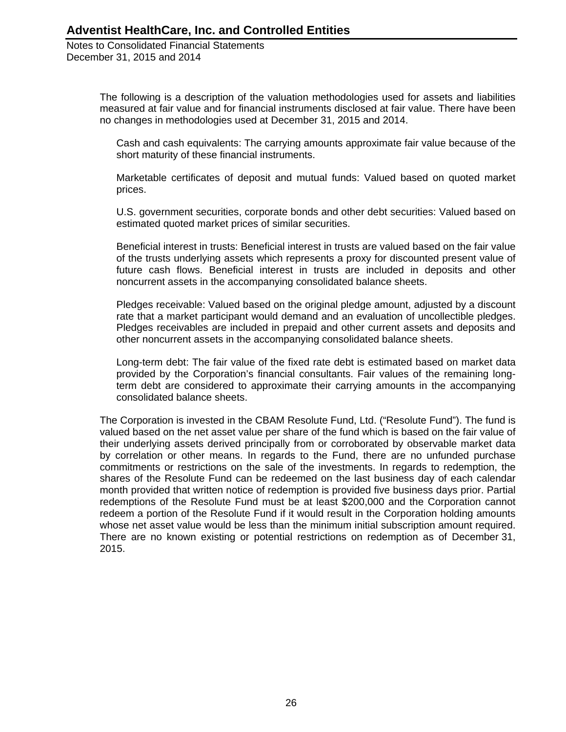The following is a description of the valuation methodologies used for assets and liabilities measured at fair value and for financial instruments disclosed at fair value. There have been no changes in methodologies used at December 31, 2015 and 2014.

Cash and cash equivalents: The carrying amounts approximate fair value because of the short maturity of these financial instruments.

Marketable certificates of deposit and mutual funds: Valued based on quoted market prices.

U.S. government securities, corporate bonds and other debt securities: Valued based on estimated quoted market prices of similar securities.

Beneficial interest in trusts: Beneficial interest in trusts are valued based on the fair value of the trusts underlying assets which represents a proxy for discounted present value of future cash flows. Beneficial interest in trusts are included in deposits and other noncurrent assets in the accompanying consolidated balance sheets.

Pledges receivable: Valued based on the original pledge amount, adjusted by a discount rate that a market participant would demand and an evaluation of uncollectible pledges. Pledges receivables are included in prepaid and other current assets and deposits and other noncurrent assets in the accompanying consolidated balance sheets.

Long-term debt: The fair value of the fixed rate debt is estimated based on market data provided by the Corporation's financial consultants. Fair values of the remaining long-term debt are considered to approximate their carrying amounts in the accompanying consolidated balance sheets.

The Corporation is invested in the CBAM Resolute Fund, Ltd. ("Resolute Fund"). The fund is valued based on the net asset value per share of the fund which is based on the fair value of their underlying assets derived principally from or corroborated by observable market data by correlation or other means. In regards to the Fund, there are no unfunded purchase commitments or restrictions on the sale of the investments. In regards to redemption, the shares of the Resolute Fund can be redeemed on the last business day of each calendar month provided that written notice of redemption is provided five business days prior. Partial redemptions of the Resolute Fund must be at least $200,000 and the Corporation cannot redeem a portion of the Resolute Fund if it would result in the Corporation holding amounts whose net asset value would be less than the minimum initial subscription amount required. There are no known existing or potential restrictions on redemption as of December 31, 2015.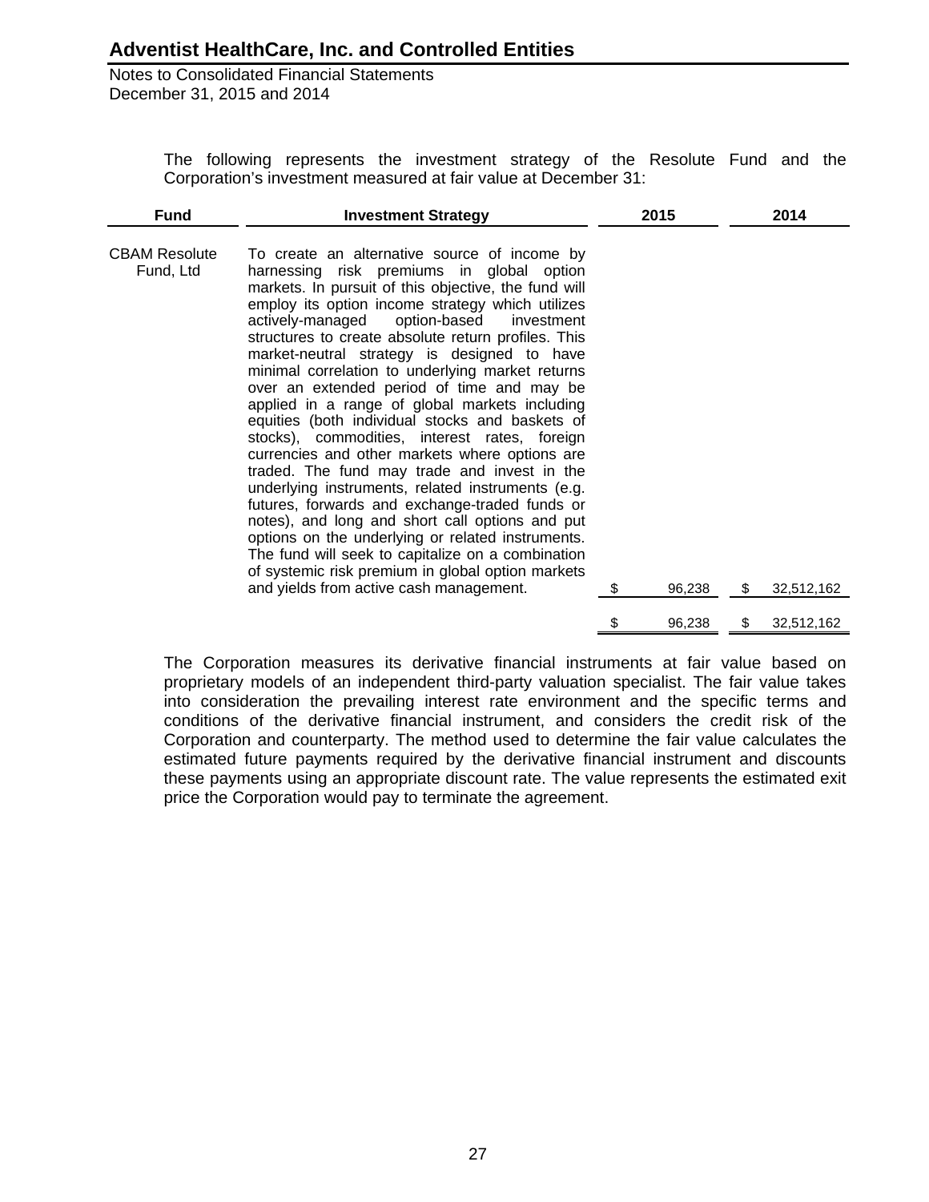The following represents the investment strategy of the Resolute Fund and the Corporation's investment measured at fair value at December 31:

| Fund | Investment Strategy | 2015 | 2014 |
|---|---|---|---|
| CBAM Resolute Fund, Ltd | To create an alternative source of income by harnessing risk premiums in global option markets. In pursuit of this objective, the fund will employ its option income strategy which utilizes actively-managed option-based investment structures to create absolute return profiles. This market-neutral strategy is designed to have minimal correlation to underlying market returns over an extended period of time and may be applied in a range of global markets including equities (both individual stocks and baskets of stocks), commodities, interest rates, foreign currencies and other markets where options are traded. The fund may trade and invest in the underlying instruments, related instruments (e.g. futures, forwards and exchange-traded funds or notes), and long and short call options and put options on the underlying or related instruments. The fund will seek to capitalize on a combination of systemic risk premium in global option markets and yields from active cash management. | $ 96,238 | $ 32,512,162 |
| | | $ 96,238 | $ 32,512,162 |

The Corporation measures its derivative financial instruments at fair value based on proprietary models of an independent third-party valuation specialist. The fair value takes into consideration the prevailing interest rate environment and the specific terms and conditions of the derivative financial instrument, and considers the credit risk of the Corporation and counterparty. The method used to determine the fair value calculates the estimated future payments required by the derivative financial instrument and discounts these payments using an appropriate discount rate. The value represents the estimated exit price the Corporation would pay to terminate the agreement.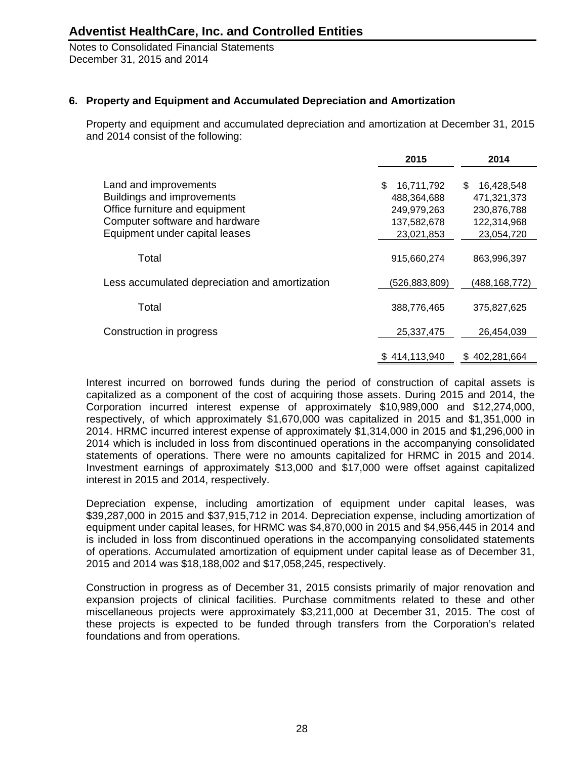## 6. Property and Equipment and Accumulated Depreciation and Amortization

Property and equipment and accumulated depreciation and amortization at December 31, 2015 and 2014 consist of the following:

| | 2015 | 2014 |
|---|---|---|
| Land and improvements | $ 16,711,792 | $ 16,428,548 |
| Buildings and improvements | 488,364,688 | 471,321,373 |
| Office furniture and equipment | 249,979,263 | 230,876,788 |
| Computer software and hardware | 137,582,678 | 122,314,968 |
| Equipment under capital leases | 23,021,853 | 23,054,720 |
| Total | 915,660,274 | 863,996,397 |
| Less accumulated depreciation and amortization | (526,883,809) | (488,168,772) |
| Total | 388,776,465 | 375,827,625 |
| Construction in progress | 25,337,475 | 26,454,039 |
| | $ 414,113,940 | $ 402,281,664 |

Interest incurred on borrowed funds during the period of construction of capital assets is capitalized as a component of the cost of acquiring those assets. During 2015 and 2014, the Corporation incurred interest expense of approximately $10,989,000 and $12,274,000, respectively, of which approximately $1,670,000 was capitalized in 2015 and $1,351,000 in 2014. HRMC incurred interest expense of approximately $1,314,000 in 2015 and $1,296,000 in 2014 which is included in loss from discontinued operations in the accompanying consolidated statements of operations. There were no amounts capitalized for HRMC in 2015 and 2014. Investment earnings of approximately $13,000 and $17,000 were offset against capitalized interest in 2015 and 2014, respectively.

Depreciation expense, including amortization of equipment under capital leases, was $39,287,000 in 2015 and $37,915,712 in 2014. Depreciation expense, including amortization of equipment under capital leases, for HRMC was $4,870,000 in 2015 and $4,956,445 in 2014 and is included in loss from discontinued operations in the accompanying consolidated statements of operations. Accumulated amortization of equipment under capital lease as of December 31, 2015 and 2014 was $18,188,002 and $17,058,245, respectively.

Construction in progress as of December 31, 2015 consists primarily of major renovation and expansion projects of clinical facilities. Purchase commitments related to these and other miscellaneous projects were approximately $3,211,000 at December 31, 2015. The cost of these projects is expected to be funded through transfers from the Corporation's related foundations and from operations.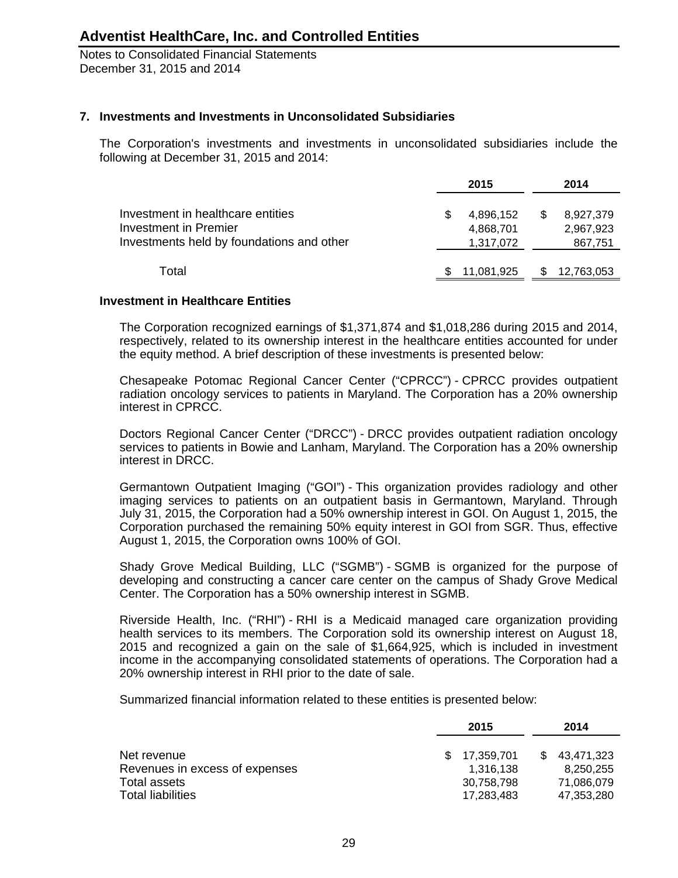## 7. Investments and Investments in Unconsolidated Subsidiaries

The Corporation's investments and investments in unconsolidated subsidiaries include the following at December 31, 2015 and 2014:

| | 2015 | 2014 |
|---|---|---|
| Investment in healthcare entities | $ 4,896,152 | $ 8,927,379 |
| Investment in Premier | 4,868,701 | 2,967,923 |
| Investments held by foundations and other | 1,317,072 | 867,751 |
| Total | $ 11,081,925 | $ 12,763,053 |

### Investment in Healthcare Entities

The Corporation recognized earnings of $1,371,874 and $1,018,286 during 2015 and 2014, respectively, related to its ownership interest in the healthcare entities accounted for under the equity method. A brief description of these investments is presented below:

Chesapeake Potomac Regional Cancer Center ("CPRCC") - CPRCC provides outpatient radiation oncology services to patients in Maryland. The Corporation has a 20% ownership interest in CPRCC.

Doctors Regional Cancer Center ("DRCC") - DRCC provides outpatient radiation oncology services to patients in Bowie and Lanham, Maryland. The Corporation has a 20% ownership interest in DRCC.

Germantown Outpatient Imaging ("GOI") - This organization provides radiology and other imaging services to patients on an outpatient basis in Germantown, Maryland. Through July 31, 2015, the Corporation had a 50% ownership interest in GOI. On August 1, 2015, the Corporation purchased the remaining 50% equity interest in GOI from SGR. Thus, effective August 1, 2015, the Corporation owns 100% of GOI.

Shady Grove Medical Building, LLC ("SGMB") - SGMB is organized for the purpose of developing and constructing a cancer care center on the campus of Shady Grove Medical Center. The Corporation has a 50% ownership interest in SGMB.

Riverside Health, Inc. ("RHI") - RHI is a Medicaid managed care organization providing health services to its members. The Corporation sold its ownership interest on August 18, 2015 and recognized a gain on the sale of $1,664,925, which is included in investment income in the accompanying consolidated statements of operations. The Corporation had a 20% ownership interest in RHI prior to the date of sale.

Summarized financial information related to these entities is presented below:

| | 2015 | 2014 |
|---|---|---|
| Net revenue | $ 17,359,701 | $ 43,471,323 |
| Revenues in excess of expenses | 1,316,138 | 8,250,255 |
| Total assets | 30,758,798 | 71,086,079 |
| Total liabilities | 17,283,483 | 47,353,280 |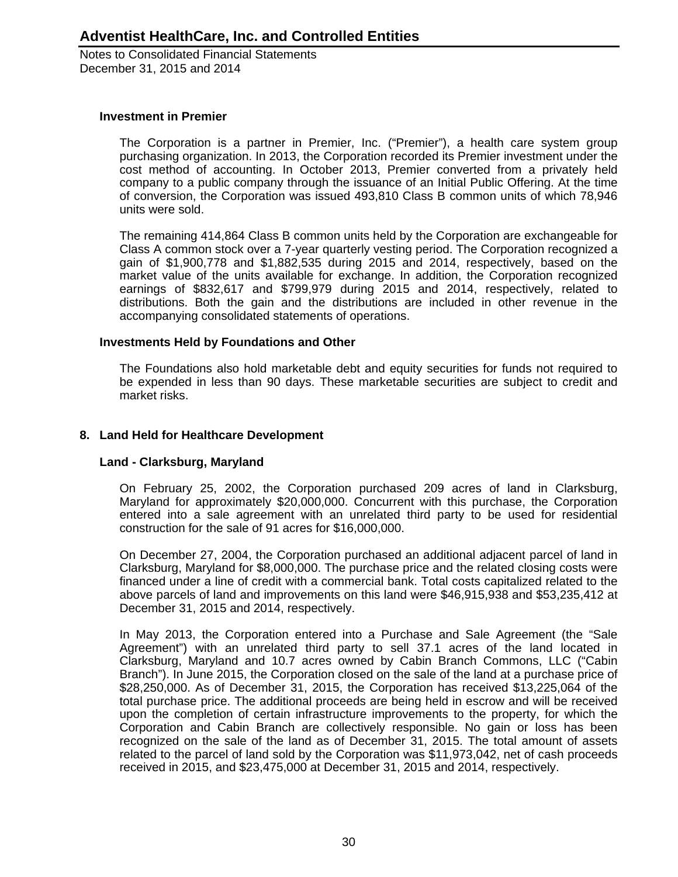### Investment in Premier

The Corporation is a partner in Premier, Inc. ("Premier"), a health care system group purchasing organization. In 2013, the Corporation recorded its Premier investment under the cost method of accounting. In October 2013, Premier converted from a privately held company to a public company through the issuance of an Initial Public Offering. At the time of conversion, the Corporation was issued 493,810 Class B common units of which 78,946 units were sold.

The remaining 414,864 Class B common units held by the Corporation are exchangeable for Class A common stock over a 7-year quarterly vesting period. The Corporation recognized a gain of $1,900,778 and $1,882,535 during 2015 and 2014, respectively, based on the market value of the units available for exchange. In addition, the Corporation recognized earnings of $832,617 and $799,979 during 2015 and 2014, respectively, related to distributions. Both the gain and the distributions are included in other revenue in the accompanying consolidated statements of operations.

### Investments Held by Foundations and Other

The Foundations also hold marketable debt and equity securities for funds not required to be expended in less than 90 days. These marketable securities are subject to credit and market risks.

## 8. Land Held for Healthcare Development

### Land - Clarksburg, Maryland

On February 25, 2002, the Corporation purchased 209 acres of land in Clarksburg, Maryland for approximately $20,000,000. Concurrent with this purchase, the Corporation entered into a sale agreement with an unrelated third party to be used for residential construction for the sale of 91 acres for $16,000,000.

On December 27, 2004, the Corporation purchased an additional adjacent parcel of land in Clarksburg, Maryland for $8,000,000. The purchase price and the related closing costs were financed under a line of credit with a commercial bank. Total costs capitalized related to the above parcels of land and improvements on this land were $46,915,938 and $53,235,412 at December 31, 2015 and 2014, respectively.

In May 2013, the Corporation entered into a Purchase and Sale Agreement (the "Sale Agreement") with an unrelated third party to sell 37.1 acres of the land located in Clarksburg, Maryland and 10.7 acres owned by Cabin Branch Commons, LLC ("Cabin Branch"). In June 2015, the Corporation closed on the sale of the land at a purchase price of $28,250,000. As of December 31, 2015, the Corporation has received $13,225,064 of the total purchase price. The additional proceeds are being held in escrow and will be received upon the completion of certain infrastructure improvements to the property, for which the Corporation and Cabin Branch are collectively responsible. No gain or loss has been recognized on the sale of the land as of December 31, 2015. The total amount of assets related to the parcel of land sold by the Corporation was $11,973,042, net of cash proceeds received in 2015, and $23,475,000 at December 31, 2015 and 2014, respectively.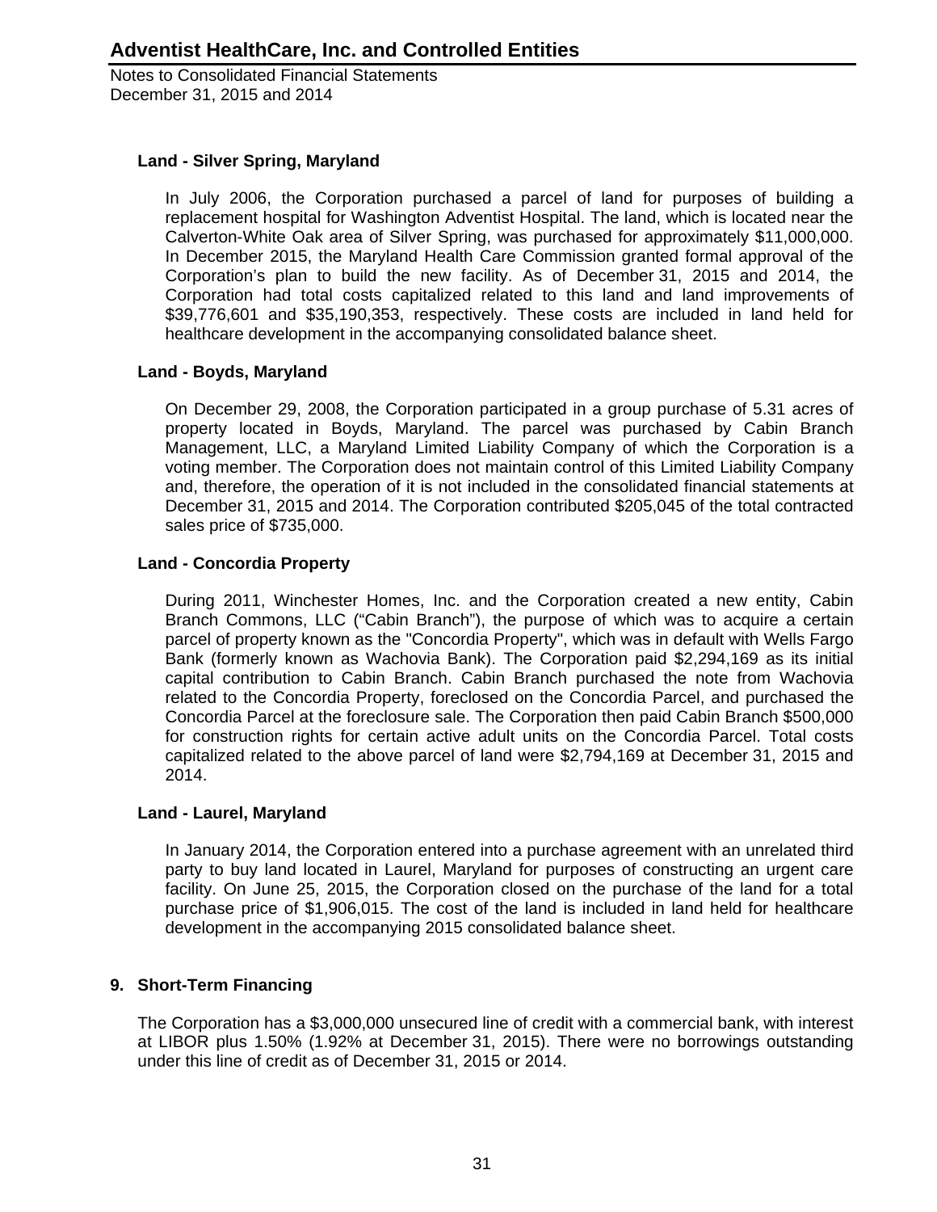**Land - Silver Spring, Maryland**

In July 2006, the Corporation purchased a parcel of land for purposes of building a replacement hospital for Washington Adventist Hospital. The land, which is located near the Calverton-White Oak area of Silver Spring, was purchased for approximately $11,000,000. In December 2015, the Maryland Health Care Commission granted formal approval of the Corporation's plan to build the new facility. As of December 31, 2015 and 2014, the Corporation had total costs capitalized related to this land and land improvements of $39,776,601 and $35,190,353, respectively. These costs are included in land held for healthcare development in the accompanying consolidated balance sheet.

**Land - Boyds, Maryland**

On December 29, 2008, the Corporation participated in a group purchase of 5.31 acres of property located in Boyds, Maryland. The parcel was purchased by Cabin Branch Management, LLC, a Maryland Limited Liability Company of which the Corporation is a voting member. The Corporation does not maintain control of this Limited Liability Company and, therefore, the operation of it is not included in the consolidated financial statements at December 31, 2015 and 2014. The Corporation contributed $205,045 of the total contracted sales price of $735,000.

**Land - Concordia Property**

During 2011, Winchester Homes, Inc. and the Corporation created a new entity, Cabin Branch Commons, LLC ("Cabin Branch"), the purpose of which was to acquire a certain parcel of property known as the "Concordia Property", which was in default with Wells Fargo Bank (formerly known as Wachovia Bank). The Corporation paid $2,294,169 as its initial capital contribution to Cabin Branch. Cabin Branch purchased the note from Wachovia related to the Concordia Property, foreclosed on the Concordia Parcel, and purchased the Concordia Parcel at the foreclosure sale. The Corporation then paid Cabin Branch $500,000 for construction rights for certain active adult units on the Concordia Parcel. Total costs capitalized related to the above parcel of land were $2,794,169 at December 31, 2015 and 2014.

**Land - Laurel, Maryland**

In January 2014, the Corporation entered into a purchase agreement with an unrelated third party to buy land located in Laurel, Maryland for purposes of constructing an urgent care facility. On June 25, 2015, the Corporation closed on the purchase of the land for a total purchase price of $1,906,015. The cost of the land is included in land held for healthcare development in the accompanying 2015 consolidated balance sheet.

## 9. Short-Term Financing

The Corporation has a $3,000,000 unsecured line of credit with a commercial bank, with interest at LIBOR plus 1.50% (1.92% at December 31, 2015). There were no borrowings outstanding under this line of credit as of December 31, 2015 or 2014.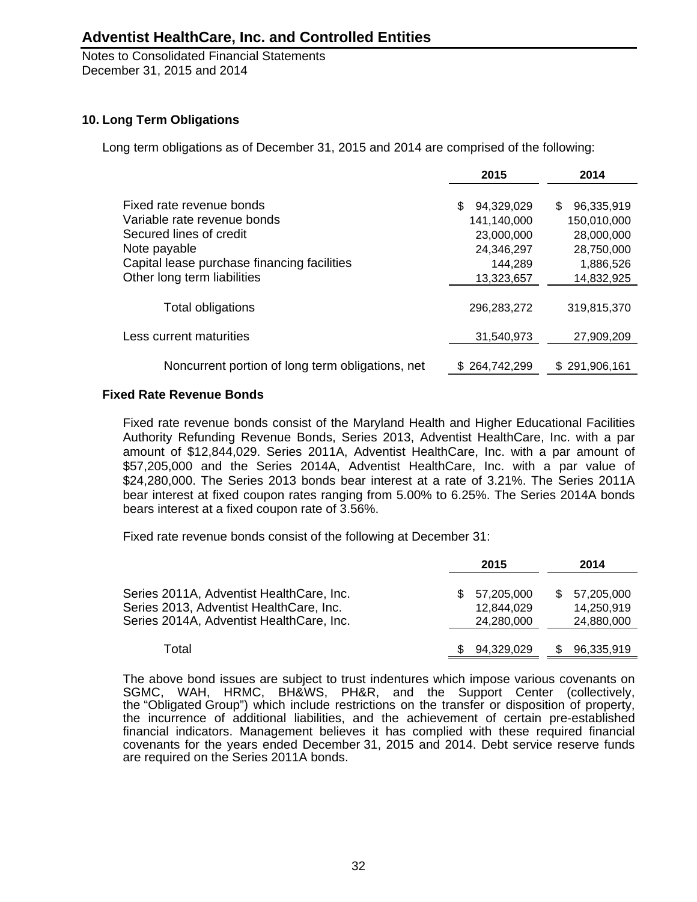## 10. Long Term Obligations

Long term obligations as of December 31, 2015 and 2014 are comprised of the following:

| | 2015 | 2014 |
|---|---|---|
| Fixed rate revenue bonds | $ 94,329,029 | $ 96,335,919 |
| Variable rate revenue bonds | 141,140,000 | 150,010,000 |
| Secured lines of credit | 23,000,000 | 28,000,000 |
| Note payable | 24,346,297 | 28,750,000 |
| Capital lease purchase financing facilities | 144,289 | 1,886,526 |
| Other long term liabilities | 13,323,657 | 14,832,925 |
| Total obligations | 296,283,272 | 319,815,370 |
| Less current maturities | 31,540,973 | 27,909,209 |
| Noncurrent portion of long term obligations, net | $ 264,742,299 | $ 291,906,161 |

### Fixed Rate Revenue Bonds

Fixed rate revenue bonds consist of the Maryland Health and Higher Educational Facilities Authority Refunding Revenue Bonds, Series 2013, Adventist HealthCare, Inc. with a par amount of $12,844,029. Series 2011A, Adventist HealthCare, Inc. with a par amount of $57,205,000 and the Series 2014A, Adventist HealthCare, Inc. with a par value of $24,280,000. The Series 2013 bonds bear interest at a rate of 3.21%. The Series 2011A bear interest at fixed coupon rates ranging from 5.00% to 6.25%. The Series 2014A bonds bears interest at a fixed coupon rate of 3.56%.

Fixed rate revenue bonds consist of the following at December 31:

| | 2015 | 2014 |
|---|---|---|
| Series 2011A, Adventist HealthCare, Inc. | $ 57,205,000 | $ 57,205,000 |
| Series 2013, Adventist HealthCare, Inc. | 12,844,029 | 14,250,919 |
| Series 2014A, Adventist HealthCare, Inc. | 24,280,000 | 24,880,000 |
| Total | $ 94,329,029 | $ 96,335,919 |

The above bond issues are subject to trust indentures which impose various covenants on SGMC, WAH, HRMC, BH&WS, PH&R, and the Support Center (collectively, the "Obligated Group") which include restrictions on the transfer or disposition of property, the incurrence of additional liabilities, and the achievement of certain pre-established financial indicators. Management believes it has complied with these required financial covenants for the years ended December 31, 2015 and 2014. Debt service reserve funds are required on the Series 2011A bonds.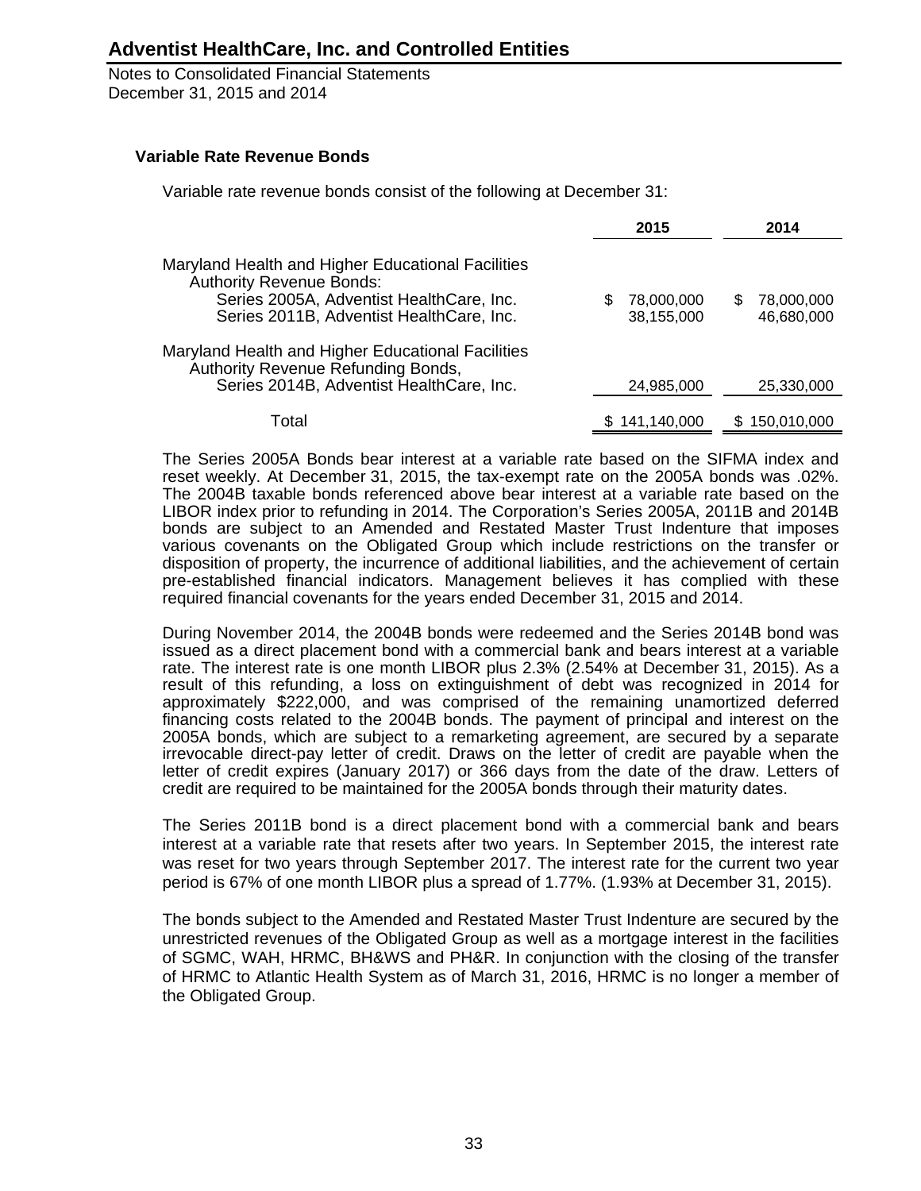### Variable Rate Revenue Bonds

Variable rate revenue bonds consist of the following at December 31:

| | 2015 | 2014 |
|---|---|---|
| Maryland Health and Higher Educational Facilities Authority Revenue Bonds: | | |
| Series 2005A, Adventist HealthCare, Inc. | $ 78,000,000 | $ 78,000,000 |
| Series 2011B, Adventist HealthCare, Inc. | 38,155,000 | 46,680,000 |
| Maryland Health and Higher Educational Facilities Authority Revenue Refunding Bonds, | | |
| Series 2014B, Adventist HealthCare, Inc. | 24,985,000 | 25,330,000 |
| Total | $ 141,140,000 | $ 150,010,000 |

The Series 2005A Bonds bear interest at a variable rate based on the SIFMA index and reset weekly. At December 31, 2015, the tax-exempt rate on the 2005A bonds was .02%. The 2004B taxable bonds referenced above bear interest at a variable rate based on the LIBOR index prior to refunding in 2014. The Corporation's Series 2005A, 2011B and 2014B bonds are subject to an Amended and Restated Master Trust Indenture that imposes various covenants on the Obligated Group which include restrictions on the transfer or disposition of property, the incurrence of additional liabilities, and the achievement of certain pre-established financial indicators. Management believes it has complied with these required financial covenants for the years ended December 31, 2015 and 2014.

During November 2014, the 2004B bonds were redeemed and the Series 2014B bond was issued as a direct placement bond with a commercial bank and bears interest at a variable rate. The interest rate is one month LIBOR plus 2.3% (2.54% at December 31, 2015). As a result of this refunding, a loss on extinguishment of debt was recognized in 2014 for approximately $222,000, and was comprised of the remaining unamortized deferred financing costs related to the 2004B bonds. The payment of principal and interest on the 2005A bonds, which are subject to a remarketing agreement, are secured by a separate irrevocable direct-pay letter of credit. Draws on the letter of credit are payable when the letter of credit expires (January 2017) or 366 days from the date of the draw. Letters of credit are required to be maintained for the 2005A bonds through their maturity dates.

The Series 2011B bond is a direct placement bond with a commercial bank and bears interest at a variable rate that resets after two years. In September 2015, the interest rate was reset for two years through September 2017. The interest rate for the current two year period is 67% of one month LIBOR plus a spread of 1.77%. (1.93% at December 31, 2015).

The bonds subject to the Amended and Restated Master Trust Indenture are secured by the unrestricted revenues of the Obligated Group as well as a mortgage interest in the facilities of SGMC, WAH, HRMC, BH&WS and PH&R. In conjunction with the closing of the transfer of HRMC to Atlantic Health System as of March 31, 2016, HRMC is no longer a member of the Obligated Group.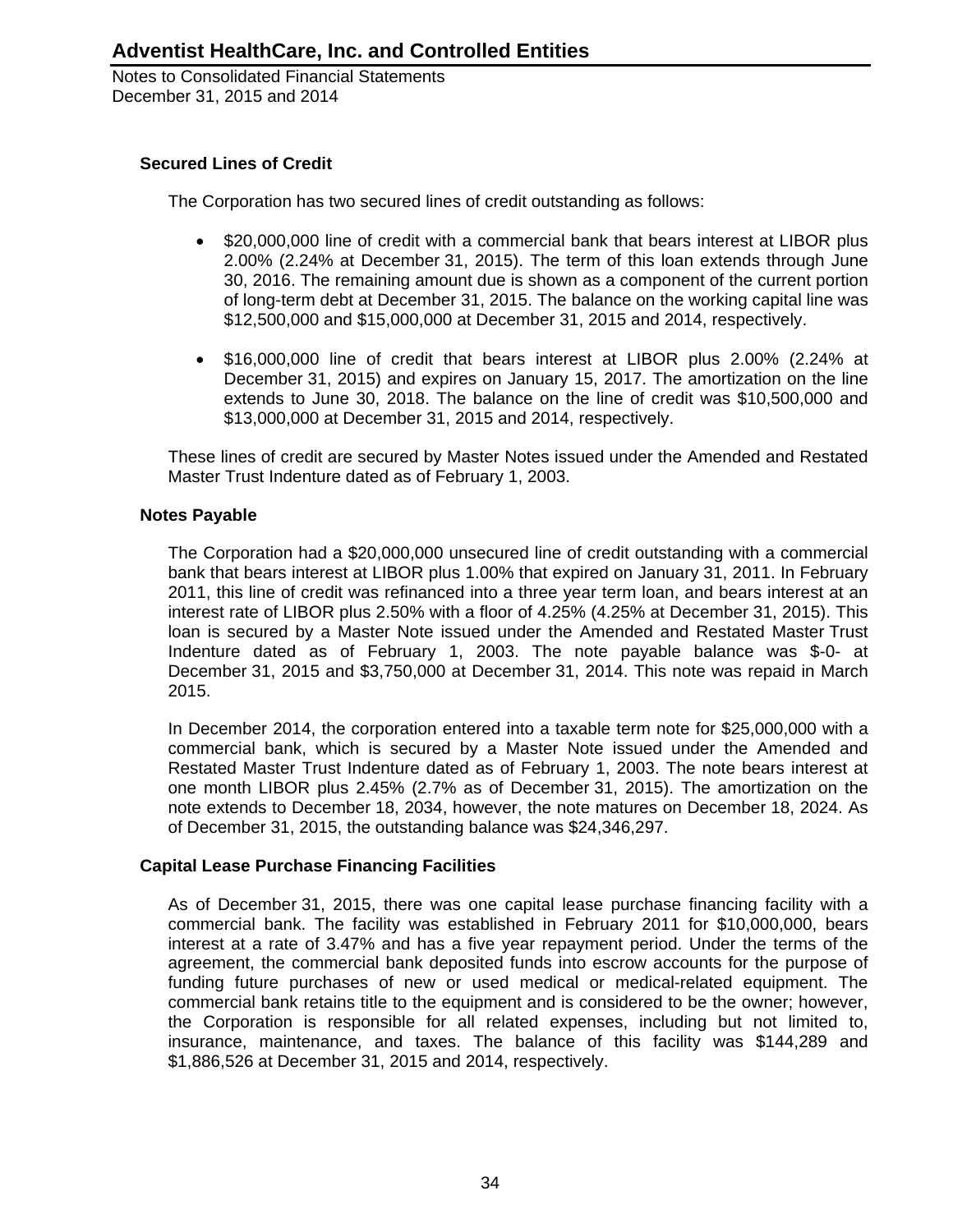### Secured Lines of Credit

The Corporation has two secured lines of credit outstanding as follows:

- $20,000,000 line of credit with a commercial bank that bears interest at LIBOR plus 2.00% (2.24% at December 31, 2015). The term of this loan extends through June 30, 2016. The remaining amount due is shown as a component of the current portion of long-term debt at December 31, 2015. The balance on the working capital line was $12,500,000 and $15,000,000 at December 31, 2015 and 2014, respectively.

- $16,000,000 line of credit that bears interest at LIBOR plus 2.00% (2.24% at December 31, 2015) and expires on January 15, 2017. The amortization on the line extends to June 30, 2018. The balance on the line of credit was $10,500,000 and $13,000,000 at December 31, 2015 and 2014, respectively.

These lines of credit are secured by Master Notes issued under the Amended and Restated Master Trust Indenture dated as of February 1, 2003.

### Notes Payable

The Corporation had a $20,000,000 unsecured line of credit outstanding with a commercial bank that bears interest at LIBOR plus 1.00% that expired on January 31, 2011. In February 2011, this line of credit was refinanced into a three year term loan, and bears interest at an interest rate of LIBOR plus 2.50% with a floor of 4.25% (4.25% at December 31, 2015). This loan is secured by a Master Note issued under the Amended and Restated Master Trust Indenture dated as of February 1, 2003. The note payable balance was $-0- at December 31, 2015 and $3,750,000 at December 31, 2014. This note was repaid in March 2015.

In December 2014, the corporation entered into a taxable term note for $25,000,000 with a commercial bank, which is secured by a Master Note issued under the Amended and Restated Master Trust Indenture dated as of February 1, 2003. The note bears interest at one month LIBOR plus 2.45% (2.7% as of December 31, 2015). The amortization on the note extends to December 18, 2034, however, the note matures on December 18, 2024. As of December 31, 2015, the outstanding balance was $24,346,297.

### Capital Lease Purchase Financing Facilities

As of December 31, 2015, there was one capital lease purchase financing facility with a commercial bank. The facility was established in February 2011 for $10,000,000, bears interest at a rate of 3.47% and has a five year repayment period. Under the terms of the agreement, the commercial bank deposited funds into escrow accounts for the purpose of funding future purchases of new or used medical or medical-related equipment. The commercial bank retains title to the equipment and is considered to be the owner; however, the Corporation is responsible for all related expenses, including but not limited to, insurance, maintenance, and taxes. The balance of this facility was $144,289 and $1,886,526 at December 31, 2015 and 2014, respectively.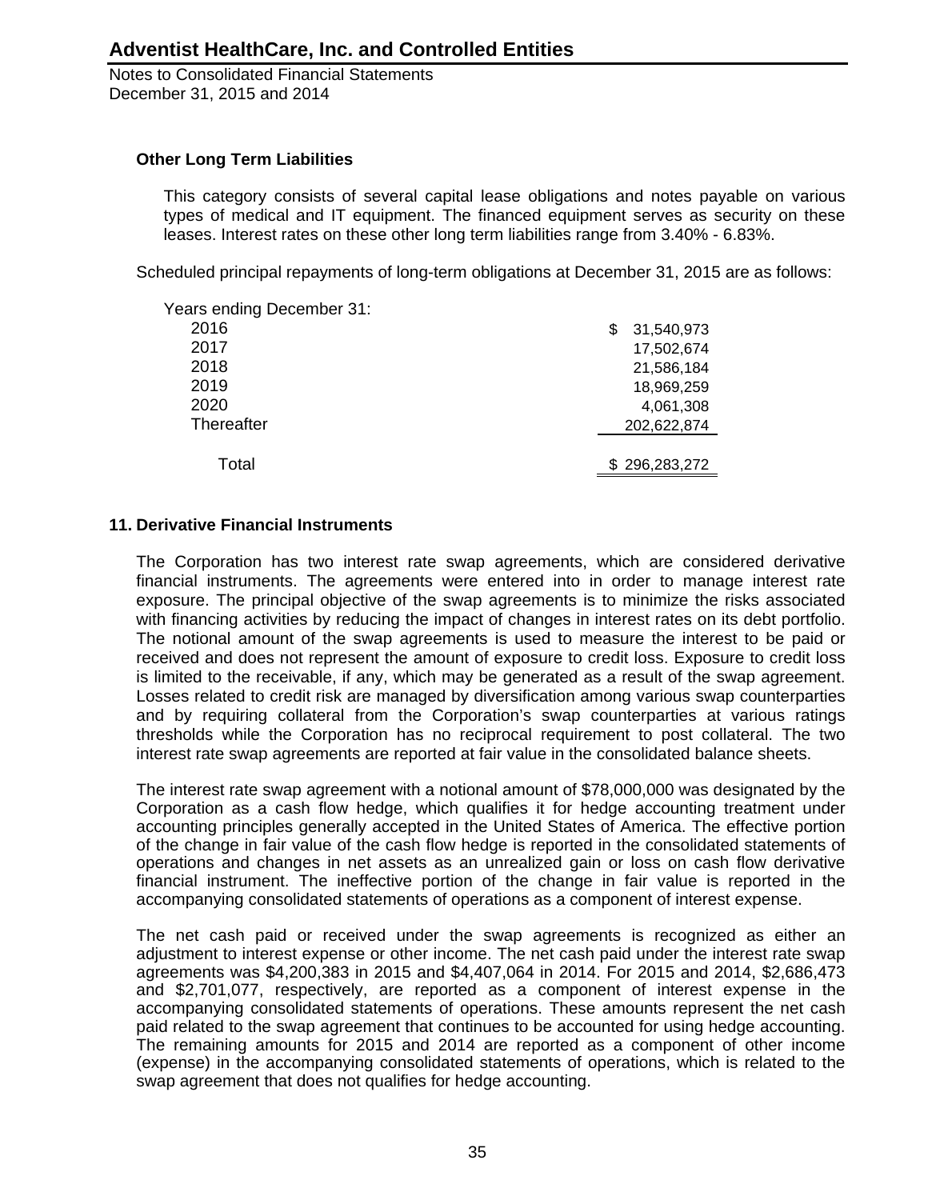**Other Long Term Liabilities**

This category consists of several capital lease obligations and notes payable on various types of medical and IT equipment. The financed equipment serves as security on these leases. Interest rates on these other long term liabilities range from 3.40% - 6.83%.

Scheduled principal repayments of long-term obligations at December 31, 2015 are as follows:

| Years ending December 31: | |
|---|---|
| 2016 | $ 31,540,973 |
| 2017 | 17,502,674 |
| 2018 | 21,586,184 |
| 2019 | 18,969,259 |
| 2020 | 4,061,308 |
| Thereafter | 202,622,874 |
| Total | $ 296,283,272 |

## 11. Derivative Financial Instruments

The Corporation has two interest rate swap agreements, which are considered derivative financial instruments. The agreements were entered into in order to manage interest rate exposure. The principal objective of the swap agreements is to minimize the risks associated with financing activities by reducing the impact of changes in interest rates on its debt portfolio. The notional amount of the swap agreements is used to measure the interest to be paid or received and does not represent the amount of exposure to credit loss. Exposure to credit loss is limited to the receivable, if any, which may be generated as a result of the swap agreement. Losses related to credit risk are managed by diversification among various swap counterparties and by requiring collateral from the Corporation's swap counterparties at various ratings thresholds while the Corporation has no reciprocal requirement to post collateral. The two interest rate swap agreements are reported at fair value in the consolidated balance sheets.

The interest rate swap agreement with a notional amount of $78,000,000 was designated by the Corporation as a cash flow hedge, which qualifies it for hedge accounting treatment under accounting principles generally accepted in the United States of America. The effective portion of the change in fair value of the cash flow hedge is reported in the consolidated statements of operations and changes in net assets as an unrealized gain or loss on cash flow derivative financial instrument. The ineffective portion of the change in fair value is reported in the accompanying consolidated statements of operations as a component of interest expense.

The net cash paid or received under the swap agreements is recognized as either an adjustment to interest expense or other income. The net cash paid under the interest rate swap agreements was $4,200,383 in 2015 and $4,407,064 in 2014. For 2015 and 2014, $2,686,473 and $2,701,077, respectively, are reported as a component of interest expense in the accompanying consolidated statements of operations. These amounts represent the net cash paid related to the swap agreement that continues to be accounted for using hedge accounting. The remaining amounts for 2015 and 2014 are reported as a component of other income (expense) in the accompanying consolidated statements of operations, which is related to the swap agreement that does not qualifies for hedge accounting.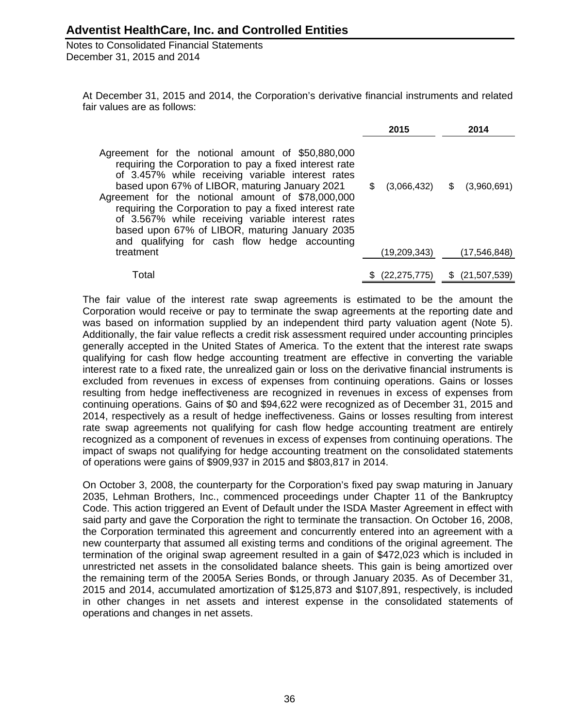At December 31, 2015 and 2014, the Corporation's derivative financial instruments and related fair values are as follows:

| | 2015 | 2014 |
|---|---|---|
| Agreement for the notional amount of $50,880,000 requiring the Corporation to pay a fixed interest rate of 3.457% while receiving variable interest rates based upon 67% of LIBOR, maturing January 2021 | $ (3,066,432) | $ (3,960,691) |
| Agreement for the notional amount of $78,000,000 requiring the Corporation to pay a fixed interest rate of 3.567% while receiving variable interest rates based upon 67% of LIBOR, maturing January 2035 and qualifying for cash flow hedge accounting treatment | (19,209,343) | (17,546,848) |
| Total | $ (22,275,775) | $ (21,507,539) |

The fair value of the interest rate swap agreements is estimated to be the amount the Corporation would receive or pay to terminate the swap agreements at the reporting date and was based on information supplied by an independent third party valuation agent (Note 5). Additionally, the fair value reflects a credit risk assessment required under accounting principles generally accepted in the United States of America. To the extent that the interest rate swaps qualifying for cash flow hedge accounting treatment are effective in converting the variable interest rate to a fixed rate, the unrealized gain or loss on the derivative financial instruments is excluded from revenues in excess of expenses from continuing operations. Gains or losses resulting from hedge ineffectiveness are recognized in revenues in excess of expenses from continuing operations. Gains of $0 and $94,622 were recognized as of December 31, 2015 and 2014, respectively as a result of hedge ineffectiveness. Gains or losses resulting from interest rate swap agreements not qualifying for cash flow hedge accounting treatment are entirely recognized as a component of revenues in excess of expenses from continuing operations. The impact of swaps not qualifying for hedge accounting treatment on the consolidated statements of operations were gains of $909,937 in 2015 and $803,817 in 2014.

On October 3, 2008, the counterparty for the Corporation's fixed pay swap maturing in January 2035, Lehman Brothers, Inc., commenced proceedings under Chapter 11 of the Bankruptcy Code. This action triggered an Event of Default under the ISDA Master Agreement in effect with said party and gave the Corporation the right to terminate the transaction. On October 16, 2008, the Corporation terminated this agreement and concurrently entered into an agreement with a new counterparty that assumed all existing terms and conditions of the original agreement. The termination of the original swap agreement resulted in a gain of $472,023 which is included in unrestricted net assets in the consolidated balance sheets. This gain is being amortized over the remaining term of the 2005A Series Bonds, or through January 2035. As of December 31, 2015 and 2014, accumulated amortization of $125,873 and $107,891, respectively, is included in other changes in net assets and interest expense in the consolidated statements of operations and changes in net assets.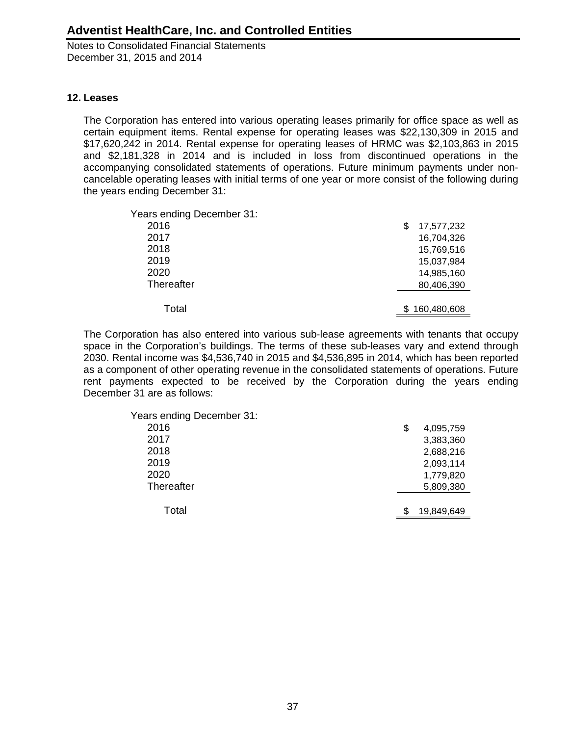## 12. Leases

The Corporation has entered into various operating leases primarily for office space as well as certain equipment items. Rental expense for operating leases was $22,130,309 in 2015 and $17,620,242 in 2014. Rental expense for operating leases of HRMC was $2,103,863 in 2015 and $2,181,328 in 2014 and is included in loss from discontinued operations in the accompanying consolidated statements of operations. Future minimum payments under non-cancelable operating leases with initial terms of one year or more consist of the following during the years ending December 31:

| Years ending December 31: | |
|---|---|
| 2016 | $ 17,577,232 |
| 2017 | 16,704,326 |
| 2018 | 15,769,516 |
| 2019 | 15,037,984 |
| 2020 | 14,985,160 |
| Thereafter | 80,406,390 |
| Total | $ 160,480,608 |

The Corporation has also entered into various sub-lease agreements with tenants that occupy space in the Corporation's buildings. The terms of these sub-leases vary and extend through 2030. Rental income was $4,536,740 in 2015 and $4,536,895 in 2014, which has been reported as a component of other operating revenue in the consolidated statements of operations. Future rent payments expected to be received by the Corporation during the years ending December 31 are as follows:

| Years ending December 31: | |
|---|---|
| 2016 | $ 4,095,759 |
| 2017 | 3,383,360 |
| 2018 | 2,688,216 |
| 2019 | 2,093,114 |
| 2020 | 1,779,820 |
| Thereafter | 5,809,380 |
| Total | $ 19,849,649 |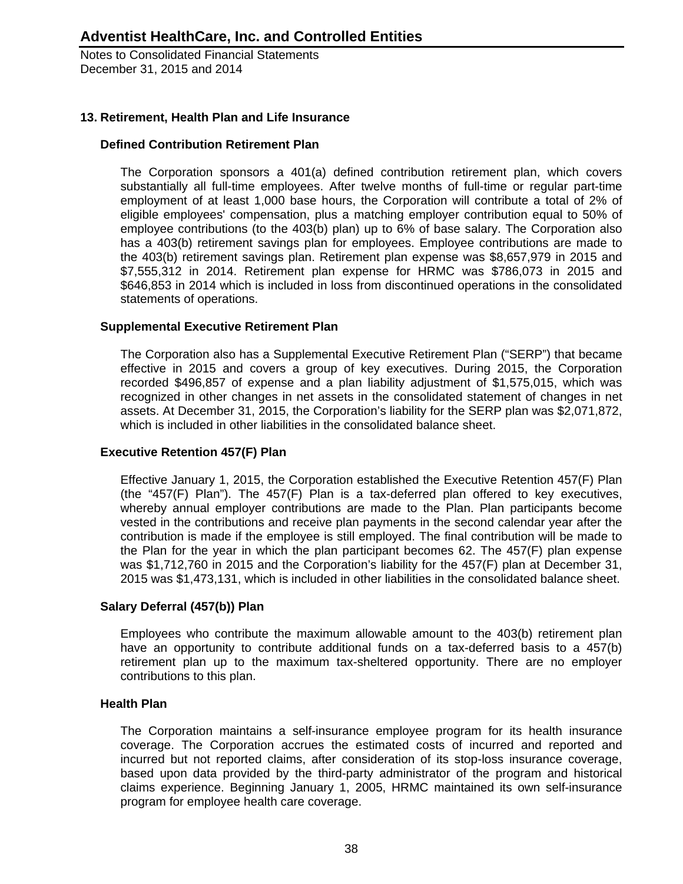## 13. Retirement, Health Plan and Life Insurance

### Defined Contribution Retirement Plan

The Corporation sponsors a 401(a) defined contribution retirement plan, which covers substantially all full-time employees. After twelve months of full-time or regular part-time employment of at least 1,000 base hours, the Corporation will contribute a total of 2% of eligible employees' compensation, plus a matching employer contribution equal to 50% of employee contributions (to the 403(b) plan) up to 6% of base salary. The Corporation also has a 403(b) retirement savings plan for employees. Employee contributions are made to the 403(b) retirement savings plan. Retirement plan expense was $8,657,979 in 2015 and $7,555,312 in 2014. Retirement plan expense for HRMC was $786,073 in 2015 and $646,853 in 2014 which is included in loss from discontinued operations in the consolidated statements of operations.

### Supplemental Executive Retirement Plan

The Corporation also has a Supplemental Executive Retirement Plan ("SERP") that became effective in 2015 and covers a group of key executives. During 2015, the Corporation recorded $496,857 of expense and a plan liability adjustment of $1,575,015, which was recognized in other changes in net assets in the consolidated statement of changes in net assets. At December 31, 2015, the Corporation's liability for the SERP plan was $2,071,872, which is included in other liabilities in the consolidated balance sheet.

### Executive Retention 457(F) Plan

Effective January 1, 2015, the Corporation established the Executive Retention 457(F) Plan (the "457(F) Plan"). The 457(F) Plan is a tax-deferred plan offered to key executives, whereby annual employer contributions are made to the Plan. Plan participants become vested in the contributions and receive plan payments in the second calendar year after the contribution is made if the employee is still employed. The final contribution will be made to the Plan for the year in which the plan participant becomes 62. The 457(F) plan expense was $1,712,760 in 2015 and the Corporation's liability for the 457(F) plan at December 31, 2015 was $1,473,131, which is included in other liabilities in the consolidated balance sheet.

### Salary Deferral (457(b)) Plan

Employees who contribute the maximum allowable amount to the 403(b) retirement plan have an opportunity to contribute additional funds on a tax-deferred basis to a 457(b) retirement plan up to the maximum tax-sheltered opportunity. There are no employer contributions to this plan.

### Health Plan

The Corporation maintains a self-insurance employee program for its health insurance coverage. The Corporation accrues the estimated costs of incurred and reported and incurred but not reported claims, after consideration of its stop-loss insurance coverage, based upon data provided by the third-party administrator of the program and historical claims experience. Beginning January 1, 2005, HRMC maintained its own self-insurance program for employee health care coverage.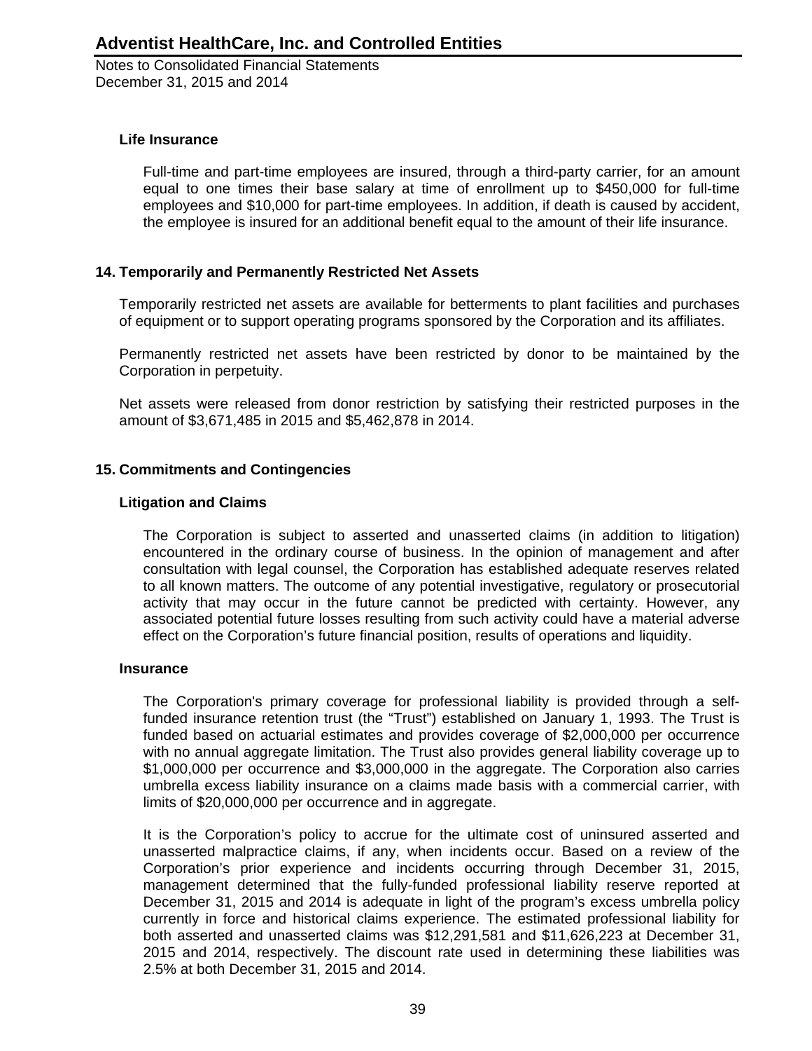### Life Insurance

Full-time and part-time employees are insured, through a third-party carrier, for an amount equal to one times their base salary at time of enrollment up to $450,000 for full-time employees and $10,000 for part-time employees. In addition, if death is caused by accident, the employee is insured for an additional benefit equal to the amount of their life insurance.

## 14. Temporarily and Permanently Restricted Net Assets

Temporarily restricted net assets are available for betterments to plant facilities and purchases of equipment or to support operating programs sponsored by the Corporation and its affiliates.

Permanently restricted net assets have been restricted by donor to be maintained by the Corporation in perpetuity.

Net assets were released from donor restriction by satisfying their restricted purposes in the amount of $3,671,485 in 2015 and $5,462,878 in 2014.

## 15. Commitments and Contingencies

### Litigation and Claims

The Corporation is subject to asserted and unasserted claims (in addition to litigation) encountered in the ordinary course of business. In the opinion of management and after consultation with legal counsel, the Corporation has established adequate reserves related to all known matters. The outcome of any potential investigative, regulatory or prosecutorial activity that may occur in the future cannot be predicted with certainty. However, any associated potential future losses resulting from such activity could have a material adverse effect on the Corporation's future financial position, results of operations and liquidity.

### Insurance

The Corporation's primary coverage for professional liability is provided through a self-funded insurance retention trust (the "Trust") established on January 1, 1993. The Trust is funded based on actuarial estimates and provides coverage of $2,000,000 per occurrence with no annual aggregate limitation. The Trust also provides general liability coverage up to $1,000,000 per occurrence and $3,000,000 in the aggregate. The Corporation also carries umbrella excess liability insurance on a claims made basis with a commercial carrier, with limits of $20,000,000 per occurrence and in aggregate.

It is the Corporation's policy to accrue for the ultimate cost of uninsured asserted and unasserted malpractice claims, if any, when incidents occur. Based on a review of the Corporation's prior experience and incidents occurring through December 31, 2015, management determined that the fully-funded professional liability reserve reported at December 31, 2015 and 2014 is adequate in light of the program's excess umbrella policy currently in force and historical claims experience. The estimated professional liability for both asserted and unasserted claims was $12,291,581 and $11,626,223 at December 31, 2015 and 2014, respectively. The discount rate used in determining these liabilities was 2.5% at both December 31, 2015 and 2014.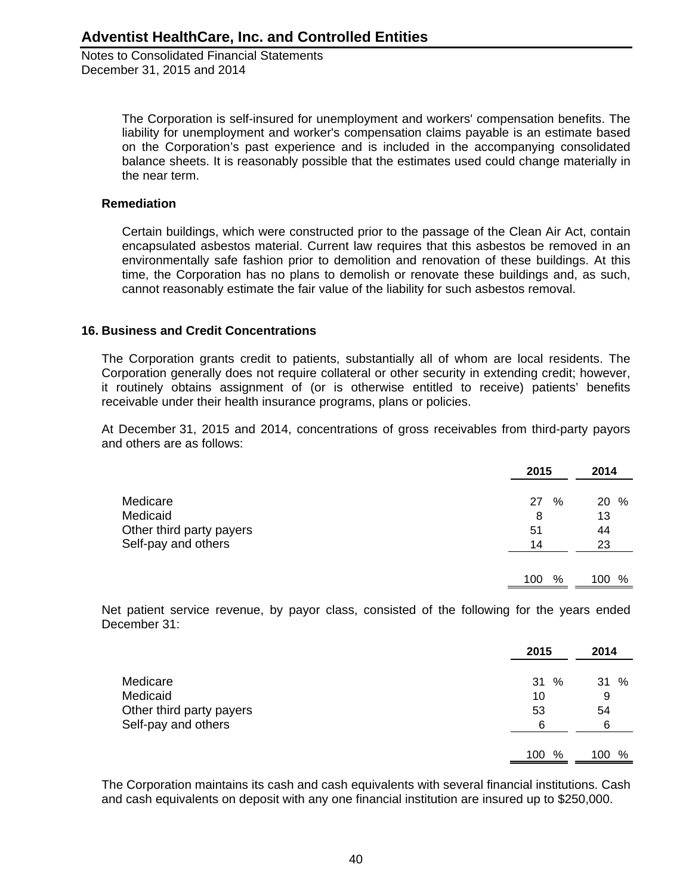The Corporation is self-insured for unemployment and workers' compensation benefits. The liability for unemployment and worker's compensation claims payable is an estimate based on the Corporation's past experience and is included in the accompanying consolidated balance sheets. It is reasonably possible that the estimates used could change materially in the near term.

**Remediation**

Certain buildings, which were constructed prior to the passage of the Clean Air Act, contain encapsulated asbestos material. Current law requires that this asbestos be removed in an environmentally safe fashion prior to demolition and renovation of these buildings. At this time, the Corporation has no plans to demolish or renovate these buildings and, as such, cannot reasonably estimate the fair value of the liability for such asbestos removal.

## 16. Business and Credit Concentrations

The Corporation grants credit to patients, substantially all of whom are local residents. The Corporation generally does not require collateral or other security in extending credit; however, it routinely obtains assignment of (or is otherwise entitled to receive) patients' benefits receivable under their health insurance programs, plans or policies.

At December 31, 2015 and 2014, concentrations of gross receivables from third-party payors and others are as follows:

| | 2015 | 2014 |
|---|---|---|
| Medicare | 27 % | 20 % |
| Medicaid | 8 | 13 |
| Other third party payers | 51 | 44 |
| Self-pay and others | 14 | 23 |
| | 100 % | 100 % |

Net patient service revenue, by payor class, consisted of the following for the years ended December 31:

| | 2015 | 2014 |
|---|---|---|
| Medicare | 31 % | 31 % |
| Medicaid | 10 | 9 |
| Other third party payers | 53 | 54 |
| Self-pay and others | 6 | 6 |
| | 100 % | 100 % |

The Corporation maintains its cash and cash equivalents with several financial institutions. Cash and cash equivalents on deposit with any one financial institution are insured up to $250,000.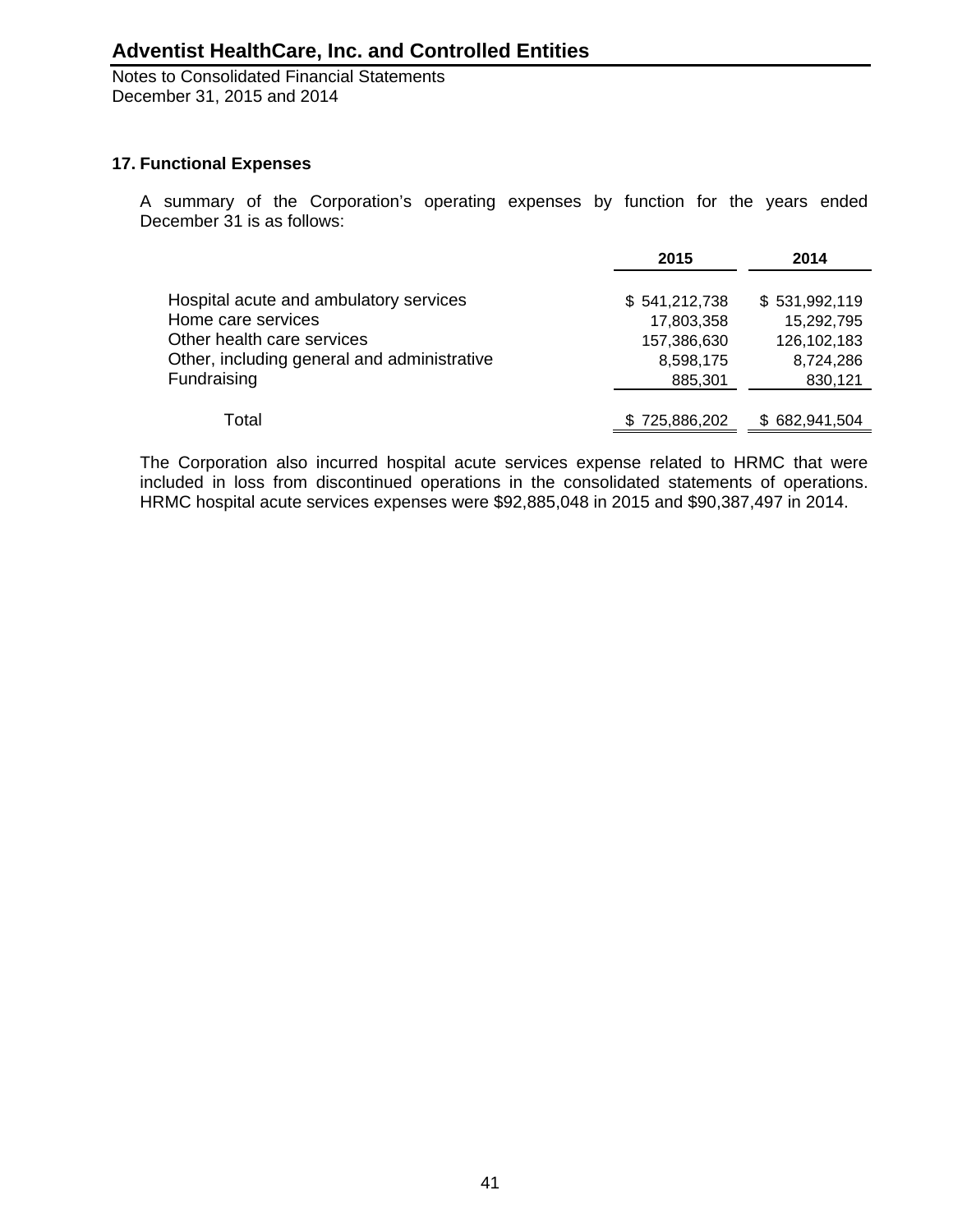## 17. Functional Expenses

A summary of the Corporation's operating expenses by function for the years ended December 31 is as follows:

| | 2015 | 2014 |
|---|---|---|
| Hospital acute and ambulatory services | $ 541,212,738 | $ 531,992,119 |
| Home care services | 17,803,358 | 15,292,795 |
| Other health care services | 157,386,630 | 126,102,183 |
| Other, including general and administrative | 8,598,175 | 8,724,286 |
| Fundraising | 885,301 | 830,121 |
| Total | $ 725,886,202 | $ 682,941,504 |

The Corporation also incurred hospital acute services expense related to HRMC that were included in loss from discontinued operations in the consolidated statements of operations. HRMC hospital acute services expenses were $92,885,048 in 2015 and $90,387,497 in 2014.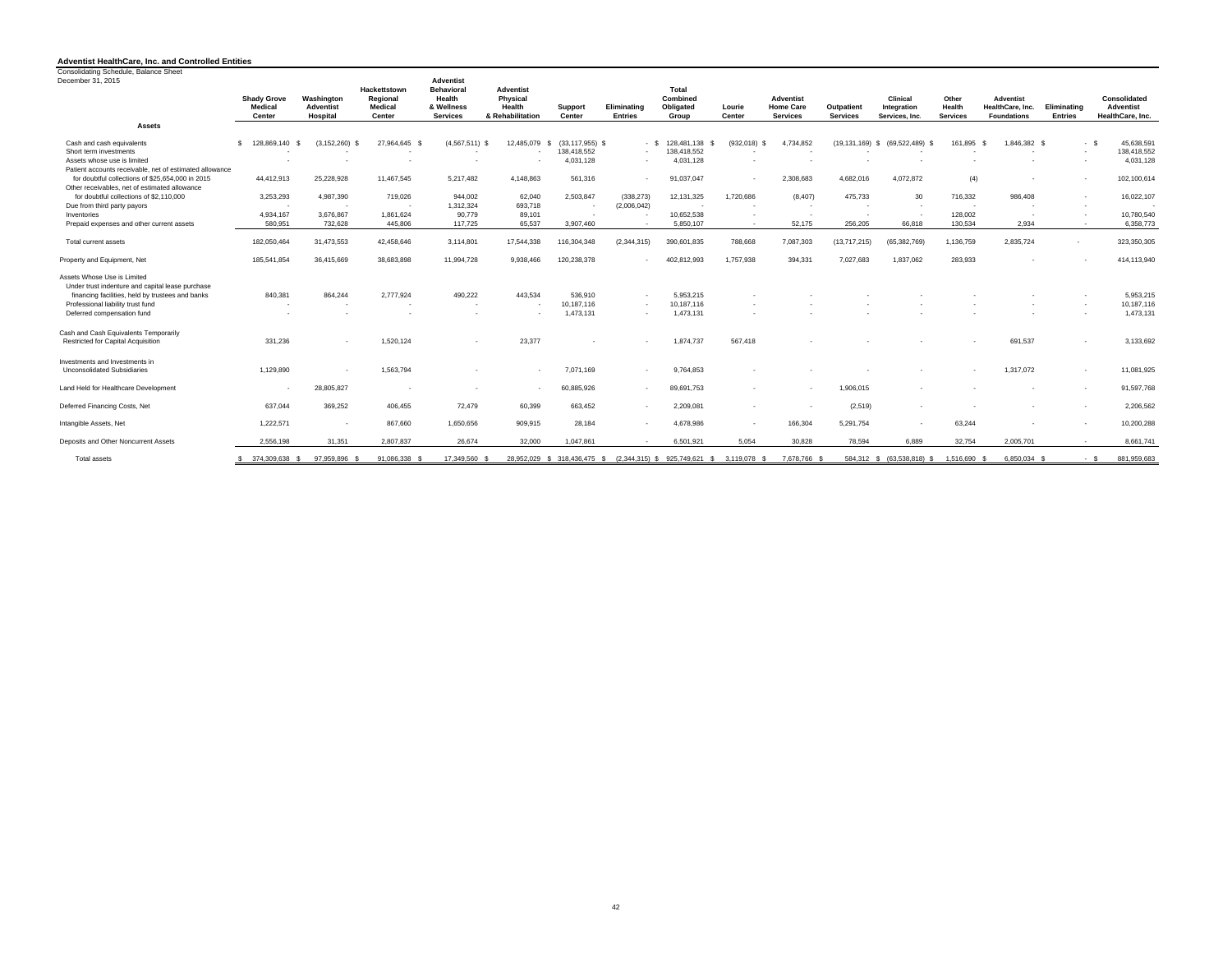**Adventist HealthCare, Inc. and Controlled Entities**

Consolidating Schedule, Balance Sheet

December 31, 2015

| | Shady Grove Medical Center | Washington Adventist Hospital | Hackettstown Regional Medical Center | Adventist Behavioral Health & Wellness Services | Adventist Physical Health & Rehabilitation | Support Center | Eliminating Entries | Total Combined Obligated Group | Lourie Center | Adventist Home Care Services | Outpatient Services | Clinical Integration Services, Inc. | Other Health Services | Adventist HealthCare, Inc. Foundations | Eliminating Entries | Consolidated Adventist HealthCare, Inc. |
|---|---|---|---|---|---|---|---|---|---|---|---|---|---|---|---|---|
| **Assets** | | | | | | | | | | | | | | | | |
| Cash and cash equivalents | $ 128,869,140 | $ (3,152,260) | $ 27,964,645 | $ (4,567,511) | $ 12,485,079 | $ (33,117,955) | $ - | $ 128,481,138 | $ (932,018) | $ 4,734,852 | $ (19,131,169) | $ (69,522,489) | $ 161,895 | $ 1,846,382 | $ - | $ 45,638,591 |
| Short term investments | - | - | - | - | - | 138,418,552 | - | 138,418,552 | - | - | - | - | - | - | - | 138,418,552 |
| Assets whose use is limited | - | - | - | - | - | 4,031,128 | - | 4,031,128 | - | - | - | - | - | - | - | 4,031,128 |
| Patient accounts receivable, net of estimated allowance for doubtful collections of $25,654,000 in 2015 | 44,412,913 | 25,228,928 | 11,467,545 | 5,217,482 | 4,148,863 | 561,316 | - | 91,037,047 | - | 2,308,683 | 4,682,016 | 4,072,872 | (4) | - | - | 102,100,614 |
| Other receivables, net of estimated allowance for doubtful collections of $2,110,000 | 3,253,293 | 4,987,390 | 719,026 | 944,002 | 62,040 | 2,503,847 | (338,273) | 12,131,325 | 1,720,686 | (8,407) | 475,733 | 30 | 716,332 | 986,408 | - | 16,022,107 |
| Due from third party payors | - | - | - | 1,312,324 | 693,718 | - | (2,006,042) | - | - | - | - | - | - | - | - | - |
| Inventories | 4,934,167 | 3,676,867 | 1,861,624 | 90,779 | 89,101 | - | - | 10,652,538 | - | - | - | - | 128,002 | - | - | 10,780,540 |
| Prepaid expenses and other current assets | 580,951 | 732,628 | 445,806 | 117,725 | 65,537 | 3,907,460 | - | 5,850,107 | - | 52,175 | 256,205 | 66,818 | 130,534 | 2,934 | - | 6,358,773 |
| Total current assets | 182,050,464 | 31,473,553 | 42,458,646 | 3,114,801 | 17,544,338 | 116,304,348 | (2,344,315) | 390,601,835 | 788,668 | 7,087,303 | (13,717,215) | (65,382,769) | 1,136,759 | 2,835,724 | - | 323,350,305 |
| Property and Equipment, Net | 185,541,854 | 36,415,669 | 38,683,898 | 11,994,728 | 9,938,466 | 120,238,378 | - | 402,812,993 | 1,757,938 | 394,331 | 7,027,683 | 1,837,062 | 283,933 | - | - | 414,113,940 |
| Assets Whose Use is Limited | | | | | | | | | | | | | | | | |
| Under trust indenture and capital lease purchase financing facilities, held by trustees and banks | 840,381 | 864,244 | 2,777,924 | 490,222 | 443,534 | 536,910 | - | 5,953,215 | - | - | - | - | - | - | - | 5,953,215 |
| Professional liability trust fund | - | - | - | - | - | 10,187,116 | - | 10,187,116 | - | - | - | - | - | - | - | 10,187,116 |
| Deferred compensation fund | - | - | - | - | - | 1,473,131 | - | 1,473,131 | - | - | - | - | - | - | - | 1,473,131 |
| Cash and Cash Equivalents Temporarily Restricted for Capital Acquisition | 331,236 | - | 1,520,124 | - | 23,377 | - | - | 1,874,737 | 567,418 | - | - | - | - | 691,537 | - | 3,133,692 |
| Investments and Investments in Unconsolidated Subsidiaries | 1,129,890 | - | 1,563,794 | - | - | 7,071,169 | - | 9,764,853 | - | - | - | - | - | 1,317,072 | - | 11,081,925 |
| Land Held for Healthcare Development | - | 28,805,827 | - | - | - | 60,885,926 | - | 89,691,753 | - | - | 1,906,015 | - | - | - | - | 91,597,768 |
| Deferred Financing Costs, Net | 637,044 | 369,252 | 406,455 | 72,479 | 60,399 | 663,452 | - | 2,209,081 | - | - | (2,519) | - | - | - | - | 2,206,562 |
| Intangible Assets, Net | 1,222,571 | - | 867,660 | 1,650,656 | 909,915 | 28,184 | - | 4,678,986 | - | 166,304 | 5,291,754 | - | 63,244 | - | - | 10,200,288 |
| Deposits and Other Noncurrent Assets | 2,556,198 | 31,351 | 2,807,837 | 26,674 | 32,000 | 1,047,861 | - | 6,501,921 | 5,054 | 30,828 | 78,594 | 6,889 | 32,754 | 2,005,701 | - | 8,661,741 |
| Total assets | $ 374,309,638 | $ 97,959,896 | $ 91,086,338 | $ 17,349,560 | $ 28,952,029 | $ 318,436,475 | $ (2,344,315) | $ 925,749,621 | $ 3,119,078 | $ 7,678,766 | $ 584,312 | $ (63,538,818) | $ 1,516,690 | $ 6,850,034 | $ - | $ 881,959,683 |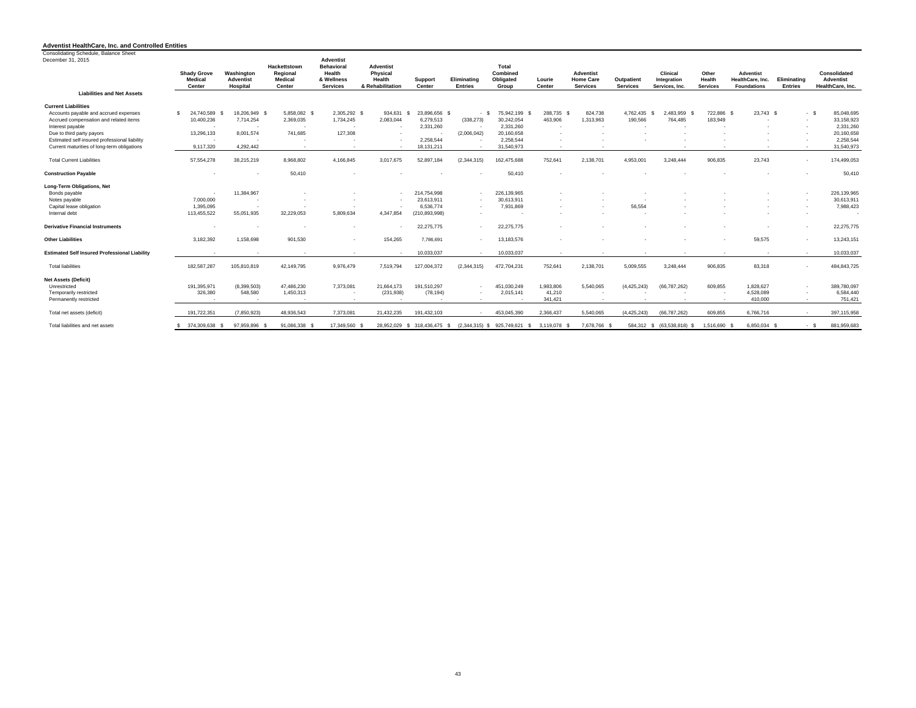**Adventist HealthCare, Inc. and Controlled Entities**

Consolidating Schedule, Balance Sheet

December 31, 2015

| Liabilities and Net Assets | Shady Grove Medical Center | Washington Adventist Hospital | Hackettstown Regional Medical Center | Adventist Behavioral Health & Wellness Services | Adventist Physical Health & Rehabilitation | Support Center | Eliminating Entries | Total Combined Obligated Group | Lourie Center | Adventist Home Care Services | Outpatient Services | Clinical Integration Services, Inc. | Other Health Services | Adventist HealthCare, Inc. Foundations | Eliminating Entries | Consolidated Adventist HealthCare, Inc. |
|---|---|---|---|---|---|---|---|---|---|---|---|---|---|---|---|---|
| **Current Liabilities** | | | | | | | | | | | | | | | | |
| Accounts payable and accrued expenses | $ 24,740,589 | $ 18,206,949 | $ 5,858,082 | $ 2,305,292 | $ 934,631 | $ 23,896,656 | $ - | $ 75,942,199 | $ 288,735 | $ 824,738 | 4,762,435 | $ 2,483,959 | $ 722,886 | $ 23,743 | $ - | $ 85,048,695 |
| Accrued compensation and related items | 10,400,236 | 7,714,254 | 2,369,035 | 1,734,245 | 2,083,044 | 6,279,513 | (338,273) | 30,242,054 | 463,906 | 1,313,963 | 190,566 | 764,485 | 183,949 | - | - | 33,158,923 |
| Interest payable | - | - | - | - | - | 2,331,260 | - | 2,331,260 | - | - | - | - | - | - | - | 2,331,260 |
| Due to third party payors | 13,296,133 | 8,001,574 | 741,685 | 127,308 | - | - | (2,006,042) | 20,160,658 | - | - | - | - | - | - | - | 20,160,658 |
| Estimated self-insured professional liability | - | - | - | - | - | 2,258,544 | - | 2,258,544 | - | - | - | - | - | - | - | 2,258,544 |
| Current maturities of long-term obligations | 9,117,320 | 4,292,442 | - | - | - | 18,131,211 | - | 31,540,973 | - | - | - | - | - | - | - | 31,540,973 |
| Total Current Liabilities | 57,554,278 | 38,215,219 | 8,968,802 | 4,166,845 | 3,017,675 | 52,897,184 | (2,344,315) | 162,475,688 | 752,641 | 2,138,701 | 4,953,001 | 3,248,444 | 906,835 | 23,743 | - | 174,499,053 |
| **Construction Payable** | - | - | 50,410 | - | - | - | - | 50,410 | - | - | - | - | - | - | - | 50,410 |
| **Long-Term Obligations, Net** | | | | | | | | | | | | | | | | |
| Bonds payable | - | 11,384,967 | - | - | - | 214,754,998 | - | 226,139,965 | - | - | - | - | - | - | - | 226,139,965 |
| Notes payable | 7,000,000 | - | - | - | - | 23,613,911 | - | 30,613,911 | - | - | - | - | - | - | - | 30,613,911 |
| Capital lease obligation | 1,395,095 | - | - | - | - | 6,536,774 | - | 7,931,869 | - | - | 56,554 | - | - | - | - | 7,988,423 |
| Internal debt | 113,455,522 | 55,051,935 | 32,229,053 | 5,809,634 | 4,347,854 | (210,893,998) | - | - | - | - | - | - | - | - | - | - |
| **Derivative Financial Instruments** | - | - | - | - | - | 22,275,775 | - | 22,275,775 | - | - | - | - | - | - | - | 22,275,775 |
| **Other Liabilities** | 3,182,392 | 1,158,698 | 901,530 | - | 154,265 | 7,786,691 | - | 13,183,576 | - | - | - | - | - | 59,575 | - | 13,243,151 |
| **Estimated Self Insured Professional Liability** | - | - | - | - | - | 10,033,037 | - | 10,033,037 | - | - | - | - | - | - | - | 10,033,037 |
| Total liabilities | 182,587,287 | 105,810,819 | 42,149,795 | 9,976,479 | 7,519,794 | 127,004,372 | (2,344,315) | 472,704,231 | 752,641 | 2,138,701 | 5,009,555 | 3,248,444 | 906,835 | 83,318 | - | 484,843,725 |
| **Net Assets (Deficit)** | | | | | | | | | | | | | | | | |
| Unrestricted | 191,395,971 | (8,399,503) | 47,486,230 | 7,373,081 | 21,664,173 | 191,510,297 | - | 451,030,249 | 1,983,806 | 5,540,065 | (4,425,243) | (66,787,262) | 609,855 | 1,828,627 | - | 389,780,097 |
| Temporarily restricted | 326,380 | 548,580 | 1,450,313 | - | (231,938) | (78,194) | - | 2,015,141 | 41,210 | - | - | - | - | 4,528,089 | - | 6,584,440 |
| Permanently restricted | - | - | - | - | - | - | - | - | 341,421 | - | - | - | - | 410,000 | - | 751,421 |
| Total net assets (deficit) | 191,722,351 | (7,850,923) | 48,936,543 | 7,373,081 | 21,432,235 | 191,432,103 | - | 453,045,390 | 2,366,437 | 5,540,065 | (4,425,243) | (66,787,262) | 609,855 | 6,766,716 | - | 397,115,958 |
| Total liabilities and net assets | $ 374,309,638 | $ 97,959,896 | $ 91,086,338 | $ 17,349,560 | $ 28,952,029 | $ 318,436,475 | $ (2,344,315) | $ 925,749,621 | $ 3,119,078 | $ 7,678,766 | $ 584,312 | $ (63,538,818) | $ 1,516,690 | $ 6,850,034 | $ - | $ 881,959,683 |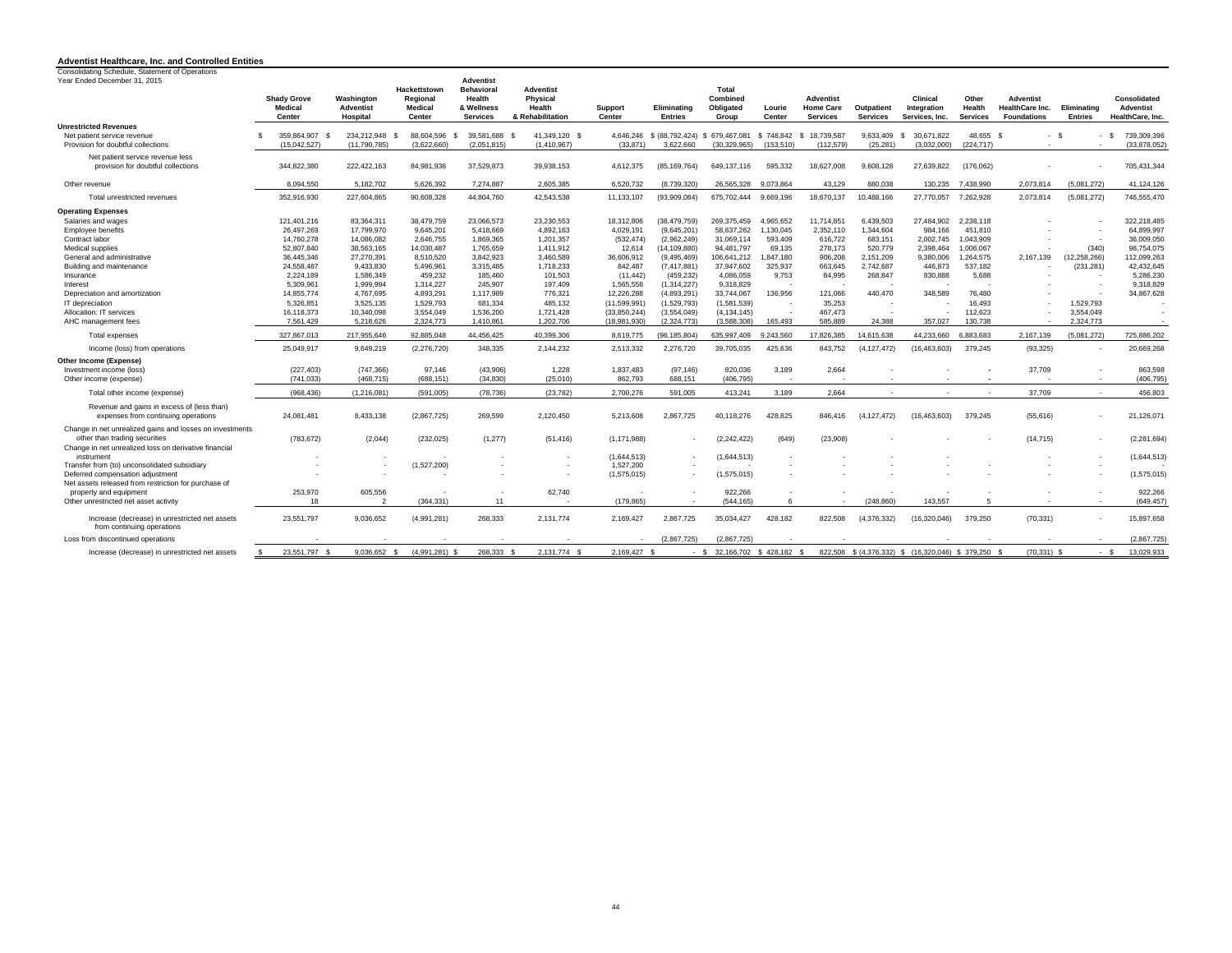## Adventist Healthcare, Inc. and Controlled Entities

Consolidating Schedule, Statement of Operations
Year Ended December 31, 2015

| | Shady Grove Medical Center | Washington Adventist Hospital | Hackettstown Regional Medical Center | Adventist Behavioral Health & Wellness Services | Adventist Physical Health & Rehabilitation | Support Center | Eliminating Entries | Total Combined Obligated Group | Lourie Center | Adventist Home Care Services | Outpatient Services | Clinical Integration Services, Inc. | Other Health Services | Adventist HealthCare Inc. Foundations | Eliminating Entries | Consolidated Adventist HealthCare, Inc. |
|---|---|---|---|---|---|---|---|---|---|---|---|---|---|---|---|---|
| **Unrestricted Revenues** | | | | | | | | | | | | | | | | |
| Net patient service revenue | $ 359,864,907 | $ 234,212,948 | $ 88,604,596 | $ 39,581,688 | $ 41,349,120 | $ 4,646,246 | $ (88,792,424) | $ 679,467,081 | $ 748,842 | $ 18,739,587 | 9,633,409 | $ 30,671,822 | 48,655 | $ - | $ - | $ 739,309,396 |
| Provision for doubtful collections | (15,042,527) | (11,790,785) | (3,622,660) | (2,051,815) | (1,410,967) | (33,871) | 3,622,660 | (30,329,965) | (153,510) | (112,579) | (25,281) | (3,032,000) | (224,717) | - | - | (33,878,052) |
| Net patient service revenue less provision for doubtful collections | 344,822,380 | 222,422,163 | 84,981,936 | 37,529,873 | 39,938,153 | 4,612,375 | (85,169,764) | 649,137,116 | 595,332 | 18,627,008 | 9,608,128 | 27,639,822 | (176,062) | - | - | 705,431,344 |
| Other revenue | 8,094,550 | 5,182,702 | 5,626,392 | 7,274,887 | 2,605,385 | 6,520,732 | (8,739,320) | 26,565,328 | 9,073,864 | 43,129 | 880,038 | 130,235 | 7,438,990 | 2,073,814 | (5,081,272) | 41,124,126 |
| Total unrestricted revenues | 352,916,930 | 227,604,865 | 90,608,328 | 44,804,760 | 42,543,538 | 11,133,107 | (93,909,084) | 675,702,444 | 9,669,196 | 18,670,137 | 10,488,166 | 27,770,057 | 7,262,928 | 2,073,814 | (5,081,272) | 746,555,470 |
| **Operating Expenses** | | | | | | | | | | | | | | | | |
| Salaries and wages | 121,401,216 | 83,364,311 | 38,479,759 | 23,066,573 | 23,230,553 | 18,312,806 | (38,479,759) | 269,375,459 | 4,965,652 | 11,714,851 | 6,439,503 | 27,484,902 | 2,238,118 | - | - | 322,218,485 |
| Employee benefits | 26,497,269 | 17,799,970 | 9,645,201 | 5,418,669 | 4,892,163 | 4,029,191 | (9,645,201) | 58,637,262 | 1,130,045 | 2,352,110 | 1,344,604 | 984,166 | 451,810 | - | - | 64,899,997 |
| Contract labor | 14,760,278 | 14,086,082 | 2,646,755 | 1,869,365 | 1,201,357 | (532,474) | (2,962,249) | 31,069,114 | 593,409 | 616,722 | 683,151 | 2,002,745 | 1,043,909 | - | - | 36,009,050 |
| Medical supplies | 52,807,840 | 38,563,165 | 14,030,487 | 1,765,659 | 1,411,912 | 12,614 | (14,109,880) | 94,481,797 | 69,135 | 278,173 | 520,779 | 2,398,464 | 1,006,067 | - | (340) | 98,754,075 |
| General and administrative | 36,445,346 | 27,270,391 | 8,510,520 | 3,842,923 | 3,460,589 | 36,606,912 | (9,495,469) | 106,641,212 | 1,847,180 | 906,208 | 2,151,209 | 9,380,006 | 1,264,575 | 2,167,139 | (12,258,266) | 112,099,263 |
| Building and maintenance | 24,558,487 | 9,433,830 | 5,496,961 | 3,315,485 | 1,718,233 | 842,487 | (7,417,881) | 37,947,602 | 325,937 | 663,645 | 2,742,687 | 446,873 | 537,182 | - | (231,281) | 42,432,645 |
| Insurance | 2,224,189 | 1,586,349 | 459,232 | 185,460 | 101,503 | (11,442) | (459,232) | 4,086,059 | 9,753 | 84,995 | 268,847 | 830,888 | 5,688 | - | - | 5,286,230 |
| Interest | 5,309,961 | 1,999,994 | 1,314,227 | 245,907 | 197,409 | 1,565,558 | (1,314,227) | 9,318,829 | - | - | - | - | - | - | - | 9,318,829 |
| Depreciation and amortization | 14,855,774 | 4,767,695 | 4,893,291 | 1,117,989 | 776,321 | 12,226,288 | (4,893,291) | 33,744,067 | 136,956 | 121,066 | 440,470 | 348,589 | 76,480 | - | - | 34,867,628 |
| IT depreciation | 5,326,851 | 3,525,135 | 1,529,793 | 681,334 | 485,132 | (11,599,991) | (1,529,793) | (1,581,539) | - | 35,253 | - | - | 16,493 | - | 1,529,793 | - |
| Allocation: IT services | 16,118,373 | 10,340,098 | 3,554,049 | 1,536,200 | 1,721,428 | (33,850,244) | (3,554,049) | (4,134,145) | - | 467,473 | - | - | 112,623 | - | 3,554,049 | - |
| AHC management fees | 7,561,429 | 5,218,626 | 2,324,773 | 1,410,861 | 1,202,706 | (18,981,930) | (2,324,773) | (3,588,308) | 165,493 | 585,889 | 24,388 | 357,027 | 130,738 | - | 2,324,773 | - |
| Total expenses | 327,867,013 | 217,955,646 | 92,885,048 | 44,456,425 | 40,399,306 | 8,619,775 | (96,185,804) | 635,997,409 | 9,243,560 | 17,826,385 | 14,615,638 | 44,233,660 | 6,883,683 | 2,167,139 | (5,081,272) | 725,886,202 |
| Income (loss) from operations | 25,049,917 | 9,649,219 | (2,276,720) | 348,335 | 2,144,232 | 2,513,332 | 2,276,720 | 39,705,035 | 425,636 | 843,752 | (4,127,472) | (16,463,603) | 379,245 | (93,325) | - | 20,669,268 |
| **Other Income (Expense)** | | | | | | | | | | | | | | | | |
| Investment income (loss) | (227,403) | (747,366) | 97,146 | (43,906) | 1,228 | 1,837,483 | (97,146) | 820,036 | 3,189 | 2,664 | - | - | - | 37,709 | - | 863,598 |
| Other income (expense) | (741,033) | (468,715) | (688,151) | (34,830) | (25,010) | 862,793 | 688,151 | (406,795) | - | - | - | - | - | - | - | (406,795) |
| Total other income (expense) | (968,436) | (1,216,081) | (591,005) | (78,736) | (23,782) | 2,700,276 | 591,005 | 413,241 | 3,189 | 2,664 | - | - | - | 37,709 | - | 456,803 |
| Revenue and gains in excess of (less than) expenses from continuing operations | 24,081,481 | 8,433,138 | (2,867,725) | 269,599 | 2,120,450 | 5,213,608 | 2,867,725 | 40,118,276 | 428,825 | 846,416 | (4,127,472) | (16,463,603) | 379,245 | (55,616) | - | 21,126,071 |
| Change in net unrealized gains and losses on investments other than trading securities | (783,672) | (2,044) | (232,025) | (1,277) | (51,416) | (1,171,988) | - | (2,242,422) | (649) | (23,908) | | | | (14,715) | - | (2,281,694) |
| Change in net unrealized loss on derivative financial instrument | - | - | - | - | - | (1,644,513) | - | (1,644,513) | - | - | - | - | - | - | - | (1,644,513) |
| Transfer from (to) unconsolidated subsidiary | - | - | (1,527,200) | - | - | 1,527,200 | - | - | - | - | - | - | - | - | - | - |
| Deferred compensation adjustment | - | - | - | - | - | (1,575,015) | - | (1,575,015) | - | - | - | - | - | - | - | (1,575,015) |
| Net assets released from restriction for purchase of property and equipment | 253,970 | 605,556 | - | - | 62,740 | - | - | 922,266 | - | - | - | - | - | - | - | 922,266 |
| Other unrestricted net asset activity | 18 | 2 | (364,331) | 11 | - | (179,865) | - | (544,165) | 6 | - | (248,860) | 143,557 | 5 | - | - | (649,457) |
| Increase (decrease) in unrestricted net assets from continuing operations | 23,551,797 | 9,036,652 | (4,991,281) | 268,333 | 2,131,774 | 2,169,427 | 2,867,725 | 35,034,427 | 428,182 | 822,508 | (4,376,332) | (16,320,046) | 379,250 | (70,331) | - | 15,897,658 |
| Loss from discontinued operations | - | - | - | - | - | - | (2,867,725) | (2,867,725) | - | - | - | - | - | - | - | (2,867,725) |
| Increase (decrease) in unrestricted net assets | $ 23,551,797 | $ 9,036,652 | $ (4,991,281) | $ 268,333 | $ 2,131,774 | $ 2,169,427 | $ - | $ 32,166,702 | $ 428,182 | $ 822,508 | $ (4,376,332) | $ (16,320,046) | $ 379,250 | $ (70,331) | $ - | $ 13,029,933 |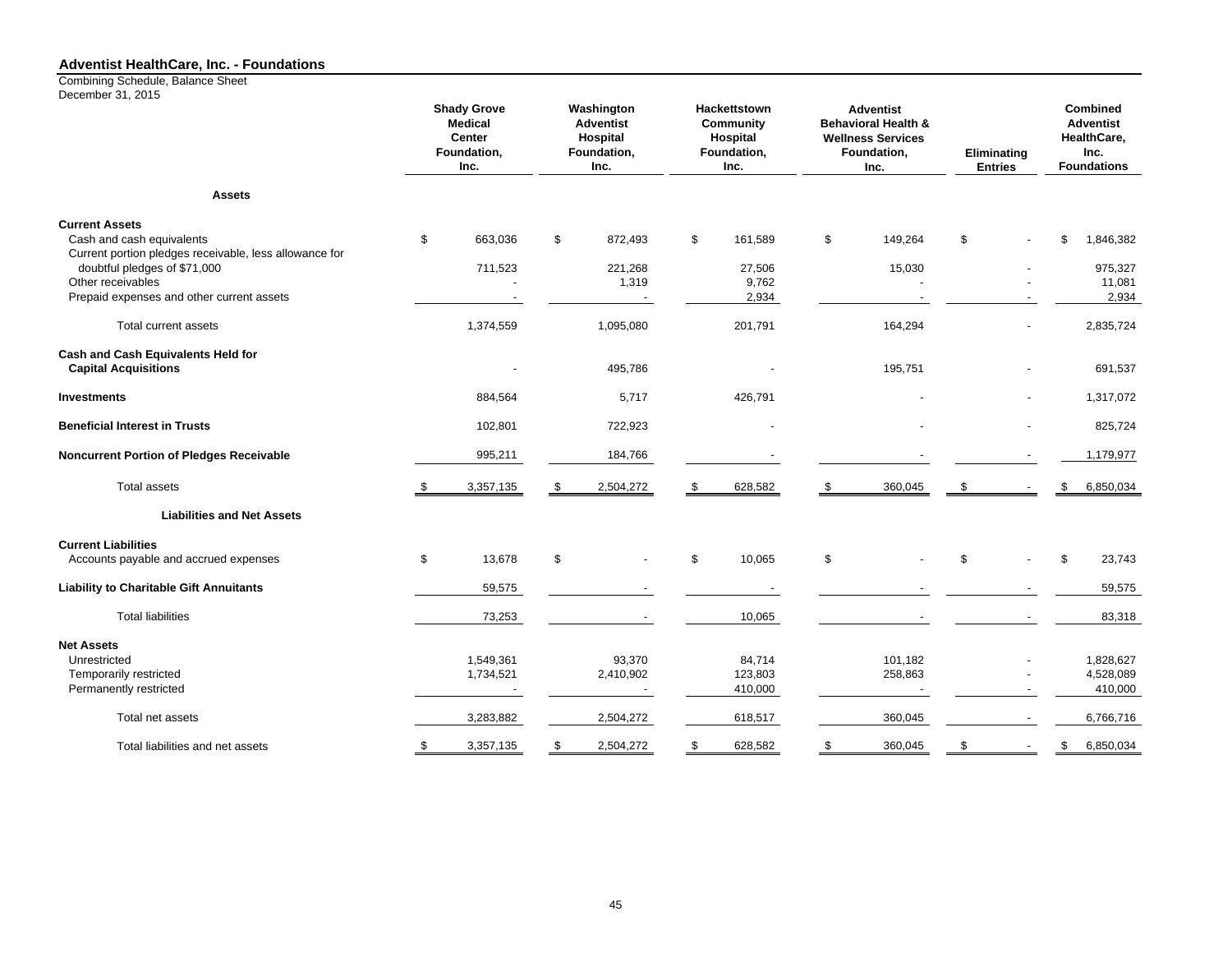**Adventist HealthCare, Inc. - Foundations**

Combining Schedule, Balance Sheet
December 31, 2015

| | Shady Grove Medical Center Foundation, Inc. | Washington Adventist Hospital Foundation, Inc. | Hackettstown Community Hospital Foundation, Inc. | Adventist Behavioral Health & Wellness Services Foundation, Inc. | Eliminating Entries | Combined Adventist HealthCare, Inc. Foundations |
|---|---|---|---|---|---|---|
| **Assets** | | | | | | |
| **Current Assets** | | | | | | |
| Cash and cash equivalents | $ 663,036 | $ 872,493 | $ 161,589 | $ 149,264 | $ - | $ 1,846,382 |
| Current portion pledges receivable, less allowance for doubtful pledges of $71,000 | 711,523 | 221,268 | 27,506 | 15,030 | - | 975,327 |
| Other receivables | - | 1,319 | 9,762 | - | - | 11,081 |
| Prepaid expenses and other current assets | - | - | 2,934 | - | - | 2,934 |
| Total current assets | 1,374,559 | 1,095,080 | 201,791 | 164,294 | - | 2,835,724 |
| **Cash and Cash Equivalents Held for Capital Acquisitions** | - | 495,786 | - | 195,751 | - | 691,537 |
| **Investments** | 884,564 | 5,717 | 426,791 | - | - | 1,317,072 |
| **Beneficial Interest in Trusts** | 102,801 | 722,923 | - | - | - | 825,724 |
| **Noncurrent Portion of Pledges Receivable** | 995,211 | 184,766 | - | - | - | 1,179,977 |
| Total assets | $ 3,357,135 | $ 2,504,272 | $ 628,582 | $ 360,045 | $ - | $ 6,850,034 |
| **Liabilities and Net Assets** | | | | | | |
| **Current Liabilities** | | | | | | |
| Accounts payable and accrued expenses | $ 13,678 | $ - | $ 10,065 | $ - | $ - | $ 23,743 |
| **Liability to Charitable Gift Annuitants** | 59,575 | - | - | - | - | 59,575 |
| Total liabilities | 73,253 | - | 10,065 | - | - | 83,318 |
| **Net Assets** | | | | | | |
| Unrestricted | 1,549,361 | 93,370 | 84,714 | 101,182 | - | 1,828,627 |
| Temporarily restricted | 1,734,521 | 2,410,902 | 123,803 | 258,863 | - | 4,528,089 |
| Permanently restricted | - | - | 410,000 | - | - | 410,000 |
| Total net assets | 3,283,882 | 2,504,272 | 618,517 | 360,045 | - | 6,766,716 |
| Total liabilities and net assets | $ 3,357,135 | $ 2,504,272 | $ 628,582 | $ 360,045 | $ - | $ 6,850,034 |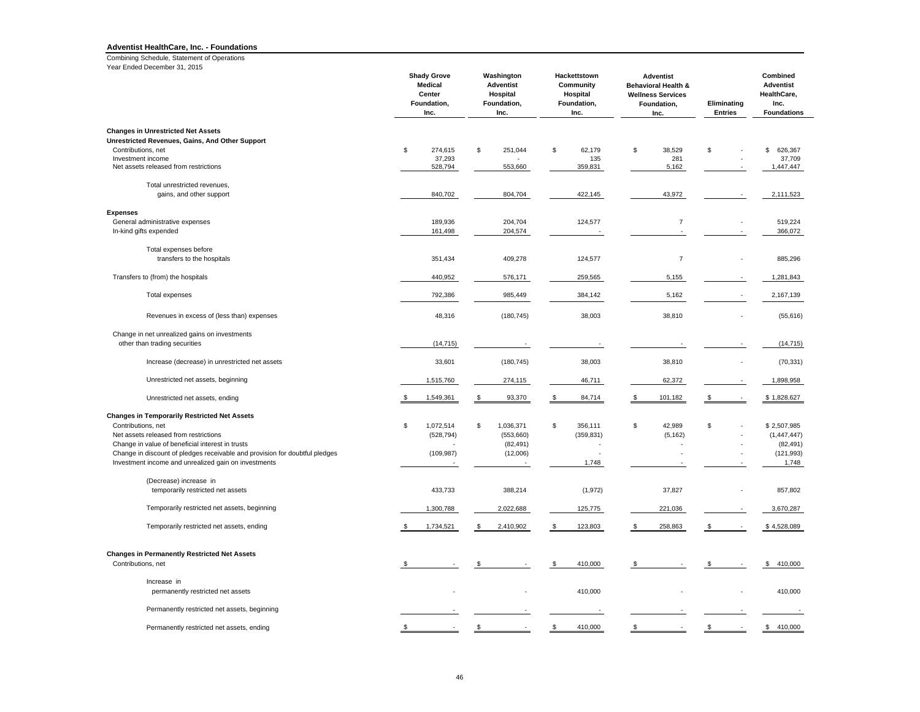# Adventist HealthCare, Inc. - Foundations

Combining Schedule, Statement of Operations
Year Ended December 31, 2015

| | Shady Grove Medical Center Foundation, Inc. | Washington Adventist Hospital Foundation, Inc. | Hackettstown Community Hospital Foundation, Inc. | Adventist Behavioral Health & Wellness Services Foundation, Inc. | Eliminating Entries | Combined Adventist HealthCare, Inc. Foundations |
|---|---|---|---|---|---|---|
| **Changes in Unrestricted Net Assets** | | | | | | |
| **Unrestricted Revenues, Gains, And Other Support** | | | | | | |
| Contributions, net | $ 274,615 | $ 251,044 | $ 62,179 | $ 38,529 | $ - | $ 626,367 |
| Investment income | 37,293 | - | 135 | 281 | - | 37,709 |
| Net assets released from restrictions | 528,794 | 553,660 | 359,831 | 5,162 | - | 1,447,447 |
| Total unrestricted revenues, gains, and other support | 840,702 | 804,704 | 422,145 | 43,972 | - | 2,111,523 |
| **Expenses** | | | | | | |
| General administrative expenses | 189,936 | 204,704 | 124,577 | 7 | - | 519,224 |
| In-kind gifts expended | 161,498 | 204,574 | - | - | - | 366,072 |
| Total expenses before transfers to the hospitals | 351,434 | 409,278 | 124,577 | 7 | - | 885,296 |
| Transfers to (from) the hospitals | 440,952 | 576,171 | 259,565 | 5,155 | - | 1,281,843 |
| Total expenses | 792,386 | 985,449 | 384,142 | 5,162 | - | 2,167,139 |
| Revenues in excess of (less than) expenses | 48,316 | (180,745) | 38,003 | 38,810 | - | (55,616) |
| Change in net unrealized gains on investments other than trading securities | (14,715) | - | - | - | - | (14,715) |
| Increase (decrease) in unrestricted net assets | 33,601 | (180,745) | 38,003 | 38,810 | - | (70,331) |
| Unrestricted net assets, beginning | 1,515,760 | 274,115 | 46,711 | 62,372 | - | 1,898,958 |
| Unrestricted net assets, ending | $ 1,549,361 | $ 93,370 | $ 84,714 | $ 101,182 | $ - | $ 1,828,627 |
| **Changes in Temporarily Restricted Net Assets** | | | | | | |
| Contributions, net | $ 1,072,514 | $ 1,036,371 | $ 356,111 | $ 42,989 | $ - | $ 2,507,985 |
| Net assets released from restrictions | (528,794) | (553,660) | (359,831) | (5,162) | - | (1,447,447) |
| Change in value of beneficial interest in trusts | - | (82,491) | - | - | - | (82,491) |
| Change in discount of pledges receivable and provision for doubtful pledges | (109,987) | (12,006) | - | - | - | (121,993) |
| Investment income and unrealized gain on investments | - | - | 1,748 | - | - | 1,748 |
| (Decrease) increase in temporarily restricted net assets | 433,733 | 388,214 | (1,972) | 37,827 | - | 857,802 |
| Temporarily restricted net assets, beginning | 1,300,788 | 2,022,688 | 125,775 | 221,036 | - | 3,670,287 |
| Temporarily restricted net assets, ending | $ 1,734,521 | $ 2,410,902 | $ 123,803 | $ 258,863 | $ - | $ 4,528,089 |
| **Changes in Permanently Restricted Net Assets** | | | | | | |
| Contributions, net | $ - | $ - | $ 410,000 | $ - | $ - | $ 410,000 |
| Increase in permanently restricted net assets | - | - | 410,000 | - | - | 410,000 |
| Permanently restricted net assets, beginning | - | - | - | - | - | - |
| Permanently restricted net assets, ending | $ - | $ - | $ 410,000 | $ - | $ - | $ 410,000 |